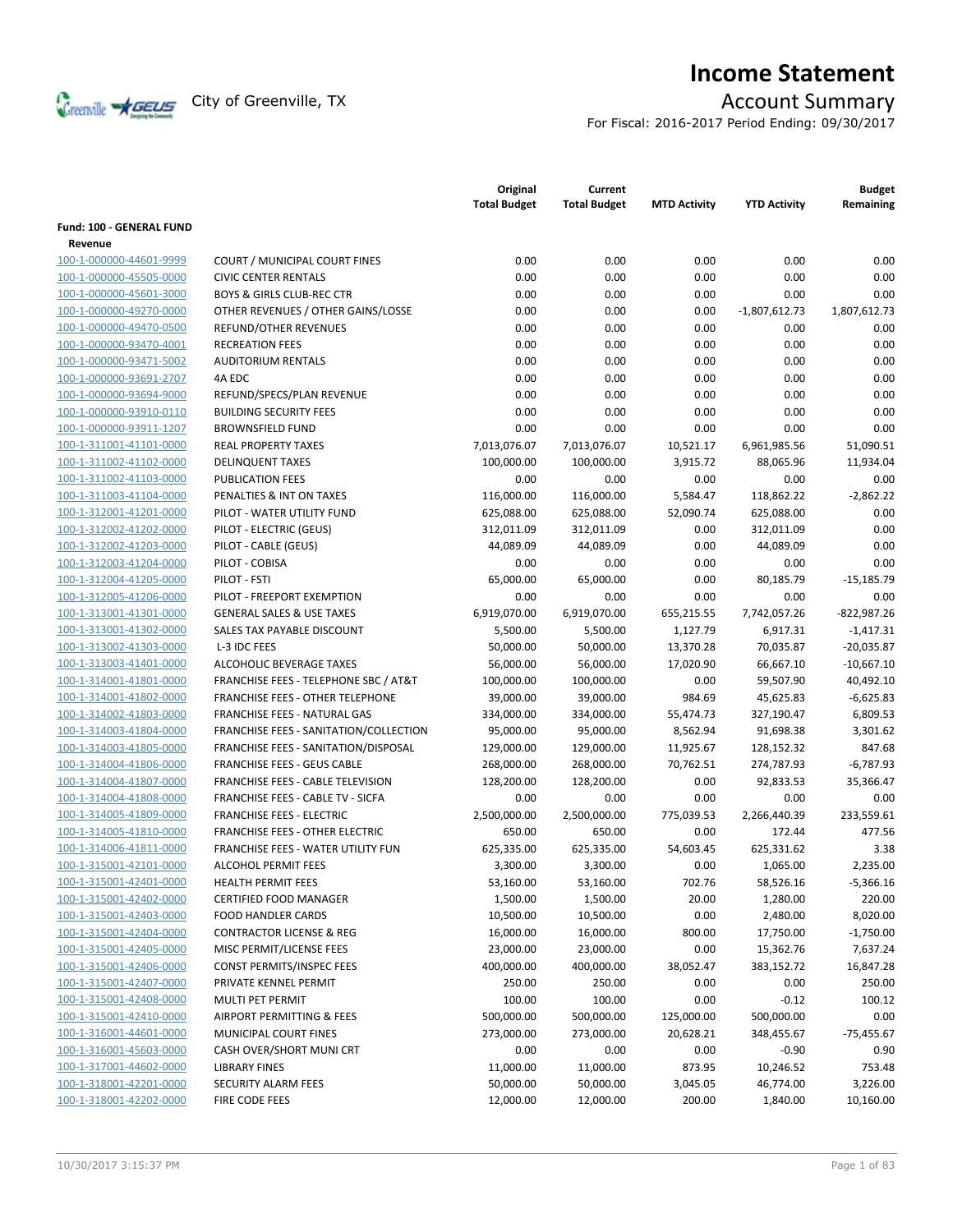# Income Statement

City of Greenville, TX

## Account Summary

For Fiscal: 2016-2017 Period Ending: 09/30/2017

| | | Original Total Budget | Current Total Budget | MTD Activity | YTD Activity | Budget Remaining |
|---|---|---|---|---|---|---|
| **Fund: 100 - GENERAL FUND** | | | | | | |
| **Revenue** | | | | | | |
| 100-1-000000-44601-9999 | COURT / MUNICIPAL COURT FINES | 0.00 | 0.00 | 0.00 | 0.00 | 0.00 |
| 100-1-000000-45505-0000 | CIVIC CENTER RENTALS | 0.00 | 0.00 | 0.00 | 0.00 | 0.00 |
| 100-1-000000-45601-3000 | BOYS & GIRLS CLUB-REC CTR | 0.00 | 0.00 | 0.00 | 0.00 | 0.00 |
| 100-1-000000-49270-0000 | OTHER REVENUES / OTHER GAINS/LOSSE | 0.00 | 0.00 | 0.00 | -1,807,612.73 | 1,807,612.73 |
| 100-1-000000-49470-0500 | REFUND/OTHER REVENUES | 0.00 | 0.00 | 0.00 | 0.00 | 0.00 |
| 100-1-000000-93470-4001 | RECREATION FEES | 0.00 | 0.00 | 0.00 | 0.00 | 0.00 |
| 100-1-000000-93471-5002 | AUDITORIUM RENTALS | 0.00 | 0.00 | 0.00 | 0.00 | 0.00 |
| 100-1-000000-93691-2707 | 4A EDC | 0.00 | 0.00 | 0.00 | 0.00 | 0.00 |
| 100-1-000000-93694-9000 | REFUND/SPECS/PLAN REVENUE | 0.00 | 0.00 | 0.00 | 0.00 | 0.00 |
| 100-1-000000-93910-0110 | BUILDING SECURITY FEES | 0.00 | 0.00 | 0.00 | 0.00 | 0.00 |
| 100-1-000000-93911-1207 | BROWNSFIELD FUND | 0.00 | 0.00 | 0.00 | 0.00 | 0.00 |
| 100-1-311001-41101-0000 | REAL PROPERTY TAXES | 7,013,076.07 | 7,013,076.07 | 10,521.17 | 6,961,985.56 | 51,090.51 |
| 100-1-311002-41102-0000 | DELINQUENT TAXES | 100,000.00 | 100,000.00 | 3,915.72 | 88,065.96 | 11,934.04 |
| 100-1-311002-41103-0000 | PUBLICATION FEES | 0.00 | 0.00 | 0.00 | 0.00 | 0.00 |
| 100-1-311003-41104-0000 | PENALTIES & INT ON TAXES | 116,000.00 | 116,000.00 | 5,584.47 | 118,862.22 | -2,862.22 |
| 100-1-312001-41201-0000 | PILOT - WATER UTILITY FUND | 625,088.00 | 625,088.00 | 52,090.74 | 625,088.00 | 0.00 |
| 100-1-312002-41202-0000 | PILOT - ELECTRIC (GEUS) | 312,011.09 | 312,011.09 | 0.00 | 312,011.09 | 0.00 |
| 100-1-312002-41203-0000 | PILOT - CABLE (GEUS) | 44,089.09 | 44,089.09 | 0.00 | 44,089.09 | 0.00 |
| 100-1-312003-41204-0000 | PILOT - COBISA | 0.00 | 0.00 | 0.00 | 0.00 | 0.00 |
| 100-1-312004-41205-0000 | PILOT - FSTI | 65,000.00 | 65,000.00 | 0.00 | 80,185.79 | -15,185.79 |
| 100-1-312005-41206-0000 | PILOT - FREEPORT EXEMPTION | 0.00 | 0.00 | 0.00 | 0.00 | 0.00 |
| 100-1-313001-41301-0000 | GENERAL SALES & USE TAXES | 6,919,070.00 | 6,919,070.00 | 655,215.55 | 7,742,057.26 | -822,987.26 |
| 100-1-313001-41302-0000 | SALES TAX PAYABLE DISCOUNT | 5,500.00 | 5,500.00 | 1,127.79 | 6,917.31 | -1,417.31 |
| 100-1-313002-41303-0000 | L-3 IDC FEES | 50,000.00 | 50,000.00 | 13,370.28 | 70,035.87 | -20,035.87 |
| 100-1-313003-41401-0000 | ALCOHOLIC BEVERAGE TAXES | 56,000.00 | 56,000.00 | 17,020.90 | 66,667.10 | -10,667.10 |
| 100-1-314001-41801-0000 | FRANCHISE FEES - TELEPHONE SBC / AT&T | 100,000.00 | 100,000.00 | 0.00 | 59,507.90 | 40,492.10 |
| 100-1-314001-41802-0000 | FRANCHISE FEES - OTHER TELEPHONE | 39,000.00 | 39,000.00 | 984.69 | 45,625.83 | -6,625.83 |
| 100-1-314002-41803-0000 | FRANCHISE FEES - NATURAL GAS | 334,000.00 | 334,000.00 | 55,474.73 | 327,190.47 | 6,809.53 |
| 100-1-314003-41804-0000 | FRANCHISE FEES - SANITATION/COLLECTION | 95,000.00 | 95,000.00 | 8,562.94 | 91,698.38 | 3,301.62 |
| 100-1-314003-41805-0000 | FRANCHISE FEES - SANITATION/DISPOSAL | 129,000.00 | 129,000.00 | 11,925.67 | 128,152.32 | 847.68 |
| 100-1-314004-41806-0000 | FRANCHISE FEES - GEUS CABLE | 268,000.00 | 268,000.00 | 70,762.51 | 274,787.93 | -6,787.93 |
| 100-1-314004-41807-0000 | FRANCHISE FEES - CABLE TELEVISION | 128,200.00 | 128,200.00 | 0.00 | 92,833.53 | 35,366.47 |
| 100-1-314004-41808-0000 | FRANCHISE FEES - CABLE TV - SICFA | 0.00 | 0.00 | 0.00 | 0.00 | 0.00 |
| 100-1-314005-41809-0000 | FRANCHISE FEES - ELECTRIC | 2,500,000.00 | 2,500,000.00 | 775,039.53 | 2,266,440.39 | 233,559.61 |
| 100-1-314005-41810-0000 | FRANCHISE FEES - OTHER ELECTRIC | 650.00 | 650.00 | 0.00 | 172.44 | 477.56 |
| 100-1-314006-41811-0000 | FRANCHISE FEES - WATER UTILITY FUN | 625,335.00 | 625,335.00 | 54,603.45 | 625,331.62 | 3.38 |
| 100-1-315001-42101-0000 | ALCOHOL PERMIT FEES | 3,300.00 | 3,300.00 | 0.00 | 1,065.00 | 2,235.00 |
| 100-1-315001-42401-0000 | HEALTH PERMIT FEES | 53,160.00 | 53,160.00 | 702.76 | 58,526.16 | -5,366.16 |
| 100-1-315001-42402-0000 | CERTIFIED FOOD MANAGER | 1,500.00 | 1,500.00 | 20.00 | 1,280.00 | 220.00 |
| 100-1-315001-42403-0000 | FOOD HANDLER CARDS | 10,500.00 | 10,500.00 | 0.00 | 2,480.00 | 8,020.00 |
| 100-1-315001-42404-0000 | CONTRACTOR LICENSE & REG | 16,000.00 | 16,000.00 | 800.00 | 17,750.00 | -1,750.00 |
| 100-1-315001-42405-0000 | MISC PERMIT/LICENSE FEES | 23,000.00 | 23,000.00 | 0.00 | 15,362.76 | 7,637.24 |
| 100-1-315001-42406-0000 | CONST PERMITS/INSPEC FEES | 400,000.00 | 400,000.00 | 38,052.47 | 383,152.72 | 16,847.28 |
| 100-1-315001-42407-0000 | PRIVATE KENNEL PERMIT | 250.00 | 250.00 | 0.00 | 0.00 | 250.00 |
| 100-1-315001-42408-0000 | MULTI PET PERMIT | 100.00 | 100.00 | 0.00 | -0.12 | 100.12 |
| 100-1-315001-42410-0000 | AIRPORT PERMITTING & FEES | 500,000.00 | 500,000.00 | 125,000.00 | 500,000.00 | 0.00 |
| 100-1-316001-44601-0000 | MUNICIPAL COURT FINES | 273,000.00 | 273,000.00 | 20,628.21 | 348,455.67 | -75,455.67 |
| 100-1-316001-45603-0000 | CASH OVER/SHORT MUNI CRT | 0.00 | 0.00 | 0.00 | -0.90 | 0.90 |
| 100-1-317001-44602-0000 | LIBRARY FINES | 11,000.00 | 11,000.00 | 873.95 | 10,246.52 | 753.48 |
| 100-1-318001-42201-0000 | SECURITY ALARM FEES | 50,000.00 | 50,000.00 | 3,045.05 | 46,774.00 | 3,226.00 |
| 100-1-318001-42202-0000 | FIRE CODE FEES | 12,000.00 | 12,000.00 | 200.00 | 1,840.00 | 10,160.00 |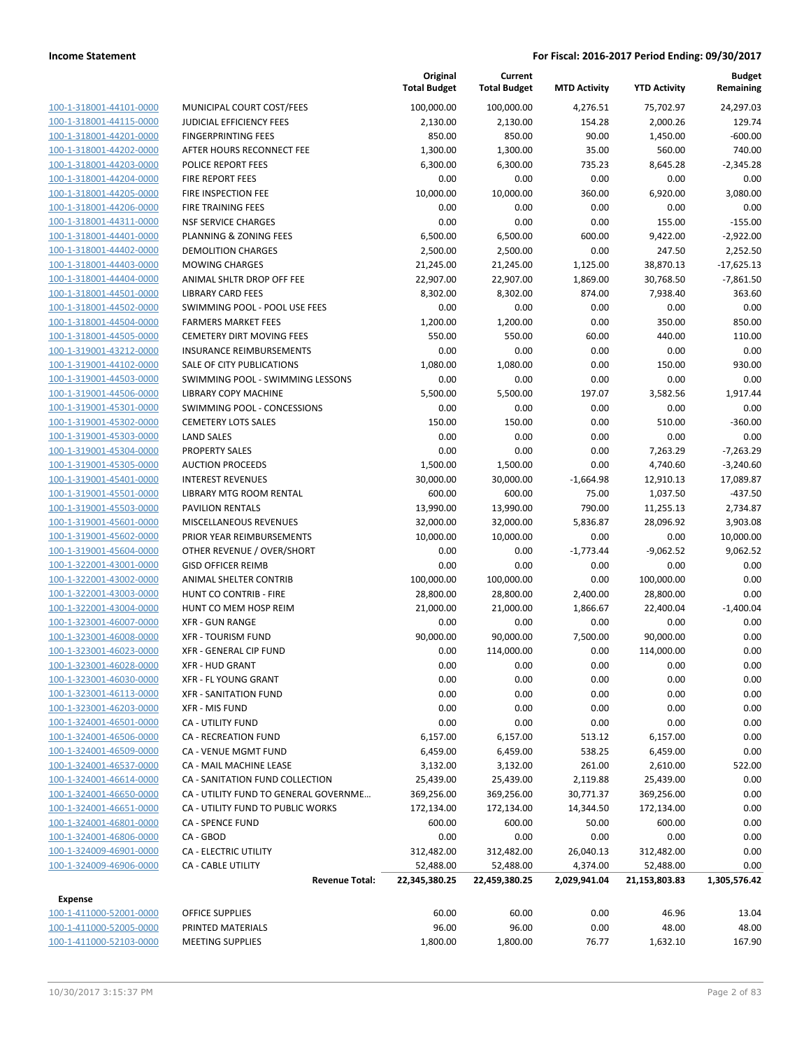**Income Statement** — **For Fiscal: 2016-2017 Period Ending: 09/30/2017**

| | | Original Total Budget | Current Total Budget | MTD Activity | YTD Activity | Budget Remaining |
|---|---|---|---|---|---|---|
| 100-1-318001-44101-0000 | MUNICIPAL COURT COST/FEES | 100,000.00 | 100,000.00 | 4,276.51 | 75,702.97 | 24,297.03 |
| 100-1-318001-44115-0000 | JUDICIAL EFFICIENCY FEES | 2,130.00 | 2,130.00 | 154.28 | 2,000.26 | 129.74 |
| 100-1-318001-44201-0000 | FINGERPRINTING FEES | 850.00 | 850.00 | 90.00 | 1,450.00 | -600.00 |
| 100-1-318001-44202-0000 | AFTER HOURS RECONNECT FEE | 1,300.00 | 1,300.00 | 35.00 | 560.00 | 740.00 |
| 100-1-318001-44203-0000 | POLICE REPORT FEES | 6,300.00 | 6,300.00 | 735.23 | 8,645.28 | -2,345.28 |
| 100-1-318001-44204-0000 | FIRE REPORT FEES | 0.00 | 0.00 | 0.00 | 0.00 | 0.00 |
| 100-1-318001-44205-0000 | FIRE INSPECTION FEE | 10,000.00 | 10,000.00 | 360.00 | 6,920.00 | 3,080.00 |
| 100-1-318001-44206-0000 | FIRE TRAINING FEES | 0.00 | 0.00 | 0.00 | 0.00 | 0.00 |
| 100-1-318001-44311-0000 | NSF SERVICE CHARGES | 0.00 | 0.00 | 0.00 | 155.00 | -155.00 |
| 100-1-318001-44401-0000 | PLANNING & ZONING FEES | 6,500.00 | 6,500.00 | 600.00 | 9,422.00 | -2,922.00 |
| 100-1-318001-44402-0000 | DEMOLITION CHARGES | 2,500.00 | 2,500.00 | 0.00 | 247.50 | 2,252.50 |
| 100-1-318001-44403-0000 | MOWING CHARGES | 21,245.00 | 21,245.00 | 1,125.00 | 38,870.13 | -17,625.13 |
| 100-1-318001-44404-0000 | ANIMAL SHLTR DROP OFF FEE | 22,907.00 | 22,907.00 | 1,869.00 | 30,768.50 | -7,861.50 |
| 100-1-318001-44501-0000 | LIBRARY CARD FEES | 8,302.00 | 8,302.00 | 874.00 | 7,938.40 | 363.60 |
| 100-1-318001-44502-0000 | SWIMMING POOL - POOL USE FEES | 0.00 | 0.00 | 0.00 | 0.00 | 0.00 |
| 100-1-318001-44504-0000 | FARMERS MARKET FEES | 1,200.00 | 1,200.00 | 0.00 | 350.00 | 850.00 |
| 100-1-318001-44505-0000 | CEMETERY DIRT MOVING FEES | 550.00 | 550.00 | 60.00 | 440.00 | 110.00 |
| 100-1-319001-43212-0000 | INSURANCE REIMBURSEMENTS | 0.00 | 0.00 | 0.00 | 0.00 | 0.00 |
| 100-1-319001-44102-0000 | SALE OF CITY PUBLICATIONS | 1,080.00 | 1,080.00 | 0.00 | 150.00 | 930.00 |
| 100-1-319001-44503-0000 | SWIMMING POOL - SWIMMING LESSONS | 0.00 | 0.00 | 0.00 | 0.00 | 0.00 |
| 100-1-319001-44506-0000 | LIBRARY COPY MACHINE | 5,500.00 | 5,500.00 | 197.07 | 3,582.56 | 1,917.44 |
| 100-1-319001-45301-0000 | SWIMMING POOL - CONCESSIONS | 0.00 | 0.00 | 0.00 | 0.00 | 0.00 |
| 100-1-319001-45302-0000 | CEMETERY LOTS SALES | 150.00 | 150.00 | 0.00 | 510.00 | -360.00 |
| 100-1-319001-45303-0000 | LAND SALES | 0.00 | 0.00 | 0.00 | 0.00 | 0.00 |
| 100-1-319001-45304-0000 | PROPERTY SALES | 0.00 | 0.00 | 0.00 | 7,263.29 | -7,263.29 |
| 100-1-319001-45305-0000 | AUCTION PROCEEDS | 1,500.00 | 1,500.00 | 0.00 | 4,740.60 | -3,240.60 |
| 100-1-319001-45401-0000 | INTEREST REVENUES | 30,000.00 | 30,000.00 | -1,664.98 | 12,910.13 | 17,089.87 |
| 100-1-319001-45501-0000 | LIBRARY MTG ROOM RENTAL | 600.00 | 600.00 | 75.00 | 1,037.50 | -437.50 |
| 100-1-319001-45503-0000 | PAVILION RENTALS | 13,990.00 | 13,990.00 | 790.00 | 11,255.13 | 2,734.87 |
| 100-1-319001-45601-0000 | MISCELLANEOUS REVENUES | 32,000.00 | 32,000.00 | 5,836.87 | 28,096.92 | 3,903.08 |
| 100-1-319001-45602-0000 | PRIOR YEAR REIMBURSEMENTS | 10,000.00 | 10,000.00 | 0.00 | 0.00 | 10,000.00 |
| 100-1-319001-45604-0000 | OTHER REVENUE / OVER/SHORT | 0.00 | 0.00 | -1,773.44 | -9,062.52 | 9,062.52 |
| 100-1-322001-43001-0000 | GISD OFFICER REIMB | 0.00 | 0.00 | 0.00 | 0.00 | 0.00 |
| 100-1-322001-43002-0000 | ANIMAL SHELTER CONTRIB | 100,000.00 | 100,000.00 | 0.00 | 100,000.00 | 0.00 |
| 100-1-322001-43003-0000 | HUNT CO CONTRIB - FIRE | 28,800.00 | 28,800.00 | 2,400.00 | 28,800.00 | 0.00 |
| 100-1-322001-43004-0000 | HUNT CO MEM HOSP REIM | 21,000.00 | 21,000.00 | 1,866.67 | 22,400.04 | -1,400.04 |
| 100-1-323001-46007-0000 | XFR - GUN RANGE | 0.00 | 0.00 | 0.00 | 0.00 | 0.00 |
| 100-1-323001-46008-0000 | XFR - TOURISM FUND | 90,000.00 | 90,000.00 | 7,500.00 | 90,000.00 | 0.00 |
| 100-1-323001-46023-0000 | XFR - GENERAL CIP FUND | 0.00 | 114,000.00 | 0.00 | 114,000.00 | 0.00 |
| 100-1-323001-46028-0000 | XFR - HUD GRANT | 0.00 | 0.00 | 0.00 | 0.00 | 0.00 |
| 100-1-323001-46030-0000 | XFR - FL YOUNG GRANT | 0.00 | 0.00 | 0.00 | 0.00 | 0.00 |
| 100-1-323001-46113-0000 | XFR - SANITATION FUND | 0.00 | 0.00 | 0.00 | 0.00 | 0.00 |
| 100-1-323001-46203-0000 | XFR - MIS FUND | 0.00 | 0.00 | 0.00 | 0.00 | 0.00 |
| 100-1-324001-46501-0000 | CA - UTILITY FUND | 0.00 | 0.00 | 0.00 | 0.00 | 0.00 |
| 100-1-324001-46506-0000 | CA - RECREATION FUND | 6,157.00 | 6,157.00 | 513.12 | 6,157.00 | 0.00 |
| 100-1-324001-46509-0000 | CA - VENUE MGMT FUND | 6,459.00 | 6,459.00 | 538.25 | 6,459.00 | 0.00 |
| 100-1-324001-46537-0000 | CA - MAIL MACHINE LEASE | 3,132.00 | 3,132.00 | 261.00 | 2,610.00 | 522.00 |
| 100-1-324001-46614-0000 | CA - SANITATION FUND COLLECTION | 25,439.00 | 25,439.00 | 2,119.88 | 25,439.00 | 0.00 |
| 100-1-324001-46650-0000 | CA - UTILITY FUND TO GENERAL GOVERNME… | 369,256.00 | 369,256.00 | 30,771.37 | 369,256.00 | 0.00 |
| 100-1-324001-46651-0000 | CA - UTILITY FUND TO PUBLIC WORKS | 172,134.00 | 172,134.00 | 14,344.50 | 172,134.00 | 0.00 |
| 100-1-324001-46801-0000 | CA - SPENCE FUND | 600.00 | 600.00 | 50.00 | 600.00 | 0.00 |
| 100-1-324001-46806-0000 | CA - GBOD | 0.00 | 0.00 | 0.00 | 0.00 | 0.00 |
| 100-1-324009-46901-0000 | CA - ELECTRIC UTILITY | 312,482.00 | 312,482.00 | 26,040.13 | 312,482.00 | 0.00 |
| 100-1-324009-46906-0000 | CA - CABLE UTILITY | 52,488.00 | 52,488.00 | 4,374.00 | 52,488.00 | 0.00 |
| | **Revenue Total:** | **22,345,380.25** | **22,459,380.25** | **2,029,941.04** | **21,153,803.83** | **1,305,576.42** |
| **Expense** | | | | | | |
| 100-1-411000-52001-0000 | OFFICE SUPPLIES | 60.00 | 60.00 | 0.00 | 46.96 | 13.04 |
| 100-1-411000-52005-0000 | PRINTED MATERIALS | 96.00 | 96.00 | 0.00 | 48.00 | 48.00 |
| 100-1-411000-52103-0000 | MEETING SUPPLIES | 1,800.00 | 1,800.00 | 76.77 | 1,632.10 | 167.90 |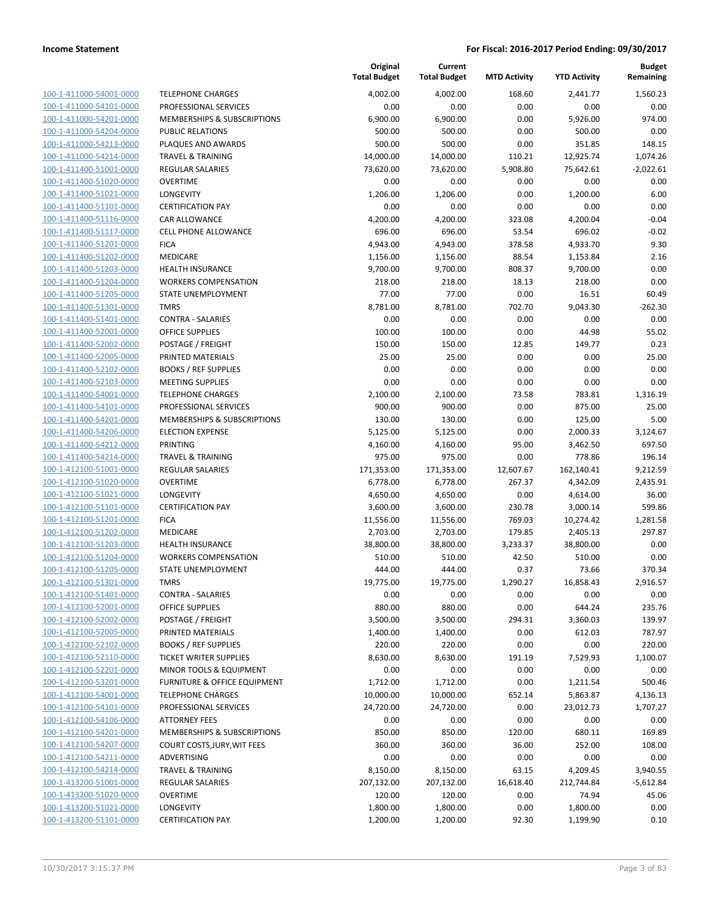## Income Statement

**For Fiscal: 2016-2017 Period Ending: 09/30/2017**

| | | Original Total Budget | Current Total Budget | MTD Activity | YTD Activity | Budget Remaining |
|---|---|---|---|---|---|---|
| 100-1-411000-54001-0000 | TELEPHONE CHARGES | 4,002.00 | 4,002.00 | 168.60 | 2,441.77 | 1,560.23 |
| 100-1-411000-54101-0000 | PROFESSIONAL SERVICES | 0.00 | 0.00 | 0.00 | 0.00 | 0.00 |
| 100-1-411000-54201-0000 | MEMBERSHIPS & SUBSCRIPTIONS | 6,900.00 | 6,900.00 | 0.00 | 5,926.00 | 974.00 |
| 100-1-411000-54204-0000 | PUBLIC RELATIONS | 500.00 | 500.00 | 0.00 | 500.00 | 0.00 |
| 100-1-411000-54213-0000 | PLAQUES AND AWARDS | 500.00 | 500.00 | 0.00 | 351.85 | 148.15 |
| 100-1-411000-54214-0000 | TRAVEL & TRAINING | 14,000.00 | 14,000.00 | 110.21 | 12,925.74 | 1,074.26 |
| 100-1-411400-51001-0000 | REGULAR SALARIES | 73,620.00 | 73,620.00 | 5,908.80 | 75,642.61 | -2,022.61 |
| 100-1-411400-51020-0000 | OVERTIME | 0.00 | 0.00 | 0.00 | 0.00 | 0.00 |
| 100-1-411400-51021-0000 | LONGEVITY | 1,206.00 | 1,206.00 | 0.00 | 1,200.00 | 6.00 |
| 100-1-411400-51101-0000 | CERTIFICATION PAY | 0.00 | 0.00 | 0.00 | 0.00 | 0.00 |
| 100-1-411400-51116-0000 | CAR ALLOWANCE | 4,200.00 | 4,200.00 | 323.08 | 4,200.04 | -0.04 |
| 100-1-411400-51117-0000 | CELL PHONE ALLOWANCE | 696.00 | 696.00 | 53.54 | 696.02 | -0.02 |
| 100-1-411400-51201-0000 | FICA | 4,943.00 | 4,943.00 | 378.58 | 4,933.70 | 9.30 |
| 100-1-411400-51202-0000 | MEDICARE | 1,156.00 | 1,156.00 | 88.54 | 1,153.84 | 2.16 |
| 100-1-411400-51203-0000 | HEALTH INSURANCE | 9,700.00 | 9,700.00 | 808.37 | 9,700.00 | 0.00 |
| 100-1-411400-51204-0000 | WORKERS COMPENSATION | 218.00 | 218.00 | 18.13 | 218.00 | 0.00 |
| 100-1-411400-51205-0000 | STATE UNEMPLOYMENT | 77.00 | 77.00 | 0.00 | 16.51 | 60.49 |
| 100-1-411400-51301-0000 | TMRS | 8,781.00 | 8,781.00 | 702.70 | 9,043.30 | -262.30 |
| 100-1-411400-51401-0000 | CONTRA - SALARIES | 0.00 | 0.00 | 0.00 | 0.00 | 0.00 |
| 100-1-411400-52001-0000 | OFFICE SUPPLIES | 100.00 | 100.00 | 0.00 | 44.98 | 55.02 |
| 100-1-411400-52002-0000 | POSTAGE / FREIGHT | 150.00 | 150.00 | 12.85 | 149.77 | 0.23 |
| 100-1-411400-52005-0000 | PRINTED MATERIALS | 25.00 | 25.00 | 0.00 | 0.00 | 25.00 |
| 100-1-411400-52102-0000 | BOOKS / REF SUPPLIES | 0.00 | 0.00 | 0.00 | 0.00 | 0.00 |
| 100-1-411400-52103-0000 | MEETING SUPPLIES | 0.00 | 0.00 | 0.00 | 0.00 | 0.00 |
| 100-1-411400-54001-0000 | TELEPHONE CHARGES | 2,100.00 | 2,100.00 | 73.58 | 783.81 | 1,316.19 |
| 100-1-411400-54101-0000 | PROFESSIONAL SERVICES | 900.00 | 900.00 | 0.00 | 875.00 | 25.00 |
| 100-1-411400-54201-0000 | MEMBERSHIPS & SUBSCRIPTIONS | 130.00 | 130.00 | 0.00 | 125.00 | 5.00 |
| 100-1-411400-54206-0000 | ELECTION EXPENSE | 5,125.00 | 5,125.00 | 0.00 | 2,000.33 | 3,124.67 |
| 100-1-411400-54212-0000 | PRINTING | 4,160.00 | 4,160.00 | 95.00 | 3,462.50 | 697.50 |
| 100-1-411400-54214-0000 | TRAVEL & TRAINING | 975.00 | 975.00 | 0.00 | 778.86 | 196.14 |
| 100-1-412100-51001-0000 | REGULAR SALARIES | 171,353.00 | 171,353.00 | 12,607.67 | 162,140.41 | 9,212.59 |
| 100-1-412100-51020-0000 | OVERTIME | 6,778.00 | 6,778.00 | 267.37 | 4,342.09 | 2,435.91 |
| 100-1-412100-51021-0000 | LONGEVITY | 4,650.00 | 4,650.00 | 0.00 | 4,614.00 | 36.00 |
| 100-1-412100-51101-0000 | CERTIFICATION PAY | 3,600.00 | 3,600.00 | 230.78 | 3,000.14 | 599.86 |
| 100-1-412100-51201-0000 | FICA | 11,556.00 | 11,556.00 | 769.03 | 10,274.42 | 1,281.58 |
| 100-1-412100-51202-0000 | MEDICARE | 2,703.00 | 2,703.00 | 179.85 | 2,405.13 | 297.87 |
| 100-1-412100-51203-0000 | HEALTH INSURANCE | 38,800.00 | 38,800.00 | 3,233.37 | 38,800.00 | 0.00 |
| 100-1-412100-51204-0000 | WORKERS COMPENSATION | 510.00 | 510.00 | 42.50 | 510.00 | 0.00 |
| 100-1-412100-51205-0000 | STATE UNEMPLOYMENT | 444.00 | 444.00 | 0.37 | 73.66 | 370.34 |
| 100-1-412100-51301-0000 | TMRS | 19,775.00 | 19,775.00 | 1,290.27 | 16,858.43 | 2,916.57 |
| 100-1-412100-51401-0000 | CONTRA - SALARIES | 0.00 | 0.00 | 0.00 | 0.00 | 0.00 |
| 100-1-412100-52001-0000 | OFFICE SUPPLIES | 880.00 | 880.00 | 0.00 | 644.24 | 235.76 |
| 100-1-412100-52002-0000 | POSTAGE / FREIGHT | 3,500.00 | 3,500.00 | 294.31 | 3,360.03 | 139.97 |
| 100-1-412100-52005-0000 | PRINTED MATERIALS | 1,400.00 | 1,400.00 | 0.00 | 612.03 | 787.97 |
| 100-1-412100-52102-0000 | BOOKS / REF SUPPLIES | 220.00 | 220.00 | 0.00 | 0.00 | 220.00 |
| 100-1-412100-52110-0000 | TICKET WRITER SUPPLIES | 8,630.00 | 8,630.00 | 191.19 | 7,529.93 | 1,100.07 |
| 100-1-412100-52201-0000 | MINOR TOOLS & EQUIPMENT | 0.00 | 0.00 | 0.00 | 0.00 | 0.00 |
| 100-1-412100-53201-0000 | FURNITURE & OFFICE EQUIPMENT | 1,712.00 | 1,712.00 | 0.00 | 1,211.54 | 500.46 |
| 100-1-412100-54001-0000 | TELEPHONE CHARGES | 10,000.00 | 10,000.00 | 652.14 | 5,863.87 | 4,136.13 |
| 100-1-412100-54101-0000 | PROFESSIONAL SERVICES | 24,720.00 | 24,720.00 | 0.00 | 23,012.73 | 1,707.27 |
| 100-1-412100-54106-0000 | ATTORNEY FEES | 0.00 | 0.00 | 0.00 | 0.00 | 0.00 |
| 100-1-412100-54201-0000 | MEMBERSHIPS & SUBSCRIPTIONS | 850.00 | 850.00 | 120.00 | 680.11 | 169.89 |
| 100-1-412100-54207-0000 | COURT COSTS,JURY,WIT FEES | 360.00 | 360.00 | 36.00 | 252.00 | 108.00 |
| 100-1-412100-54211-0000 | ADVERTISING | 0.00 | 0.00 | 0.00 | 0.00 | 0.00 |
| 100-1-412100-54214-0000 | TRAVEL & TRAINING | 8,150.00 | 8,150.00 | 63.15 | 4,209.45 | 3,940.55 |
| 100-1-413200-51001-0000 | REGULAR SALARIES | 207,132.00 | 207,132.00 | 16,618.40 | 212,744.84 | -5,612.84 |
| 100-1-413200-51020-0000 | OVERTIME | 120.00 | 120.00 | 0.00 | 74.94 | 45.06 |
| 100-1-413200-51021-0000 | LONGEVITY | 1,800.00 | 1,800.00 | 0.00 | 1,800.00 | 0.00 |
| 100-1-413200-51101-0000 | CERTIFICATION PAY | 1,200.00 | 1,200.00 | 92.30 | 1,199.90 | 0.10 |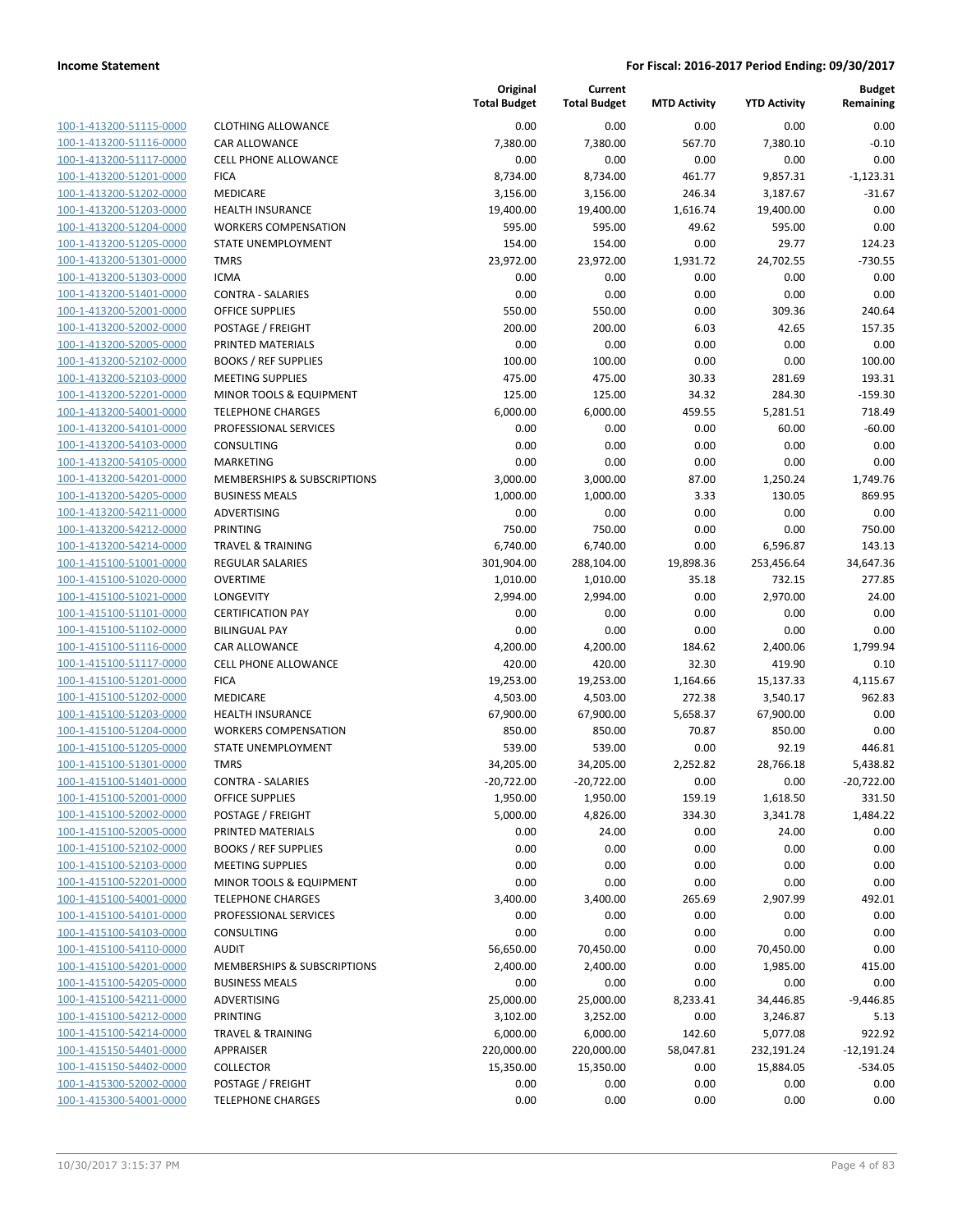| | | Original Total Budget | Current Total Budget | MTD Activity | YTD Activity | Budget Remaining |
|---|---|---|---|---|---|---|
| 100-1-413200-51115-0000 | CLOTHING ALLOWANCE | 0.00 | 0.00 | 0.00 | 0.00 | 0.00 |
| 100-1-413200-51116-0000 | CAR ALLOWANCE | 7,380.00 | 7,380.00 | 567.70 | 7,380.10 | -0.10 |
| 100-1-413200-51117-0000 | CELL PHONE ALLOWANCE | 0.00 | 0.00 | 0.00 | 0.00 | 0.00 |
| 100-1-413200-51201-0000 | FICA | 8,734.00 | 8,734.00 | 461.77 | 9,857.31 | -1,123.31 |
| 100-1-413200-51202-0000 | MEDICARE | 3,156.00 | 3,156.00 | 246.34 | 3,187.67 | -31.67 |
| 100-1-413200-51203-0000 | HEALTH INSURANCE | 19,400.00 | 19,400.00 | 1,616.74 | 19,400.00 | 0.00 |
| 100-1-413200-51204-0000 | WORKERS COMPENSATION | 595.00 | 595.00 | 49.62 | 595.00 | 0.00 |
| 100-1-413200-51205-0000 | STATE UNEMPLOYMENT | 154.00 | 154.00 | 0.00 | 29.77 | 124.23 |
| 100-1-413200-51301-0000 | TMRS | 23,972.00 | 23,972.00 | 1,931.72 | 24,702.55 | -730.55 |
| 100-1-413200-51303-0000 | ICMA | 0.00 | 0.00 | 0.00 | 0.00 | 0.00 |
| 100-1-413200-51401-0000 | CONTRA - SALARIES | 0.00 | 0.00 | 0.00 | 0.00 | 0.00 |
| 100-1-413200-52001-0000 | OFFICE SUPPLIES | 550.00 | 550.00 | 0.00 | 309.36 | 240.64 |
| 100-1-413200-52002-0000 | POSTAGE / FREIGHT | 200.00 | 200.00 | 6.03 | 42.65 | 157.35 |
| 100-1-413200-52005-0000 | PRINTED MATERIALS | 0.00 | 0.00 | 0.00 | 0.00 | 0.00 |
| 100-1-413200-52102-0000 | BOOKS / REF SUPPLIES | 100.00 | 100.00 | 0.00 | 0.00 | 100.00 |
| 100-1-413200-52103-0000 | MEETING SUPPLIES | 475.00 | 475.00 | 30.33 | 281.69 | 193.31 |
| 100-1-413200-52201-0000 | MINOR TOOLS & EQUIPMENT | 125.00 | 125.00 | 34.32 | 284.30 | -159.30 |
| 100-1-413200-54001-0000 | TELEPHONE CHARGES | 6,000.00 | 6,000.00 | 459.55 | 5,281.51 | 718.49 |
| 100-1-413200-54101-0000 | PROFESSIONAL SERVICES | 0.00 | 0.00 | 0.00 | 60.00 | -60.00 |
| 100-1-413200-54103-0000 | CONSULTING | 0.00 | 0.00 | 0.00 | 0.00 | 0.00 |
| 100-1-413200-54105-0000 | MARKETING | 0.00 | 0.00 | 0.00 | 0.00 | 0.00 |
| 100-1-413200-54201-0000 | MEMBERSHIPS & SUBSCRIPTIONS | 3,000.00 | 3,000.00 | 87.00 | 1,250.24 | 1,749.76 |
| 100-1-413200-54205-0000 | BUSINESS MEALS | 1,000.00 | 1,000.00 | 3.33 | 130.05 | 869.95 |
| 100-1-413200-54211-0000 | ADVERTISING | 0.00 | 0.00 | 0.00 | 0.00 | 0.00 |
| 100-1-413200-54212-0000 | PRINTING | 750.00 | 750.00 | 0.00 | 0.00 | 750.00 |
| 100-1-413200-54214-0000 | TRAVEL & TRAINING | 6,740.00 | 6,740.00 | 0.00 | 6,596.87 | 143.13 |
| 100-1-415100-51001-0000 | REGULAR SALARIES | 301,904.00 | 288,104.00 | 19,898.36 | 253,456.64 | 34,647.36 |
| 100-1-415100-51020-0000 | OVERTIME | 1,010.00 | 1,010.00 | 35.18 | 732.15 | 277.85 |
| 100-1-415100-51021-0000 | LONGEVITY | 2,994.00 | 2,994.00 | 0.00 | 2,970.00 | 24.00 |
| 100-1-415100-51101-0000 | CERTIFICATION PAY | 0.00 | 0.00 | 0.00 | 0.00 | 0.00 |
| 100-1-415100-51102-0000 | BILINGUAL PAY | 0.00 | 0.00 | 0.00 | 0.00 | 0.00 |
| 100-1-415100-51116-0000 | CAR ALLOWANCE | 4,200.00 | 4,200.00 | 184.62 | 2,400.06 | 1,799.94 |
| 100-1-415100-51117-0000 | CELL PHONE ALLOWANCE | 420.00 | 420.00 | 32.30 | 419.90 | 0.10 |
| 100-1-415100-51201-0000 | FICA | 19,253.00 | 19,253.00 | 1,164.66 | 15,137.33 | 4,115.67 |
| 100-1-415100-51202-0000 | MEDICARE | 4,503.00 | 4,503.00 | 272.38 | 3,540.17 | 962.83 |
| 100-1-415100-51203-0000 | HEALTH INSURANCE | 67,900.00 | 67,900.00 | 5,658.37 | 67,900.00 | 0.00 |
| 100-1-415100-51204-0000 | WORKERS COMPENSATION | 850.00 | 850.00 | 70.87 | 850.00 | 0.00 |
| 100-1-415100-51205-0000 | STATE UNEMPLOYMENT | 539.00 | 539.00 | 0.00 | 92.19 | 446.81 |
| 100-1-415100-51301-0000 | TMRS | 34,205.00 | 34,205.00 | 2,252.82 | 28,766.18 | 5,438.82 |
| 100-1-415100-51401-0000 | CONTRA - SALARIES | -20,722.00 | -20,722.00 | 0.00 | 0.00 | -20,722.00 |
| 100-1-415100-52001-0000 | OFFICE SUPPLIES | 1,950.00 | 1,950.00 | 159.19 | 1,618.50 | 331.50 |
| 100-1-415100-52002-0000 | POSTAGE / FREIGHT | 5,000.00 | 4,826.00 | 334.30 | 3,341.78 | 1,484.22 |
| 100-1-415100-52005-0000 | PRINTED MATERIALS | 0.00 | 24.00 | 0.00 | 24.00 | 0.00 |
| 100-1-415100-52102-0000 | BOOKS / REF SUPPLIES | 0.00 | 0.00 | 0.00 | 0.00 | 0.00 |
| 100-1-415100-52103-0000 | MEETING SUPPLIES | 0.00 | 0.00 | 0.00 | 0.00 | 0.00 |
| 100-1-415100-52201-0000 | MINOR TOOLS & EQUIPMENT | 0.00 | 0.00 | 0.00 | 0.00 | 0.00 |
| 100-1-415100-54001-0000 | TELEPHONE CHARGES | 3,400.00 | 3,400.00 | 265.69 | 2,907.99 | 492.01 |
| 100-1-415100-54101-0000 | PROFESSIONAL SERVICES | 0.00 | 0.00 | 0.00 | 0.00 | 0.00 |
| 100-1-415100-54103-0000 | CONSULTING | 0.00 | 0.00 | 0.00 | 0.00 | 0.00 |
| 100-1-415100-54110-0000 | AUDIT | 56,650.00 | 70,450.00 | 0.00 | 70,450.00 | 0.00 |
| 100-1-415100-54201-0000 | MEMBERSHIPS & SUBSCRIPTIONS | 2,400.00 | 2,400.00 | 0.00 | 1,985.00 | 415.00 |
| 100-1-415100-54205-0000 | BUSINESS MEALS | 0.00 | 0.00 | 0.00 | 0.00 | 0.00 |
| 100-1-415100-54211-0000 | ADVERTISING | 25,000.00 | 25,000.00 | 8,233.41 | 34,446.85 | -9,446.85 |
| 100-1-415100-54212-0000 | PRINTING | 3,102.00 | 3,252.00 | 0.00 | 3,246.87 | 5.13 |
| 100-1-415100-54214-0000 | TRAVEL & TRAINING | 6,000.00 | 6,000.00 | 142.60 | 5,077.08 | 922.92 |
| 100-1-415150-54401-0000 | APPRAISER | 220,000.00 | 220,000.00 | 58,047.81 | 232,191.24 | -12,191.24 |
| 100-1-415150-54402-0000 | COLLECTOR | 15,350.00 | 15,350.00 | 0.00 | 15,884.05 | -534.05 |
| 100-1-415300-52002-0000 | POSTAGE / FREIGHT | 0.00 | 0.00 | 0.00 | 0.00 | 0.00 |
| 100-1-415300-54001-0000 | TELEPHONE CHARGES | 0.00 | 0.00 | 0.00 | 0.00 | 0.00 |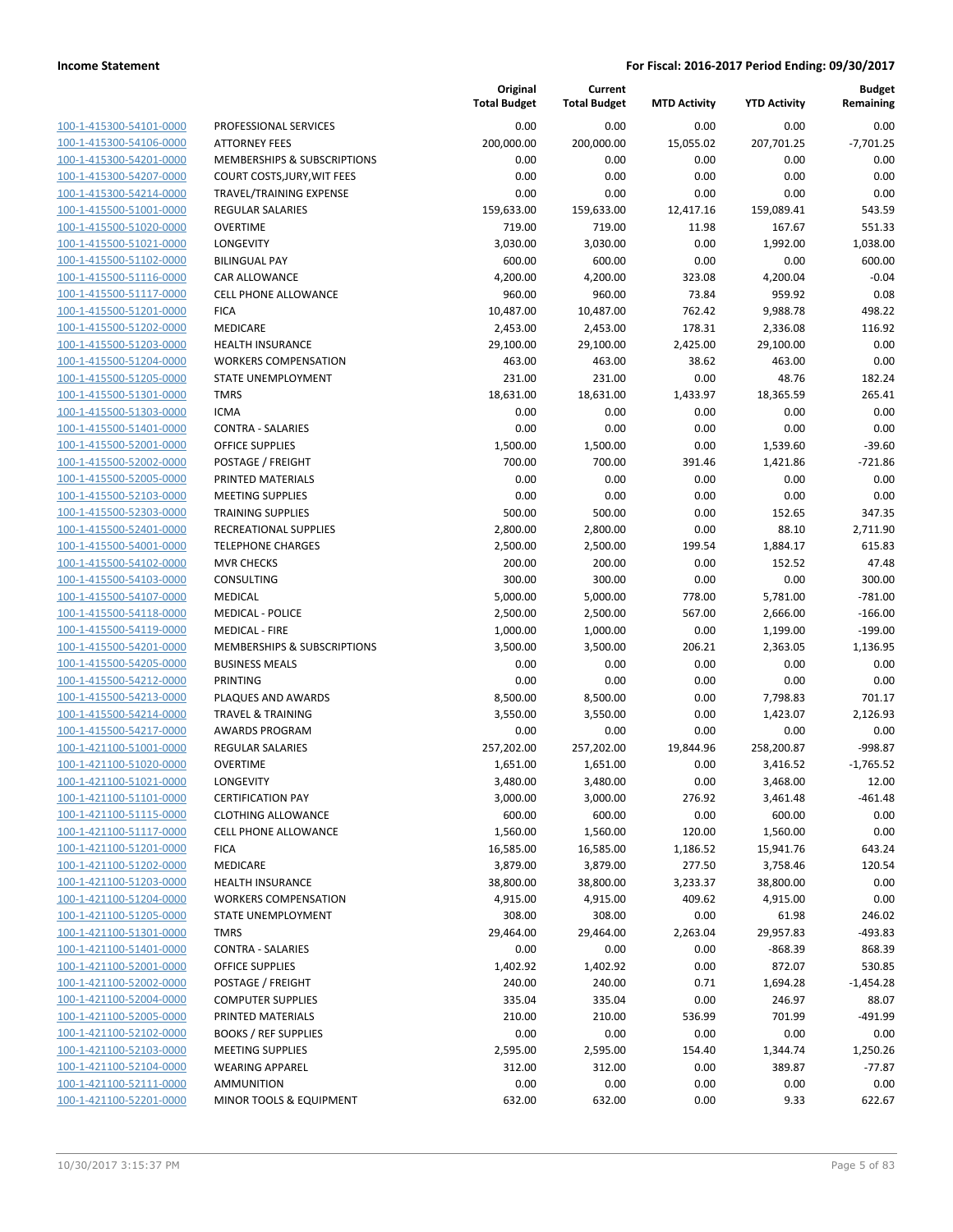**Income Statement** — **For Fiscal: 2016-2017 Period Ending: 09/30/2017**

| | | Original Total Budget | Current Total Budget | MTD Activity | YTD Activity | Budget Remaining |
|---|---|---|---|---|---|---|
| 100-1-415300-54101-0000 | PROFESSIONAL SERVICES | 0.00 | 0.00 | 0.00 | 0.00 | 0.00 |
| 100-1-415300-54106-0000 | ATTORNEY FEES | 200,000.00 | 200,000.00 | 15,055.02 | 207,701.25 | -7,701.25 |
| 100-1-415300-54201-0000 | MEMBERSHIPS & SUBSCRIPTIONS | 0.00 | 0.00 | 0.00 | 0.00 | 0.00 |
| 100-1-415300-54207-0000 | COURT COSTS,JURY,WIT FEES | 0.00 | 0.00 | 0.00 | 0.00 | 0.00 |
| 100-1-415300-54214-0000 | TRAVEL/TRAINING EXPENSE | 0.00 | 0.00 | 0.00 | 0.00 | 0.00 |
| 100-1-415500-51001-0000 | REGULAR SALARIES | 159,633.00 | 159,633.00 | 12,417.16 | 159,089.41 | 543.59 |
| 100-1-415500-51020-0000 | OVERTIME | 719.00 | 719.00 | 11.98 | 167.67 | 551.33 |
| 100-1-415500-51021-0000 | LONGEVITY | 3,030.00 | 3,030.00 | 0.00 | 1,992.00 | 1,038.00 |
| 100-1-415500-51102-0000 | BILINGUAL PAY | 600.00 | 600.00 | 0.00 | 0.00 | 600.00 |
| 100-1-415500-51116-0000 | CAR ALLOWANCE | 4,200.00 | 4,200.00 | 323.08 | 4,200.04 | -0.04 |
| 100-1-415500-51117-0000 | CELL PHONE ALLOWANCE | 960.00 | 960.00 | 73.84 | 959.92 | 0.08 |
| 100-1-415500-51201-0000 | FICA | 10,487.00 | 10,487.00 | 762.42 | 9,988.78 | 498.22 |
| 100-1-415500-51202-0000 | MEDICARE | 2,453.00 | 2,453.00 | 178.31 | 2,336.08 | 116.92 |
| 100-1-415500-51203-0000 | HEALTH INSURANCE | 29,100.00 | 29,100.00 | 2,425.00 | 29,100.00 | 0.00 |
| 100-1-415500-51204-0000 | WORKERS COMPENSATION | 463.00 | 463.00 | 38.62 | 463.00 | 0.00 |
| 100-1-415500-51205-0000 | STATE UNEMPLOYMENT | 231.00 | 231.00 | 0.00 | 48.76 | 182.24 |
| 100-1-415500-51301-0000 | TMRS | 18,631.00 | 18,631.00 | 1,433.97 | 18,365.59 | 265.41 |
| 100-1-415500-51303-0000 | ICMA | 0.00 | 0.00 | 0.00 | 0.00 | 0.00 |
| 100-1-415500-51401-0000 | CONTRA - SALARIES | 0.00 | 0.00 | 0.00 | 0.00 | 0.00 |
| 100-1-415500-52001-0000 | OFFICE SUPPLIES | 1,500.00 | 1,500.00 | 0.00 | 1,539.60 | -39.60 |
| 100-1-415500-52002-0000 | POSTAGE / FREIGHT | 700.00 | 700.00 | 391.46 | 1,421.86 | -721.86 |
| 100-1-415500-52005-0000 | PRINTED MATERIALS | 0.00 | 0.00 | 0.00 | 0.00 | 0.00 |
| 100-1-415500-52103-0000 | MEETING SUPPLIES | 0.00 | 0.00 | 0.00 | 0.00 | 0.00 |
| 100-1-415500-52303-0000 | TRAINING SUPPLIES | 500.00 | 500.00 | 0.00 | 152.65 | 347.35 |
| 100-1-415500-52401-0000 | RECREATIONAL SUPPLIES | 2,800.00 | 2,800.00 | 0.00 | 88.10 | 2,711.90 |
| 100-1-415500-54001-0000 | TELEPHONE CHARGES | 2,500.00 | 2,500.00 | 199.54 | 1,884.17 | 615.83 |
| 100-1-415500-54102-0000 | MVR CHECKS | 200.00 | 200.00 | 0.00 | 152.52 | 47.48 |
| 100-1-415500-54103-0000 | CONSULTING | 300.00 | 300.00 | 0.00 | 0.00 | 300.00 |
| 100-1-415500-54107-0000 | MEDICAL | 5,000.00 | 5,000.00 | 778.00 | 5,781.00 | -781.00 |
| 100-1-415500-54118-0000 | MEDICAL - POLICE | 2,500.00 | 2,500.00 | 567.00 | 2,666.00 | -166.00 |
| 100-1-415500-54119-0000 | MEDICAL - FIRE | 1,000.00 | 1,000.00 | 0.00 | 1,199.00 | -199.00 |
| 100-1-415500-54201-0000 | MEMBERSHIPS & SUBSCRIPTIONS | 3,500.00 | 3,500.00 | 206.21 | 2,363.05 | 1,136.95 |
| 100-1-415500-54205-0000 | BUSINESS MEALS | 0.00 | 0.00 | 0.00 | 0.00 | 0.00 |
| 100-1-415500-54212-0000 | PRINTING | 0.00 | 0.00 | 0.00 | 0.00 | 0.00 |
| 100-1-415500-54213-0000 | PLAQUES AND AWARDS | 8,500.00 | 8,500.00 | 0.00 | 7,798.83 | 701.17 |
| 100-1-415500-54214-0000 | TRAVEL & TRAINING | 3,550.00 | 3,550.00 | 0.00 | 1,423.07 | 2,126.93 |
| 100-1-415500-54217-0000 | AWARDS PROGRAM | 0.00 | 0.00 | 0.00 | 0.00 | 0.00 |
| 100-1-421100-51001-0000 | REGULAR SALARIES | 257,202.00 | 257,202.00 | 19,844.96 | 258,200.87 | -998.87 |
| 100-1-421100-51020-0000 | OVERTIME | 1,651.00 | 1,651.00 | 0.00 | 3,416.52 | -1,765.52 |
| 100-1-421100-51021-0000 | LONGEVITY | 3,480.00 | 3,480.00 | 0.00 | 3,468.00 | 12.00 |
| 100-1-421100-51101-0000 | CERTIFICATION PAY | 3,000.00 | 3,000.00 | 276.92 | 3,461.48 | -461.48 |
| 100-1-421100-51115-0000 | CLOTHING ALLOWANCE | 600.00 | 600.00 | 0.00 | 600.00 | 0.00 |
| 100-1-421100-51117-0000 | CELL PHONE ALLOWANCE | 1,560.00 | 1,560.00 | 120.00 | 1,560.00 | 0.00 |
| 100-1-421100-51201-0000 | FICA | 16,585.00 | 16,585.00 | 1,186.52 | 15,941.76 | 643.24 |
| 100-1-421100-51202-0000 | MEDICARE | 3,879.00 | 3,879.00 | 277.50 | 3,758.46 | 120.54 |
| 100-1-421100-51203-0000 | HEALTH INSURANCE | 38,800.00 | 38,800.00 | 3,233.37 | 38,800.00 | 0.00 |
| 100-1-421100-51204-0000 | WORKERS COMPENSATION | 4,915.00 | 4,915.00 | 409.62 | 4,915.00 | 0.00 |
| 100-1-421100-51205-0000 | STATE UNEMPLOYMENT | 308.00 | 308.00 | 0.00 | 61.98 | 246.02 |
| 100-1-421100-51301-0000 | TMRS | 29,464.00 | 29,464.00 | 2,263.04 | 29,957.83 | -493.83 |
| 100-1-421100-51401-0000 | CONTRA - SALARIES | 0.00 | 0.00 | 0.00 | -868.39 | 868.39 |
| 100-1-421100-52001-0000 | OFFICE SUPPLIES | 1,402.92 | 1,402.92 | 0.00 | 872.07 | 530.85 |
| 100-1-421100-52002-0000 | POSTAGE / FREIGHT | 240.00 | 240.00 | 0.71 | 1,694.28 | -1,454.28 |
| 100-1-421100-52004-0000 | COMPUTER SUPPLIES | 335.04 | 335.04 | 0.00 | 246.97 | 88.07 |
| 100-1-421100-52005-0000 | PRINTED MATERIALS | 210.00 | 210.00 | 536.99 | 701.99 | -491.99 |
| 100-1-421100-52102-0000 | BOOKS / REF SUPPLIES | 0.00 | 0.00 | 0.00 | 0.00 | 0.00 |
| 100-1-421100-52103-0000 | MEETING SUPPLIES | 2,595.00 | 2,595.00 | 154.40 | 1,344.74 | 1,250.26 |
| 100-1-421100-52104-0000 | WEARING APPAREL | 312.00 | 312.00 | 0.00 | 389.87 | -77.87 |
| 100-1-421100-52111-0000 | AMMUNITION | 0.00 | 0.00 | 0.00 | 0.00 | 0.00 |
| 100-1-421100-52201-0000 | MINOR TOOLS & EQUIPMENT | 632.00 | 632.00 | 0.00 | 9.33 | 622.67 |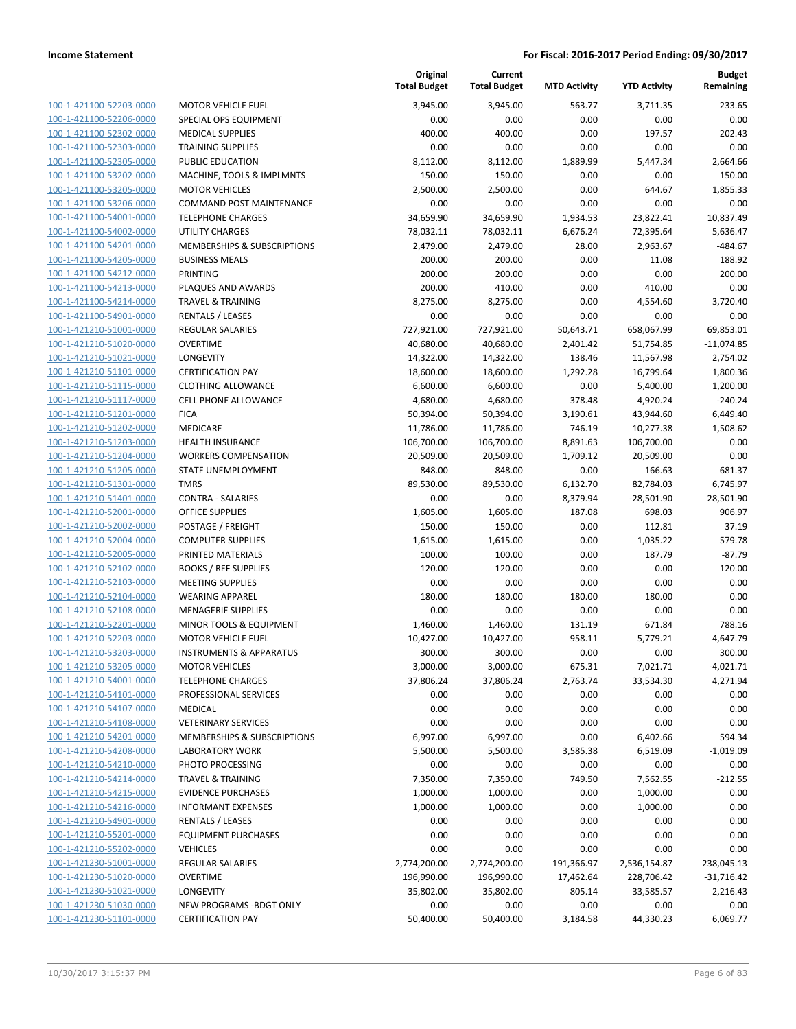| | | Original Total Budget | Current Total Budget | MTD Activity | YTD Activity | Budget Remaining |
|---|---|---|---|---|---|---|
| 100-1-421100-52203-0000 | MOTOR VEHICLE FUEL | 3,945.00 | 3,945.00 | 563.77 | 3,711.35 | 233.65 |
| 100-1-421100-52206-0000 | SPECIAL OPS EQUIPMENT | 0.00 | 0.00 | 0.00 | 0.00 | 0.00 |
| 100-1-421100-52302-0000 | MEDICAL SUPPLIES | 400.00 | 400.00 | 0.00 | 197.57 | 202.43 |
| 100-1-421100-52303-0000 | TRAINING SUPPLIES | 0.00 | 0.00 | 0.00 | 0.00 | 0.00 |
| 100-1-421100-52305-0000 | PUBLIC EDUCATION | 8,112.00 | 8,112.00 | 1,889.99 | 5,447.34 | 2,664.66 |
| 100-1-421100-53202-0000 | MACHINE, TOOLS & IMPLMNTS | 150.00 | 150.00 | 0.00 | 0.00 | 150.00 |
| 100-1-421100-53205-0000 | MOTOR VEHICLES | 2,500.00 | 2,500.00 | 0.00 | 644.67 | 1,855.33 |
| 100-1-421100-53206-0000 | COMMAND POST MAINTENANCE | 0.00 | 0.00 | 0.00 | 0.00 | 0.00 |
| 100-1-421100-54001-0000 | TELEPHONE CHARGES | 34,659.90 | 34,659.90 | 1,934.53 | 23,822.41 | 10,837.49 |
| 100-1-421100-54002-0000 | UTILITY CHARGES | 78,032.11 | 78,032.11 | 6,676.24 | 72,395.64 | 5,636.47 |
| 100-1-421100-54201-0000 | MEMBERSHIPS & SUBSCRIPTIONS | 2,479.00 | 2,479.00 | 28.00 | 2,963.67 | -484.67 |
| 100-1-421100-54205-0000 | BUSINESS MEALS | 200.00 | 200.00 | 0.00 | 11.08 | 188.92 |
| 100-1-421100-54212-0000 | PRINTING | 200.00 | 200.00 | 0.00 | 0.00 | 200.00 |
| 100-1-421100-54213-0000 | PLAQUES AND AWARDS | 200.00 | 410.00 | 0.00 | 410.00 | 0.00 |
| 100-1-421100-54214-0000 | TRAVEL & TRAINING | 8,275.00 | 8,275.00 | 0.00 | 4,554.60 | 3,720.40 |
| 100-1-421100-54901-0000 | RENTALS / LEASES | 0.00 | 0.00 | 0.00 | 0.00 | 0.00 |
| 100-1-421210-51001-0000 | REGULAR SALARIES | 727,921.00 | 727,921.00 | 50,643.71 | 658,067.99 | 69,853.01 |
| 100-1-421210-51020-0000 | OVERTIME | 40,680.00 | 40,680.00 | 2,401.42 | 51,754.85 | -11,074.85 |
| 100-1-421210-51021-0000 | LONGEVITY | 14,322.00 | 14,322.00 | 138.46 | 11,567.98 | 2,754.02 |
| 100-1-421210-51101-0000 | CERTIFICATION PAY | 18,600.00 | 18,600.00 | 1,292.28 | 16,799.64 | 1,800.36 |
| 100-1-421210-51115-0000 | CLOTHING ALLOWANCE | 6,600.00 | 6,600.00 | 0.00 | 5,400.00 | 1,200.00 |
| 100-1-421210-51117-0000 | CELL PHONE ALLOWANCE | 4,680.00 | 4,680.00 | 378.48 | 4,920.24 | -240.24 |
| 100-1-421210-51201-0000 | FICA | 50,394.00 | 50,394.00 | 3,190.61 | 43,944.60 | 6,449.40 |
| 100-1-421210-51202-0000 | MEDICARE | 11,786.00 | 11,786.00 | 746.19 | 10,277.38 | 1,508.62 |
| 100-1-421210-51203-0000 | HEALTH INSURANCE | 106,700.00 | 106,700.00 | 8,891.63 | 106,700.00 | 0.00 |
| 100-1-421210-51204-0000 | WORKERS COMPENSATION | 20,509.00 | 20,509.00 | 1,709.12 | 20,509.00 | 0.00 |
| 100-1-421210-51205-0000 | STATE UNEMPLOYMENT | 848.00 | 848.00 | 0.00 | 166.63 | 681.37 |
| 100-1-421210-51301-0000 | TMRS | 89,530.00 | 89,530.00 | 6,132.70 | 82,784.03 | 6,745.97 |
| 100-1-421210-51401-0000 | CONTRA - SALARIES | 0.00 | 0.00 | -8,379.94 | -28,501.90 | 28,501.90 |
| 100-1-421210-52001-0000 | OFFICE SUPPLIES | 1,605.00 | 1,605.00 | 187.08 | 698.03 | 906.97 |
| 100-1-421210-52002-0000 | POSTAGE / FREIGHT | 150.00 | 150.00 | 0.00 | 112.81 | 37.19 |
| 100-1-421210-52004-0000 | COMPUTER SUPPLIES | 1,615.00 | 1,615.00 | 0.00 | 1,035.22 | 579.78 |
| 100-1-421210-52005-0000 | PRINTED MATERIALS | 100.00 | 100.00 | 0.00 | 187.79 | -87.79 |
| 100-1-421210-52102-0000 | BOOKS / REF SUPPLIES | 120.00 | 120.00 | 0.00 | 0.00 | 120.00 |
| 100-1-421210-52103-0000 | MEETING SUPPLIES | 0.00 | 0.00 | 0.00 | 0.00 | 0.00 |
| 100-1-421210-52104-0000 | WEARING APPAREL | 180.00 | 180.00 | 180.00 | 180.00 | 0.00 |
| 100-1-421210-52108-0000 | MENAGERIE SUPPLIES | 0.00 | 0.00 | 0.00 | 0.00 | 0.00 |
| 100-1-421210-52201-0000 | MINOR TOOLS & EQUIPMENT | 1,460.00 | 1,460.00 | 131.19 | 671.84 | 788.16 |
| 100-1-421210-52203-0000 | MOTOR VEHICLE FUEL | 10,427.00 | 10,427.00 | 958.11 | 5,779.21 | 4,647.79 |
| 100-1-421210-53203-0000 | INSTRUMENTS & APPARATUS | 300.00 | 300.00 | 0.00 | 0.00 | 300.00 |
| 100-1-421210-53205-0000 | MOTOR VEHICLES | 3,000.00 | 3,000.00 | 675.31 | 7,021.71 | -4,021.71 |
| 100-1-421210-54001-0000 | TELEPHONE CHARGES | 37,806.24 | 37,806.24 | 2,763.74 | 33,534.30 | 4,271.94 |
| 100-1-421210-54101-0000 | PROFESSIONAL SERVICES | 0.00 | 0.00 | 0.00 | 0.00 | 0.00 |
| 100-1-421210-54107-0000 | MEDICAL | 0.00 | 0.00 | 0.00 | 0.00 | 0.00 |
| 100-1-421210-54108-0000 | VETERINARY SERVICES | 0.00 | 0.00 | 0.00 | 0.00 | 0.00 |
| 100-1-421210-54201-0000 | MEMBERSHIPS & SUBSCRIPTIONS | 6,997.00 | 6,997.00 | 0.00 | 6,402.66 | 594.34 |
| 100-1-421210-54208-0000 | LABORATORY WORK | 5,500.00 | 5,500.00 | 3,585.38 | 6,519.09 | -1,019.09 |
| 100-1-421210-54210-0000 | PHOTO PROCESSING | 0.00 | 0.00 | 0.00 | 0.00 | 0.00 |
| 100-1-421210-54214-0000 | TRAVEL & TRAINING | 7,350.00 | 7,350.00 | 749.50 | 7,562.55 | -212.55 |
| 100-1-421210-54215-0000 | EVIDENCE PURCHASES | 1,000.00 | 1,000.00 | 0.00 | 1,000.00 | 0.00 |
| 100-1-421210-54216-0000 | INFORMANT EXPENSES | 1,000.00 | 1,000.00 | 0.00 | 1,000.00 | 0.00 |
| 100-1-421210-54901-0000 | RENTALS / LEASES | 0.00 | 0.00 | 0.00 | 0.00 | 0.00 |
| 100-1-421210-55201-0000 | EQUIPMENT PURCHASES | 0.00 | 0.00 | 0.00 | 0.00 | 0.00 |
| 100-1-421210-55202-0000 | VEHICLES | 0.00 | 0.00 | 0.00 | 0.00 | 0.00 |
| 100-1-421230-51001-0000 | REGULAR SALARIES | 2,774,200.00 | 2,774,200.00 | 191,366.97 | 2,536,154.87 | 238,045.13 |
| 100-1-421230-51020-0000 | OVERTIME | 196,990.00 | 196,990.00 | 17,462.64 | 228,706.42 | -31,716.42 |
| 100-1-421230-51021-0000 | LONGEVITY | 35,802.00 | 35,802.00 | 805.14 | 33,585.57 | 2,216.43 |
| 100-1-421230-51030-0000 | NEW PROGRAMS -BDGT ONLY | 0.00 | 0.00 | 0.00 | 0.00 | 0.00 |
| 100-1-421230-51101-0000 | CERTIFICATION PAY | 50,400.00 | 50,400.00 | 3,184.58 | 44,330.23 | 6,069.77 |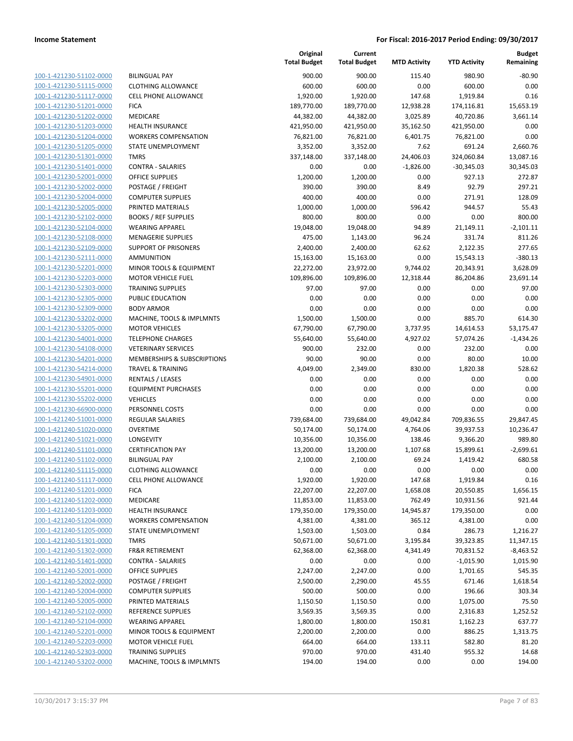| | | Original Total Budget | Current Total Budget | MTD Activity | YTD Activity | Budget Remaining |
|---|---|---|---|---|---|---|
| 100-1-421230-51102-0000 | BILINGUAL PAY | 900.00 | 900.00 | 115.40 | 980.90 | -80.90 |
| 100-1-421230-51115-0000 | CLOTHING ALLOWANCE | 600.00 | 600.00 | 0.00 | 600.00 | 0.00 |
| 100-1-421230-51117-0000 | CELL PHONE ALLOWANCE | 1,920.00 | 1,920.00 | 147.68 | 1,919.84 | 0.16 |
| 100-1-421230-51201-0000 | FICA | 189,770.00 | 189,770.00 | 12,938.28 | 174,116.81 | 15,653.19 |
| 100-1-421230-51202-0000 | MEDICARE | 44,382.00 | 44,382.00 | 3,025.89 | 40,720.86 | 3,661.14 |
| 100-1-421230-51203-0000 | HEALTH INSURANCE | 421,950.00 | 421,950.00 | 35,162.50 | 421,950.00 | 0.00 |
| 100-1-421230-51204-0000 | WORKERS COMPENSATION | 76,821.00 | 76,821.00 | 6,401.75 | 76,821.00 | 0.00 |
| 100-1-421230-51205-0000 | STATE UNEMPLOYMENT | 3,352.00 | 3,352.00 | 7.62 | 691.24 | 2,660.76 |
| 100-1-421230-51301-0000 | TMRS | 337,148.00 | 337,148.00 | 24,406.03 | 324,060.84 | 13,087.16 |
| 100-1-421230-51401-0000 | CONTRA - SALARIES | 0.00 | 0.00 | -1,826.00 | -30,345.03 | 30,345.03 |
| 100-1-421230-52001-0000 | OFFICE SUPPLIES | 1,200.00 | 1,200.00 | 0.00 | 927.13 | 272.87 |
| 100-1-421230-52002-0000 | POSTAGE / FREIGHT | 390.00 | 390.00 | 8.49 | 92.79 | 297.21 |
| 100-1-421230-52004-0000 | COMPUTER SUPPLIES | 400.00 | 400.00 | 0.00 | 271.91 | 128.09 |
| 100-1-421230-52005-0000 | PRINTED MATERIALS | 1,000.00 | 1,000.00 | 596.42 | 944.57 | 55.43 |
| 100-1-421230-52102-0000 | BOOKS / REF SUPPLIES | 800.00 | 800.00 | 0.00 | 0.00 | 800.00 |
| 100-1-421230-52104-0000 | WEARING APPAREL | 19,048.00 | 19,048.00 | 94.89 | 21,149.11 | -2,101.11 |
| 100-1-421230-52108-0000 | MENAGERIE SUPPLIES | 475.00 | 1,143.00 | 96.24 | 331.74 | 811.26 |
| 100-1-421230-52109-0000 | SUPPORT OF PRISONERS | 2,400.00 | 2,400.00 | 62.62 | 2,122.35 | 277.65 |
| 100-1-421230-52111-0000 | AMMUNITION | 15,163.00 | 15,163.00 | 0.00 | 15,543.13 | -380.13 |
| 100-1-421230-52201-0000 | MINOR TOOLS & EQUIPMENT | 22,272.00 | 23,972.00 | 9,744.02 | 20,343.91 | 3,628.09 |
| 100-1-421230-52203-0000 | MOTOR VEHICLE FUEL | 109,896.00 | 109,896.00 | 12,318.44 | 86,204.86 | 23,691.14 |
| 100-1-421230-52303-0000 | TRAINING SUPPLIES | 97.00 | 97.00 | 0.00 | 0.00 | 97.00 |
| 100-1-421230-52305-0000 | PUBLIC EDUCATION | 0.00 | 0.00 | 0.00 | 0.00 | 0.00 |
| 100-1-421230-52309-0000 | BODY ARMOR | 0.00 | 0.00 | 0.00 | 0.00 | 0.00 |
| 100-1-421230-53202-0000 | MACHINE, TOOLS & IMPLMNTS | 1,500.00 | 1,500.00 | 0.00 | 885.70 | 614.30 |
| 100-1-421230-53205-0000 | MOTOR VEHICLES | 67,790.00 | 67,790.00 | 3,737.95 | 14,614.53 | 53,175.47 |
| 100-1-421230-54001-0000 | TELEPHONE CHARGES | 55,640.00 | 55,640.00 | 4,927.02 | 57,074.26 | -1,434.26 |
| 100-1-421230-54108-0000 | VETERINARY SERVICES | 900.00 | 232.00 | 0.00 | 232.00 | 0.00 |
| 100-1-421230-54201-0000 | MEMBERSHIPS & SUBSCRIPTIONS | 90.00 | 90.00 | 0.00 | 80.00 | 10.00 |
| 100-1-421230-54214-0000 | TRAVEL & TRAINING | 4,049.00 | 2,349.00 | 830.00 | 1,820.38 | 528.62 |
| 100-1-421230-54901-0000 | RENTALS / LEASES | 0.00 | 0.00 | 0.00 | 0.00 | 0.00 |
| 100-1-421230-55201-0000 | EQUIPMENT PURCHASES | 0.00 | 0.00 | 0.00 | 0.00 | 0.00 |
| 100-1-421230-55202-0000 | VEHICLES | 0.00 | 0.00 | 0.00 | 0.00 | 0.00 |
| 100-1-421230-66900-0000 | PERSONNEL COSTS | 0.00 | 0.00 | 0.00 | 0.00 | 0.00 |
| 100-1-421240-51001-0000 | REGULAR SALARIES | 739,684.00 | 739,684.00 | 49,042.84 | 709,836.55 | 29,847.45 |
| 100-1-421240-51020-0000 | OVERTIME | 50,174.00 | 50,174.00 | 4,764.06 | 39,937.53 | 10,236.47 |
| 100-1-421240-51021-0000 | LONGEVITY | 10,356.00 | 10,356.00 | 138.46 | 9,366.20 | 989.80 |
| 100-1-421240-51101-0000 | CERTIFICATION PAY | 13,200.00 | 13,200.00 | 1,107.68 | 15,899.61 | -2,699.61 |
| 100-1-421240-51102-0000 | BILINGUAL PAY | 2,100.00 | 2,100.00 | 69.24 | 1,419.42 | 680.58 |
| 100-1-421240-51115-0000 | CLOTHING ALLOWANCE | 0.00 | 0.00 | 0.00 | 0.00 | 0.00 |
| 100-1-421240-51117-0000 | CELL PHONE ALLOWANCE | 1,920.00 | 1,920.00 | 147.68 | 1,919.84 | 0.16 |
| 100-1-421240-51201-0000 | FICA | 22,207.00 | 22,207.00 | 1,658.08 | 20,550.85 | 1,656.15 |
| 100-1-421240-51202-0000 | MEDICARE | 11,853.00 | 11,853.00 | 762.49 | 10,931.56 | 921.44 |
| 100-1-421240-51203-0000 | HEALTH INSURANCE | 179,350.00 | 179,350.00 | 14,945.87 | 179,350.00 | 0.00 |
| 100-1-421240-51204-0000 | WORKERS COMPENSATION | 4,381.00 | 4,381.00 | 365.12 | 4,381.00 | 0.00 |
| 100-1-421240-51205-0000 | STATE UNEMPLOYMENT | 1,503.00 | 1,503.00 | 0.84 | 286.73 | 1,216.27 |
| 100-1-421240-51301-0000 | TMRS | 50,671.00 | 50,671.00 | 3,195.84 | 39,323.85 | 11,347.15 |
| 100-1-421240-51302-0000 | FR&R RETIREMENT | 62,368.00 | 62,368.00 | 4,341.49 | 70,831.52 | -8,463.52 |
| 100-1-421240-51401-0000 | CONTRA - SALARIES | 0.00 | 0.00 | 0.00 | -1,015.90 | 1,015.90 |
| 100-1-421240-52001-0000 | OFFICE SUPPLIES | 2,247.00 | 2,247.00 | 0.00 | 1,701.65 | 545.35 |
| 100-1-421240-52002-0000 | POSTAGE / FREIGHT | 2,500.00 | 2,290.00 | 45.55 | 671.46 | 1,618.54 |
| 100-1-421240-52004-0000 | COMPUTER SUPPLIES | 500.00 | 500.00 | 0.00 | 196.66 | 303.34 |
| 100-1-421240-52005-0000 | PRINTED MATERIALS | 1,150.50 | 1,150.50 | 0.00 | 1,075.00 | 75.50 |
| 100-1-421240-52102-0000 | REFERENCE SUPPLIES | 3,569.35 | 3,569.35 | 0.00 | 2,316.83 | 1,252.52 |
| 100-1-421240-52104-0000 | WEARING APPAREL | 1,800.00 | 1,800.00 | 150.81 | 1,162.23 | 637.77 |
| 100-1-421240-52201-0000 | MINOR TOOLS & EQUIPMENT | 2,200.00 | 2,200.00 | 0.00 | 886.25 | 1,313.75 |
| 100-1-421240-52203-0000 | MOTOR VEHICLE FUEL | 664.00 | 664.00 | 133.11 | 582.80 | 81.20 |
| 100-1-421240-52303-0000 | TRAINING SUPPLIES | 970.00 | 970.00 | 431.40 | 955.32 | 14.68 |
| 100-1-421240-53202-0000 | MACHINE, TOOLS & IMPLMNTS | 194.00 | 194.00 | 0.00 | 0.00 | 194.00 |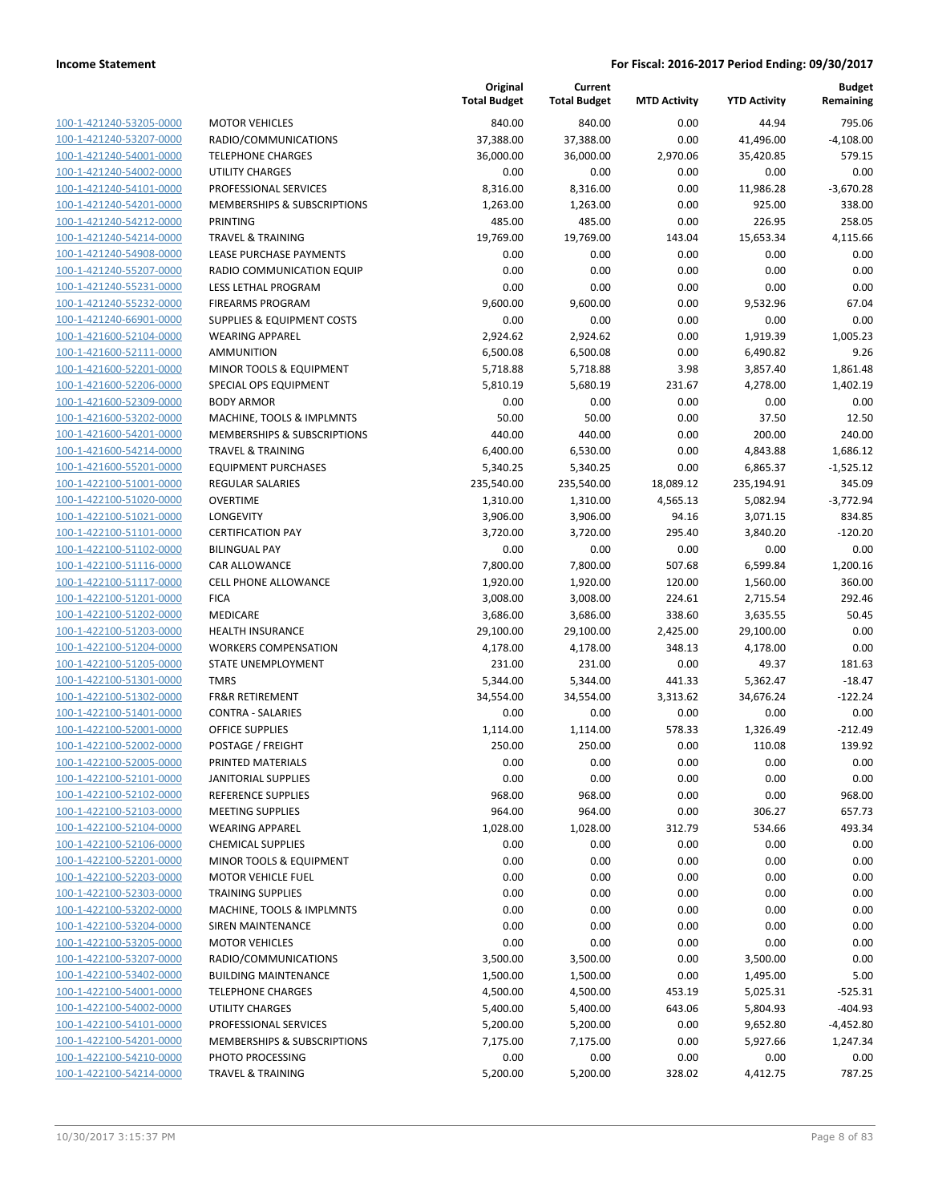| | | Original Total Budget | Current Total Budget | MTD Activity | YTD Activity | Budget Remaining |
|---|---|---|---|---|---|---|
| 100-1-421240-53205-0000 | MOTOR VEHICLES | 840.00 | 840.00 | 0.00 | 44.94 | 795.06 |
| 100-1-421240-53207-0000 | RADIO/COMMUNICATIONS | 37,388.00 | 37,388.00 | 0.00 | 41,496.00 | -4,108.00 |
| 100-1-421240-54001-0000 | TELEPHONE CHARGES | 36,000.00 | 36,000.00 | 2,970.06 | 35,420.85 | 579.15 |
| 100-1-421240-54002-0000 | UTILITY CHARGES | 0.00 | 0.00 | 0.00 | 0.00 | 0.00 |
| 100-1-421240-54101-0000 | PROFESSIONAL SERVICES | 8,316.00 | 8,316.00 | 0.00 | 11,986.28 | -3,670.28 |
| 100-1-421240-54201-0000 | MEMBERSHIPS & SUBSCRIPTIONS | 1,263.00 | 1,263.00 | 0.00 | 925.00 | 338.00 |
| 100-1-421240-54212-0000 | PRINTING | 485.00 | 485.00 | 0.00 | 226.95 | 258.05 |
| 100-1-421240-54214-0000 | TRAVEL & TRAINING | 19,769.00 | 19,769.00 | 143.04 | 15,653.34 | 4,115.66 |
| 100-1-421240-54908-0000 | LEASE PURCHASE PAYMENTS | 0.00 | 0.00 | 0.00 | 0.00 | 0.00 |
| 100-1-421240-55207-0000 | RADIO COMMUNICATION EQUIP | 0.00 | 0.00 | 0.00 | 0.00 | 0.00 |
| 100-1-421240-55231-0000 | LESS LETHAL PROGRAM | 0.00 | 0.00 | 0.00 | 0.00 | 0.00 |
| 100-1-421240-55232-0000 | FIREARMS PROGRAM | 9,600.00 | 9,600.00 | 0.00 | 9,532.96 | 67.04 |
| 100-1-421240-66901-0000 | SUPPLIES & EQUIPMENT COSTS | 0.00 | 0.00 | 0.00 | 0.00 | 0.00 |
| 100-1-421600-52104-0000 | WEARING APPAREL | 2,924.62 | 2,924.62 | 0.00 | 1,919.39 | 1,005.23 |
| 100-1-421600-52111-0000 | AMMUNITION | 6,500.08 | 6,500.08 | 0.00 | 6,490.82 | 9.26 |
| 100-1-421600-52201-0000 | MINOR TOOLS & EQUIPMENT | 5,718.88 | 5,718.88 | 3.98 | 3,857.40 | 1,861.48 |
| 100-1-421600-52206-0000 | SPECIAL OPS EQUIPMENT | 5,810.19 | 5,680.19 | 231.67 | 4,278.00 | 1,402.19 |
| 100-1-421600-52309-0000 | BODY ARMOR | 0.00 | 0.00 | 0.00 | 0.00 | 0.00 |
| 100-1-421600-53202-0000 | MACHINE, TOOLS & IMPLMNTS | 50.00 | 50.00 | 0.00 | 37.50 | 12.50 |
| 100-1-421600-54201-0000 | MEMBERSHIPS & SUBSCRIPTIONS | 440.00 | 440.00 | 0.00 | 200.00 | 240.00 |
| 100-1-421600-54214-0000 | TRAVEL & TRAINING | 6,400.00 | 6,530.00 | 0.00 | 4,843.88 | 1,686.12 |
| 100-1-421600-55201-0000 | EQUIPMENT PURCHASES | 5,340.25 | 5,340.25 | 0.00 | 6,865.37 | -1,525.12 |
| 100-1-422100-51001-0000 | REGULAR SALARIES | 235,540.00 | 235,540.00 | 18,089.12 | 235,194.91 | 345.09 |
| 100-1-422100-51020-0000 | OVERTIME | 1,310.00 | 1,310.00 | 4,565.13 | 5,082.94 | -3,772.94 |
| 100-1-422100-51021-0000 | LONGEVITY | 3,906.00 | 3,906.00 | 94.16 | 3,071.15 | 834.85 |
| 100-1-422100-51101-0000 | CERTIFICATION PAY | 3,720.00 | 3,720.00 | 295.40 | 3,840.20 | -120.20 |
| 100-1-422100-51102-0000 | BILINGUAL PAY | 0.00 | 0.00 | 0.00 | 0.00 | 0.00 |
| 100-1-422100-51116-0000 | CAR ALLOWANCE | 7,800.00 | 7,800.00 | 507.68 | 6,599.84 | 1,200.16 |
| 100-1-422100-51117-0000 | CELL PHONE ALLOWANCE | 1,920.00 | 1,920.00 | 120.00 | 1,560.00 | 360.00 |
| 100-1-422100-51201-0000 | FICA | 3,008.00 | 3,008.00 | 224.61 | 2,715.54 | 292.46 |
| 100-1-422100-51202-0000 | MEDICARE | 3,686.00 | 3,686.00 | 338.60 | 3,635.55 | 50.45 |
| 100-1-422100-51203-0000 | HEALTH INSURANCE | 29,100.00 | 29,100.00 | 2,425.00 | 29,100.00 | 0.00 |
| 100-1-422100-51204-0000 | WORKERS COMPENSATION | 4,178.00 | 4,178.00 | 348.13 | 4,178.00 | 0.00 |
| 100-1-422100-51205-0000 | STATE UNEMPLOYMENT | 231.00 | 231.00 | 0.00 | 49.37 | 181.63 |
| 100-1-422100-51301-0000 | TMRS | 5,344.00 | 5,344.00 | 441.33 | 5,362.47 | -18.47 |
| 100-1-422100-51302-0000 | FR&R RETIREMENT | 34,554.00 | 34,554.00 | 3,313.62 | 34,676.24 | -122.24 |
| 100-1-422100-51401-0000 | CONTRA - SALARIES | 0.00 | 0.00 | 0.00 | 0.00 | 0.00 |
| 100-1-422100-52001-0000 | OFFICE SUPPLIES | 1,114.00 | 1,114.00 | 578.33 | 1,326.49 | -212.49 |
| 100-1-422100-52002-0000 | POSTAGE / FREIGHT | 250.00 | 250.00 | 0.00 | 110.08 | 139.92 |
| 100-1-422100-52005-0000 | PRINTED MATERIALS | 0.00 | 0.00 | 0.00 | 0.00 | 0.00 |
| 100-1-422100-52101-0000 | JANITORIAL SUPPLIES | 0.00 | 0.00 | 0.00 | 0.00 | 0.00 |
| 100-1-422100-52102-0000 | REFERENCE SUPPLIES | 968.00 | 968.00 | 0.00 | 0.00 | 968.00 |
| 100-1-422100-52103-0000 | MEETING SUPPLIES | 964.00 | 964.00 | 0.00 | 306.27 | 657.73 |
| 100-1-422100-52104-0000 | WEARING APPAREL | 1,028.00 | 1,028.00 | 312.79 | 534.66 | 493.34 |
| 100-1-422100-52106-0000 | CHEMICAL SUPPLIES | 0.00 | 0.00 | 0.00 | 0.00 | 0.00 |
| 100-1-422100-52201-0000 | MINOR TOOLS & EQUIPMENT | 0.00 | 0.00 | 0.00 | 0.00 | 0.00 |
| 100-1-422100-52203-0000 | MOTOR VEHICLE FUEL | 0.00 | 0.00 | 0.00 | 0.00 | 0.00 |
| 100-1-422100-52303-0000 | TRAINING SUPPLIES | 0.00 | 0.00 | 0.00 | 0.00 | 0.00 |
| 100-1-422100-53202-0000 | MACHINE, TOOLS & IMPLMNTS | 0.00 | 0.00 | 0.00 | 0.00 | 0.00 |
| 100-1-422100-53204-0000 | SIREN MAINTENANCE | 0.00 | 0.00 | 0.00 | 0.00 | 0.00 |
| 100-1-422100-53205-0000 | MOTOR VEHICLES | 0.00 | 0.00 | 0.00 | 0.00 | 0.00 |
| 100-1-422100-53207-0000 | RADIO/COMMUNICATIONS | 3,500.00 | 3,500.00 | 0.00 | 3,500.00 | 0.00 |
| 100-1-422100-53402-0000 | BUILDING MAINTENANCE | 1,500.00 | 1,500.00 | 0.00 | 1,495.00 | 5.00 |
| 100-1-422100-54001-0000 | TELEPHONE CHARGES | 4,500.00 | 4,500.00 | 453.19 | 5,025.31 | -525.31 |
| 100-1-422100-54002-0000 | UTILITY CHARGES | 5,400.00 | 5,400.00 | 643.06 | 5,804.93 | -404.93 |
| 100-1-422100-54101-0000 | PROFESSIONAL SERVICES | 5,200.00 | 5,200.00 | 0.00 | 9,652.80 | -4,452.80 |
| 100-1-422100-54201-0000 | MEMBERSHIPS & SUBSCRIPTIONS | 7,175.00 | 7,175.00 | 0.00 | 5,927.66 | 1,247.34 |
| 100-1-422100-54210-0000 | PHOTO PROCESSING | 0.00 | 0.00 | 0.00 | 0.00 | 0.00 |
| 100-1-422100-54214-0000 | TRAVEL & TRAINING | 5,200.00 | 5,200.00 | 328.02 | 4,412.75 | 787.25 |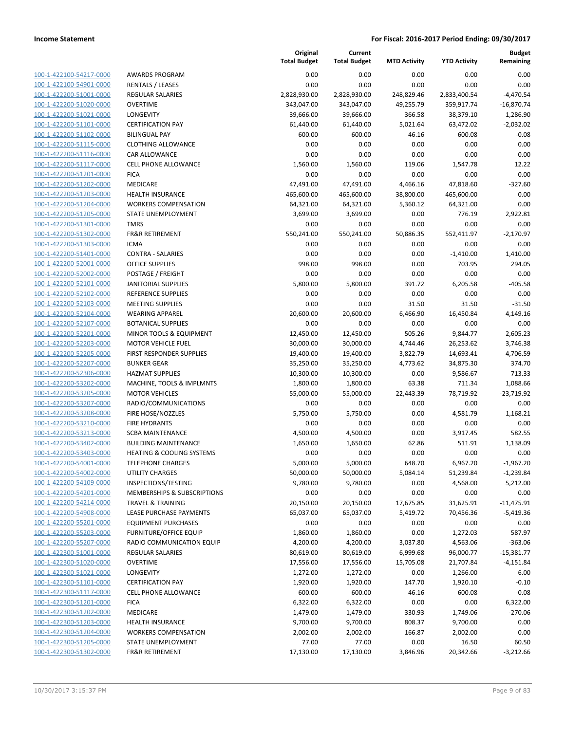**Income Statement** **For Fiscal: 2016-2017 Period Ending: 09/30/2017**

| | | Original Total Budget | Current Total Budget | MTD Activity | YTD Activity | Budget Remaining |
|---|---|---|---|---|---|---|
| 100-1-422100-54217-0000 | AWARDS PROGRAM | 0.00 | 0.00 | 0.00 | 0.00 | 0.00 |
| 100-1-422100-54901-0000 | RENTALS / LEASES | 0.00 | 0.00 | 0.00 | 0.00 | 0.00 |
| 100-1-422200-51001-0000 | REGULAR SALARIES | 2,828,930.00 | 2,828,930.00 | 248,829.46 | 2,833,400.54 | -4,470.54 |
| 100-1-422200-51020-0000 | OVERTIME | 343,047.00 | 343,047.00 | 49,255.79 | 359,917.74 | -16,870.74 |
| 100-1-422200-51021-0000 | LONGEVITY | 39,666.00 | 39,666.00 | 366.58 | 38,379.10 | 1,286.90 |
| 100-1-422200-51101-0000 | CERTIFICATION PAY | 61,440.00 | 61,440.00 | 5,021.64 | 63,472.02 | -2,032.02 |
| 100-1-422200-51102-0000 | BILINGUAL PAY | 600.00 | 600.00 | 46.16 | 600.08 | -0.08 |
| 100-1-422200-51115-0000 | CLOTHING ALLOWANCE | 0.00 | 0.00 | 0.00 | 0.00 | 0.00 |
| 100-1-422200-51116-0000 | CAR ALLOWANCE | 0.00 | 0.00 | 0.00 | 0.00 | 0.00 |
| 100-1-422200-51117-0000 | CELL PHONE ALLOWANCE | 1,560.00 | 1,560.00 | 119.06 | 1,547.78 | 12.22 |
| 100-1-422200-51201-0000 | FICA | 0.00 | 0.00 | 0.00 | 0.00 | 0.00 |
| 100-1-422200-51202-0000 | MEDICARE | 47,491.00 | 47,491.00 | 4,466.16 | 47,818.60 | -327.60 |
| 100-1-422200-51203-0000 | HEALTH INSURANCE | 465,600.00 | 465,600.00 | 38,800.00 | 465,600.00 | 0.00 |
| 100-1-422200-51204-0000 | WORKERS COMPENSATION | 64,321.00 | 64,321.00 | 5,360.12 | 64,321.00 | 0.00 |
| 100-1-422200-51205-0000 | STATE UNEMPLOYMENT | 3,699.00 | 3,699.00 | 0.00 | 776.19 | 2,922.81 |
| 100-1-422200-51301-0000 | TMRS | 0.00 | 0.00 | 0.00 | 0.00 | 0.00 |
| 100-1-422200-51302-0000 | FR&R RETIREMENT | 550,241.00 | 550,241.00 | 50,886.35 | 552,411.97 | -2,170.97 |
| 100-1-422200-51303-0000 | ICMA | 0.00 | 0.00 | 0.00 | 0.00 | 0.00 |
| 100-1-422200-51401-0000 | CONTRA - SALARIES | 0.00 | 0.00 | 0.00 | -1,410.00 | 1,410.00 |
| 100-1-422200-52001-0000 | OFFICE SUPPLIES | 998.00 | 998.00 | 0.00 | 703.95 | 294.05 |
| 100-1-422200-52002-0000 | POSTAGE / FREIGHT | 0.00 | 0.00 | 0.00 | 0.00 | 0.00 |
| 100-1-422200-52101-0000 | JANITORIAL SUPPLIES | 5,800.00 | 5,800.00 | 391.72 | 6,205.58 | -405.58 |
| 100-1-422200-52102-0000 | REFERENCE SUPPLIES | 0.00 | 0.00 | 0.00 | 0.00 | 0.00 |
| 100-1-422200-52103-0000 | MEETING SUPPLIES | 0.00 | 0.00 | 31.50 | 31.50 | -31.50 |
| 100-1-422200-52104-0000 | WEARING APPAREL | 20,600.00 | 20,600.00 | 6,466.90 | 16,450.84 | 4,149.16 |
| 100-1-422200-52107-0000 | BOTANICAL SUPPLIES | 0.00 | 0.00 | 0.00 | 0.00 | 0.00 |
| 100-1-422200-52201-0000 | MINOR TOOLS & EQUIPMENT | 12,450.00 | 12,450.00 | 505.26 | 9,844.77 | 2,605.23 |
| 100-1-422200-52203-0000 | MOTOR VEHICLE FUEL | 30,000.00 | 30,000.00 | 4,744.46 | 26,253.62 | 3,746.38 |
| 100-1-422200-52205-0000 | FIRST RESPONDER SUPPLIES | 19,400.00 | 19,400.00 | 3,822.79 | 14,693.41 | 4,706.59 |
| 100-1-422200-52207-0000 | BUNKER GEAR | 35,250.00 | 35,250.00 | 4,773.62 | 34,875.30 | 374.70 |
| 100-1-422200-52306-0000 | HAZMAT SUPPLIES | 10,300.00 | 10,300.00 | 0.00 | 9,586.67 | 713.33 |
| 100-1-422200-53202-0000 | MACHINE, TOOLS & IMPLMNTS | 1,800.00 | 1,800.00 | 63.38 | 711.34 | 1,088.66 |
| 100-1-422200-53205-0000 | MOTOR VEHICLES | 55,000.00 | 55,000.00 | 22,443.39 | 78,719.92 | -23,719.92 |
| 100-1-422200-53207-0000 | RADIO/COMMUNICATIONS | 0.00 | 0.00 | 0.00 | 0.00 | 0.00 |
| 100-1-422200-53208-0000 | FIRE HOSE/NOZZLES | 5,750.00 | 5,750.00 | 0.00 | 4,581.79 | 1,168.21 |
| 100-1-422200-53210-0000 | FIRE HYDRANTS | 0.00 | 0.00 | 0.00 | 0.00 | 0.00 |
| 100-1-422200-53213-0000 | SCBA MAINTENANCE | 4,500.00 | 4,500.00 | 0.00 | 3,917.45 | 582.55 |
| 100-1-422200-53402-0000 | BUILDING MAINTENANCE | 1,650.00 | 1,650.00 | 62.86 | 511.91 | 1,138.09 |
| 100-1-422200-53403-0000 | HEATING & COOLING SYSTEMS | 0.00 | 0.00 | 0.00 | 0.00 | 0.00 |
| 100-1-422200-54001-0000 | TELEPHONE CHARGES | 5,000.00 | 5,000.00 | 648.70 | 6,967.20 | -1,967.20 |
| 100-1-422200-54002-0000 | UTILITY CHARGES | 50,000.00 | 50,000.00 | 5,084.14 | 51,239.84 | -1,239.84 |
| 100-1-422200-54109-0000 | INSPECTIONS/TESTING | 9,780.00 | 9,780.00 | 0.00 | 4,568.00 | 5,212.00 |
| 100-1-422200-54201-0000 | MEMBERSHIPS & SUBSCRIPTIONS | 0.00 | 0.00 | 0.00 | 0.00 | 0.00 |
| 100-1-422200-54214-0000 | TRAVEL & TRAINING | 20,150.00 | 20,150.00 | 17,675.85 | 31,625.91 | -11,475.91 |
| 100-1-422200-54908-0000 | LEASE PURCHASE PAYMENTS | 65,037.00 | 65,037.00 | 5,419.72 | 70,456.36 | -5,419.36 |
| 100-1-422200-55201-0000 | EQUIPMENT PURCHASES | 0.00 | 0.00 | 0.00 | 0.00 | 0.00 |
| 100-1-422200-55203-0000 | FURNITURE/OFFICE EQUIP | 1,860.00 | 1,860.00 | 0.00 | 1,272.03 | 587.97 |
| 100-1-422200-55207-0000 | RADIO COMMUNICATION EQUIP | 4,200.00 | 4,200.00 | 3,037.80 | 4,563.06 | -363.06 |
| 100-1-422300-51001-0000 | REGULAR SALARIES | 80,619.00 | 80,619.00 | 6,999.68 | 96,000.77 | -15,381.77 |
| 100-1-422300-51020-0000 | OVERTIME | 17,556.00 | 17,556.00 | 15,705.08 | 21,707.84 | -4,151.84 |
| 100-1-422300-51021-0000 | LONGEVITY | 1,272.00 | 1,272.00 | 0.00 | 1,266.00 | 6.00 |
| 100-1-422300-51101-0000 | CERTIFICATION PAY | 1,920.00 | 1,920.00 | 147.70 | 1,920.10 | -0.10 |
| 100-1-422300-51117-0000 | CELL PHONE ALLOWANCE | 600.00 | 600.00 | 46.16 | 600.08 | -0.08 |
| 100-1-422300-51201-0000 | FICA | 6,322.00 | 6,322.00 | 0.00 | 0.00 | 6,322.00 |
| 100-1-422300-51202-0000 | MEDICARE | 1,479.00 | 1,479.00 | 330.93 | 1,749.06 | -270.06 |
| 100-1-422300-51203-0000 | HEALTH INSURANCE | 9,700.00 | 9,700.00 | 808.37 | 9,700.00 | 0.00 |
| 100-1-422300-51204-0000 | WORKERS COMPENSATION | 2,002.00 | 2,002.00 | 166.87 | 2,002.00 | 0.00 |
| 100-1-422300-51205-0000 | STATE UNEMPLOYMENT | 77.00 | 77.00 | 0.00 | 16.50 | 60.50 |
| 100-1-422300-51302-0000 | FR&R RETIREMENT | 17,130.00 | 17,130.00 | 3,846.96 | 20,342.66 | -3,212.66 |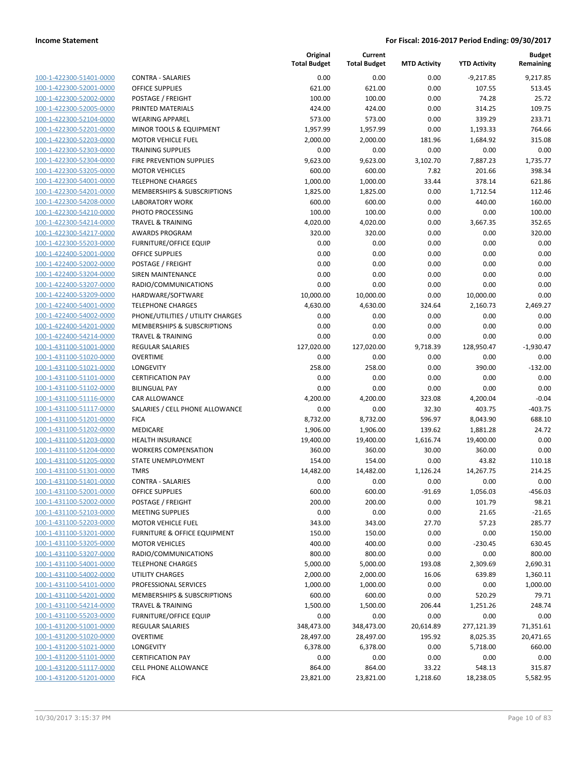| | | Original Total Budget | Current Total Budget | MTD Activity | YTD Activity | Budget Remaining |
|---|---|---|---|---|---|---|
| 100-1-422300-51401-0000 | CONTRA - SALARIES | 0.00 | 0.00 | 0.00 | -9,217.85 | 9,217.85 |
| 100-1-422300-52001-0000 | OFFICE SUPPLIES | 621.00 | 621.00 | 0.00 | 107.55 | 513.45 |
| 100-1-422300-52002-0000 | POSTAGE / FREIGHT | 100.00 | 100.00 | 0.00 | 74.28 | 25.72 |
| 100-1-422300-52005-0000 | PRINTED MATERIALS | 424.00 | 424.00 | 0.00 | 314.25 | 109.75 |
| 100-1-422300-52104-0000 | WEARING APPAREL | 573.00 | 573.00 | 0.00 | 339.29 | 233.71 |
| 100-1-422300-52201-0000 | MINOR TOOLS & EQUIPMENT | 1,957.99 | 1,957.99 | 0.00 | 1,193.33 | 764.66 |
| 100-1-422300-52203-0000 | MOTOR VEHICLE FUEL | 2,000.00 | 2,000.00 | 181.96 | 1,684.92 | 315.08 |
| 100-1-422300-52303-0000 | TRAINING SUPPLIES | 0.00 | 0.00 | 0.00 | 0.00 | 0.00 |
| 100-1-422300-52304-0000 | FIRE PREVENTION SUPPLIES | 9,623.00 | 9,623.00 | 3,102.70 | 7,887.23 | 1,735.77 |
| 100-1-422300-53205-0000 | MOTOR VEHICLES | 600.00 | 600.00 | 7.82 | 201.66 | 398.34 |
| 100-1-422300-54001-0000 | TELEPHONE CHARGES | 1,000.00 | 1,000.00 | 33.44 | 378.14 | 621.86 |
| 100-1-422300-54201-0000 | MEMBERSHIPS & SUBSCRIPTIONS | 1,825.00 | 1,825.00 | 0.00 | 1,712.54 | 112.46 |
| 100-1-422300-54208-0000 | LABORATORY WORK | 600.00 | 600.00 | 0.00 | 440.00 | 160.00 |
| 100-1-422300-54210-0000 | PHOTO PROCESSING | 100.00 | 100.00 | 0.00 | 0.00 | 100.00 |
| 100-1-422300-54214-0000 | TRAVEL & TRAINING | 4,020.00 | 4,020.00 | 0.00 | 3,667.35 | 352.65 |
| 100-1-422300-54217-0000 | AWARDS PROGRAM | 320.00 | 320.00 | 0.00 | 0.00 | 320.00 |
| 100-1-422300-55203-0000 | FURNITURE/OFFICE EQUIP | 0.00 | 0.00 | 0.00 | 0.00 | 0.00 |
| 100-1-422400-52001-0000 | OFFICE SUPPLIES | 0.00 | 0.00 | 0.00 | 0.00 | 0.00 |
| 100-1-422400-52002-0000 | POSTAGE / FREIGHT | 0.00 | 0.00 | 0.00 | 0.00 | 0.00 |
| 100-1-422400-53204-0000 | SIREN MAINTENANCE | 0.00 | 0.00 | 0.00 | 0.00 | 0.00 |
| 100-1-422400-53207-0000 | RADIO/COMMUNICATIONS | 0.00 | 0.00 | 0.00 | 0.00 | 0.00 |
| 100-1-422400-53209-0000 | HARDWARE/SOFTWARE | 10,000.00 | 10,000.00 | 0.00 | 10,000.00 | 0.00 |
| 100-1-422400-54001-0000 | TELEPHONE CHARGES | 4,630.00 | 4,630.00 | 324.64 | 2,160.73 | 2,469.27 |
| 100-1-422400-54002-0000 | PHONE/UTILITIES / UTILITY CHARGES | 0.00 | 0.00 | 0.00 | 0.00 | 0.00 |
| 100-1-422400-54201-0000 | MEMBERSHIPS & SUBSCRIPTIONS | 0.00 | 0.00 | 0.00 | 0.00 | 0.00 |
| 100-1-422400-54214-0000 | TRAVEL & TRAINING | 0.00 | 0.00 | 0.00 | 0.00 | 0.00 |
| 100-1-431100-51001-0000 | REGULAR SALARIES | 127,020.00 | 127,020.00 | 9,718.39 | 128,950.47 | -1,930.47 |
| 100-1-431100-51020-0000 | OVERTIME | 0.00 | 0.00 | 0.00 | 0.00 | 0.00 |
| 100-1-431100-51021-0000 | LONGEVITY | 258.00 | 258.00 | 0.00 | 390.00 | -132.00 |
| 100-1-431100-51101-0000 | CERTIFICATION PAY | 0.00 | 0.00 | 0.00 | 0.00 | 0.00 |
| 100-1-431100-51102-0000 | BILINGUAL PAY | 0.00 | 0.00 | 0.00 | 0.00 | 0.00 |
| 100-1-431100-51116-0000 | CAR ALLOWANCE | 4,200.00 | 4,200.00 | 323.08 | 4,200.04 | -0.04 |
| 100-1-431100-51117-0000 | SALARIES / CELL PHONE ALLOWANCE | 0.00 | 0.00 | 32.30 | 403.75 | -403.75 |
| 100-1-431100-51201-0000 | FICA | 8,732.00 | 8,732.00 | 596.97 | 8,043.90 | 688.10 |
| 100-1-431100-51202-0000 | MEDICARE | 1,906.00 | 1,906.00 | 139.62 | 1,881.28 | 24.72 |
| 100-1-431100-51203-0000 | HEALTH INSURANCE | 19,400.00 | 19,400.00 | 1,616.74 | 19,400.00 | 0.00 |
| 100-1-431100-51204-0000 | WORKERS COMPENSATION | 360.00 | 360.00 | 30.00 | 360.00 | 0.00 |
| 100-1-431100-51205-0000 | STATE UNEMPLOYMENT | 154.00 | 154.00 | 0.00 | 43.82 | 110.18 |
| 100-1-431100-51301-0000 | TMRS | 14,482.00 | 14,482.00 | 1,126.24 | 14,267.75 | 214.25 |
| 100-1-431100-51401-0000 | CONTRA - SALARIES | 0.00 | 0.00 | 0.00 | 0.00 | 0.00 |
| 100-1-431100-52001-0000 | OFFICE SUPPLIES | 600.00 | 600.00 | -91.69 | 1,056.03 | -456.03 |
| 100-1-431100-52002-0000 | POSTAGE / FREIGHT | 200.00 | 200.00 | 0.00 | 101.79 | 98.21 |
| 100-1-431100-52103-0000 | MEETING SUPPLIES | 0.00 | 0.00 | 0.00 | 21.65 | -21.65 |
| 100-1-431100-52203-0000 | MOTOR VEHICLE FUEL | 343.00 | 343.00 | 27.70 | 57.23 | 285.77 |
| 100-1-431100-53201-0000 | FURNITURE & OFFICE EQUIPMENT | 150.00 | 150.00 | 0.00 | 0.00 | 150.00 |
| 100-1-431100-53205-0000 | MOTOR VEHICLES | 400.00 | 400.00 | 0.00 | -230.45 | 630.45 |
| 100-1-431100-53207-0000 | RADIO/COMMUNICATIONS | 800.00 | 800.00 | 0.00 | 0.00 | 800.00 |
| 100-1-431100-54001-0000 | TELEPHONE CHARGES | 5,000.00 | 5,000.00 | 193.08 | 2,309.69 | 2,690.31 |
| 100-1-431100-54002-0000 | UTILITY CHARGES | 2,000.00 | 2,000.00 | 16.06 | 639.89 | 1,360.11 |
| 100-1-431100-54101-0000 | PROFESSIONAL SERVICES | 1,000.00 | 1,000.00 | 0.00 | 0.00 | 1,000.00 |
| 100-1-431100-54201-0000 | MEMBERSHIPS & SUBSCRIPTIONS | 600.00 | 600.00 | 0.00 | 520.29 | 79.71 |
| 100-1-431100-54214-0000 | TRAVEL & TRAINING | 1,500.00 | 1,500.00 | 206.44 | 1,251.26 | 248.74 |
| 100-1-431100-55203-0000 | FURNITURE/OFFICE EQUIP | 0.00 | 0.00 | 0.00 | 0.00 | 0.00 |
| 100-1-431200-51001-0000 | REGULAR SALARIES | 348,473.00 | 348,473.00 | 20,614.89 | 277,121.39 | 71,351.61 |
| 100-1-431200-51020-0000 | OVERTIME | 28,497.00 | 28,497.00 | 195.92 | 8,025.35 | 20,471.65 |
| 100-1-431200-51021-0000 | LONGEVITY | 6,378.00 | 6,378.00 | 0.00 | 5,718.00 | 660.00 |
| 100-1-431200-51101-0000 | CERTIFICATION PAY | 0.00 | 0.00 | 0.00 | 0.00 | 0.00 |
| 100-1-431200-51117-0000 | CELL PHONE ALLOWANCE | 864.00 | 864.00 | 33.22 | 548.13 | 315.87 |
| 100-1-431200-51201-0000 | FICA | 23,821.00 | 23,821.00 | 1,218.60 | 18,238.05 | 5,582.95 |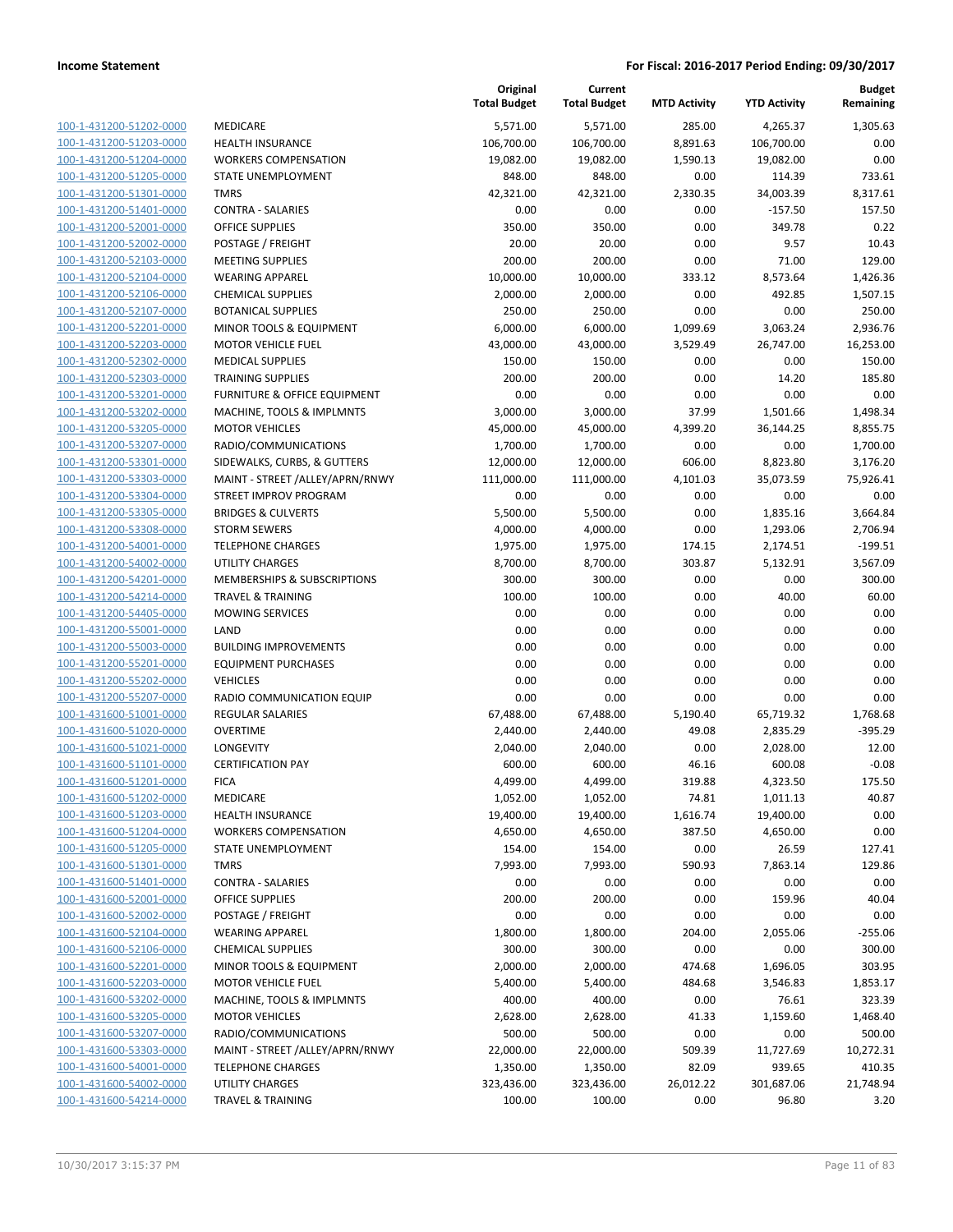| | | Original Total Budget | Current Total Budget | MTD Activity | YTD Activity | Budget Remaining |
|---|---|---|---|---|---|---|
| 100-1-431200-51202-0000 | MEDICARE | 5,571.00 | 5,571.00 | 285.00 | 4,265.37 | 1,305.63 |
| 100-1-431200-51203-0000 | HEALTH INSURANCE | 106,700.00 | 106,700.00 | 8,891.63 | 106,700.00 | 0.00 |
| 100-1-431200-51204-0000 | WORKERS COMPENSATION | 19,082.00 | 19,082.00 | 1,590.13 | 19,082.00 | 0.00 |
| 100-1-431200-51205-0000 | STATE UNEMPLOYMENT | 848.00 | 848.00 | 0.00 | 114.39 | 733.61 |
| 100-1-431200-51301-0000 | TMRS | 42,321.00 | 42,321.00 | 2,330.35 | 34,003.39 | 8,317.61 |
| 100-1-431200-51401-0000 | CONTRA - SALARIES | 0.00 | 0.00 | 0.00 | -157.50 | 157.50 |
| 100-1-431200-52001-0000 | OFFICE SUPPLIES | 350.00 | 350.00 | 0.00 | 349.78 | 0.22 |
| 100-1-431200-52002-0000 | POSTAGE / FREIGHT | 20.00 | 20.00 | 0.00 | 9.57 | 10.43 |
| 100-1-431200-52103-0000 | MEETING SUPPLIES | 200.00 | 200.00 | 0.00 | 71.00 | 129.00 |
| 100-1-431200-52104-0000 | WEARING APPAREL | 10,000.00 | 10,000.00 | 333.12 | 8,573.64 | 1,426.36 |
| 100-1-431200-52106-0000 | CHEMICAL SUPPLIES | 2,000.00 | 2,000.00 | 0.00 | 492.85 | 1,507.15 |
| 100-1-431200-52107-0000 | BOTANICAL SUPPLIES | 250.00 | 250.00 | 0.00 | 0.00 | 250.00 |
| 100-1-431200-52201-0000 | MINOR TOOLS & EQUIPMENT | 6,000.00 | 6,000.00 | 1,099.69 | 3,063.24 | 2,936.76 |
| 100-1-431200-52203-0000 | MOTOR VEHICLE FUEL | 43,000.00 | 43,000.00 | 3,529.49 | 26,747.00 | 16,253.00 |
| 100-1-431200-52302-0000 | MEDICAL SUPPLIES | 150.00 | 150.00 | 0.00 | 0.00 | 150.00 |
| 100-1-431200-52303-0000 | TRAINING SUPPLIES | 200.00 | 200.00 | 0.00 | 14.20 | 185.80 |
| 100-1-431200-53201-0000 | FURNITURE & OFFICE EQUIPMENT | 0.00 | 0.00 | 0.00 | 0.00 | 0.00 |
| 100-1-431200-53202-0000 | MACHINE, TOOLS & IMPLMNTS | 3,000.00 | 3,000.00 | 37.99 | 1,501.66 | 1,498.34 |
| 100-1-431200-53205-0000 | MOTOR VEHICLES | 45,000.00 | 45,000.00 | 4,399.20 | 36,144.25 | 8,855.75 |
| 100-1-431200-53207-0000 | RADIO/COMMUNICATIONS | 1,700.00 | 1,700.00 | 0.00 | 0.00 | 1,700.00 |
| 100-1-431200-53301-0000 | SIDEWALKS, CURBS, & GUTTERS | 12,000.00 | 12,000.00 | 606.00 | 8,823.80 | 3,176.20 |
| 100-1-431200-53303-0000 | MAINT - STREET /ALLEY/APRN/RNWY | 111,000.00 | 111,000.00 | 4,101.03 | 35,073.59 | 75,926.41 |
| 100-1-431200-53304-0000 | STREET IMPROV PROGRAM | 0.00 | 0.00 | 0.00 | 0.00 | 0.00 |
| 100-1-431200-53305-0000 | BRIDGES & CULVERTS | 5,500.00 | 5,500.00 | 0.00 | 1,835.16 | 3,664.84 |
| 100-1-431200-53308-0000 | STORM SEWERS | 4,000.00 | 4,000.00 | 0.00 | 1,293.06 | 2,706.94 |
| 100-1-431200-54001-0000 | TELEPHONE CHARGES | 1,975.00 | 1,975.00 | 174.15 | 2,174.51 | -199.51 |
| 100-1-431200-54002-0000 | UTILITY CHARGES | 8,700.00 | 8,700.00 | 303.87 | 5,132.91 | 3,567.09 |
| 100-1-431200-54201-0000 | MEMBERSHIPS & SUBSCRIPTIONS | 300.00 | 300.00 | 0.00 | 0.00 | 300.00 |
| 100-1-431200-54214-0000 | TRAVEL & TRAINING | 100.00 | 100.00 | 0.00 | 40.00 | 60.00 |
| 100-1-431200-54405-0000 | MOWING SERVICES | 0.00 | 0.00 | 0.00 | 0.00 | 0.00 |
| 100-1-431200-55001-0000 | LAND | 0.00 | 0.00 | 0.00 | 0.00 | 0.00 |
| 100-1-431200-55003-0000 | BUILDING IMPROVEMENTS | 0.00 | 0.00 | 0.00 | 0.00 | 0.00 |
| 100-1-431200-55201-0000 | EQUIPMENT PURCHASES | 0.00 | 0.00 | 0.00 | 0.00 | 0.00 |
| 100-1-431200-55202-0000 | VEHICLES | 0.00 | 0.00 | 0.00 | 0.00 | 0.00 |
| 100-1-431200-55207-0000 | RADIO COMMUNICATION EQUIP | 0.00 | 0.00 | 0.00 | 0.00 | 0.00 |
| 100-1-431600-51001-0000 | REGULAR SALARIES | 67,488.00 | 67,488.00 | 5,190.40 | 65,719.32 | 1,768.68 |
| 100-1-431600-51020-0000 | OVERTIME | 2,440.00 | 2,440.00 | 49.08 | 2,835.29 | -395.29 |
| 100-1-431600-51021-0000 | LONGEVITY | 2,040.00 | 2,040.00 | 0.00 | 2,028.00 | 12.00 |
| 100-1-431600-51101-0000 | CERTIFICATION PAY | 600.00 | 600.00 | 46.16 | 600.08 | -0.08 |
| 100-1-431600-51201-0000 | FICA | 4,499.00 | 4,499.00 | 319.88 | 4,323.50 | 175.50 |
| 100-1-431600-51202-0000 | MEDICARE | 1,052.00 | 1,052.00 | 74.81 | 1,011.13 | 40.87 |
| 100-1-431600-51203-0000 | HEALTH INSURANCE | 19,400.00 | 19,400.00 | 1,616.74 | 19,400.00 | 0.00 |
| 100-1-431600-51204-0000 | WORKERS COMPENSATION | 4,650.00 | 4,650.00 | 387.50 | 4,650.00 | 0.00 |
| 100-1-431600-51205-0000 | STATE UNEMPLOYMENT | 154.00 | 154.00 | 0.00 | 26.59 | 127.41 |
| 100-1-431600-51301-0000 | TMRS | 7,993.00 | 7,993.00 | 590.93 | 7,863.14 | 129.86 |
| 100-1-431600-51401-0000 | CONTRA - SALARIES | 0.00 | 0.00 | 0.00 | 0.00 | 0.00 |
| 100-1-431600-52001-0000 | OFFICE SUPPLIES | 200.00 | 200.00 | 0.00 | 159.96 | 40.04 |
| 100-1-431600-52002-0000 | POSTAGE / FREIGHT | 0.00 | 0.00 | 0.00 | 0.00 | 0.00 |
| 100-1-431600-52104-0000 | WEARING APPAREL | 1,800.00 | 1,800.00 | 204.00 | 2,055.06 | -255.06 |
| 100-1-431600-52106-0000 | CHEMICAL SUPPLIES | 300.00 | 300.00 | 0.00 | 0.00 | 300.00 |
| 100-1-431600-52201-0000 | MINOR TOOLS & EQUIPMENT | 2,000.00 | 2,000.00 | 474.68 | 1,696.05 | 303.95 |
| 100-1-431600-52203-0000 | MOTOR VEHICLE FUEL | 5,400.00 | 5,400.00 | 484.68 | 3,546.83 | 1,853.17 |
| 100-1-431600-53202-0000 | MACHINE, TOOLS & IMPLMNTS | 400.00 | 400.00 | 0.00 | 76.61 | 323.39 |
| 100-1-431600-53205-0000 | MOTOR VEHICLES | 2,628.00 | 2,628.00 | 41.33 | 1,159.60 | 1,468.40 |
| 100-1-431600-53207-0000 | RADIO/COMMUNICATIONS | 500.00 | 500.00 | 0.00 | 0.00 | 500.00 |
| 100-1-431600-53303-0000 | MAINT - STREET /ALLEY/APRN/RNWY | 22,000.00 | 22,000.00 | 509.39 | 11,727.69 | 10,272.31 |
| 100-1-431600-54001-0000 | TELEPHONE CHARGES | 1,350.00 | 1,350.00 | 82.09 | 939.65 | 410.35 |
| 100-1-431600-54002-0000 | UTILITY CHARGES | 323,436.00 | 323,436.00 | 26,012.22 | 301,687.06 | 21,748.94 |
| 100-1-431600-54214-0000 | TRAVEL & TRAINING | 100.00 | 100.00 | 0.00 | 96.80 | 3.20 |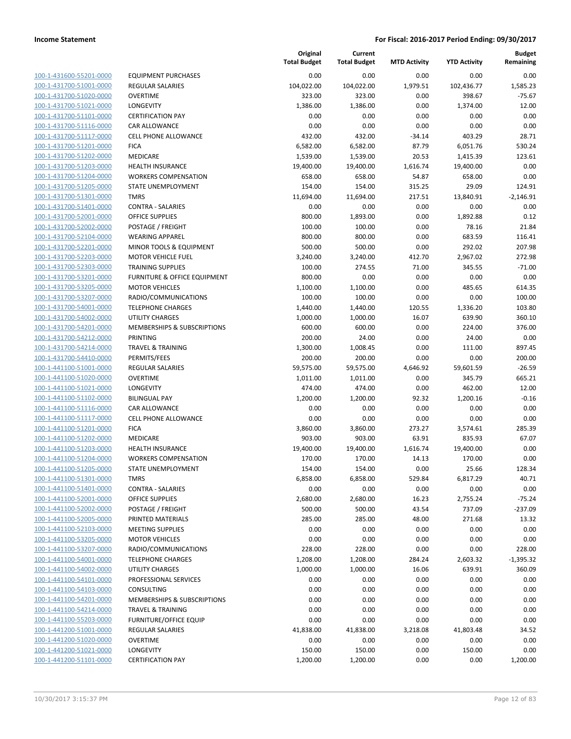**Income Statement** | **For Fiscal: 2016-2017 Period Ending: 09/30/2017**

| | | Original Total Budget | Current Total Budget | MTD Activity | YTD Activity | Budget Remaining |
|---|---|---|---|---|---|---|
| 100-1-431600-55201-0000 | EQUIPMENT PURCHASES | 0.00 | 0.00 | 0.00 | 0.00 | 0.00 |
| 100-1-431700-51001-0000 | REGULAR SALARIES | 104,022.00 | 104,022.00 | 1,979.51 | 102,436.77 | 1,585.23 |
| 100-1-431700-51020-0000 | OVERTIME | 323.00 | 323.00 | 0.00 | 398.67 | -75.67 |
| 100-1-431700-51021-0000 | LONGEVITY | 1,386.00 | 1,386.00 | 0.00 | 1,374.00 | 12.00 |
| 100-1-431700-51101-0000 | CERTIFICATION PAY | 0.00 | 0.00 | 0.00 | 0.00 | 0.00 |
| 100-1-431700-51116-0000 | CAR ALLOWANCE | 0.00 | 0.00 | 0.00 | 0.00 | 0.00 |
| 100-1-431700-51117-0000 | CELL PHONE ALLOWANCE | 432.00 | 432.00 | -34.14 | 403.29 | 28.71 |
| 100-1-431700-51201-0000 | FICA | 6,582.00 | 6,582.00 | 87.79 | 6,051.76 | 530.24 |
| 100-1-431700-51202-0000 | MEDICARE | 1,539.00 | 1,539.00 | 20.53 | 1,415.39 | 123.61 |
| 100-1-431700-51203-0000 | HEALTH INSURANCE | 19,400.00 | 19,400.00 | 1,616.74 | 19,400.00 | 0.00 |
| 100-1-431700-51204-0000 | WORKERS COMPENSATION | 658.00 | 658.00 | 54.87 | 658.00 | 0.00 |
| 100-1-431700-51205-0000 | STATE UNEMPLOYMENT | 154.00 | 154.00 | 315.25 | 29.09 | 124.91 |
| 100-1-431700-51301-0000 | TMRS | 11,694.00 | 11,694.00 | 217.51 | 13,840.91 | -2,146.91 |
| 100-1-431700-51401-0000 | CONTRA - SALARIES | 0.00 | 0.00 | 0.00 | 0.00 | 0.00 |
| 100-1-431700-52001-0000 | OFFICE SUPPLIES | 800.00 | 1,893.00 | 0.00 | 1,892.88 | 0.12 |
| 100-1-431700-52002-0000 | POSTAGE / FREIGHT | 100.00 | 100.00 | 0.00 | 78.16 | 21.84 |
| 100-1-431700-52104-0000 | WEARING APPAREL | 800.00 | 800.00 | 0.00 | 683.59 | 116.41 |
| 100-1-431700-52201-0000 | MINOR TOOLS & EQUIPMENT | 500.00 | 500.00 | 0.00 | 292.02 | 207.98 |
| 100-1-431700-52203-0000 | MOTOR VEHICLE FUEL | 3,240.00 | 3,240.00 | 412.70 | 2,967.02 | 272.98 |
| 100-1-431700-52303-0000 | TRAINING SUPPLIES | 100.00 | 274.55 | 71.00 | 345.55 | -71.00 |
| 100-1-431700-53201-0000 | FURNITURE & OFFICE EQUIPMENT | 800.00 | 0.00 | 0.00 | 0.00 | 0.00 |
| 100-1-431700-53205-0000 | MOTOR VEHICLES | 1,100.00 | 1,100.00 | 0.00 | 485.65 | 614.35 |
| 100-1-431700-53207-0000 | RADIO/COMMUNICATIONS | 100.00 | 100.00 | 0.00 | 0.00 | 100.00 |
| 100-1-431700-54001-0000 | TELEPHONE CHARGES | 1,440.00 | 1,440.00 | 120.55 | 1,336.20 | 103.80 |
| 100-1-431700-54002-0000 | UTILITY CHARGES | 1,000.00 | 1,000.00 | 16.07 | 639.90 | 360.10 |
| 100-1-431700-54201-0000 | MEMBERSHIPS & SUBSCRIPTIONS | 600.00 | 600.00 | 0.00 | 224.00 | 376.00 |
| 100-1-431700-54212-0000 | PRINTING | 200.00 | 24.00 | 0.00 | 24.00 | 0.00 |
| 100-1-431700-54214-0000 | TRAVEL & TRAINING | 1,300.00 | 1,008.45 | 0.00 | 111.00 | 897.45 |
| 100-1-431700-54410-0000 | PERMITS/FEES | 200.00 | 200.00 | 0.00 | 0.00 | 200.00 |
| 100-1-441100-51001-0000 | REGULAR SALARIES | 59,575.00 | 59,575.00 | 4,646.92 | 59,601.59 | -26.59 |
| 100-1-441100-51020-0000 | OVERTIME | 1,011.00 | 1,011.00 | 0.00 | 345.79 | 665.21 |
| 100-1-441100-51021-0000 | LONGEVITY | 474.00 | 474.00 | 0.00 | 462.00 | 12.00 |
| 100-1-441100-51102-0000 | BILINGUAL PAY | 1,200.00 | 1,200.00 | 92.32 | 1,200.16 | -0.16 |
| 100-1-441100-51116-0000 | CAR ALLOWANCE | 0.00 | 0.00 | 0.00 | 0.00 | 0.00 |
| 100-1-441100-51117-0000 | CELL PHONE ALLOWANCE | 0.00 | 0.00 | 0.00 | 0.00 | 0.00 |
| 100-1-441100-51201-0000 | FICA | 3,860.00 | 3,860.00 | 273.27 | 3,574.61 | 285.39 |
| 100-1-441100-51202-0000 | MEDICARE | 903.00 | 903.00 | 63.91 | 835.93 | 67.07 |
| 100-1-441100-51203-0000 | HEALTH INSURANCE | 19,400.00 | 19,400.00 | 1,616.74 | 19,400.00 | 0.00 |
| 100-1-441100-51204-0000 | WORKERS COMPENSATION | 170.00 | 170.00 | 14.13 | 170.00 | 0.00 |
| 100-1-441100-51205-0000 | STATE UNEMPLOYMENT | 154.00 | 154.00 | 0.00 | 25.66 | 128.34 |
| 100-1-441100-51301-0000 | TMRS | 6,858.00 | 6,858.00 | 529.84 | 6,817.29 | 40.71 |
| 100-1-441100-51401-0000 | CONTRA - SALARIES | 0.00 | 0.00 | 0.00 | 0.00 | 0.00 |
| 100-1-441100-52001-0000 | OFFICE SUPPLIES | 2,680.00 | 2,680.00 | 16.23 | 2,755.24 | -75.24 |
| 100-1-441100-52002-0000 | POSTAGE / FREIGHT | 500.00 | 500.00 | 43.54 | 737.09 | -237.09 |
| 100-1-441100-52005-0000 | PRINTED MATERIALS | 285.00 | 285.00 | 48.00 | 271.68 | 13.32 |
| 100-1-441100-52103-0000 | MEETING SUPPLIES | 0.00 | 0.00 | 0.00 | 0.00 | 0.00 |
| 100-1-441100-53205-0000 | MOTOR VEHICLES | 0.00 | 0.00 | 0.00 | 0.00 | 0.00 |
| 100-1-441100-53207-0000 | RADIO/COMMUNICATIONS | 228.00 | 228.00 | 0.00 | 0.00 | 228.00 |
| 100-1-441100-54001-0000 | TELEPHONE CHARGES | 1,208.00 | 1,208.00 | 284.24 | 2,603.32 | -1,395.32 |
| 100-1-441100-54002-0000 | UTILITY CHARGES | 1,000.00 | 1,000.00 | 16.06 | 639.91 | 360.09 |
| 100-1-441100-54101-0000 | PROFESSIONAL SERVICES | 0.00 | 0.00 | 0.00 | 0.00 | 0.00 |
| 100-1-441100-54103-0000 | CONSULTING | 0.00 | 0.00 | 0.00 | 0.00 | 0.00 |
| 100-1-441100-54201-0000 | MEMBERSHIPS & SUBSCRIPTIONS | 0.00 | 0.00 | 0.00 | 0.00 | 0.00 |
| 100-1-441100-54214-0000 | TRAVEL & TRAINING | 0.00 | 0.00 | 0.00 | 0.00 | 0.00 |
| 100-1-441100-55203-0000 | FURNITURE/OFFICE EQUIP | 0.00 | 0.00 | 0.00 | 0.00 | 0.00 |
| 100-1-441200-51001-0000 | REGULAR SALARIES | 41,838.00 | 41,838.00 | 3,218.08 | 41,803.48 | 34.52 |
| 100-1-441200-51020-0000 | OVERTIME | 0.00 | 0.00 | 0.00 | 0.00 | 0.00 |
| 100-1-441200-51021-0000 | LONGEVITY | 150.00 | 150.00 | 0.00 | 150.00 | 0.00 |
| 100-1-441200-51101-0000 | CERTIFICATION PAY | 1,200.00 | 1,200.00 | 0.00 | 0.00 | 1,200.00 |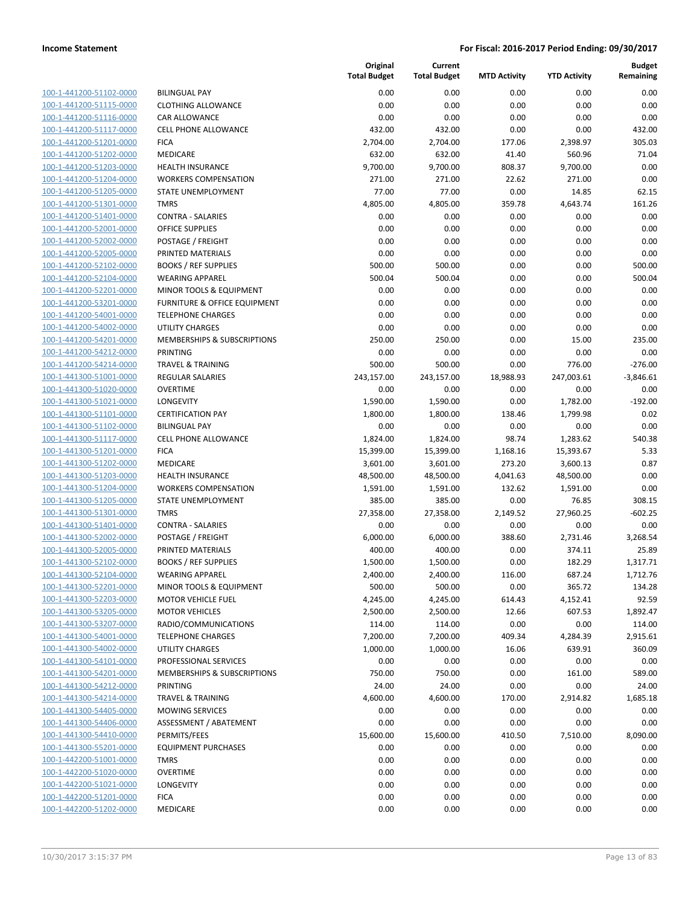**Income Statement** **For Fiscal: 2016-2017 Period Ending: 09/30/2017**

| | | Original Total Budget | Current Total Budget | MTD Activity | YTD Activity | Budget Remaining |
|---|---|---|---|---|---|---|
| 100-1-441200-51102-0000 | BILINGUAL PAY | 0.00 | 0.00 | 0.00 | 0.00 | 0.00 |
| 100-1-441200-51115-0000 | CLOTHING ALLOWANCE | 0.00 | 0.00 | 0.00 | 0.00 | 0.00 |
| 100-1-441200-51116-0000 | CAR ALLOWANCE | 0.00 | 0.00 | 0.00 | 0.00 | 0.00 |
| 100-1-441200-51117-0000 | CELL PHONE ALLOWANCE | 432.00 | 432.00 | 0.00 | 0.00 | 432.00 |
| 100-1-441200-51201-0000 | FICA | 2,704.00 | 2,704.00 | 177.06 | 2,398.97 | 305.03 |
| 100-1-441200-51202-0000 | MEDICARE | 632.00 | 632.00 | 41.40 | 560.96 | 71.04 |
| 100-1-441200-51203-0000 | HEALTH INSURANCE | 9,700.00 | 9,700.00 | 808.37 | 9,700.00 | 0.00 |
| 100-1-441200-51204-0000 | WORKERS COMPENSATION | 271.00 | 271.00 | 22.62 | 271.00 | 0.00 |
| 100-1-441200-51205-0000 | STATE UNEMPLOYMENT | 77.00 | 77.00 | 0.00 | 14.85 | 62.15 |
| 100-1-441200-51301-0000 | TMRS | 4,805.00 | 4,805.00 | 359.78 | 4,643.74 | 161.26 |
| 100-1-441200-51401-0000 | CONTRA - SALARIES | 0.00 | 0.00 | 0.00 | 0.00 | 0.00 |
| 100-1-441200-52001-0000 | OFFICE SUPPLIES | 0.00 | 0.00 | 0.00 | 0.00 | 0.00 |
| 100-1-441200-52002-0000 | POSTAGE / FREIGHT | 0.00 | 0.00 | 0.00 | 0.00 | 0.00 |
| 100-1-441200-52005-0000 | PRINTED MATERIALS | 0.00 | 0.00 | 0.00 | 0.00 | 0.00 |
| 100-1-441200-52102-0000 | BOOKS / REF SUPPLIES | 500.00 | 500.00 | 0.00 | 0.00 | 500.00 |
| 100-1-441200-52104-0000 | WEARING APPAREL | 500.04 | 500.04 | 0.00 | 0.00 | 500.04 |
| 100-1-441200-52201-0000 | MINOR TOOLS & EQUIPMENT | 0.00 | 0.00 | 0.00 | 0.00 | 0.00 |
| 100-1-441200-53201-0000 | FURNITURE & OFFICE EQUIPMENT | 0.00 | 0.00 | 0.00 | 0.00 | 0.00 |
| 100-1-441200-54001-0000 | TELEPHONE CHARGES | 0.00 | 0.00 | 0.00 | 0.00 | 0.00 |
| 100-1-441200-54002-0000 | UTILITY CHARGES | 0.00 | 0.00 | 0.00 | 0.00 | 0.00 |
| 100-1-441200-54201-0000 | MEMBERSHIPS & SUBSCRIPTIONS | 250.00 | 250.00 | 0.00 | 15.00 | 235.00 |
| 100-1-441200-54212-0000 | PRINTING | 0.00 | 0.00 | 0.00 | 0.00 | 0.00 |
| 100-1-441200-54214-0000 | TRAVEL & TRAINING | 500.00 | 500.00 | 0.00 | 776.00 | -276.00 |
| 100-1-441300-51001-0000 | REGULAR SALARIES | 243,157.00 | 243,157.00 | 18,988.93 | 247,003.61 | -3,846.61 |
| 100-1-441300-51020-0000 | OVERTIME | 0.00 | 0.00 | 0.00 | 0.00 | 0.00 |
| 100-1-441300-51021-0000 | LONGEVITY | 1,590.00 | 1,590.00 | 0.00 | 1,782.00 | -192.00 |
| 100-1-441300-51101-0000 | CERTIFICATION PAY | 1,800.00 | 1,800.00 | 138.46 | 1,799.98 | 0.02 |
| 100-1-441300-51102-0000 | BILINGUAL PAY | 0.00 | 0.00 | 0.00 | 0.00 | 0.00 |
| 100-1-441300-51117-0000 | CELL PHONE ALLOWANCE | 1,824.00 | 1,824.00 | 98.74 | 1,283.62 | 540.38 |
| 100-1-441300-51201-0000 | FICA | 15,399.00 | 15,399.00 | 1,168.16 | 15,393.67 | 5.33 |
| 100-1-441300-51202-0000 | MEDICARE | 3,601.00 | 3,601.00 | 273.20 | 3,600.13 | 0.87 |
| 100-1-441300-51203-0000 | HEALTH INSURANCE | 48,500.00 | 48,500.00 | 4,041.63 | 48,500.00 | 0.00 |
| 100-1-441300-51204-0000 | WORKERS COMPENSATION | 1,591.00 | 1,591.00 | 132.62 | 1,591.00 | 0.00 |
| 100-1-441300-51205-0000 | STATE UNEMPLOYMENT | 385.00 | 385.00 | 0.00 | 76.85 | 308.15 |
| 100-1-441300-51301-0000 | TMRS | 27,358.00 | 27,358.00 | 2,149.52 | 27,960.25 | -602.25 |
| 100-1-441300-51401-0000 | CONTRA - SALARIES | 0.00 | 0.00 | 0.00 | 0.00 | 0.00 |
| 100-1-441300-52002-0000 | POSTAGE / FREIGHT | 6,000.00 | 6,000.00 | 388.60 | 2,731.46 | 3,268.54 |
| 100-1-441300-52005-0000 | PRINTED MATERIALS | 400.00 | 400.00 | 0.00 | 374.11 | 25.89 |
| 100-1-441300-52102-0000 | BOOKS / REF SUPPLIES | 1,500.00 | 1,500.00 | 0.00 | 182.29 | 1,317.71 |
| 100-1-441300-52104-0000 | WEARING APPAREL | 2,400.00 | 2,400.00 | 116.00 | 687.24 | 1,712.76 |
| 100-1-441300-52201-0000 | MINOR TOOLS & EQUIPMENT | 500.00 | 500.00 | 0.00 | 365.72 | 134.28 |
| 100-1-441300-52203-0000 | MOTOR VEHICLE FUEL | 4,245.00 | 4,245.00 | 614.43 | 4,152.41 | 92.59 |
| 100-1-441300-53205-0000 | MOTOR VEHICLES | 2,500.00 | 2,500.00 | 12.66 | 607.53 | 1,892.47 |
| 100-1-441300-53207-0000 | RADIO/COMMUNICATIONS | 114.00 | 114.00 | 0.00 | 0.00 | 114.00 |
| 100-1-441300-54001-0000 | TELEPHONE CHARGES | 7,200.00 | 7,200.00 | 409.34 | 4,284.39 | 2,915.61 |
| 100-1-441300-54002-0000 | UTILITY CHARGES | 1,000.00 | 1,000.00 | 16.06 | 639.91 | 360.09 |
| 100-1-441300-54101-0000 | PROFESSIONAL SERVICES | 0.00 | 0.00 | 0.00 | 0.00 | 0.00 |
| 100-1-441300-54201-0000 | MEMBERSHIPS & SUBSCRIPTIONS | 750.00 | 750.00 | 0.00 | 161.00 | 589.00 |
| 100-1-441300-54212-0000 | PRINTING | 24.00 | 24.00 | 0.00 | 0.00 | 24.00 |
| 100-1-441300-54214-0000 | TRAVEL & TRAINING | 4,600.00 | 4,600.00 | 170.00 | 2,914.82 | 1,685.18 |
| 100-1-441300-54405-0000 | MOWING SERVICES | 0.00 | 0.00 | 0.00 | 0.00 | 0.00 |
| 100-1-441300-54406-0000 | ASSESSMENT / ABATEMENT | 0.00 | 0.00 | 0.00 | 0.00 | 0.00 |
| 100-1-441300-54410-0000 | PERMITS/FEES | 15,600.00 | 15,600.00 | 410.50 | 7,510.00 | 8,090.00 |
| 100-1-441300-55201-0000 | EQUIPMENT PURCHASES | 0.00 | 0.00 | 0.00 | 0.00 | 0.00 |
| 100-1-442200-51001-0000 | TMRS | 0.00 | 0.00 | 0.00 | 0.00 | 0.00 |
| 100-1-442200-51020-0000 | OVERTIME | 0.00 | 0.00 | 0.00 | 0.00 | 0.00 |
| 100-1-442200-51021-0000 | LONGEVITY | 0.00 | 0.00 | 0.00 | 0.00 | 0.00 |
| 100-1-442200-51201-0000 | FICA | 0.00 | 0.00 | 0.00 | 0.00 | 0.00 |
| 100-1-442200-51202-0000 | MEDICARE | 0.00 | 0.00 | 0.00 | 0.00 | 0.00 |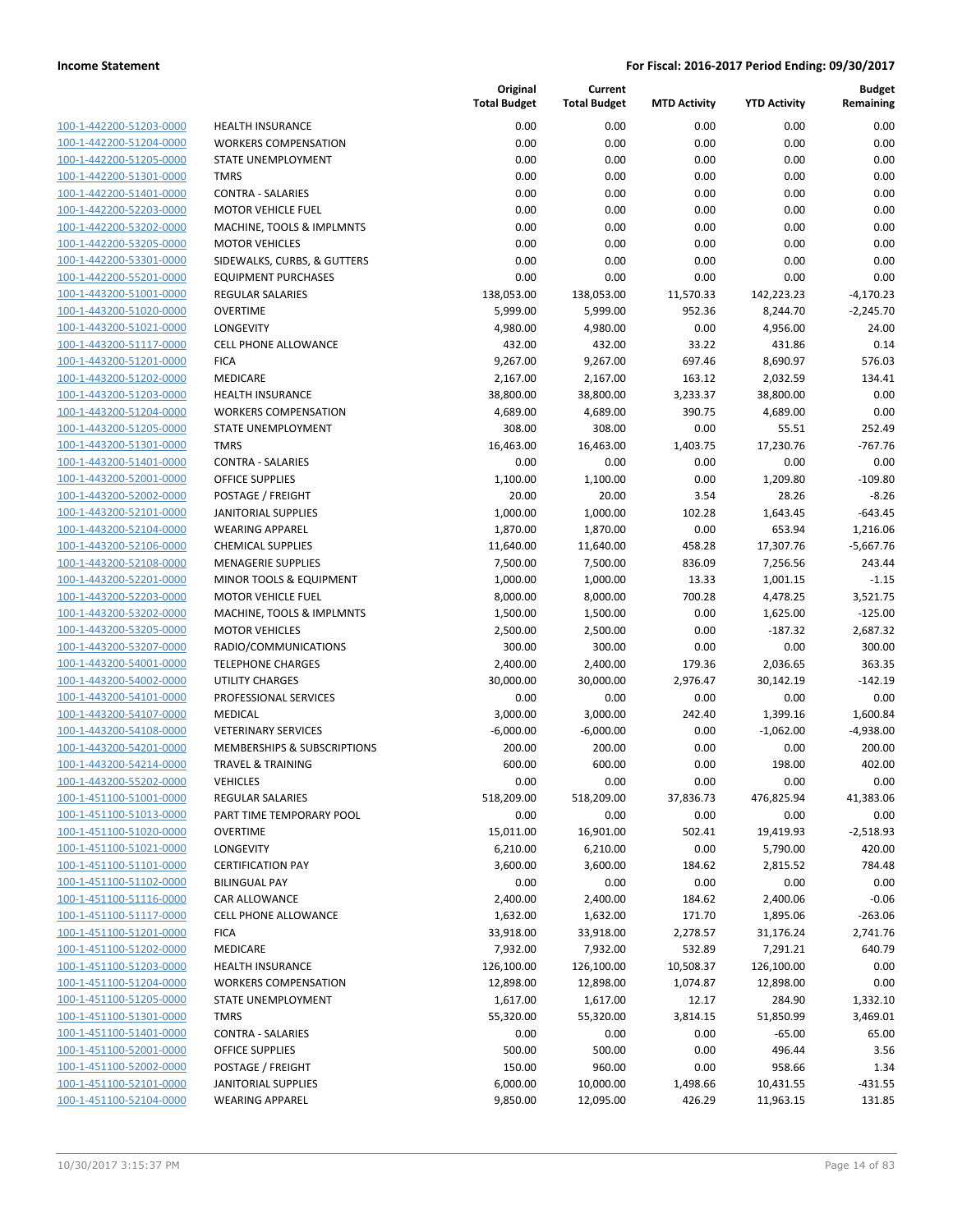**Income Statement** | **For Fiscal: 2016-2017 Period Ending: 09/30/2017**

| | | Original Total Budget | Current Total Budget | MTD Activity | YTD Activity | Budget Remaining |
|---|---|---|---|---|---|---|
| 100-1-442200-51203-0000 | HEALTH INSURANCE | 0.00 | 0.00 | 0.00 | 0.00 | 0.00 |
| 100-1-442200-51204-0000 | WORKERS COMPENSATION | 0.00 | 0.00 | 0.00 | 0.00 | 0.00 |
| 100-1-442200-51205-0000 | STATE UNEMPLOYMENT | 0.00 | 0.00 | 0.00 | 0.00 | 0.00 |
| 100-1-442200-51301-0000 | TMRS | 0.00 | 0.00 | 0.00 | 0.00 | 0.00 |
| 100-1-442200-51401-0000 | CONTRA - SALARIES | 0.00 | 0.00 | 0.00 | 0.00 | 0.00 |
| 100-1-442200-52203-0000 | MOTOR VEHICLE FUEL | 0.00 | 0.00 | 0.00 | 0.00 | 0.00 |
| 100-1-442200-53202-0000 | MACHINE, TOOLS & IMPLMNTS | 0.00 | 0.00 | 0.00 | 0.00 | 0.00 |
| 100-1-442200-53205-0000 | MOTOR VEHICLES | 0.00 | 0.00 | 0.00 | 0.00 | 0.00 |
| 100-1-442200-53301-0000 | SIDEWALKS, CURBS, & GUTTERS | 0.00 | 0.00 | 0.00 | 0.00 | 0.00 |
| 100-1-442200-55201-0000 | EQUIPMENT PURCHASES | 0.00 | 0.00 | 0.00 | 0.00 | 0.00 |
| 100-1-443200-51001-0000 | REGULAR SALARIES | 138,053.00 | 138,053.00 | 11,570.33 | 142,223.23 | -4,170.23 |
| 100-1-443200-51020-0000 | OVERTIME | 5,999.00 | 5,999.00 | 952.36 | 8,244.70 | -2,245.70 |
| 100-1-443200-51021-0000 | LONGEVITY | 4,980.00 | 4,980.00 | 0.00 | 4,956.00 | 24.00 |
| 100-1-443200-51117-0000 | CELL PHONE ALLOWANCE | 432.00 | 432.00 | 33.22 | 431.86 | 0.14 |
| 100-1-443200-51201-0000 | FICA | 9,267.00 | 9,267.00 | 697.46 | 8,690.97 | 576.03 |
| 100-1-443200-51202-0000 | MEDICARE | 2,167.00 | 2,167.00 | 163.12 | 2,032.59 | 134.41 |
| 100-1-443200-51203-0000 | HEALTH INSURANCE | 38,800.00 | 38,800.00 | 3,233.37 | 38,800.00 | 0.00 |
| 100-1-443200-51204-0000 | WORKERS COMPENSATION | 4,689.00 | 4,689.00 | 390.75 | 4,689.00 | 0.00 |
| 100-1-443200-51205-0000 | STATE UNEMPLOYMENT | 308.00 | 308.00 | 0.00 | 55.51 | 252.49 |
| 100-1-443200-51301-0000 | TMRS | 16,463.00 | 16,463.00 | 1,403.75 | 17,230.76 | -767.76 |
| 100-1-443200-51401-0000 | CONTRA - SALARIES | 0.00 | 0.00 | 0.00 | 0.00 | 0.00 |
| 100-1-443200-52001-0000 | OFFICE SUPPLIES | 1,100.00 | 1,100.00 | 0.00 | 1,209.80 | -109.80 |
| 100-1-443200-52002-0000 | POSTAGE / FREIGHT | 20.00 | 20.00 | 3.54 | 28.26 | -8.26 |
| 100-1-443200-52101-0000 | JANITORIAL SUPPLIES | 1,000.00 | 1,000.00 | 102.28 | 1,643.45 | -643.45 |
| 100-1-443200-52104-0000 | WEARING APPAREL | 1,870.00 | 1,870.00 | 0.00 | 653.94 | 1,216.06 |
| 100-1-443200-52106-0000 | CHEMICAL SUPPLIES | 11,640.00 | 11,640.00 | 458.28 | 17,307.76 | -5,667.76 |
| 100-1-443200-52108-0000 | MENAGERIE SUPPLIES | 7,500.00 | 7,500.00 | 836.09 | 7,256.56 | 243.44 |
| 100-1-443200-52201-0000 | MINOR TOOLS & EQUIPMENT | 1,000.00 | 1,000.00 | 13.33 | 1,001.15 | -1.15 |
| 100-1-443200-52203-0000 | MOTOR VEHICLE FUEL | 8,000.00 | 8,000.00 | 700.28 | 4,478.25 | 3,521.75 |
| 100-1-443200-53202-0000 | MACHINE, TOOLS & IMPLMNTS | 1,500.00 | 1,500.00 | 0.00 | 1,625.00 | -125.00 |
| 100-1-443200-53205-0000 | MOTOR VEHICLES | 2,500.00 | 2,500.00 | 0.00 | -187.32 | 2,687.32 |
| 100-1-443200-53207-0000 | RADIO/COMMUNICATIONS | 300.00 | 300.00 | 0.00 | 0.00 | 300.00 |
| 100-1-443200-54001-0000 | TELEPHONE CHARGES | 2,400.00 | 2,400.00 | 179.36 | 2,036.65 | 363.35 |
| 100-1-443200-54002-0000 | UTILITY CHARGES | 30,000.00 | 30,000.00 | 2,976.47 | 30,142.19 | -142.19 |
| 100-1-443200-54101-0000 | PROFESSIONAL SERVICES | 0.00 | 0.00 | 0.00 | 0.00 | 0.00 |
| 100-1-443200-54107-0000 | MEDICAL | 3,000.00 | 3,000.00 | 242.40 | 1,399.16 | 1,600.84 |
| 100-1-443200-54108-0000 | VETERINARY SERVICES | -6,000.00 | -6,000.00 | 0.00 | -1,062.00 | -4,938.00 |
| 100-1-443200-54201-0000 | MEMBERSHIPS & SUBSCRIPTIONS | 200.00 | 200.00 | 0.00 | 0.00 | 200.00 |
| 100-1-443200-54214-0000 | TRAVEL & TRAINING | 600.00 | 600.00 | 0.00 | 198.00 | 402.00 |
| 100-1-443200-55202-0000 | VEHICLES | 0.00 | 0.00 | 0.00 | 0.00 | 0.00 |
| 100-1-451100-51001-0000 | REGULAR SALARIES | 518,209.00 | 518,209.00 | 37,836.73 | 476,825.94 | 41,383.06 |
| 100-1-451100-51013-0000 | PART TIME TEMPORARY POOL | 0.00 | 0.00 | 0.00 | 0.00 | 0.00 |
| 100-1-451100-51020-0000 | OVERTIME | 15,011.00 | 16,901.00 | 502.41 | 19,419.93 | -2,518.93 |
| 100-1-451100-51021-0000 | LONGEVITY | 6,210.00 | 6,210.00 | 0.00 | 5,790.00 | 420.00 |
| 100-1-451100-51101-0000 | CERTIFICATION PAY | 3,600.00 | 3,600.00 | 184.62 | 2,815.52 | 784.48 |
| 100-1-451100-51102-0000 | BILINGUAL PAY | 0.00 | 0.00 | 0.00 | 0.00 | 0.00 |
| 100-1-451100-51116-0000 | CAR ALLOWANCE | 2,400.00 | 2,400.00 | 184.62 | 2,400.06 | -0.06 |
| 100-1-451100-51117-0000 | CELL PHONE ALLOWANCE | 1,632.00 | 1,632.00 | 171.70 | 1,895.06 | -263.06 |
| 100-1-451100-51201-0000 | FICA | 33,918.00 | 33,918.00 | 2,278.57 | 31,176.24 | 2,741.76 |
| 100-1-451100-51202-0000 | MEDICARE | 7,932.00 | 7,932.00 | 532.89 | 7,291.21 | 640.79 |
| 100-1-451100-51203-0000 | HEALTH INSURANCE | 126,100.00 | 126,100.00 | 10,508.37 | 126,100.00 | 0.00 |
| 100-1-451100-51204-0000 | WORKERS COMPENSATION | 12,898.00 | 12,898.00 | 1,074.87 | 12,898.00 | 0.00 |
| 100-1-451100-51205-0000 | STATE UNEMPLOYMENT | 1,617.00 | 1,617.00 | 12.17 | 284.90 | 1,332.10 |
| 100-1-451100-51301-0000 | TMRS | 55,320.00 | 55,320.00 | 3,814.15 | 51,850.99 | 3,469.01 |
| 100-1-451100-51401-0000 | CONTRA - SALARIES | 0.00 | 0.00 | 0.00 | -65.00 | 65.00 |
| 100-1-451100-52001-0000 | OFFICE SUPPLIES | 500.00 | 500.00 | 0.00 | 496.44 | 3.56 |
| 100-1-451100-52002-0000 | POSTAGE / FREIGHT | 150.00 | 960.00 | 0.00 | 958.66 | 1.34 |
| 100-1-451100-52101-0000 | JANITORIAL SUPPLIES | 6,000.00 | 10,000.00 | 1,498.66 | 10,431.55 | -431.55 |
| 100-1-451100-52104-0000 | WEARING APPAREL | 9,850.00 | 12,095.00 | 426.29 | 11,963.15 | 131.85 |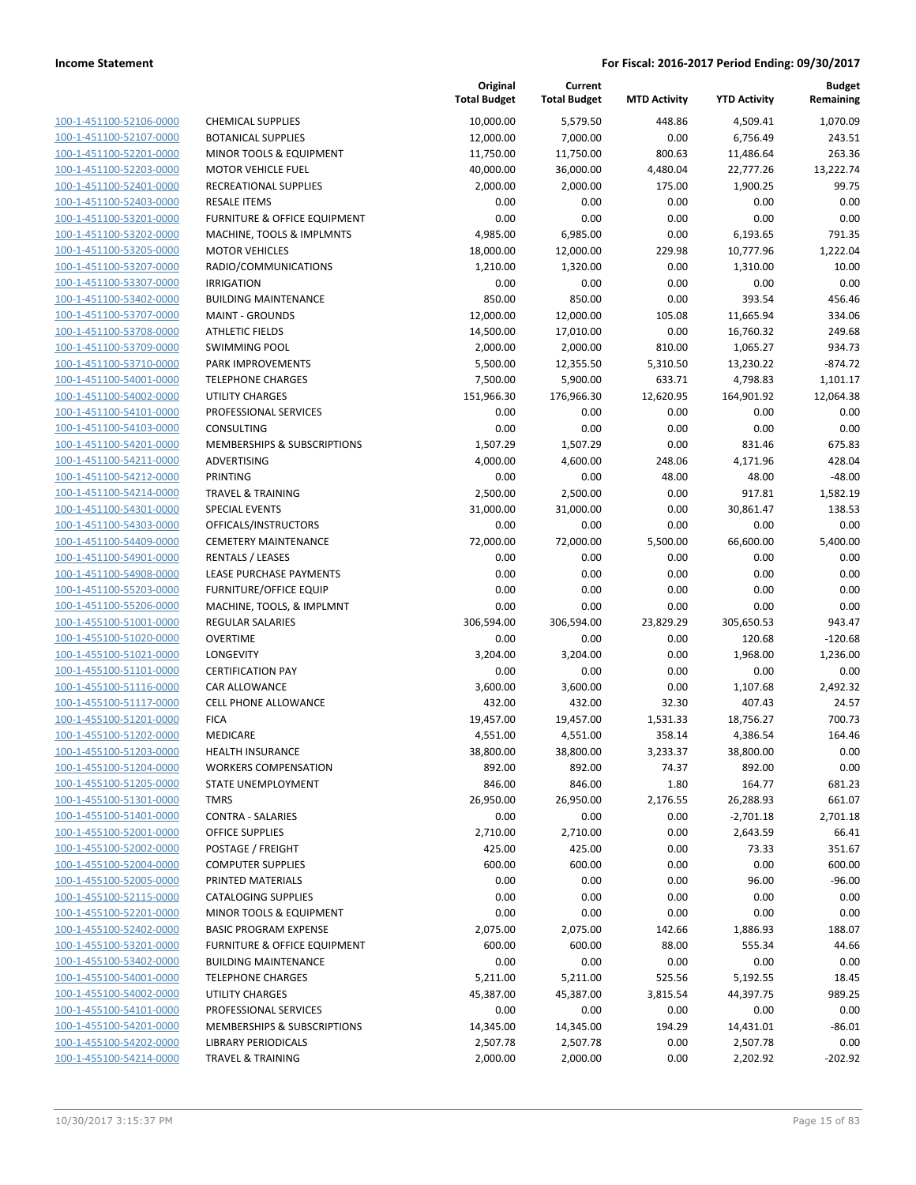| | | Original Total Budget | Current Total Budget | MTD Activity | YTD Activity | Budget Remaining |
|---|---|---|---|---|---|---|
| 100-1-451100-52106-0000 | CHEMICAL SUPPLIES | 10,000.00 | 5,579.50 | 448.86 | 4,509.41 | 1,070.09 |
| 100-1-451100-52107-0000 | BOTANICAL SUPPLIES | 12,000.00 | 7,000.00 | 0.00 | 6,756.49 | 243.51 |
| 100-1-451100-52201-0000 | MINOR TOOLS & EQUIPMENT | 11,750.00 | 11,750.00 | 800.63 | 11,486.64 | 263.36 |
| 100-1-451100-52203-0000 | MOTOR VEHICLE FUEL | 40,000.00 | 36,000.00 | 4,480.04 | 22,777.26 | 13,222.74 |
| 100-1-451100-52401-0000 | RECREATIONAL SUPPLIES | 2,000.00 | 2,000.00 | 175.00 | 1,900.25 | 99.75 |
| 100-1-451100-52403-0000 | RESALE ITEMS | 0.00 | 0.00 | 0.00 | 0.00 | 0.00 |
| 100-1-451100-53201-0000 | FURNITURE & OFFICE EQUIPMENT | 0.00 | 0.00 | 0.00 | 0.00 | 0.00 |
| 100-1-451100-53202-0000 | MACHINE, TOOLS & IMPLMNTS | 4,985.00 | 6,985.00 | 0.00 | 6,193.65 | 791.35 |
| 100-1-451100-53205-0000 | MOTOR VEHICLES | 18,000.00 | 12,000.00 | 229.98 | 10,777.96 | 1,222.04 |
| 100-1-451100-53207-0000 | RADIO/COMMUNICATIONS | 1,210.00 | 1,320.00 | 0.00 | 1,310.00 | 10.00 |
| 100-1-451100-53307-0000 | IRRIGATION | 0.00 | 0.00 | 0.00 | 0.00 | 0.00 |
| 100-1-451100-53402-0000 | BUILDING MAINTENANCE | 850.00 | 850.00 | 0.00 | 393.54 | 456.46 |
| 100-1-451100-53707-0000 | MAINT - GROUNDS | 12,000.00 | 12,000.00 | 105.08 | 11,665.94 | 334.06 |
| 100-1-451100-53708-0000 | ATHLETIC FIELDS | 14,500.00 | 17,010.00 | 0.00 | 16,760.32 | 249.68 |
| 100-1-451100-53709-0000 | SWIMMING POOL | 2,000.00 | 2,000.00 | 810.00 | 1,065.27 | 934.73 |
| 100-1-451100-53710-0000 | PARK IMPROVEMENTS | 5,500.00 | 12,355.50 | 5,310.50 | 13,230.22 | -874.72 |
| 100-1-451100-54001-0000 | TELEPHONE CHARGES | 7,500.00 | 5,900.00 | 633.71 | 4,798.83 | 1,101.17 |
| 100-1-451100-54002-0000 | UTILITY CHARGES | 151,966.30 | 176,966.30 | 12,620.95 | 164,901.92 | 12,064.38 |
| 100-1-451100-54101-0000 | PROFESSIONAL SERVICES | 0.00 | 0.00 | 0.00 | 0.00 | 0.00 |
| 100-1-451100-54103-0000 | CONSULTING | 0.00 | 0.00 | 0.00 | 0.00 | 0.00 |
| 100-1-451100-54201-0000 | MEMBERSHIPS & SUBSCRIPTIONS | 1,507.29 | 1,507.29 | 0.00 | 831.46 | 675.83 |
| 100-1-451100-54211-0000 | ADVERTISING | 4,000.00 | 4,600.00 | 248.06 | 4,171.96 | 428.04 |
| 100-1-451100-54212-0000 | PRINTING | 0.00 | 0.00 | 48.00 | 48.00 | -48.00 |
| 100-1-451100-54214-0000 | TRAVEL & TRAINING | 2,500.00 | 2,500.00 | 0.00 | 917.81 | 1,582.19 |
| 100-1-451100-54301-0000 | SPECIAL EVENTS | 31,000.00 | 31,000.00 | 0.00 | 30,861.47 | 138.53 |
| 100-1-451100-54303-0000 | OFFICALS/INSTRUCTORS | 0.00 | 0.00 | 0.00 | 0.00 | 0.00 |
| 100-1-451100-54409-0000 | CEMETERY MAINTENANCE | 72,000.00 | 72,000.00 | 5,500.00 | 66,600.00 | 5,400.00 |
| 100-1-451100-54901-0000 | RENTALS / LEASES | 0.00 | 0.00 | 0.00 | 0.00 | 0.00 |
| 100-1-451100-54908-0000 | LEASE PURCHASE PAYMENTS | 0.00 | 0.00 | 0.00 | 0.00 | 0.00 |
| 100-1-451100-55203-0000 | FURNITURE/OFFICE EQUIP | 0.00 | 0.00 | 0.00 | 0.00 | 0.00 |
| 100-1-451100-55206-0000 | MACHINE, TOOLS, & IMPLMNT | 0.00 | 0.00 | 0.00 | 0.00 | 0.00 |
| 100-1-455100-51001-0000 | REGULAR SALARIES | 306,594.00 | 306,594.00 | 23,829.29 | 305,650.53 | 943.47 |
| 100-1-455100-51020-0000 | OVERTIME | 0.00 | 0.00 | 0.00 | 120.68 | -120.68 |
| 100-1-455100-51021-0000 | LONGEVITY | 3,204.00 | 3,204.00 | 0.00 | 1,968.00 | 1,236.00 |
| 100-1-455100-51101-0000 | CERTIFICATION PAY | 0.00 | 0.00 | 0.00 | 0.00 | 0.00 |
| 100-1-455100-51116-0000 | CAR ALLOWANCE | 3,600.00 | 3,600.00 | 0.00 | 1,107.68 | 2,492.32 |
| 100-1-455100-51117-0000 | CELL PHONE ALLOWANCE | 432.00 | 432.00 | 32.30 | 407.43 | 24.57 |
| 100-1-455100-51201-0000 | FICA | 19,457.00 | 19,457.00 | 1,531.33 | 18,756.27 | 700.73 |
| 100-1-455100-51202-0000 | MEDICARE | 4,551.00 | 4,551.00 | 358.14 | 4,386.54 | 164.46 |
| 100-1-455100-51203-0000 | HEALTH INSURANCE | 38,800.00 | 38,800.00 | 3,233.37 | 38,800.00 | 0.00 |
| 100-1-455100-51204-0000 | WORKERS COMPENSATION | 892.00 | 892.00 | 74.37 | 892.00 | 0.00 |
| 100-1-455100-51205-0000 | STATE UNEMPLOYMENT | 846.00 | 846.00 | 1.80 | 164.77 | 681.23 |
| 100-1-455100-51301-0000 | TMRS | 26,950.00 | 26,950.00 | 2,176.55 | 26,288.93 | 661.07 |
| 100-1-455100-51401-0000 | CONTRA - SALARIES | 0.00 | 0.00 | 0.00 | -2,701.18 | 2,701.18 |
| 100-1-455100-52001-0000 | OFFICE SUPPLIES | 2,710.00 | 2,710.00 | 0.00 | 2,643.59 | 66.41 |
| 100-1-455100-52002-0000 | POSTAGE / FREIGHT | 425.00 | 425.00 | 0.00 | 73.33 | 351.67 |
| 100-1-455100-52004-0000 | COMPUTER SUPPLIES | 600.00 | 600.00 | 0.00 | 0.00 | 600.00 |
| 100-1-455100-52005-0000 | PRINTED MATERIALS | 0.00 | 0.00 | 0.00 | 96.00 | -96.00 |
| 100-1-455100-52115-0000 | CATALOGING SUPPLIES | 0.00 | 0.00 | 0.00 | 0.00 | 0.00 |
| 100-1-455100-52201-0000 | MINOR TOOLS & EQUIPMENT | 0.00 | 0.00 | 0.00 | 0.00 | 0.00 |
| 100-1-455100-52402-0000 | BASIC PROGRAM EXPENSE | 2,075.00 | 2,075.00 | 142.66 | 1,886.93 | 188.07 |
| 100-1-455100-53201-0000 | FURNITURE & OFFICE EQUIPMENT | 600.00 | 600.00 | 88.00 | 555.34 | 44.66 |
| 100-1-455100-53402-0000 | BUILDING MAINTENANCE | 0.00 | 0.00 | 0.00 | 0.00 | 0.00 |
| 100-1-455100-54001-0000 | TELEPHONE CHARGES | 5,211.00 | 5,211.00 | 525.56 | 5,192.55 | 18.45 |
| 100-1-455100-54002-0000 | UTILITY CHARGES | 45,387.00 | 45,387.00 | 3,815.54 | 44,397.75 | 989.25 |
| 100-1-455100-54101-0000 | PROFESSIONAL SERVICES | 0.00 | 0.00 | 0.00 | 0.00 | 0.00 |
| 100-1-455100-54201-0000 | MEMBERSHIPS & SUBSCRIPTIONS | 14,345.00 | 14,345.00 | 194.29 | 14,431.01 | -86.01 |
| 100-1-455100-54202-0000 | LIBRARY PERIODICALS | 2,507.78 | 2,507.78 | 0.00 | 2,507.78 | 0.00 |
| 100-1-455100-54214-0000 | TRAVEL & TRAINING | 2,000.00 | 2,000.00 | 0.00 | 2,202.92 | -202.92 |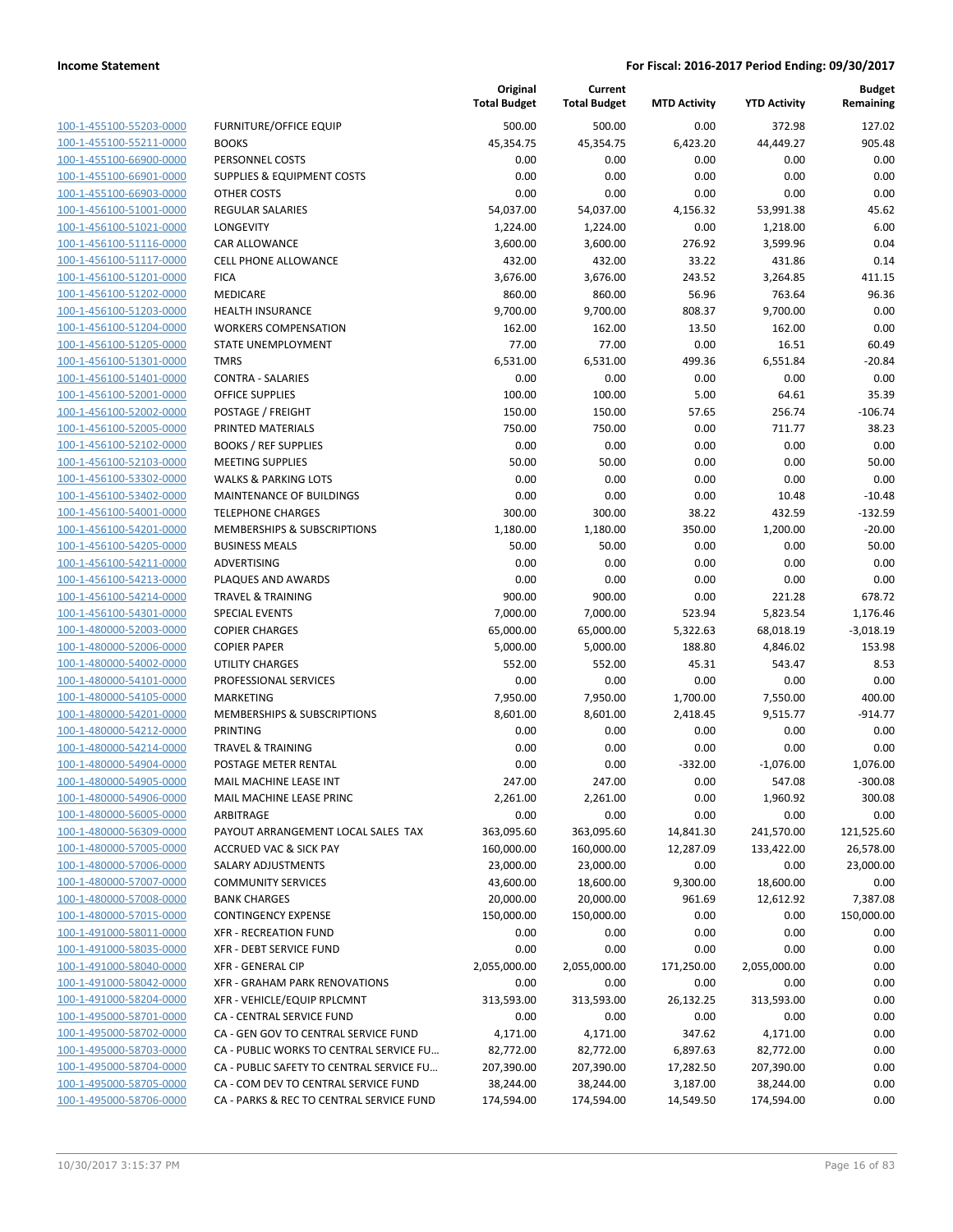**Income Statement** **For Fiscal: 2016-2017 Period Ending: 09/30/2017**

| | | Original Total Budget | Current Total Budget | MTD Activity | YTD Activity | Budget Remaining |
|---|---|---|---|---|---|---|
| 100-1-455100-55203-0000 | FURNITURE/OFFICE EQUIP | 500.00 | 500.00 | 0.00 | 372.98 | 127.02 |
| 100-1-455100-55211-0000 | BOOKS | 45,354.75 | 45,354.75 | 6,423.20 | 44,449.27 | 905.48 |
| 100-1-455100-66900-0000 | PERSONNEL COSTS | 0.00 | 0.00 | 0.00 | 0.00 | 0.00 |
| 100-1-455100-66901-0000 | SUPPLIES & EQUIPMENT COSTS | 0.00 | 0.00 | 0.00 | 0.00 | 0.00 |
| 100-1-455100-66903-0000 | OTHER COSTS | 0.00 | 0.00 | 0.00 | 0.00 | 0.00 |
| 100-1-456100-51001-0000 | REGULAR SALARIES | 54,037.00 | 54,037.00 | 4,156.32 | 53,991.38 | 45.62 |
| 100-1-456100-51021-0000 | LONGEVITY | 1,224.00 | 1,224.00 | 0.00 | 1,218.00 | 6.00 |
| 100-1-456100-51116-0000 | CAR ALLOWANCE | 3,600.00 | 3,600.00 | 276.92 | 3,599.96 | 0.04 |
| 100-1-456100-51117-0000 | CELL PHONE ALLOWANCE | 432.00 | 432.00 | 33.22 | 431.86 | 0.14 |
| 100-1-456100-51201-0000 | FICA | 3,676.00 | 3,676.00 | 243.52 | 3,264.85 | 411.15 |
| 100-1-456100-51202-0000 | MEDICARE | 860.00 | 860.00 | 56.96 | 763.64 | 96.36 |
| 100-1-456100-51203-0000 | HEALTH INSURANCE | 9,700.00 | 9,700.00 | 808.37 | 9,700.00 | 0.00 |
| 100-1-456100-51204-0000 | WORKERS COMPENSATION | 162.00 | 162.00 | 13.50 | 162.00 | 0.00 |
| 100-1-456100-51205-0000 | STATE UNEMPLOYMENT | 77.00 | 77.00 | 0.00 | 16.51 | 60.49 |
| 100-1-456100-51301-0000 | TMRS | 6,531.00 | 6,531.00 | 499.36 | 6,551.84 | -20.84 |
| 100-1-456100-51401-0000 | CONTRA - SALARIES | 0.00 | 0.00 | 0.00 | 0.00 | 0.00 |
| 100-1-456100-52001-0000 | OFFICE SUPPLIES | 100.00 | 100.00 | 5.00 | 64.61 | 35.39 |
| 100-1-456100-52002-0000 | POSTAGE / FREIGHT | 150.00 | 150.00 | 57.65 | 256.74 | -106.74 |
| 100-1-456100-52005-0000 | PRINTED MATERIALS | 750.00 | 750.00 | 0.00 | 711.77 | 38.23 |
| 100-1-456100-52102-0000 | BOOKS / REF SUPPLIES | 0.00 | 0.00 | 0.00 | 0.00 | 0.00 |
| 100-1-456100-52103-0000 | MEETING SUPPLIES | 50.00 | 50.00 | 0.00 | 0.00 | 50.00 |
| 100-1-456100-53302-0000 | WALKS & PARKING LOTS | 0.00 | 0.00 | 0.00 | 0.00 | 0.00 |
| 100-1-456100-53402-0000 | MAINTENANCE OF BUILDINGS | 0.00 | 0.00 | 0.00 | 10.48 | -10.48 |
| 100-1-456100-54001-0000 | TELEPHONE CHARGES | 300.00 | 300.00 | 38.22 | 432.59 | -132.59 |
| 100-1-456100-54201-0000 | MEMBERSHIPS & SUBSCRIPTIONS | 1,180.00 | 1,180.00 | 350.00 | 1,200.00 | -20.00 |
| 100-1-456100-54205-0000 | BUSINESS MEALS | 50.00 | 50.00 | 0.00 | 0.00 | 50.00 |
| 100-1-456100-54211-0000 | ADVERTISING | 0.00 | 0.00 | 0.00 | 0.00 | 0.00 |
| 100-1-456100-54213-0000 | PLAQUES AND AWARDS | 0.00 | 0.00 | 0.00 | 0.00 | 0.00 |
| 100-1-456100-54214-0000 | TRAVEL & TRAINING | 900.00 | 900.00 | 0.00 | 221.28 | 678.72 |
| 100-1-456100-54301-0000 | SPECIAL EVENTS | 7,000.00 | 7,000.00 | 523.94 | 5,823.54 | 1,176.46 |
| 100-1-480000-52003-0000 | COPIER CHARGES | 65,000.00 | 65,000.00 | 5,322.63 | 68,018.19 | -3,018.19 |
| 100-1-480000-52006-0000 | COPIER PAPER | 5,000.00 | 5,000.00 | 188.80 | 4,846.02 | 153.98 |
| 100-1-480000-54002-0000 | UTILITY CHARGES | 552.00 | 552.00 | 45.31 | 543.47 | 8.53 |
| 100-1-480000-54101-0000 | PROFESSIONAL SERVICES | 0.00 | 0.00 | 0.00 | 0.00 | 0.00 |
| 100-1-480000-54105-0000 | MARKETING | 7,950.00 | 7,950.00 | 1,700.00 | 7,550.00 | 400.00 |
| 100-1-480000-54201-0000 | MEMBERSHIPS & SUBSCRIPTIONS | 8,601.00 | 8,601.00 | 2,418.45 | 9,515.77 | -914.77 |
| 100-1-480000-54212-0000 | PRINTING | 0.00 | 0.00 | 0.00 | 0.00 | 0.00 |
| 100-1-480000-54214-0000 | TRAVEL & TRAINING | 0.00 | 0.00 | 0.00 | 0.00 | 0.00 |
| 100-1-480000-54904-0000 | POSTAGE METER RENTAL | 0.00 | 0.00 | -332.00 | -1,076.00 | 1,076.00 |
| 100-1-480000-54905-0000 | MAIL MACHINE LEASE INT | 247.00 | 247.00 | 0.00 | 547.08 | -300.08 |
| 100-1-480000-54906-0000 | MAIL MACHINE LEASE PRINC | 2,261.00 | 2,261.00 | 0.00 | 1,960.92 | 300.08 |
| 100-1-480000-56005-0000 | ARBITRAGE | 0.00 | 0.00 | 0.00 | 0.00 | 0.00 |
| 100-1-480000-56309-0000 | PAYOUT ARRANGEMENT LOCAL SALES TAX | 363,095.60 | 363,095.60 | 14,841.30 | 241,570.00 | 121,525.60 |
| 100-1-480000-57005-0000 | ACCRUED VAC & SICK PAY | 160,000.00 | 160,000.00 | 12,287.09 | 133,422.00 | 26,578.00 |
| 100-1-480000-57006-0000 | SALARY ADJUSTMENTS | 23,000.00 | 23,000.00 | 0.00 | 0.00 | 23,000.00 |
| 100-1-480000-57007-0000 | COMMUNITY SERVICES | 43,600.00 | 18,600.00 | 9,300.00 | 18,600.00 | 0.00 |
| 100-1-480000-57008-0000 | BANK CHARGES | 20,000.00 | 20,000.00 | 961.69 | 12,612.92 | 7,387.08 |
| 100-1-480000-57015-0000 | CONTINGENCY EXPENSE | 150,000.00 | 150,000.00 | 0.00 | 0.00 | 150,000.00 |
| 100-1-491000-58011-0000 | XFR - RECREATION FUND | 0.00 | 0.00 | 0.00 | 0.00 | 0.00 |
| 100-1-491000-58035-0000 | XFR - DEBT SERVICE FUND | 0.00 | 0.00 | 0.00 | 0.00 | 0.00 |
| 100-1-491000-58040-0000 | XFR - GENERAL CIP | 2,055,000.00 | 2,055,000.00 | 171,250.00 | 2,055,000.00 | 0.00 |
| 100-1-491000-58042-0000 | XFR - GRAHAM PARK RENOVATIONS | 0.00 | 0.00 | 0.00 | 0.00 | 0.00 |
| 100-1-491000-58204-0000 | XFR - VEHICLE/EQUIP RPLCMNT | 313,593.00 | 313,593.00 | 26,132.25 | 313,593.00 | 0.00 |
| 100-1-495000-58701-0000 | CA - CENTRAL SERVICE FUND | 0.00 | 0.00 | 0.00 | 0.00 | 0.00 |
| 100-1-495000-58702-0000 | CA - GEN GOV TO CENTRAL SERVICE FUND | 4,171.00 | 4,171.00 | 347.62 | 4,171.00 | 0.00 |
| 100-1-495000-58703-0000 | CA - PUBLIC WORKS TO CENTRAL SERVICE FU... | 82,772.00 | 82,772.00 | 6,897.63 | 82,772.00 | 0.00 |
| 100-1-495000-58704-0000 | CA - PUBLIC SAFETY TO CENTRAL SERVICE FU... | 207,390.00 | 207,390.00 | 17,282.50 | 207,390.00 | 0.00 |
| 100-1-495000-58705-0000 | CA - COM DEV TO CENTRAL SERVICE FUND | 38,244.00 | 38,244.00 | 3,187.00 | 38,244.00 | 0.00 |
| 100-1-495000-58706-0000 | CA - PARKS & REC TO CENTRAL SERVICE FUND | 174,594.00 | 174,594.00 | 14,549.50 | 174,594.00 | 0.00 |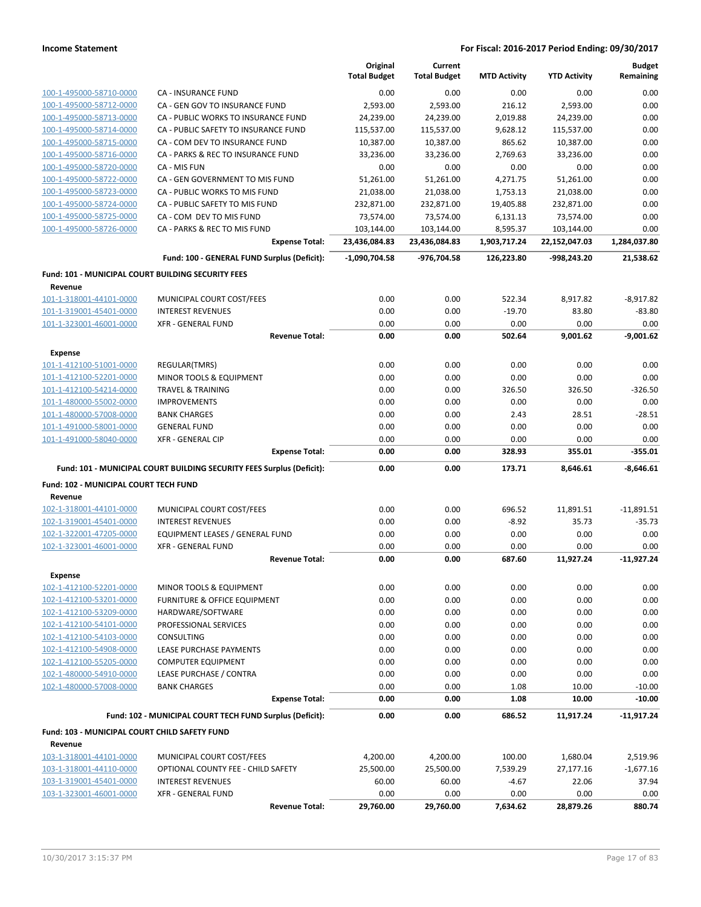**Income Statement** | **For Fiscal: 2016-2017 Period Ending: 09/30/2017**

| | | Original Total Budget | Current Total Budget | MTD Activity | YTD Activity | Budget Remaining |
|---|---|---|---|---|---|---|
| 100-1-495000-58710-0000 | CA - INSURANCE FUND | 0.00 | 0.00 | 0.00 | 0.00 | 0.00 |
| 100-1-495000-58712-0000 | CA - GEN GOV TO INSURANCE FUND | 2,593.00 | 2,593.00 | 216.12 | 2,593.00 | 0.00 |
| 100-1-495000-58713-0000 | CA - PUBLIC WORKS TO INSURANCE FUND | 24,239.00 | 24,239.00 | 2,019.88 | 24,239.00 | 0.00 |
| 100-1-495000-58714-0000 | CA - PUBLIC SAFETY TO INSURANCE FUND | 115,537.00 | 115,537.00 | 9,628.12 | 115,537.00 | 0.00 |
| 100-1-495000-58715-0000 | CA - COM DEV TO INSURANCE FUND | 10,387.00 | 10,387.00 | 865.62 | 10,387.00 | 0.00 |
| 100-1-495000-58716-0000 | CA - PARKS & REC TO INSURANCE FUND | 33,236.00 | 33,236.00 | 2,769.63 | 33,236.00 | 0.00 |
| 100-1-495000-58720-0000 | CA - MIS FUN | 0.00 | 0.00 | 0.00 | 0.00 | 0.00 |
| 100-1-495000-58722-0000 | CA - GEN GOVERNMENT TO MIS FUND | 51,261.00 | 51,261.00 | 4,271.75 | 51,261.00 | 0.00 |
| 100-1-495000-58723-0000 | CA - PUBLIC WORKS TO MIS FUND | 21,038.00 | 21,038.00 | 1,753.13 | 21,038.00 | 0.00 |
| 100-1-495000-58724-0000 | CA - PUBLIC SAFETY TO MIS FUND | 232,871.00 | 232,871.00 | 19,405.88 | 232,871.00 | 0.00 |
| 100-1-495000-58725-0000 | CA - COM DEV TO MIS FUND | 73,574.00 | 73,574.00 | 6,131.13 | 73,574.00 | 0.00 |
| 100-1-495000-58726-0000 | CA - PARKS & REC TO MIS FUND | 103,144.00 | 103,144.00 | 8,595.37 | 103,144.00 | 0.00 |
| | **Expense Total:** | **23,436,084.83** | **23,436,084.83** | **1,903,717.24** | **22,152,047.03** | **1,284,037.80** |
| | **Fund: 100 - GENERAL FUND Surplus (Deficit):** | **-1,090,704.58** | **-976,704.58** | **126,223.80** | **-998,243.20** | **21,538.62** |
| **Fund: 101 - MUNICIPAL COURT BUILDING SECURITY FEES** | | | | | | |
| **Revenue** | | | | | | |
| 101-1-318001-44101-0000 | MUNICIPAL COURT COST/FEES | 0.00 | 0.00 | 522.34 | 8,917.82 | -8,917.82 |
| 101-1-319001-45401-0000 | INTEREST REVENUES | 0.00 | 0.00 | -19.70 | 83.80 | -83.80 |
| 101-1-323001-46001-0000 | XFR - GENERAL FUND | 0.00 | 0.00 | 0.00 | 0.00 | 0.00 |
| | **Revenue Total:** | **0.00** | **0.00** | **502.64** | **9,001.62** | **-9,001.62** |
| **Expense** | | | | | | |
| 101-1-412100-51001-0000 | REGULAR(TMRS) | 0.00 | 0.00 | 0.00 | 0.00 | 0.00 |
| 101-1-412100-52201-0000 | MINOR TOOLS & EQUIPMENT | 0.00 | 0.00 | 0.00 | 0.00 | 0.00 |
| 101-1-412100-54214-0000 | TRAVEL & TRAINING | 0.00 | 0.00 | 326.50 | 326.50 | -326.50 |
| 101-1-480000-55002-0000 | IMPROVEMENTS | 0.00 | 0.00 | 0.00 | 0.00 | 0.00 |
| 101-1-480000-57008-0000 | BANK CHARGES | 0.00 | 0.00 | 2.43 | 28.51 | -28.51 |
| 101-1-491000-58001-0000 | GENERAL FUND | 0.00 | 0.00 | 0.00 | 0.00 | 0.00 |
| 101-1-491000-58040-0000 | XFR - GENERAL CIP | 0.00 | 0.00 | 0.00 | 0.00 | 0.00 |
| | **Expense Total:** | **0.00** | **0.00** | **328.93** | **355.01** | **-355.01** |
| | **Fund: 101 - MUNICIPAL COURT BUILDING SECURITY FEES Surplus (Deficit):** | **0.00** | **0.00** | **173.71** | **8,646.61** | **-8,646.61** |
| **Fund: 102 - MUNICIPAL COURT TECH FUND** | | | | | | |
| **Revenue** | | | | | | |
| 102-1-318001-44101-0000 | MUNICIPAL COURT COST/FEES | 0.00 | 0.00 | 696.52 | 11,891.51 | -11,891.51 |
| 102-1-319001-45401-0000 | INTEREST REVENUES | 0.00 | 0.00 | -8.92 | 35.73 | -35.73 |
| 102-1-322001-47205-0000 | EQUIPMENT LEASES / GENERAL FUND | 0.00 | 0.00 | 0.00 | 0.00 | 0.00 |
| 102-1-323001-46001-0000 | XFR - GENERAL FUND | 0.00 | 0.00 | 0.00 | 0.00 | 0.00 |
| | **Revenue Total:** | **0.00** | **0.00** | **687.60** | **11,927.24** | **-11,927.24** |
| **Expense** | | | | | | |
| 102-1-412100-52201-0000 | MINOR TOOLS & EQUIPMENT | 0.00 | 0.00 | 0.00 | 0.00 | 0.00 |
| 102-1-412100-53201-0000 | FURNITURE & OFFICE EQUIPMENT | 0.00 | 0.00 | 0.00 | 0.00 | 0.00 |
| 102-1-412100-53209-0000 | HARDWARE/SOFTWARE | 0.00 | 0.00 | 0.00 | 0.00 | 0.00 |
| 102-1-412100-54101-0000 | PROFESSIONAL SERVICES | 0.00 | 0.00 | 0.00 | 0.00 | 0.00 |
| 102-1-412100-54103-0000 | CONSULTING | 0.00 | 0.00 | 0.00 | 0.00 | 0.00 |
| 102-1-412100-54908-0000 | LEASE PURCHASE PAYMENTS | 0.00 | 0.00 | 0.00 | 0.00 | 0.00 |
| 102-1-412100-55205-0000 | COMPUTER EQUIPMENT | 0.00 | 0.00 | 0.00 | 0.00 | 0.00 |
| 102-1-480000-54910-0000 | LEASE PURCHASE / CONTRA | 0.00 | 0.00 | 0.00 | 0.00 | 0.00 |
| 102-1-480000-57008-0000 | BANK CHARGES | 0.00 | 0.00 | 1.08 | 10.00 | -10.00 |
| | **Expense Total:** | **0.00** | **0.00** | **1.08** | **10.00** | **-10.00** |
| | **Fund: 102 - MUNICIPAL COURT TECH FUND Surplus (Deficit):** | **0.00** | **0.00** | **686.52** | **11,917.24** | **-11,917.24** |
| **Fund: 103 - MUNICIPAL COURT CHILD SAFETY FUND** | | | | | | |
| **Revenue** | | | | | | |
| 103-1-318001-44101-0000 | MUNICIPAL COURT COST/FEES | 4,200.00 | 4,200.00 | 100.00 | 1,680.04 | 2,519.96 |
| 103-1-318001-44110-0000 | OPTIONAL COUNTY FEE - CHILD SAFETY | 25,500.00 | 25,500.00 | 7,539.29 | 27,177.16 | -1,677.16 |
| 103-1-319001-45401-0000 | INTEREST REVENUES | 60.00 | 60.00 | -4.67 | 22.06 | 37.94 |
| 103-1-323001-46001-0000 | XFR - GENERAL FUND | 0.00 | 0.00 | 0.00 | 0.00 | 0.00 |
| | **Revenue Total:** | **29,760.00** | **29,760.00** | **7,634.62** | **28,879.26** | **880.74** |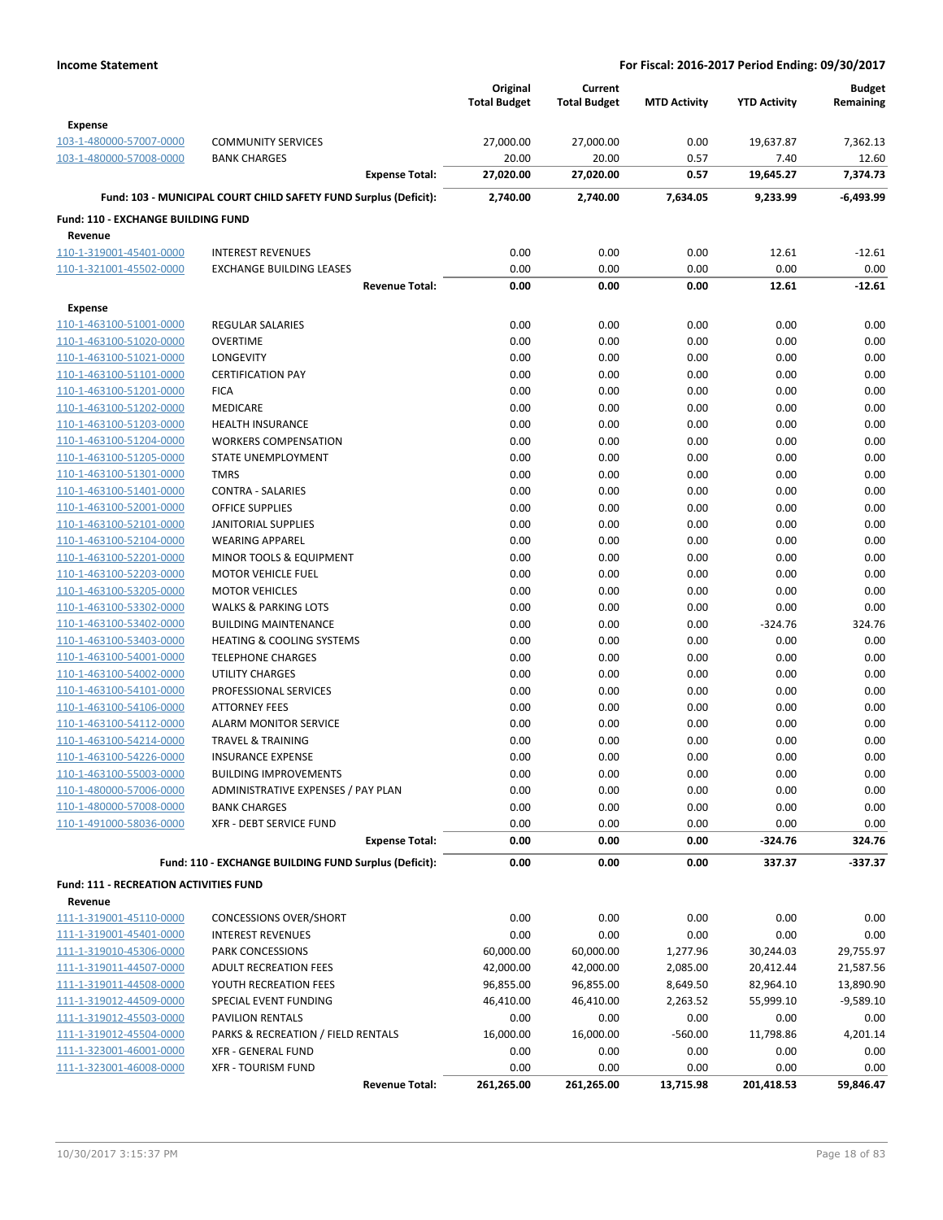**Income Statement** — **For Fiscal: 2016-2017 Period Ending: 09/30/2017**

| | | Original Total Budget | Current Total Budget | MTD Activity | YTD Activity | Budget Remaining |
|---|---|---|---|---|---|---|
| **Expense** | | | | | | |
| 103-1-480000-57007-0000 | COMMUNITY SERVICES | 27,000.00 | 27,000.00 | 0.00 | 19,637.87 | 7,362.13 |
| 103-1-480000-57008-0000 | BANK CHARGES | 20.00 | 20.00 | 0.57 | 7.40 | 12.60 |
| | **Expense Total:** | **27,020.00** | **27,020.00** | **0.57** | **19,645.27** | **7,374.73** |
| | **Fund: 103 - MUNICIPAL COURT CHILD SAFETY FUND Surplus (Deficit):** | **2,740.00** | **2,740.00** | **7,634.05** | **9,233.99** | **-6,493.99** |
| **Fund: 110 - EXCHANGE BUILDING FUND** | | | | | | |
| **Revenue** | | | | | | |
| 110-1-319001-45401-0000 | INTEREST REVENUES | 0.00 | 0.00 | 0.00 | 12.61 | -12.61 |
| 110-1-321001-45502-0000 | EXCHANGE BUILDING LEASES | 0.00 | 0.00 | 0.00 | 0.00 | 0.00 |
| | **Revenue Total:** | **0.00** | **0.00** | **0.00** | **12.61** | **-12.61** |
| **Expense** | | | | | | |
| 110-1-463100-51001-0000 | REGULAR SALARIES | 0.00 | 0.00 | 0.00 | 0.00 | 0.00 |
| 110-1-463100-51020-0000 | OVERTIME | 0.00 | 0.00 | 0.00 | 0.00 | 0.00 |
| 110-1-463100-51021-0000 | LONGEVITY | 0.00 | 0.00 | 0.00 | 0.00 | 0.00 |
| 110-1-463100-51101-0000 | CERTIFICATION PAY | 0.00 | 0.00 | 0.00 | 0.00 | 0.00 |
| 110-1-463100-51201-0000 | FICA | 0.00 | 0.00 | 0.00 | 0.00 | 0.00 |
| 110-1-463100-51202-0000 | MEDICARE | 0.00 | 0.00 | 0.00 | 0.00 | 0.00 |
| 110-1-463100-51203-0000 | HEALTH INSURANCE | 0.00 | 0.00 | 0.00 | 0.00 | 0.00 |
| 110-1-463100-51204-0000 | WORKERS COMPENSATION | 0.00 | 0.00 | 0.00 | 0.00 | 0.00 |
| 110-1-463100-51205-0000 | STATE UNEMPLOYMENT | 0.00 | 0.00 | 0.00 | 0.00 | 0.00 |
| 110-1-463100-51301-0000 | TMRS | 0.00 | 0.00 | 0.00 | 0.00 | 0.00 |
| 110-1-463100-51401-0000 | CONTRA - SALARIES | 0.00 | 0.00 | 0.00 | 0.00 | 0.00 |
| 110-1-463100-52001-0000 | OFFICE SUPPLIES | 0.00 | 0.00 | 0.00 | 0.00 | 0.00 |
| 110-1-463100-52101-0000 | JANITORIAL SUPPLIES | 0.00 | 0.00 | 0.00 | 0.00 | 0.00 |
| 110-1-463100-52104-0000 | WEARING APPAREL | 0.00 | 0.00 | 0.00 | 0.00 | 0.00 |
| 110-1-463100-52201-0000 | MINOR TOOLS & EQUIPMENT | 0.00 | 0.00 | 0.00 | 0.00 | 0.00 |
| 110-1-463100-52203-0000 | MOTOR VEHICLE FUEL | 0.00 | 0.00 | 0.00 | 0.00 | 0.00 |
| 110-1-463100-53205-0000 | MOTOR VEHICLES | 0.00 | 0.00 | 0.00 | 0.00 | 0.00 |
| 110-1-463100-53302-0000 | WALKS & PARKING LOTS | 0.00 | 0.00 | 0.00 | 0.00 | 0.00 |
| 110-1-463100-53402-0000 | BUILDING MAINTENANCE | 0.00 | 0.00 | 0.00 | -324.76 | 324.76 |
| 110-1-463100-53403-0000 | HEATING & COOLING SYSTEMS | 0.00 | 0.00 | 0.00 | 0.00 | 0.00 |
| 110-1-463100-54001-0000 | TELEPHONE CHARGES | 0.00 | 0.00 | 0.00 | 0.00 | 0.00 |
| 110-1-463100-54002-0000 | UTILITY CHARGES | 0.00 | 0.00 | 0.00 | 0.00 | 0.00 |
| 110-1-463100-54101-0000 | PROFESSIONAL SERVICES | 0.00 | 0.00 | 0.00 | 0.00 | 0.00 |
| 110-1-463100-54106-0000 | ATTORNEY FEES | 0.00 | 0.00 | 0.00 | 0.00 | 0.00 |
| 110-1-463100-54112-0000 | ALARM MONITOR SERVICE | 0.00 | 0.00 | 0.00 | 0.00 | 0.00 |
| 110-1-463100-54214-0000 | TRAVEL & TRAINING | 0.00 | 0.00 | 0.00 | 0.00 | 0.00 |
| 110-1-463100-54226-0000 | INSURANCE EXPENSE | 0.00 | 0.00 | 0.00 | 0.00 | 0.00 |
| 110-1-463100-55003-0000 | BUILDING IMPROVEMENTS | 0.00 | 0.00 | 0.00 | 0.00 | 0.00 |
| 110-1-480000-57006-0000 | ADMINISTRATIVE EXPENSES / PAY PLAN | 0.00 | 0.00 | 0.00 | 0.00 | 0.00 |
| 110-1-480000-57008-0000 | BANK CHARGES | 0.00 | 0.00 | 0.00 | 0.00 | 0.00 |
| 110-1-491000-58036-0000 | XFR - DEBT SERVICE FUND | 0.00 | 0.00 | 0.00 | 0.00 | 0.00 |
| | **Expense Total:** | **0.00** | **0.00** | **0.00** | **-324.76** | **324.76** |
| | **Fund: 110 - EXCHANGE BUILDING FUND Surplus (Deficit):** | **0.00** | **0.00** | **0.00** | **337.37** | **-337.37** |
| **Fund: 111 - RECREATION ACTIVITIES FUND** | | | | | | |
| **Revenue** | | | | | | |
| 111-1-319001-45110-0000 | CONCESSIONS OVER/SHORT | 0.00 | 0.00 | 0.00 | 0.00 | 0.00 |
| 111-1-319001-45401-0000 | INTEREST REVENUES | 0.00 | 0.00 | 0.00 | 0.00 | 0.00 |
| 111-1-319010-45306-0000 | PARK CONCESSIONS | 60,000.00 | 60,000.00 | 1,277.96 | 30,244.03 | 29,755.97 |
| 111-1-319011-44507-0000 | ADULT RECREATION FEES | 42,000.00 | 42,000.00 | 2,085.00 | 20,412.44 | 21,587.56 |
| 111-1-319011-44508-0000 | YOUTH RECREATION FEES | 96,855.00 | 96,855.00 | 8,649.50 | 82,964.10 | 13,890.90 |
| 111-1-319012-44509-0000 | SPECIAL EVENT FUNDING | 46,410.00 | 46,410.00 | 2,263.52 | 55,999.10 | -9,589.10 |
| 111-1-319012-45503-0000 | PAVILION RENTALS | 0.00 | 0.00 | 0.00 | 0.00 | 0.00 |
| 111-1-319012-45504-0000 | PARKS & RECREATION / FIELD RENTALS | 16,000.00 | 16,000.00 | -560.00 | 11,798.86 | 4,201.14 |
| 111-1-323001-46001-0000 | XFR - GENERAL FUND | 0.00 | 0.00 | 0.00 | 0.00 | 0.00 |
| 111-1-323001-46008-0000 | XFR - TOURISM FUND | 0.00 | 0.00 | 0.00 | 0.00 | 0.00 |
| | **Revenue Total:** | **261,265.00** | **261,265.00** | **13,715.98** | **201,418.53** | **59,846.47** |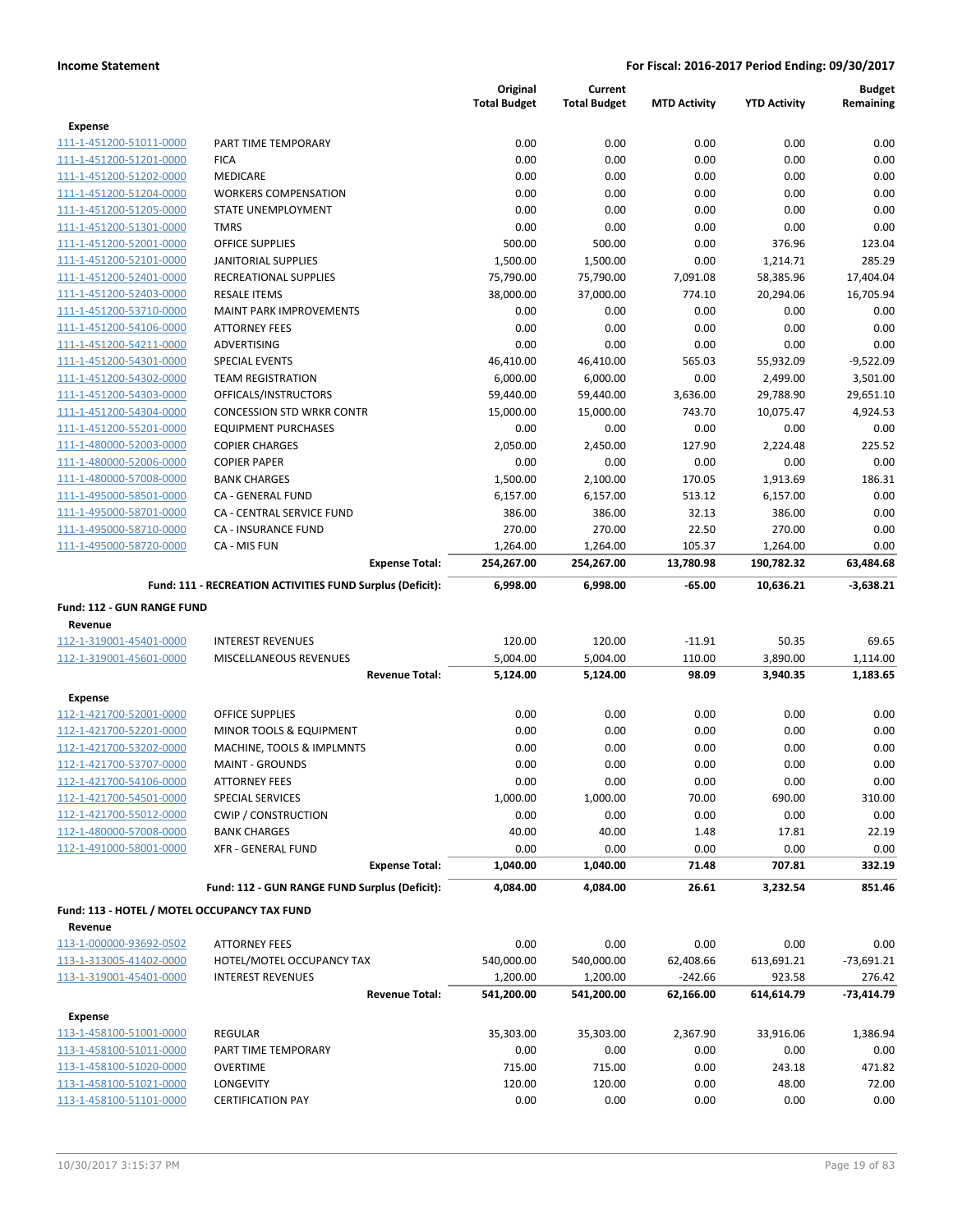| | | Original Total Budget | Current Total Budget | MTD Activity | YTD Activity | Budget Remaining |
|---|---|---|---|---|---|---|
| **Expense** | | | | | | |
| 111-1-451200-51011-0000 | PART TIME TEMPORARY | 0.00 | 0.00 | 0.00 | 0.00 | 0.00 |
| 111-1-451200-51201-0000 | FICA | 0.00 | 0.00 | 0.00 | 0.00 | 0.00 |
| 111-1-451200-51202-0000 | MEDICARE | 0.00 | 0.00 | 0.00 | 0.00 | 0.00 |
| 111-1-451200-51204-0000 | WORKERS COMPENSATION | 0.00 | 0.00 | 0.00 | 0.00 | 0.00 |
| 111-1-451200-51205-0000 | STATE UNEMPLOYMENT | 0.00 | 0.00 | 0.00 | 0.00 | 0.00 |
| 111-1-451200-51301-0000 | TMRS | 0.00 | 0.00 | 0.00 | 0.00 | 0.00 |
| 111-1-451200-52001-0000 | OFFICE SUPPLIES | 500.00 | 500.00 | 0.00 | 376.96 | 123.04 |
| 111-1-451200-52101-0000 | JANITORIAL SUPPLIES | 1,500.00 | 1,500.00 | 0.00 | 1,214.71 | 285.29 |
| 111-1-451200-52401-0000 | RECREATIONAL SUPPLIES | 75,790.00 | 75,790.00 | 7,091.08 | 58,385.96 | 17,404.04 |
| 111-1-451200-52403-0000 | RESALE ITEMS | 38,000.00 | 37,000.00 | 774.10 | 20,294.06 | 16,705.94 |
| 111-1-451200-53710-0000 | MAINT PARK IMPROVEMENTS | 0.00 | 0.00 | 0.00 | 0.00 | 0.00 |
| 111-1-451200-54106-0000 | ATTORNEY FEES | 0.00 | 0.00 | 0.00 | 0.00 | 0.00 |
| 111-1-451200-54211-0000 | ADVERTISING | 0.00 | 0.00 | 0.00 | 0.00 | 0.00 |
| 111-1-451200-54301-0000 | SPECIAL EVENTS | 46,410.00 | 46,410.00 | 565.03 | 55,932.09 | -9,522.09 |
| 111-1-451200-54302-0000 | TEAM REGISTRATION | 6,000.00 | 6,000.00 | 0.00 | 2,499.00 | 3,501.00 |
| 111-1-451200-54303-0000 | OFFICALS/INSTRUCTORS | 59,440.00 | 59,440.00 | 3,636.00 | 29,788.90 | 29,651.10 |
| 111-1-451200-54304-0000 | CONCESSION STD WRKR CONTR | 15,000.00 | 15,000.00 | 743.70 | 10,075.47 | 4,924.53 |
| 111-1-451200-55201-0000 | EQUIPMENT PURCHASES | 0.00 | 0.00 | 0.00 | 0.00 | 0.00 |
| 111-1-480000-52003-0000 | COPIER CHARGES | 2,050.00 | 2,450.00 | 127.90 | 2,224.48 | 225.52 |
| 111-1-480000-52006-0000 | COPIER PAPER | 0.00 | 0.00 | 0.00 | 0.00 | 0.00 |
| 111-1-480000-57008-0000 | BANK CHARGES | 1,500.00 | 2,100.00 | 170.05 | 1,913.69 | 186.31 |
| 111-1-495000-58501-0000 | CA - GENERAL FUND | 6,157.00 | 6,157.00 | 513.12 | 6,157.00 | 0.00 |
| 111-1-495000-58701-0000 | CA - CENTRAL SERVICE FUND | 386.00 | 386.00 | 32.13 | 386.00 | 0.00 |
| 111-1-495000-58710-0000 | CA - INSURANCE FUND | 270.00 | 270.00 | 22.50 | 270.00 | 0.00 |
| 111-1-495000-58720-0000 | CA - MIS FUN | 1,264.00 | 1,264.00 | 105.37 | 1,264.00 | 0.00 |
| | **Expense Total:** | **254,267.00** | **254,267.00** | **13,780.98** | **190,782.32** | **63,484.68** |
| | **Fund: 111 - RECREATION ACTIVITIES FUND Surplus (Deficit):** | **6,998.00** | **6,998.00** | **-65.00** | **10,636.21** | **-3,638.21** |
| **Fund: 112 - GUN RANGE FUND** | | | | | | |
| **Revenue** | | | | | | |
| 112-1-319001-45401-0000 | INTEREST REVENUES | 120.00 | 120.00 | -11.91 | 50.35 | 69.65 |
| 112-1-319001-45601-0000 | MISCELLANEOUS REVENUES | 5,004.00 | 5,004.00 | 110.00 | 3,890.00 | 1,114.00 |
| | **Revenue Total:** | **5,124.00** | **5,124.00** | **98.09** | **3,940.35** | **1,183.65** |
| **Expense** | | | | | | |
| 112-1-421700-52001-0000 | OFFICE SUPPLIES | 0.00 | 0.00 | 0.00 | 0.00 | 0.00 |
| 112-1-421700-52201-0000 | MINOR TOOLS & EQUIPMENT | 0.00 | 0.00 | 0.00 | 0.00 | 0.00 |
| 112-1-421700-53202-0000 | MACHINE, TOOLS & IMPLMNTS | 0.00 | 0.00 | 0.00 | 0.00 | 0.00 |
| 112-1-421700-53707-0000 | MAINT - GROUNDS | 0.00 | 0.00 | 0.00 | 0.00 | 0.00 |
| 112-1-421700-54106-0000 | ATTORNEY FEES | 0.00 | 0.00 | 0.00 | 0.00 | 0.00 |
| 112-1-421700-54501-0000 | SPECIAL SERVICES | 1,000.00 | 1,000.00 | 70.00 | 690.00 | 310.00 |
| 112-1-421700-55012-0000 | CWIP / CONSTRUCTION | 0.00 | 0.00 | 0.00 | 0.00 | 0.00 |
| 112-1-480000-57008-0000 | BANK CHARGES | 40.00 | 40.00 | 1.48 | 17.81 | 22.19 |
| 112-1-491000-58001-0000 | XFR - GENERAL FUND | 0.00 | 0.00 | 0.00 | 0.00 | 0.00 |
| | **Expense Total:** | **1,040.00** | **1,040.00** | **71.48** | **707.81** | **332.19** |
| | **Fund: 112 - GUN RANGE FUND Surplus (Deficit):** | **4,084.00** | **4,084.00** | **26.61** | **3,232.54** | **851.46** |
| **Fund: 113 - HOTEL / MOTEL OCCUPANCY TAX FUND** | | | | | | |
| **Revenue** | | | | | | |
| 113-1-000000-93692-0502 | ATTORNEY FEES | 0.00 | 0.00 | 0.00 | 0.00 | 0.00 |
| 113-1-313005-41402-0000 | HOTEL/MOTEL OCCUPANCY TAX | 540,000.00 | 540,000.00 | 62,408.66 | 613,691.21 | -73,691.21 |
| 113-1-319001-45401-0000 | INTEREST REVENUES | 1,200.00 | 1,200.00 | -242.66 | 923.58 | 276.42 |
| | **Revenue Total:** | **541,200.00** | **541,200.00** | **62,166.00** | **614,614.79** | **-73,414.79** |
| **Expense** | | | | | | |
| 113-1-458100-51001-0000 | REGULAR | 35,303.00 | 35,303.00 | 2,367.90 | 33,916.06 | 1,386.94 |
| 113-1-458100-51011-0000 | PART TIME TEMPORARY | 0.00 | 0.00 | 0.00 | 0.00 | 0.00 |
| 113-1-458100-51020-0000 | OVERTIME | 715.00 | 715.00 | 0.00 | 243.18 | 471.82 |
| 113-1-458100-51021-0000 | LONGEVITY | 120.00 | 120.00 | 0.00 | 48.00 | 72.00 |
| 113-1-458100-51101-0000 | CERTIFICATION PAY | 0.00 | 0.00 | 0.00 | 0.00 | 0.00 |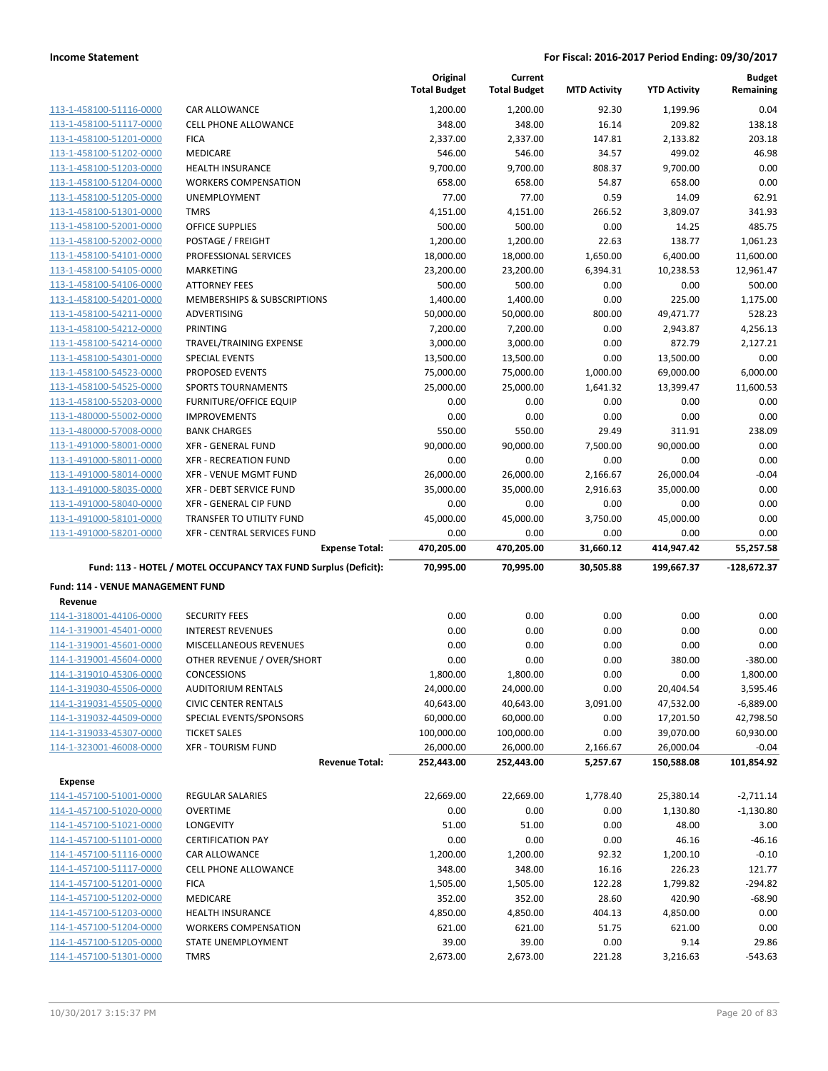**Income Statement** — **For Fiscal: 2016-2017 Period Ending: 09/30/2017**

| | | Original Total Budget | Current Total Budget | MTD Activity | YTD Activity | Budget Remaining |
|---|---|---|---|---|---|---|
| 113-1-458100-51116-0000 | CAR ALLOWANCE | 1,200.00 | 1,200.00 | 92.30 | 1,199.96 | 0.04 |
| 113-1-458100-51117-0000 | CELL PHONE ALLOWANCE | 348.00 | 348.00 | 16.14 | 209.82 | 138.18 |
| 113-1-458100-51201-0000 | FICA | 2,337.00 | 2,337.00 | 147.81 | 2,133.82 | 203.18 |
| 113-1-458100-51202-0000 | MEDICARE | 546.00 | 546.00 | 34.57 | 499.02 | 46.98 |
| 113-1-458100-51203-0000 | HEALTH INSURANCE | 9,700.00 | 9,700.00 | 808.37 | 9,700.00 | 0.00 |
| 113-1-458100-51204-0000 | WORKERS COMPENSATION | 658.00 | 658.00 | 54.87 | 658.00 | 0.00 |
| 113-1-458100-51205-0000 | UNEMPLOYMENT | 77.00 | 77.00 | 0.59 | 14.09 | 62.91 |
| 113-1-458100-51301-0000 | TMRS | 4,151.00 | 4,151.00 | 266.52 | 3,809.07 | 341.93 |
| 113-1-458100-52001-0000 | OFFICE SUPPLIES | 500.00 | 500.00 | 0.00 | 14.25 | 485.75 |
| 113-1-458100-52002-0000 | POSTAGE / FREIGHT | 1,200.00 | 1,200.00 | 22.63 | 138.77 | 1,061.23 |
| 113-1-458100-54101-0000 | PROFESSIONAL SERVICES | 18,000.00 | 18,000.00 | 1,650.00 | 6,400.00 | 11,600.00 |
| 113-1-458100-54105-0000 | MARKETING | 23,200.00 | 23,200.00 | 6,394.31 | 10,238.53 | 12,961.47 |
| 113-1-458100-54106-0000 | ATTORNEY FEES | 500.00 | 500.00 | 0.00 | 0.00 | 500.00 |
| 113-1-458100-54201-0000 | MEMBERSHIPS & SUBSCRIPTIONS | 1,400.00 | 1,400.00 | 0.00 | 225.00 | 1,175.00 |
| 113-1-458100-54211-0000 | ADVERTISING | 50,000.00 | 50,000.00 | 800.00 | 49,471.77 | 528.23 |
| 113-1-458100-54212-0000 | PRINTING | 7,200.00 | 7,200.00 | 0.00 | 2,943.87 | 4,256.13 |
| 113-1-458100-54214-0000 | TRAVEL/TRAINING EXPENSE | 3,000.00 | 3,000.00 | 0.00 | 872.79 | 2,127.21 |
| 113-1-458100-54301-0000 | SPECIAL EVENTS | 13,500.00 | 13,500.00 | 0.00 | 13,500.00 | 0.00 |
| 113-1-458100-54523-0000 | PROPOSED EVENTS | 75,000.00 | 75,000.00 | 1,000.00 | 69,000.00 | 6,000.00 |
| 113-1-458100-54525-0000 | SPORTS TOURNAMENTS | 25,000.00 | 25,000.00 | 1,641.32 | 13,399.47 | 11,600.53 |
| 113-1-458100-55203-0000 | FURNITURE/OFFICE EQUIP | 0.00 | 0.00 | 0.00 | 0.00 | 0.00 |
| 113-1-480000-55002-0000 | IMPROVEMENTS | 0.00 | 0.00 | 0.00 | 0.00 | 0.00 |
| 113-1-480000-57008-0000 | BANK CHARGES | 550.00 | 550.00 | 29.49 | 311.91 | 238.09 |
| 113-1-491000-58001-0000 | XFR - GENERAL FUND | 90,000.00 | 90,000.00 | 7,500.00 | 90,000.00 | 0.00 |
| 113-1-491000-58011-0000 | XFR - RECREATION FUND | 0.00 | 0.00 | 0.00 | 0.00 | 0.00 |
| 113-1-491000-58014-0000 | XFR - VENUE MGMT FUND | 26,000.00 | 26,000.00 | 2,166.67 | 26,000.04 | -0.04 |
| 113-1-491000-58035-0000 | XFR - DEBT SERVICE FUND | 35,000.00 | 35,000.00 | 2,916.63 | 35,000.00 | 0.00 |
| 113-1-491000-58040-0000 | XFR - GENERAL CIP FUND | 0.00 | 0.00 | 0.00 | 0.00 | 0.00 |
| 113-1-491000-58101-0000 | TRANSFER TO UTILITY FUND | 45,000.00 | 45,000.00 | 3,750.00 | 45,000.00 | 0.00 |
| 113-1-491000-58201-0000 | XFR - CENTRAL SERVICES FUND | 0.00 | 0.00 | 0.00 | 0.00 | 0.00 |
| | **Expense Total:** | **470,205.00** | **470,205.00** | **31,660.12** | **414,947.42** | **55,257.58** |
| | **Fund: 113 - HOTEL / MOTEL OCCUPANCY TAX FUND Surplus (Deficit):** | **70,995.00** | **70,995.00** | **30,505.88** | **199,667.37** | **-128,672.37** |

**Fund: 114 - VENUE MANAGEMENT FUND**

**Revenue**

| | | Original Total Budget | Current Total Budget | MTD Activity | YTD Activity | Budget Remaining |
|---|---|---|---|---|---|---|
| 114-1-318001-44106-0000 | SECURITY FEES | 0.00 | 0.00 | 0.00 | 0.00 | 0.00 |
| 114-1-319001-45401-0000 | INTEREST REVENUES | 0.00 | 0.00 | 0.00 | 0.00 | 0.00 |
| 114-1-319001-45601-0000 | MISCELLANEOUS REVENUES | 0.00 | 0.00 | 0.00 | 0.00 | 0.00 |
| 114-1-319001-45604-0000 | OTHER REVENUE / OVER/SHORT | 0.00 | 0.00 | 0.00 | 380.00 | -380.00 |
| 114-1-319010-45306-0000 | CONCESSIONS | 1,800.00 | 1,800.00 | 0.00 | 0.00 | 1,800.00 |
| 114-1-319030-45506-0000 | AUDITORIUM RENTALS | 24,000.00 | 24,000.00 | 0.00 | 20,404.54 | 3,595.46 |
| 114-1-319031-45505-0000 | CIVIC CENTER RENTALS | 40,643.00 | 40,643.00 | 3,091.00 | 47,532.00 | -6,889.00 |
| 114-1-319032-44509-0000 | SPECIAL EVENTS/SPONSORS | 60,000.00 | 60,000.00 | 0.00 | 17,201.50 | 42,798.50 |
| 114-1-319033-45307-0000 | TICKET SALES | 100,000.00 | 100,000.00 | 0.00 | 39,070.00 | 60,930.00 |
| 114-1-323001-46008-0000 | XFR - TOURISM FUND | 26,000.00 | 26,000.00 | 2,166.67 | 26,000.04 | -0.04 |
| | **Revenue Total:** | **252,443.00** | **252,443.00** | **5,257.67** | **150,588.08** | **101,854.92** |

**Expense**

| | | Original Total Budget | Current Total Budget | MTD Activity | YTD Activity | Budget Remaining |
|---|---|---|---|---|---|---|
| 114-1-457100-51001-0000 | REGULAR SALARIES | 22,669.00 | 22,669.00 | 1,778.40 | 25,380.14 | -2,711.14 |
| 114-1-457100-51020-0000 | OVERTIME | 0.00 | 0.00 | 0.00 | 1,130.80 | -1,130.80 |
| 114-1-457100-51021-0000 | LONGEVITY | 51.00 | 51.00 | 0.00 | 48.00 | 3.00 |
| 114-1-457100-51101-0000 | CERTIFICATION PAY | 0.00 | 0.00 | 0.00 | 46.16 | -46.16 |
| 114-1-457100-51116-0000 | CAR ALLOWANCE | 1,200.00 | 1,200.00 | 92.32 | 1,200.10 | -0.10 |
| 114-1-457100-51117-0000 | CELL PHONE ALLOWANCE | 348.00 | 348.00 | 16.16 | 226.23 | 121.77 |
| 114-1-457100-51201-0000 | FICA | 1,505.00 | 1,505.00 | 122.28 | 1,799.82 | -294.82 |
| 114-1-457100-51202-0000 | MEDICARE | 352.00 | 352.00 | 28.60 | 420.90 | -68.90 |
| 114-1-457100-51203-0000 | HEALTH INSURANCE | 4,850.00 | 4,850.00 | 404.13 | 4,850.00 | 0.00 |
| 114-1-457100-51204-0000 | WORKERS COMPENSATION | 621.00 | 621.00 | 51.75 | 621.00 | 0.00 |
| 114-1-457100-51205-0000 | STATE UNEMPLOYMENT | 39.00 | 39.00 | 0.00 | 9.14 | 29.86 |
| 114-1-457100-51301-0000 | TMRS | 2,673.00 | 2,673.00 | 221.28 | 3,216.63 | -543.63 |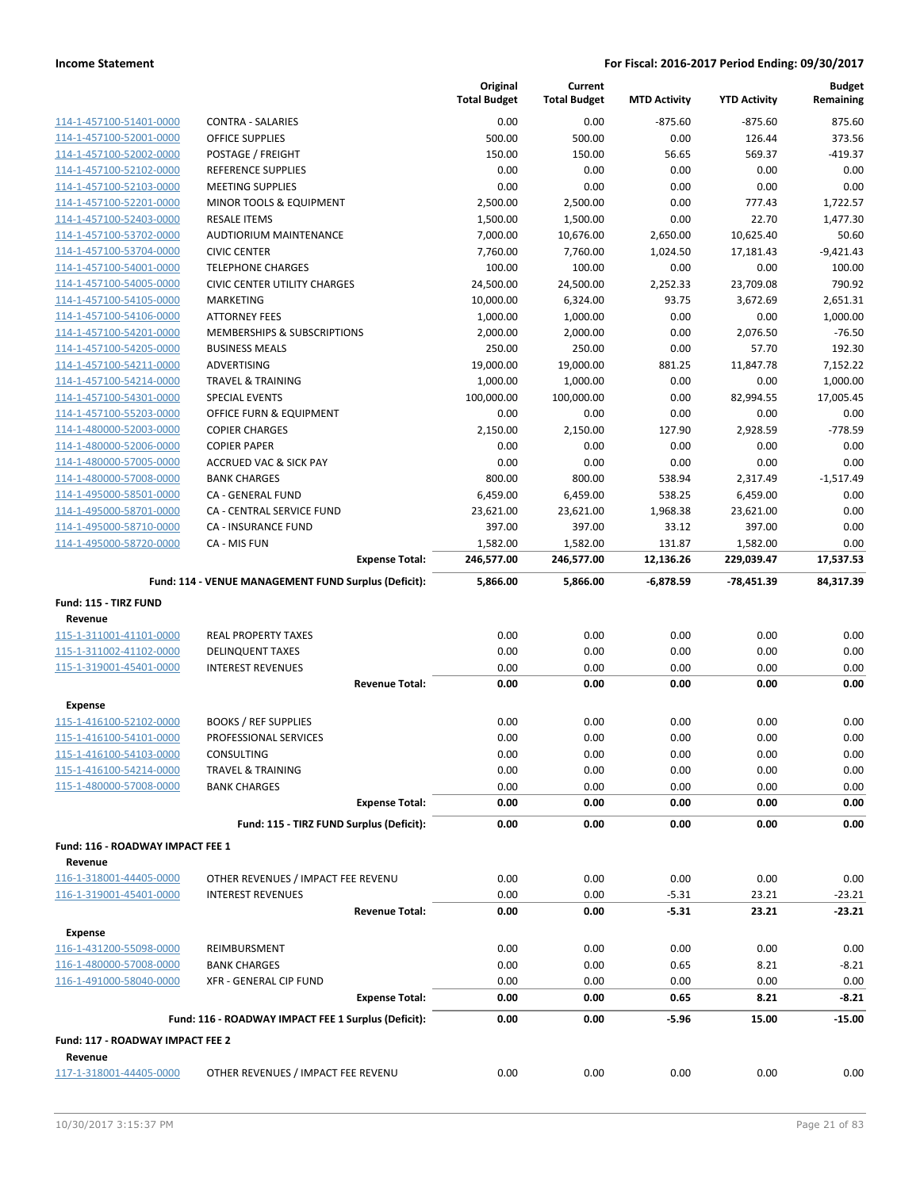| | | Original Total Budget | Current Total Budget | MTD Activity | YTD Activity | Budget Remaining |
|---|---|---|---|---|---|---|
| 114-1-457100-51401-0000 | CONTRA - SALARIES | 0.00 | 0.00 | -875.60 | -875.60 | 875.60 |
| 114-1-457100-52001-0000 | OFFICE SUPPLIES | 500.00 | 500.00 | 0.00 | 126.44 | 373.56 |
| 114-1-457100-52002-0000 | POSTAGE / FREIGHT | 150.00 | 150.00 | 56.65 | 569.37 | -419.37 |
| 114-1-457100-52102-0000 | REFERENCE SUPPLIES | 0.00 | 0.00 | 0.00 | 0.00 | 0.00 |
| 114-1-457100-52103-0000 | MEETING SUPPLIES | 0.00 | 0.00 | 0.00 | 0.00 | 0.00 |
| 114-1-457100-52201-0000 | MINOR TOOLS & EQUIPMENT | 2,500.00 | 2,500.00 | 0.00 | 777.43 | 1,722.57 |
| 114-1-457100-52403-0000 | RESALE ITEMS | 1,500.00 | 1,500.00 | 0.00 | 22.70 | 1,477.30 |
| 114-1-457100-53702-0000 | AUDTIORIUM MAINTENANCE | 7,000.00 | 10,676.00 | 2,650.00 | 10,625.40 | 50.60 |
| 114-1-457100-53704-0000 | CIVIC CENTER | 7,760.00 | 7,760.00 | 1,024.50 | 17,181.43 | -9,421.43 |
| 114-1-457100-54001-0000 | TELEPHONE CHARGES | 100.00 | 100.00 | 0.00 | 0.00 | 100.00 |
| 114-1-457100-54005-0000 | CIVIC CENTER UTILITY CHARGES | 24,500.00 | 24,500.00 | 2,252.33 | 23,709.08 | 790.92 |
| 114-1-457100-54105-0000 | MARKETING | 10,000.00 | 6,324.00 | 93.75 | 3,672.69 | 2,651.31 |
| 114-1-457100-54106-0000 | ATTORNEY FEES | 1,000.00 | 1,000.00 | 0.00 | 0.00 | 1,000.00 |
| 114-1-457100-54201-0000 | MEMBERSHIPS & SUBSCRIPTIONS | 2,000.00 | 2,000.00 | 0.00 | 2,076.50 | -76.50 |
| 114-1-457100-54205-0000 | BUSINESS MEALS | 250.00 | 250.00 | 0.00 | 57.70 | 192.30 |
| 114-1-457100-54211-0000 | ADVERTISING | 19,000.00 | 19,000.00 | 881.25 | 11,847.78 | 7,152.22 |
| 114-1-457100-54214-0000 | TRAVEL & TRAINING | 1,000.00 | 1,000.00 | 0.00 | 0.00 | 1,000.00 |
| 114-1-457100-54301-0000 | SPECIAL EVENTS | 100,000.00 | 100,000.00 | 0.00 | 82,994.55 | 17,005.45 |
| 114-1-457100-55203-0000 | OFFICE FURN & EQUIPMENT | 0.00 | 0.00 | 0.00 | 0.00 | 0.00 |
| 114-1-480000-52003-0000 | COPIER CHARGES | 2,150.00 | 2,150.00 | 127.90 | 2,928.59 | -778.59 |
| 114-1-480000-52006-0000 | COPIER PAPER | 0.00 | 0.00 | 0.00 | 0.00 | 0.00 |
| 114-1-480000-57005-0000 | ACCRUED VAC & SICK PAY | 0.00 | 0.00 | 0.00 | 0.00 | 0.00 |
| 114-1-480000-57008-0000 | BANK CHARGES | 800.00 | 800.00 | 538.94 | 2,317.49 | -1,517.49 |
| 114-1-495000-58501-0000 | CA - GENERAL FUND | 6,459.00 | 6,459.00 | 538.25 | 6,459.00 | 0.00 |
| 114-1-495000-58701-0000 | CA - CENTRAL SERVICE FUND | 23,621.00 | 23,621.00 | 1,968.38 | 23,621.00 | 0.00 |
| 114-1-495000-58710-0000 | CA - INSURANCE FUND | 397.00 | 397.00 | 33.12 | 397.00 | 0.00 |
| 114-1-495000-58720-0000 | CA - MIS FUN | 1,582.00 | 1,582.00 | 131.87 | 1,582.00 | 0.00 |
| | **Expense Total:** | **246,577.00** | **246,577.00** | **12,136.26** | **229,039.47** | **17,537.53** |
| | **Fund: 114 - VENUE MANAGEMENT FUND Surplus (Deficit):** | **5,866.00** | **5,866.00** | **-6,878.59** | **-78,451.39** | **84,317.39** |
| **Fund: 115 - TIRZ FUND** | | | | | | |
| **Revenue** | | | | | | |
| 115-1-311001-41101-0000 | REAL PROPERTY TAXES | 0.00 | 0.00 | 0.00 | 0.00 | 0.00 |
| 115-1-311002-41102-0000 | DELINQUENT TAXES | 0.00 | 0.00 | 0.00 | 0.00 | 0.00 |
| 115-1-319001-45401-0000 | INTEREST REVENUES | 0.00 | 0.00 | 0.00 | 0.00 | 0.00 |
| | **Revenue Total:** | **0.00** | **0.00** | **0.00** | **0.00** | **0.00** |
| **Expense** | | | | | | |
| 115-1-416100-52102-0000 | BOOKS / REF SUPPLIES | 0.00 | 0.00 | 0.00 | 0.00 | 0.00 |
| 115-1-416100-54101-0000 | PROFESSIONAL SERVICES | 0.00 | 0.00 | 0.00 | 0.00 | 0.00 |
| 115-1-416100-54103-0000 | CONSULTING | 0.00 | 0.00 | 0.00 | 0.00 | 0.00 |
| 115-1-416100-54214-0000 | TRAVEL & TRAINING | 0.00 | 0.00 | 0.00 | 0.00 | 0.00 |
| 115-1-480000-57008-0000 | BANK CHARGES | 0.00 | 0.00 | 0.00 | 0.00 | 0.00 |
| | **Expense Total:** | **0.00** | **0.00** | **0.00** | **0.00** | **0.00** |
| | **Fund: 115 - TIRZ FUND Surplus (Deficit):** | **0.00** | **0.00** | **0.00** | **0.00** | **0.00** |
| **Fund: 116 - ROADWAY IMPACT FEE 1** | | | | | | |
| **Revenue** | | | | | | |
| 116-1-318001-44405-0000 | OTHER REVENUES / IMPACT FEE REVENU | 0.00 | 0.00 | 0.00 | 0.00 | 0.00 |
| 116-1-319001-45401-0000 | INTEREST REVENUES | 0.00 | 0.00 | -5.31 | 23.21 | -23.21 |
| | **Revenue Total:** | **0.00** | **0.00** | **-5.31** | **23.21** | **-23.21** |
| **Expense** | | | | | | |
| 116-1-431200-55098-0000 | REIMBURSMENT | 0.00 | 0.00 | 0.00 | 0.00 | 0.00 |
| 116-1-480000-57008-0000 | BANK CHARGES | 0.00 | 0.00 | 0.65 | 8.21 | -8.21 |
| 116-1-491000-58040-0000 | XFR - GENERAL CIP FUND | 0.00 | 0.00 | 0.00 | 0.00 | 0.00 |
| | **Expense Total:** | **0.00** | **0.00** | **0.65** | **8.21** | **-8.21** |
| | **Fund: 116 - ROADWAY IMPACT FEE 1 Surplus (Deficit):** | **0.00** | **0.00** | **-5.96** | **15.00** | **-15.00** |
| **Fund: 117 - ROADWAY IMPACT FEE 2** | | | | | | |
| **Revenue** | | | | | | |
| 117-1-318001-44405-0000 | OTHER REVENUES / IMPACT FEE REVENU | 0.00 | 0.00 | 0.00 | 0.00 | 0.00 |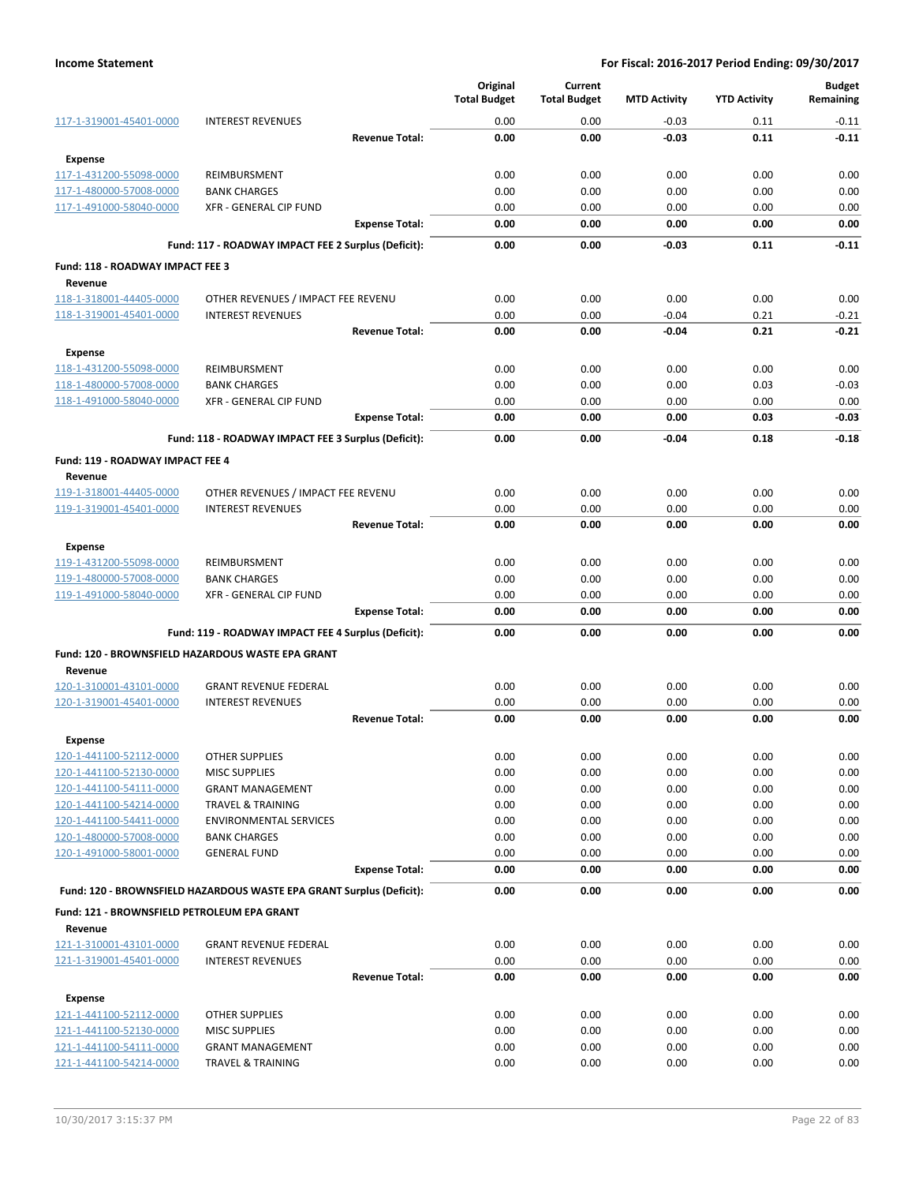| | | Original Total Budget | Current Total Budget | MTD Activity | YTD Activity | Budget Remaining |
|---|---|---|---|---|---|---|
| 117-1-319001-45401-0000 | INTEREST REVENUES | 0.00 | 0.00 | -0.03 | 0.11 | -0.11 |
| | **Revenue Total:** | **0.00** | **0.00** | **-0.03** | **0.11** | **-0.11** |
| **Expense** | | | | | | |
| 117-1-431200-55098-0000 | REIMBURSMENT | 0.00 | 0.00 | 0.00 | 0.00 | 0.00 |
| 117-1-480000-57008-0000 | BANK CHARGES | 0.00 | 0.00 | 0.00 | 0.00 | 0.00 |
| 117-1-491000-58040-0000 | XFR - GENERAL CIP FUND | 0.00 | 0.00 | 0.00 | 0.00 | 0.00 |
| | **Expense Total:** | **0.00** | **0.00** | **0.00** | **0.00** | **0.00** |
| | **Fund: 117 - ROADWAY IMPACT FEE 2 Surplus (Deficit):** | **0.00** | **0.00** | **-0.03** | **0.11** | **-0.11** |
| **Fund: 118 - ROADWAY IMPACT FEE 3** | | | | | | |
| **Revenue** | | | | | | |
| 118-1-318001-44405-0000 | OTHER REVENUES / IMPACT FEE REVENU | 0.00 | 0.00 | 0.00 | 0.00 | 0.00 |
| 118-1-319001-45401-0000 | INTEREST REVENUES | 0.00 | 0.00 | -0.04 | 0.21 | -0.21 |
| | **Revenue Total:** | **0.00** | **0.00** | **-0.04** | **0.21** | **-0.21** |
| **Expense** | | | | | | |
| 118-1-431200-55098-0000 | REIMBURSMENT | 0.00 | 0.00 | 0.00 | 0.00 | 0.00 |
| 118-1-480000-57008-0000 | BANK CHARGES | 0.00 | 0.00 | 0.00 | 0.03 | -0.03 |
| 118-1-491000-58040-0000 | XFR - GENERAL CIP FUND | 0.00 | 0.00 | 0.00 | 0.00 | 0.00 |
| | **Expense Total:** | **0.00** | **0.00** | **0.00** | **0.03** | **-0.03** |
| | **Fund: 118 - ROADWAY IMPACT FEE 3 Surplus (Deficit):** | **0.00** | **0.00** | **-0.04** | **0.18** | **-0.18** |
| **Fund: 119 - ROADWAY IMPACT FEE 4** | | | | | | |
| **Revenue** | | | | | | |
| 119-1-318001-44405-0000 | OTHER REVENUES / IMPACT FEE REVENU | 0.00 | 0.00 | 0.00 | 0.00 | 0.00 |
| 119-1-319001-45401-0000 | INTEREST REVENUES | 0.00 | 0.00 | 0.00 | 0.00 | 0.00 |
| | **Revenue Total:** | **0.00** | **0.00** | **0.00** | **0.00** | **0.00** |
| **Expense** | | | | | | |
| 119-1-431200-55098-0000 | REIMBURSMENT | 0.00 | 0.00 | 0.00 | 0.00 | 0.00 |
| 119-1-480000-57008-0000 | BANK CHARGES | 0.00 | 0.00 | 0.00 | 0.00 | 0.00 |
| 119-1-491000-58040-0000 | XFR - GENERAL CIP FUND | 0.00 | 0.00 | 0.00 | 0.00 | 0.00 |
| | **Expense Total:** | **0.00** | **0.00** | **0.00** | **0.00** | **0.00** |
| | **Fund: 119 - ROADWAY IMPACT FEE 4 Surplus (Deficit):** | **0.00** | **0.00** | **0.00** | **0.00** | **0.00** |
| **Fund: 120 - BROWNSFIELD HAZARDOUS WASTE EPA GRANT** | | | | | | |
| **Revenue** | | | | | | |
| 120-1-310001-43101-0000 | GRANT REVENUE FEDERAL | 0.00 | 0.00 | 0.00 | 0.00 | 0.00 |
| 120-1-319001-45401-0000 | INTEREST REVENUES | 0.00 | 0.00 | 0.00 | 0.00 | 0.00 |
| | **Revenue Total:** | **0.00** | **0.00** | **0.00** | **0.00** | **0.00** |
| **Expense** | | | | | | |
| 120-1-441100-52112-0000 | OTHER SUPPLIES | 0.00 | 0.00 | 0.00 | 0.00 | 0.00 |
| 120-1-441100-52130-0000 | MISC SUPPLIES | 0.00 | 0.00 | 0.00 | 0.00 | 0.00 |
| 120-1-441100-54111-0000 | GRANT MANAGEMENT | 0.00 | 0.00 | 0.00 | 0.00 | 0.00 |
| 120-1-441100-54214-0000 | TRAVEL & TRAINING | 0.00 | 0.00 | 0.00 | 0.00 | 0.00 |
| 120-1-441100-54411-0000 | ENVIRONMENTAL SERVICES | 0.00 | 0.00 | 0.00 | 0.00 | 0.00 |
| 120-1-480000-57008-0000 | BANK CHARGES | 0.00 | 0.00 | 0.00 | 0.00 | 0.00 |
| 120-1-491000-58001-0000 | GENERAL FUND | 0.00 | 0.00 | 0.00 | 0.00 | 0.00 |
| | **Expense Total:** | **0.00** | **0.00** | **0.00** | **0.00** | **0.00** |
| | **Fund: 120 - BROWNSFIELD HAZARDOUS WASTE EPA GRANT Surplus (Deficit):** | **0.00** | **0.00** | **0.00** | **0.00** | **0.00** |
| **Fund: 121 - BROWNSFIELD PETROLEUM EPA GRANT** | | | | | | |
| **Revenue** | | | | | | |
| 121-1-310001-43101-0000 | GRANT REVENUE FEDERAL | 0.00 | 0.00 | 0.00 | 0.00 | 0.00 |
| 121-1-319001-45401-0000 | INTEREST REVENUES | 0.00 | 0.00 | 0.00 | 0.00 | 0.00 |
| | **Revenue Total:** | **0.00** | **0.00** | **0.00** | **0.00** | **0.00** |
| **Expense** | | | | | | |
| 121-1-441100-52112-0000 | OTHER SUPPLIES | 0.00 | 0.00 | 0.00 | 0.00 | 0.00 |
| 121-1-441100-52130-0000 | MISC SUPPLIES | 0.00 | 0.00 | 0.00 | 0.00 | 0.00 |
| 121-1-441100-54111-0000 | GRANT MANAGEMENT | 0.00 | 0.00 | 0.00 | 0.00 | 0.00 |
| 121-1-441100-54214-0000 | TRAVEL & TRAINING | 0.00 | 0.00 | 0.00 | 0.00 | 0.00 |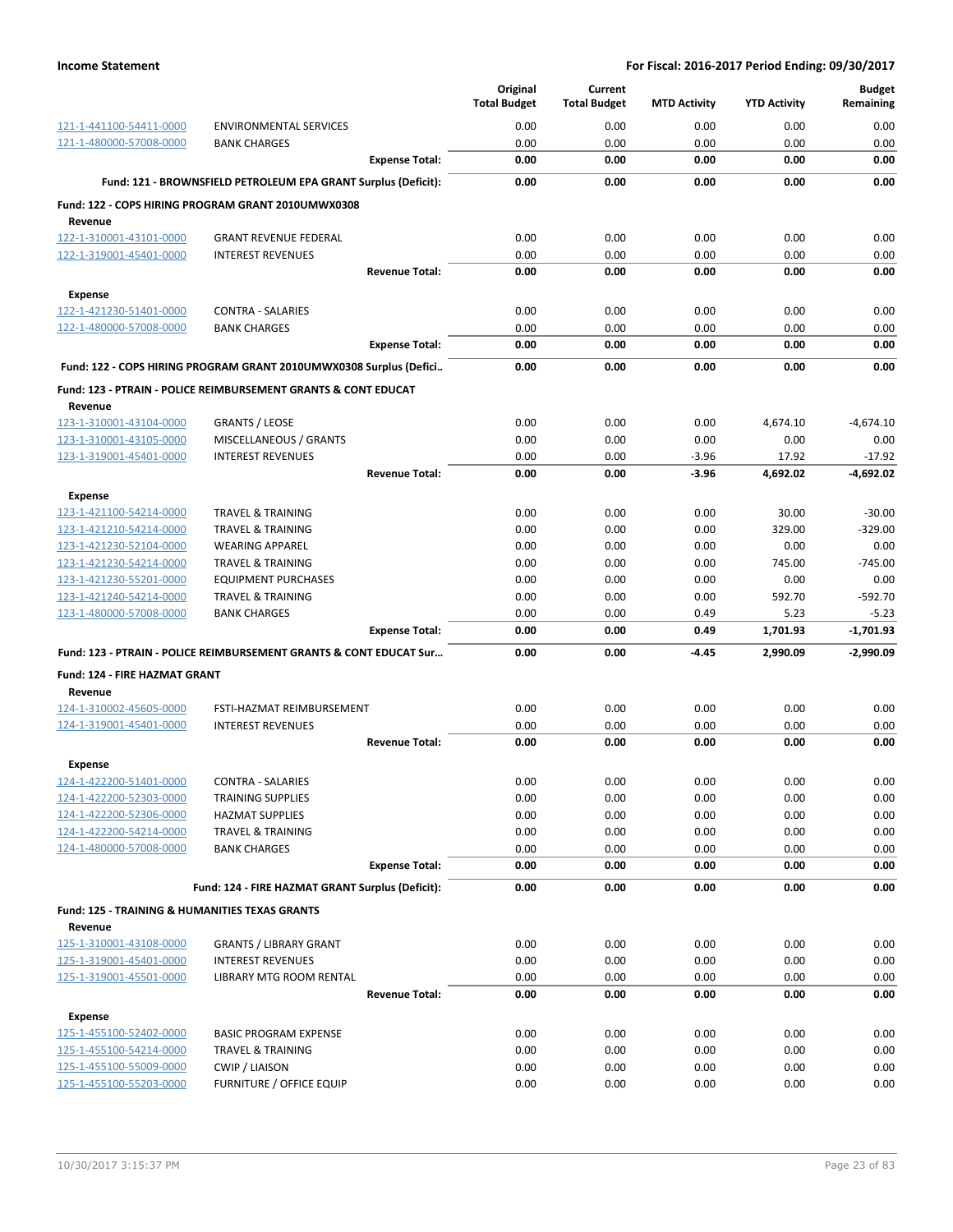**Income Statement** — For Fiscal: 2016-2017 Period Ending: 09/30/2017

| | | Original Total Budget | Current Total Budget | MTD Activity | YTD Activity | Budget Remaining |
|---|---|---|---|---|---|---|
| 121-1-441100-54411-0000 | ENVIRONMENTAL SERVICES | 0.00 | 0.00 | 0.00 | 0.00 | 0.00 |
| 121-1-480000-57008-0000 | BANK CHARGES | 0.00 | 0.00 | 0.00 | 0.00 | 0.00 |
| | **Expense Total:** | **0.00** | **0.00** | **0.00** | **0.00** | **0.00** |
| | **Fund: 121 - BROWNSFIELD PETROLEUM EPA GRANT Surplus (Deficit):** | **0.00** | **0.00** | **0.00** | **0.00** | **0.00** |
| **Fund: 122 - COPS HIRING PROGRAM GRANT 2010UMWX0308** | | | | | | |
| **Revenue** | | | | | | |
| 122-1-310001-43101-0000 | GRANT REVENUE FEDERAL | 0.00 | 0.00 | 0.00 | 0.00 | 0.00 |
| 122-1-319001-45401-0000 | INTEREST REVENUES | 0.00 | 0.00 | 0.00 | 0.00 | 0.00 |
| | **Revenue Total:** | **0.00** | **0.00** | **0.00** | **0.00** | **0.00** |
| **Expense** | | | | | | |
| 122-1-421230-51401-0000 | CONTRA - SALARIES | 0.00 | 0.00 | 0.00 | 0.00 | 0.00 |
| 122-1-480000-57008-0000 | BANK CHARGES | 0.00 | 0.00 | 0.00 | 0.00 | 0.00 |
| | **Expense Total:** | **0.00** | **0.00** | **0.00** | **0.00** | **0.00** |
| | **Fund: 122 - COPS HIRING PROGRAM GRANT 2010UMWX0308 Surplus (Defici..** | **0.00** | **0.00** | **0.00** | **0.00** | **0.00** |
| **Fund: 123 - PTRAIN - POLICE REIMBURSEMENT GRANTS & CONT EDUCAT** | | | | | | |
| **Revenue** | | | | | | |
| 123-1-310001-43104-0000 | GRANTS / LEOSE | 0.00 | 0.00 | 0.00 | 4,674.10 | -4,674.10 |
| 123-1-310001-43105-0000 | MISCELLANEOUS / GRANTS | 0.00 | 0.00 | 0.00 | 0.00 | 0.00 |
| 123-1-319001-45401-0000 | INTEREST REVENUES | 0.00 | 0.00 | -3.96 | 17.92 | -17.92 |
| | **Revenue Total:** | **0.00** | **0.00** | **-3.96** | **4,692.02** | **-4,692.02** |
| **Expense** | | | | | | |
| 123-1-421100-54214-0000 | TRAVEL & TRAINING | 0.00 | 0.00 | 0.00 | 30.00 | -30.00 |
| 123-1-421210-54214-0000 | TRAVEL & TRAINING | 0.00 | 0.00 | 0.00 | 329.00 | -329.00 |
| 123-1-421230-52104-0000 | WEARING APPAREL | 0.00 | 0.00 | 0.00 | 0.00 | 0.00 |
| 123-1-421230-54214-0000 | TRAVEL & TRAINING | 0.00 | 0.00 | 0.00 | 745.00 | -745.00 |
| 123-1-421230-55201-0000 | EQUIPMENT PURCHASES | 0.00 | 0.00 | 0.00 | 0.00 | 0.00 |
| 123-1-421240-54214-0000 | TRAVEL & TRAINING | 0.00 | 0.00 | 0.00 | 592.70 | -592.70 |
| 123-1-480000-57008-0000 | BANK CHARGES | 0.00 | 0.00 | 0.49 | 5.23 | -5.23 |
| | **Expense Total:** | **0.00** | **0.00** | **0.49** | **1,701.93** | **-1,701.93** |
| | **Fund: 123 - PTRAIN - POLICE REIMBURSEMENT GRANTS & CONT EDUCAT Sur...** | **0.00** | **0.00** | **-4.45** | **2,990.09** | **-2,990.09** |
| **Fund: 124 - FIRE HAZMAT GRANT** | | | | | | |
| **Revenue** | | | | | | |
| 124-1-310002-45605-0000 | FSTI-HAZMAT REIMBURSEMENT | 0.00 | 0.00 | 0.00 | 0.00 | 0.00 |
| 124-1-319001-45401-0000 | INTEREST REVENUES | 0.00 | 0.00 | 0.00 | 0.00 | 0.00 |
| | **Revenue Total:** | **0.00** | **0.00** | **0.00** | **0.00** | **0.00** |
| **Expense** | | | | | | |
| 124-1-422200-51401-0000 | CONTRA - SALARIES | 0.00 | 0.00 | 0.00 | 0.00 | 0.00 |
| 124-1-422200-52303-0000 | TRAINING SUPPLIES | 0.00 | 0.00 | 0.00 | 0.00 | 0.00 |
| 124-1-422200-52306-0000 | HAZMAT SUPPLIES | 0.00 | 0.00 | 0.00 | 0.00 | 0.00 |
| 124-1-422200-54214-0000 | TRAVEL & TRAINING | 0.00 | 0.00 | 0.00 | 0.00 | 0.00 |
| 124-1-480000-57008-0000 | BANK CHARGES | 0.00 | 0.00 | 0.00 | 0.00 | 0.00 |
| | **Expense Total:** | **0.00** | **0.00** | **0.00** | **0.00** | **0.00** |
| | **Fund: 124 - FIRE HAZMAT GRANT Surplus (Deficit):** | **0.00** | **0.00** | **0.00** | **0.00** | **0.00** |
| **Fund: 125 - TRAINING & HUMANITIES TEXAS GRANTS** | | | | | | |
| **Revenue** | | | | | | |
| 125-1-310001-43108-0000 | GRANTS / LIBRARY GRANT | 0.00 | 0.00 | 0.00 | 0.00 | 0.00 |
| 125-1-319001-45401-0000 | INTEREST REVENUES | 0.00 | 0.00 | 0.00 | 0.00 | 0.00 |
| 125-1-319001-45501-0000 | LIBRARY MTG ROOM RENTAL | 0.00 | 0.00 | 0.00 | 0.00 | 0.00 |
| | **Revenue Total:** | **0.00** | **0.00** | **0.00** | **0.00** | **0.00** |
| **Expense** | | | | | | |
| 125-1-455100-52402-0000 | BASIC PROGRAM EXPENSE | 0.00 | 0.00 | 0.00 | 0.00 | 0.00 |
| 125-1-455100-54214-0000 | TRAVEL & TRAINING | 0.00 | 0.00 | 0.00 | 0.00 | 0.00 |
| 125-1-455100-55009-0000 | CWIP / LIAISON | 0.00 | 0.00 | 0.00 | 0.00 | 0.00 |
| 125-1-455100-55203-0000 | FURNITURE / OFFICE EQUIP | 0.00 | 0.00 | 0.00 | 0.00 | 0.00 |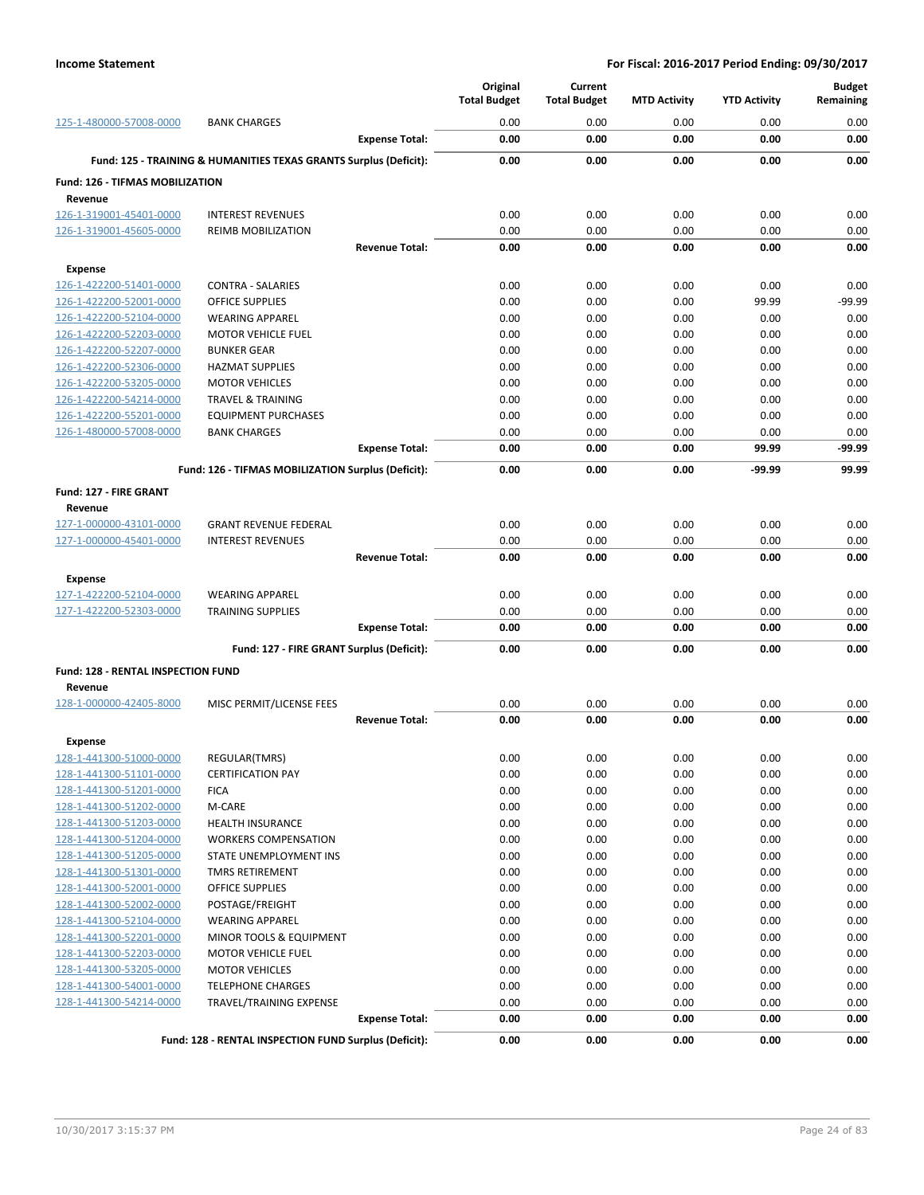| | | Original Total Budget | Current Total Budget | MTD Activity | YTD Activity | Budget Remaining |
|---|---|---|---|---|---|---|
| 125-1-480000-57008-0000 | BANK CHARGES | 0.00 | 0.00 | 0.00 | 0.00 | 0.00 |
| | **Expense Total:** | **0.00** | **0.00** | **0.00** | **0.00** | **0.00** |
| | **Fund: 125 - TRAINING & HUMANITIES TEXAS GRANTS Surplus (Deficit):** | **0.00** | **0.00** | **0.00** | **0.00** | **0.00** |
| **Fund: 126 - TIFMAS MOBILIZATION** | | | | | | |
| **Revenue** | | | | | | |
| 126-1-319001-45401-0000 | INTEREST REVENUES | 0.00 | 0.00 | 0.00 | 0.00 | 0.00 |
| 126-1-319001-45605-0000 | REIMB MOBILIZATION | 0.00 | 0.00 | 0.00 | 0.00 | 0.00 |
| | **Revenue Total:** | **0.00** | **0.00** | **0.00** | **0.00** | **0.00** |
| **Expense** | | | | | | |
| 126-1-422200-51401-0000 | CONTRA - SALARIES | 0.00 | 0.00 | 0.00 | 0.00 | 0.00 |
| 126-1-422200-52001-0000 | OFFICE SUPPLIES | 0.00 | 0.00 | 0.00 | 99.99 | -99.99 |
| 126-1-422200-52104-0000 | WEARING APPAREL | 0.00 | 0.00 | 0.00 | 0.00 | 0.00 |
| 126-1-422200-52203-0000 | MOTOR VEHICLE FUEL | 0.00 | 0.00 | 0.00 | 0.00 | 0.00 |
| 126-1-422200-52207-0000 | BUNKER GEAR | 0.00 | 0.00 | 0.00 | 0.00 | 0.00 |
| 126-1-422200-52306-0000 | HAZMAT SUPPLIES | 0.00 | 0.00 | 0.00 | 0.00 | 0.00 |
| 126-1-422200-53205-0000 | MOTOR VEHICLES | 0.00 | 0.00 | 0.00 | 0.00 | 0.00 |
| 126-1-422200-54214-0000 | TRAVEL & TRAINING | 0.00 | 0.00 | 0.00 | 0.00 | 0.00 |
| 126-1-422200-55201-0000 | EQUIPMENT PURCHASES | 0.00 | 0.00 | 0.00 | 0.00 | 0.00 |
| 126-1-480000-57008-0000 | BANK CHARGES | 0.00 | 0.00 | 0.00 | 0.00 | 0.00 |
| | **Expense Total:** | **0.00** | **0.00** | **0.00** | **99.99** | **-99.99** |
| | **Fund: 126 - TIFMAS MOBILIZATION Surplus (Deficit):** | **0.00** | **0.00** | **0.00** | **-99.99** | **99.99** |
| **Fund: 127 - FIRE GRANT** | | | | | | |
| **Revenue** | | | | | | |
| 127-1-000000-43101-0000 | GRANT REVENUE FEDERAL | 0.00 | 0.00 | 0.00 | 0.00 | 0.00 |
| 127-1-000000-45401-0000 | INTEREST REVENUES | 0.00 | 0.00 | 0.00 | 0.00 | 0.00 |
| | **Revenue Total:** | **0.00** | **0.00** | **0.00** | **0.00** | **0.00** |
| **Expense** | | | | | | |
| 127-1-422200-52104-0000 | WEARING APPAREL | 0.00 | 0.00 | 0.00 | 0.00 | 0.00 |
| 127-1-422200-52303-0000 | TRAINING SUPPLIES | 0.00 | 0.00 | 0.00 | 0.00 | 0.00 |
| | **Expense Total:** | **0.00** | **0.00** | **0.00** | **0.00** | **0.00** |
| | **Fund: 127 - FIRE GRANT Surplus (Deficit):** | **0.00** | **0.00** | **0.00** | **0.00** | **0.00** |
| **Fund: 128 - RENTAL INSPECTION FUND** | | | | | | |
| **Revenue** | | | | | | |
| 128-1-000000-42405-8000 | MISC PERMIT/LICENSE FEES | 0.00 | 0.00 | 0.00 | 0.00 | 0.00 |
| | **Revenue Total:** | **0.00** | **0.00** | **0.00** | **0.00** | **0.00** |
| **Expense** | | | | | | |
| 128-1-441300-51000-0000 | REGULAR(TMRS) | 0.00 | 0.00 | 0.00 | 0.00 | 0.00 |
| 128-1-441300-51101-0000 | CERTIFICATION PAY | 0.00 | 0.00 | 0.00 | 0.00 | 0.00 |
| 128-1-441300-51201-0000 | FICA | 0.00 | 0.00 | 0.00 | 0.00 | 0.00 |
| 128-1-441300-51202-0000 | M-CARE | 0.00 | 0.00 | 0.00 | 0.00 | 0.00 |
| 128-1-441300-51203-0000 | HEALTH INSURANCE | 0.00 | 0.00 | 0.00 | 0.00 | 0.00 |
| 128-1-441300-51204-0000 | WORKERS COMPENSATION | 0.00 | 0.00 | 0.00 | 0.00 | 0.00 |
| 128-1-441300-51205-0000 | STATE UNEMPLOYMENT INS | 0.00 | 0.00 | 0.00 | 0.00 | 0.00 |
| 128-1-441300-51301-0000 | TMRS RETIREMENT | 0.00 | 0.00 | 0.00 | 0.00 | 0.00 |
| 128-1-441300-52001-0000 | OFFICE SUPPLIES | 0.00 | 0.00 | 0.00 | 0.00 | 0.00 |
| 128-1-441300-52002-0000 | POSTAGE/FREIGHT | 0.00 | 0.00 | 0.00 | 0.00 | 0.00 |
| 128-1-441300-52104-0000 | WEARING APPAREL | 0.00 | 0.00 | 0.00 | 0.00 | 0.00 |
| 128-1-441300-52201-0000 | MINOR TOOLS & EQUIPMENT | 0.00 | 0.00 | 0.00 | 0.00 | 0.00 |
| 128-1-441300-52203-0000 | MOTOR VEHICLE FUEL | 0.00 | 0.00 | 0.00 | 0.00 | 0.00 |
| 128-1-441300-53205-0000 | MOTOR VEHICLES | 0.00 | 0.00 | 0.00 | 0.00 | 0.00 |
| 128-1-441300-54001-0000 | TELEPHONE CHARGES | 0.00 | 0.00 | 0.00 | 0.00 | 0.00 |
| 128-1-441300-54214-0000 | TRAVEL/TRAINING EXPENSE | 0.00 | 0.00 | 0.00 | 0.00 | 0.00 |
| | **Expense Total:** | **0.00** | **0.00** | **0.00** | **0.00** | **0.00** |
| | **Fund: 128 - RENTAL INSPECTION FUND Surplus (Deficit):** | **0.00** | **0.00** | **0.00** | **0.00** | **0.00** |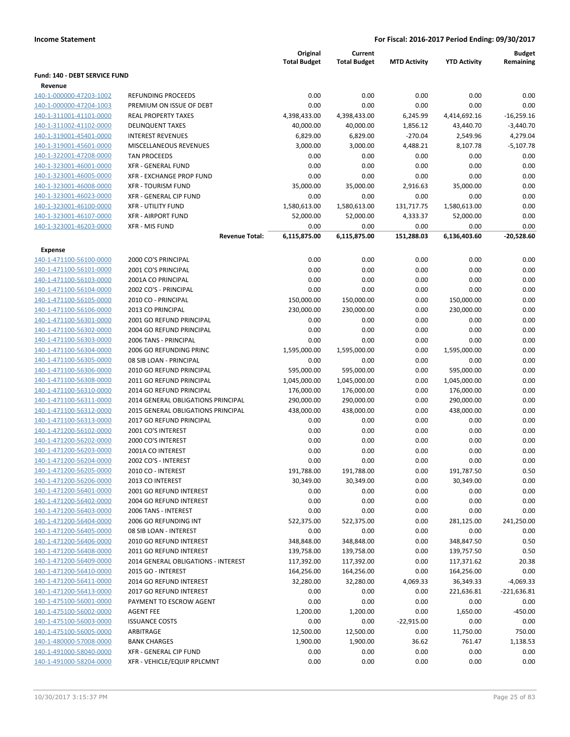**Income Statement** — For Fiscal: 2016-2017 Period Ending: 09/30/2017

| | | Original Total Budget | Current Total Budget | MTD Activity | YTD Activity | Budget Remaining |
|---|---|---|---|---|---|---|
| **Fund: 140 - DEBT SERVICE FUND** | | | | | | |
| **Revenue** | | | | | | |
| 140-1-000000-47203-1002 | REFUNDING PROCEEDS | 0.00 | 0.00 | 0.00 | 0.00 | 0.00 |
| 140-1-000000-47204-1003 | PREMIUM ON ISSUE OF DEBT | 0.00 | 0.00 | 0.00 | 0.00 | 0.00 |
| 140-1-311001-41101-0000 | REAL PROPERTY TAXES | 4,398,433.00 | 4,398,433.00 | 6,245.99 | 4,414,692.16 | -16,259.16 |
| 140-1-311002-41102-0000 | DELINQUENT TAXES | 40,000.00 | 40,000.00 | 1,856.12 | 43,440.70 | -3,440.70 |
| 140-1-319001-45401-0000 | INTEREST REVENUES | 6,829.00 | 6,829.00 | -270.04 | 2,549.96 | 4,279.04 |
| 140-1-319001-45601-0000 | MISCELLANEOUS REVENUES | 3,000.00 | 3,000.00 | 4,488.21 | 8,107.78 | -5,107.78 |
| 140-1-322001-47208-0000 | TAN PROCEEDS | 0.00 | 0.00 | 0.00 | 0.00 | 0.00 |
| 140-1-323001-46001-0000 | XFR - GENERAL FUND | 0.00 | 0.00 | 0.00 | 0.00 | 0.00 |
| 140-1-323001-46005-0000 | XFR - EXCHANGE PROP FUND | 0.00 | 0.00 | 0.00 | 0.00 | 0.00 |
| 140-1-323001-46008-0000 | XFR - TOURISM FUND | 35,000.00 | 35,000.00 | 2,916.63 | 35,000.00 | 0.00 |
| 140-1-323001-46023-0000 | XFR - GENERAL CIP FUND | 0.00 | 0.00 | 0.00 | 0.00 | 0.00 |
| 140-1-323001-46100-0000 | XFR - UTILITY FUND | 1,580,613.00 | 1,580,613.00 | 131,717.75 | 1,580,613.00 | 0.00 |
| 140-1-323001-46107-0000 | XFR - AIRPORT FUND | 52,000.00 | 52,000.00 | 4,333.37 | 52,000.00 | 0.00 |
| 140-1-323001-46203-0000 | XFR - MIS FUND | 0.00 | 0.00 | 0.00 | 0.00 | 0.00 |
| | **Revenue Total:** | **6,115,875.00** | **6,115,875.00** | **151,288.03** | **6,136,403.60** | **-20,528.60** |
| **Expense** | | | | | | |
| 140-1-471100-56100-0000 | 2000 CO'S PRINCIPAL | 0.00 | 0.00 | 0.00 | 0.00 | 0.00 |
| 140-1-471100-56101-0000 | 2001 CO'S PRINCIPAL | 0.00 | 0.00 | 0.00 | 0.00 | 0.00 |
| 140-1-471100-56103-0000 | 2001A CO PRINCIPAL | 0.00 | 0.00 | 0.00 | 0.00 | 0.00 |
| 140-1-471100-56104-0000 | 2002 CO'S - PRINCIPAL | 0.00 | 0.00 | 0.00 | 0.00 | 0.00 |
| 140-1-471100-56105-0000 | 2010 CO - PRINCIPAL | 150,000.00 | 150,000.00 | 0.00 | 150,000.00 | 0.00 |
| 140-1-471100-56106-0000 | 2013 CO PRINCIPAL | 230,000.00 | 230,000.00 | 0.00 | 230,000.00 | 0.00 |
| 140-1-471100-56301-0000 | 2001 GO REFUND PRINCIPAL | 0.00 | 0.00 | 0.00 | 0.00 | 0.00 |
| 140-1-471100-56302-0000 | 2004 GO REFUND PRINCIPAL | 0.00 | 0.00 | 0.00 | 0.00 | 0.00 |
| 140-1-471100-56303-0000 | 2006 TANS - PRINCIPAL | 0.00 | 0.00 | 0.00 | 0.00 | 0.00 |
| 140-1-471100-56304-0000 | 2006 GO REFUNDING PRINC | 1,595,000.00 | 1,595,000.00 | 0.00 | 1,595,000.00 | 0.00 |
| 140-1-471100-56305-0000 | 08 SIB LOAN - PRINCIPAL | 0.00 | 0.00 | 0.00 | 0.00 | 0.00 |
| 140-1-471100-56306-0000 | 2010 GO REFUND PRINCIPAL | 595,000.00 | 595,000.00 | 0.00 | 595,000.00 | 0.00 |
| 140-1-471100-56308-0000 | 2011 GO REFUND PRINCIPAL | 1,045,000.00 | 1,045,000.00 | 0.00 | 1,045,000.00 | 0.00 |
| 140-1-471100-56310-0000 | 2014 GO REFUND PRINCIPAL | 176,000.00 | 176,000.00 | 0.00 | 176,000.00 | 0.00 |
| 140-1-471100-56311-0000 | 2014 GENERAL OBLIGATIONS PRINCIPAL | 290,000.00 | 290,000.00 | 0.00 | 290,000.00 | 0.00 |
| 140-1-471100-56312-0000 | 2015 GENERAL OBLIGATIONS PRINCIPAL | 438,000.00 | 438,000.00 | 0.00 | 438,000.00 | 0.00 |
| 140-1-471100-56313-0000 | 2017 GO REFUND PRINCIPAL | 0.00 | 0.00 | 0.00 | 0.00 | 0.00 |
| 140-1-471200-56102-0000 | 2001 CO'S INTEREST | 0.00 | 0.00 | 0.00 | 0.00 | 0.00 |
| 140-1-471200-56202-0000 | 2000 CO'S INTEREST | 0.00 | 0.00 | 0.00 | 0.00 | 0.00 |
| 140-1-471200-56203-0000 | 2001A CO INTEREST | 0.00 | 0.00 | 0.00 | 0.00 | 0.00 |
| 140-1-471200-56204-0000 | 2002 CO'S - INTEREST | 0.00 | 0.00 | 0.00 | 0.00 | 0.00 |
| 140-1-471200-56205-0000 | 2010 CO - INTEREST | 191,788.00 | 191,788.00 | 0.00 | 191,787.50 | 0.50 |
| 140-1-471200-56206-0000 | 2013 CO INTEREST | 30,349.00 | 30,349.00 | 0.00 | 30,349.00 | 0.00 |
| 140-1-471200-56401-0000 | 2001 GO REFUND INTEREST | 0.00 | 0.00 | 0.00 | 0.00 | 0.00 |
| 140-1-471200-56402-0000 | 2004 GO REFUND INTEREST | 0.00 | 0.00 | 0.00 | 0.00 | 0.00 |
| 140-1-471200-56403-0000 | 2006 TANS - INTEREST | 0.00 | 0.00 | 0.00 | 0.00 | 0.00 |
| 140-1-471200-56404-0000 | 2006 GO REFUNDING INT | 522,375.00 | 522,375.00 | 0.00 | 281,125.00 | 241,250.00 |
| 140-1-471200-56405-0000 | 08 SIB LOAN - INTEREST | 0.00 | 0.00 | 0.00 | 0.00 | 0.00 |
| 140-1-471200-56406-0000 | 2010 GO REFUND INTEREST | 348,848.00 | 348,848.00 | 0.00 | 348,847.50 | 0.50 |
| 140-1-471200-56408-0000 | 2011 GO REFUND INTEREST | 139,758.00 | 139,758.00 | 0.00 | 139,757.50 | 0.50 |
| 140-1-471200-56409-0000 | 2014 GENERAL OBLIGATIONS - INTEREST | 117,392.00 | 117,392.00 | 0.00 | 117,371.62 | 20.38 |
| 140-1-471200-56410-0000 | 2015 GO - INTEREST | 164,256.00 | 164,256.00 | 0.00 | 164,256.00 | 0.00 |
| 140-1-471200-56411-0000 | 2014 GO REFUND INTEREST | 32,280.00 | 32,280.00 | 4,069.33 | 36,349.33 | -4,069.33 |
| 140-1-471200-56413-0000 | 2017 GO REFUND INTEREST | 0.00 | 0.00 | 0.00 | 221,636.81 | -221,636.81 |
| 140-1-475100-56001-0000 | PAYMENT TO ESCROW AGENT | 0.00 | 0.00 | 0.00 | 0.00 | 0.00 |
| 140-1-475100-56002-0000 | AGENT FEE | 1,200.00 | 1,200.00 | 0.00 | 1,650.00 | -450.00 |
| 140-1-475100-56003-0000 | ISSUANCE COSTS | 0.00 | 0.00 | -22,915.00 | 0.00 | 0.00 |
| 140-1-475100-56005-0000 | ARBITRAGE | 12,500.00 | 12,500.00 | 0.00 | 11,750.00 | 750.00 |
| 140-1-480000-57008-0000 | BANK CHARGES | 1,900.00 | 1,900.00 | 36.62 | 761.47 | 1,138.53 |
| 140-1-491000-58040-0000 | XFR - GENERAL CIP FUND | 0.00 | 0.00 | 0.00 | 0.00 | 0.00 |
| 140-1-491000-58204-0000 | XFR - VEHICLE/EQUIP RPLCMNT | 0.00 | 0.00 | 0.00 | 0.00 | 0.00 |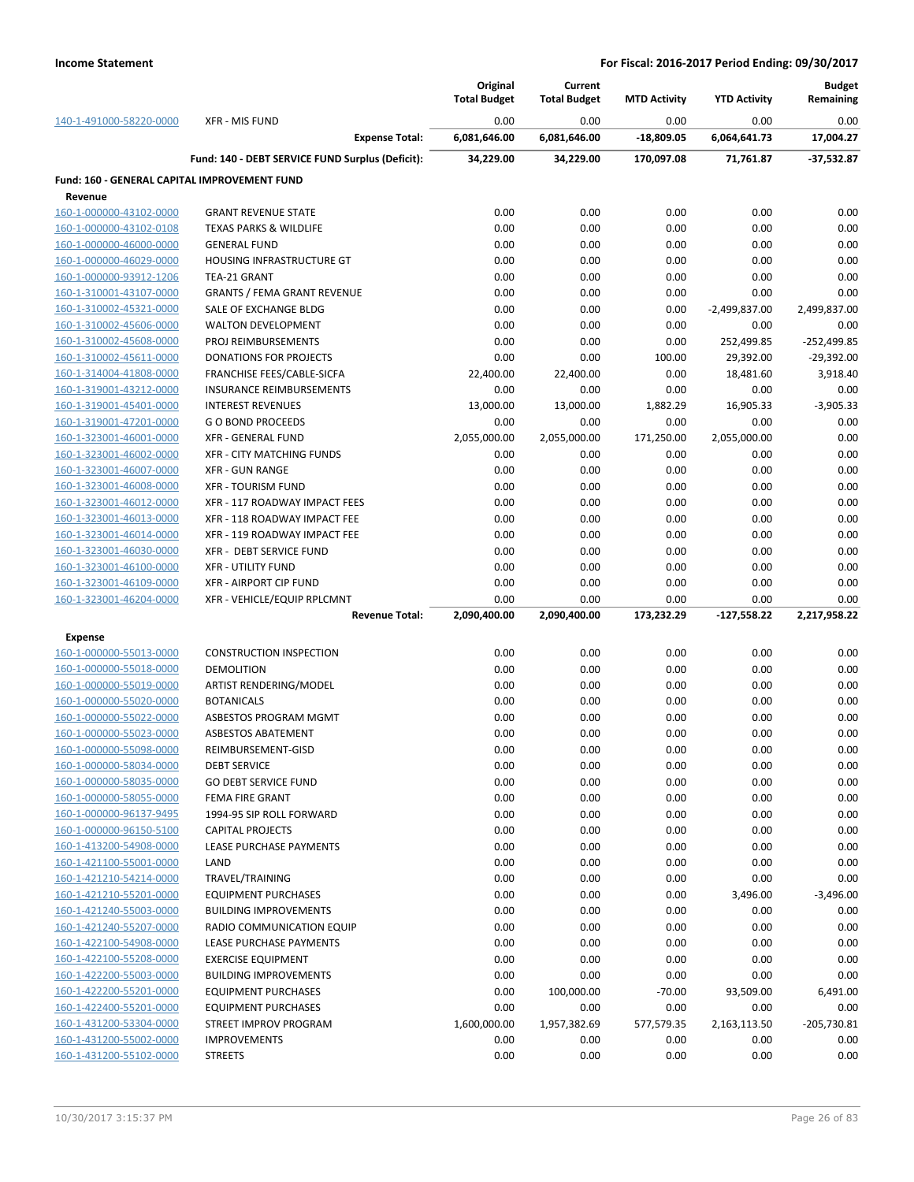| | | Original Total Budget | Current Total Budget | MTD Activity | YTD Activity | Budget Remaining |
|---|---|---|---|---|---|---|
| 140-1-491000-58220-0000 | XFR - MIS FUND | 0.00 | 0.00 | 0.00 | 0.00 | 0.00 |
| | **Expense Total:** | **6,081,646.00** | **6,081,646.00** | **-18,809.05** | **6,064,641.73** | **17,004.27** |
| | **Fund: 140 - DEBT SERVICE FUND Surplus (Deficit):** | **34,229.00** | **34,229.00** | **170,097.08** | **71,761.87** | **-37,532.87** |

**Fund: 160 - GENERAL CAPITAL IMPROVEMENT FUND**

**Revenue**

| | | Original Total Budget | Current Total Budget | MTD Activity | YTD Activity | Budget Remaining |
|---|---|---|---|---|---|---|
| 160-1-000000-43102-0000 | GRANT REVENUE STATE | 0.00 | 0.00 | 0.00 | 0.00 | 0.00 |
| 160-1-000000-43102-0108 | TEXAS PARKS & WILDLIFE | 0.00 | 0.00 | 0.00 | 0.00 | 0.00 |
| 160-1-000000-46000-0000 | GENERAL FUND | 0.00 | 0.00 | 0.00 | 0.00 | 0.00 |
| 160-1-000000-46029-0000 | HOUSING INFRASTRUCTURE GT | 0.00 | 0.00 | 0.00 | 0.00 | 0.00 |
| 160-1-000000-93912-1206 | TEA-21 GRANT | 0.00 | 0.00 | 0.00 | 0.00 | 0.00 |
| 160-1-310001-43107-0000 | GRANTS / FEMA GRANT REVENUE | 0.00 | 0.00 | 0.00 | 0.00 | 0.00 |
| 160-1-310002-45321-0000 | SALE OF EXCHANGE BLDG | 0.00 | 0.00 | 0.00 | -2,499,837.00 | 2,499,837.00 |
| 160-1-310002-45606-0000 | WALTON DEVELOPMENT | 0.00 | 0.00 | 0.00 | 0.00 | 0.00 |
| 160-1-310002-45608-0000 | PROJ REIMBURSEMENTS | 0.00 | 0.00 | 0.00 | 252,499.85 | -252,499.85 |
| 160-1-310002-45611-0000 | DONATIONS FOR PROJECTS | 0.00 | 0.00 | 100.00 | 29,392.00 | -29,392.00 |
| 160-1-314004-41808-0000 | FRANCHISE FEES/CABLE-SICFA | 22,400.00 | 22,400.00 | 0.00 | 18,481.60 | 3,918.40 |
| 160-1-319001-43212-0000 | INSURANCE REIMBURSEMENTS | 0.00 | 0.00 | 0.00 | 0.00 | 0.00 |
| 160-1-319001-45401-0000 | INTEREST REVENUES | 13,000.00 | 13,000.00 | 1,882.29 | 16,905.33 | -3,905.33 |
| 160-1-319001-47201-0000 | G O BOND PROCEEDS | 0.00 | 0.00 | 0.00 | 0.00 | 0.00 |
| 160-1-323001-46001-0000 | XFR - GENERAL FUND | 2,055,000.00 | 2,055,000.00 | 171,250.00 | 2,055,000.00 | 0.00 |
| 160-1-323001-46002-0000 | XFR - CITY MATCHING FUNDS | 0.00 | 0.00 | 0.00 | 0.00 | 0.00 |
| 160-1-323001-46007-0000 | XFR - GUN RANGE | 0.00 | 0.00 | 0.00 | 0.00 | 0.00 |
| 160-1-323001-46008-0000 | XFR - TOURISM FUND | 0.00 | 0.00 | 0.00 | 0.00 | 0.00 |
| 160-1-323001-46012-0000 | XFR - 117 ROADWAY IMPACT FEES | 0.00 | 0.00 | 0.00 | 0.00 | 0.00 |
| 160-1-323001-46013-0000 | XFR - 118 ROADWAY IMPACT FEE | 0.00 | 0.00 | 0.00 | 0.00 | 0.00 |
| 160-1-323001-46014-0000 | XFR - 119 ROADWAY IMPACT FEE | 0.00 | 0.00 | 0.00 | 0.00 | 0.00 |
| 160-1-323001-46030-0000 | XFR - DEBT SERVICE FUND | 0.00 | 0.00 | 0.00 | 0.00 | 0.00 |
| 160-1-323001-46100-0000 | XFR - UTILITY FUND | 0.00 | 0.00 | 0.00 | 0.00 | 0.00 |
| 160-1-323001-46109-0000 | XFR - AIRPORT CIP FUND | 0.00 | 0.00 | 0.00 | 0.00 | 0.00 |
| 160-1-323001-46204-0000 | XFR - VEHICLE/EQUIP RPLCMNT | 0.00 | 0.00 | 0.00 | 0.00 | 0.00 |
| | **Revenue Total:** | **2,090,400.00** | **2,090,400.00** | **173,232.29** | **-127,558.22** | **2,217,958.22** |

**Expense**

| | | Original Total Budget | Current Total Budget | MTD Activity | YTD Activity | Budget Remaining |
|---|---|---|---|---|---|---|
| 160-1-000000-55013-0000 | CONSTRUCTION INSPECTION | 0.00 | 0.00 | 0.00 | 0.00 | 0.00 |
| 160-1-000000-55018-0000 | DEMOLITION | 0.00 | 0.00 | 0.00 | 0.00 | 0.00 |
| 160-1-000000-55019-0000 | ARTIST RENDERING/MODEL | 0.00 | 0.00 | 0.00 | 0.00 | 0.00 |
| 160-1-000000-55020-0000 | BOTANICALS | 0.00 | 0.00 | 0.00 | 0.00 | 0.00 |
| 160-1-000000-55022-0000 | ASBESTOS PROGRAM MGMT | 0.00 | 0.00 | 0.00 | 0.00 | 0.00 |
| 160-1-000000-55023-0000 | ASBESTOS ABATEMENT | 0.00 | 0.00 | 0.00 | 0.00 | 0.00 |
| 160-1-000000-55098-0000 | REIMBURSEMENT-GISD | 0.00 | 0.00 | 0.00 | 0.00 | 0.00 |
| 160-1-000000-58034-0000 | DEBT SERVICE | 0.00 | 0.00 | 0.00 | 0.00 | 0.00 |
| 160-1-000000-58035-0000 | GO DEBT SERVICE FUND | 0.00 | 0.00 | 0.00 | 0.00 | 0.00 |
| 160-1-000000-58055-0000 | FEMA FIRE GRANT | 0.00 | 0.00 | 0.00 | 0.00 | 0.00 |
| 160-1-000000-96137-9495 | 1994-95 SIP ROLL FORWARD | 0.00 | 0.00 | 0.00 | 0.00 | 0.00 |
| 160-1-000000-96150-5100 | CAPITAL PROJECTS | 0.00 | 0.00 | 0.00 | 0.00 | 0.00 |
| 160-1-413200-54908-0000 | LEASE PURCHASE PAYMENTS | 0.00 | 0.00 | 0.00 | 0.00 | 0.00 |
| 160-1-421100-55001-0000 | LAND | 0.00 | 0.00 | 0.00 | 0.00 | 0.00 |
| 160-1-421210-54214-0000 | TRAVEL/TRAINING | 0.00 | 0.00 | 0.00 | 0.00 | 0.00 |
| 160-1-421210-55201-0000 | EQUIPMENT PURCHASES | 0.00 | 0.00 | 0.00 | 3,496.00 | -3,496.00 |
| 160-1-421240-55003-0000 | BUILDING IMPROVEMENTS | 0.00 | 0.00 | 0.00 | 0.00 | 0.00 |
| 160-1-421240-55207-0000 | RADIO COMMUNICATION EQUIP | 0.00 | 0.00 | 0.00 | 0.00 | 0.00 |
| 160-1-422100-54908-0000 | LEASE PURCHASE PAYMENTS | 0.00 | 0.00 | 0.00 | 0.00 | 0.00 |
| 160-1-422100-55208-0000 | EXERCISE EQUIPMENT | 0.00 | 0.00 | 0.00 | 0.00 | 0.00 |
| 160-1-422200-55003-0000 | BUILDING IMPROVEMENTS | 0.00 | 0.00 | 0.00 | 0.00 | 0.00 |
| 160-1-422200-55201-0000 | EQUIPMENT PURCHASES | 0.00 | 100,000.00 | -70.00 | 93,509.00 | 6,491.00 |
| 160-1-422400-55201-0000 | EQUIPMENT PURCHASES | 0.00 | 0.00 | 0.00 | 0.00 | 0.00 |
| 160-1-431200-53304-0000 | STREET IMPROV PROGRAM | 1,600,000.00 | 1,957,382.69 | 577,579.35 | 2,163,113.50 | -205,730.81 |
| 160-1-431200-55002-0000 | IMPROVEMENTS | 0.00 | 0.00 | 0.00 | 0.00 | 0.00 |
| 160-1-431200-55102-0000 | STREETS | 0.00 | 0.00 | 0.00 | 0.00 | 0.00 |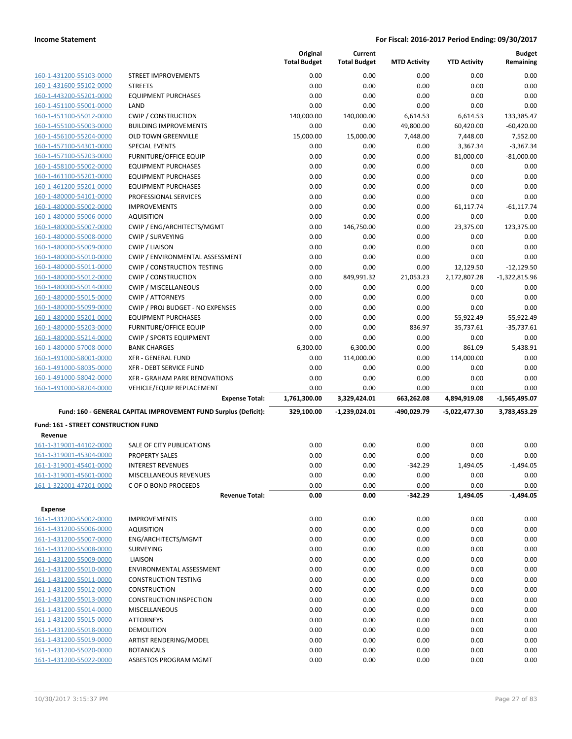| | | Original Total Budget | Current Total Budget | MTD Activity | YTD Activity | Budget Remaining |
|---|---|---|---|---|---|---|
| 160-1-431200-55103-0000 | STREET IMPROVEMENTS | 0.00 | 0.00 | 0.00 | 0.00 | 0.00 |
| 160-1-431600-55102-0000 | STREETS | 0.00 | 0.00 | 0.00 | 0.00 | 0.00 |
| 160-1-443200-55201-0000 | EQUIPMENT PURCHASES | 0.00 | 0.00 | 0.00 | 0.00 | 0.00 |
| 160-1-451100-55001-0000 | LAND | 0.00 | 0.00 | 0.00 | 0.00 | 0.00 |
| 160-1-451100-55012-0000 | CWIP / CONSTRUCTION | 140,000.00 | 140,000.00 | 6,614.53 | 6,614.53 | 133,385.47 |
| 160-1-455100-55003-0000 | BUILDING IMPROVEMENTS | 0.00 | 0.00 | 49,800.00 | 60,420.00 | -60,420.00 |
| 160-1-456100-55204-0000 | OLD TOWN GREENVILLE | 15,000.00 | 15,000.00 | 7,448.00 | 7,448.00 | 7,552.00 |
| 160-1-457100-54301-0000 | SPECIAL EVENTS | 0.00 | 0.00 | 0.00 | 3,367.34 | -3,367.34 |
| 160-1-457100-55203-0000 | FURNITURE/OFFICE EQUIP | 0.00 | 0.00 | 0.00 | 81,000.00 | -81,000.00 |
| 160-1-458100-55002-0000 | EQUIPMENT PURCHASES | 0.00 | 0.00 | 0.00 | 0.00 | 0.00 |
| 160-1-461100-55201-0000 | EQUIPMENT PURCHASES | 0.00 | 0.00 | 0.00 | 0.00 | 0.00 |
| 160-1-461200-55201-0000 | EQUIPMENT PURCHASES | 0.00 | 0.00 | 0.00 | 0.00 | 0.00 |
| 160-1-480000-54101-0000 | PROFESSIONAL SERVICES | 0.00 | 0.00 | 0.00 | 0.00 | 0.00 |
| 160-1-480000-55002-0000 | IMPROVEMENTS | 0.00 | 0.00 | 0.00 | 61,117.74 | -61,117.74 |
| 160-1-480000-55006-0000 | AQUISITION | 0.00 | 0.00 | 0.00 | 0.00 | 0.00 |
| 160-1-480000-55007-0000 | CWIP / ENG/ARCHITECTS/MGMT | 0.00 | 146,750.00 | 0.00 | 23,375.00 | 123,375.00 |
| 160-1-480000-55008-0000 | CWIP / SURVEYING | 0.00 | 0.00 | 0.00 | 0.00 | 0.00 |
| 160-1-480000-55009-0000 | CWIP / LIAISON | 0.00 | 0.00 | 0.00 | 0.00 | 0.00 |
| 160-1-480000-55010-0000 | CWIP / ENVIRONMENTAL ASSESSMENT | 0.00 | 0.00 | 0.00 | 0.00 | 0.00 |
| 160-1-480000-55011-0000 | CWIP / CONSTRUCTION TESTING | 0.00 | 0.00 | 0.00 | 12,129.50 | -12,129.50 |
| 160-1-480000-55012-0000 | CWIP / CONSTRUCTION | 0.00 | 849,991.32 | 21,053.23 | 2,172,807.28 | -1,322,815.96 |
| 160-1-480000-55014-0000 | CWIP / MISCELLANEOUS | 0.00 | 0.00 | 0.00 | 0.00 | 0.00 |
| 160-1-480000-55015-0000 | CWIP / ATTORNEYS | 0.00 | 0.00 | 0.00 | 0.00 | 0.00 |
| 160-1-480000-55099-0000 | CWIP / PROJ BUDGET - NO EXPENSES | 0.00 | 0.00 | 0.00 | 0.00 | 0.00 |
| 160-1-480000-55201-0000 | EQUIPMENT PURCHASES | 0.00 | 0.00 | 0.00 | 55,922.49 | -55,922.49 |
| 160-1-480000-55203-0000 | FURNITURE/OFFICE EQUIP | 0.00 | 0.00 | 836.97 | 35,737.61 | -35,737.61 |
| 160-1-480000-55214-0000 | CWIP / SPORTS EQUIPMENT | 0.00 | 0.00 | 0.00 | 0.00 | 0.00 |
| 160-1-480000-57008-0000 | BANK CHARGES | 6,300.00 | 6,300.00 | 0.00 | 861.09 | 5,438.91 |
| 160-1-491000-58001-0000 | XFR - GENERAL FUND | 0.00 | 114,000.00 | 0.00 | 114,000.00 | 0.00 |
| 160-1-491000-58035-0000 | XFR - DEBT SERVICE FUND | 0.00 | 0.00 | 0.00 | 0.00 | 0.00 |
| 160-1-491000-58042-0000 | XFR - GRAHAM PARK RENOVATIONS | 0.00 | 0.00 | 0.00 | 0.00 | 0.00 |
| 160-1-491000-58204-0000 | VEHICLE/EQUIP REPLACEMENT | 0.00 | 0.00 | 0.00 | 0.00 | 0.00 |
| | **Expense Total:** | **1,761,300.00** | **3,329,424.01** | **663,262.08** | **4,894,919.08** | **-1,565,495.07** |
| | **Fund: 160 - GENERAL CAPITAL IMPROVEMENT FUND Surplus (Deficit):** | **329,100.00** | **-1,239,024.01** | **-490,029.79** | **-5,022,477.30** | **3,783,453.29** |

**Fund: 161 - STREET CONSTRUCTION FUND**

**Revenue**

| | | Original Total Budget | Current Total Budget | MTD Activity | YTD Activity | Budget Remaining |
|---|---|---|---|---|---|---|
| 161-1-319001-44102-0000 | SALE OF CITY PUBLICATIONS | 0.00 | 0.00 | 0.00 | 0.00 | 0.00 |
| 161-1-319001-45304-0000 | PROPERTY SALES | 0.00 | 0.00 | 0.00 | 0.00 | 0.00 |
| 161-1-319001-45401-0000 | INTEREST REVENUES | 0.00 | 0.00 | -342.29 | 1,494.05 | -1,494.05 |
| 161-1-319001-45601-0000 | MISCELLANEOUS REVENUES | 0.00 | 0.00 | 0.00 | 0.00 | 0.00 |
| 161-1-322001-47201-0000 | C OF O BOND PROCEEDS | 0.00 | 0.00 | 0.00 | 0.00 | 0.00 |
| | **Revenue Total:** | **0.00** | **0.00** | **-342.29** | **1,494.05** | **-1,494.05** |

**Expense**

| | | Original Total Budget | Current Total Budget | MTD Activity | YTD Activity | Budget Remaining |
|---|---|---|---|---|---|---|
| 161-1-431200-55002-0000 | IMPROVEMENTS | 0.00 | 0.00 | 0.00 | 0.00 | 0.00 |
| 161-1-431200-55006-0000 | AQUISITION | 0.00 | 0.00 | 0.00 | 0.00 | 0.00 |
| 161-1-431200-55007-0000 | ENG/ARCHITECTS/MGMT | 0.00 | 0.00 | 0.00 | 0.00 | 0.00 |
| 161-1-431200-55008-0000 | SURVEYING | 0.00 | 0.00 | 0.00 | 0.00 | 0.00 |
| 161-1-431200-55009-0000 | LIAISON | 0.00 | 0.00 | 0.00 | 0.00 | 0.00 |
| 161-1-431200-55010-0000 | ENVIRONMENTAL ASSESSMENT | 0.00 | 0.00 | 0.00 | 0.00 | 0.00 |
| 161-1-431200-55011-0000 | CONSTRUCTION TESTING | 0.00 | 0.00 | 0.00 | 0.00 | 0.00 |
| 161-1-431200-55012-0000 | CONSTRUCTION | 0.00 | 0.00 | 0.00 | 0.00 | 0.00 |
| 161-1-431200-55013-0000 | CONSTRUCTION INSPECTION | 0.00 | 0.00 | 0.00 | 0.00 | 0.00 |
| 161-1-431200-55014-0000 | MISCELLANEOUS | 0.00 | 0.00 | 0.00 | 0.00 | 0.00 |
| 161-1-431200-55015-0000 | ATTORNEYS | 0.00 | 0.00 | 0.00 | 0.00 | 0.00 |
| 161-1-431200-55018-0000 | DEMOLITION | 0.00 | 0.00 | 0.00 | 0.00 | 0.00 |
| 161-1-431200-55019-0000 | ARTIST RENDERING/MODEL | 0.00 | 0.00 | 0.00 | 0.00 | 0.00 |
| 161-1-431200-55020-0000 | BOTANICALS | 0.00 | 0.00 | 0.00 | 0.00 | 0.00 |
| 161-1-431200-55022-0000 | ASBESTOS PROGRAM MGMT | 0.00 | 0.00 | 0.00 | 0.00 | 0.00 |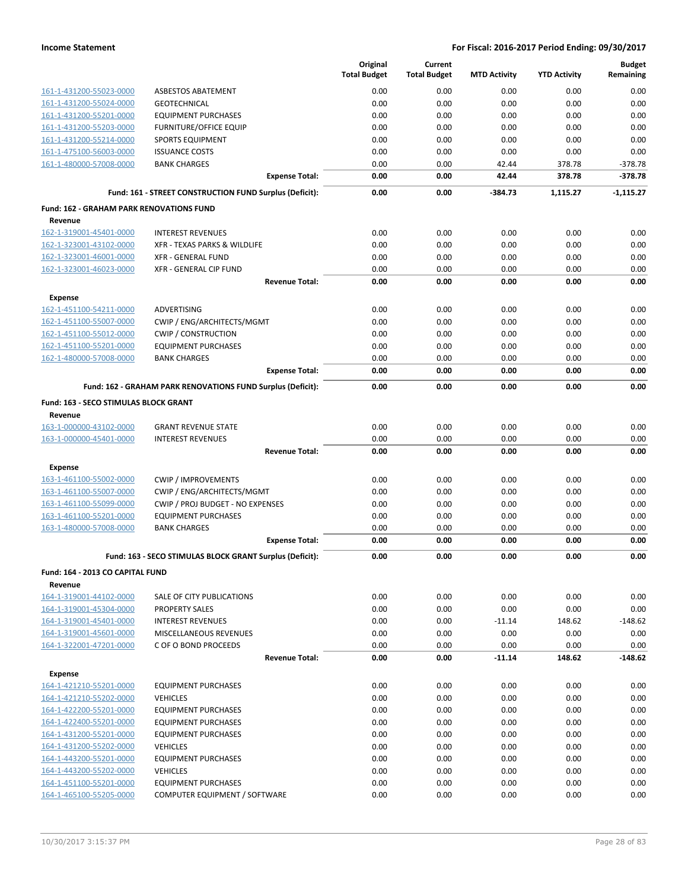| | | Original Total Budget | Current Total Budget | MTD Activity | YTD Activity | Budget Remaining |
|---|---|---|---|---|---|---|
| 161-1-431200-55023-0000 | ASBESTOS ABATEMENT | 0.00 | 0.00 | 0.00 | 0.00 | 0.00 |
| 161-1-431200-55024-0000 | GEOTECHNICAL | 0.00 | 0.00 | 0.00 | 0.00 | 0.00 |
| 161-1-431200-55201-0000 | EQUIPMENT PURCHASES | 0.00 | 0.00 | 0.00 | 0.00 | 0.00 |
| 161-1-431200-55203-0000 | FURNITURE/OFFICE EQUIP | 0.00 | 0.00 | 0.00 | 0.00 | 0.00 |
| 161-1-431200-55214-0000 | SPORTS EQUIPMENT | 0.00 | 0.00 | 0.00 | 0.00 | 0.00 |
| 161-1-475100-56003-0000 | ISSUANCE COSTS | 0.00 | 0.00 | 0.00 | 0.00 | 0.00 |
| 161-1-480000-57008-0000 | BANK CHARGES | 0.00 | 0.00 | 42.44 | 378.78 | -378.78 |
| | **Expense Total:** | **0.00** | **0.00** | **42.44** | **378.78** | **-378.78** |
| | **Fund: 161 - STREET CONSTRUCTION FUND Surplus (Deficit):** | **0.00** | **0.00** | **-384.73** | **1,115.27** | **-1,115.27** |
| **Fund: 162 - GRAHAM PARK RENOVATIONS FUND** | | | | | | |
| **Revenue** | | | | | | |
| 162-1-319001-45401-0000 | INTEREST REVENUES | 0.00 | 0.00 | 0.00 | 0.00 | 0.00 |
| 162-1-323001-43102-0000 | XFR - TEXAS PARKS & WILDLIFE | 0.00 | 0.00 | 0.00 | 0.00 | 0.00 |
| 162-1-323001-46001-0000 | XFR - GENERAL FUND | 0.00 | 0.00 | 0.00 | 0.00 | 0.00 |
| 162-1-323001-46023-0000 | XFR - GENERAL CIP FUND | 0.00 | 0.00 | 0.00 | 0.00 | 0.00 |
| | **Revenue Total:** | **0.00** | **0.00** | **0.00** | **0.00** | **0.00** |
| **Expense** | | | | | | |
| 162-1-451100-54211-0000 | ADVERTISING | 0.00 | 0.00 | 0.00 | 0.00 | 0.00 |
| 162-1-451100-55007-0000 | CWIP / ENG/ARCHITECTS/MGMT | 0.00 | 0.00 | 0.00 | 0.00 | 0.00 |
| 162-1-451100-55012-0000 | CWIP / CONSTRUCTION | 0.00 | 0.00 | 0.00 | 0.00 | 0.00 |
| 162-1-451100-55201-0000 | EQUIPMENT PURCHASES | 0.00 | 0.00 | 0.00 | 0.00 | 0.00 |
| 162-1-480000-57008-0000 | BANK CHARGES | 0.00 | 0.00 | 0.00 | 0.00 | 0.00 |
| | **Expense Total:** | **0.00** | **0.00** | **0.00** | **0.00** | **0.00** |
| | **Fund: 162 - GRAHAM PARK RENOVATIONS FUND Surplus (Deficit):** | **0.00** | **0.00** | **0.00** | **0.00** | **0.00** |
| **Fund: 163 - SECO STIMULUS BLOCK GRANT** | | | | | | |
| **Revenue** | | | | | | |
| 163-1-000000-43102-0000 | GRANT REVENUE STATE | 0.00 | 0.00 | 0.00 | 0.00 | 0.00 |
| 163-1-000000-45401-0000 | INTEREST REVENUES | 0.00 | 0.00 | 0.00 | 0.00 | 0.00 |
| | **Revenue Total:** | **0.00** | **0.00** | **0.00** | **0.00** | **0.00** |
| **Expense** | | | | | | |
| 163-1-461100-55002-0000 | CWIP / IMPROVEMENTS | 0.00 | 0.00 | 0.00 | 0.00 | 0.00 |
| 163-1-461100-55007-0000 | CWIP / ENG/ARCHITECTS/MGMT | 0.00 | 0.00 | 0.00 | 0.00 | 0.00 |
| 163-1-461100-55099-0000 | CWIP / PROJ BUDGET - NO EXPENSES | 0.00 | 0.00 | 0.00 | 0.00 | 0.00 |
| 163-1-461100-55201-0000 | EQUIPMENT PURCHASES | 0.00 | 0.00 | 0.00 | 0.00 | 0.00 |
| 163-1-480000-57008-0000 | BANK CHARGES | 0.00 | 0.00 | 0.00 | 0.00 | 0.00 |
| | **Expense Total:** | **0.00** | **0.00** | **0.00** | **0.00** | **0.00** |
| | **Fund: 163 - SECO STIMULUS BLOCK GRANT Surplus (Deficit):** | **0.00** | **0.00** | **0.00** | **0.00** | **0.00** |
| **Fund: 164 - 2013 CO CAPITAL FUND** | | | | | | |
| **Revenue** | | | | | | |
| 164-1-319001-44102-0000 | SALE OF CITY PUBLICATIONS | 0.00 | 0.00 | 0.00 | 0.00 | 0.00 |
| 164-1-319001-45304-0000 | PROPERTY SALES | 0.00 | 0.00 | 0.00 | 0.00 | 0.00 |
| 164-1-319001-45401-0000 | INTEREST REVENUES | 0.00 | 0.00 | -11.14 | 148.62 | -148.62 |
| 164-1-319001-45601-0000 | MISCELLANEOUS REVENUES | 0.00 | 0.00 | 0.00 | 0.00 | 0.00 |
| 164-1-322001-47201-0000 | C OF O BOND PROCEEDS | 0.00 | 0.00 | 0.00 | 0.00 | 0.00 |
| | **Revenue Total:** | **0.00** | **0.00** | **-11.14** | **148.62** | **-148.62** |
| **Expense** | | | | | | |
| 164-1-421210-55201-0000 | EQUIPMENT PURCHASES | 0.00 | 0.00 | 0.00 | 0.00 | 0.00 |
| 164-1-421210-55202-0000 | VEHICLES | 0.00 | 0.00 | 0.00 | 0.00 | 0.00 |
| 164-1-422200-55201-0000 | EQUIPMENT PURCHASES | 0.00 | 0.00 | 0.00 | 0.00 | 0.00 |
| 164-1-422400-55201-0000 | EQUIPMENT PURCHASES | 0.00 | 0.00 | 0.00 | 0.00 | 0.00 |
| 164-1-431200-55201-0000 | EQUIPMENT PURCHASES | 0.00 | 0.00 | 0.00 | 0.00 | 0.00 |
| 164-1-431200-55202-0000 | VEHICLES | 0.00 | 0.00 | 0.00 | 0.00 | 0.00 |
| 164-1-443200-55201-0000 | EQUIPMENT PURCHASES | 0.00 | 0.00 | 0.00 | 0.00 | 0.00 |
| 164-1-443200-55202-0000 | VEHICLES | 0.00 | 0.00 | 0.00 | 0.00 | 0.00 |
| 164-1-451100-55201-0000 | EQUIPMENT PURCHASES | 0.00 | 0.00 | 0.00 | 0.00 | 0.00 |
| 164-1-465100-55205-0000 | COMPUTER EQUIPMENT / SOFTWARE | 0.00 | 0.00 | 0.00 | 0.00 | 0.00 |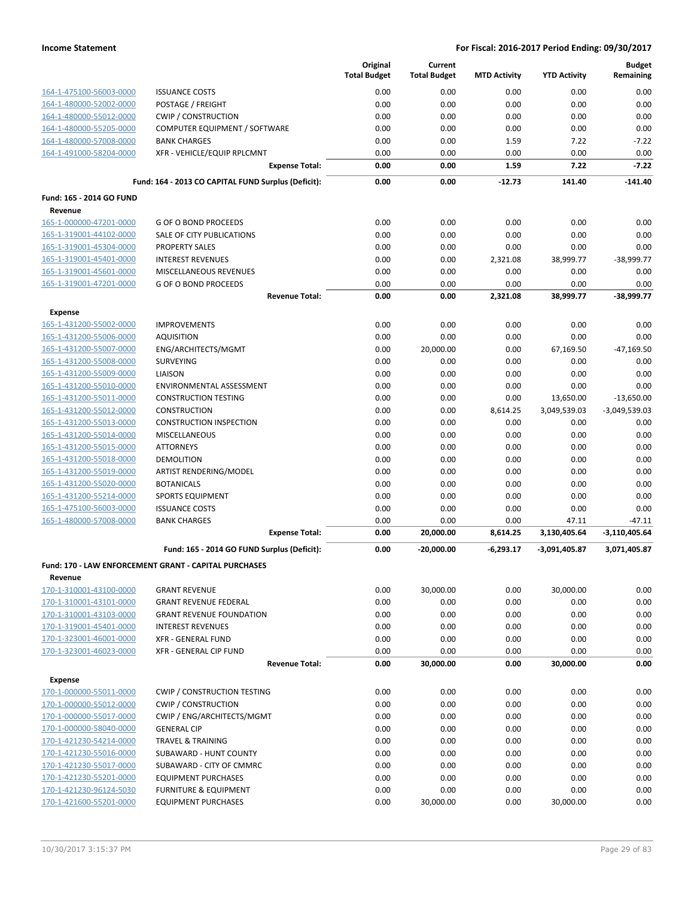| | | Original Total Budget | Current Total Budget | MTD Activity | YTD Activity | Budget Remaining |
|---|---|---|---|---|---|---|
| 164-1-475100-56003-0000 | ISSUANCE COSTS | 0.00 | 0.00 | 0.00 | 0.00 | 0.00 |
| 164-1-480000-52002-0000 | POSTAGE / FREIGHT | 0.00 | 0.00 | 0.00 | 0.00 | 0.00 |
| 164-1-480000-55012-0000 | CWIP / CONSTRUCTION | 0.00 | 0.00 | 0.00 | 0.00 | 0.00 |
| 164-1-480000-55205-0000 | COMPUTER EQUIPMENT / SOFTWARE | 0.00 | 0.00 | 0.00 | 0.00 | 0.00 |
| 164-1-480000-57008-0000 | BANK CHARGES | 0.00 | 0.00 | 1.59 | 7.22 | -7.22 |
| 164-1-491000-58204-0000 | XFR - VEHICLE/EQUIP RPLCMNT | 0.00 | 0.00 | 0.00 | 0.00 | 0.00 |
| | **Expense Total:** | **0.00** | **0.00** | **1.59** | **7.22** | **-7.22** |
| | **Fund: 164 - 2013 CO CAPITAL FUND Surplus (Deficit):** | **0.00** | **0.00** | **-12.73** | **141.40** | **-141.40** |
| **Fund: 165 - 2014 GO FUND** | | | | | | |
| **Revenue** | | | | | | |
| 165-1-000000-47201-0000 | G OF O BOND PROCEEDS | 0.00 | 0.00 | 0.00 | 0.00 | 0.00 |
| 165-1-319001-44102-0000 | SALE OF CITY PUBLICATIONS | 0.00 | 0.00 | 0.00 | 0.00 | 0.00 |
| 165-1-319001-45304-0000 | PROPERTY SALES | 0.00 | 0.00 | 0.00 | 0.00 | 0.00 |
| 165-1-319001-45401-0000 | INTEREST REVENUES | 0.00 | 0.00 | 2,321.08 | 38,999.77 | -38,999.77 |
| 165-1-319001-45601-0000 | MISCELLANEOUS REVENUES | 0.00 | 0.00 | 0.00 | 0.00 | 0.00 |
| 165-1-319001-47201-0000 | G OF O BOND PROCEEDS | 0.00 | 0.00 | 0.00 | 0.00 | 0.00 |
| | **Revenue Total:** | **0.00** | **0.00** | **2,321.08** | **38,999.77** | **-38,999.77** |
| **Expense** | | | | | | |
| 165-1-431200-55002-0000 | IMPROVEMENTS | 0.00 | 0.00 | 0.00 | 0.00 | 0.00 |
| 165-1-431200-55006-0000 | AQUISITION | 0.00 | 0.00 | 0.00 | 0.00 | 0.00 |
| 165-1-431200-55007-0000 | ENG/ARCHITECTS/MGMT | 0.00 | 20,000.00 | 0.00 | 67,169.50 | -47,169.50 |
| 165-1-431200-55008-0000 | SURVEYING | 0.00 | 0.00 | 0.00 | 0.00 | 0.00 |
| 165-1-431200-55009-0000 | LIAISON | 0.00 | 0.00 | 0.00 | 0.00 | 0.00 |
| 165-1-431200-55010-0000 | ENVIRONMENTAL ASSESSMENT | 0.00 | 0.00 | 0.00 | 0.00 | 0.00 |
| 165-1-431200-55011-0000 | CONSTRUCTION TESTING | 0.00 | 0.00 | 0.00 | 13,650.00 | -13,650.00 |
| 165-1-431200-55012-0000 | CONSTRUCTION | 0.00 | 0.00 | 8,614.25 | 3,049,539.03 | -3,049,539.03 |
| 165-1-431200-55013-0000 | CONSTRUCTION INSPECTION | 0.00 | 0.00 | 0.00 | 0.00 | 0.00 |
| 165-1-431200-55014-0000 | MISCELLANEOUS | 0.00 | 0.00 | 0.00 | 0.00 | 0.00 |
| 165-1-431200-55015-0000 | ATTORNEYS | 0.00 | 0.00 | 0.00 | 0.00 | 0.00 |
| 165-1-431200-55018-0000 | DEMOLITION | 0.00 | 0.00 | 0.00 | 0.00 | 0.00 |
| 165-1-431200-55019-0000 | ARTIST RENDERING/MODEL | 0.00 | 0.00 | 0.00 | 0.00 | 0.00 |
| 165-1-431200-55020-0000 | BOTANICALS | 0.00 | 0.00 | 0.00 | 0.00 | 0.00 |
| 165-1-431200-55214-0000 | SPORTS EQUIPMENT | 0.00 | 0.00 | 0.00 | 0.00 | 0.00 |
| 165-1-475100-56003-0000 | ISSUANCE COSTS | 0.00 | 0.00 | 0.00 | 0.00 | 0.00 |
| 165-1-480000-57008-0000 | BANK CHARGES | 0.00 | 0.00 | 0.00 | 47.11 | -47.11 |
| | **Expense Total:** | **0.00** | **20,000.00** | **8,614.25** | **3,130,405.64** | **-3,110,405.64** |
| | **Fund: 165 - 2014 GO FUND Surplus (Deficit):** | **0.00** | **-20,000.00** | **-6,293.17** | **-3,091,405.87** | **3,071,405.87** |
| **Fund: 170 - LAW ENFORCEMENT GRANT - CAPITAL PURCHASES** | | | | | | |
| **Revenue** | | | | | | |
| 170-1-310001-43100-0000 | GRANT REVENUE | 0.00 | 30,000.00 | 0.00 | 30,000.00 | 0.00 |
| 170-1-310001-43101-0000 | GRANT REVENUE FEDERAL | 0.00 | 0.00 | 0.00 | 0.00 | 0.00 |
| 170-1-310001-43103-0000 | GRANT REVENUE FOUNDATION | 0.00 | 0.00 | 0.00 | 0.00 | 0.00 |
| 170-1-319001-45401-0000 | INTEREST REVENUES | 0.00 | 0.00 | 0.00 | 0.00 | 0.00 |
| 170-1-323001-46001-0000 | XFR - GENERAL FUND | 0.00 | 0.00 | 0.00 | 0.00 | 0.00 |
| 170-1-323001-46023-0000 | XFR - GENERAL CIP FUND | 0.00 | 0.00 | 0.00 | 0.00 | 0.00 |
| | **Revenue Total:** | **0.00** | **30,000.00** | **0.00** | **30,000.00** | **0.00** |
| **Expense** | | | | | | |
| 170-1-000000-55011-0000 | CWIP / CONSTRUCTION TESTING | 0.00 | 0.00 | 0.00 | 0.00 | 0.00 |
| 170-1-000000-55012-0000 | CWIP / CONSTRUCTION | 0.00 | 0.00 | 0.00 | 0.00 | 0.00 |
| 170-1-000000-55017-0000 | CWIP / ENG/ARCHITECTS/MGMT | 0.00 | 0.00 | 0.00 | 0.00 | 0.00 |
| 170-1-000000-58040-0000 | GENERAL CIP | 0.00 | 0.00 | 0.00 | 0.00 | 0.00 |
| 170-1-421230-54214-0000 | TRAVEL & TRAINING | 0.00 | 0.00 | 0.00 | 0.00 | 0.00 |
| 170-1-421230-55016-0000 | SUBAWARD - HUNT COUNTY | 0.00 | 0.00 | 0.00 | 0.00 | 0.00 |
| 170-1-421230-55017-0000 | SUBAWARD - CITY OF CMMRC | 0.00 | 0.00 | 0.00 | 0.00 | 0.00 |
| 170-1-421230-55201-0000 | EQUIPMENT PURCHASES | 0.00 | 0.00 | 0.00 | 0.00 | 0.00 |
| 170-1-421230-96124-5030 | FURNITURE & EQUIPMENT | 0.00 | 0.00 | 0.00 | 0.00 | 0.00 |
| 170-1-421600-55201-0000 | EQUIPMENT PURCHASES | 0.00 | 30,000.00 | 0.00 | 30,000.00 | 0.00 |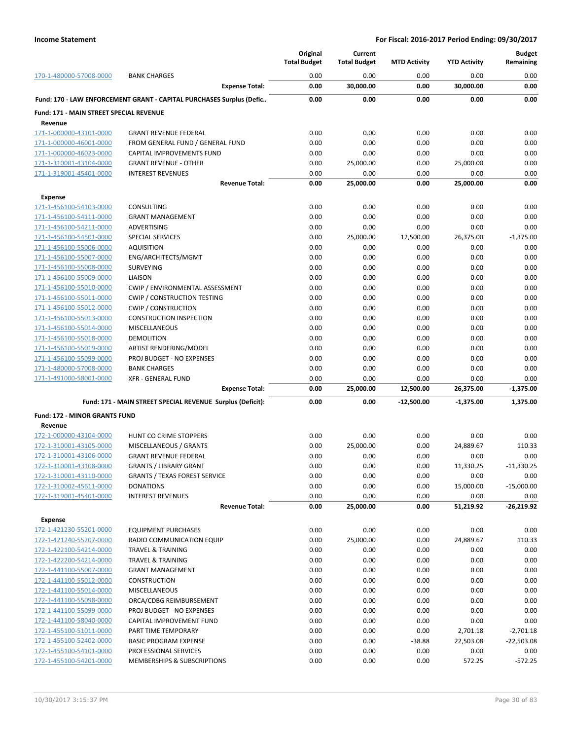**Income Statement** | **For Fiscal: 2016-2017 Period Ending: 09/30/2017**

| | | Original Total Budget | Current Total Budget | MTD Activity | YTD Activity | Budget Remaining |
|---|---|---|---|---|---|---|
| 170-1-480000-57008-0000 | BANK CHARGES | 0.00 | 0.00 | 0.00 | 0.00 | 0.00 |
| | **Expense Total:** | **0.00** | **30,000.00** | **0.00** | **30,000.00** | **0.00** |
| **Fund: 170 - LAW ENFORCEMENT GRANT - CAPITAL PURCHASES Surplus (Defic..** | | **0.00** | **0.00** | **0.00** | **0.00** | **0.00** |
| **Fund: 171 - MAIN STREET SPECIAL REVENUE** | | | | | | |
| **Revenue** | | | | | | |
| 171-1-000000-43101-0000 | GRANT REVENUE FEDERAL | 0.00 | 0.00 | 0.00 | 0.00 | 0.00 |
| 171-1-000000-46001-0000 | FROM GENERAL FUND / GENERAL FUND | 0.00 | 0.00 | 0.00 | 0.00 | 0.00 |
| 171-1-000000-46023-0000 | CAPITAL IMPROVEMENTS FUND | 0.00 | 0.00 | 0.00 | 0.00 | 0.00 |
| 171-1-310001-43104-0000 | GRANT REVENUE - OTHER | 0.00 | 25,000.00 | 0.00 | 25,000.00 | 0.00 |
| 171-1-319001-45401-0000 | INTEREST REVENUES | 0.00 | 0.00 | 0.00 | 0.00 | 0.00 |
| | **Revenue Total:** | **0.00** | **25,000.00** | **0.00** | **25,000.00** | **0.00** |
| **Expense** | | | | | | |
| 171-1-456100-54103-0000 | CONSULTING | 0.00 | 0.00 | 0.00 | 0.00 | 0.00 |
| 171-1-456100-54111-0000 | GRANT MANAGEMENT | 0.00 | 0.00 | 0.00 | 0.00 | 0.00 |
| 171-1-456100-54211-0000 | ADVERTISING | 0.00 | 0.00 | 0.00 | 0.00 | 0.00 |
| 171-1-456100-54501-0000 | SPECIAL SERVICES | 0.00 | 25,000.00 | 12,500.00 | 26,375.00 | -1,375.00 |
| 171-1-456100-55006-0000 | AQUISITION | 0.00 | 0.00 | 0.00 | 0.00 | 0.00 |
| 171-1-456100-55007-0000 | ENG/ARCHITECTS/MGMT | 0.00 | 0.00 | 0.00 | 0.00 | 0.00 |
| 171-1-456100-55008-0000 | SURVEYING | 0.00 | 0.00 | 0.00 | 0.00 | 0.00 |
| 171-1-456100-55009-0000 | LIAISON | 0.00 | 0.00 | 0.00 | 0.00 | 0.00 |
| 171-1-456100-55010-0000 | CWIP / ENVIRONMENTAL ASSESSMENT | 0.00 | 0.00 | 0.00 | 0.00 | 0.00 |
| 171-1-456100-55011-0000 | CWIP / CONSTRUCTION TESTING | 0.00 | 0.00 | 0.00 | 0.00 | 0.00 |
| 171-1-456100-55012-0000 | CWIP / CONSTRUCTION | 0.00 | 0.00 | 0.00 | 0.00 | 0.00 |
| 171-1-456100-55013-0000 | CONSTRUCTION INSPECTION | 0.00 | 0.00 | 0.00 | 0.00 | 0.00 |
| 171-1-456100-55014-0000 | MISCELLANEOUS | 0.00 | 0.00 | 0.00 | 0.00 | 0.00 |
| 171-1-456100-55018-0000 | DEMOLITION | 0.00 | 0.00 | 0.00 | 0.00 | 0.00 |
| 171-1-456100-55019-0000 | ARTIST RENDERING/MODEL | 0.00 | 0.00 | 0.00 | 0.00 | 0.00 |
| 171-1-456100-55099-0000 | PROJ BUDGET - NO EXPENSES | 0.00 | 0.00 | 0.00 | 0.00 | 0.00 |
| 171-1-480000-57008-0000 | BANK CHARGES | 0.00 | 0.00 | 0.00 | 0.00 | 0.00 |
| 171-1-491000-58001-0000 | XFR - GENERAL FUND | 0.00 | 0.00 | 0.00 | 0.00 | 0.00 |
| | **Expense Total:** | **0.00** | **25,000.00** | **12,500.00** | **26,375.00** | **-1,375.00** |
| | **Fund: 171 - MAIN STREET SPECIAL REVENUE Surplus (Deficit):** | **0.00** | **0.00** | **-12,500.00** | **-1,375.00** | **1,375.00** |
| **Fund: 172 - MINOR GRANTS FUND** | | | | | | |
| **Revenue** | | | | | | |
| 172-1-000000-43104-0000 | HUNT CO CRIME STOPPERS | 0.00 | 0.00 | 0.00 | 0.00 | 0.00 |
| 172-1-310001-43105-0000 | MISCELLANEOUS / GRANTS | 0.00 | 25,000.00 | 0.00 | 24,889.67 | 110.33 |
| 172-1-310001-43106-0000 | GRANT REVENUE FEDERAL | 0.00 | 0.00 | 0.00 | 0.00 | 0.00 |
| 172-1-310001-43108-0000 | GRANTS / LIBRARY GRANT | 0.00 | 0.00 | 0.00 | 11,330.25 | -11,330.25 |
| 172-1-310001-43110-0000 | GRANTS / TEXAS FOREST SERVICE | 0.00 | 0.00 | 0.00 | 0.00 | 0.00 |
| 172-1-310002-45611-0000 | DONATIONS | 0.00 | 0.00 | 0.00 | 15,000.00 | -15,000.00 |
| 172-1-319001-45401-0000 | INTEREST REVENUES | 0.00 | 0.00 | 0.00 | 0.00 | 0.00 |
| | **Revenue Total:** | **0.00** | **25,000.00** | **0.00** | **51,219.92** | **-26,219.92** |
| **Expense** | | | | | | |
| 172-1-421230-55201-0000 | EQUIPMENT PURCHASES | 0.00 | 0.00 | 0.00 | 0.00 | 0.00 |
| 172-1-421240-55207-0000 | RADIO COMMUNICATION EQUIP | 0.00 | 25,000.00 | 0.00 | 24,889.67 | 110.33 |
| 172-1-422100-54214-0000 | TRAVEL & TRAINING | 0.00 | 0.00 | 0.00 | 0.00 | 0.00 |
| 172-1-422200-54214-0000 | TRAVEL & TRAINING | 0.00 | 0.00 | 0.00 | 0.00 | 0.00 |
| 172-1-441100-55007-0000 | GRANT MANAGEMENT | 0.00 | 0.00 | 0.00 | 0.00 | 0.00 |
| 172-1-441100-55012-0000 | CONSTRUCTION | 0.00 | 0.00 | 0.00 | 0.00 | 0.00 |
| 172-1-441100-55014-0000 | MISCELLANEOUS | 0.00 | 0.00 | 0.00 | 0.00 | 0.00 |
| 172-1-441100-55098-0000 | ORCA/CDBG REIMBURSEMENT | 0.00 | 0.00 | 0.00 | 0.00 | 0.00 |
| 172-1-441100-55099-0000 | PROJ BUDGET - NO EXPENSES | 0.00 | 0.00 | 0.00 | 0.00 | 0.00 |
| 172-1-441100-58040-0000 | CAPITAL IMPROVEMENT FUND | 0.00 | 0.00 | 0.00 | 0.00 | 0.00 |
| 172-1-455100-51011-0000 | PART TIME TEMPORARY | 0.00 | 0.00 | 0.00 | 2,701.18 | -2,701.18 |
| 172-1-455100-52402-0000 | BASIC PROGRAM EXPENSE | 0.00 | 0.00 | -38.88 | 22,503.08 | -22,503.08 |
| 172-1-455100-54101-0000 | PROFESSIONAL SERVICES | 0.00 | 0.00 | 0.00 | 0.00 | 0.00 |
| 172-1-455100-54201-0000 | MEMBERSHIPS & SUBSCRIPTIONS | 0.00 | 0.00 | 0.00 | 572.25 | -572.25 |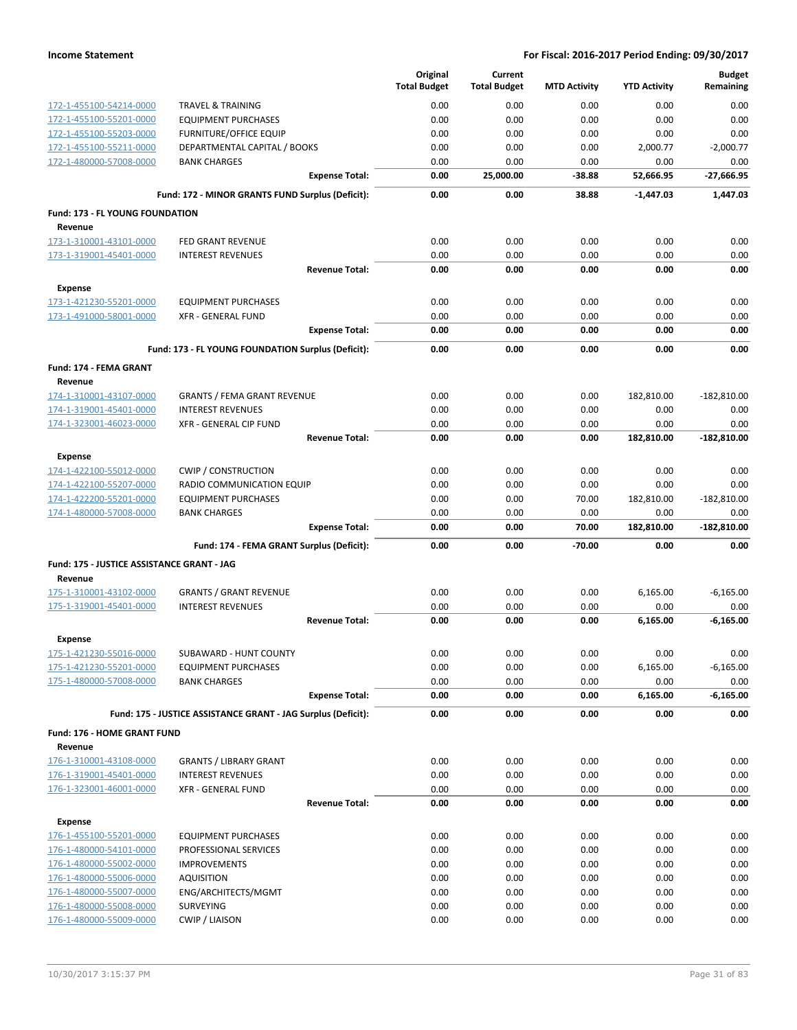| | | Original Total Budget | Current Total Budget | MTD Activity | YTD Activity | Budget Remaining |
|---|---|---|---|---|---|---|
| 172-1-455100-54214-0000 | TRAVEL & TRAINING | 0.00 | 0.00 | 0.00 | 0.00 | 0.00 |
| 172-1-455100-55201-0000 | EQUIPMENT PURCHASES | 0.00 | 0.00 | 0.00 | 0.00 | 0.00 |
| 172-1-455100-55203-0000 | FURNITURE/OFFICE EQUIP | 0.00 | 0.00 | 0.00 | 0.00 | 0.00 |
| 172-1-455100-55211-0000 | DEPARTMENTAL CAPITAL / BOOKS | 0.00 | 0.00 | 0.00 | 2,000.77 | -2,000.77 |
| 172-1-480000-57008-0000 | BANK CHARGES | 0.00 | 0.00 | 0.00 | 0.00 | 0.00 |
| | **Expense Total:** | **0.00** | **25,000.00** | **-38.88** | **52,666.95** | **-27,666.95** |
| | **Fund: 172 - MINOR GRANTS FUND Surplus (Deficit):** | **0.00** | **0.00** | **38.88** | **-1,447.03** | **1,447.03** |
| **Fund: 173 - FL YOUNG FOUNDATION** | | | | | | |
| **Revenue** | | | | | | |
| 173-1-310001-43101-0000 | FED GRANT REVENUE | 0.00 | 0.00 | 0.00 | 0.00 | 0.00 |
| 173-1-319001-45401-0000 | INTEREST REVENUES | 0.00 | 0.00 | 0.00 | 0.00 | 0.00 |
| | **Revenue Total:** | **0.00** | **0.00** | **0.00** | **0.00** | **0.00** |
| **Expense** | | | | | | |
| 173-1-421230-55201-0000 | EQUIPMENT PURCHASES | 0.00 | 0.00 | 0.00 | 0.00 | 0.00 |
| 173-1-491000-58001-0000 | XFR - GENERAL FUND | 0.00 | 0.00 | 0.00 | 0.00 | 0.00 |
| | **Expense Total:** | **0.00** | **0.00** | **0.00** | **0.00** | **0.00** |
| | **Fund: 173 - FL YOUNG FOUNDATION Surplus (Deficit):** | **0.00** | **0.00** | **0.00** | **0.00** | **0.00** |
| **Fund: 174 - FEMA GRANT** | | | | | | |
| **Revenue** | | | | | | |
| 174-1-310001-43107-0000 | GRANTS / FEMA GRANT REVENUE | 0.00 | 0.00 | 0.00 | 182,810.00 | -182,810.00 |
| 174-1-319001-45401-0000 | INTEREST REVENUES | 0.00 | 0.00 | 0.00 | 0.00 | 0.00 |
| 174-1-323001-46023-0000 | XFR - GENERAL CIP FUND | 0.00 | 0.00 | 0.00 | 0.00 | 0.00 |
| | **Revenue Total:** | **0.00** | **0.00** | **0.00** | **182,810.00** | **-182,810.00** |
| **Expense** | | | | | | |
| 174-1-422100-55012-0000 | CWIP / CONSTRUCTION | 0.00 | 0.00 | 0.00 | 0.00 | 0.00 |
| 174-1-422100-55207-0000 | RADIO COMMUNICATION EQUIP | 0.00 | 0.00 | 0.00 | 0.00 | 0.00 |
| 174-1-422200-55201-0000 | EQUIPMENT PURCHASES | 0.00 | 0.00 | 70.00 | 182,810.00 | -182,810.00 |
| 174-1-480000-57008-0000 | BANK CHARGES | 0.00 | 0.00 | 0.00 | 0.00 | 0.00 |
| | **Expense Total:** | **0.00** | **0.00** | **70.00** | **182,810.00** | **-182,810.00** |
| | **Fund: 174 - FEMA GRANT Surplus (Deficit):** | **0.00** | **0.00** | **-70.00** | **0.00** | **0.00** |
| **Fund: 175 - JUSTICE ASSISTANCE GRANT - JAG** | | | | | | |
| **Revenue** | | | | | | |
| 175-1-310001-43102-0000 | GRANTS / GRANT REVENUE | 0.00 | 0.00 | 0.00 | 6,165.00 | -6,165.00 |
| 175-1-319001-45401-0000 | INTEREST REVENUES | 0.00 | 0.00 | 0.00 | 0.00 | 0.00 |
| | **Revenue Total:** | **0.00** | **0.00** | **0.00** | **6,165.00** | **-6,165.00** |
| **Expense** | | | | | | |
| 175-1-421230-55016-0000 | SUBAWARD - HUNT COUNTY | 0.00 | 0.00 | 0.00 | 0.00 | 0.00 |
| 175-1-421230-55201-0000 | EQUIPMENT PURCHASES | 0.00 | 0.00 | 0.00 | 6,165.00 | -6,165.00 |
| 175-1-480000-57008-0000 | BANK CHARGES | 0.00 | 0.00 | 0.00 | 0.00 | 0.00 |
| | **Expense Total:** | **0.00** | **0.00** | **0.00** | **6,165.00** | **-6,165.00** |
| | **Fund: 175 - JUSTICE ASSISTANCE GRANT - JAG Surplus (Deficit):** | **0.00** | **0.00** | **0.00** | **0.00** | **0.00** |
| **Fund: 176 - HOME GRANT FUND** | | | | | | |
| **Revenue** | | | | | | |
| 176-1-310001-43108-0000 | GRANTS / LIBRARY GRANT | 0.00 | 0.00 | 0.00 | 0.00 | 0.00 |
| 176-1-319001-45401-0000 | INTEREST REVENUES | 0.00 | 0.00 | 0.00 | 0.00 | 0.00 |
| 176-1-323001-46001-0000 | XFR - GENERAL FUND | 0.00 | 0.00 | 0.00 | 0.00 | 0.00 |
| | **Revenue Total:** | **0.00** | **0.00** | **0.00** | **0.00** | **0.00** |
| **Expense** | | | | | | |
| 176-1-455100-55201-0000 | EQUIPMENT PURCHASES | 0.00 | 0.00 | 0.00 | 0.00 | 0.00 |
| 176-1-480000-54101-0000 | PROFESSIONAL SERVICES | 0.00 | 0.00 | 0.00 | 0.00 | 0.00 |
| 176-1-480000-55002-0000 | IMPROVEMENTS | 0.00 | 0.00 | 0.00 | 0.00 | 0.00 |
| 176-1-480000-55006-0000 | AQUISITION | 0.00 | 0.00 | 0.00 | 0.00 | 0.00 |
| 176-1-480000-55007-0000 | ENG/ARCHITECTS/MGMT | 0.00 | 0.00 | 0.00 | 0.00 | 0.00 |
| 176-1-480000-55008-0000 | SURVEYING | 0.00 | 0.00 | 0.00 | 0.00 | 0.00 |
| 176-1-480000-55009-0000 | CWIP / LIAISON | 0.00 | 0.00 | 0.00 | 0.00 | 0.00 |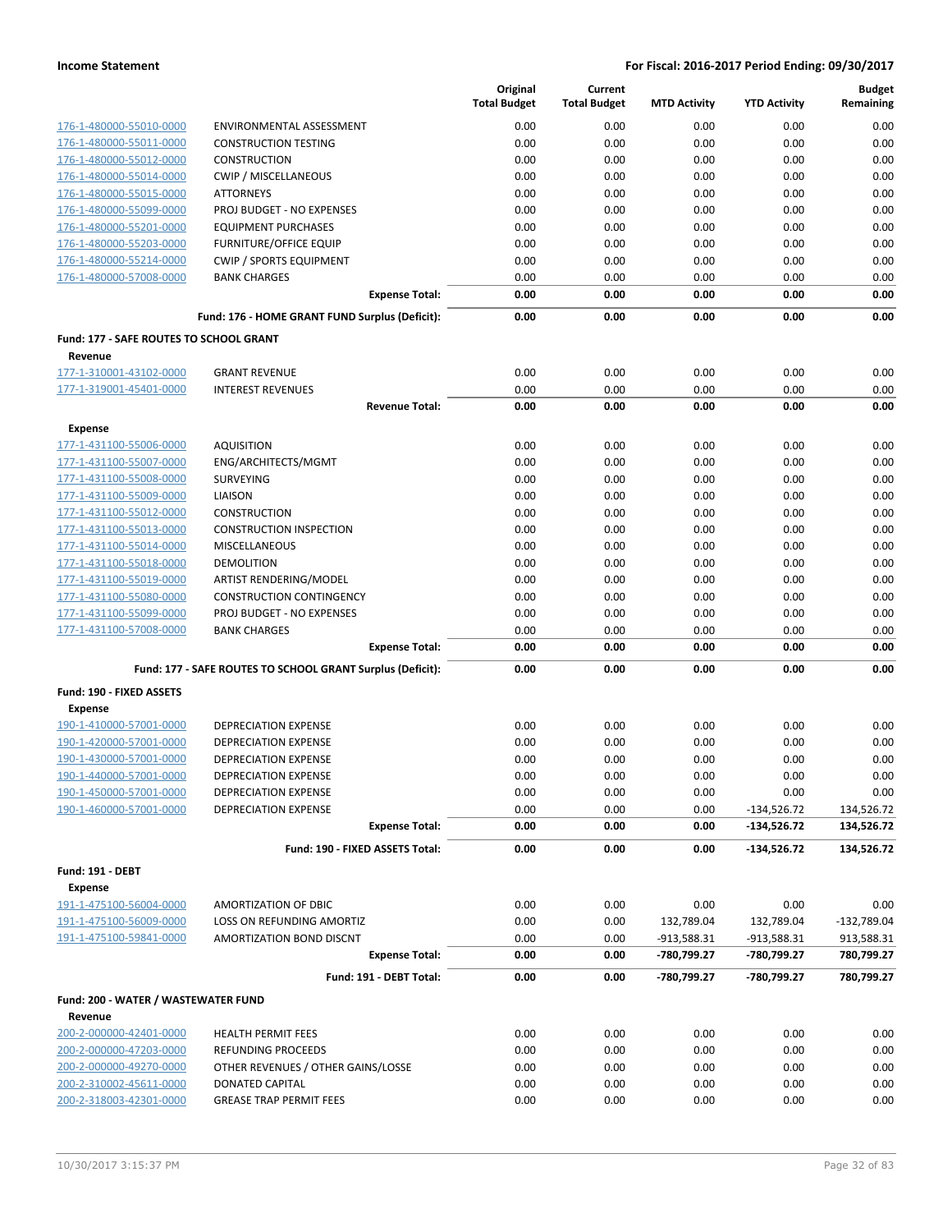| | | Original Total Budget | Current Total Budget | MTD Activity | YTD Activity | Budget Remaining |
|---|---|---|---|---|---|---|
| 176-1-480000-55010-0000 | ENVIRONMENTAL ASSESSMENT | 0.00 | 0.00 | 0.00 | 0.00 | 0.00 |
| 176-1-480000-55011-0000 | CONSTRUCTION TESTING | 0.00 | 0.00 | 0.00 | 0.00 | 0.00 |
| 176-1-480000-55012-0000 | CONSTRUCTION | 0.00 | 0.00 | 0.00 | 0.00 | 0.00 |
| 176-1-480000-55014-0000 | CWIP / MISCELLANEOUS | 0.00 | 0.00 | 0.00 | 0.00 | 0.00 |
| 176-1-480000-55015-0000 | ATTORNEYS | 0.00 | 0.00 | 0.00 | 0.00 | 0.00 |
| 176-1-480000-55099-0000 | PROJ BUDGET - NO EXPENSES | 0.00 | 0.00 | 0.00 | 0.00 | 0.00 |
| 176-1-480000-55201-0000 | EQUIPMENT PURCHASES | 0.00 | 0.00 | 0.00 | 0.00 | 0.00 |
| 176-1-480000-55203-0000 | FURNITURE/OFFICE EQUIP | 0.00 | 0.00 | 0.00 | 0.00 | 0.00 |
| 176-1-480000-55214-0000 | CWIP / SPORTS EQUIPMENT | 0.00 | 0.00 | 0.00 | 0.00 | 0.00 |
| 176-1-480000-57008-0000 | BANK CHARGES | 0.00 | 0.00 | 0.00 | 0.00 | 0.00 |
| | **Expense Total:** | **0.00** | **0.00** | **0.00** | **0.00** | **0.00** |
| | **Fund: 176 - HOME GRANT FUND Surplus (Deficit):** | **0.00** | **0.00** | **0.00** | **0.00** | **0.00** |
| **Fund: 177 - SAFE ROUTES TO SCHOOL GRANT** | | | | | | |
| **Revenue** | | | | | | |
| 177-1-310001-43102-0000 | GRANT REVENUE | 0.00 | 0.00 | 0.00 | 0.00 | 0.00 |
| 177-1-319001-45401-0000 | INTEREST REVENUES | 0.00 | 0.00 | 0.00 | 0.00 | 0.00 |
| | **Revenue Total:** | **0.00** | **0.00** | **0.00** | **0.00** | **0.00** |
| **Expense** | | | | | | |
| 177-1-431100-55006-0000 | AQUISITION | 0.00 | 0.00 | 0.00 | 0.00 | 0.00 |
| 177-1-431100-55007-0000 | ENG/ARCHITECTS/MGMT | 0.00 | 0.00 | 0.00 | 0.00 | 0.00 |
| 177-1-431100-55008-0000 | SURVEYING | 0.00 | 0.00 | 0.00 | 0.00 | 0.00 |
| 177-1-431100-55009-0000 | LIAISON | 0.00 | 0.00 | 0.00 | 0.00 | 0.00 |
| 177-1-431100-55012-0000 | CONSTRUCTION | 0.00 | 0.00 | 0.00 | 0.00 | 0.00 |
| 177-1-431100-55013-0000 | CONSTRUCTION INSPECTION | 0.00 | 0.00 | 0.00 | 0.00 | 0.00 |
| 177-1-431100-55014-0000 | MISCELLANEOUS | 0.00 | 0.00 | 0.00 | 0.00 | 0.00 |
| 177-1-431100-55018-0000 | DEMOLITION | 0.00 | 0.00 | 0.00 | 0.00 | 0.00 |
| 177-1-431100-55019-0000 | ARTIST RENDERING/MODEL | 0.00 | 0.00 | 0.00 | 0.00 | 0.00 |
| 177-1-431100-55080-0000 | CONSTRUCTION CONTINGENCY | 0.00 | 0.00 | 0.00 | 0.00 | 0.00 |
| 177-1-431100-55099-0000 | PROJ BUDGET - NO EXPENSES | 0.00 | 0.00 | 0.00 | 0.00 | 0.00 |
| 177-1-431100-57008-0000 | BANK CHARGES | 0.00 | 0.00 | 0.00 | 0.00 | 0.00 |
| | **Expense Total:** | **0.00** | **0.00** | **0.00** | **0.00** | **0.00** |
| | **Fund: 177 - SAFE ROUTES TO SCHOOL GRANT Surplus (Deficit):** | **0.00** | **0.00** | **0.00** | **0.00** | **0.00** |
| **Fund: 190 - FIXED ASSETS** | | | | | | |
| **Expense** | | | | | | |
| 190-1-410000-57001-0000 | DEPRECIATION EXPENSE | 0.00 | 0.00 | 0.00 | 0.00 | 0.00 |
| 190-1-420000-57001-0000 | DEPRECIATION EXPENSE | 0.00 | 0.00 | 0.00 | 0.00 | 0.00 |
| 190-1-430000-57001-0000 | DEPRECIATION EXPENSE | 0.00 | 0.00 | 0.00 | 0.00 | 0.00 |
| 190-1-440000-57001-0000 | DEPRECIATION EXPENSE | 0.00 | 0.00 | 0.00 | 0.00 | 0.00 |
| 190-1-450000-57001-0000 | DEPRECIATION EXPENSE | 0.00 | 0.00 | 0.00 | 0.00 | 0.00 |
| 190-1-460000-57001-0000 | DEPRECIATION EXPENSE | 0.00 | 0.00 | 0.00 | -134,526.72 | 134,526.72 |
| | **Expense Total:** | **0.00** | **0.00** | **0.00** | **-134,526.72** | **134,526.72** |
| | **Fund: 190 - FIXED ASSETS Total:** | **0.00** | **0.00** | **0.00** | **-134,526.72** | **134,526.72** |
| **Fund: 191 - DEBT** | | | | | | |
| **Expense** | | | | | | |
| 191-1-475100-56004-0000 | AMORTIZATION OF DBIC | 0.00 | 0.00 | 0.00 | 0.00 | 0.00 |
| 191-1-475100-56009-0000 | LOSS ON REFUNDING AMORTIZ | 0.00 | 0.00 | 132,789.04 | 132,789.04 | -132,789.04 |
| 191-1-475100-59841-0000 | AMORTIZATION BOND DISCNT | 0.00 | 0.00 | -913,588.31 | -913,588.31 | 913,588.31 |
| | **Expense Total:** | **0.00** | **0.00** | **-780,799.27** | **-780,799.27** | **780,799.27** |
| | **Fund: 191 - DEBT Total:** | **0.00** | **0.00** | **-780,799.27** | **-780,799.27** | **780,799.27** |
| **Fund: 200 - WATER / WASTEWATER FUND** | | | | | | |
| **Revenue** | | | | | | |
| 200-2-000000-42401-0000 | HEALTH PERMIT FEES | 0.00 | 0.00 | 0.00 | 0.00 | 0.00 |
| 200-2-000000-47203-0000 | REFUNDING PROCEEDS | 0.00 | 0.00 | 0.00 | 0.00 | 0.00 |
| 200-2-000000-49270-0000 | OTHER REVENUES / OTHER GAINS/LOSSE | 0.00 | 0.00 | 0.00 | 0.00 | 0.00 |
| 200-2-310002-45611-0000 | DONATED CAPITAL | 0.00 | 0.00 | 0.00 | 0.00 | 0.00 |
| 200-2-318003-42301-0000 | GREASE TRAP PERMIT FEES | 0.00 | 0.00 | 0.00 | 0.00 | 0.00 |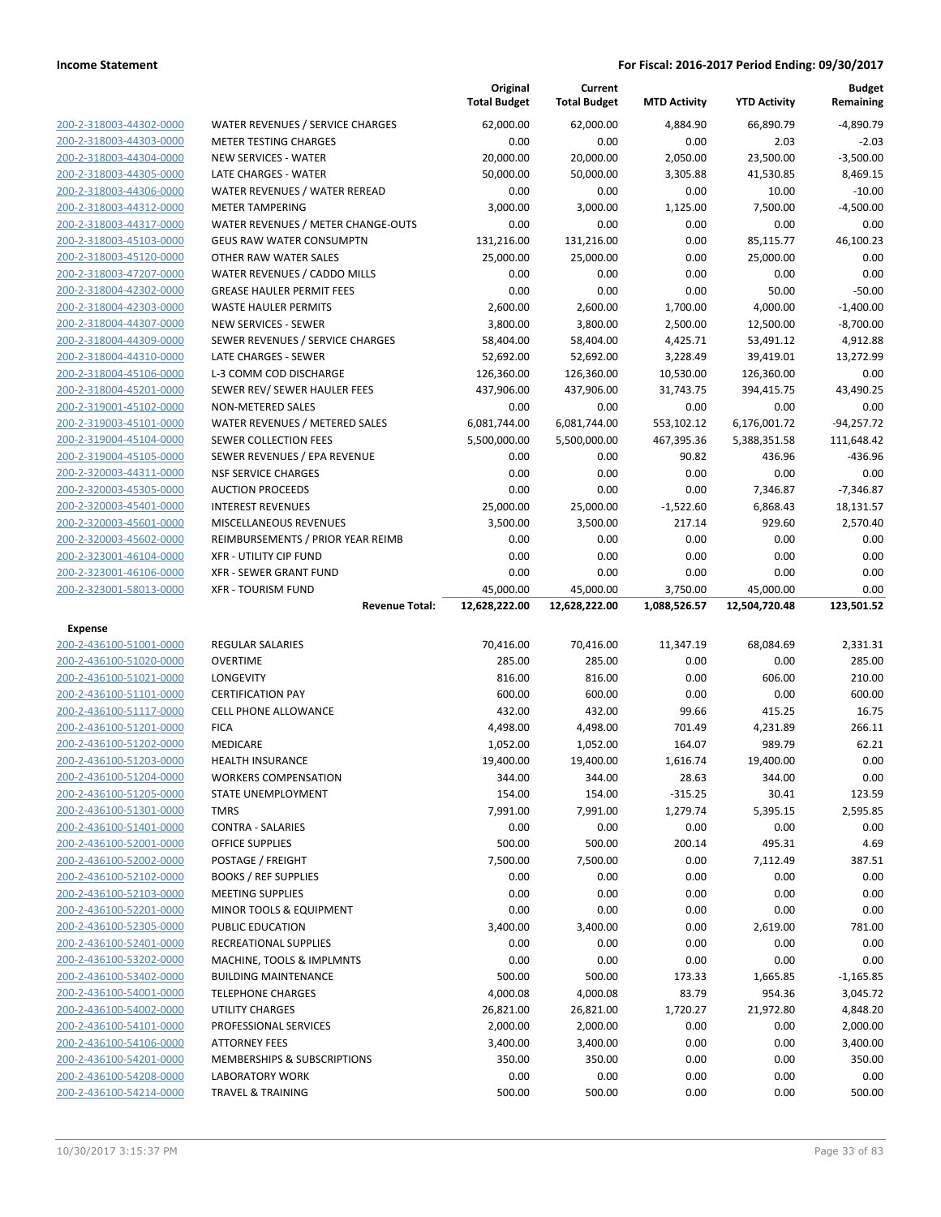**Income Statement** | **For Fiscal: 2016-2017 Period Ending: 09/30/2017**

| | | Original Total Budget | Current Total Budget | MTD Activity | YTD Activity | Budget Remaining |
|---|---|---|---|---|---|---|
| 200-2-318003-44302-0000 | WATER REVENUES / SERVICE CHARGES | 62,000.00 | 62,000.00 | 4,884.90 | 66,890.79 | -4,890.79 |
| 200-2-318003-44303-0000 | METER TESTING CHARGES | 0.00 | 0.00 | 0.00 | 2.03 | -2.03 |
| 200-2-318003-44304-0000 | NEW SERVICES - WATER | 20,000.00 | 20,000.00 | 2,050.00 | 23,500.00 | -3,500.00 |
| 200-2-318003-44305-0000 | LATE CHARGES - WATER | 50,000.00 | 50,000.00 | 3,305.88 | 41,530.85 | 8,469.15 |
| 200-2-318003-44306-0000 | WATER REVENUES / WATER REREAD | 0.00 | 0.00 | 0.00 | 10.00 | -10.00 |
| 200-2-318003-44312-0000 | METER TAMPERING | 3,000.00 | 3,000.00 | 1,125.00 | 7,500.00 | -4,500.00 |
| 200-2-318003-44317-0000 | WATER REVENUES / METER CHANGE-OUTS | 0.00 | 0.00 | 0.00 | 0.00 | 0.00 |
| 200-2-318003-45103-0000 | GEUS RAW WATER CONSUMPTN | 131,216.00 | 131,216.00 | 0.00 | 85,115.77 | 46,100.23 |
| 200-2-318003-45120-0000 | OTHER RAW WATER SALES | 25,000.00 | 25,000.00 | 0.00 | 25,000.00 | 0.00 |
| 200-2-318003-47207-0000 | WATER REVENUES / CADDO MILLS | 0.00 | 0.00 | 0.00 | 0.00 | 0.00 |
| 200-2-318004-42302-0000 | GREASE HAULER PERMIT FEES | 0.00 | 0.00 | 0.00 | 50.00 | -50.00 |
| 200-2-318004-42303-0000 | WASTE HAULER PERMITS | 2,600.00 | 2,600.00 | 1,700.00 | 4,000.00 | -1,400.00 |
| 200-2-318004-44307-0000 | NEW SERVICES - SEWER | 3,800.00 | 3,800.00 | 2,500.00 | 12,500.00 | -8,700.00 |
| 200-2-318004-44309-0000 | SEWER REVENUES / SERVICE CHARGES | 58,404.00 | 58,404.00 | 4,425.71 | 53,491.12 | 4,912.88 |
| 200-2-318004-44310-0000 | LATE CHARGES - SEWER | 52,692.00 | 52,692.00 | 3,228.49 | 39,419.01 | 13,272.99 |
| 200-2-318004-45106-0000 | L-3 COMM COD DISCHARGE | 126,360.00 | 126,360.00 | 10,530.00 | 126,360.00 | 0.00 |
| 200-2-318004-45201-0000 | SEWER REV/ SEWER HAULER FEES | 437,906.00 | 437,906.00 | 31,743.75 | 394,415.75 | 43,490.25 |
| 200-2-319001-45102-0000 | NON-METERED SALES | 0.00 | 0.00 | 0.00 | 0.00 | 0.00 |
| 200-2-319003-45101-0000 | WATER REVENUES / METERED SALES | 6,081,744.00 | 6,081,744.00 | 553,102.12 | 6,176,001.72 | -94,257.72 |
| 200-2-319004-45104-0000 | SEWER COLLECTION FEES | 5,500,000.00 | 5,500,000.00 | 467,395.36 | 5,388,351.58 | 111,648.42 |
| 200-2-319004-45105-0000 | SEWER REVENUES / EPA REVENUE | 0.00 | 0.00 | 90.82 | 436.96 | -436.96 |
| 200-2-320003-44311-0000 | NSF SERVICE CHARGES | 0.00 | 0.00 | 0.00 | 0.00 | 0.00 |
| 200-2-320003-45305-0000 | AUCTION PROCEEDS | 0.00 | 0.00 | 0.00 | 7,346.87 | -7,346.87 |
| 200-2-320003-45401-0000 | INTEREST REVENUES | 25,000.00 | 25,000.00 | -1,522.60 | 6,868.43 | 18,131.57 |
| 200-2-320003-45601-0000 | MISCELLANEOUS REVENUES | 3,500.00 | 3,500.00 | 217.14 | 929.60 | 2,570.40 |
| 200-2-320003-45602-0000 | REIMBURSEMENTS / PRIOR YEAR REIMB | 0.00 | 0.00 | 0.00 | 0.00 | 0.00 |
| 200-2-323001-46104-0000 | XFR - UTILITY CIP FUND | 0.00 | 0.00 | 0.00 | 0.00 | 0.00 |
| 200-2-323001-46106-0000 | XFR - SEWER GRANT FUND | 0.00 | 0.00 | 0.00 | 0.00 | 0.00 |
| 200-2-323001-58013-0000 | XFR - TOURISM FUND | 45,000.00 | 45,000.00 | 3,750.00 | 45,000.00 | 0.00 |
| | **Revenue Total:** | **12,628,222.00** | **12,628,222.00** | **1,088,526.57** | **12,504,720.48** | **123,501.52** |
| **Expense** | | | | | | |
| 200-2-436100-51001-0000 | REGULAR SALARIES | 70,416.00 | 70,416.00 | 11,347.19 | 68,084.69 | 2,331.31 |
| 200-2-436100-51020-0000 | OVERTIME | 285.00 | 285.00 | 0.00 | 0.00 | 285.00 |
| 200-2-436100-51021-0000 | LONGEVITY | 816.00 | 816.00 | 0.00 | 606.00 | 210.00 |
| 200-2-436100-51101-0000 | CERTIFICATION PAY | 600.00 | 600.00 | 0.00 | 0.00 | 600.00 |
| 200-2-436100-51117-0000 | CELL PHONE ALLOWANCE | 432.00 | 432.00 | 99.66 | 415.25 | 16.75 |
| 200-2-436100-51201-0000 | FICA | 4,498.00 | 4,498.00 | 701.49 | 4,231.89 | 266.11 |
| 200-2-436100-51202-0000 | MEDICARE | 1,052.00 | 1,052.00 | 164.07 | 989.79 | 62.21 |
| 200-2-436100-51203-0000 | HEALTH INSURANCE | 19,400.00 | 19,400.00 | 1,616.74 | 19,400.00 | 0.00 |
| 200-2-436100-51204-0000 | WORKERS COMPENSATION | 344.00 | 344.00 | 28.63 | 344.00 | 0.00 |
| 200-2-436100-51205-0000 | STATE UNEMPLOYMENT | 154.00 | 154.00 | -315.25 | 30.41 | 123.59 |
| 200-2-436100-51301-0000 | TMRS | 7,991.00 | 7,991.00 | 1,279.74 | 5,395.15 | 2,595.85 |
| 200-2-436100-51401-0000 | CONTRA - SALARIES | 0.00 | 0.00 | 0.00 | 0.00 | 0.00 |
| 200-2-436100-52001-0000 | OFFICE SUPPLIES | 500.00 | 500.00 | 200.14 | 495.31 | 4.69 |
| 200-2-436100-52002-0000 | POSTAGE / FREIGHT | 7,500.00 | 7,500.00 | 0.00 | 7,112.49 | 387.51 |
| 200-2-436100-52102-0000 | BOOKS / REF SUPPLIES | 0.00 | 0.00 | 0.00 | 0.00 | 0.00 |
| 200-2-436100-52103-0000 | MEETING SUPPLIES | 0.00 | 0.00 | 0.00 | 0.00 | 0.00 |
| 200-2-436100-52201-0000 | MINOR TOOLS & EQUIPMENT | 0.00 | 0.00 | 0.00 | 0.00 | 0.00 |
| 200-2-436100-52305-0000 | PUBLIC EDUCATION | 3,400.00 | 3,400.00 | 0.00 | 2,619.00 | 781.00 |
| 200-2-436100-52401-0000 | RECREATIONAL SUPPLIES | 0.00 | 0.00 | 0.00 | 0.00 | 0.00 |
| 200-2-436100-53202-0000 | MACHINE, TOOLS & IMPLMNTS | 0.00 | 0.00 | 0.00 | 0.00 | 0.00 |
| 200-2-436100-53402-0000 | BUILDING MAINTENANCE | 500.00 | 500.00 | 173.33 | 1,665.85 | -1,165.85 |
| 200-2-436100-54001-0000 | TELEPHONE CHARGES | 4,000.08 | 4,000.08 | 83.79 | 954.36 | 3,045.72 |
| 200-2-436100-54002-0000 | UTILITY CHARGES | 26,821.00 | 26,821.00 | 1,720.27 | 21,972.80 | 4,848.20 |
| 200-2-436100-54101-0000 | PROFESSIONAL SERVICES | 2,000.00 | 2,000.00 | 0.00 | 0.00 | 2,000.00 |
| 200-2-436100-54106-0000 | ATTORNEY FEES | 3,400.00 | 3,400.00 | 0.00 | 0.00 | 3,400.00 |
| 200-2-436100-54201-0000 | MEMBERSHIPS & SUBSCRIPTIONS | 350.00 | 350.00 | 0.00 | 0.00 | 350.00 |
| 200-2-436100-54208-0000 | LABORATORY WORK | 0.00 | 0.00 | 0.00 | 0.00 | 0.00 |
| 200-2-436100-54214-0000 | TRAVEL & TRAINING | 500.00 | 500.00 | 0.00 | 0.00 | 500.00 |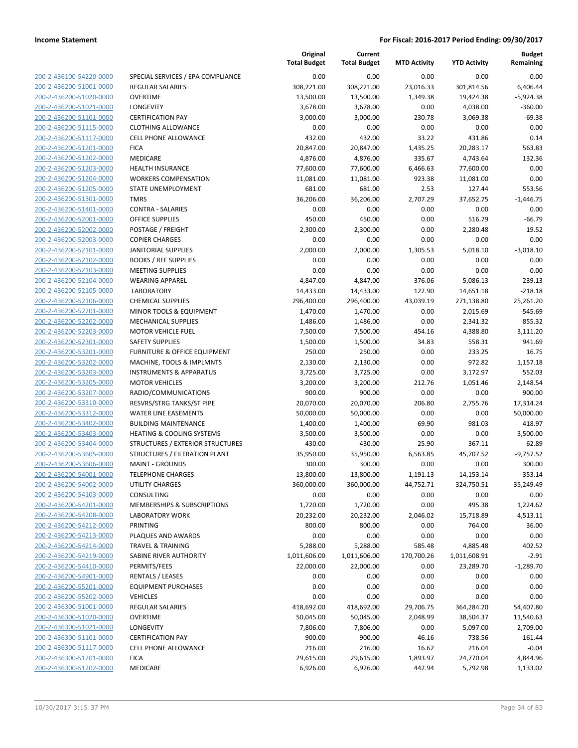| | | Original Total Budget | Current Total Budget | MTD Activity | YTD Activity | Budget Remaining |
|---|---|---|---|---|---|---|
| 200-2-436100-54220-0000 | SPECIAL SERVICES / EPA COMPLIANCE | 0.00 | 0.00 | 0.00 | 0.00 | 0.00 |
| 200-2-436200-51001-0000 | REGULAR SALARIES | 308,221.00 | 308,221.00 | 23,016.33 | 301,814.56 | 6,406.44 |
| 200-2-436200-51020-0000 | OVERTIME | 13,500.00 | 13,500.00 | 1,349.38 | 19,424.38 | -5,924.38 |
| 200-2-436200-51021-0000 | LONGEVITY | 3,678.00 | 3,678.00 | 0.00 | 4,038.00 | -360.00 |
| 200-2-436200-51101-0000 | CERTIFICATION PAY | 3,000.00 | 3,000.00 | 230.78 | 3,069.38 | -69.38 |
| 200-2-436200-51115-0000 | CLOTHING ALLOWANCE | 0.00 | 0.00 | 0.00 | 0.00 | 0.00 |
| 200-2-436200-51117-0000 | CELL PHONE ALLOWANCE | 432.00 | 432.00 | 33.22 | 431.86 | 0.14 |
| 200-2-436200-51201-0000 | FICA | 20,847.00 | 20,847.00 | 1,435.25 | 20,283.17 | 563.83 |
| 200-2-436200-51202-0000 | MEDICARE | 4,876.00 | 4,876.00 | 335.67 | 4,743.64 | 132.36 |
| 200-2-436200-51203-0000 | HEALTH INSURANCE | 77,600.00 | 77,600.00 | 6,466.63 | 77,600.00 | 0.00 |
| 200-2-436200-51204-0000 | WORKERS COMPENSATION | 11,081.00 | 11,081.00 | 923.38 | 11,081.00 | 0.00 |
| 200-2-436200-51205-0000 | STATE UNEMPLOYMENT | 681.00 | 681.00 | 2.53 | 127.44 | 553.56 |
| 200-2-436200-51301-0000 | TMRS | 36,206.00 | 36,206.00 | 2,707.29 | 37,652.75 | -1,446.75 |
| 200-2-436200-51401-0000 | CONTRA - SALARIES | 0.00 | 0.00 | 0.00 | 0.00 | 0.00 |
| 200-2-436200-52001-0000 | OFFICE SUPPLIES | 450.00 | 450.00 | 0.00 | 516.79 | -66.79 |
| 200-2-436200-52002-0000 | POSTAGE / FREIGHT | 2,300.00 | 2,300.00 | 0.00 | 2,280.48 | 19.52 |
| 200-2-436200-52003-0000 | COPIER CHARGES | 0.00 | 0.00 | 0.00 | 0.00 | 0.00 |
| 200-2-436200-52101-0000 | JANITORIAL SUPPLIES | 2,000.00 | 2,000.00 | 1,305.53 | 5,018.10 | -3,018.10 |
| 200-2-436200-52102-0000 | BOOKS / REF SUPPLIES | 0.00 | 0.00 | 0.00 | 0.00 | 0.00 |
| 200-2-436200-52103-0000 | MEETING SUPPLIES | 0.00 | 0.00 | 0.00 | 0.00 | 0.00 |
| 200-2-436200-52104-0000 | WEARING APPAREL | 4,847.00 | 4,847.00 | 376.06 | 5,086.13 | -239.13 |
| 200-2-436200-52105-0000 | LABORATORY | 14,433.00 | 14,433.00 | 122.90 | 14,651.18 | -218.18 |
| 200-2-436200-52106-0000 | CHEMICAL SUPPLIES | 296,400.00 | 296,400.00 | 43,039.19 | 271,138.80 | 25,261.20 |
| 200-2-436200-52201-0000 | MINOR TOOLS & EQUIPMENT | 1,470.00 | 1,470.00 | 0.00 | 2,015.69 | -545.69 |
| 200-2-436200-52202-0000 | MECHANICAL SUPPLIES | 1,486.00 | 1,486.00 | 0.00 | 2,341.32 | -855.32 |
| 200-2-436200-52203-0000 | MOTOR VEHICLE FUEL | 7,500.00 | 7,500.00 | 454.16 | 4,388.80 | 3,111.20 |
| 200-2-436200-52301-0000 | SAFETY SUPPLIES | 1,500.00 | 1,500.00 | 34.83 | 558.31 | 941.69 |
| 200-2-436200-53201-0000 | FURNITURE & OFFICE EQUIPMENT | 250.00 | 250.00 | 0.00 | 233.25 | 16.75 |
| 200-2-436200-53202-0000 | MACHINE, TOOLS & IMPLMNTS | 2,130.00 | 2,130.00 | 0.00 | 972.82 | 1,157.18 |
| 200-2-436200-53203-0000 | INSTRUMENTS & APPARATUS | 3,725.00 | 3,725.00 | 0.00 | 3,172.97 | 552.03 |
| 200-2-436200-53205-0000 | MOTOR VEHICLES | 3,200.00 | 3,200.00 | 212.76 | 1,051.46 | 2,148.54 |
| 200-2-436200-53207-0000 | RADIO/COMMUNICATIONS | 900.00 | 900.00 | 0.00 | 0.00 | 900.00 |
| 200-2-436200-53310-0000 | RESVRS/STRG TANKS/ST PIPE | 20,070.00 | 20,070.00 | 206.80 | 2,755.76 | 17,314.24 |
| 200-2-436200-53312-0000 | WATER LINE EASEMENTS | 50,000.00 | 50,000.00 | 0.00 | 0.00 | 50,000.00 |
| 200-2-436200-53402-0000 | BUILDING MAINTENANCE | 1,400.00 | 1,400.00 | 69.90 | 981.03 | 418.97 |
| 200-2-436200-53403-0000 | HEATING & COOLING SYSTEMS | 3,500.00 | 3,500.00 | 0.00 | 0.00 | 3,500.00 |
| 200-2-436200-53404-0000 | STRUCTURES / EXTERIOR STRUCTURES | 430.00 | 430.00 | 25.90 | 367.11 | 62.89 |
| 200-2-436200-53605-0000 | STRUCTURES / FILTRATION PLANT | 35,950.00 | 35,950.00 | 6,563.85 | 45,707.52 | -9,757.52 |
| 200-2-436200-53606-0000 | MAINT - GROUNDS | 300.00 | 300.00 | 0.00 | 0.00 | 300.00 |
| 200-2-436200-54001-0000 | TELEPHONE CHARGES | 13,800.00 | 13,800.00 | 1,191.13 | 14,153.14 | -353.14 |
| 200-2-436200-54002-0000 | UTILITY CHARGES | 360,000.00 | 360,000.00 | 44,752.71 | 324,750.51 | 35,249.49 |
| 200-2-436200-54103-0000 | CONSULTING | 0.00 | 0.00 | 0.00 | 0.00 | 0.00 |
| 200-2-436200-54201-0000 | MEMBERSHIPS & SUBSCRIPTIONS | 1,720.00 | 1,720.00 | 0.00 | 495.38 | 1,224.62 |
| 200-2-436200-54208-0000 | LABORATORY WORK | 20,232.00 | 20,232.00 | 2,046.02 | 15,718.89 | 4,513.11 |
| 200-2-436200-54212-0000 | PRINTING | 800.00 | 800.00 | 0.00 | 764.00 | 36.00 |
| 200-2-436200-54213-0000 | PLAQUES AND AWARDS | 0.00 | 0.00 | 0.00 | 0.00 | 0.00 |
| 200-2-436200-54214-0000 | TRAVEL & TRAINING | 5,288.00 | 5,288.00 | 585.48 | 4,885.48 | 402.52 |
| 200-2-436200-54219-0000 | SABINE RIVER AUTHORITY | 1,011,606.00 | 1,011,606.00 | 170,700.26 | 1,011,608.91 | -2.91 |
| 200-2-436200-54410-0000 | PERMITS/FEES | 22,000.00 | 22,000.00 | 0.00 | 23,289.70 | -1,289.70 |
| 200-2-436200-54901-0000 | RENTALS / LEASES | 0.00 | 0.00 | 0.00 | 0.00 | 0.00 |
| 200-2-436200-55201-0000 | EQUIPMENT PURCHASES | 0.00 | 0.00 | 0.00 | 0.00 | 0.00 |
| 200-2-436200-55202-0000 | VEHICLES | 0.00 | 0.00 | 0.00 | 0.00 | 0.00 |
| 200-2-436300-51001-0000 | REGULAR SALARIES | 418,692.00 | 418,692.00 | 29,706.75 | 364,284.20 | 54,407.80 |
| 200-2-436300-51020-0000 | OVERTIME | 50,045.00 | 50,045.00 | 2,048.99 | 38,504.37 | 11,540.63 |
| 200-2-436300-51021-0000 | LONGEVITY | 7,806.00 | 7,806.00 | 0.00 | 5,097.00 | 2,709.00 |
| 200-2-436300-51101-0000 | CERTIFICATION PAY | 900.00 | 900.00 | 46.16 | 738.56 | 161.44 |
| 200-2-436300-51117-0000 | CELL PHONE ALLOWANCE | 216.00 | 216.00 | 16.62 | 216.04 | -0.04 |
| 200-2-436300-51201-0000 | FICA | 29,615.00 | 29,615.00 | 1,893.97 | 24,770.04 | 4,844.96 |
| 200-2-436300-51202-0000 | MEDICARE | 6,926.00 | 6,926.00 | 442.94 | 5,792.98 | 1,133.02 |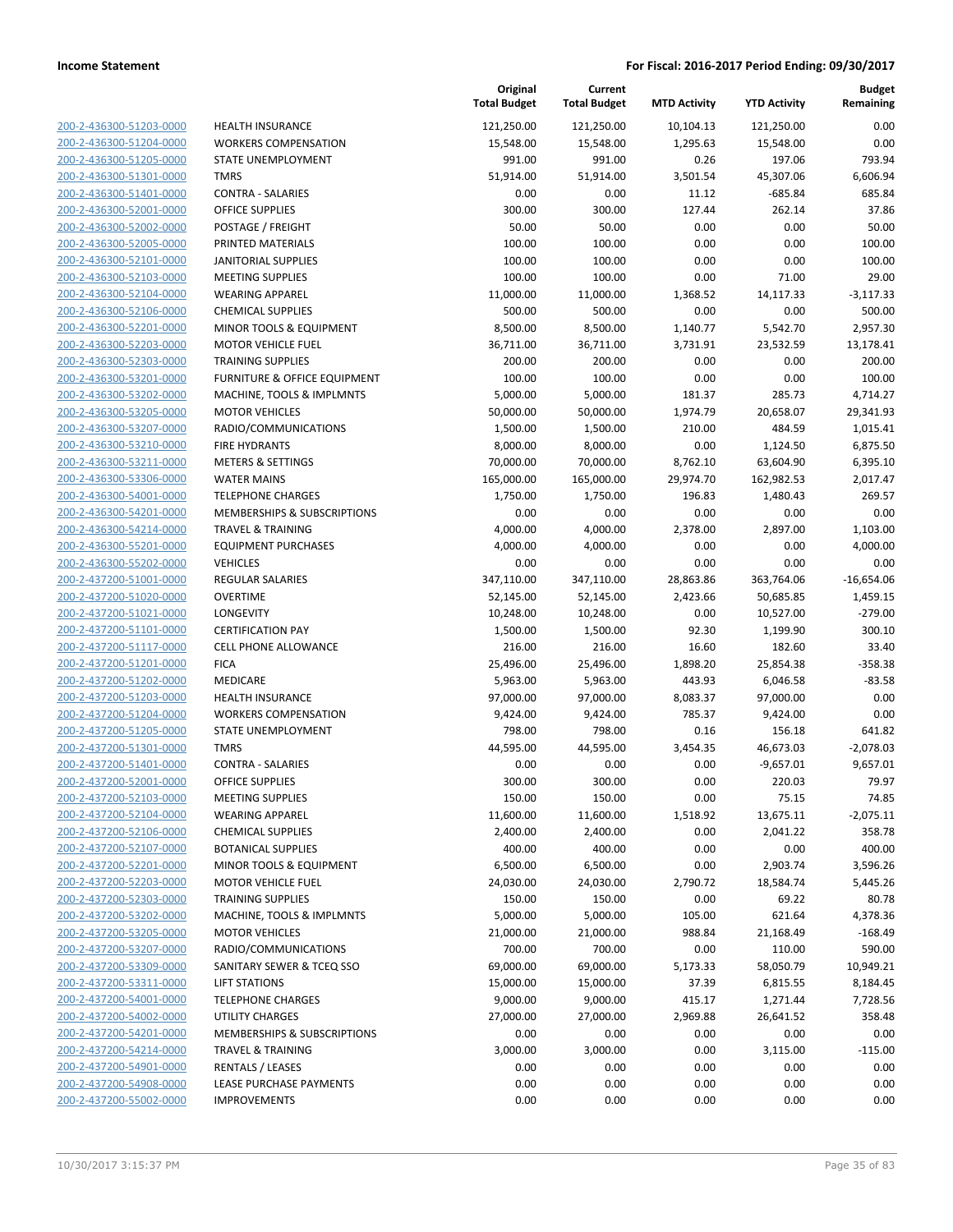**Income Statement** | **For Fiscal: 2016-2017 Period Ending: 09/30/2017**

| | | Original Total Budget | Current Total Budget | MTD Activity | YTD Activity | Budget Remaining |
|---|---|---|---|---|---|---|
| 200-2-436300-51203-0000 | HEALTH INSURANCE | 121,250.00 | 121,250.00 | 10,104.13 | 121,250.00 | 0.00 |
| 200-2-436300-51204-0000 | WORKERS COMPENSATION | 15,548.00 | 15,548.00 | 1,295.63 | 15,548.00 | 0.00 |
| 200-2-436300-51205-0000 | STATE UNEMPLOYMENT | 991.00 | 991.00 | 0.26 | 197.06 | 793.94 |
| 200-2-436300-51301-0000 | TMRS | 51,914.00 | 51,914.00 | 3,501.54 | 45,307.06 | 6,606.94 |
| 200-2-436300-51401-0000 | CONTRA - SALARIES | 0.00 | 0.00 | 11.12 | -685.84 | 685.84 |
| 200-2-436300-52001-0000 | OFFICE SUPPLIES | 300.00 | 300.00 | 127.44 | 262.14 | 37.86 |
| 200-2-436300-52002-0000 | POSTAGE / FREIGHT | 50.00 | 50.00 | 0.00 | 0.00 | 50.00 |
| 200-2-436300-52005-0000 | PRINTED MATERIALS | 100.00 | 100.00 | 0.00 | 0.00 | 100.00 |
| 200-2-436300-52101-0000 | JANITORIAL SUPPLIES | 100.00 | 100.00 | 0.00 | 0.00 | 100.00 |
| 200-2-436300-52103-0000 | MEETING SUPPLIES | 100.00 | 100.00 | 0.00 | 71.00 | 29.00 |
| 200-2-436300-52104-0000 | WEARING APPAREL | 11,000.00 | 11,000.00 | 1,368.52 | 14,117.33 | -3,117.33 |
| 200-2-436300-52106-0000 | CHEMICAL SUPPLIES | 500.00 | 500.00 | 0.00 | 0.00 | 500.00 |
| 200-2-436300-52201-0000 | MINOR TOOLS & EQUIPMENT | 8,500.00 | 8,500.00 | 1,140.77 | 5,542.70 | 2,957.30 |
| 200-2-436300-52203-0000 | MOTOR VEHICLE FUEL | 36,711.00 | 36,711.00 | 3,731.91 | 23,532.59 | 13,178.41 |
| 200-2-436300-52303-0000 | TRAINING SUPPLIES | 200.00 | 200.00 | 0.00 | 0.00 | 200.00 |
| 200-2-436300-53201-0000 | FURNITURE & OFFICE EQUIPMENT | 100.00 | 100.00 | 0.00 | 0.00 | 100.00 |
| 200-2-436300-53202-0000 | MACHINE, TOOLS & IMPLMNTS | 5,000.00 | 5,000.00 | 181.37 | 285.73 | 4,714.27 |
| 200-2-436300-53205-0000 | MOTOR VEHICLES | 50,000.00 | 50,000.00 | 1,974.79 | 20,658.07 | 29,341.93 |
| 200-2-436300-53207-0000 | RADIO/COMMUNICATIONS | 1,500.00 | 1,500.00 | 210.00 | 484.59 | 1,015.41 |
| 200-2-436300-53210-0000 | FIRE HYDRANTS | 8,000.00 | 8,000.00 | 0.00 | 1,124.50 | 6,875.50 |
| 200-2-436300-53211-0000 | METERS & SETTINGS | 70,000.00 | 70,000.00 | 8,762.10 | 63,604.90 | 6,395.10 |
| 200-2-436300-53306-0000 | WATER MAINS | 165,000.00 | 165,000.00 | 29,974.70 | 162,982.53 | 2,017.47 |
| 200-2-436300-54001-0000 | TELEPHONE CHARGES | 1,750.00 | 1,750.00 | 196.83 | 1,480.43 | 269.57 |
| 200-2-436300-54201-0000 | MEMBERSHIPS & SUBSCRIPTIONS | 0.00 | 0.00 | 0.00 | 0.00 | 0.00 |
| 200-2-436300-54214-0000 | TRAVEL & TRAINING | 4,000.00 | 4,000.00 | 2,378.00 | 2,897.00 | 1,103.00 |
| 200-2-436300-55201-0000 | EQUIPMENT PURCHASES | 4,000.00 | 4,000.00 | 0.00 | 0.00 | 4,000.00 |
| 200-2-436300-55202-0000 | VEHICLES | 0.00 | 0.00 | 0.00 | 0.00 | 0.00 |
| 200-2-437200-51001-0000 | REGULAR SALARIES | 347,110.00 | 347,110.00 | 28,863.86 | 363,764.06 | -16,654.06 |
| 200-2-437200-51020-0000 | OVERTIME | 52,145.00 | 52,145.00 | 2,423.66 | 50,685.85 | 1,459.15 |
| 200-2-437200-51021-0000 | LONGEVITY | 10,248.00 | 10,248.00 | 0.00 | 10,527.00 | -279.00 |
| 200-2-437200-51101-0000 | CERTIFICATION PAY | 1,500.00 | 1,500.00 | 92.30 | 1,199.90 | 300.10 |
| 200-2-437200-51117-0000 | CELL PHONE ALLOWANCE | 216.00 | 216.00 | 16.60 | 182.60 | 33.40 |
| 200-2-437200-51201-0000 | FICA | 25,496.00 | 25,496.00 | 1,898.20 | 25,854.38 | -358.38 |
| 200-2-437200-51202-0000 | MEDICARE | 5,963.00 | 5,963.00 | 443.93 | 6,046.58 | -83.58 |
| 200-2-437200-51203-0000 | HEALTH INSURANCE | 97,000.00 | 97,000.00 | 8,083.37 | 97,000.00 | 0.00 |
| 200-2-437200-51204-0000 | WORKERS COMPENSATION | 9,424.00 | 9,424.00 | 785.37 | 9,424.00 | 0.00 |
| 200-2-437200-51205-0000 | STATE UNEMPLOYMENT | 798.00 | 798.00 | 0.16 | 156.18 | 641.82 |
| 200-2-437200-51301-0000 | TMRS | 44,595.00 | 44,595.00 | 3,454.35 | 46,673.03 | -2,078.03 |
| 200-2-437200-51401-0000 | CONTRA - SALARIES | 0.00 | 0.00 | 0.00 | -9,657.01 | 9,657.01 |
| 200-2-437200-52001-0000 | OFFICE SUPPLIES | 300.00 | 300.00 | 0.00 | 220.03 | 79.97 |
| 200-2-437200-52103-0000 | MEETING SUPPLIES | 150.00 | 150.00 | 0.00 | 75.15 | 74.85 |
| 200-2-437200-52104-0000 | WEARING APPAREL | 11,600.00 | 11,600.00 | 1,518.92 | 13,675.11 | -2,075.11 |
| 200-2-437200-52106-0000 | CHEMICAL SUPPLIES | 2,400.00 | 2,400.00 | 0.00 | 2,041.22 | 358.78 |
| 200-2-437200-52107-0000 | BOTANICAL SUPPLIES | 400.00 | 400.00 | 0.00 | 0.00 | 400.00 |
| 200-2-437200-52201-0000 | MINOR TOOLS & EQUIPMENT | 6,500.00 | 6,500.00 | 0.00 | 2,903.74 | 3,596.26 |
| 200-2-437200-52203-0000 | MOTOR VEHICLE FUEL | 24,030.00 | 24,030.00 | 2,790.72 | 18,584.74 | 5,445.26 |
| 200-2-437200-52303-0000 | TRAINING SUPPLIES | 150.00 | 150.00 | 0.00 | 69.22 | 80.78 |
| 200-2-437200-53202-0000 | MACHINE, TOOLS & IMPLMNTS | 5,000.00 | 5,000.00 | 105.00 | 621.64 | 4,378.36 |
| 200-2-437200-53205-0000 | MOTOR VEHICLES | 21,000.00 | 21,000.00 | 988.84 | 21,168.49 | -168.49 |
| 200-2-437200-53207-0000 | RADIO/COMMUNICATIONS | 700.00 | 700.00 | 0.00 | 110.00 | 590.00 |
| 200-2-437200-53309-0000 | SANITARY SEWER & TCEQ SSO | 69,000.00 | 69,000.00 | 5,173.33 | 58,050.79 | 10,949.21 |
| 200-2-437200-53311-0000 | LIFT STATIONS | 15,000.00 | 15,000.00 | 37.39 | 6,815.55 | 8,184.45 |
| 200-2-437200-54001-0000 | TELEPHONE CHARGES | 9,000.00 | 9,000.00 | 415.17 | 1,271.44 | 7,728.56 |
| 200-2-437200-54002-0000 | UTILITY CHARGES | 27,000.00 | 27,000.00 | 2,969.88 | 26,641.52 | 358.48 |
| 200-2-437200-54201-0000 | MEMBERSHIPS & SUBSCRIPTIONS | 0.00 | 0.00 | 0.00 | 0.00 | 0.00 |
| 200-2-437200-54214-0000 | TRAVEL & TRAINING | 3,000.00 | 3,000.00 | 0.00 | 3,115.00 | -115.00 |
| 200-2-437200-54901-0000 | RENTALS / LEASES | 0.00 | 0.00 | 0.00 | 0.00 | 0.00 |
| 200-2-437200-54908-0000 | LEASE PURCHASE PAYMENTS | 0.00 | 0.00 | 0.00 | 0.00 | 0.00 |
| 200-2-437200-55002-0000 | IMPROVEMENTS | 0.00 | 0.00 | 0.00 | 0.00 | 0.00 |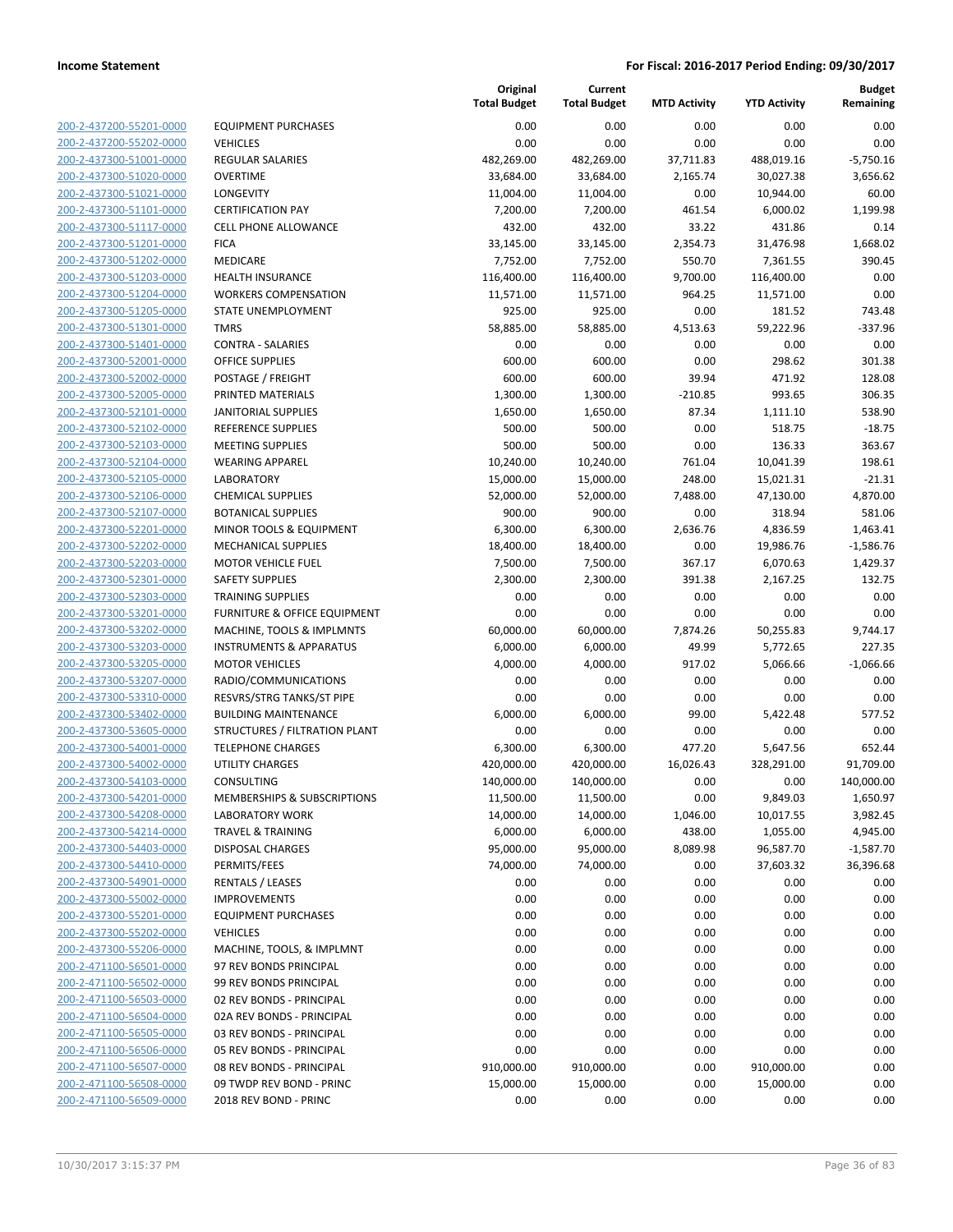**Income Statement** | **For Fiscal: 2016-2017 Period Ending: 09/30/2017**

| | | Original Total Budget | Current Total Budget | MTD Activity | YTD Activity | Budget Remaining |
|---|---|---|---|---|---|---|
| 200-2-437200-55201-0000 | EQUIPMENT PURCHASES | 0.00 | 0.00 | 0.00 | 0.00 | 0.00 |
| 200-2-437200-55202-0000 | VEHICLES | 0.00 | 0.00 | 0.00 | 0.00 | 0.00 |
| 200-2-437300-51001-0000 | REGULAR SALARIES | 482,269.00 | 482,269.00 | 37,711.83 | 488,019.16 | -5,750.16 |
| 200-2-437300-51020-0000 | OVERTIME | 33,684.00 | 33,684.00 | 2,165.74 | 30,027.38 | 3,656.62 |
| 200-2-437300-51021-0000 | LONGEVITY | 11,004.00 | 11,004.00 | 0.00 | 10,944.00 | 60.00 |
| 200-2-437300-51101-0000 | CERTIFICATION PAY | 7,200.00 | 7,200.00 | 461.54 | 6,000.02 | 1,199.98 |
| 200-2-437300-51117-0000 | CELL PHONE ALLOWANCE | 432.00 | 432.00 | 33.22 | 431.86 | 0.14 |
| 200-2-437300-51201-0000 | FICA | 33,145.00 | 33,145.00 | 2,354.73 | 31,476.98 | 1,668.02 |
| 200-2-437300-51202-0000 | MEDICARE | 7,752.00 | 7,752.00 | 550.70 | 7,361.55 | 390.45 |
| 200-2-437300-51203-0000 | HEALTH INSURANCE | 116,400.00 | 116,400.00 | 9,700.00 | 116,400.00 | 0.00 |
| 200-2-437300-51204-0000 | WORKERS COMPENSATION | 11,571.00 | 11,571.00 | 964.25 | 11,571.00 | 0.00 |
| 200-2-437300-51205-0000 | STATE UNEMPLOYMENT | 925.00 | 925.00 | 0.00 | 181.52 | 743.48 |
| 200-2-437300-51301-0000 | TMRS | 58,885.00 | 58,885.00 | 4,513.63 | 59,222.96 | -337.96 |
| 200-2-437300-51401-0000 | CONTRA - SALARIES | 0.00 | 0.00 | 0.00 | 0.00 | 0.00 |
| 200-2-437300-52001-0000 | OFFICE SUPPLIES | 600.00 | 600.00 | 0.00 | 298.62 | 301.38 |
| 200-2-437300-52002-0000 | POSTAGE / FREIGHT | 600.00 | 600.00 | 39.94 | 471.92 | 128.08 |
| 200-2-437300-52005-0000 | PRINTED MATERIALS | 1,300.00 | 1,300.00 | -210.85 | 993.65 | 306.35 |
| 200-2-437300-52101-0000 | JANITORIAL SUPPLIES | 1,650.00 | 1,650.00 | 87.34 | 1,111.10 | 538.90 |
| 200-2-437300-52102-0000 | REFERENCE SUPPLIES | 500.00 | 500.00 | 0.00 | 518.75 | -18.75 |
| 200-2-437300-52103-0000 | MEETING SUPPLIES | 500.00 | 500.00 | 0.00 | 136.33 | 363.67 |
| 200-2-437300-52104-0000 | WEARING APPAREL | 10,240.00 | 10,240.00 | 761.04 | 10,041.39 | 198.61 |
| 200-2-437300-52105-0000 | LABORATORY | 15,000.00 | 15,000.00 | 248.00 | 15,021.31 | -21.31 |
| 200-2-437300-52106-0000 | CHEMICAL SUPPLIES | 52,000.00 | 52,000.00 | 7,488.00 | 47,130.00 | 4,870.00 |
| 200-2-437300-52107-0000 | BOTANICAL SUPPLIES | 900.00 | 900.00 | 0.00 | 318.94 | 581.06 |
| 200-2-437300-52201-0000 | MINOR TOOLS & EQUIPMENT | 6,300.00 | 6,300.00 | 2,636.76 | 4,836.59 | 1,463.41 |
| 200-2-437300-52202-0000 | MECHANICAL SUPPLIES | 18,400.00 | 18,400.00 | 0.00 | 19,986.76 | -1,586.76 |
| 200-2-437300-52203-0000 | MOTOR VEHICLE FUEL | 7,500.00 | 7,500.00 | 367.17 | 6,070.63 | 1,429.37 |
| 200-2-437300-52301-0000 | SAFETY SUPPLIES | 2,300.00 | 2,300.00 | 391.38 | 2,167.25 | 132.75 |
| 200-2-437300-52303-0000 | TRAINING SUPPLIES | 0.00 | 0.00 | 0.00 | 0.00 | 0.00 |
| 200-2-437300-53201-0000 | FURNITURE & OFFICE EQUIPMENT | 0.00 | 0.00 | 0.00 | 0.00 | 0.00 |
| 200-2-437300-53202-0000 | MACHINE, TOOLS & IMPLMNTS | 60,000.00 | 60,000.00 | 7,874.26 | 50,255.83 | 9,744.17 |
| 200-2-437300-53203-0000 | INSTRUMENTS & APPARATUS | 6,000.00 | 6,000.00 | 49.99 | 5,772.65 | 227.35 |
| 200-2-437300-53205-0000 | MOTOR VEHICLES | 4,000.00 | 4,000.00 | 917.02 | 5,066.66 | -1,066.66 |
| 200-2-437300-53207-0000 | RADIO/COMMUNICATIONS | 0.00 | 0.00 | 0.00 | 0.00 | 0.00 |
| 200-2-437300-53310-0000 | RESVRS/STRG TANKS/ST PIPE | 0.00 | 0.00 | 0.00 | 0.00 | 0.00 |
| 200-2-437300-53402-0000 | BUILDING MAINTENANCE | 6,000.00 | 6,000.00 | 99.00 | 5,422.48 | 577.52 |
| 200-2-437300-53605-0000 | STRUCTURES / FILTRATION PLANT | 0.00 | 0.00 | 0.00 | 0.00 | 0.00 |
| 200-2-437300-54001-0000 | TELEPHONE CHARGES | 6,300.00 | 6,300.00 | 477.20 | 5,647.56 | 652.44 |
| 200-2-437300-54002-0000 | UTILITY CHARGES | 420,000.00 | 420,000.00 | 16,026.43 | 328,291.00 | 91,709.00 |
| 200-2-437300-54103-0000 | CONSULTING | 140,000.00 | 140,000.00 | 0.00 | 0.00 | 140,000.00 |
| 200-2-437300-54201-0000 | MEMBERSHIPS & SUBSCRIPTIONS | 11,500.00 | 11,500.00 | 0.00 | 9,849.03 | 1,650.97 |
| 200-2-437300-54208-0000 | LABORATORY WORK | 14,000.00 | 14,000.00 | 1,046.00 | 10,017.55 | 3,982.45 |
| 200-2-437300-54214-0000 | TRAVEL & TRAINING | 6,000.00 | 6,000.00 | 438.00 | 1,055.00 | 4,945.00 |
| 200-2-437300-54403-0000 | DISPOSAL CHARGES | 95,000.00 | 95,000.00 | 8,089.98 | 96,587.70 | -1,587.70 |
| 200-2-437300-54410-0000 | PERMITS/FEES | 74,000.00 | 74,000.00 | 0.00 | 37,603.32 | 36,396.68 |
| 200-2-437300-54901-0000 | RENTALS / LEASES | 0.00 | 0.00 | 0.00 | 0.00 | 0.00 |
| 200-2-437300-55002-0000 | IMPROVEMENTS | 0.00 | 0.00 | 0.00 | 0.00 | 0.00 |
| 200-2-437300-55201-0000 | EQUIPMENT PURCHASES | 0.00 | 0.00 | 0.00 | 0.00 | 0.00 |
| 200-2-437300-55202-0000 | VEHICLES | 0.00 | 0.00 | 0.00 | 0.00 | 0.00 |
| 200-2-437300-55206-0000 | MACHINE, TOOLS, & IMPLMNT | 0.00 | 0.00 | 0.00 | 0.00 | 0.00 |
| 200-2-471100-56501-0000 | 97 REV BONDS PRINCIPAL | 0.00 | 0.00 | 0.00 | 0.00 | 0.00 |
| 200-2-471100-56502-0000 | 99 REV BONDS PRINCIPAL | 0.00 | 0.00 | 0.00 | 0.00 | 0.00 |
| 200-2-471100-56503-0000 | 02 REV BONDS - PRINCIPAL | 0.00 | 0.00 | 0.00 | 0.00 | 0.00 |
| 200-2-471100-56504-0000 | 02A REV BONDS - PRINCIPAL | 0.00 | 0.00 | 0.00 | 0.00 | 0.00 |
| 200-2-471100-56505-0000 | 03 REV BONDS - PRINCIPAL | 0.00 | 0.00 | 0.00 | 0.00 | 0.00 |
| 200-2-471100-56506-0000 | 05 REV BONDS - PRINCIPAL | 0.00 | 0.00 | 0.00 | 0.00 | 0.00 |
| 200-2-471100-56507-0000 | 08 REV BONDS - PRINCIPAL | 910,000.00 | 910,000.00 | 0.00 | 910,000.00 | 0.00 |
| 200-2-471100-56508-0000 | 09 TWDP REV BOND - PRINC | 15,000.00 | 15,000.00 | 0.00 | 15,000.00 | 0.00 |
| 200-2-471100-56509-0000 | 2018 REV BOND - PRINC | 0.00 | 0.00 | 0.00 | 0.00 | 0.00 |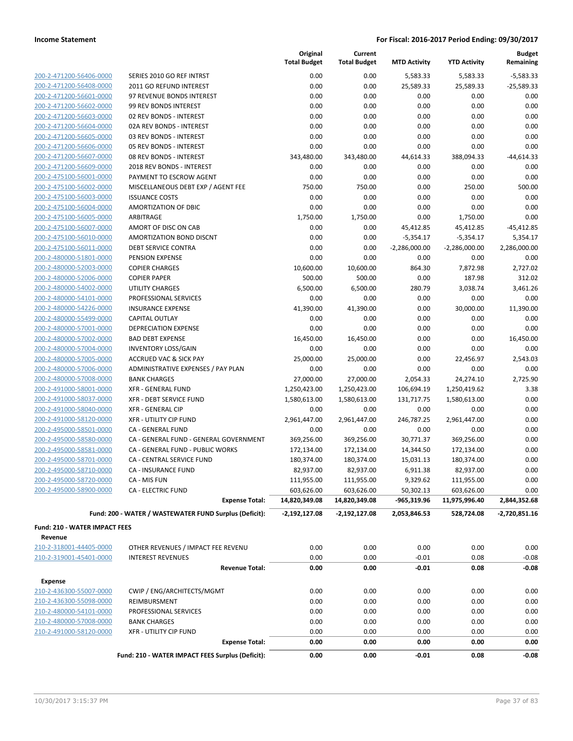**Income Statement** — **For Fiscal: 2016-2017 Period Ending: 09/30/2017**

| | | Original Total Budget | Current Total Budget | MTD Activity | YTD Activity | Budget Remaining |
|---|---|---|---|---|---|---|
| 200-2-471200-56406-0000 | SERIES 2010 GO REF INTRST | 0.00 | 0.00 | 5,583.33 | 5,583.33 | -5,583.33 |
| 200-2-471200-56408-0000 | 2011 GO REFUND INTEREST | 0.00 | 0.00 | 25,589.33 | 25,589.33 | -25,589.33 |
| 200-2-471200-56601-0000 | 97 REVENUE BONDS INTEREST | 0.00 | 0.00 | 0.00 | 0.00 | 0.00 |
| 200-2-471200-56602-0000 | 99 REV BONDS INTEREST | 0.00 | 0.00 | 0.00 | 0.00 | 0.00 |
| 200-2-471200-56603-0000 | 02 REV BONDS - INTEREST | 0.00 | 0.00 | 0.00 | 0.00 | 0.00 |
| 200-2-471200-56604-0000 | 02A REV BONDS - INTEREST | 0.00 | 0.00 | 0.00 | 0.00 | 0.00 |
| 200-2-471200-56605-0000 | 03 REV BONDS - INTEREST | 0.00 | 0.00 | 0.00 | 0.00 | 0.00 |
| 200-2-471200-56606-0000 | 05 REV BONDS - INTEREST | 0.00 | 0.00 | 0.00 | 0.00 | 0.00 |
| 200-2-471200-56607-0000 | 08 REV BONDS - INTEREST | 343,480.00 | 343,480.00 | 44,614.33 | 388,094.33 | -44,614.33 |
| 200-2-471200-56609-0000 | 2018 REV BONDS - INTEREST | 0.00 | 0.00 | 0.00 | 0.00 | 0.00 |
| 200-2-475100-56001-0000 | PAYMENT TO ESCROW AGENT | 0.00 | 0.00 | 0.00 | 0.00 | 0.00 |
| 200-2-475100-56002-0000 | MISCELLANEOUS DEBT EXP / AGENT FEE | 750.00 | 750.00 | 0.00 | 250.00 | 500.00 |
| 200-2-475100-56003-0000 | ISSUANCE COSTS | 0.00 | 0.00 | 0.00 | 0.00 | 0.00 |
| 200-2-475100-56004-0000 | AMORTIZATION OF DBIC | 0.00 | 0.00 | 0.00 | 0.00 | 0.00 |
| 200-2-475100-56005-0000 | ARBITRAGE | 1,750.00 | 1,750.00 | 0.00 | 1,750.00 | 0.00 |
| 200-2-475100-56007-0000 | AMORT OF DISC ON CAB | 0.00 | 0.00 | 45,412.85 | 45,412.85 | -45,412.85 |
| 200-2-475100-56010-0000 | AMORTIZATION BOND DISCNT | 0.00 | 0.00 | -5,354.17 | -5,354.17 | 5,354.17 |
| 200-2-475100-56011-0000 | DEBT SERVICE CONTRA | 0.00 | 0.00 | -2,286,000.00 | -2,286,000.00 | 2,286,000.00 |
| 200-2-480000-51801-0000 | PENSION EXPENSE | 0.00 | 0.00 | 0.00 | 0.00 | 0.00 |
| 200-2-480000-52003-0000 | COPIER CHARGES | 10,600.00 | 10,600.00 | 864.30 | 7,872.98 | 2,727.02 |
| 200-2-480000-52006-0000 | COPIER PAPER | 500.00 | 500.00 | 0.00 | 187.98 | 312.02 |
| 200-2-480000-54002-0000 | UTILITY CHARGES | 6,500.00 | 6,500.00 | 280.79 | 3,038.74 | 3,461.26 |
| 200-2-480000-54101-0000 | PROFESSIONAL SERVICES | 0.00 | 0.00 | 0.00 | 0.00 | 0.00 |
| 200-2-480000-54226-0000 | INSURANCE EXPENSE | 41,390.00 | 41,390.00 | 0.00 | 30,000.00 | 11,390.00 |
| 200-2-480000-55499-0000 | CAPITAL OUTLAY | 0.00 | 0.00 | 0.00 | 0.00 | 0.00 |
| 200-2-480000-57001-0000 | DEPRECIATION EXPENSE | 0.00 | 0.00 | 0.00 | 0.00 | 0.00 |
| 200-2-480000-57002-0000 | BAD DEBT EXPENSE | 16,450.00 | 16,450.00 | 0.00 | 0.00 | 16,450.00 |
| 200-2-480000-57004-0000 | INVENTORY LOSS/GAIN | 0.00 | 0.00 | 0.00 | 0.00 | 0.00 |
| 200-2-480000-57005-0000 | ACCRUED VAC & SICK PAY | 25,000.00 | 25,000.00 | 0.00 | 22,456.97 | 2,543.03 |
| 200-2-480000-57006-0000 | ADMINISTRATIVE EXPENSES / PAY PLAN | 0.00 | 0.00 | 0.00 | 0.00 | 0.00 |
| 200-2-480000-57008-0000 | BANK CHARGES | 27,000.00 | 27,000.00 | 2,054.33 | 24,274.10 | 2,725.90 |
| 200-2-491000-58001-0000 | XFR - GENERAL FUND | 1,250,423.00 | 1,250,423.00 | 106,694.19 | 1,250,419.62 | 3.38 |
| 200-2-491000-58037-0000 | XFR - DEBT SERVICE FUND | 1,580,613.00 | 1,580,613.00 | 131,717.75 | 1,580,613.00 | 0.00 |
| 200-2-491000-58040-0000 | XFR - GENERAL CIP | 0.00 | 0.00 | 0.00 | 0.00 | 0.00 |
| 200-2-491000-58120-0000 | XFR - UTILITY CIP FUND | 2,961,447.00 | 2,961,447.00 | 246,787.25 | 2,961,447.00 | 0.00 |
| 200-2-495000-58501-0000 | CA - GENERAL FUND | 0.00 | 0.00 | 0.00 | 0.00 | 0.00 |
| 200-2-495000-58580-0000 | CA - GENERAL FUND - GENERAL GOVERNMENT | 369,256.00 | 369,256.00 | 30,771.37 | 369,256.00 | 0.00 |
| 200-2-495000-58581-0000 | CA - GENERAL FUND - PUBLIC WORKS | 172,134.00 | 172,134.00 | 14,344.50 | 172,134.00 | 0.00 |
| 200-2-495000-58701-0000 | CA - CENTRAL SERVICE FUND | 180,374.00 | 180,374.00 | 15,031.13 | 180,374.00 | 0.00 |
| 200-2-495000-58710-0000 | CA - INSURANCE FUND | 82,937.00 | 82,937.00 | 6,911.38 | 82,937.00 | 0.00 |
| 200-2-495000-58720-0000 | CA - MIS FUN | 111,955.00 | 111,955.00 | 9,329.62 | 111,955.00 | 0.00 |
| 200-2-495000-58900-0000 | CA - ELECTRIC FUND | 603,626.00 | 603,626.00 | 50,302.13 | 603,626.00 | 0.00 |
| | **Expense Total:** | **14,820,349.08** | **14,820,349.08** | **-965,319.96** | **11,975,996.40** | **2,844,352.68** |
| | **Fund: 200 - WATER / WASTEWATER FUND Surplus (Deficit):** | **-2,192,127.08** | **-2,192,127.08** | **2,053,846.53** | **528,724.08** | **-2,720,851.16** |

**Fund: 210 - WATER IMPACT FEES**

| | | Original Total Budget | Current Total Budget | MTD Activity | YTD Activity | Budget Remaining |
|---|---|---|---|---|---|---|
| **Revenue** | | | | | | |
| 210-2-318001-44405-0000 | OTHER REVENUES / IMPACT FEE REVENU | 0.00 | 0.00 | 0.00 | 0.00 | 0.00 |
| 210-2-319001-45401-0000 | INTEREST REVENUES | 0.00 | 0.00 | -0.01 | 0.08 | -0.08 |
| | **Revenue Total:** | **0.00** | **0.00** | **-0.01** | **0.08** | **-0.08** |
| **Expense** | | | | | | |
| 210-2-436300-55007-0000 | CWIP / ENG/ARCHITECTS/MGMT | 0.00 | 0.00 | 0.00 | 0.00 | 0.00 |
| 210-2-436300-55098-0000 | REIMBURSMENT | 0.00 | 0.00 | 0.00 | 0.00 | 0.00 |
| 210-2-480000-54101-0000 | PROFESSIONAL SERVICES | 0.00 | 0.00 | 0.00 | 0.00 | 0.00 |
| 210-2-480000-57008-0000 | BANK CHARGES | 0.00 | 0.00 | 0.00 | 0.00 | 0.00 |
| 210-2-491000-58120-0000 | XFR - UTILITY CIP FUND | 0.00 | 0.00 | 0.00 | 0.00 | 0.00 |
| | **Expense Total:** | **0.00** | **0.00** | **0.00** | **0.00** | **0.00** |
| | **Fund: 210 - WATER IMPACT FEES Surplus (Deficit):** | **0.00** | **0.00** | **-0.01** | **0.08** | **-0.08** |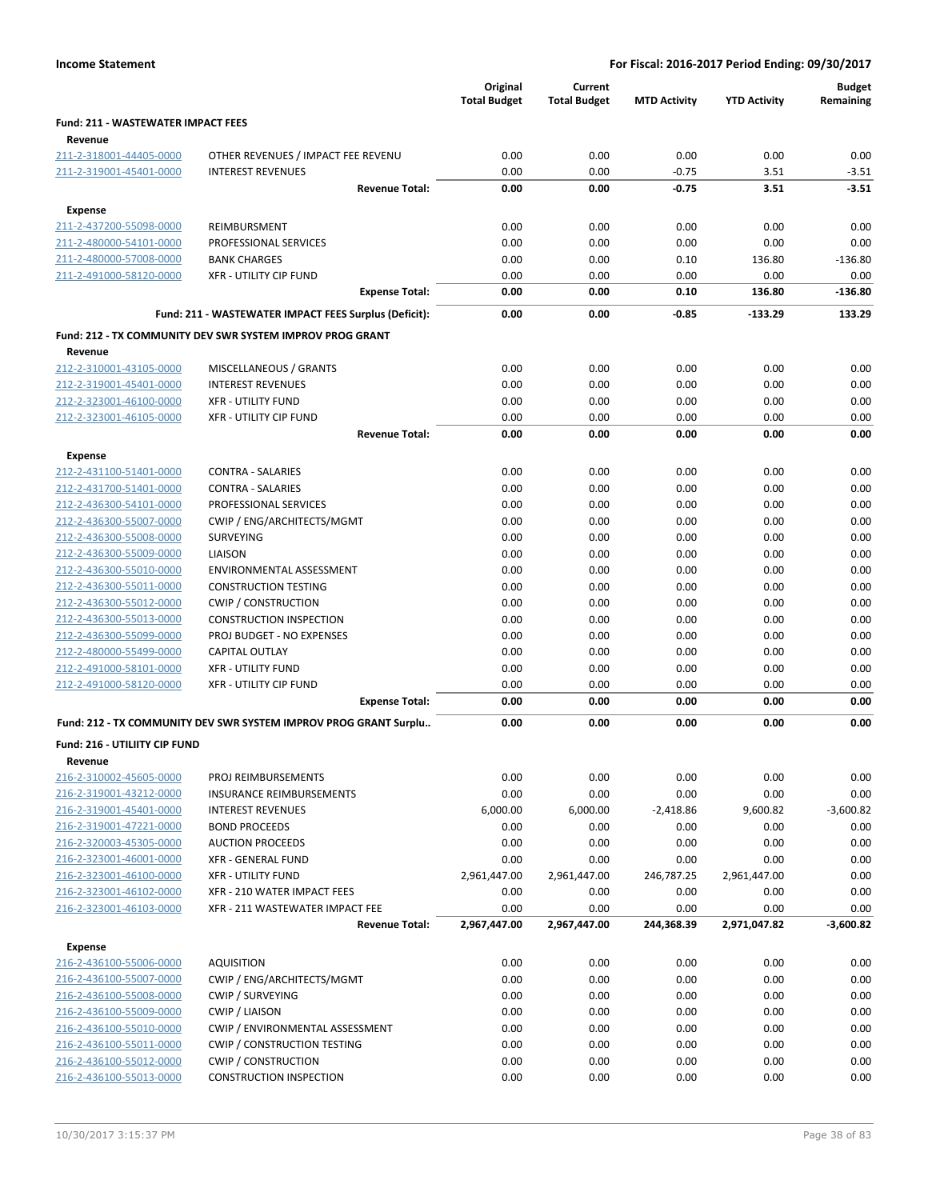**Income Statement** — For Fiscal: 2016-2017 Period Ending: 09/30/2017

| | | Original Total Budget | Current Total Budget | MTD Activity | YTD Activity | Budget Remaining |
|---|---|---|---|---|---|---|
| **Fund: 211 - WASTEWATER IMPACT FEES** | | | | | | |
| **Revenue** | | | | | | |
| 211-2-318001-44405-0000 | OTHER REVENUES / IMPACT FEE REVENU | 0.00 | 0.00 | 0.00 | 0.00 | 0.00 |
| 211-2-319001-45401-0000 | INTEREST REVENUES | 0.00 | 0.00 | -0.75 | 3.51 | -3.51 |
| | **Revenue Total:** | **0.00** | **0.00** | **-0.75** | **3.51** | **-3.51** |
| **Expense** | | | | | | |
| 211-2-437200-55098-0000 | REIMBURSMENT | 0.00 | 0.00 | 0.00 | 0.00 | 0.00 |
| 211-2-480000-54101-0000 | PROFESSIONAL SERVICES | 0.00 | 0.00 | 0.00 | 0.00 | 0.00 |
| 211-2-480000-57008-0000 | BANK CHARGES | 0.00 | 0.00 | 0.10 | 136.80 | -136.80 |
| 211-2-491000-58120-0000 | XFR - UTILITY CIP FUND | 0.00 | 0.00 | 0.00 | 0.00 | 0.00 |
| | **Expense Total:** | **0.00** | **0.00** | **0.10** | **136.80** | **-136.80** |
| | **Fund: 211 - WASTEWATER IMPACT FEES Surplus (Deficit):** | **0.00** | **0.00** | **-0.85** | **-133.29** | **133.29** |
| **Fund: 212 - TX COMMUNITY DEV SWR SYSTEM IMPROV PROG GRANT** | | | | | | |
| **Revenue** | | | | | | |
| 212-2-310001-43105-0000 | MISCELLANEOUS / GRANTS | 0.00 | 0.00 | 0.00 | 0.00 | 0.00 |
| 212-2-319001-45401-0000 | INTEREST REVENUES | 0.00 | 0.00 | 0.00 | 0.00 | 0.00 |
| 212-2-323001-46100-0000 | XFR - UTILITY FUND | 0.00 | 0.00 | 0.00 | 0.00 | 0.00 |
| 212-2-323001-46105-0000 | XFR - UTILITY CIP FUND | 0.00 | 0.00 | 0.00 | 0.00 | 0.00 |
| | **Revenue Total:** | **0.00** | **0.00** | **0.00** | **0.00** | **0.00** |
| **Expense** | | | | | | |
| 212-2-431100-51401-0000 | CONTRA - SALARIES | 0.00 | 0.00 | 0.00 | 0.00 | 0.00 |
| 212-2-431700-51401-0000 | CONTRA - SALARIES | 0.00 | 0.00 | 0.00 | 0.00 | 0.00 |
| 212-2-436300-54101-0000 | PROFESSIONAL SERVICES | 0.00 | 0.00 | 0.00 | 0.00 | 0.00 |
| 212-2-436300-55007-0000 | CWIP / ENG/ARCHITECTS/MGMT | 0.00 | 0.00 | 0.00 | 0.00 | 0.00 |
| 212-2-436300-55008-0000 | SURVEYING | 0.00 | 0.00 | 0.00 | 0.00 | 0.00 |
| 212-2-436300-55009-0000 | LIAISON | 0.00 | 0.00 | 0.00 | 0.00 | 0.00 |
| 212-2-436300-55010-0000 | ENVIRONMENTAL ASSESSMENT | 0.00 | 0.00 | 0.00 | 0.00 | 0.00 |
| 212-2-436300-55011-0000 | CONSTRUCTION TESTING | 0.00 | 0.00 | 0.00 | 0.00 | 0.00 |
| 212-2-436300-55012-0000 | CWIP / CONSTRUCTION | 0.00 | 0.00 | 0.00 | 0.00 | 0.00 |
| 212-2-436300-55013-0000 | CONSTRUCTION INSPECTION | 0.00 | 0.00 | 0.00 | 0.00 | 0.00 |
| 212-2-436300-55099-0000 | PROJ BUDGET - NO EXPENSES | 0.00 | 0.00 | 0.00 | 0.00 | 0.00 |
| 212-2-480000-55499-0000 | CAPITAL OUTLAY | 0.00 | 0.00 | 0.00 | 0.00 | 0.00 |
| 212-2-491000-58101-0000 | XFR - UTILITY FUND | 0.00 | 0.00 | 0.00 | 0.00 | 0.00 |
| 212-2-491000-58120-0000 | XFR - UTILITY CIP FUND | 0.00 | 0.00 | 0.00 | 0.00 | 0.00 |
| | **Expense Total:** | **0.00** | **0.00** | **0.00** | **0.00** | **0.00** |
| | **Fund: 212 - TX COMMUNITY DEV SWR SYSTEM IMPROV PROG GRANT Surplu..** | **0.00** | **0.00** | **0.00** | **0.00** | **0.00** |
| **Fund: 216 - UTILIITY CIP FUND** | | | | | | |
| **Revenue** | | | | | | |
| 216-2-310002-45605-0000 | PROJ REIMBURSEMENTS | 0.00 | 0.00 | 0.00 | 0.00 | 0.00 |
| 216-2-319001-43212-0000 | INSURANCE REIMBURSEMENTS | 0.00 | 0.00 | 0.00 | 0.00 | 0.00 |
| 216-2-319001-45401-0000 | INTEREST REVENUES | 6,000.00 | 6,000.00 | -2,418.86 | 9,600.82 | -3,600.82 |
| 216-2-319001-47221-0000 | BOND PROCEEDS | 0.00 | 0.00 | 0.00 | 0.00 | 0.00 |
| 216-2-320003-45305-0000 | AUCTION PROCEEDS | 0.00 | 0.00 | 0.00 | 0.00 | 0.00 |
| 216-2-323001-46001-0000 | XFR - GENERAL FUND | 0.00 | 0.00 | 0.00 | 0.00 | 0.00 |
| 216-2-323001-46100-0000 | XFR - UTILITY FUND | 2,961,447.00 | 2,961,447.00 | 246,787.25 | 2,961,447.00 | 0.00 |
| 216-2-323001-46102-0000 | XFR - 210 WATER IMPACT FEES | 0.00 | 0.00 | 0.00 | 0.00 | 0.00 |
| 216-2-323001-46103-0000 | XFR - 211 WASTEWATER IMPACT FEE | 0.00 | 0.00 | 0.00 | 0.00 | 0.00 |
| | **Revenue Total:** | **2,967,447.00** | **2,967,447.00** | **244,368.39** | **2,971,047.82** | **-3,600.82** |
| **Expense** | | | | | | |
| 216-2-436100-55006-0000 | AQUISITION | 0.00 | 0.00 | 0.00 | 0.00 | 0.00 |
| 216-2-436100-55007-0000 | CWIP / ENG/ARCHITECTS/MGMT | 0.00 | 0.00 | 0.00 | 0.00 | 0.00 |
| 216-2-436100-55008-0000 | CWIP / SURVEYING | 0.00 | 0.00 | 0.00 | 0.00 | 0.00 |
| 216-2-436100-55009-0000 | CWIP / LIAISON | 0.00 | 0.00 | 0.00 | 0.00 | 0.00 |
| 216-2-436100-55010-0000 | CWIP / ENVIRONMENTAL ASSESSMENT | 0.00 | 0.00 | 0.00 | 0.00 | 0.00 |
| 216-2-436100-55011-0000 | CWIP / CONSTRUCTION TESTING | 0.00 | 0.00 | 0.00 | 0.00 | 0.00 |
| 216-2-436100-55012-0000 | CWIP / CONSTRUCTION | 0.00 | 0.00 | 0.00 | 0.00 | 0.00 |
| 216-2-436100-55013-0000 | CONSTRUCTION INSPECTION | 0.00 | 0.00 | 0.00 | 0.00 | 0.00 |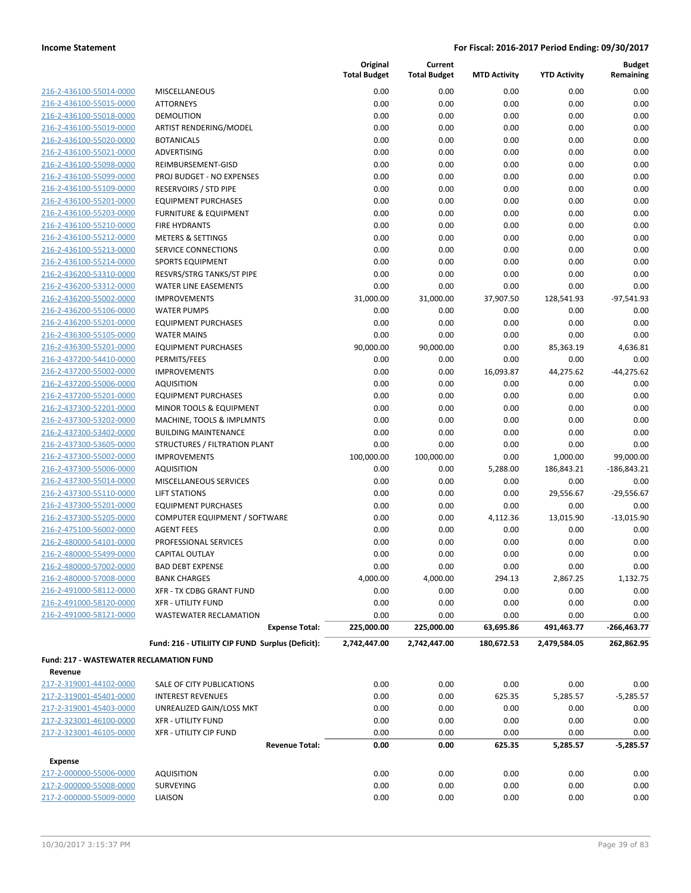**Income Statement** — **For Fiscal: 2016-2017 Period Ending: 09/30/2017**

| | | Original Total Budget | Current Total Budget | MTD Activity | YTD Activity | Budget Remaining |
|---|---|---|---|---|---|---|
| 216-2-436100-55014-0000 | MISCELLANEOUS | 0.00 | 0.00 | 0.00 | 0.00 | 0.00 |
| 216-2-436100-55015-0000 | ATTORNEYS | 0.00 | 0.00 | 0.00 | 0.00 | 0.00 |
| 216-2-436100-55018-0000 | DEMOLITION | 0.00 | 0.00 | 0.00 | 0.00 | 0.00 |
| 216-2-436100-55019-0000 | ARTIST RENDERING/MODEL | 0.00 | 0.00 | 0.00 | 0.00 | 0.00 |
| 216-2-436100-55020-0000 | BOTANICALS | 0.00 | 0.00 | 0.00 | 0.00 | 0.00 |
| 216-2-436100-55021-0000 | ADVERTISING | 0.00 | 0.00 | 0.00 | 0.00 | 0.00 |
| 216-2-436100-55098-0000 | REIMBURSEMENT-GISD | 0.00 | 0.00 | 0.00 | 0.00 | 0.00 |
| 216-2-436100-55099-0000 | PROJ BUDGET - NO EXPENSES | 0.00 | 0.00 | 0.00 | 0.00 | 0.00 |
| 216-2-436100-55109-0000 | RESERVOIRS / STD PIPE | 0.00 | 0.00 | 0.00 | 0.00 | 0.00 |
| 216-2-436100-55201-0000 | EQUIPMENT PURCHASES | 0.00 | 0.00 | 0.00 | 0.00 | 0.00 |
| 216-2-436100-55203-0000 | FURNITURE & EQUIPMENT | 0.00 | 0.00 | 0.00 | 0.00 | 0.00 |
| 216-2-436100-55210-0000 | FIRE HYDRANTS | 0.00 | 0.00 | 0.00 | 0.00 | 0.00 |
| 216-2-436100-55212-0000 | METERS & SETTINGS | 0.00 | 0.00 | 0.00 | 0.00 | 0.00 |
| 216-2-436100-55213-0000 | SERVICE CONNECTIONS | 0.00 | 0.00 | 0.00 | 0.00 | 0.00 |
| 216-2-436100-55214-0000 | SPORTS EQUIPMENT | 0.00 | 0.00 | 0.00 | 0.00 | 0.00 |
| 216-2-436200-53310-0000 | RESVRS/STRG TANKS/ST PIPE | 0.00 | 0.00 | 0.00 | 0.00 | 0.00 |
| 216-2-436200-53312-0000 | WATER LINE EASEMENTS | 0.00 | 0.00 | 0.00 | 0.00 | 0.00 |
| 216-2-436200-55002-0000 | IMPROVEMENTS | 31,000.00 | 31,000.00 | 37,907.50 | 128,541.93 | -97,541.93 |
| 216-2-436200-55106-0000 | WATER PUMPS | 0.00 | 0.00 | 0.00 | 0.00 | 0.00 |
| 216-2-436200-55201-0000 | EQUIPMENT PURCHASES | 0.00 | 0.00 | 0.00 | 0.00 | 0.00 |
| 216-2-436300-55105-0000 | WATER MAINS | 0.00 | 0.00 | 0.00 | 0.00 | 0.00 |
| 216-2-436300-55201-0000 | EQUIPMENT PURCHASES | 90,000.00 | 90,000.00 | 0.00 | 85,363.19 | 4,636.81 |
| 216-2-437200-54410-0000 | PERMITS/FEES | 0.00 | 0.00 | 0.00 | 0.00 | 0.00 |
| 216-2-437200-55002-0000 | IMPROVEMENTS | 0.00 | 0.00 | 16,093.87 | 44,275.62 | -44,275.62 |
| 216-2-437200-55006-0000 | AQUISITION | 0.00 | 0.00 | 0.00 | 0.00 | 0.00 |
| 216-2-437200-55201-0000 | EQUIPMENT PURCHASES | 0.00 | 0.00 | 0.00 | 0.00 | 0.00 |
| 216-2-437300-52201-0000 | MINOR TOOLS & EQUIPMENT | 0.00 | 0.00 | 0.00 | 0.00 | 0.00 |
| 216-2-437300-53202-0000 | MACHINE, TOOLS & IMPLMNTS | 0.00 | 0.00 | 0.00 | 0.00 | 0.00 |
| 216-2-437300-53402-0000 | BUILDING MAINTENANCE | 0.00 | 0.00 | 0.00 | 0.00 | 0.00 |
| 216-2-437300-53605-0000 | STRUCTURES / FILTRATION PLANT | 0.00 | 0.00 | 0.00 | 0.00 | 0.00 |
| 216-2-437300-55002-0000 | IMPROVEMENTS | 100,000.00 | 100,000.00 | 0.00 | 1,000.00 | 99,000.00 |
| 216-2-437300-55006-0000 | AQUISITION | 0.00 | 0.00 | 5,288.00 | 186,843.21 | -186,843.21 |
| 216-2-437300-55014-0000 | MISCELLANEOUS SERVICES | 0.00 | 0.00 | 0.00 | 0.00 | 0.00 |
| 216-2-437300-55110-0000 | LIFT STATIONS | 0.00 | 0.00 | 0.00 | 29,556.67 | -29,556.67 |
| 216-2-437300-55201-0000 | EQUIPMENT PURCHASES | 0.00 | 0.00 | 0.00 | 0.00 | 0.00 |
| 216-2-437300-55205-0000 | COMPUTER EQUIPMENT / SOFTWARE | 0.00 | 0.00 | 4,112.36 | 13,015.90 | -13,015.90 |
| 216-2-475100-56002-0000 | AGENT FEES | 0.00 | 0.00 | 0.00 | 0.00 | 0.00 |
| 216-2-480000-54101-0000 | PROFESSIONAL SERVICES | 0.00 | 0.00 | 0.00 | 0.00 | 0.00 |
| 216-2-480000-55499-0000 | CAPITAL OUTLAY | 0.00 | 0.00 | 0.00 | 0.00 | 0.00 |
| 216-2-480000-57002-0000 | BAD DEBT EXPENSE | 0.00 | 0.00 | 0.00 | 0.00 | 0.00 |
| 216-2-480000-57008-0000 | BANK CHARGES | 4,000.00 | 4,000.00 | 294.13 | 2,867.25 | 1,132.75 |
| 216-2-491000-58112-0000 | XFR - TX CDBG GRANT FUND | 0.00 | 0.00 | 0.00 | 0.00 | 0.00 |
| 216-2-491000-58120-0000 | XFR - UTILITY FUND | 0.00 | 0.00 | 0.00 | 0.00 | 0.00 |
| 216-2-491000-58121-0000 | WASTEWATER RECLAMATION | 0.00 | 0.00 | 0.00 | 0.00 | 0.00 |
| | **Expense Total:** | **225,000.00** | **225,000.00** | **63,695.86** | **491,463.77** | **-266,463.77** |
| | **Fund: 216 - UTILIITY CIP FUND Surplus (Deficit):** | **2,742,447.00** | **2,742,447.00** | **180,672.53** | **2,479,584.05** | **262,862.95** |

**Fund: 217 - WASTEWATER RECLAMATION FUND**

**Revenue**

| | | Original Total Budget | Current Total Budget | MTD Activity | YTD Activity | Budget Remaining |
|---|---|---|---|---|---|---|
| 217-2-319001-44102-0000 | SALE OF CITY PUBLICATIONS | 0.00 | 0.00 | 0.00 | 0.00 | 0.00 |
| 217-2-319001-45401-0000 | INTEREST REVENUES | 0.00 | 0.00 | 625.35 | 5,285.57 | -5,285.57 |
| 217-2-319001-45403-0000 | UNREALIZED GAIN/LOSS MKT | 0.00 | 0.00 | 0.00 | 0.00 | 0.00 |
| 217-2-323001-46100-0000 | XFR - UTILITY FUND | 0.00 | 0.00 | 0.00 | 0.00 | 0.00 |
| 217-2-323001-46105-0000 | XFR - UTILITY CIP FUND | 0.00 | 0.00 | 0.00 | 0.00 | 0.00 |
| | **Revenue Total:** | **0.00** | **0.00** | **625.35** | **5,285.57** | **-5,285.57** |

**Expense**

| | | Original Total Budget | Current Total Budget | MTD Activity | YTD Activity | Budget Remaining |
|---|---|---|---|---|---|---|
| 217-2-000000-55006-0000 | AQUISITION | 0.00 | 0.00 | 0.00 | 0.00 | 0.00 |
| 217-2-000000-55008-0000 | SURVEYING | 0.00 | 0.00 | 0.00 | 0.00 | 0.00 |
| 217-2-000000-55009-0000 | LIAISON | 0.00 | 0.00 | 0.00 | 0.00 | 0.00 |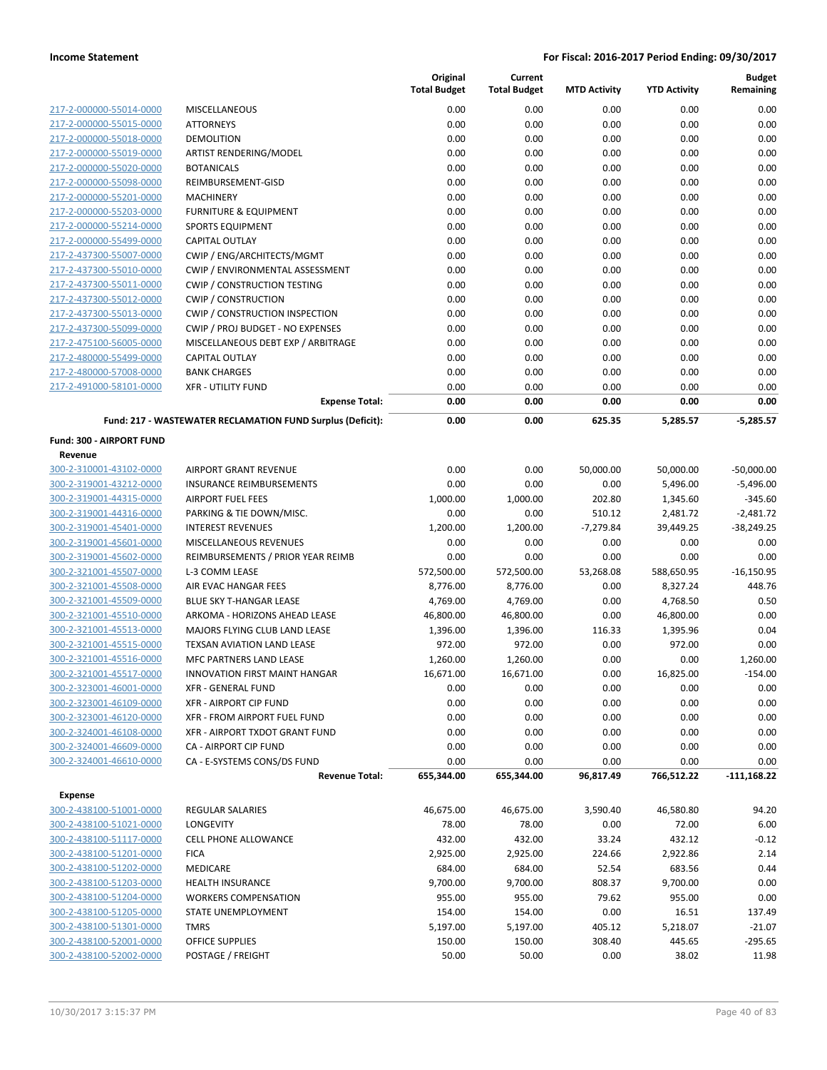| | | Original Total Budget | Current Total Budget | MTD Activity | YTD Activity | Budget Remaining |
|---|---|---|---|---|---|---|
| 217-2-000000-55014-0000 | MISCELLANEOUS | 0.00 | 0.00 | 0.00 | 0.00 | 0.00 |
| 217-2-000000-55015-0000 | ATTORNEYS | 0.00 | 0.00 | 0.00 | 0.00 | 0.00 |
| 217-2-000000-55018-0000 | DEMOLITION | 0.00 | 0.00 | 0.00 | 0.00 | 0.00 |
| 217-2-000000-55019-0000 | ARTIST RENDERING/MODEL | 0.00 | 0.00 | 0.00 | 0.00 | 0.00 |
| 217-2-000000-55020-0000 | BOTANICALS | 0.00 | 0.00 | 0.00 | 0.00 | 0.00 |
| 217-2-000000-55098-0000 | REIMBURSEMENT-GISD | 0.00 | 0.00 | 0.00 | 0.00 | 0.00 |
| 217-2-000000-55201-0000 | MACHINERY | 0.00 | 0.00 | 0.00 | 0.00 | 0.00 |
| 217-2-000000-55203-0000 | FURNITURE & EQUIPMENT | 0.00 | 0.00 | 0.00 | 0.00 | 0.00 |
| 217-2-000000-55214-0000 | SPORTS EQUIPMENT | 0.00 | 0.00 | 0.00 | 0.00 | 0.00 |
| 217-2-000000-55499-0000 | CAPITAL OUTLAY | 0.00 | 0.00 | 0.00 | 0.00 | 0.00 |
| 217-2-437300-55007-0000 | CWIP / ENG/ARCHITECTS/MGMT | 0.00 | 0.00 | 0.00 | 0.00 | 0.00 |
| 217-2-437300-55010-0000 | CWIP / ENVIRONMENTAL ASSESSMENT | 0.00 | 0.00 | 0.00 | 0.00 | 0.00 |
| 217-2-437300-55011-0000 | CWIP / CONSTRUCTION TESTING | 0.00 | 0.00 | 0.00 | 0.00 | 0.00 |
| 217-2-437300-55012-0000 | CWIP / CONSTRUCTION | 0.00 | 0.00 | 0.00 | 0.00 | 0.00 |
| 217-2-437300-55013-0000 | CWIP / CONSTRUCTION INSPECTION | 0.00 | 0.00 | 0.00 | 0.00 | 0.00 |
| 217-2-437300-55099-0000 | CWIP / PROJ BUDGET - NO EXPENSES | 0.00 | 0.00 | 0.00 | 0.00 | 0.00 |
| 217-2-475100-56005-0000 | MISCELLANEOUS DEBT EXP / ARBITRAGE | 0.00 | 0.00 | 0.00 | 0.00 | 0.00 |
| 217-2-480000-55499-0000 | CAPITAL OUTLAY | 0.00 | 0.00 | 0.00 | 0.00 | 0.00 |
| 217-2-480000-57008-0000 | BANK CHARGES | 0.00 | 0.00 | 0.00 | 0.00 | 0.00 |
| 217-2-491000-58101-0000 | XFR - UTILITY FUND | 0.00 | 0.00 | 0.00 | 0.00 | 0.00 |
| | **Expense Total:** | **0.00** | **0.00** | **0.00** | **0.00** | **0.00** |
| | **Fund: 217 - WASTEWATER RECLAMATION FUND Surplus (Deficit):** | **0.00** | **0.00** | **625.35** | **5,285.57** | **-5,285.57** |
| **Fund: 300 - AIRPORT FUND** | | | | | | |
| **Revenue** | | | | | | |
| 300-2-310001-43102-0000 | AIRPORT GRANT REVENUE | 0.00 | 0.00 | 50,000.00 | 50,000.00 | -50,000.00 |
| 300-2-319001-43212-0000 | INSURANCE REIMBURSEMENTS | 0.00 | 0.00 | 0.00 | 5,496.00 | -5,496.00 |
| 300-2-319001-44315-0000 | AIRPORT FUEL FEES | 1,000.00 | 1,000.00 | 202.80 | 1,345.60 | -345.60 |
| 300-2-319001-44316-0000 | PARKING & TIE DOWN/MISC. | 0.00 | 0.00 | 510.12 | 2,481.72 | -2,481.72 |
| 300-2-319001-45401-0000 | INTEREST REVENUES | 1,200.00 | 1,200.00 | -7,279.84 | 39,449.25 | -38,249.25 |
| 300-2-319001-45601-0000 | MISCELLANEOUS REVENUES | 0.00 | 0.00 | 0.00 | 0.00 | 0.00 |
| 300-2-319001-45602-0000 | REIMBURSEMENTS / PRIOR YEAR REIMB | 0.00 | 0.00 | 0.00 | 0.00 | 0.00 |
| 300-2-321001-45507-0000 | L-3 COMM LEASE | 572,500.00 | 572,500.00 | 53,268.08 | 588,650.95 | -16,150.95 |
| 300-2-321001-45508-0000 | AIR EVAC HANGAR FEES | 8,776.00 | 8,776.00 | 0.00 | 8,327.24 | 448.76 |
| 300-2-321001-45509-0000 | BLUE SKY T-HANGAR LEASE | 4,769.00 | 4,769.00 | 0.00 | 4,768.50 | 0.50 |
| 300-2-321001-45510-0000 | ARKOMA - HORIZONS AHEAD LEASE | 46,800.00 | 46,800.00 | 0.00 | 46,800.00 | 0.00 |
| 300-2-321001-45513-0000 | MAJORS FLYING CLUB LAND LEASE | 1,396.00 | 1,396.00 | 116.33 | 1,395.96 | 0.04 |
| 300-2-321001-45515-0000 | TEXSAN AVIATION LAND LEASE | 972.00 | 972.00 | 0.00 | 972.00 | 0.00 |
| 300-2-321001-45516-0000 | MFC PARTNERS LAND LEASE | 1,260.00 | 1,260.00 | 0.00 | 0.00 | 1,260.00 |
| 300-2-321001-45517-0000 | INNOVATION FIRST MAINT HANGAR | 16,671.00 | 16,671.00 | 0.00 | 16,825.00 | -154.00 |
| 300-2-323001-46001-0000 | XFR - GENERAL FUND | 0.00 | 0.00 | 0.00 | 0.00 | 0.00 |
| 300-2-323001-46109-0000 | XFR - AIRPORT CIP FUND | 0.00 | 0.00 | 0.00 | 0.00 | 0.00 |
| 300-2-323001-46120-0000 | XFR - FROM AIRPORT FUEL FUND | 0.00 | 0.00 | 0.00 | 0.00 | 0.00 |
| 300-2-324001-46108-0000 | XFR - AIRPORT TXDOT GRANT FUND | 0.00 | 0.00 | 0.00 | 0.00 | 0.00 |
| 300-2-324001-46609-0000 | CA - AIRPORT CIP FUND | 0.00 | 0.00 | 0.00 | 0.00 | 0.00 |
| 300-2-324001-46610-0000 | CA - E-SYSTEMS CONS/DS FUND | 0.00 | 0.00 | 0.00 | 0.00 | 0.00 |
| | **Revenue Total:** | **655,344.00** | **655,344.00** | **96,817.49** | **766,512.22** | **-111,168.22** |
| **Expense** | | | | | | |
| 300-2-438100-51001-0000 | REGULAR SALARIES | 46,675.00 | 46,675.00 | 3,590.40 | 46,580.80 | 94.20 |
| 300-2-438100-51021-0000 | LONGEVITY | 78.00 | 78.00 | 0.00 | 72.00 | 6.00 |
| 300-2-438100-51117-0000 | CELL PHONE ALLOWANCE | 432.00 | 432.00 | 33.24 | 432.12 | -0.12 |
| 300-2-438100-51201-0000 | FICA | 2,925.00 | 2,925.00 | 224.66 | 2,922.86 | 2.14 |
| 300-2-438100-51202-0000 | MEDICARE | 684.00 | 684.00 | 52.54 | 683.56 | 0.44 |
| 300-2-438100-51203-0000 | HEALTH INSURANCE | 9,700.00 | 9,700.00 | 808.37 | 9,700.00 | 0.00 |
| 300-2-438100-51204-0000 | WORKERS COMPENSATION | 955.00 | 955.00 | 79.62 | 955.00 | 0.00 |
| 300-2-438100-51205-0000 | STATE UNEMPLOYMENT | 154.00 | 154.00 | 0.00 | 16.51 | 137.49 |
| 300-2-438100-51301-0000 | TMRS | 5,197.00 | 5,197.00 | 405.12 | 5,218.07 | -21.07 |
| 300-2-438100-52001-0000 | OFFICE SUPPLIES | 150.00 | 150.00 | 308.40 | 445.65 | -295.65 |
| 300-2-438100-52002-0000 | POSTAGE / FREIGHT | 50.00 | 50.00 | 0.00 | 38.02 | 11.98 |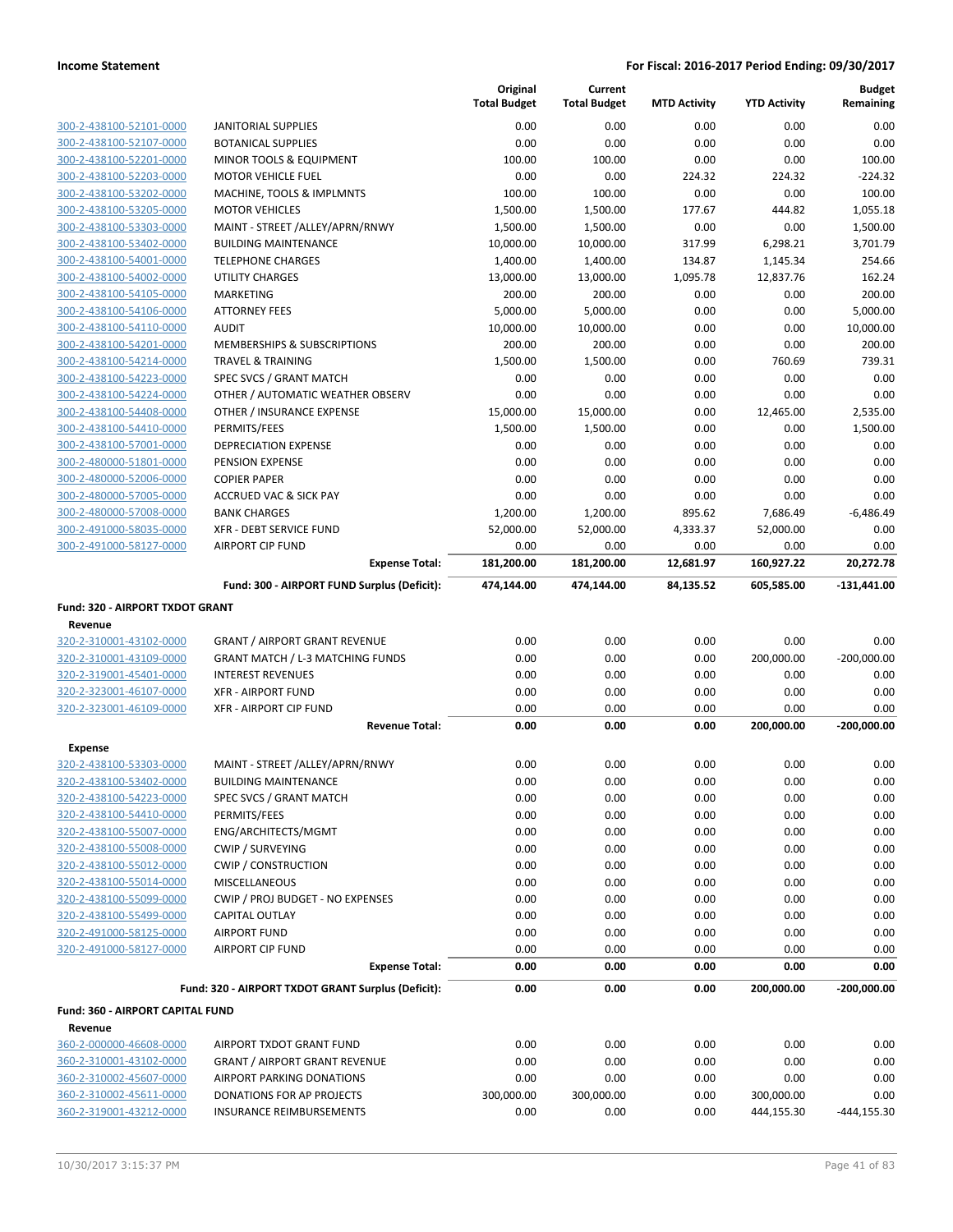| | | Original Total Budget | Current Total Budget | MTD Activity | YTD Activity | Budget Remaining |
|---|---|---|---|---|---|---|
| 300-2-438100-52101-0000 | JANITORIAL SUPPLIES | 0.00 | 0.00 | 0.00 | 0.00 | 0.00 |
| 300-2-438100-52107-0000 | BOTANICAL SUPPLIES | 0.00 | 0.00 | 0.00 | 0.00 | 0.00 |
| 300-2-438100-52201-0000 | MINOR TOOLS & EQUIPMENT | 100.00 | 100.00 | 0.00 | 0.00 | 100.00 |
| 300-2-438100-52203-0000 | MOTOR VEHICLE FUEL | 0.00 | 0.00 | 224.32 | 224.32 | -224.32 |
| 300-2-438100-53202-0000 | MACHINE, TOOLS & IMPLMNTS | 100.00 | 100.00 | 0.00 | 0.00 | 100.00 |
| 300-2-438100-53205-0000 | MOTOR VEHICLES | 1,500.00 | 1,500.00 | 177.67 | 444.82 | 1,055.18 |
| 300-2-438100-53303-0000 | MAINT - STREET /ALLEY/APRN/RNWY | 1,500.00 | 1,500.00 | 0.00 | 0.00 | 1,500.00 |
| 300-2-438100-53402-0000 | BUILDING MAINTENANCE | 10,000.00 | 10,000.00 | 317.99 | 6,298.21 | 3,701.79 |
| 300-2-438100-54001-0000 | TELEPHONE CHARGES | 1,400.00 | 1,400.00 | 134.87 | 1,145.34 | 254.66 |
| 300-2-438100-54002-0000 | UTILITY CHARGES | 13,000.00 | 13,000.00 | 1,095.78 | 12,837.76 | 162.24 |
| 300-2-438100-54105-0000 | MARKETING | 200.00 | 200.00 | 0.00 | 0.00 | 200.00 |
| 300-2-438100-54106-0000 | ATTORNEY FEES | 5,000.00 | 5,000.00 | 0.00 | 0.00 | 5,000.00 |
| 300-2-438100-54110-0000 | AUDIT | 10,000.00 | 10,000.00 | 0.00 | 0.00 | 10,000.00 |
| 300-2-438100-54201-0000 | MEMBERSHIPS & SUBSCRIPTIONS | 200.00 | 200.00 | 0.00 | 0.00 | 200.00 |
| 300-2-438100-54214-0000 | TRAVEL & TRAINING | 1,500.00 | 1,500.00 | 0.00 | 760.69 | 739.31 |
| 300-2-438100-54223-0000 | SPEC SVCS / GRANT MATCH | 0.00 | 0.00 | 0.00 | 0.00 | 0.00 |
| 300-2-438100-54224-0000 | OTHER / AUTOMATIC WEATHER OBSERV | 0.00 | 0.00 | 0.00 | 0.00 | 0.00 |
| 300-2-438100-54408-0000 | OTHER / INSURANCE EXPENSE | 15,000.00 | 15,000.00 | 0.00 | 12,465.00 | 2,535.00 |
| 300-2-438100-54410-0000 | PERMITS/FEES | 1,500.00 | 1,500.00 | 0.00 | 0.00 | 1,500.00 |
| 300-2-438100-57001-0000 | DEPRECIATION EXPENSE | 0.00 | 0.00 | 0.00 | 0.00 | 0.00 |
| 300-2-480000-51801-0000 | PENSION EXPENSE | 0.00 | 0.00 | 0.00 | 0.00 | 0.00 |
| 300-2-480000-52006-0000 | COPIER PAPER | 0.00 | 0.00 | 0.00 | 0.00 | 0.00 |
| 300-2-480000-57005-0000 | ACCRUED VAC & SICK PAY | 0.00 | 0.00 | 0.00 | 0.00 | 0.00 |
| 300-2-480000-57008-0000 | BANK CHARGES | 1,200.00 | 1,200.00 | 895.62 | 7,686.49 | -6,486.49 |
| 300-2-491000-58035-0000 | XFR - DEBT SERVICE FUND | 52,000.00 | 52,000.00 | 4,333.37 | 52,000.00 | 0.00 |
| 300-2-491000-58127-0000 | AIRPORT CIP FUND | 0.00 | 0.00 | 0.00 | 0.00 | 0.00 |
| | **Expense Total:** | **181,200.00** | **181,200.00** | **12,681.97** | **160,927.22** | **20,272.78** |
| | **Fund: 300 - AIRPORT FUND Surplus (Deficit):** | **474,144.00** | **474,144.00** | **84,135.52** | **605,585.00** | **-131,441.00** |

**Fund: 320 - AIRPORT TXDOT GRANT**

**Revenue**

| | | Original Total Budget | Current Total Budget | MTD Activity | YTD Activity | Budget Remaining |
|---|---|---|---|---|---|---|
| 320-2-310001-43102-0000 | GRANT / AIRPORT GRANT REVENUE | 0.00 | 0.00 | 0.00 | 0.00 | 0.00 |
| 320-2-310001-43109-0000 | GRANT MATCH / L-3 MATCHING FUNDS | 0.00 | 0.00 | 0.00 | 200,000.00 | -200,000.00 |
| 320-2-319001-45401-0000 | INTEREST REVENUES | 0.00 | 0.00 | 0.00 | 0.00 | 0.00 |
| 320-2-323001-46107-0000 | XFR - AIRPORT FUND | 0.00 | 0.00 | 0.00 | 0.00 | 0.00 |
| 320-2-323001-46109-0000 | XFR - AIRPORT CIP FUND | 0.00 | 0.00 | 0.00 | 0.00 | 0.00 |
| | **Revenue Total:** | **0.00** | **0.00** | **0.00** | **200,000.00** | **-200,000.00** |

**Expense**

| | | Original Total Budget | Current Total Budget | MTD Activity | YTD Activity | Budget Remaining |
|---|---|---|---|---|---|---|
| 320-2-438100-53303-0000 | MAINT - STREET /ALLEY/APRN/RNWY | 0.00 | 0.00 | 0.00 | 0.00 | 0.00 |
| 320-2-438100-53402-0000 | BUILDING MAINTENANCE | 0.00 | 0.00 | 0.00 | 0.00 | 0.00 |
| 320-2-438100-54223-0000 | SPEC SVCS / GRANT MATCH | 0.00 | 0.00 | 0.00 | 0.00 | 0.00 |
| 320-2-438100-54410-0000 | PERMITS/FEES | 0.00 | 0.00 | 0.00 | 0.00 | 0.00 |
| 320-2-438100-55007-0000 | ENG/ARCHITECTS/MGMT | 0.00 | 0.00 | 0.00 | 0.00 | 0.00 |
| 320-2-438100-55008-0000 | CWIP / SURVEYING | 0.00 | 0.00 | 0.00 | 0.00 | 0.00 |
| 320-2-438100-55012-0000 | CWIP / CONSTRUCTION | 0.00 | 0.00 | 0.00 | 0.00 | 0.00 |
| 320-2-438100-55014-0000 | MISCELLANEOUS | 0.00 | 0.00 | 0.00 | 0.00 | 0.00 |
| 320-2-438100-55099-0000 | CWIP / PROJ BUDGET - NO EXPENSES | 0.00 | 0.00 | 0.00 | 0.00 | 0.00 |
| 320-2-438100-55499-0000 | CAPITAL OUTLAY | 0.00 | 0.00 | 0.00 | 0.00 | 0.00 |
| 320-2-491000-58125-0000 | AIRPORT FUND | 0.00 | 0.00 | 0.00 | 0.00 | 0.00 |
| 320-2-491000-58127-0000 | AIRPORT CIP FUND | 0.00 | 0.00 | 0.00 | 0.00 | 0.00 |
| | **Expense Total:** | **0.00** | **0.00** | **0.00** | **0.00** | **0.00** |
| | **Fund: 320 - AIRPORT TXDOT GRANT Surplus (Deficit):** | **0.00** | **0.00** | **0.00** | **200,000.00** | **-200,000.00** |

**Fund: 360 - AIRPORT CAPITAL FUND**

**Revenue**

| | | Original Total Budget | Current Total Budget | MTD Activity | YTD Activity | Budget Remaining |
|---|---|---|---|---|---|---|
| 360-2-000000-46608-0000 | AIRPORT TXDOT GRANT FUND | 0.00 | 0.00 | 0.00 | 0.00 | 0.00 |
| 360-2-310001-43102-0000 | GRANT / AIRPORT GRANT REVENUE | 0.00 | 0.00 | 0.00 | 0.00 | 0.00 |
| 360-2-310002-45607-0000 | AIRPORT PARKING DONATIONS | 0.00 | 0.00 | 0.00 | 0.00 | 0.00 |
| 360-2-310002-45611-0000 | DONATIONS FOR AP PROJECTS | 300,000.00 | 300,000.00 | 0.00 | 300,000.00 | 0.00 |
| 360-2-319001-43212-0000 | INSURANCE REIMBURSEMENTS | 0.00 | 0.00 | 0.00 | 444,155.30 | -444,155.30 |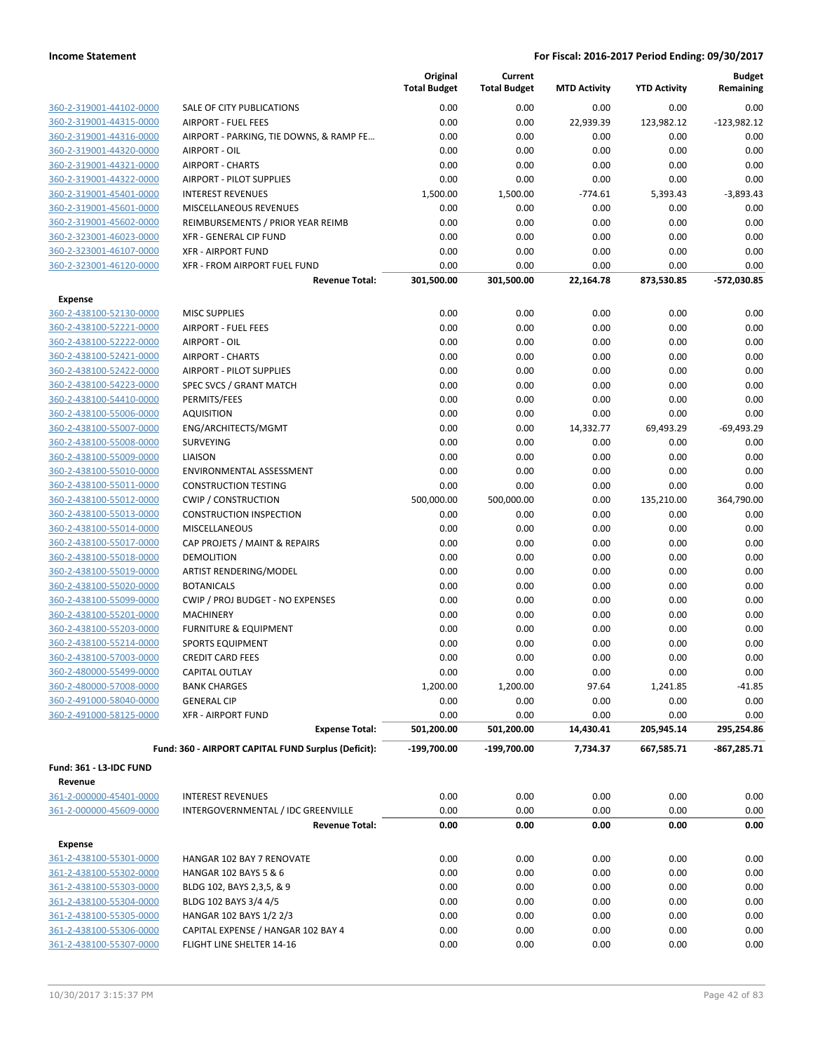**Income Statement** — **For Fiscal: 2016-2017 Period Ending: 09/30/2017**

| | | Original Total Budget | Current Total Budget | MTD Activity | YTD Activity | Budget Remaining |
|---|---|---|---|---|---|---|
| 360-2-319001-44102-0000 | SALE OF CITY PUBLICATIONS | 0.00 | 0.00 | 0.00 | 0.00 | 0.00 |
| 360-2-319001-44315-0000 | AIRPORT - FUEL FEES | 0.00 | 0.00 | 22,939.39 | 123,982.12 | -123,982.12 |
| 360-2-319001-44316-0000 | AIRPORT - PARKING, TIE DOWNS, & RAMP FE… | 0.00 | 0.00 | 0.00 | 0.00 | 0.00 |
| 360-2-319001-44320-0000 | AIRPORT - OIL | 0.00 | 0.00 | 0.00 | 0.00 | 0.00 |
| 360-2-319001-44321-0000 | AIRPORT - CHARTS | 0.00 | 0.00 | 0.00 | 0.00 | 0.00 |
| 360-2-319001-44322-0000 | AIRPORT - PILOT SUPPLIES | 0.00 | 0.00 | 0.00 | 0.00 | 0.00 |
| 360-2-319001-45401-0000 | INTEREST REVENUES | 1,500.00 | 1,500.00 | -774.61 | 5,393.43 | -3,893.43 |
| 360-2-319001-45601-0000 | MISCELLANEOUS REVENUES | 0.00 | 0.00 | 0.00 | 0.00 | 0.00 |
| 360-2-319001-45602-0000 | REIMBURSEMENTS / PRIOR YEAR REIMB | 0.00 | 0.00 | 0.00 | 0.00 | 0.00 |
| 360-2-323001-46023-0000 | XFR - GENERAL CIP FUND | 0.00 | 0.00 | 0.00 | 0.00 | 0.00 |
| 360-2-323001-46107-0000 | XFR - AIRPORT FUND | 0.00 | 0.00 | 0.00 | 0.00 | 0.00 |
| 360-2-323001-46120-0000 | XFR - FROM AIRPORT FUEL FUND | 0.00 | 0.00 | 0.00 | 0.00 | 0.00 |
| | **Revenue Total:** | **301,500.00** | **301,500.00** | **22,164.78** | **873,530.85** | **-572,030.85** |
| **Expense** | | | | | | |
| 360-2-438100-52130-0000 | MISC SUPPLIES | 0.00 | 0.00 | 0.00 | 0.00 | 0.00 |
| 360-2-438100-52221-0000 | AIRPORT - FUEL FEES | 0.00 | 0.00 | 0.00 | 0.00 | 0.00 |
| 360-2-438100-52222-0000 | AIRPORT - OIL | 0.00 | 0.00 | 0.00 | 0.00 | 0.00 |
| 360-2-438100-52421-0000 | AIRPORT - CHARTS | 0.00 | 0.00 | 0.00 | 0.00 | 0.00 |
| 360-2-438100-52422-0000 | AIRPORT - PILOT SUPPLIES | 0.00 | 0.00 | 0.00 | 0.00 | 0.00 |
| 360-2-438100-54223-0000 | SPEC SVCS / GRANT MATCH | 0.00 | 0.00 | 0.00 | 0.00 | 0.00 |
| 360-2-438100-54410-0000 | PERMITS/FEES | 0.00 | 0.00 | 0.00 | 0.00 | 0.00 |
| 360-2-438100-55006-0000 | AQUISITION | 0.00 | 0.00 | 0.00 | 0.00 | 0.00 |
| 360-2-438100-55007-0000 | ENG/ARCHITECTS/MGMT | 0.00 | 0.00 | 14,332.77 | 69,493.29 | -69,493.29 |
| 360-2-438100-55008-0000 | SURVEYING | 0.00 | 0.00 | 0.00 | 0.00 | 0.00 |
| 360-2-438100-55009-0000 | LIAISON | 0.00 | 0.00 | 0.00 | 0.00 | 0.00 |
| 360-2-438100-55010-0000 | ENVIRONMENTAL ASSESSMENT | 0.00 | 0.00 | 0.00 | 0.00 | 0.00 |
| 360-2-438100-55011-0000 | CONSTRUCTION TESTING | 0.00 | 0.00 | 0.00 | 0.00 | 0.00 |
| 360-2-438100-55012-0000 | CWIP / CONSTRUCTION | 500,000.00 | 500,000.00 | 0.00 | 135,210.00 | 364,790.00 |
| 360-2-438100-55013-0000 | CONSTRUCTION INSPECTION | 0.00 | 0.00 | 0.00 | 0.00 | 0.00 |
| 360-2-438100-55014-0000 | MISCELLANEOUS | 0.00 | 0.00 | 0.00 | 0.00 | 0.00 |
| 360-2-438100-55017-0000 | CAP PROJETS / MAINT & REPAIRS | 0.00 | 0.00 | 0.00 | 0.00 | 0.00 |
| 360-2-438100-55018-0000 | DEMOLITION | 0.00 | 0.00 | 0.00 | 0.00 | 0.00 |
| 360-2-438100-55019-0000 | ARTIST RENDERING/MODEL | 0.00 | 0.00 | 0.00 | 0.00 | 0.00 |
| 360-2-438100-55020-0000 | BOTANICALS | 0.00 | 0.00 | 0.00 | 0.00 | 0.00 |
| 360-2-438100-55099-0000 | CWIP / PROJ BUDGET - NO EXPENSES | 0.00 | 0.00 | 0.00 | 0.00 | 0.00 |
| 360-2-438100-55201-0000 | MACHINERY | 0.00 | 0.00 | 0.00 | 0.00 | 0.00 |
| 360-2-438100-55203-0000 | FURNITURE & EQUIPMENT | 0.00 | 0.00 | 0.00 | 0.00 | 0.00 |
| 360-2-438100-55214-0000 | SPORTS EQUIPMENT | 0.00 | 0.00 | 0.00 | 0.00 | 0.00 |
| 360-2-438100-57003-0000 | CREDIT CARD FEES | 0.00 | 0.00 | 0.00 | 0.00 | 0.00 |
| 360-2-480000-55499-0000 | CAPITAL OUTLAY | 0.00 | 0.00 | 0.00 | 0.00 | 0.00 |
| 360-2-480000-57008-0000 | BANK CHARGES | 1,200.00 | 1,200.00 | 97.64 | 1,241.85 | -41.85 |
| 360-2-491000-58040-0000 | GENERAL CIP | 0.00 | 0.00 | 0.00 | 0.00 | 0.00 |
| 360-2-491000-58125-0000 | XFR - AIRPORT FUND | 0.00 | 0.00 | 0.00 | 0.00 | 0.00 |
| | **Expense Total:** | **501,200.00** | **501,200.00** | **14,430.41** | **205,945.14** | **295,254.86** |
| | **Fund: 360 - AIRPORT CAPITAL FUND Surplus (Deficit):** | **-199,700.00** | **-199,700.00** | **7,734.37** | **667,585.71** | **-867,285.71** |
| **Fund: 361 - L3-IDC FUND** | | | | | | |
| **Revenue** | | | | | | |
| 361-2-000000-45401-0000 | INTEREST REVENUES | 0.00 | 0.00 | 0.00 | 0.00 | 0.00 |
| 361-2-000000-45609-0000 | INTERGOVERNMENTAL / IDC GREENVILLE | 0.00 | 0.00 | 0.00 | 0.00 | 0.00 |
| | **Revenue Total:** | **0.00** | **0.00** | **0.00** | **0.00** | **0.00** |
| **Expense** | | | | | | |
| 361-2-438100-55301-0000 | HANGAR 102 BAY 7 RENOVATE | 0.00 | 0.00 | 0.00 | 0.00 | 0.00 |
| 361-2-438100-55302-0000 | HANGAR 102 BAYS 5 & 6 | 0.00 | 0.00 | 0.00 | 0.00 | 0.00 |
| 361-2-438100-55303-0000 | BLDG 102, BAYS 2,3,5, & 9 | 0.00 | 0.00 | 0.00 | 0.00 | 0.00 |
| 361-2-438100-55304-0000 | BLDG 102 BAYS 3/4 4/5 | 0.00 | 0.00 | 0.00 | 0.00 | 0.00 |
| 361-2-438100-55305-0000 | HANGAR 102 BAYS 1/2 2/3 | 0.00 | 0.00 | 0.00 | 0.00 | 0.00 |
| 361-2-438100-55306-0000 | CAPITAL EXPENSE / HANGAR 102 BAY 4 | 0.00 | 0.00 | 0.00 | 0.00 | 0.00 |
| 361-2-438100-55307-0000 | FLIGHT LINE SHELTER 14-16 | 0.00 | 0.00 | 0.00 | 0.00 | 0.00 |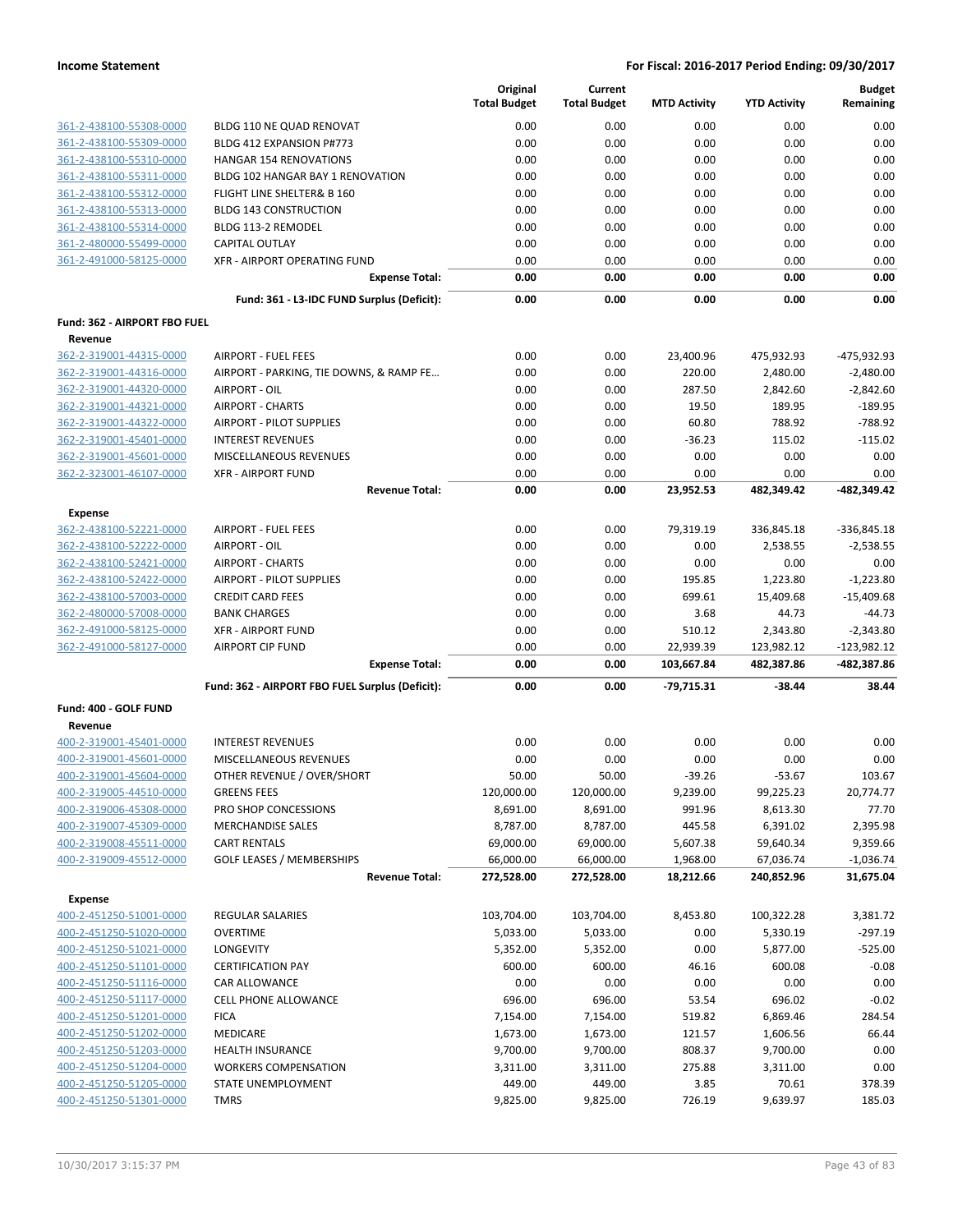| | | Original Total Budget | Current Total Budget | MTD Activity | YTD Activity | Budget Remaining |
|---|---|---|---|---|---|---|
| 361-2-438100-55308-0000 | BLDG 110 NE QUAD RENOVAT | 0.00 | 0.00 | 0.00 | 0.00 | 0.00 |
| 361-2-438100-55309-0000 | BLDG 412 EXPANSION P#773 | 0.00 | 0.00 | 0.00 | 0.00 | 0.00 |
| 361-2-438100-55310-0000 | HANGAR 154 RENOVATIONS | 0.00 | 0.00 | 0.00 | 0.00 | 0.00 |
| 361-2-438100-55311-0000 | BLDG 102 HANGAR BAY 1 RENOVATION | 0.00 | 0.00 | 0.00 | 0.00 | 0.00 |
| 361-2-438100-55312-0000 | FLIGHT LINE SHELTER& B 160 | 0.00 | 0.00 | 0.00 | 0.00 | 0.00 |
| 361-2-438100-55313-0000 | BLDG 143 CONSTRUCTION | 0.00 | 0.00 | 0.00 | 0.00 | 0.00 |
| 361-2-438100-55314-0000 | BLDG 113-2 REMODEL | 0.00 | 0.00 | 0.00 | 0.00 | 0.00 |
| 361-2-480000-55499-0000 | CAPITAL OUTLAY | 0.00 | 0.00 | 0.00 | 0.00 | 0.00 |
| 361-2-491000-58125-0000 | XFR - AIRPORT OPERATING FUND | 0.00 | 0.00 | 0.00 | 0.00 | 0.00 |
| | **Expense Total:** | **0.00** | **0.00** | **0.00** | **0.00** | **0.00** |
| | **Fund: 361 - L3-IDC FUND Surplus (Deficit):** | **0.00** | **0.00** | **0.00** | **0.00** | **0.00** |
| **Fund: 362 - AIRPORT FBO FUEL** | | | | | | |
| **Revenue** | | | | | | |
| 362-2-319001-44315-0000 | AIRPORT - FUEL FEES | 0.00 | 0.00 | 23,400.96 | 475,932.93 | -475,932.93 |
| 362-2-319001-44316-0000 | AIRPORT - PARKING, TIE DOWNS, & RAMP FE… | 0.00 | 0.00 | 220.00 | 2,480.00 | -2,480.00 |
| 362-2-319001-44320-0000 | AIRPORT - OIL | 0.00 | 0.00 | 287.50 | 2,842.60 | -2,842.60 |
| 362-2-319001-44321-0000 | AIRPORT - CHARTS | 0.00 | 0.00 | 19.50 | 189.95 | -189.95 |
| 362-2-319001-44322-0000 | AIRPORT - PILOT SUPPLIES | 0.00 | 0.00 | 60.80 | 788.92 | -788.92 |
| 362-2-319001-45401-0000 | INTEREST REVENUES | 0.00 | 0.00 | -36.23 | 115.02 | -115.02 |
| 362-2-319001-45601-0000 | MISCELLANEOUS REVENUES | 0.00 | 0.00 | 0.00 | 0.00 | 0.00 |
| 362-2-323001-46107-0000 | XFR - AIRPORT FUND | 0.00 | 0.00 | 0.00 | 0.00 | 0.00 |
| | **Revenue Total:** | **0.00** | **0.00** | **23,952.53** | **482,349.42** | **-482,349.42** |
| **Expense** | | | | | | |
| 362-2-438100-52221-0000 | AIRPORT - FUEL FEES | 0.00 | 0.00 | 79,319.19 | 336,845.18 | -336,845.18 |
| 362-2-438100-52222-0000 | AIRPORT - OIL | 0.00 | 0.00 | 0.00 | 2,538.55 | -2,538.55 |
| 362-2-438100-52421-0000 | AIRPORT - CHARTS | 0.00 | 0.00 | 0.00 | 0.00 | 0.00 |
| 362-2-438100-52422-0000 | AIRPORT - PILOT SUPPLIES | 0.00 | 0.00 | 195.85 | 1,223.80 | -1,223.80 |
| 362-2-438100-57003-0000 | CREDIT CARD FEES | 0.00 | 0.00 | 699.61 | 15,409.68 | -15,409.68 |
| 362-2-480000-57008-0000 | BANK CHARGES | 0.00 | 0.00 | 3.68 | 44.73 | -44.73 |
| 362-2-491000-58125-0000 | XFR - AIRPORT FUND | 0.00 | 0.00 | 510.12 | 2,343.80 | -2,343.80 |
| 362-2-491000-58127-0000 | AIRPORT CIP FUND | 0.00 | 0.00 | 22,939.39 | 123,982.12 | -123,982.12 |
| | **Expense Total:** | **0.00** | **0.00** | **103,667.84** | **482,387.86** | **-482,387.86** |
| | **Fund: 362 - AIRPORT FBO FUEL Surplus (Deficit):** | **0.00** | **0.00** | **-79,715.31** | **-38.44** | **38.44** |
| **Fund: 400 - GOLF FUND** | | | | | | |
| **Revenue** | | | | | | |
| 400-2-319001-45401-0000 | INTEREST REVENUES | 0.00 | 0.00 | 0.00 | 0.00 | 0.00 |
| 400-2-319001-45601-0000 | MISCELLANEOUS REVENUES | 0.00 | 0.00 | 0.00 | 0.00 | 0.00 |
| 400-2-319001-45604-0000 | OTHER REVENUE / OVER/SHORT | 50.00 | 50.00 | -39.26 | -53.67 | 103.67 |
| 400-2-319005-44510-0000 | GREENS FEES | 120,000.00 | 120,000.00 | 9,239.00 | 99,225.23 | 20,774.77 |
| 400-2-319006-45308-0000 | PRO SHOP CONCESSIONS | 8,691.00 | 8,691.00 | 991.96 | 8,613.30 | 77.70 |
| 400-2-319007-45309-0000 | MERCHANDISE SALES | 8,787.00 | 8,787.00 | 445.58 | 6,391.02 | 2,395.98 |
| 400-2-319008-45511-0000 | CART RENTALS | 69,000.00 | 69,000.00 | 5,607.38 | 59,640.34 | 9,359.66 |
| 400-2-319009-45512-0000 | GOLF LEASES / MEMBERSHIPS | 66,000.00 | 66,000.00 | 1,968.00 | 67,036.74 | -1,036.74 |
| | **Revenue Total:** | **272,528.00** | **272,528.00** | **18,212.66** | **240,852.96** | **31,675.04** |
| **Expense** | | | | | | |
| 400-2-451250-51001-0000 | REGULAR SALARIES | 103,704.00 | 103,704.00 | 8,453.80 | 100,322.28 | 3,381.72 |
| 400-2-451250-51020-0000 | OVERTIME | 5,033.00 | 5,033.00 | 0.00 | 5,330.19 | -297.19 |
| 400-2-451250-51021-0000 | LONGEVITY | 5,352.00 | 5,352.00 | 0.00 | 5,877.00 | -525.00 |
| 400-2-451250-51101-0000 | CERTIFICATION PAY | 600.00 | 600.00 | 46.16 | 600.08 | -0.08 |
| 400-2-451250-51116-0000 | CAR ALLOWANCE | 0.00 | 0.00 | 0.00 | 0.00 | 0.00 |
| 400-2-451250-51117-0000 | CELL PHONE ALLOWANCE | 696.00 | 696.00 | 53.54 | 696.02 | -0.02 |
| 400-2-451250-51201-0000 | FICA | 7,154.00 | 7,154.00 | 519.82 | 6,869.46 | 284.54 |
| 400-2-451250-51202-0000 | MEDICARE | 1,673.00 | 1,673.00 | 121.57 | 1,606.56 | 66.44 |
| 400-2-451250-51203-0000 | HEALTH INSURANCE | 9,700.00 | 9,700.00 | 808.37 | 9,700.00 | 0.00 |
| 400-2-451250-51204-0000 | WORKERS COMPENSATION | 3,311.00 | 3,311.00 | 275.88 | 3,311.00 | 0.00 |
| 400-2-451250-51205-0000 | STATE UNEMPLOYMENT | 449.00 | 449.00 | 3.85 | 70.61 | 378.39 |
| 400-2-451250-51301-0000 | TMRS | 9,825.00 | 9,825.00 | 726.19 | 9,639.97 | 185.03 |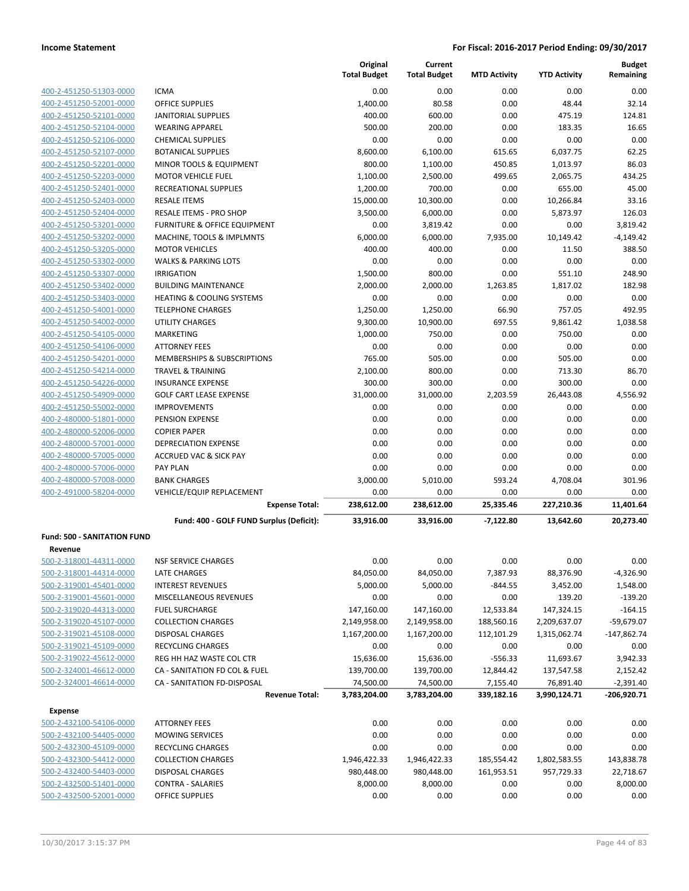| | | Original Total Budget | Current Total Budget | MTD Activity | YTD Activity | Budget Remaining |
|---|---|---|---|---|---|---|
| 400-2-451250-51303-0000 | ICMA | 0.00 | 0.00 | 0.00 | 0.00 | 0.00 |
| 400-2-451250-52001-0000 | OFFICE SUPPLIES | 1,400.00 | 80.58 | 0.00 | 48.44 | 32.14 |
| 400-2-451250-52101-0000 | JANITORIAL SUPPLIES | 400.00 | 600.00 | 0.00 | 475.19 | 124.81 |
| 400-2-451250-52104-0000 | WEARING APPAREL | 500.00 | 200.00 | 0.00 | 183.35 | 16.65 |
| 400-2-451250-52106-0000 | CHEMICAL SUPPLIES | 0.00 | 0.00 | 0.00 | 0.00 | 0.00 |
| 400-2-451250-52107-0000 | BOTANICAL SUPPLIES | 8,600.00 | 6,100.00 | 615.65 | 6,037.75 | 62.25 |
| 400-2-451250-52201-0000 | MINOR TOOLS & EQUIPMENT | 800.00 | 1,100.00 | 450.85 | 1,013.97 | 86.03 |
| 400-2-451250-52203-0000 | MOTOR VEHICLE FUEL | 1,100.00 | 2,500.00 | 499.65 | 2,065.75 | 434.25 |
| 400-2-451250-52401-0000 | RECREATIONAL SUPPLIES | 1,200.00 | 700.00 | 0.00 | 655.00 | 45.00 |
| 400-2-451250-52403-0000 | RESALE ITEMS | 15,000.00 | 10,300.00 | 0.00 | 10,266.84 | 33.16 |
| 400-2-451250-52404-0000 | RESALE ITEMS - PRO SHOP | 3,500.00 | 6,000.00 | 0.00 | 5,873.97 | 126.03 |
| 400-2-451250-53201-0000 | FURNITURE & OFFICE EQUIPMENT | 0.00 | 3,819.42 | 0.00 | 0.00 | 3,819.42 |
| 400-2-451250-53202-0000 | MACHINE, TOOLS & IMPLMNTS | 6,000.00 | 6,000.00 | 7,935.00 | 10,149.42 | -4,149.42 |
| 400-2-451250-53205-0000 | MOTOR VEHICLES | 400.00 | 400.00 | 0.00 | 11.50 | 388.50 |
| 400-2-451250-53302-0000 | WALKS & PARKING LOTS | 0.00 | 0.00 | 0.00 | 0.00 | 0.00 |
| 400-2-451250-53307-0000 | IRRIGATION | 1,500.00 | 800.00 | 0.00 | 551.10 | 248.90 |
| 400-2-451250-53402-0000 | BUILDING MAINTENANCE | 2,000.00 | 2,000.00 | 1,263.85 | 1,817.02 | 182.98 |
| 400-2-451250-53403-0000 | HEATING & COOLING SYSTEMS | 0.00 | 0.00 | 0.00 | 0.00 | 0.00 |
| 400-2-451250-54001-0000 | TELEPHONE CHARGES | 1,250.00 | 1,250.00 | 66.90 | 757.05 | 492.95 |
| 400-2-451250-54002-0000 | UTILITY CHARGES | 9,300.00 | 10,900.00 | 697.55 | 9,861.42 | 1,038.58 |
| 400-2-451250-54105-0000 | MARKETING | 1,000.00 | 750.00 | 0.00 | 750.00 | 0.00 |
| 400-2-451250-54106-0000 | ATTORNEY FEES | 0.00 | 0.00 | 0.00 | 0.00 | 0.00 |
| 400-2-451250-54201-0000 | MEMBERSHIPS & SUBSCRIPTIONS | 765.00 | 505.00 | 0.00 | 505.00 | 0.00 |
| 400-2-451250-54214-0000 | TRAVEL & TRAINING | 2,100.00 | 800.00 | 0.00 | 713.30 | 86.70 |
| 400-2-451250-54226-0000 | INSURANCE EXPENSE | 300.00 | 300.00 | 0.00 | 300.00 | 0.00 |
| 400-2-451250-54909-0000 | GOLF CART LEASE EXPENSE | 31,000.00 | 31,000.00 | 2,203.59 | 26,443.08 | 4,556.92 |
| 400-2-451250-55002-0000 | IMPROVEMENTS | 0.00 | 0.00 | 0.00 | 0.00 | 0.00 |
| 400-2-480000-51801-0000 | PENSION EXPENSE | 0.00 | 0.00 | 0.00 | 0.00 | 0.00 |
| 400-2-480000-52006-0000 | COPIER PAPER | 0.00 | 0.00 | 0.00 | 0.00 | 0.00 |
| 400-2-480000-57001-0000 | DEPRECIATION EXPENSE | 0.00 | 0.00 | 0.00 | 0.00 | 0.00 |
| 400-2-480000-57005-0000 | ACCRUED VAC & SICK PAY | 0.00 | 0.00 | 0.00 | 0.00 | 0.00 |
| 400-2-480000-57006-0000 | PAY PLAN | 0.00 | 0.00 | 0.00 | 0.00 | 0.00 |
| 400-2-480000-57008-0000 | BANK CHARGES | 3,000.00 | 5,010.00 | 593.24 | 4,708.04 | 301.96 |
| 400-2-491000-58204-0000 | VEHICLE/EQUIP REPLACEMENT | 0.00 | 0.00 | 0.00 | 0.00 | 0.00 |
| | **Expense Total:** | **238,612.00** | **238,612.00** | **25,335.46** | **227,210.36** | **11,401.64** |
| | **Fund: 400 - GOLF FUND Surplus (Deficit):** | **33,916.00** | **33,916.00** | **-7,122.80** | **13,642.60** | **20,273.40** |
| **Fund: 500 - SANITATION FUND** | | | | | | |
| **Revenue** | | | | | | |
| 500-2-318001-44311-0000 | NSF SERVICE CHARGES | 0.00 | 0.00 | 0.00 | 0.00 | 0.00 |
| 500-2-318001-44314-0000 | LATE CHARGES | 84,050.00 | 84,050.00 | 7,387.93 | 88,376.90 | -4,326.90 |
| 500-2-319001-45401-0000 | INTEREST REVENUES | 5,000.00 | 5,000.00 | -844.55 | 3,452.00 | 1,548.00 |
| 500-2-319001-45601-0000 | MISCELLANEOUS REVENUES | 0.00 | 0.00 | 0.00 | 139.20 | -139.20 |
| 500-2-319020-44313-0000 | FUEL SURCHARGE | 147,160.00 | 147,160.00 | 12,533.84 | 147,324.15 | -164.15 |
| 500-2-319020-45107-0000 | COLLECTION CHARGES | 2,149,958.00 | 2,149,958.00 | 188,560.16 | 2,209,637.07 | -59,679.07 |
| 500-2-319021-45108-0000 | DISPOSAL CHARGES | 1,167,200.00 | 1,167,200.00 | 112,101.29 | 1,315,062.74 | -147,862.74 |
| 500-2-319021-45109-0000 | RECYCLING CHARGES | 0.00 | 0.00 | 0.00 | 0.00 | 0.00 |
| 500-2-319022-45612-0000 | REG HH HAZ WASTE COL CTR | 15,636.00 | 15,636.00 | -556.33 | 11,693.67 | 3,942.33 |
| 500-2-324001-46612-0000 | CA - SANITATION FD COL & FUEL | 139,700.00 | 139,700.00 | 12,844.42 | 137,547.58 | 2,152.42 |
| 500-2-324001-46614-0000 | CA - SANITATION FD-DISPOSAL | 74,500.00 | 74,500.00 | 7,155.40 | 76,891.40 | -2,391.40 |
| | **Revenue Total:** | **3,783,204.00** | **3,783,204.00** | **339,182.16** | **3,990,124.71** | **-206,920.71** |
| **Expense** | | | | | | |
| 500-2-432100-54106-0000 | ATTORNEY FEES | 0.00 | 0.00 | 0.00 | 0.00 | 0.00 |
| 500-2-432100-54405-0000 | MOWING SERVICES | 0.00 | 0.00 | 0.00 | 0.00 | 0.00 |
| 500-2-432300-45109-0000 | RECYCLING CHARGES | 0.00 | 0.00 | 0.00 | 0.00 | 0.00 |
| 500-2-432300-54412-0000 | COLLECTION CHARGES | 1,946,422.33 | 1,946,422.33 | 185,554.42 | 1,802,583.55 | 143,838.78 |
| 500-2-432400-54403-0000 | DISPOSAL CHARGES | 980,448.00 | 980,448.00 | 161,953.51 | 957,729.33 | 22,718.67 |
| 500-2-432500-51401-0000 | CONTRA - SALARIES | 8,000.00 | 8,000.00 | 0.00 | 0.00 | 8,000.00 |
| 500-2-432500-52001-0000 | OFFICE SUPPLIES | 0.00 | 0.00 | 0.00 | 0.00 | 0.00 |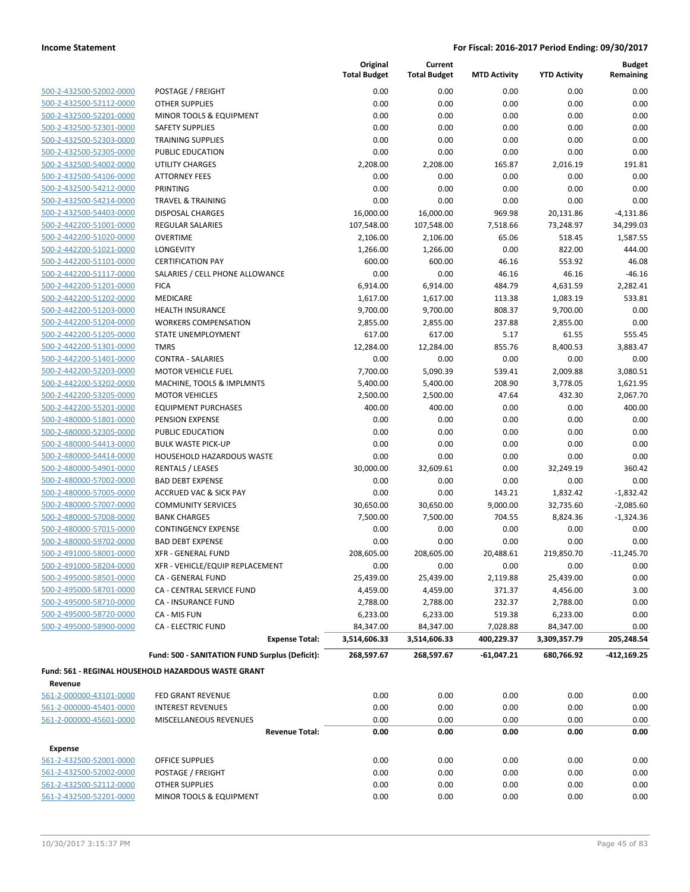| | | Original Total Budget | Current Total Budget | MTD Activity | YTD Activity | Budget Remaining |
|---|---|---|---|---|---|---|
| 500-2-432500-52002-0000 | POSTAGE / FREIGHT | 0.00 | 0.00 | 0.00 | 0.00 | 0.00 |
| 500-2-432500-52112-0000 | OTHER SUPPLIES | 0.00 | 0.00 | 0.00 | 0.00 | 0.00 |
| 500-2-432500-52201-0000 | MINOR TOOLS & EQUIPMENT | 0.00 | 0.00 | 0.00 | 0.00 | 0.00 |
| 500-2-432500-52301-0000 | SAFETY SUPPLIES | 0.00 | 0.00 | 0.00 | 0.00 | 0.00 |
| 500-2-432500-52303-0000 | TRAINING SUPPLIES | 0.00 | 0.00 | 0.00 | 0.00 | 0.00 |
| 500-2-432500-52305-0000 | PUBLIC EDUCATION | 0.00 | 0.00 | 0.00 | 0.00 | 0.00 |
| 500-2-432500-54002-0000 | UTILITY CHARGES | 2,208.00 | 2,208.00 | 165.87 | 2,016.19 | 191.81 |
| 500-2-432500-54106-0000 | ATTORNEY FEES | 0.00 | 0.00 | 0.00 | 0.00 | 0.00 |
| 500-2-432500-54212-0000 | PRINTING | 0.00 | 0.00 | 0.00 | 0.00 | 0.00 |
| 500-2-432500-54214-0000 | TRAVEL & TRAINING | 0.00 | 0.00 | 0.00 | 0.00 | 0.00 |
| 500-2-432500-54403-0000 | DISPOSAL CHARGES | 16,000.00 | 16,000.00 | 969.98 | 20,131.86 | -4,131.86 |
| 500-2-442200-51001-0000 | REGULAR SALARIES | 107,548.00 | 107,548.00 | 7,518.66 | 73,248.97 | 34,299.03 |
| 500-2-442200-51020-0000 | OVERTIME | 2,106.00 | 2,106.00 | 65.06 | 518.45 | 1,587.55 |
| 500-2-442200-51021-0000 | LONGEVITY | 1,266.00 | 1,266.00 | 0.00 | 822.00 | 444.00 |
| 500-2-442200-51101-0000 | CERTIFICATION PAY | 600.00 | 600.00 | 46.16 | 553.92 | 46.08 |
| 500-2-442200-51117-0000 | SALARIES / CELL PHONE ALLOWANCE | 0.00 | 0.00 | 46.16 | 46.16 | -46.16 |
| 500-2-442200-51201-0000 | FICA | 6,914.00 | 6,914.00 | 484.79 | 4,631.59 | 2,282.41 |
| 500-2-442200-51202-0000 | MEDICARE | 1,617.00 | 1,617.00 | 113.38 | 1,083.19 | 533.81 |
| 500-2-442200-51203-0000 | HEALTH INSURANCE | 9,700.00 | 9,700.00 | 808.37 | 9,700.00 | 0.00 |
| 500-2-442200-51204-0000 | WORKERS COMPENSATION | 2,855.00 | 2,855.00 | 237.88 | 2,855.00 | 0.00 |
| 500-2-442200-51205-0000 | STATE UNEMPLOYMENT | 617.00 | 617.00 | 5.17 | 61.55 | 555.45 |
| 500-2-442200-51301-0000 | TMRS | 12,284.00 | 12,284.00 | 855.76 | 8,400.53 | 3,883.47 |
| 500-2-442200-51401-0000 | CONTRA - SALARIES | 0.00 | 0.00 | 0.00 | 0.00 | 0.00 |
| 500-2-442200-52203-0000 | MOTOR VEHICLE FUEL | 7,700.00 | 5,090.39 | 539.41 | 2,009.88 | 3,080.51 |
| 500-2-442200-53202-0000 | MACHINE, TOOLS & IMPLMNTS | 5,400.00 | 5,400.00 | 208.90 | 3,778.05 | 1,621.95 |
| 500-2-442200-53205-0000 | MOTOR VEHICLES | 2,500.00 | 2,500.00 | 47.64 | 432.30 | 2,067.70 |
| 500-2-442200-55201-0000 | EQUIPMENT PURCHASES | 400.00 | 400.00 | 0.00 | 0.00 | 400.00 |
| 500-2-480000-51801-0000 | PENSION EXPENSE | 0.00 | 0.00 | 0.00 | 0.00 | 0.00 |
| 500-2-480000-52305-0000 | PUBLIC EDUCATION | 0.00 | 0.00 | 0.00 | 0.00 | 0.00 |
| 500-2-480000-54413-0000 | BULK WASTE PICK-UP | 0.00 | 0.00 | 0.00 | 0.00 | 0.00 |
| 500-2-480000-54414-0000 | HOUSEHOLD HAZARDOUS WASTE | 0.00 | 0.00 | 0.00 | 0.00 | 0.00 |
| 500-2-480000-54901-0000 | RENTALS / LEASES | 30,000.00 | 32,609.61 | 0.00 | 32,249.19 | 360.42 |
| 500-2-480000-57002-0000 | BAD DEBT EXPENSE | 0.00 | 0.00 | 0.00 | 0.00 | 0.00 |
| 500-2-480000-57005-0000 | ACCRUED VAC & SICK PAY | 0.00 | 0.00 | 143.21 | 1,832.42 | -1,832.42 |
| 500-2-480000-57007-0000 | COMMUNITY SERVICES | 30,650.00 | 30,650.00 | 9,000.00 | 32,735.60 | -2,085.60 |
| 500-2-480000-57008-0000 | BANK CHARGES | 7,500.00 | 7,500.00 | 704.55 | 8,824.36 | -1,324.36 |
| 500-2-480000-57015-0000 | CONTINGENCY EXPENSE | 0.00 | 0.00 | 0.00 | 0.00 | 0.00 |
| 500-2-480000-59702-0000 | BAD DEBT EXPENSE | 0.00 | 0.00 | 0.00 | 0.00 | 0.00 |
| 500-2-491000-58001-0000 | XFR - GENERAL FUND | 208,605.00 | 208,605.00 | 20,488.61 | 219,850.70 | -11,245.70 |
| 500-2-491000-58204-0000 | XFR - VEHICLE/EQUIP REPLACEMENT | 0.00 | 0.00 | 0.00 | 0.00 | 0.00 |
| 500-2-495000-58501-0000 | CA - GENERAL FUND | 25,439.00 | 25,439.00 | 2,119.88 | 25,439.00 | 0.00 |
| 500-2-495000-58701-0000 | CA - CENTRAL SERVICE FUND | 4,459.00 | 4,459.00 | 371.37 | 4,456.00 | 3.00 |
| 500-2-495000-58710-0000 | CA - INSURANCE FUND | 2,788.00 | 2,788.00 | 232.37 | 2,788.00 | 0.00 |
| 500-2-495000-58720-0000 | CA - MIS FUN | 6,233.00 | 6,233.00 | 519.38 | 6,233.00 | 0.00 |
| 500-2-495000-58900-0000 | CA - ELECTRIC FUND | 84,347.00 | 84,347.00 | 7,028.88 | 84,347.00 | 0.00 |
| | **Expense Total:** | **3,514,606.33** | **3,514,606.33** | **400,229.37** | **3,309,357.79** | **205,248.54** |
| | **Fund: 500 - SANITATION FUND Surplus (Deficit):** | **268,597.67** | **268,597.67** | **-61,047.21** | **680,766.92** | **-412,169.25** |

**Fund: 561 - REGINAL HOUSEHOLD HAZARDOUS WASTE GRANT**

**Revenue**

| | | Original Total Budget | Current Total Budget | MTD Activity | YTD Activity | Budget Remaining |
|---|---|---|---|---|---|---|
| 561-2-000000-43101-0000 | FED GRANT REVENUE | 0.00 | 0.00 | 0.00 | 0.00 | 0.00 |
| 561-2-000000-45401-0000 | INTEREST REVENUES | 0.00 | 0.00 | 0.00 | 0.00 | 0.00 |
| 561-2-000000-45601-0000 | MISCELLANEOUS REVENUES | 0.00 | 0.00 | 0.00 | 0.00 | 0.00 |
| | **Revenue Total:** | **0.00** | **0.00** | **0.00** | **0.00** | **0.00** |

**Expense**

| | | Original Total Budget | Current Total Budget | MTD Activity | YTD Activity | Budget Remaining |
|---|---|---|---|---|---|---|
| 561-2-432500-52001-0000 | OFFICE SUPPLIES | 0.00 | 0.00 | 0.00 | 0.00 | 0.00 |
| 561-2-432500-52002-0000 | POSTAGE / FREIGHT | 0.00 | 0.00 | 0.00 | 0.00 | 0.00 |
| 561-2-432500-52112-0000 | OTHER SUPPLIES | 0.00 | 0.00 | 0.00 | 0.00 | 0.00 |
| 561-2-432500-52201-0000 | MINOR TOOLS & EQUIPMENT | 0.00 | 0.00 | 0.00 | 0.00 | 0.00 |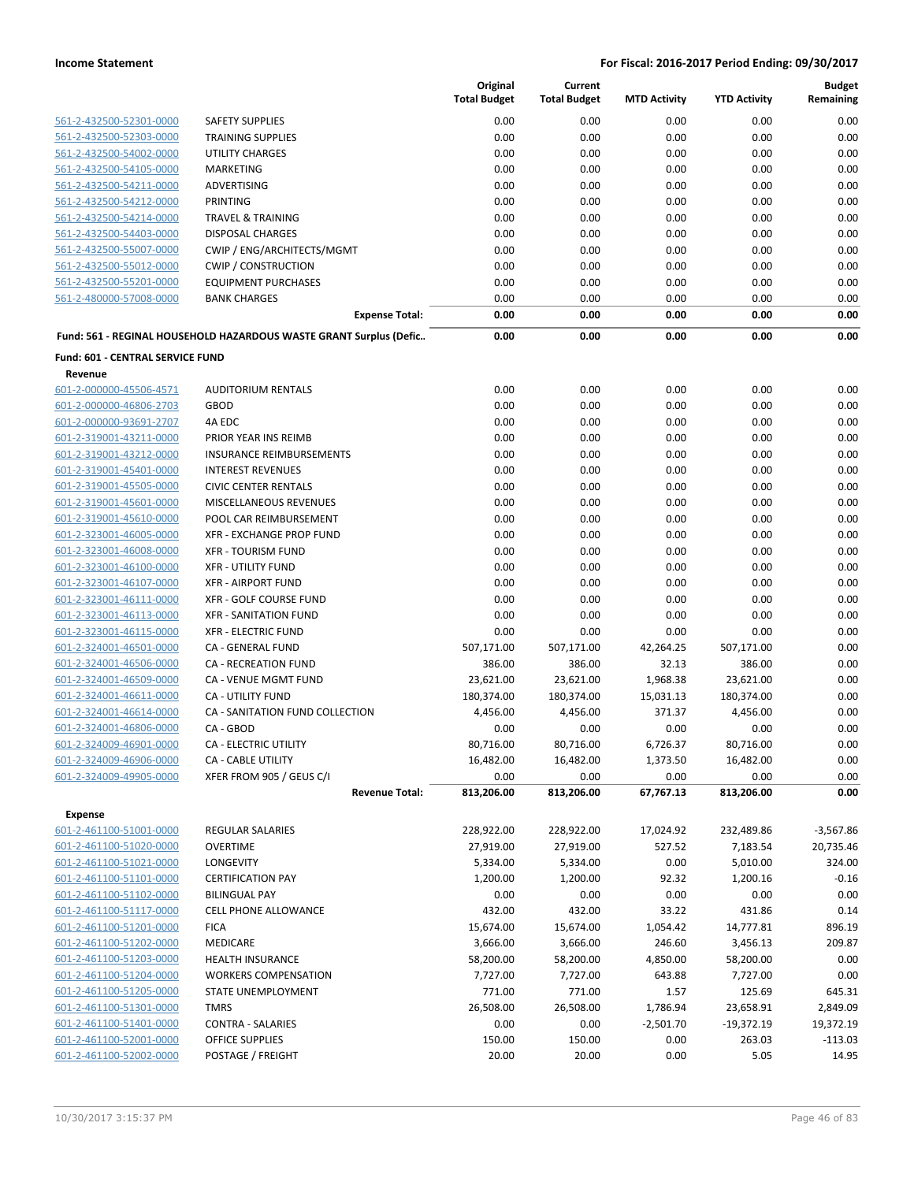| | | Original Total Budget | Current Total Budget | MTD Activity | YTD Activity | Budget Remaining |
|---|---|---|---|---|---|---|
| 561-2-432500-52301-0000 | SAFETY SUPPLIES | 0.00 | 0.00 | 0.00 | 0.00 | 0.00 |
| 561-2-432500-52303-0000 | TRAINING SUPPLIES | 0.00 | 0.00 | 0.00 | 0.00 | 0.00 |
| 561-2-432500-54002-0000 | UTILITY CHARGES | 0.00 | 0.00 | 0.00 | 0.00 | 0.00 |
| 561-2-432500-54105-0000 | MARKETING | 0.00 | 0.00 | 0.00 | 0.00 | 0.00 |
| 561-2-432500-54211-0000 | ADVERTISING | 0.00 | 0.00 | 0.00 | 0.00 | 0.00 |
| 561-2-432500-54212-0000 | PRINTING | 0.00 | 0.00 | 0.00 | 0.00 | 0.00 |
| 561-2-432500-54214-0000 | TRAVEL & TRAINING | 0.00 | 0.00 | 0.00 | 0.00 | 0.00 |
| 561-2-432500-54403-0000 | DISPOSAL CHARGES | 0.00 | 0.00 | 0.00 | 0.00 | 0.00 |
| 561-2-432500-55007-0000 | CWIP / ENG/ARCHITECTS/MGMT | 0.00 | 0.00 | 0.00 | 0.00 | 0.00 |
| 561-2-432500-55012-0000 | CWIP / CONSTRUCTION | 0.00 | 0.00 | 0.00 | 0.00 | 0.00 |
| 561-2-432500-55201-0000 | EQUIPMENT PURCHASES | 0.00 | 0.00 | 0.00 | 0.00 | 0.00 |
| 561-2-480000-57008-0000 | BANK CHARGES | 0.00 | 0.00 | 0.00 | 0.00 | 0.00 |
| | **Expense Total:** | **0.00** | **0.00** | **0.00** | **0.00** | **0.00** |
| **Fund: 561 - REGINAL HOUSEHOLD HAZARDOUS WASTE GRANT Surplus (Defic..** | | **0.00** | **0.00** | **0.00** | **0.00** | **0.00** |
| **Fund: 601 - CENTRAL SERVICE FUND** | | | | | | |
| **Revenue** | | | | | | |
| 601-2-000000-45506-4571 | AUDITORIUM RENTALS | 0.00 | 0.00 | 0.00 | 0.00 | 0.00 |
| 601-2-000000-46806-2703 | GBOD | 0.00 | 0.00 | 0.00 | 0.00 | 0.00 |
| 601-2-000000-93691-2707 | 4A EDC | 0.00 | 0.00 | 0.00 | 0.00 | 0.00 |
| 601-2-319001-43211-0000 | PRIOR YEAR INS REIMB | 0.00 | 0.00 | 0.00 | 0.00 | 0.00 |
| 601-2-319001-43212-0000 | INSURANCE REIMBURSEMENTS | 0.00 | 0.00 | 0.00 | 0.00 | 0.00 |
| 601-2-319001-45401-0000 | INTEREST REVENUES | 0.00 | 0.00 | 0.00 | 0.00 | 0.00 |
| 601-2-319001-45505-0000 | CIVIC CENTER RENTALS | 0.00 | 0.00 | 0.00 | 0.00 | 0.00 |
| 601-2-319001-45601-0000 | MISCELLANEOUS REVENUES | 0.00 | 0.00 | 0.00 | 0.00 | 0.00 |
| 601-2-319001-45610-0000 | POOL CAR REIMBURSEMENT | 0.00 | 0.00 | 0.00 | 0.00 | 0.00 |
| 601-2-323001-46005-0000 | XFR - EXCHANGE PROP FUND | 0.00 | 0.00 | 0.00 | 0.00 | 0.00 |
| 601-2-323001-46008-0000 | XFR - TOURISM FUND | 0.00 | 0.00 | 0.00 | 0.00 | 0.00 |
| 601-2-323001-46100-0000 | XFR - UTILITY FUND | 0.00 | 0.00 | 0.00 | 0.00 | 0.00 |
| 601-2-323001-46107-0000 | XFR - AIRPORT FUND | 0.00 | 0.00 | 0.00 | 0.00 | 0.00 |
| 601-2-323001-46111-0000 | XFR - GOLF COURSE FUND | 0.00 | 0.00 | 0.00 | 0.00 | 0.00 |
| 601-2-323001-46113-0000 | XFR - SANITATION FUND | 0.00 | 0.00 | 0.00 | 0.00 | 0.00 |
| 601-2-323001-46115-0000 | XFR - ELECTRIC FUND | 0.00 | 0.00 | 0.00 | 0.00 | 0.00 |
| 601-2-324001-46501-0000 | CA - GENERAL FUND | 507,171.00 | 507,171.00 | 42,264.25 | 507,171.00 | 0.00 |
| 601-2-324001-46506-0000 | CA - RECREATION FUND | 386.00 | 386.00 | 32.13 | 386.00 | 0.00 |
| 601-2-324001-46509-0000 | CA - VENUE MGMT FUND | 23,621.00 | 23,621.00 | 1,968.38 | 23,621.00 | 0.00 |
| 601-2-324001-46611-0000 | CA - UTILITY FUND | 180,374.00 | 180,374.00 | 15,031.13 | 180,374.00 | 0.00 |
| 601-2-324001-46614-0000 | CA - SANITATION FUND COLLECTION | 4,456.00 | 4,456.00 | 371.37 | 4,456.00 | 0.00 |
| 601-2-324001-46806-0000 | CA - GBOD | 0.00 | 0.00 | 0.00 | 0.00 | 0.00 |
| 601-2-324009-46901-0000 | CA - ELECTRIC UTILITY | 80,716.00 | 80,716.00 | 6,726.37 | 80,716.00 | 0.00 |
| 601-2-324009-46906-0000 | CA - CABLE UTILITY | 16,482.00 | 16,482.00 | 1,373.50 | 16,482.00 | 0.00 |
| 601-2-324009-49905-0000 | XFER FROM 905 / GEUS C/I | 0.00 | 0.00 | 0.00 | 0.00 | 0.00 |
| | **Revenue Total:** | **813,206.00** | **813,206.00** | **67,767.13** | **813,206.00** | **0.00** |
| **Expense** | | | | | | |
| 601-2-461100-51001-0000 | REGULAR SALARIES | 228,922.00 | 228,922.00 | 17,024.92 | 232,489.86 | -3,567.86 |
| 601-2-461100-51020-0000 | OVERTIME | 27,919.00 | 27,919.00 | 527.52 | 7,183.54 | 20,735.46 |
| 601-2-461100-51021-0000 | LONGEVITY | 5,334.00 | 5,334.00 | 0.00 | 5,010.00 | 324.00 |
| 601-2-461100-51101-0000 | CERTIFICATION PAY | 1,200.00 | 1,200.00 | 92.32 | 1,200.16 | -0.16 |
| 601-2-461100-51102-0000 | BILINGUAL PAY | 0.00 | 0.00 | 0.00 | 0.00 | 0.00 |
| 601-2-461100-51117-0000 | CELL PHONE ALLOWANCE | 432.00 | 432.00 | 33.22 | 431.86 | 0.14 |
| 601-2-461100-51201-0000 | FICA | 15,674.00 | 15,674.00 | 1,054.42 | 14,777.81 | 896.19 |
| 601-2-461100-51202-0000 | MEDICARE | 3,666.00 | 3,666.00 | 246.60 | 3,456.13 | 209.87 |
| 601-2-461100-51203-0000 | HEALTH INSURANCE | 58,200.00 | 58,200.00 | 4,850.00 | 58,200.00 | 0.00 |
| 601-2-461100-51204-0000 | WORKERS COMPENSATION | 7,727.00 | 7,727.00 | 643.88 | 7,727.00 | 0.00 |
| 601-2-461100-51205-0000 | STATE UNEMPLOYMENT | 771.00 | 771.00 | 1.57 | 125.69 | 645.31 |
| 601-2-461100-51301-0000 | TMRS | 26,508.00 | 26,508.00 | 1,786.94 | 23,658.91 | 2,849.09 |
| 601-2-461100-51401-0000 | CONTRA - SALARIES | 0.00 | 0.00 | -2,501.70 | -19,372.19 | 19,372.19 |
| 601-2-461100-52001-0000 | OFFICE SUPPLIES | 150.00 | 150.00 | 0.00 | 263.03 | -113.03 |
| 601-2-461100-52002-0000 | POSTAGE / FREIGHT | 20.00 | 20.00 | 0.00 | 5.05 | 14.95 |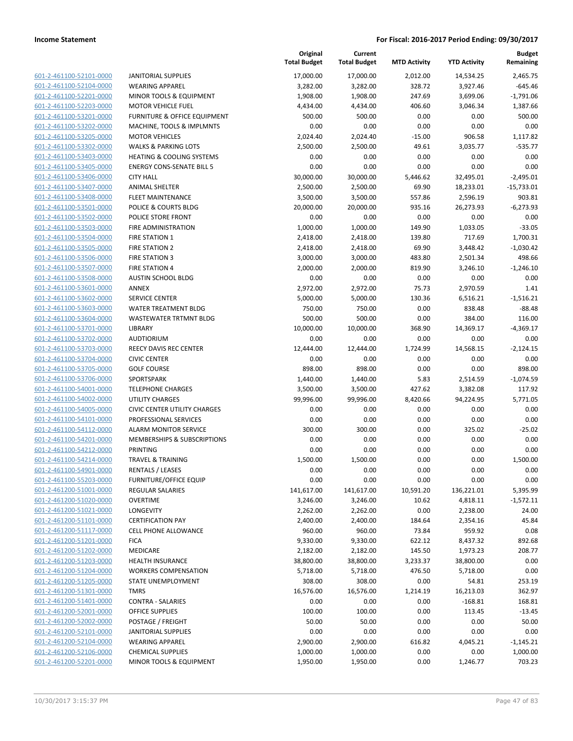**Income Statement** — For Fiscal: 2016-2017 Period Ending: 09/30/2017

| | | Original Total Budget | Current Total Budget | MTD Activity | YTD Activity | Budget Remaining |
|---|---|---|---|---|---|---|
| 601-2-461100-52101-0000 | JANITORIAL SUPPLIES | 17,000.00 | 17,000.00 | 2,012.00 | 14,534.25 | 2,465.75 |
| 601-2-461100-52104-0000 | WEARING APPAREL | 3,282.00 | 3,282.00 | 328.72 | 3,927.46 | -645.46 |
| 601-2-461100-52201-0000 | MINOR TOOLS & EQUIPMENT | 1,908.00 | 1,908.00 | 247.69 | 3,699.06 | -1,791.06 |
| 601-2-461100-52203-0000 | MOTOR VEHICLE FUEL | 4,434.00 | 4,434.00 | 406.60 | 3,046.34 | 1,387.66 |
| 601-2-461100-53201-0000 | FURNITURE & OFFICE EQUIPMENT | 500.00 | 500.00 | 0.00 | 0.00 | 500.00 |
| 601-2-461100-53202-0000 | MACHINE, TOOLS & IMPLMNTS | 0.00 | 0.00 | 0.00 | 0.00 | 0.00 |
| 601-2-461100-53205-0000 | MOTOR VEHICLES | 2,024.40 | 2,024.40 | -15.00 | 906.58 | 1,117.82 |
| 601-2-461100-53302-0000 | WALKS & PARKING LOTS | 2,500.00 | 2,500.00 | 49.61 | 3,035.77 | -535.77 |
| 601-2-461100-53403-0000 | HEATING & COOLING SYSTEMS | 0.00 | 0.00 | 0.00 | 0.00 | 0.00 |
| 601-2-461100-53405-0000 | ENERGY CONS-SENATE BILL 5 | 0.00 | 0.00 | 0.00 | 0.00 | 0.00 |
| 601-2-461100-53406-0000 | CITY HALL | 30,000.00 | 30,000.00 | 5,446.62 | 32,495.01 | -2,495.01 |
| 601-2-461100-53407-0000 | ANIMAL SHELTER | 2,500.00 | 2,500.00 | 69.90 | 18,233.01 | -15,733.01 |
| 601-2-461100-53408-0000 | FLEET MAINTENANCE | 3,500.00 | 3,500.00 | 557.86 | 2,596.19 | 903.81 |
| 601-2-461100-53501-0000 | POLICE & COURTS BLDG | 20,000.00 | 20,000.00 | 935.16 | 26,273.93 | -6,273.93 |
| 601-2-461100-53502-0000 | POLICE STORE FRONT | 0.00 | 0.00 | 0.00 | 0.00 | 0.00 |
| 601-2-461100-53503-0000 | FIRE ADMINISTRATION | 1,000.00 | 1,000.00 | 149.90 | 1,033.05 | -33.05 |
| 601-2-461100-53504-0000 | FIRE STATION 1 | 2,418.00 | 2,418.00 | 139.80 | 717.69 | 1,700.31 |
| 601-2-461100-53505-0000 | FIRE STATION 2 | 2,418.00 | 2,418.00 | 69.90 | 3,448.42 | -1,030.42 |
| 601-2-461100-53506-0000 | FIRE STATION 3 | 3,000.00 | 3,000.00 | 483.80 | 2,501.34 | 498.66 |
| 601-2-461100-53507-0000 | FIRE STATION 4 | 2,000.00 | 2,000.00 | 819.90 | 3,246.10 | -1,246.10 |
| 601-2-461100-53508-0000 | AUSTIN SCHOOL BLDG | 0.00 | 0.00 | 0.00 | 0.00 | 0.00 |
| 601-2-461100-53601-0000 | ANNEX | 2,972.00 | 2,972.00 | 75.73 | 2,970.59 | 1.41 |
| 601-2-461100-53602-0000 | SERVICE CENTER | 5,000.00 | 5,000.00 | 130.36 | 6,516.21 | -1,516.21 |
| 601-2-461100-53603-0000 | WATER TREATMENT BLDG | 750.00 | 750.00 | 0.00 | 838.48 | -88.48 |
| 601-2-461100-53604-0000 | WASTEWATER TRTMNT BLDG | 500.00 | 500.00 | 0.00 | 384.00 | 116.00 |
| 601-2-461100-53701-0000 | LIBRARY | 10,000.00 | 10,000.00 | 368.90 | 14,369.17 | -4,369.17 |
| 601-2-461100-53702-0000 | AUDTIORIUM | 0.00 | 0.00 | 0.00 | 0.00 | 0.00 |
| 601-2-461100-53703-0000 | REECY DAVIS REC CENTER | 12,444.00 | 12,444.00 | 1,724.99 | 14,568.15 | -2,124.15 |
| 601-2-461100-53704-0000 | CIVIC CENTER | 0.00 | 0.00 | 0.00 | 0.00 | 0.00 |
| 601-2-461100-53705-0000 | GOLF COURSE | 898.00 | 898.00 | 0.00 | 0.00 | 898.00 |
| 601-2-461100-53706-0000 | SPORTSPARK | 1,440.00 | 1,440.00 | 5.83 | 2,514.59 | -1,074.59 |
| 601-2-461100-54001-0000 | TELEPHONE CHARGES | 3,500.00 | 3,500.00 | 427.62 | 3,382.08 | 117.92 |
| 601-2-461100-54002-0000 | UTILITY CHARGES | 99,996.00 | 99,996.00 | 8,420.66 | 94,224.95 | 5,771.05 |
| 601-2-461100-54005-0000 | CIVIC CENTER UTILITY CHARGES | 0.00 | 0.00 | 0.00 | 0.00 | 0.00 |
| 601-2-461100-54101-0000 | PROFESSIONAL SERVICES | 0.00 | 0.00 | 0.00 | 0.00 | 0.00 |
| 601-2-461100-54112-0000 | ALARM MONITOR SERVICE | 300.00 | 300.00 | 0.00 | 325.02 | -25.02 |
| 601-2-461100-54201-0000 | MEMBERSHIPS & SUBSCRIPTIONS | 0.00 | 0.00 | 0.00 | 0.00 | 0.00 |
| 601-2-461100-54212-0000 | PRINTING | 0.00 | 0.00 | 0.00 | 0.00 | 0.00 |
| 601-2-461100-54214-0000 | TRAVEL & TRAINING | 1,500.00 | 1,500.00 | 0.00 | 0.00 | 1,500.00 |
| 601-2-461100-54901-0000 | RENTALS / LEASES | 0.00 | 0.00 | 0.00 | 0.00 | 0.00 |
| 601-2-461100-55203-0000 | FURNITURE/OFFICE EQUIP | 0.00 | 0.00 | 0.00 | 0.00 | 0.00 |
| 601-2-461200-51001-0000 | REGULAR SALARIES | 141,617.00 | 141,617.00 | 10,591.20 | 136,221.01 | 5,395.99 |
| 601-2-461200-51020-0000 | OVERTIME | 3,246.00 | 3,246.00 | 10.62 | 4,818.11 | -1,572.11 |
| 601-2-461200-51021-0000 | LONGEVITY | 2,262.00 | 2,262.00 | 0.00 | 2,238.00 | 24.00 |
| 601-2-461200-51101-0000 | CERTIFICATION PAY | 2,400.00 | 2,400.00 | 184.64 | 2,354.16 | 45.84 |
| 601-2-461200-51117-0000 | CELL PHONE ALLOWANCE | 960.00 | 960.00 | 73.84 | 959.92 | 0.08 |
| 601-2-461200-51201-0000 | FICA | 9,330.00 | 9,330.00 | 622.12 | 8,437.32 | 892.68 |
| 601-2-461200-51202-0000 | MEDICARE | 2,182.00 | 2,182.00 | 145.50 | 1,973.23 | 208.77 |
| 601-2-461200-51203-0000 | HEALTH INSURANCE | 38,800.00 | 38,800.00 | 3,233.37 | 38,800.00 | 0.00 |
| 601-2-461200-51204-0000 | WORKERS COMPENSATION | 5,718.00 | 5,718.00 | 476.50 | 5,718.00 | 0.00 |
| 601-2-461200-51205-0000 | STATE UNEMPLOYMENT | 308.00 | 308.00 | 0.00 | 54.81 | 253.19 |
| 601-2-461200-51301-0000 | TMRS | 16,576.00 | 16,576.00 | 1,214.19 | 16,213.03 | 362.97 |
| 601-2-461200-51401-0000 | CONTRA - SALARIES | 0.00 | 0.00 | 0.00 | -168.81 | 168.81 |
| 601-2-461200-52001-0000 | OFFICE SUPPLIES | 100.00 | 100.00 | 0.00 | 113.45 | -13.45 |
| 601-2-461200-52002-0000 | POSTAGE / FREIGHT | 50.00 | 50.00 | 0.00 | 0.00 | 50.00 |
| 601-2-461200-52101-0000 | JANITORIAL SUPPLIES | 0.00 | 0.00 | 0.00 | 0.00 | 0.00 |
| 601-2-461200-52104-0000 | WEARING APPAREL | 2,900.00 | 2,900.00 | 616.82 | 4,045.21 | -1,145.21 |
| 601-2-461200-52106-0000 | CHEMICAL SUPPLIES | 1,000.00 | 1,000.00 | 0.00 | 0.00 | 1,000.00 |
| 601-2-461200-52201-0000 | MINOR TOOLS & EQUIPMENT | 1,950.00 | 1,950.00 | 0.00 | 1,246.77 | 703.23 |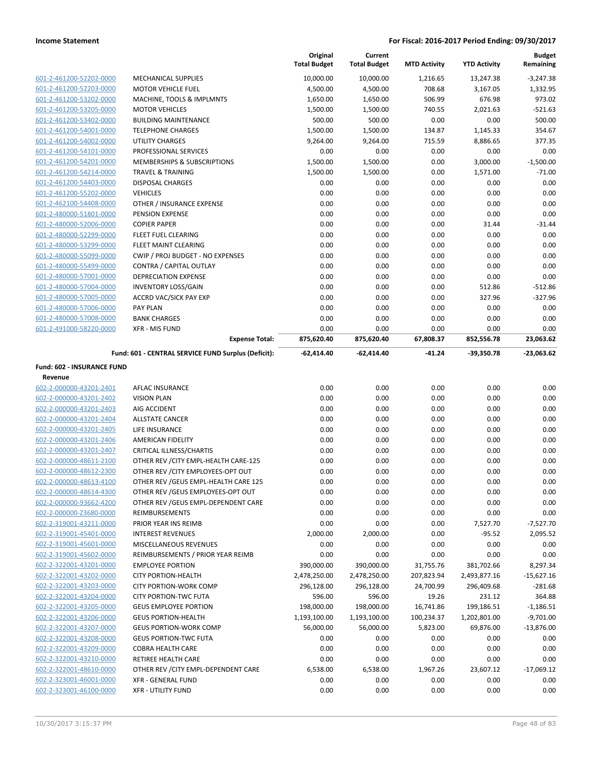**Income Statement** | **For Fiscal: 2016-2017 Period Ending: 09/30/2017**

| | | Original Total Budget | Current Total Budget | MTD Activity | YTD Activity | Budget Remaining |
|---|---|---|---|---|---|---|
| 601-2-461200-52202-0000 | MECHANICAL SUPPLIES | 10,000.00 | 10,000.00 | 1,216.65 | 13,247.38 | -3,247.38 |
| 601-2-461200-52203-0000 | MOTOR VEHICLE FUEL | 4,500.00 | 4,500.00 | 708.68 | 3,167.05 | 1,332.95 |
| 601-2-461200-53202-0000 | MACHINE, TOOLS & IMPLMNTS | 1,650.00 | 1,650.00 | 506.99 | 676.98 | 973.02 |
| 601-2-461200-53205-0000 | MOTOR VEHICLES | 1,500.00 | 1,500.00 | 740.55 | 2,021.63 | -521.63 |
| 601-2-461200-53402-0000 | BUILDING MAINTENANCE | 500.00 | 500.00 | 0.00 | 0.00 | 500.00 |
| 601-2-461200-54001-0000 | TELEPHONE CHARGES | 1,500.00 | 1,500.00 | 134.87 | 1,145.33 | 354.67 |
| 601-2-461200-54002-0000 | UTILITY CHARGES | 9,264.00 | 9,264.00 | 715.59 | 8,886.65 | 377.35 |
| 601-2-461200-54101-0000 | PROFESSIONAL SERVICES | 0.00 | 0.00 | 0.00 | 0.00 | 0.00 |
| 601-2-461200-54201-0000 | MEMBERSHIPS & SUBSCRIPTIONS | 1,500.00 | 1,500.00 | 0.00 | 3,000.00 | -1,500.00 |
| 601-2-461200-54214-0000 | TRAVEL & TRAINING | 1,500.00 | 1,500.00 | 0.00 | 1,571.00 | -71.00 |
| 601-2-461200-54403-0000 | DISPOSAL CHARGES | 0.00 | 0.00 | 0.00 | 0.00 | 0.00 |
| 601-2-461200-55202-0000 | VEHICLES | 0.00 | 0.00 | 0.00 | 0.00 | 0.00 |
| 601-2-462100-54408-0000 | OTHER / INSURANCE EXPENSE | 0.00 | 0.00 | 0.00 | 0.00 | 0.00 |
| 601-2-480000-51801-0000 | PENSION EXPENSE | 0.00 | 0.00 | 0.00 | 0.00 | 0.00 |
| 601-2-480000-52006-0000 | COPIER PAPER | 0.00 | 0.00 | 0.00 | 31.44 | -31.44 |
| 601-2-480000-52299-0000 | FLEET FUEL CLEARING | 0.00 | 0.00 | 0.00 | 0.00 | 0.00 |
| 601-2-480000-53299-0000 | FLEET MAINT CLEARING | 0.00 | 0.00 | 0.00 | 0.00 | 0.00 |
| 601-2-480000-55099-0000 | CWIP / PROJ BUDGET - NO EXPENSES | 0.00 | 0.00 | 0.00 | 0.00 | 0.00 |
| 601-2-480000-55499-0000 | CONTRA / CAPITAL OUTLAY | 0.00 | 0.00 | 0.00 | 0.00 | 0.00 |
| 601-2-480000-57001-0000 | DEPRECIATION EXPENSE | 0.00 | 0.00 | 0.00 | 0.00 | 0.00 |
| 601-2-480000-57004-0000 | INVENTORY LOSS/GAIN | 0.00 | 0.00 | 0.00 | 512.86 | -512.86 |
| 601-2-480000-57005-0000 | ACCRD VAC/SICK PAY EXP | 0.00 | 0.00 | 0.00 | 327.96 | -327.96 |
| 601-2-480000-57006-0000 | PAY PLAN | 0.00 | 0.00 | 0.00 | 0.00 | 0.00 |
| 601-2-480000-57008-0000 | BANK CHARGES | 0.00 | 0.00 | 0.00 | 0.00 | 0.00 |
| 601-2-491000-58220-0000 | XFR - MIS FUND | 0.00 | 0.00 | 0.00 | 0.00 | 0.00 |
| | **Expense Total:** | **875,620.40** | **875,620.40** | **67,808.37** | **852,556.78** | **23,063.62** |
| | **Fund: 601 - CENTRAL SERVICE FUND Surplus (Deficit):** | **-62,414.40** | **-62,414.40** | **-41.24** | **-39,350.78** | **-23,063.62** |

**Fund: 602 - INSURANCE FUND**

**Revenue**

| | | Original Total Budget | Current Total Budget | MTD Activity | YTD Activity | Budget Remaining |
|---|---|---|---|---|---|---|
| 602-2-000000-43201-2401 | AFLAC INSURANCE | 0.00 | 0.00 | 0.00 | 0.00 | 0.00 |
| 602-2-000000-43201-2402 | VISION PLAN | 0.00 | 0.00 | 0.00 | 0.00 | 0.00 |
| 602-2-000000-43201-2403 | AIG ACCIDENT | 0.00 | 0.00 | 0.00 | 0.00 | 0.00 |
| 602-2-000000-43201-2404 | ALLSTATE CANCER | 0.00 | 0.00 | 0.00 | 0.00 | 0.00 |
| 602-2-000000-43201-2405 | LIFE INSURANCE | 0.00 | 0.00 | 0.00 | 0.00 | 0.00 |
| 602-2-000000-43201-2406 | AMERICAN FIDELITY | 0.00 | 0.00 | 0.00 | 0.00 | 0.00 |
| 602-2-000000-43201-2407 | CRITICAL ILLNESS/CHARTIS | 0.00 | 0.00 | 0.00 | 0.00 | 0.00 |
| 602-2-000000-48611-2100 | OTHER REV /CITY EMPL-HEALTH CARE-125 | 0.00 | 0.00 | 0.00 | 0.00 | 0.00 |
| 602-2-000000-48612-2300 | OTHER REV /CITY EMPLOYEES-OPT OUT | 0.00 | 0.00 | 0.00 | 0.00 | 0.00 |
| 602-2-000000-48613-4100 | OTHER REV /GEUS EMPL-HEALTH CARE 125 | 0.00 | 0.00 | 0.00 | 0.00 | 0.00 |
| 602-2-000000-48614-4300 | OTHER REV /GEUS EMPLOYEES-OPT OUT | 0.00 | 0.00 | 0.00 | 0.00 | 0.00 |
| 602-2-000000-93662-4200 | OTHER REV /GEUS EMPL-DEPENDENT CARE | 0.00 | 0.00 | 0.00 | 0.00 | 0.00 |
| 602-2-000000-Z3680-0000 | REIMBURSEMENTS | 0.00 | 0.00 | 0.00 | 0.00 | 0.00 |
| 602-2-319001-43211-0000 | PRIOR YEAR INS REIMB | 0.00 | 0.00 | 0.00 | 7,527.70 | -7,527.70 |
| 602-2-319001-45401-0000 | INTEREST REVENUES | 2,000.00 | 2,000.00 | 0.00 | -95.52 | 2,095.52 |
| 602-2-319001-45601-0000 | MISCELLANEOUS REVENUES | 0.00 | 0.00 | 0.00 | 0.00 | 0.00 |
| 602-2-319001-45602-0000 | REIMBURSEMENTS / PRIOR YEAR REIMB | 0.00 | 0.00 | 0.00 | 0.00 | 0.00 |
| 602-2-322001-43201-0000 | EMPLOYEE PORTION | 390,000.00 | 390,000.00 | 31,755.76 | 381,702.66 | 8,297.34 |
| 602-2-322001-43202-0000 | CITY PORTION-HEALTH | 2,478,250.00 | 2,478,250.00 | 207,823.94 | 2,493,877.16 | -15,627.16 |
| 602-2-322001-43203-0000 | CITY PORTION-WORK COMP | 296,128.00 | 296,128.00 | 24,700.99 | 296,409.68 | -281.68 |
| 602-2-322001-43204-0000 | CITY PORTION-TWC FUTA | 596.00 | 596.00 | 19.26 | 231.12 | 364.88 |
| 602-2-322001-43205-0000 | GEUS EMPLOYEE PORTION | 198,000.00 | 198,000.00 | 16,741.86 | 199,186.51 | -1,186.51 |
| 602-2-322001-43206-0000 | GEUS PORTION-HEALTH | 1,193,100.00 | 1,193,100.00 | 100,234.37 | 1,202,801.00 | -9,701.00 |
| 602-2-322001-43207-0000 | GEUS PORTION-WORK COMP | 56,000.00 | 56,000.00 | 5,823.00 | 69,876.00 | -13,876.00 |
| 602-2-322001-43208-0000 | GEUS PORTION-TWC FUTA | 0.00 | 0.00 | 0.00 | 0.00 | 0.00 |
| 602-2-322001-43209-0000 | COBRA HEALTH CARE | 0.00 | 0.00 | 0.00 | 0.00 | 0.00 |
| 602-2-322001-43210-0000 | RETIREE HEALTH CARE | 0.00 | 0.00 | 0.00 | 0.00 | 0.00 |
| 602-2-322001-48610-0000 | OTHER REV /CITY EMPL-DEPENDENT CARE | 6,538.00 | 6,538.00 | 1,967.26 | 23,607.12 | -17,069.12 |
| 602-2-323001-46001-0000 | XFR - GENERAL FUND | 0.00 | 0.00 | 0.00 | 0.00 | 0.00 |
| 602-2-323001-46100-0000 | XFR - UTILITY FUND | 0.00 | 0.00 | 0.00 | 0.00 | 0.00 |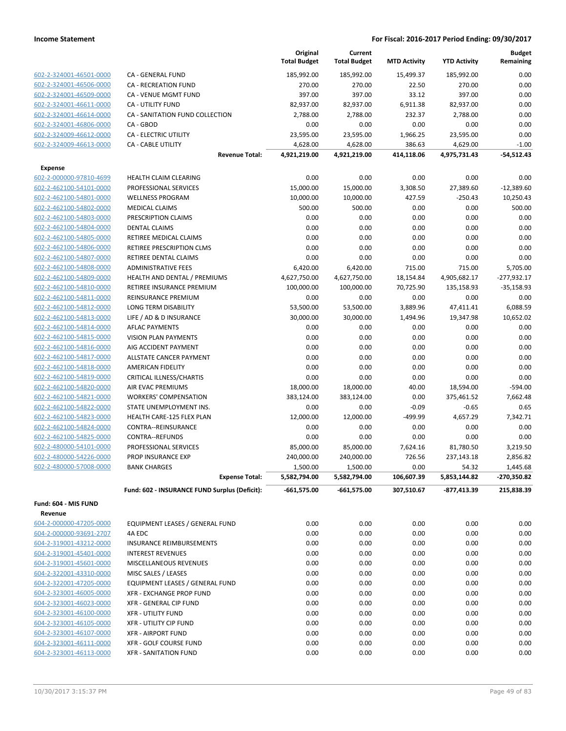| | | Original Total Budget | Current Total Budget | MTD Activity | YTD Activity | Budget Remaining |
|---|---|---|---|---|---|---|
| 602-2-324001-46501-0000 | CA - GENERAL FUND | 185,992.00 | 185,992.00 | 15,499.37 | 185,992.00 | 0.00 |
| 602-2-324001-46506-0000 | CA - RECREATION FUND | 270.00 | 270.00 | 22.50 | 270.00 | 0.00 |
| 602-2-324001-46509-0000 | CA - VENUE MGMT FUND | 397.00 | 397.00 | 33.12 | 397.00 | 0.00 |
| 602-2-324001-46611-0000 | CA - UTILITY FUND | 82,937.00 | 82,937.00 | 6,911.38 | 82,937.00 | 0.00 |
| 602-2-324001-46614-0000 | CA - SANITATION FUND COLLECTION | 2,788.00 | 2,788.00 | 232.37 | 2,788.00 | 0.00 |
| 602-2-324001-46806-0000 | CA - GBOD | 0.00 | 0.00 | 0.00 | 0.00 | 0.00 |
| 602-2-324009-46612-0000 | CA - ELECTRIC UTILITY | 23,595.00 | 23,595.00 | 1,966.25 | 23,595.00 | 0.00 |
| 602-2-324009-46613-0000 | CA - CABLE UTILITY | 4,628.00 | 4,628.00 | 386.63 | 4,629.00 | -1.00 |
| | **Revenue Total:** | **4,921,219.00** | **4,921,219.00** | **414,118.06** | **4,975,731.43** | **-54,512.43** |
| **Expense** | | | | | | |
| 602-2-000000-97810-4699 | HEALTH CLAIM CLEARING | 0.00 | 0.00 | 0.00 | 0.00 | 0.00 |
| 602-2-462100-54101-0000 | PROFESSIONAL SERVICES | 15,000.00 | 15,000.00 | 3,308.50 | 27,389.60 | -12,389.60 |
| 602-2-462100-54801-0000 | WELLNESS PROGRAM | 10,000.00 | 10,000.00 | 427.59 | -250.43 | 10,250.43 |
| 602-2-462100-54802-0000 | MEDICAL CLAIMS | 500.00 | 500.00 | 0.00 | 0.00 | 500.00 |
| 602-2-462100-54803-0000 | PRESCRIPTION CLAIMS | 0.00 | 0.00 | 0.00 | 0.00 | 0.00 |
| 602-2-462100-54804-0000 | DENTAL CLAIMS | 0.00 | 0.00 | 0.00 | 0.00 | 0.00 |
| 602-2-462100-54805-0000 | RETIREE MEDICAL CLAIMS | 0.00 | 0.00 | 0.00 | 0.00 | 0.00 |
| 602-2-462100-54806-0000 | RETIREE PRESCRIPTION CLMS | 0.00 | 0.00 | 0.00 | 0.00 | 0.00 |
| 602-2-462100-54807-0000 | RETIREE DENTAL CLAIMS | 0.00 | 0.00 | 0.00 | 0.00 | 0.00 |
| 602-2-462100-54808-0000 | ADMINISTRATIVE FEES | 6,420.00 | 6,420.00 | 715.00 | 715.00 | 5,705.00 |
| 602-2-462100-54809-0000 | HEALTH AND DENTAL / PREMIUMS | 4,627,750.00 | 4,627,750.00 | 18,154.84 | 4,905,682.17 | -277,932.17 |
| 602-2-462100-54810-0000 | RETIREE INSURANCE PREMIUM | 100,000.00 | 100,000.00 | 70,725.90 | 135,158.93 | -35,158.93 |
| 602-2-462100-54811-0000 | REINSURANCE PREMIUM | 0.00 | 0.00 | 0.00 | 0.00 | 0.00 |
| 602-2-462100-54812-0000 | LONG TERM DISABILITY | 53,500.00 | 53,500.00 | 3,889.96 | 47,411.41 | 6,088.59 |
| 602-2-462100-54813-0000 | LIFE / AD & D INSURANCE | 30,000.00 | 30,000.00 | 1,494.96 | 19,347.98 | 10,652.02 |
| 602-2-462100-54814-0000 | AFLAC PAYMENTS | 0.00 | 0.00 | 0.00 | 0.00 | 0.00 |
| 602-2-462100-54815-0000 | VISION PLAN PAYMENTS | 0.00 | 0.00 | 0.00 | 0.00 | 0.00 |
| 602-2-462100-54816-0000 | AIG ACCIDENT PAYMENT | 0.00 | 0.00 | 0.00 | 0.00 | 0.00 |
| 602-2-462100-54817-0000 | ALLSTATE CANCER PAYMENT | 0.00 | 0.00 | 0.00 | 0.00 | 0.00 |
| 602-2-462100-54818-0000 | AMERICAN FIDELITY | 0.00 | 0.00 | 0.00 | 0.00 | 0.00 |
| 602-2-462100-54819-0000 | CRITICAL ILLNESS/CHARTIS | 0.00 | 0.00 | 0.00 | 0.00 | 0.00 |
| 602-2-462100-54820-0000 | AIR EVAC PREMIUMS | 18,000.00 | 18,000.00 | 40.00 | 18,594.00 | -594.00 |
| 602-2-462100-54821-0000 | WORKERS' COMPENSATION | 383,124.00 | 383,124.00 | 0.00 | 375,461.52 | 7,662.48 |
| 602-2-462100-54822-0000 | STATE UNEMPLOYMENT INS. | 0.00 | 0.00 | -0.09 | -0.65 | 0.65 |
| 602-2-462100-54823-0000 | HEALTH CARE-125 FLEX PLAN | 12,000.00 | 12,000.00 | -499.99 | 4,657.29 | 7,342.71 |
| 602-2-462100-54824-0000 | CONTRA--REINSURANCE | 0.00 | 0.00 | 0.00 | 0.00 | 0.00 |
| 602-2-462100-54825-0000 | CONTRA--REFUNDS | 0.00 | 0.00 | 0.00 | 0.00 | 0.00 |
| 602-2-480000-54101-0000 | PROFESSIONAL SERVICES | 85,000.00 | 85,000.00 | 7,624.16 | 81,780.50 | 3,219.50 |
| 602-2-480000-54226-0000 | PROP INSURANCE EXP | 240,000.00 | 240,000.00 | 726.56 | 237,143.18 | 2,856.82 |
| 602-2-480000-57008-0000 | BANK CHARGES | 1,500.00 | 1,500.00 | 0.00 | 54.32 | 1,445.68 |
| | **Expense Total:** | **5,582,794.00** | **5,582,794.00** | **106,607.39** | **5,853,144.82** | **-270,350.82** |
| | **Fund: 602 - INSURANCE FUND Surplus (Deficit):** | **-661,575.00** | **-661,575.00** | **307,510.67** | **-877,413.39** | **215,838.39** |
| **Fund: 604 - MIS FUND** | | | | | | |
| **Revenue** | | | | | | |
| 604-2-000000-47205-0000 | EQUIPMENT LEASES / GENERAL FUND | 0.00 | 0.00 | 0.00 | 0.00 | 0.00 |
| 604-2-000000-93691-2707 | 4A EDC | 0.00 | 0.00 | 0.00 | 0.00 | 0.00 |
| 604-2-319001-43212-0000 | INSURANCE REIMBURSEMENTS | 0.00 | 0.00 | 0.00 | 0.00 | 0.00 |
| 604-2-319001-45401-0000 | INTEREST REVENUES | 0.00 | 0.00 | 0.00 | 0.00 | 0.00 |
| 604-2-319001-45601-0000 | MISCELLANEOUS REVENUES | 0.00 | 0.00 | 0.00 | 0.00 | 0.00 |
| 604-2-322001-43310-0000 | MISC SALES / LEASES | 0.00 | 0.00 | 0.00 | 0.00 | 0.00 |
| 604-2-322001-47205-0000 | EQUIPMENT LEASES / GENERAL FUND | 0.00 | 0.00 | 0.00 | 0.00 | 0.00 |
| 604-2-323001-46005-0000 | XFR - EXCHANGE PROP FUND | 0.00 | 0.00 | 0.00 | 0.00 | 0.00 |
| 604-2-323001-46023-0000 | XFR - GENERAL CIP FUND | 0.00 | 0.00 | 0.00 | 0.00 | 0.00 |
| 604-2-323001-46100-0000 | XFR - UTILITY FUND | 0.00 | 0.00 | 0.00 | 0.00 | 0.00 |
| 604-2-323001-46105-0000 | XFR - UTILITY CIP FUND | 0.00 | 0.00 | 0.00 | 0.00 | 0.00 |
| 604-2-323001-46107-0000 | XFR - AIRPORT FUND | 0.00 | 0.00 | 0.00 | 0.00 | 0.00 |
| 604-2-323001-46111-0000 | XFR - GOLF COURSE FUND | 0.00 | 0.00 | 0.00 | 0.00 | 0.00 |
| 604-2-323001-46113-0000 | XFR - SANITATION FUND | 0.00 | 0.00 | 0.00 | 0.00 | 0.00 |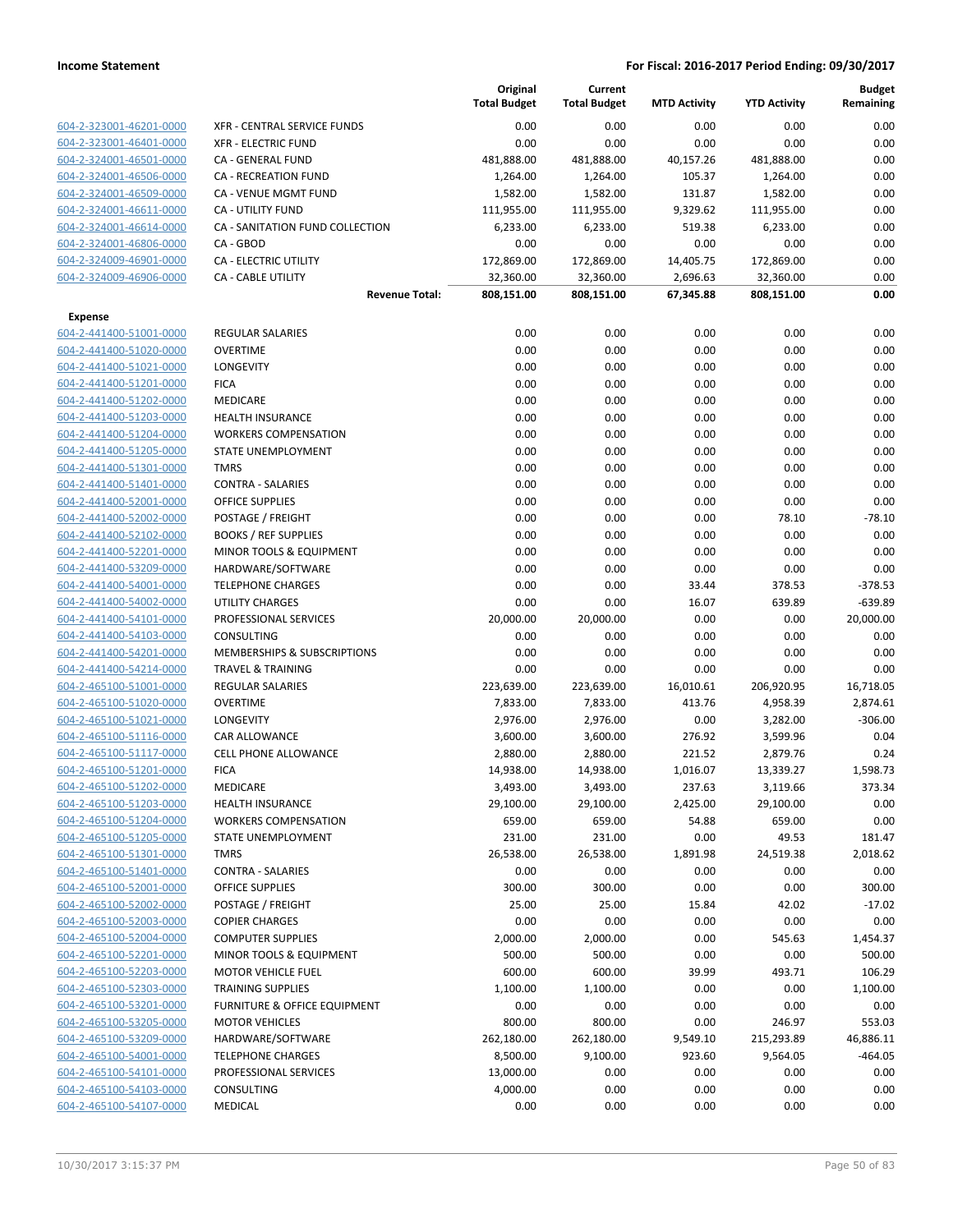| | | Original Total Budget | Current Total Budget | MTD Activity | YTD Activity | Budget Remaining |
|---|---|---|---|---|---|---|
| 604-2-323001-46201-0000 | XFR - CENTRAL SERVICE FUNDS | 0.00 | 0.00 | 0.00 | 0.00 | 0.00 |
| 604-2-323001-46401-0000 | XFR - ELECTRIC FUND | 0.00 | 0.00 | 0.00 | 0.00 | 0.00 |
| 604-2-324001-46501-0000 | CA - GENERAL FUND | 481,888.00 | 481,888.00 | 40,157.26 | 481,888.00 | 0.00 |
| 604-2-324001-46506-0000 | CA - RECREATION FUND | 1,264.00 | 1,264.00 | 105.37 | 1,264.00 | 0.00 |
| 604-2-324001-46509-0000 | CA - VENUE MGMT FUND | 1,582.00 | 1,582.00 | 131.87 | 1,582.00 | 0.00 |
| 604-2-324001-46611-0000 | CA - UTILITY FUND | 111,955.00 | 111,955.00 | 9,329.62 | 111,955.00 | 0.00 |
| 604-2-324001-46614-0000 | CA - SANITATION FUND COLLECTION | 6,233.00 | 6,233.00 | 519.38 | 6,233.00 | 0.00 |
| 604-2-324001-46806-0000 | CA - GBOD | 0.00 | 0.00 | 0.00 | 0.00 | 0.00 |
| 604-2-324009-46901-0000 | CA - ELECTRIC UTILITY | 172,869.00 | 172,869.00 | 14,405.75 | 172,869.00 | 0.00 |
| 604-2-324009-46906-0000 | CA - CABLE UTILITY | 32,360.00 | 32,360.00 | 2,696.63 | 32,360.00 | 0.00 |
| | **Revenue Total:** | **808,151.00** | **808,151.00** | **67,345.88** | **808,151.00** | **0.00** |
| **Expense** | | | | | | |
| 604-2-441400-51001-0000 | REGULAR SALARIES | 0.00 | 0.00 | 0.00 | 0.00 | 0.00 |
| 604-2-441400-51020-0000 | OVERTIME | 0.00 | 0.00 | 0.00 | 0.00 | 0.00 |
| 604-2-441400-51021-0000 | LONGEVITY | 0.00 | 0.00 | 0.00 | 0.00 | 0.00 |
| 604-2-441400-51201-0000 | FICA | 0.00 | 0.00 | 0.00 | 0.00 | 0.00 |
| 604-2-441400-51202-0000 | MEDICARE | 0.00 | 0.00 | 0.00 | 0.00 | 0.00 |
| 604-2-441400-51203-0000 | HEALTH INSURANCE | 0.00 | 0.00 | 0.00 | 0.00 | 0.00 |
| 604-2-441400-51204-0000 | WORKERS COMPENSATION | 0.00 | 0.00 | 0.00 | 0.00 | 0.00 |
| 604-2-441400-51205-0000 | STATE UNEMPLOYMENT | 0.00 | 0.00 | 0.00 | 0.00 | 0.00 |
| 604-2-441400-51301-0000 | TMRS | 0.00 | 0.00 | 0.00 | 0.00 | 0.00 |
| 604-2-441400-51401-0000 | CONTRA - SALARIES | 0.00 | 0.00 | 0.00 | 0.00 | 0.00 |
| 604-2-441400-52001-0000 | OFFICE SUPPLIES | 0.00 | 0.00 | 0.00 | 0.00 | 0.00 |
| 604-2-441400-52002-0000 | POSTAGE / FREIGHT | 0.00 | 0.00 | 0.00 | 78.10 | -78.10 |
| 604-2-441400-52102-0000 | BOOKS / REF SUPPLIES | 0.00 | 0.00 | 0.00 | 0.00 | 0.00 |
| 604-2-441400-52201-0000 | MINOR TOOLS & EQUIPMENT | 0.00 | 0.00 | 0.00 | 0.00 | 0.00 |
| 604-2-441400-53209-0000 | HARDWARE/SOFTWARE | 0.00 | 0.00 | 0.00 | 0.00 | 0.00 |
| 604-2-441400-54001-0000 | TELEPHONE CHARGES | 0.00 | 0.00 | 33.44 | 378.53 | -378.53 |
| 604-2-441400-54002-0000 | UTILITY CHARGES | 0.00 | 0.00 | 16.07 | 639.89 | -639.89 |
| 604-2-441400-54101-0000 | PROFESSIONAL SERVICES | 20,000.00 | 20,000.00 | 0.00 | 0.00 | 20,000.00 |
| 604-2-441400-54103-0000 | CONSULTING | 0.00 | 0.00 | 0.00 | 0.00 | 0.00 |
| 604-2-441400-54201-0000 | MEMBERSHIPS & SUBSCRIPTIONS | 0.00 | 0.00 | 0.00 | 0.00 | 0.00 |
| 604-2-441400-54214-0000 | TRAVEL & TRAINING | 0.00 | 0.00 | 0.00 | 0.00 | 0.00 |
| 604-2-465100-51001-0000 | REGULAR SALARIES | 223,639.00 | 223,639.00 | 16,010.61 | 206,920.95 | 16,718.05 |
| 604-2-465100-51020-0000 | OVERTIME | 7,833.00 | 7,833.00 | 413.76 | 4,958.39 | 2,874.61 |
| 604-2-465100-51021-0000 | LONGEVITY | 2,976.00 | 2,976.00 | 0.00 | 3,282.00 | -306.00 |
| 604-2-465100-51116-0000 | CAR ALLOWANCE | 3,600.00 | 3,600.00 | 276.92 | 3,599.96 | 0.04 |
| 604-2-465100-51117-0000 | CELL PHONE ALLOWANCE | 2,880.00 | 2,880.00 | 221.52 | 2,879.76 | 0.24 |
| 604-2-465100-51201-0000 | FICA | 14,938.00 | 14,938.00 | 1,016.07 | 13,339.27 | 1,598.73 |
| 604-2-465100-51202-0000 | MEDICARE | 3,493.00 | 3,493.00 | 237.63 | 3,119.66 | 373.34 |
| 604-2-465100-51203-0000 | HEALTH INSURANCE | 29,100.00 | 29,100.00 | 2,425.00 | 29,100.00 | 0.00 |
| 604-2-465100-51204-0000 | WORKERS COMPENSATION | 659.00 | 659.00 | 54.88 | 659.00 | 0.00 |
| 604-2-465100-51205-0000 | STATE UNEMPLOYMENT | 231.00 | 231.00 | 0.00 | 49.53 | 181.47 |
| 604-2-465100-51301-0000 | TMRS | 26,538.00 | 26,538.00 | 1,891.98 | 24,519.38 | 2,018.62 |
| 604-2-465100-51401-0000 | CONTRA - SALARIES | 0.00 | 0.00 | 0.00 | 0.00 | 0.00 |
| 604-2-465100-52001-0000 | OFFICE SUPPLIES | 300.00 | 300.00 | 0.00 | 0.00 | 300.00 |
| 604-2-465100-52002-0000 | POSTAGE / FREIGHT | 25.00 | 25.00 | 15.84 | 42.02 | -17.02 |
| 604-2-465100-52003-0000 | COPIER CHARGES | 0.00 | 0.00 | 0.00 | 0.00 | 0.00 |
| 604-2-465100-52004-0000 | COMPUTER SUPPLIES | 2,000.00 | 2,000.00 | 0.00 | 545.63 | 1,454.37 |
| 604-2-465100-52201-0000 | MINOR TOOLS & EQUIPMENT | 500.00 | 500.00 | 0.00 | 0.00 | 500.00 |
| 604-2-465100-52203-0000 | MOTOR VEHICLE FUEL | 600.00 | 600.00 | 39.99 | 493.71 | 106.29 |
| 604-2-465100-52303-0000 | TRAINING SUPPLIES | 1,100.00 | 1,100.00 | 0.00 | 0.00 | 1,100.00 |
| 604-2-465100-53201-0000 | FURNITURE & OFFICE EQUIPMENT | 0.00 | 0.00 | 0.00 | 0.00 | 0.00 |
| 604-2-465100-53205-0000 | MOTOR VEHICLES | 800.00 | 800.00 | 0.00 | 246.97 | 553.03 |
| 604-2-465100-53209-0000 | HARDWARE/SOFTWARE | 262,180.00 | 262,180.00 | 9,549.10 | 215,293.89 | 46,886.11 |
| 604-2-465100-54001-0000 | TELEPHONE CHARGES | 8,500.00 | 9,100.00 | 923.60 | 9,564.05 | -464.05 |
| 604-2-465100-54101-0000 | PROFESSIONAL SERVICES | 13,000.00 | 0.00 | 0.00 | 0.00 | 0.00 |
| 604-2-465100-54103-0000 | CONSULTING | 4,000.00 | 0.00 | 0.00 | 0.00 | 0.00 |
| 604-2-465100-54107-0000 | MEDICAL | 0.00 | 0.00 | 0.00 | 0.00 | 0.00 |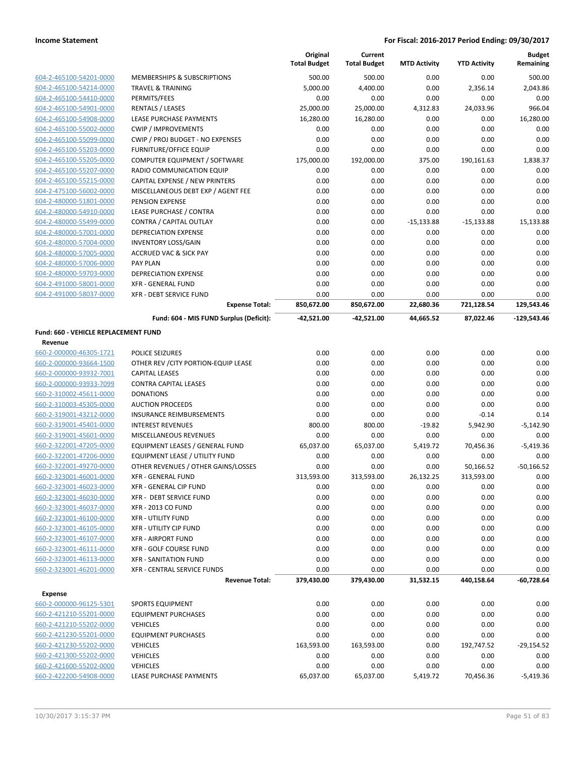**Income Statement** — **For Fiscal: 2016-2017 Period Ending: 09/30/2017**

| | | Original Total Budget | Current Total Budget | MTD Activity | YTD Activity | Budget Remaining |
|---|---|---|---|---|---|---|
| 604-2-465100-54201-0000 | MEMBERSHIPS & SUBSCRIPTIONS | 500.00 | 500.00 | 0.00 | 0.00 | 500.00 |
| 604-2-465100-54214-0000 | TRAVEL & TRAINING | 5,000.00 | 4,400.00 | 0.00 | 2,356.14 | 2,043.86 |
| 604-2-465100-54410-0000 | PERMITS/FEES | 0.00 | 0.00 | 0.00 | 0.00 | 0.00 |
| 604-2-465100-54901-0000 | RENTALS / LEASES | 25,000.00 | 25,000.00 | 4,312.83 | 24,033.96 | 966.04 |
| 604-2-465100-54908-0000 | LEASE PURCHASE PAYMENTS | 16,280.00 | 16,280.00 | 0.00 | 0.00 | 16,280.00 |
| 604-2-465100-55002-0000 | CWIP / IMPROVEMENTS | 0.00 | 0.00 | 0.00 | 0.00 | 0.00 |
| 604-2-465100-55099-0000 | CWIP / PROJ BUDGET - NO EXPENSES | 0.00 | 0.00 | 0.00 | 0.00 | 0.00 |
| 604-2-465100-55203-0000 | FURNITURE/OFFICE EQUIP | 0.00 | 0.00 | 0.00 | 0.00 | 0.00 |
| 604-2-465100-55205-0000 | COMPUTER EQUIPMENT / SOFTWARE | 175,000.00 | 192,000.00 | 375.00 | 190,161.63 | 1,838.37 |
| 604-2-465100-55207-0000 | RADIO COMMUNICATION EQUIP | 0.00 | 0.00 | 0.00 | 0.00 | 0.00 |
| 604-2-465100-55215-0000 | CAPITAL EXPENSE / NEW PRINTERS | 0.00 | 0.00 | 0.00 | 0.00 | 0.00 |
| 604-2-475100-56002-0000 | MISCELLANEOUS DEBT EXP / AGENT FEE | 0.00 | 0.00 | 0.00 | 0.00 | 0.00 |
| 604-2-480000-51801-0000 | PENSION EXPENSE | 0.00 | 0.00 | 0.00 | 0.00 | 0.00 |
| 604-2-480000-54910-0000 | LEASE PURCHASE / CONTRA | 0.00 | 0.00 | 0.00 | 0.00 | 0.00 |
| 604-2-480000-55499-0000 | CONTRA / CAPITAL OUTLAY | 0.00 | 0.00 | -15,133.88 | -15,133.88 | 15,133.88 |
| 604-2-480000-57001-0000 | DEPRECIATION EXPENSE | 0.00 | 0.00 | 0.00 | 0.00 | 0.00 |
| 604-2-480000-57004-0000 | INVENTORY LOSS/GAIN | 0.00 | 0.00 | 0.00 | 0.00 | 0.00 |
| 604-2-480000-57005-0000 | ACCRUED VAC & SICK PAY | 0.00 | 0.00 | 0.00 | 0.00 | 0.00 |
| 604-2-480000-57006-0000 | PAY PLAN | 0.00 | 0.00 | 0.00 | 0.00 | 0.00 |
| 604-2-480000-59703-0000 | DEPRECIATION EXPENSE | 0.00 | 0.00 | 0.00 | 0.00 | 0.00 |
| 604-2-491000-58001-0000 | XFR - GENERAL FUND | 0.00 | 0.00 | 0.00 | 0.00 | 0.00 |
| 604-2-491000-58037-0000 | XFR - DEBT SERVICE FUND | 0.00 | 0.00 | 0.00 | 0.00 | 0.00 |
| | **Expense Total:** | **850,672.00** | **850,672.00** | **22,680.36** | **721,128.54** | **129,543.46** |
| | **Fund: 604 - MIS FUND Surplus (Deficit):** | **-42,521.00** | **-42,521.00** | **44,665.52** | **87,022.46** | **-129,543.46** |

**Fund: 660 - VEHICLE REPLACEMENT FUND**

**Revenue**

| | | Original Total Budget | Current Total Budget | MTD Activity | YTD Activity | Budget Remaining |
|---|---|---|---|---|---|---|
| 660-2-000000-46305-1721 | POLICE SEIZURES | 0.00 | 0.00 | 0.00 | 0.00 | 0.00 |
| 660-2-000000-93664-1500 | OTHER REV /CITY PORTION-EQUIP LEASE | 0.00 | 0.00 | 0.00 | 0.00 | 0.00 |
| 660-2-000000-93932-7001 | CAPITAL LEASES | 0.00 | 0.00 | 0.00 | 0.00 | 0.00 |
| 660-2-000000-93933-7099 | CONTRA CAPITAL LEASES | 0.00 | 0.00 | 0.00 | 0.00 | 0.00 |
| 660-2-310002-45611-0000 | DONATIONS | 0.00 | 0.00 | 0.00 | 0.00 | 0.00 |
| 660-2-310003-45305-0000 | AUCTION PROCEEDS | 0.00 | 0.00 | 0.00 | 0.00 | 0.00 |
| 660-2-319001-43212-0000 | INSURANCE REIMBURSEMENTS | 0.00 | 0.00 | 0.00 | -0.14 | 0.14 |
| 660-2-319001-45401-0000 | INTEREST REVENUES | 800.00 | 800.00 | -19.82 | 5,942.90 | -5,142.90 |
| 660-2-319001-45601-0000 | MISCELLANEOUS REVENUES | 0.00 | 0.00 | 0.00 | 0.00 | 0.00 |
| 660-2-322001-47205-0000 | EQUIPMENT LEASES / GENERAL FUND | 65,037.00 | 65,037.00 | 5,419.72 | 70,456.36 | -5,419.36 |
| 660-2-322001-47206-0000 | EQUIPMENT LEASE / UTILITY FUND | 0.00 | 0.00 | 0.00 | 0.00 | 0.00 |
| 660-2-322001-49270-0000 | OTHER REVENUES / OTHER GAINS/LOSSES | 0.00 | 0.00 | 0.00 | 50,166.52 | -50,166.52 |
| 660-2-323001-46001-0000 | XFR - GENERAL FUND | 313,593.00 | 313,593.00 | 26,132.25 | 313,593.00 | 0.00 |
| 660-2-323001-46023-0000 | XFR - GENERAL CIP FUND | 0.00 | 0.00 | 0.00 | 0.00 | 0.00 |
| 660-2-323001-46030-0000 | XFR - DEBT SERVICE FUND | 0.00 | 0.00 | 0.00 | 0.00 | 0.00 |
| 660-2-323001-46037-0000 | XFR - 2013 CO FUND | 0.00 | 0.00 | 0.00 | 0.00 | 0.00 |
| 660-2-323001-46100-0000 | XFR - UTILITY FUND | 0.00 | 0.00 | 0.00 | 0.00 | 0.00 |
| 660-2-323001-46105-0000 | XFR - UTILITY CIP FUND | 0.00 | 0.00 | 0.00 | 0.00 | 0.00 |
| 660-2-323001-46107-0000 | XFR - AIRPORT FUND | 0.00 | 0.00 | 0.00 | 0.00 | 0.00 |
| 660-2-323001-46111-0000 | XFR - GOLF COURSE FUND | 0.00 | 0.00 | 0.00 | 0.00 | 0.00 |
| 660-2-323001-46113-0000 | XFR - SANITATION FUND | 0.00 | 0.00 | 0.00 | 0.00 | 0.00 |
| 660-2-323001-46201-0000 | XFR - CENTRAL SERVICE FUNDS | 0.00 | 0.00 | 0.00 | 0.00 | 0.00 |
| | **Revenue Total:** | **379,430.00** | **379,430.00** | **31,532.15** | **440,158.64** | **-60,728.64** |

**Expense**

| | | Original Total Budget | Current Total Budget | MTD Activity | YTD Activity | Budget Remaining |
|---|---|---|---|---|---|---|
| 660-2-000000-96125-5301 | SPORTS EQUIPMENT | 0.00 | 0.00 | 0.00 | 0.00 | 0.00 |
| 660-2-421210-55201-0000 | EQUIPMENT PURCHASES | 0.00 | 0.00 | 0.00 | 0.00 | 0.00 |
| 660-2-421210-55202-0000 | VEHICLES | 0.00 | 0.00 | 0.00 | 0.00 | 0.00 |
| 660-2-421230-55201-0000 | EQUIPMENT PURCHASES | 0.00 | 0.00 | 0.00 | 0.00 | 0.00 |
| 660-2-421230-55202-0000 | VEHICLES | 163,593.00 | 163,593.00 | 0.00 | 192,747.52 | -29,154.52 |
| 660-2-421300-55202-0000 | VEHICLES | 0.00 | 0.00 | 0.00 | 0.00 | 0.00 |
| 660-2-421600-55202-0000 | VEHICLES | 0.00 | 0.00 | 0.00 | 0.00 | 0.00 |
| 660-2-422200-54908-0000 | LEASE PURCHASE PAYMENTS | 65,037.00 | 65,037.00 | 5,419.72 | 70,456.36 | -5,419.36 |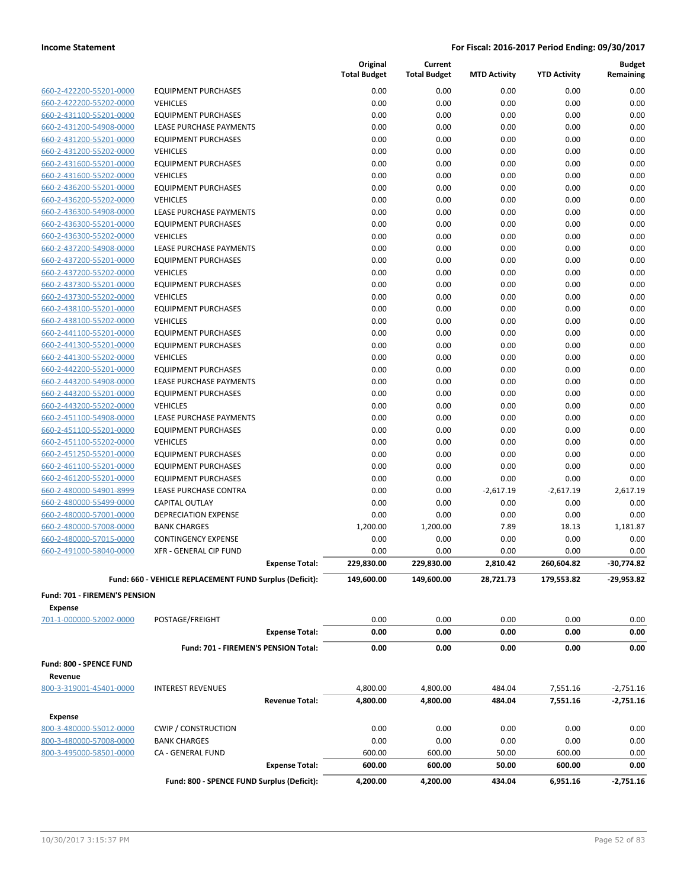| | | Original Total Budget | Current Total Budget | MTD Activity | YTD Activity | Budget Remaining |
|---|---|---|---|---|---|---|
| 660-2-422200-55201-0000 | EQUIPMENT PURCHASES | 0.00 | 0.00 | 0.00 | 0.00 | 0.00 |
| 660-2-422200-55202-0000 | VEHICLES | 0.00 | 0.00 | 0.00 | 0.00 | 0.00 |
| 660-2-431100-55201-0000 | EQUIPMENT PURCHASES | 0.00 | 0.00 | 0.00 | 0.00 | 0.00 |
| 660-2-431200-54908-0000 | LEASE PURCHASE PAYMENTS | 0.00 | 0.00 | 0.00 | 0.00 | 0.00 |
| 660-2-431200-55201-0000 | EQUIPMENT PURCHASES | 0.00 | 0.00 | 0.00 | 0.00 | 0.00 |
| 660-2-431200-55202-0000 | VEHICLES | 0.00 | 0.00 | 0.00 | 0.00 | 0.00 |
| 660-2-431600-55201-0000 | EQUIPMENT PURCHASES | 0.00 | 0.00 | 0.00 | 0.00 | 0.00 |
| 660-2-431600-55202-0000 | VEHICLES | 0.00 | 0.00 | 0.00 | 0.00 | 0.00 |
| 660-2-436200-55201-0000 | EQUIPMENT PURCHASES | 0.00 | 0.00 | 0.00 | 0.00 | 0.00 |
| 660-2-436200-55202-0000 | VEHICLES | 0.00 | 0.00 | 0.00 | 0.00 | 0.00 |
| 660-2-436300-54908-0000 | LEASE PURCHASE PAYMENTS | 0.00 | 0.00 | 0.00 | 0.00 | 0.00 |
| 660-2-436300-55201-0000 | EQUIPMENT PURCHASES | 0.00 | 0.00 | 0.00 | 0.00 | 0.00 |
| 660-2-436300-55202-0000 | VEHICLES | 0.00 | 0.00 | 0.00 | 0.00 | 0.00 |
| 660-2-437200-54908-0000 | LEASE PURCHASE PAYMENTS | 0.00 | 0.00 | 0.00 | 0.00 | 0.00 |
| 660-2-437200-55201-0000 | EQUIPMENT PURCHASES | 0.00 | 0.00 | 0.00 | 0.00 | 0.00 |
| 660-2-437200-55202-0000 | VEHICLES | 0.00 | 0.00 | 0.00 | 0.00 | 0.00 |
| 660-2-437300-55201-0000 | EQUIPMENT PURCHASES | 0.00 | 0.00 | 0.00 | 0.00 | 0.00 |
| 660-2-437300-55202-0000 | VEHICLES | 0.00 | 0.00 | 0.00 | 0.00 | 0.00 |
| 660-2-438100-55201-0000 | EQUIPMENT PURCHASES | 0.00 | 0.00 | 0.00 | 0.00 | 0.00 |
| 660-2-438100-55202-0000 | VEHICLES | 0.00 | 0.00 | 0.00 | 0.00 | 0.00 |
| 660-2-441100-55201-0000 | EQUIPMENT PURCHASES | 0.00 | 0.00 | 0.00 | 0.00 | 0.00 |
| 660-2-441300-55201-0000 | EQUIPMENT PURCHASES | 0.00 | 0.00 | 0.00 | 0.00 | 0.00 |
| 660-2-441300-55202-0000 | VEHICLES | 0.00 | 0.00 | 0.00 | 0.00 | 0.00 |
| 660-2-442200-55201-0000 | EQUIPMENT PURCHASES | 0.00 | 0.00 | 0.00 | 0.00 | 0.00 |
| 660-2-443200-54908-0000 | LEASE PURCHASE PAYMENTS | 0.00 | 0.00 | 0.00 | 0.00 | 0.00 |
| 660-2-443200-55201-0000 | EQUIPMENT PURCHASES | 0.00 | 0.00 | 0.00 | 0.00 | 0.00 |
| 660-2-443200-55202-0000 | VEHICLES | 0.00 | 0.00 | 0.00 | 0.00 | 0.00 |
| 660-2-451100-54908-0000 | LEASE PURCHASE PAYMENTS | 0.00 | 0.00 | 0.00 | 0.00 | 0.00 |
| 660-2-451100-55201-0000 | EQUIPMENT PURCHASES | 0.00 | 0.00 | 0.00 | 0.00 | 0.00 |
| 660-2-451100-55202-0000 | VEHICLES | 0.00 | 0.00 | 0.00 | 0.00 | 0.00 |
| 660-2-451250-55201-0000 | EQUIPMENT PURCHASES | 0.00 | 0.00 | 0.00 | 0.00 | 0.00 |
| 660-2-461100-55201-0000 | EQUIPMENT PURCHASES | 0.00 | 0.00 | 0.00 | 0.00 | 0.00 |
| 660-2-461200-55201-0000 | EQUIPMENT PURCHASES | 0.00 | 0.00 | 0.00 | 0.00 | 0.00 |
| 660-2-480000-54901-8999 | LEASE PURCHASE CONTRA | 0.00 | 0.00 | -2,617.19 | -2,617.19 | 2,617.19 |
| 660-2-480000-55499-0000 | CAPITAL OUTLAY | 0.00 | 0.00 | 0.00 | 0.00 | 0.00 |
| 660-2-480000-57001-0000 | DEPRECIATION EXPENSE | 0.00 | 0.00 | 0.00 | 0.00 | 0.00 |
| 660-2-480000-57008-0000 | BANK CHARGES | 1,200.00 | 1,200.00 | 7.89 | 18.13 | 1,181.87 |
| 660-2-480000-57015-0000 | CONTINGENCY EXPENSE | 0.00 | 0.00 | 0.00 | 0.00 | 0.00 |
| 660-2-491000-58040-0000 | XFR - GENERAL CIP FUND | 0.00 | 0.00 | 0.00 | 0.00 | 0.00 |
| | **Expense Total:** | **229,830.00** | **229,830.00** | **2,810.42** | **260,604.82** | **-30,774.82** |
| | **Fund: 660 - VEHICLE REPLACEMENT FUND Surplus (Deficit):** | **149,600.00** | **149,600.00** | **28,721.73** | **179,553.82** | **-29,953.82** |

**Fund: 701 - FIREMEN'S PENSION**

**Expense**

| | | Original Total Budget | Current Total Budget | MTD Activity | YTD Activity | Budget Remaining |
|---|---|---|---|---|---|---|
| 701-1-000000-52002-0000 | POSTAGE/FREIGHT | 0.00 | 0.00 | 0.00 | 0.00 | 0.00 |
| | **Expense Total:** | **0.00** | **0.00** | **0.00** | **0.00** | **0.00** |
| | **Fund: 701 - FIREMEN'S PENSION Total:** | **0.00** | **0.00** | **0.00** | **0.00** | **0.00** |

**Fund: 800 - SPENCE FUND**

**Revenue**

| | | Original Total Budget | Current Total Budget | MTD Activity | YTD Activity | Budget Remaining |
|---|---|---|---|---|---|---|
| 800-3-319001-45401-0000 | INTEREST REVENUES | 4,800.00 | 4,800.00 | 484.04 | 7,551.16 | -2,751.16 |
| | **Revenue Total:** | **4,800.00** | **4,800.00** | **484.04** | **7,551.16** | **-2,751.16** |

**Expense**

| | | Original Total Budget | Current Total Budget | MTD Activity | YTD Activity | Budget Remaining |
|---|---|---|---|---|---|---|
| 800-3-480000-55012-0000 | CWIP / CONSTRUCTION | 0.00 | 0.00 | 0.00 | 0.00 | 0.00 |
| 800-3-480000-57008-0000 | BANK CHARGES | 0.00 | 0.00 | 0.00 | 0.00 | 0.00 |
| 800-3-495000-58501-0000 | CA - GENERAL FUND | 600.00 | 600.00 | 50.00 | 600.00 | 0.00 |
| | **Expense Total:** | **600.00** | **600.00** | **50.00** | **600.00** | **0.00** |
| | **Fund: 800 - SPENCE FUND Surplus (Deficit):** | **4,200.00** | **4,200.00** | **434.04** | **6,951.16** | **-2,751.16** |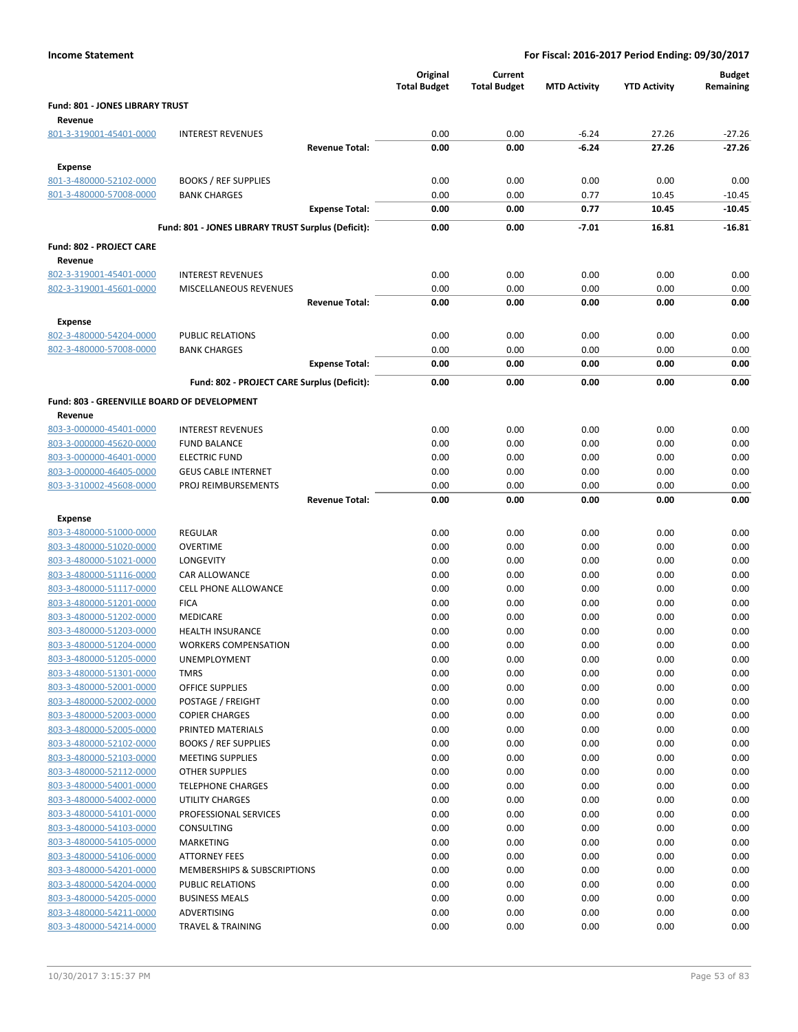**Income Statement** — **For Fiscal: 2016-2017 Period Ending: 09/30/2017**

| | | Original Total Budget | Current Total Budget | MTD Activity | YTD Activity | Budget Remaining |
|---|---|---|---|---|---|---|
| **Fund: 801 - JONES LIBRARY TRUST** | | | | | | |
| **Revenue** | | | | | | |
| 801-3-319001-45401-0000 | INTEREST REVENUES | 0.00 | 0.00 | -6.24 | 27.26 | -27.26 |
| | **Revenue Total:** | **0.00** | **0.00** | **-6.24** | **27.26** | **-27.26** |
| **Expense** | | | | | | |
| 801-3-480000-52102-0000 | BOOKS / REF SUPPLIES | 0.00 | 0.00 | 0.00 | 0.00 | 0.00 |
| 801-3-480000-57008-0000 | BANK CHARGES | 0.00 | 0.00 | 0.77 | 10.45 | -10.45 |
| | **Expense Total:** | **0.00** | **0.00** | **0.77** | **10.45** | **-10.45** |
| | **Fund: 801 - JONES LIBRARY TRUST Surplus (Deficit):** | **0.00** | **0.00** | **-7.01** | **16.81** | **-16.81** |
| **Fund: 802 - PROJECT CARE** | | | | | | |
| **Revenue** | | | | | | |
| 802-3-319001-45401-0000 | INTEREST REVENUES | 0.00 | 0.00 | 0.00 | 0.00 | 0.00 |
| 802-3-319001-45601-0000 | MISCELLANEOUS REVENUES | 0.00 | 0.00 | 0.00 | 0.00 | 0.00 |
| | **Revenue Total:** | **0.00** | **0.00** | **0.00** | **0.00** | **0.00** |
| **Expense** | | | | | | |
| 802-3-480000-54204-0000 | PUBLIC RELATIONS | 0.00 | 0.00 | 0.00 | 0.00 | 0.00 |
| 802-3-480000-57008-0000 | BANK CHARGES | 0.00 | 0.00 | 0.00 | 0.00 | 0.00 |
| | **Expense Total:** | **0.00** | **0.00** | **0.00** | **0.00** | **0.00** |
| | **Fund: 802 - PROJECT CARE Surplus (Deficit):** | **0.00** | **0.00** | **0.00** | **0.00** | **0.00** |
| **Fund: 803 - GREENVILLE BOARD OF DEVELOPMENT** | | | | | | |
| **Revenue** | | | | | | |
| 803-3-000000-45401-0000 | INTEREST REVENUES | 0.00 | 0.00 | 0.00 | 0.00 | 0.00 |
| 803-3-000000-45620-0000 | FUND BALANCE | 0.00 | 0.00 | 0.00 | 0.00 | 0.00 |
| 803-3-000000-46401-0000 | ELECTRIC FUND | 0.00 | 0.00 | 0.00 | 0.00 | 0.00 |
| 803-3-000000-46405-0000 | GEUS CABLE INTERNET | 0.00 | 0.00 | 0.00 | 0.00 | 0.00 |
| 803-3-310002-45608-0000 | PROJ REIMBURSEMENTS | 0.00 | 0.00 | 0.00 | 0.00 | 0.00 |
| | **Revenue Total:** | **0.00** | **0.00** | **0.00** | **0.00** | **0.00** |
| **Expense** | | | | | | |
| 803-3-480000-51000-0000 | REGULAR | 0.00 | 0.00 | 0.00 | 0.00 | 0.00 |
| 803-3-480000-51020-0000 | OVERTIME | 0.00 | 0.00 | 0.00 | 0.00 | 0.00 |
| 803-3-480000-51021-0000 | LONGEVITY | 0.00 | 0.00 | 0.00 | 0.00 | 0.00 |
| 803-3-480000-51116-0000 | CAR ALLOWANCE | 0.00 | 0.00 | 0.00 | 0.00 | 0.00 |
| 803-3-480000-51117-0000 | CELL PHONE ALLOWANCE | 0.00 | 0.00 | 0.00 | 0.00 | 0.00 |
| 803-3-480000-51201-0000 | FICA | 0.00 | 0.00 | 0.00 | 0.00 | 0.00 |
| 803-3-480000-51202-0000 | MEDICARE | 0.00 | 0.00 | 0.00 | 0.00 | 0.00 |
| 803-3-480000-51203-0000 | HEALTH INSURANCE | 0.00 | 0.00 | 0.00 | 0.00 | 0.00 |
| 803-3-480000-51204-0000 | WORKERS COMPENSATION | 0.00 | 0.00 | 0.00 | 0.00 | 0.00 |
| 803-3-480000-51205-0000 | UNEMPLOYMENT | 0.00 | 0.00 | 0.00 | 0.00 | 0.00 |
| 803-3-480000-51301-0000 | TMRS | 0.00 | 0.00 | 0.00 | 0.00 | 0.00 |
| 803-3-480000-52001-0000 | OFFICE SUPPLIES | 0.00 | 0.00 | 0.00 | 0.00 | 0.00 |
| 803-3-480000-52002-0000 | POSTAGE / FREIGHT | 0.00 | 0.00 | 0.00 | 0.00 | 0.00 |
| 803-3-480000-52003-0000 | COPIER CHARGES | 0.00 | 0.00 | 0.00 | 0.00 | 0.00 |
| 803-3-480000-52005-0000 | PRINTED MATERIALS | 0.00 | 0.00 | 0.00 | 0.00 | 0.00 |
| 803-3-480000-52102-0000 | BOOKS / REF SUPPLIES | 0.00 | 0.00 | 0.00 | 0.00 | 0.00 |
| 803-3-480000-52103-0000 | MEETING SUPPLIES | 0.00 | 0.00 | 0.00 | 0.00 | 0.00 |
| 803-3-480000-52112-0000 | OTHER SUPPLIES | 0.00 | 0.00 | 0.00 | 0.00 | 0.00 |
| 803-3-480000-54001-0000 | TELEPHONE CHARGES | 0.00 | 0.00 | 0.00 | 0.00 | 0.00 |
| 803-3-480000-54002-0000 | UTILITY CHARGES | 0.00 | 0.00 | 0.00 | 0.00 | 0.00 |
| 803-3-480000-54101-0000 | PROFESSIONAL SERVICES | 0.00 | 0.00 | 0.00 | 0.00 | 0.00 |
| 803-3-480000-54103-0000 | CONSULTING | 0.00 | 0.00 | 0.00 | 0.00 | 0.00 |
| 803-3-480000-54105-0000 | MARKETING | 0.00 | 0.00 | 0.00 | 0.00 | 0.00 |
| 803-3-480000-54106-0000 | ATTORNEY FEES | 0.00 | 0.00 | 0.00 | 0.00 | 0.00 |
| 803-3-480000-54201-0000 | MEMBERSHIPS & SUBSCRIPTIONS | 0.00 | 0.00 | 0.00 | 0.00 | 0.00 |
| 803-3-480000-54204-0000 | PUBLIC RELATIONS | 0.00 | 0.00 | 0.00 | 0.00 | 0.00 |
| 803-3-480000-54205-0000 | BUSINESS MEALS | 0.00 | 0.00 | 0.00 | 0.00 | 0.00 |
| 803-3-480000-54211-0000 | ADVERTISING | 0.00 | 0.00 | 0.00 | 0.00 | 0.00 |
| 803-3-480000-54214-0000 | TRAVEL & TRAINING | 0.00 | 0.00 | 0.00 | 0.00 | 0.00 |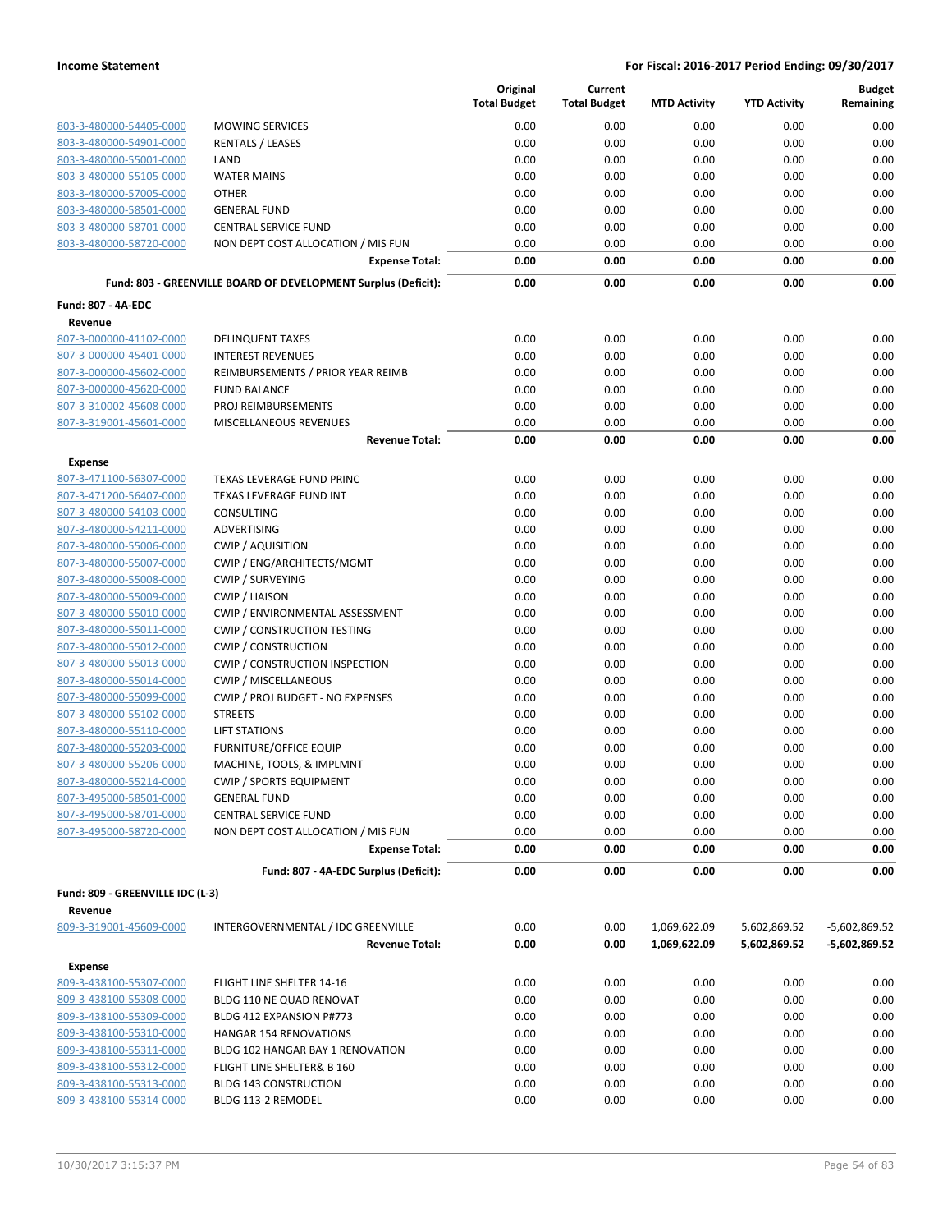| | | Original Total Budget | Current Total Budget | MTD Activity | YTD Activity | Budget Remaining |
|---|---|---|---|---|---|---|
| 803-3-480000-54405-0000 | MOWING SERVICES | 0.00 | 0.00 | 0.00 | 0.00 | 0.00 |
| 803-3-480000-54901-0000 | RENTALS / LEASES | 0.00 | 0.00 | 0.00 | 0.00 | 0.00 |
| 803-3-480000-55001-0000 | LAND | 0.00 | 0.00 | 0.00 | 0.00 | 0.00 |
| 803-3-480000-55105-0000 | WATER MAINS | 0.00 | 0.00 | 0.00 | 0.00 | 0.00 |
| 803-3-480000-57005-0000 | OTHER | 0.00 | 0.00 | 0.00 | 0.00 | 0.00 |
| 803-3-480000-58501-0000 | GENERAL FUND | 0.00 | 0.00 | 0.00 | 0.00 | 0.00 |
| 803-3-480000-58701-0000 | CENTRAL SERVICE FUND | 0.00 | 0.00 | 0.00 | 0.00 | 0.00 |
| 803-3-480000-58720-0000 | NON DEPT COST ALLOCATION / MIS FUN | 0.00 | 0.00 | 0.00 | 0.00 | 0.00 |
| | **Expense Total:** | **0.00** | **0.00** | **0.00** | **0.00** | **0.00** |
| | **Fund: 803 - GREENVILLE BOARD OF DEVELOPMENT Surplus (Deficit):** | **0.00** | **0.00** | **0.00** | **0.00** | **0.00** |
| **Fund: 807 - 4A-EDC** | | | | | | |
| **Revenue** | | | | | | |
| 807-3-000000-41102-0000 | DELINQUENT TAXES | 0.00 | 0.00 | 0.00 | 0.00 | 0.00 |
| 807-3-000000-45401-0000 | INTEREST REVENUES | 0.00 | 0.00 | 0.00 | 0.00 | 0.00 |
| 807-3-000000-45602-0000 | REIMBURSEMENTS / PRIOR YEAR REIMB | 0.00 | 0.00 | 0.00 | 0.00 | 0.00 |
| 807-3-000000-45620-0000 | FUND BALANCE | 0.00 | 0.00 | 0.00 | 0.00 | 0.00 |
| 807-3-310002-45608-0000 | PROJ REIMBURSEMENTS | 0.00 | 0.00 | 0.00 | 0.00 | 0.00 |
| 807-3-319001-45601-0000 | MISCELLANEOUS REVENUES | 0.00 | 0.00 | 0.00 | 0.00 | 0.00 |
| | **Revenue Total:** | **0.00** | **0.00** | **0.00** | **0.00** | **0.00** |
| **Expense** | | | | | | |
| 807-3-471100-56307-0000 | TEXAS LEVERAGE FUND PRINC | 0.00 | 0.00 | 0.00 | 0.00 | 0.00 |
| 807-3-471200-56407-0000 | TEXAS LEVERAGE FUND INT | 0.00 | 0.00 | 0.00 | 0.00 | 0.00 |
| 807-3-480000-54103-0000 | CONSULTING | 0.00 | 0.00 | 0.00 | 0.00 | 0.00 |
| 807-3-480000-54211-0000 | ADVERTISING | 0.00 | 0.00 | 0.00 | 0.00 | 0.00 |
| 807-3-480000-55006-0000 | CWIP / AQUISITION | 0.00 | 0.00 | 0.00 | 0.00 | 0.00 |
| 807-3-480000-55007-0000 | CWIP / ENG/ARCHITECTS/MGMT | 0.00 | 0.00 | 0.00 | 0.00 | 0.00 |
| 807-3-480000-55008-0000 | CWIP / SURVEYING | 0.00 | 0.00 | 0.00 | 0.00 | 0.00 |
| 807-3-480000-55009-0000 | CWIP / LIAISON | 0.00 | 0.00 | 0.00 | 0.00 | 0.00 |
| 807-3-480000-55010-0000 | CWIP / ENVIRONMENTAL ASSESSMENT | 0.00 | 0.00 | 0.00 | 0.00 | 0.00 |
| 807-3-480000-55011-0000 | CWIP / CONSTRUCTION TESTING | 0.00 | 0.00 | 0.00 | 0.00 | 0.00 |
| 807-3-480000-55012-0000 | CWIP / CONSTRUCTION | 0.00 | 0.00 | 0.00 | 0.00 | 0.00 |
| 807-3-480000-55013-0000 | CWIP / CONSTRUCTION INSPECTION | 0.00 | 0.00 | 0.00 | 0.00 | 0.00 |
| 807-3-480000-55014-0000 | CWIP / MISCELLANEOUS | 0.00 | 0.00 | 0.00 | 0.00 | 0.00 |
| 807-3-480000-55099-0000 | CWIP / PROJ BUDGET - NO EXPENSES | 0.00 | 0.00 | 0.00 | 0.00 | 0.00 |
| 807-3-480000-55102-0000 | STREETS | 0.00 | 0.00 | 0.00 | 0.00 | 0.00 |
| 807-3-480000-55110-0000 | LIFT STATIONS | 0.00 | 0.00 | 0.00 | 0.00 | 0.00 |
| 807-3-480000-55203-0000 | FURNITURE/OFFICE EQUIP | 0.00 | 0.00 | 0.00 | 0.00 | 0.00 |
| 807-3-480000-55206-0000 | MACHINE, TOOLS, & IMPLMNT | 0.00 | 0.00 | 0.00 | 0.00 | 0.00 |
| 807-3-480000-55214-0000 | CWIP / SPORTS EQUIPMENT | 0.00 | 0.00 | 0.00 | 0.00 | 0.00 |
| 807-3-495000-58501-0000 | GENERAL FUND | 0.00 | 0.00 | 0.00 | 0.00 | 0.00 |
| 807-3-495000-58701-0000 | CENTRAL SERVICE FUND | 0.00 | 0.00 | 0.00 | 0.00 | 0.00 |
| 807-3-495000-58720-0000 | NON DEPT COST ALLOCATION / MIS FUN | 0.00 | 0.00 | 0.00 | 0.00 | 0.00 |
| | **Expense Total:** | **0.00** | **0.00** | **0.00** | **0.00** | **0.00** |
| | **Fund: 807 - 4A-EDC Surplus (Deficit):** | **0.00** | **0.00** | **0.00** | **0.00** | **0.00** |
| **Fund: 809 - GREENVILLE IDC (L-3)** | | | | | | |
| **Revenue** | | | | | | |
| 809-3-319001-45609-0000 | INTERGOVERNMENTAL / IDC GREENVILLE | 0.00 | 0.00 | 1,069,622.09 | 5,602,869.52 | -5,602,869.52 |
| | **Revenue Total:** | **0.00** | **0.00** | **1,069,622.09** | **5,602,869.52** | **-5,602,869.52** |
| **Expense** | | | | | | |
| 809-3-438100-55307-0000 | FLIGHT LINE SHELTER 14-16 | 0.00 | 0.00 | 0.00 | 0.00 | 0.00 |
| 809-3-438100-55308-0000 | BLDG 110 NE QUAD RENOVAT | 0.00 | 0.00 | 0.00 | 0.00 | 0.00 |
| 809-3-438100-55309-0000 | BLDG 412 EXPANSION P#773 | 0.00 | 0.00 | 0.00 | 0.00 | 0.00 |
| 809-3-438100-55310-0000 | HANGAR 154 RENOVATIONS | 0.00 | 0.00 | 0.00 | 0.00 | 0.00 |
| 809-3-438100-55311-0000 | BLDG 102 HANGAR BAY 1 RENOVATION | 0.00 | 0.00 | 0.00 | 0.00 | 0.00 |
| 809-3-438100-55312-0000 | FLIGHT LINE SHELTER& B 160 | 0.00 | 0.00 | 0.00 | 0.00 | 0.00 |
| 809-3-438100-55313-0000 | BLDG 143 CONSTRUCTION | 0.00 | 0.00 | 0.00 | 0.00 | 0.00 |
| 809-3-438100-55314-0000 | BLDG 113-2 REMODEL | 0.00 | 0.00 | 0.00 | 0.00 | 0.00 |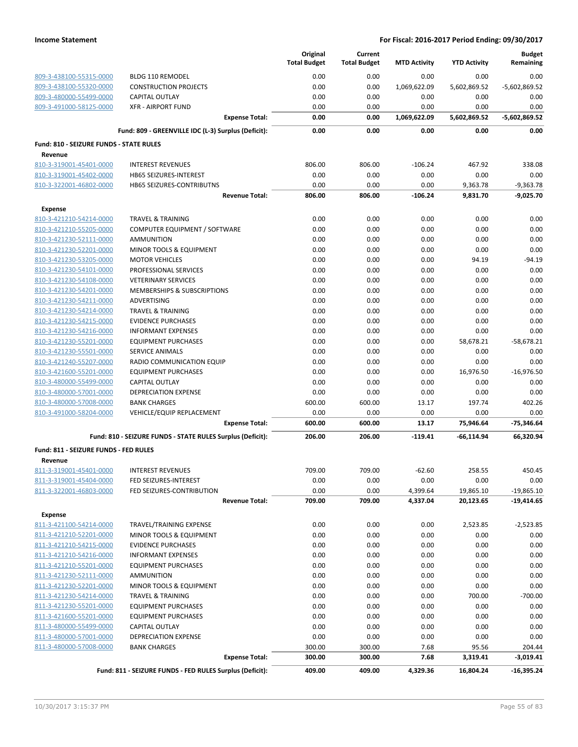| | | Original Total Budget | Current Total Budget | MTD Activity | YTD Activity | Budget Remaining |
|---|---|---|---|---|---|---|
| 809-3-438100-55315-0000 | BLDG 110 REMODEL | 0.00 | 0.00 | 0.00 | 0.00 | 0.00 |
| 809-3-438100-55320-0000 | CONSTRUCTION PROJECTS | 0.00 | 0.00 | 1,069,622.09 | 5,602,869.52 | -5,602,869.52 |
| 809-3-480000-55499-0000 | CAPITAL OUTLAY | 0.00 | 0.00 | 0.00 | 0.00 | 0.00 |
| 809-3-491000-58125-0000 | XFR - AIRPORT FUND | 0.00 | 0.00 | 0.00 | 0.00 | 0.00 |
| | **Expense Total:** | **0.00** | **0.00** | **1,069,622.09** | **5,602,869.52** | **-5,602,869.52** |
| | **Fund: 809 - GREENVILLE IDC (L-3) Surplus (Deficit):** | **0.00** | **0.00** | **0.00** | **0.00** | **0.00** |
| **Fund: 810 - SEIZURE FUNDS - STATE RULES** | | | | | | |
| **Revenue** | | | | | | |
| 810-3-319001-45401-0000 | INTEREST REVENUES | 806.00 | 806.00 | -106.24 | 467.92 | 338.08 |
| 810-3-319001-45402-0000 | HB65 SEIZURES-INTEREST | 0.00 | 0.00 | 0.00 | 0.00 | 0.00 |
| 810-3-322001-46802-0000 | HB65 SEIZURES-CONTRIBUTNS | 0.00 | 0.00 | 0.00 | 9,363.78 | -9,363.78 |
| | **Revenue Total:** | **806.00** | **806.00** | **-106.24** | **9,831.70** | **-9,025.70** |
| **Expense** | | | | | | |
| 810-3-421210-54214-0000 | TRAVEL & TRAINING | 0.00 | 0.00 | 0.00 | 0.00 | 0.00 |
| 810-3-421210-55205-0000 | COMPUTER EQUIPMENT / SOFTWARE | 0.00 | 0.00 | 0.00 | 0.00 | 0.00 |
| 810-3-421230-52111-0000 | AMMUNITION | 0.00 | 0.00 | 0.00 | 0.00 | 0.00 |
| 810-3-421230-52201-0000 | MINOR TOOLS & EQUIPMENT | 0.00 | 0.00 | 0.00 | 0.00 | 0.00 |
| 810-3-421230-53205-0000 | MOTOR VEHICLES | 0.00 | 0.00 | 0.00 | 94.19 | -94.19 |
| 810-3-421230-54101-0000 | PROFESSIONAL SERVICES | 0.00 | 0.00 | 0.00 | 0.00 | 0.00 |
| 810-3-421230-54108-0000 | VETERINARY SERVICES | 0.00 | 0.00 | 0.00 | 0.00 | 0.00 |
| 810-3-421230-54201-0000 | MEMBERSHIPS & SUBSCRIPTIONS | 0.00 | 0.00 | 0.00 | 0.00 | 0.00 |
| 810-3-421230-54211-0000 | ADVERTISING | 0.00 | 0.00 | 0.00 | 0.00 | 0.00 |
| 810-3-421230-54214-0000 | TRAVEL & TRAINING | 0.00 | 0.00 | 0.00 | 0.00 | 0.00 |
| 810-3-421230-54215-0000 | EVIDENCE PURCHASES | 0.00 | 0.00 | 0.00 | 0.00 | 0.00 |
| 810-3-421230-54216-0000 | INFORMANT EXPENSES | 0.00 | 0.00 | 0.00 | 0.00 | 0.00 |
| 810-3-421230-55201-0000 | EQUIPMENT PURCHASES | 0.00 | 0.00 | 0.00 | 58,678.21 | -58,678.21 |
| 810-3-421230-55501-0000 | SERVICE ANIMALS | 0.00 | 0.00 | 0.00 | 0.00 | 0.00 |
| 810-3-421240-55207-0000 | RADIO COMMUNICATION EQUIP | 0.00 | 0.00 | 0.00 | 0.00 | 0.00 |
| 810-3-421600-55201-0000 | EQUIPMENT PURCHASES | 0.00 | 0.00 | 0.00 | 16,976.50 | -16,976.50 |
| 810-3-480000-55499-0000 | CAPITAL OUTLAY | 0.00 | 0.00 | 0.00 | 0.00 | 0.00 |
| 810-3-480000-57001-0000 | DEPRECIATION EXPENSE | 0.00 | 0.00 | 0.00 | 0.00 | 0.00 |
| 810-3-480000-57008-0000 | BANK CHARGES | 600.00 | 600.00 | 13.17 | 197.74 | 402.26 |
| 810-3-491000-58204-0000 | VEHICLE/EQUIP REPLACEMENT | 0.00 | 0.00 | 0.00 | 0.00 | 0.00 |
| | **Expense Total:** | **600.00** | **600.00** | **13.17** | **75,946.64** | **-75,346.64** |
| | **Fund: 810 - SEIZURE FUNDS - STATE RULES Surplus (Deficit):** | **206.00** | **206.00** | **-119.41** | **-66,114.94** | **66,320.94** |
| **Fund: 811 - SEIZURE FUNDS - FED RULES** | | | | | | |
| **Revenue** | | | | | | |
| 811-3-319001-45401-0000 | INTEREST REVENUES | 709.00 | 709.00 | -62.60 | 258.55 | 450.45 |
| 811-3-319001-45404-0000 | FED SEIZURES-INTEREST | 0.00 | 0.00 | 0.00 | 0.00 | 0.00 |
| 811-3-322001-46803-0000 | FED SEIZURES-CONTRIBUTION | 0.00 | 0.00 | 4,399.64 | 19,865.10 | -19,865.10 |
| | **Revenue Total:** | **709.00** | **709.00** | **4,337.04** | **20,123.65** | **-19,414.65** |
| **Expense** | | | | | | |
| 811-3-421100-54214-0000 | TRAVEL/TRAINING EXPENSE | 0.00 | 0.00 | 0.00 | 2,523.85 | -2,523.85 |
| 811-3-421210-52201-0000 | MINOR TOOLS & EQUIPMENT | 0.00 | 0.00 | 0.00 | 0.00 | 0.00 |
| 811-3-421210-54215-0000 | EVIDENCE PURCHASES | 0.00 | 0.00 | 0.00 | 0.00 | 0.00 |
| 811-3-421210-54216-0000 | INFORMANT EXPENSES | 0.00 | 0.00 | 0.00 | 0.00 | 0.00 |
| 811-3-421210-55201-0000 | EQUIPMENT PURCHASES | 0.00 | 0.00 | 0.00 | 0.00 | 0.00 |
| 811-3-421230-52111-0000 | AMMUNITION | 0.00 | 0.00 | 0.00 | 0.00 | 0.00 |
| 811-3-421230-52201-0000 | MINOR TOOLS & EQUIPMENT | 0.00 | 0.00 | 0.00 | 0.00 | 0.00 |
| 811-3-421230-54214-0000 | TRAVEL & TRAINING | 0.00 | 0.00 | 0.00 | 700.00 | -700.00 |
| 811-3-421230-55201-0000 | EQUIPMENT PURCHASES | 0.00 | 0.00 | 0.00 | 0.00 | 0.00 |
| 811-3-421600-55201-0000 | EQUIPMENT PURCHASES | 0.00 | 0.00 | 0.00 | 0.00 | 0.00 |
| 811-3-480000-55499-0000 | CAPITAL OUTLAY | 0.00 | 0.00 | 0.00 | 0.00 | 0.00 |
| 811-3-480000-57001-0000 | DEPRECIATION EXPENSE | 0.00 | 0.00 | 0.00 | 0.00 | 0.00 |
| 811-3-480000-57008-0000 | BANK CHARGES | 300.00 | 300.00 | 7.68 | 95.56 | 204.44 |
| | **Expense Total:** | **300.00** | **300.00** | **7.68** | **3,319.41** | **-3,019.41** |
| | **Fund: 811 - SEIZURE FUNDS - FED RULES Surplus (Deficit):** | **409.00** | **409.00** | **4,329.36** | **16,804.24** | **-16,395.24** |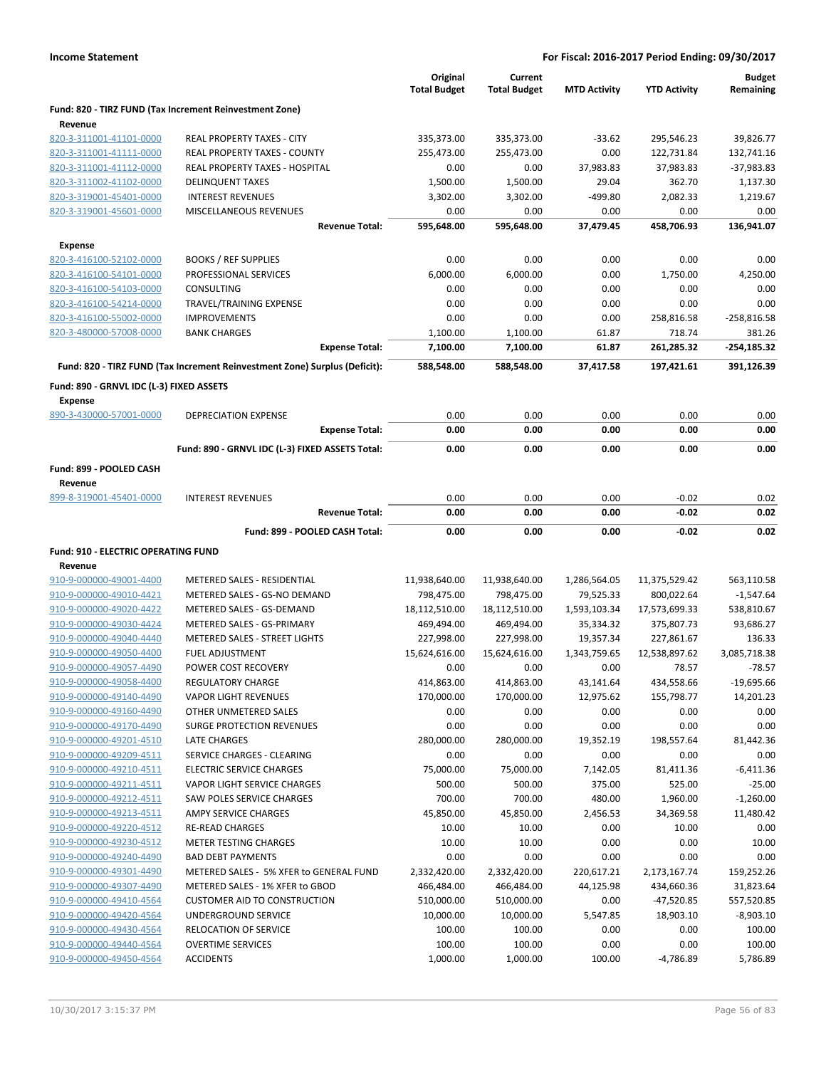**Income Statement** — For Fiscal: 2016-2017 Period Ending: 09/30/2017

| | | Original Total Budget | Current Total Budget | MTD Activity | YTD Activity | Budget Remaining |
|---|---|---|---|---|---|---|
| **Fund: 820 - TIRZ FUND (Tax Increment Reinvestment Zone)** | | | | | | |
| **Revenue** | | | | | | |
| 820-3-311001-41101-0000 | REAL PROPERTY TAXES - CITY | 335,373.00 | 335,373.00 | -33.62 | 295,546.23 | 39,826.77 |
| 820-3-311001-41111-0000 | REAL PROPERTY TAXES - COUNTY | 255,473.00 | 255,473.00 | 0.00 | 122,731.84 | 132,741.16 |
| 820-3-311001-41112-0000 | REAL PROPERTY TAXES - HOSPITAL | 0.00 | 0.00 | 37,983.83 | 37,983.83 | -37,983.83 |
| 820-3-311002-41102-0000 | DELINQUENT TAXES | 1,500.00 | 1,500.00 | 29.04 | 362.70 | 1,137.30 |
| 820-3-319001-45401-0000 | INTEREST REVENUES | 3,302.00 | 3,302.00 | -499.80 | 2,082.33 | 1,219.67 |
| 820-3-319001-45601-0000 | MISCELLANEOUS REVENUES | 0.00 | 0.00 | 0.00 | 0.00 | 0.00 |
| | **Revenue Total:** | **595,648.00** | **595,648.00** | **37,479.45** | **458,706.93** | **136,941.07** |
| **Expense** | | | | | | |
| 820-3-416100-52102-0000 | BOOKS / REF SUPPLIES | 0.00 | 0.00 | 0.00 | 0.00 | 0.00 |
| 820-3-416100-54101-0000 | PROFESSIONAL SERVICES | 6,000.00 | 6,000.00 | 0.00 | 1,750.00 | 4,250.00 |
| 820-3-416100-54103-0000 | CONSULTING | 0.00 | 0.00 | 0.00 | 0.00 | 0.00 |
| 820-3-416100-54214-0000 | TRAVEL/TRAINING EXPENSE | 0.00 | 0.00 | 0.00 | 0.00 | 0.00 |
| 820-3-416100-55002-0000 | IMPROVEMENTS | 0.00 | 0.00 | 0.00 | 258,816.58 | -258,816.58 |
| 820-3-480000-57008-0000 | BANK CHARGES | 1,100.00 | 1,100.00 | 61.87 | 718.74 | 381.26 |
| | **Expense Total:** | **7,100.00** | **7,100.00** | **61.87** | **261,285.32** | **-254,185.32** |
| | **Fund: 820 - TIRZ FUND (Tax Increment Reinvestment Zone) Surplus (Deficit):** | **588,548.00** | **588,548.00** | **37,417.58** | **197,421.61** | **391,126.39** |
| **Fund: 890 - GRNVL IDC (L-3) FIXED ASSETS** | | | | | | |
| **Expense** | | | | | | |
| 890-3-430000-57001-0000 | DEPRECIATION EXPENSE | 0.00 | 0.00 | 0.00 | 0.00 | 0.00 |
| | **Expense Total:** | **0.00** | **0.00** | **0.00** | **0.00** | **0.00** |
| | **Fund: 890 - GRNVL IDC (L-3) FIXED ASSETS Total:** | **0.00** | **0.00** | **0.00** | **0.00** | **0.00** |
| **Fund: 899 - POOLED CASH** | | | | | | |
| **Revenue** | | | | | | |
| 899-8-319001-45401-0000 | INTEREST REVENUES | 0.00 | 0.00 | 0.00 | -0.02 | 0.02 |
| | **Revenue Total:** | **0.00** | **0.00** | **0.00** | **-0.02** | **0.02** |
| | **Fund: 899 - POOLED CASH Total:** | **0.00** | **0.00** | **0.00** | **-0.02** | **0.02** |
| **Fund: 910 - ELECTRIC OPERATING FUND** | | | | | | |
| **Revenue** | | | | | | |
| 910-9-000000-49001-4400 | METERED SALES - RESIDENTIAL | 11,938,640.00 | 11,938,640.00 | 1,286,564.05 | 11,375,529.42 | 563,110.58 |
| 910-9-000000-49010-4421 | METERED SALES - GS-NO DEMAND | 798,475.00 | 798,475.00 | 79,525.33 | 800,022.64 | -1,547.64 |
| 910-9-000000-49020-4422 | METERED SALES - GS-DEMAND | 18,112,510.00 | 18,112,510.00 | 1,593,103.34 | 17,573,699.33 | 538,810.67 |
| 910-9-000000-49030-4424 | METERED SALES - GS-PRIMARY | 469,494.00 | 469,494.00 | 35,334.32 | 375,807.73 | 93,686.27 |
| 910-9-000000-49040-4440 | METERED SALES - STREET LIGHTS | 227,998.00 | 227,998.00 | 19,357.34 | 227,861.67 | 136.33 |
| 910-9-000000-49050-4400 | FUEL ADJUSTMENT | 15,624,616.00 | 15,624,616.00 | 1,343,759.65 | 12,538,897.62 | 3,085,718.38 |
| 910-9-000000-49057-4490 | POWER COST RECOVERY | 0.00 | 0.00 | 0.00 | 78.57 | -78.57 |
| 910-9-000000-49058-4400 | REGULATORY CHARGE | 414,863.00 | 414,863.00 | 43,141.64 | 434,558.66 | -19,695.66 |
| 910-9-000000-49140-4490 | VAPOR LIGHT REVENUES | 170,000.00 | 170,000.00 | 12,975.62 | 155,798.77 | 14,201.23 |
| 910-9-000000-49160-4490 | OTHER UNMETERED SALES | 0.00 | 0.00 | 0.00 | 0.00 | 0.00 |
| 910-9-000000-49170-4490 | SURGE PROTECTION REVENUES | 0.00 | 0.00 | 0.00 | 0.00 | 0.00 |
| 910-9-000000-49201-4510 | LATE CHARGES | 280,000.00 | 280,000.00 | 19,352.19 | 198,557.64 | 81,442.36 |
| 910-9-000000-49209-4511 | SERVICE CHARGES - CLEARING | 0.00 | 0.00 | 0.00 | 0.00 | 0.00 |
| 910-9-000000-49210-4511 | ELECTRIC SERVICE CHARGES | 75,000.00 | 75,000.00 | 7,142.05 | 81,411.36 | -6,411.36 |
| 910-9-000000-49211-4511 | VAPOR LIGHT SERVICE CHARGES | 500.00 | 500.00 | 375.00 | 525.00 | -25.00 |
| 910-9-000000-49212-4511 | SAW POLES SERVICE CHARGES | 700.00 | 700.00 | 480.00 | 1,960.00 | -1,260.00 |
| 910-9-000000-49213-4511 | AMPY SERVICE CHARGES | 45,850.00 | 45,850.00 | 2,456.53 | 34,369.58 | 11,480.42 |
| 910-9-000000-49220-4512 | RE-READ CHARGES | 10.00 | 10.00 | 0.00 | 10.00 | 0.00 |
| 910-9-000000-49230-4512 | METER TESTING CHARGES | 10.00 | 10.00 | 0.00 | 0.00 | 10.00 |
| 910-9-000000-49240-4490 | BAD DEBT PAYMENTS | 0.00 | 0.00 | 0.00 | 0.00 | 0.00 |
| 910-9-000000-49301-4490 | METERED SALES - 5% XFER to GENERAL FUND | 2,332,420.00 | 2,332,420.00 | 220,617.21 | 2,173,167.74 | 159,252.26 |
| 910-9-000000-49307-4490 | METERED SALES - 1% XFER to GBOD | 466,484.00 | 466,484.00 | 44,125.98 | 434,660.36 | 31,823.64 |
| 910-9-000000-49410-4564 | CUSTOMER AID TO CONSTRUCTION | 510,000.00 | 510,000.00 | 0.00 | -47,520.85 | 557,520.85 |
| 910-9-000000-49420-4564 | UNDERGROUND SERVICE | 10,000.00 | 10,000.00 | 5,547.85 | 18,903.10 | -8,903.10 |
| 910-9-000000-49430-4564 | RELOCATION OF SERVICE | 100.00 | 100.00 | 0.00 | 0.00 | 100.00 |
| 910-9-000000-49440-4564 | OVERTIME SERVICES | 100.00 | 100.00 | 0.00 | 0.00 | 100.00 |
| 910-9-000000-49450-4564 | ACCIDENTS | 1,000.00 | 1,000.00 | 100.00 | -4,786.89 | 5,786.89 |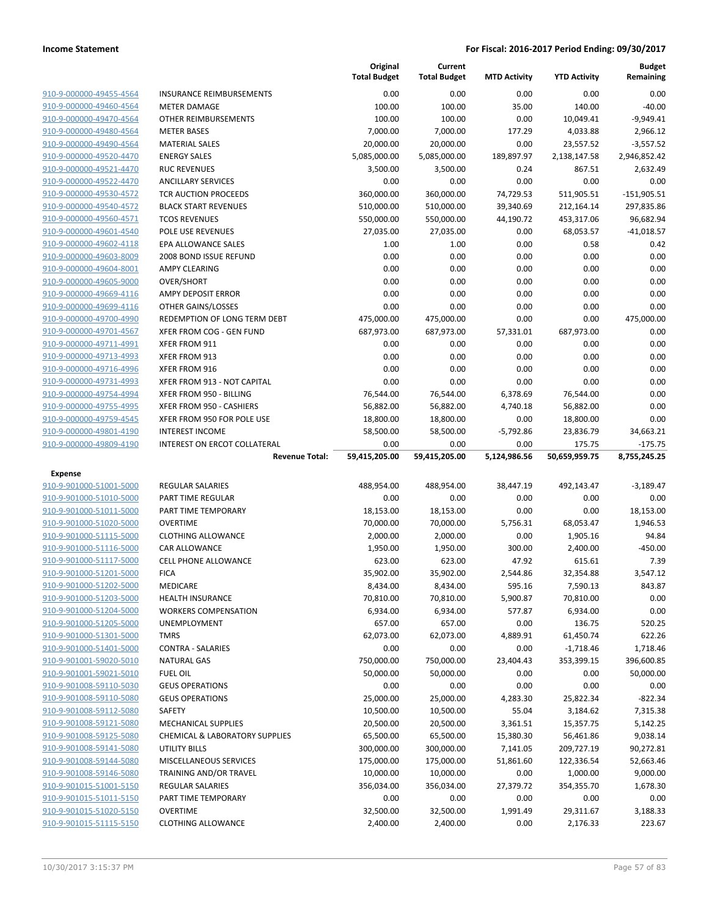**Income Statement** | **For Fiscal: 2016-2017 Period Ending: 09/30/2017**

| | | Original Total Budget | Current Total Budget | MTD Activity | YTD Activity | Budget Remaining |
|---|---|---|---|---|---|---|
| 910-9-000000-49455-4564 | INSURANCE REIMBURSEMENTS | 0.00 | 0.00 | 0.00 | 0.00 | 0.00 |
| 910-9-000000-49460-4564 | METER DAMAGE | 100.00 | 100.00 | 35.00 | 140.00 | -40.00 |
| 910-9-000000-49470-4564 | OTHER REIMBURSEMENTS | 100.00 | 100.00 | 0.00 | 10,049.41 | -9,949.41 |
| 910-9-000000-49480-4564 | METER BASES | 7,000.00 | 7,000.00 | 177.29 | 4,033.88 | 2,966.12 |
| 910-9-000000-49490-4564 | MATERIAL SALES | 20,000.00 | 20,000.00 | 0.00 | 23,557.52 | -3,557.52 |
| 910-9-000000-49520-4470 | ENERGY SALES | 5,085,000.00 | 5,085,000.00 | 189,897.97 | 2,138,147.58 | 2,946,852.42 |
| 910-9-000000-49521-4470 | RUC REVENUES | 3,500.00 | 3,500.00 | 0.24 | 867.51 | 2,632.49 |
| 910-9-000000-49522-4470 | ANCILLARY SERVICES | 0.00 | 0.00 | 0.00 | 0.00 | 0.00 |
| 910-9-000000-49530-4572 | TCR AUCTION PROCEEDS | 360,000.00 | 360,000.00 | 74,729.53 | 511,905.51 | -151,905.51 |
| 910-9-000000-49540-4572 | BLACK START REVENUES | 510,000.00 | 510,000.00 | 39,340.69 | 212,164.14 | 297,835.86 |
| 910-9-000000-49560-4571 | TCOS REVENUES | 550,000.00 | 550,000.00 | 44,190.72 | 453,317.06 | 96,682.94 |
| 910-9-000000-49601-4540 | POLE USE REVENUES | 27,035.00 | 27,035.00 | 0.00 | 68,053.57 | -41,018.57 |
| 910-9-000000-49602-4118 | EPA ALLOWANCE SALES | 1.00 | 1.00 | 0.00 | 0.58 | 0.42 |
| 910-9-000000-49603-8009 | 2008 BOND ISSUE REFUND | 0.00 | 0.00 | 0.00 | 0.00 | 0.00 |
| 910-9-000000-49604-8001 | AMPY CLEARING | 0.00 | 0.00 | 0.00 | 0.00 | 0.00 |
| 910-9-000000-49605-9000 | OVER/SHORT | 0.00 | 0.00 | 0.00 | 0.00 | 0.00 |
| 910-9-000000-49669-4116 | AMPY DEPOSIT ERROR | 0.00 | 0.00 | 0.00 | 0.00 | 0.00 |
| 910-9-000000-49699-4116 | OTHER GAINS/LOSSES | 0.00 | 0.00 | 0.00 | 0.00 | 0.00 |
| 910-9-000000-49700-4990 | REDEMPTION OF LONG TERM DEBT | 475,000.00 | 475,000.00 | 0.00 | 0.00 | 475,000.00 |
| 910-9-000000-49701-4567 | XFER FROM COG - GEN FUND | 687,973.00 | 687,973.00 | 57,331.01 | 687,973.00 | 0.00 |
| 910-9-000000-49711-4991 | XFER FROM 911 | 0.00 | 0.00 | 0.00 | 0.00 | 0.00 |
| 910-9-000000-49713-4993 | XFER FROM 913 | 0.00 | 0.00 | 0.00 | 0.00 | 0.00 |
| 910-9-000000-49716-4996 | XFER FROM 916 | 0.00 | 0.00 | 0.00 | 0.00 | 0.00 |
| 910-9-000000-49731-4993 | XFER FROM 913 - NOT CAPITAL | 0.00 | 0.00 | 0.00 | 0.00 | 0.00 |
| 910-9-000000-49754-4994 | XFER FROM 950 - BILLING | 76,544.00 | 76,544.00 | 6,378.69 | 76,544.00 | 0.00 |
| 910-9-000000-49755-4995 | XFER FROM 950 - CASHIERS | 56,882.00 | 56,882.00 | 4,740.18 | 56,882.00 | 0.00 |
| 910-9-000000-49759-4545 | XFER FROM 950 FOR POLE USE | 18,800.00 | 18,800.00 | 0.00 | 18,800.00 | 0.00 |
| 910-9-000000-49801-4190 | INTEREST INCOME | 58,500.00 | 58,500.00 | -5,792.86 | 23,836.79 | 34,663.21 |
| 910-9-000000-49809-4190 | INTEREST ON ERCOT COLLATERAL | 0.00 | 0.00 | 0.00 | 175.75 | -175.75 |
| | **Revenue Total:** | **59,415,205.00** | **59,415,205.00** | **5,124,986.56** | **50,659,959.75** | **8,755,245.25** |
| **Expense** | | | | | | |
| 910-9-901000-51001-5000 | REGULAR SALARIES | 488,954.00 | 488,954.00 | 38,447.19 | 492,143.47 | -3,189.47 |
| 910-9-901000-51010-5000 | PART TIME REGULAR | 0.00 | 0.00 | 0.00 | 0.00 | 0.00 |
| 910-9-901000-51011-5000 | PART TIME TEMPORARY | 18,153.00 | 18,153.00 | 0.00 | 0.00 | 18,153.00 |
| 910-9-901000-51020-5000 | OVERTIME | 70,000.00 | 70,000.00 | 5,756.31 | 68,053.47 | 1,946.53 |
| 910-9-901000-51115-5000 | CLOTHING ALLOWANCE | 2,000.00 | 2,000.00 | 0.00 | 1,905.16 | 94.84 |
| 910-9-901000-51116-5000 | CAR ALLOWANCE | 1,950.00 | 1,950.00 | 300.00 | 2,400.00 | -450.00 |
| 910-9-901000-51117-5000 | CELL PHONE ALLOWANCE | 623.00 | 623.00 | 47.92 | 615.61 | 7.39 |
| 910-9-901000-51201-5000 | FICA | 35,902.00 | 35,902.00 | 2,544.86 | 32,354.88 | 3,547.12 |
| 910-9-901000-51202-5000 | MEDICARE | 8,434.00 | 8,434.00 | 595.16 | 7,590.13 | 843.87 |
| 910-9-901000-51203-5000 | HEALTH INSURANCE | 70,810.00 | 70,810.00 | 5,900.87 | 70,810.00 | 0.00 |
| 910-9-901000-51204-5000 | WORKERS COMPENSATION | 6,934.00 | 6,934.00 | 577.87 | 6,934.00 | 0.00 |
| 910-9-901000-51205-5000 | UNEMPLOYMENT | 657.00 | 657.00 | 0.00 | 136.75 | 520.25 |
| 910-9-901000-51301-5000 | TMRS | 62,073.00 | 62,073.00 | 4,889.91 | 61,450.74 | 622.26 |
| 910-9-901000-51401-5000 | CONTRA - SALARIES | 0.00 | 0.00 | 0.00 | -1,718.46 | 1,718.46 |
| 910-9-901001-59020-5010 | NATURAL GAS | 750,000.00 | 750,000.00 | 23,404.43 | 353,399.15 | 396,600.85 |
| 910-9-901001-59021-5010 | FUEL OIL | 50,000.00 | 50,000.00 | 0.00 | 0.00 | 50,000.00 |
| 910-9-901008-59110-5030 | GEUS OPERATIONS | 0.00 | 0.00 | 0.00 | 0.00 | 0.00 |
| 910-9-901008-59110-5080 | GEUS OPERATIONS | 25,000.00 | 25,000.00 | 4,283.30 | 25,822.34 | -822.34 |
| 910-9-901008-59112-5080 | SAFETY | 10,500.00 | 10,500.00 | 55.04 | 3,184.62 | 7,315.38 |
| 910-9-901008-59121-5080 | MECHANICAL SUPPLIES | 20,500.00 | 20,500.00 | 3,361.51 | 15,357.75 | 5,142.25 |
| 910-9-901008-59125-5080 | CHEMICAL & LABORATORY SUPPLIES | 65,500.00 | 65,500.00 | 15,380.30 | 56,461.86 | 9,038.14 |
| 910-9-901008-59141-5080 | UTILITY BILLS | 300,000.00 | 300,000.00 | 7,141.05 | 209,727.19 | 90,272.81 |
| 910-9-901008-59144-5080 | MISCELLANEOUS SERVICES | 175,000.00 | 175,000.00 | 51,861.60 | 122,336.54 | 52,663.46 |
| 910-9-901008-59146-5080 | TRAINING AND/OR TRAVEL | 10,000.00 | 10,000.00 | 0.00 | 1,000.00 | 9,000.00 |
| 910-9-901015-51001-5150 | REGULAR SALARIES | 356,034.00 | 356,034.00 | 27,379.72 | 354,355.70 | 1,678.30 |
| 910-9-901015-51011-5150 | PART TIME TEMPORARY | 0.00 | 0.00 | 0.00 | 0.00 | 0.00 |
| 910-9-901015-51020-5150 | OVERTIME | 32,500.00 | 32,500.00 | 1,991.49 | 29,311.67 | 3,188.33 |
| 910-9-901015-51115-5150 | CLOTHING ALLOWANCE | 2,400.00 | 2,400.00 | 0.00 | 2,176.33 | 223.67 |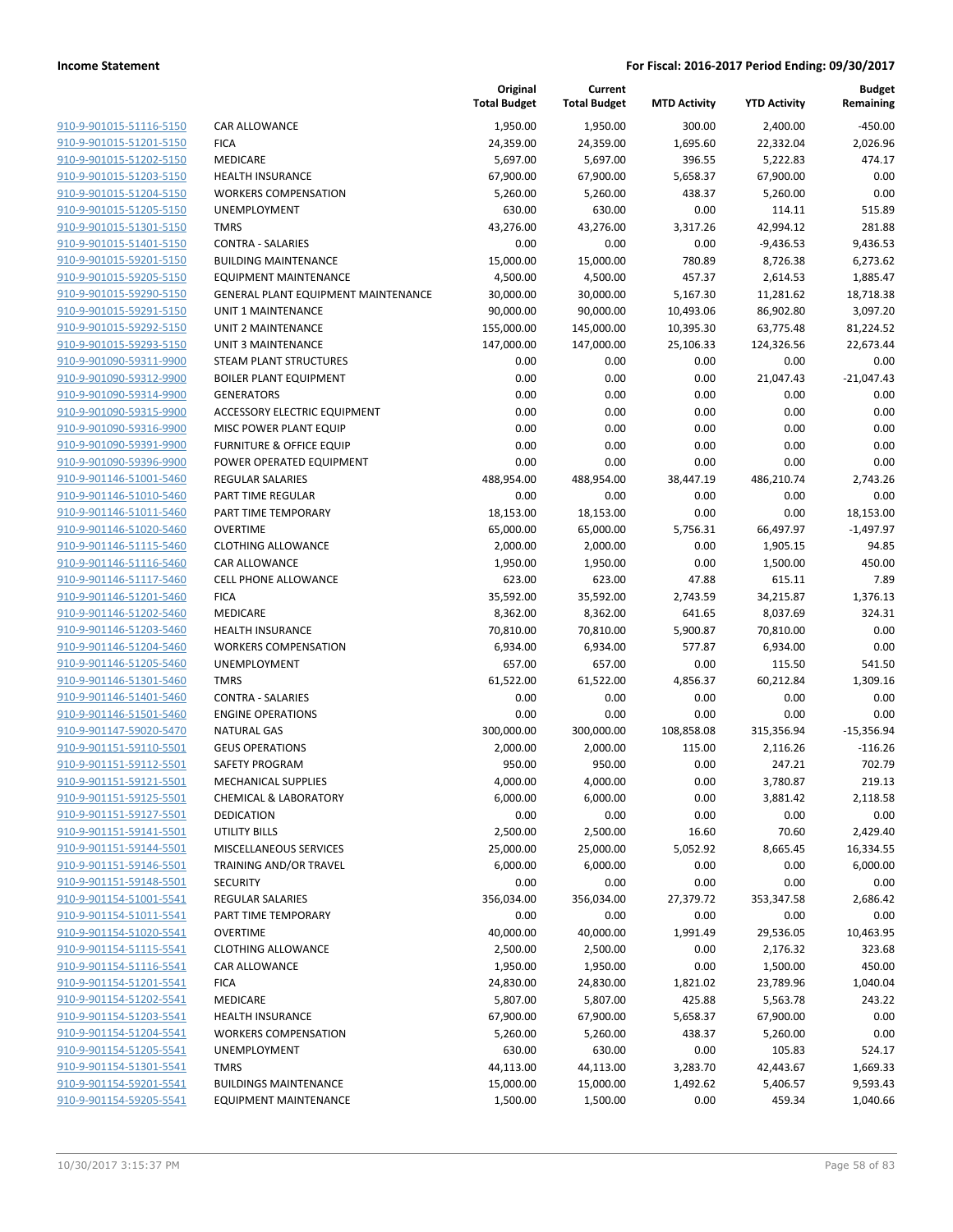**Income Statement** **For Fiscal: 2016-2017 Period Ending: 09/30/2017**

| | | Original Total Budget | Current Total Budget | MTD Activity | YTD Activity | Budget Remaining |
|---|---|---|---|---|---|---|
| 910-9-901015-51116-5150 | CAR ALLOWANCE | 1,950.00 | 1,950.00 | 300.00 | 2,400.00 | -450.00 |
| 910-9-901015-51201-5150 | FICA | 24,359.00 | 24,359.00 | 1,695.60 | 22,332.04 | 2,026.96 |
| 910-9-901015-51202-5150 | MEDICARE | 5,697.00 | 5,697.00 | 396.55 | 5,222.83 | 474.17 |
| 910-9-901015-51203-5150 | HEALTH INSURANCE | 67,900.00 | 67,900.00 | 5,658.37 | 67,900.00 | 0.00 |
| 910-9-901015-51204-5150 | WORKERS COMPENSATION | 5,260.00 | 5,260.00 | 438.37 | 5,260.00 | 0.00 |
| 910-9-901015-51205-5150 | UNEMPLOYMENT | 630.00 | 630.00 | 0.00 | 114.11 | 515.89 |
| 910-9-901015-51301-5150 | TMRS | 43,276.00 | 43,276.00 | 3,317.26 | 42,994.12 | 281.88 |
| 910-9-901015-51401-5150 | CONTRA - SALARIES | 0.00 | 0.00 | 0.00 | -9,436.53 | 9,436.53 |
| 910-9-901015-59201-5150 | BUILDING MAINTENANCE | 15,000.00 | 15,000.00 | 780.89 | 8,726.38 | 6,273.62 |
| 910-9-901015-59205-5150 | EQUIPMENT MAINTENANCE | 4,500.00 | 4,500.00 | 457.37 | 2,614.53 | 1,885.47 |
| 910-9-901015-59290-5150 | GENERAL PLANT EQUIPMENT MAINTENANCE | 30,000.00 | 30,000.00 | 5,167.30 | 11,281.62 | 18,718.38 |
| 910-9-901015-59291-5150 | UNIT 1 MAINTENANCE | 90,000.00 | 90,000.00 | 10,493.06 | 86,902.80 | 3,097.20 |
| 910-9-901015-59292-5150 | UNIT 2 MAINTENANCE | 155,000.00 | 145,000.00 | 10,395.30 | 63,775.48 | 81,224.52 |
| 910-9-901015-59293-5150 | UNIT 3 MAINTENANCE | 147,000.00 | 147,000.00 | 25,106.33 | 124,326.56 | 22,673.44 |
| 910-9-901090-59311-9900 | STEAM PLANT STRUCTURES | 0.00 | 0.00 | 0.00 | 0.00 | 0.00 |
| 910-9-901090-59312-9900 | BOILER PLANT EQUIPMENT | 0.00 | 0.00 | 0.00 | 21,047.43 | -21,047.43 |
| 910-9-901090-59314-9900 | GENERATORS | 0.00 | 0.00 | 0.00 | 0.00 | 0.00 |
| 910-9-901090-59315-9900 | ACCESSORY ELECTRIC EQUIPMENT | 0.00 | 0.00 | 0.00 | 0.00 | 0.00 |
| 910-9-901090-59316-9900 | MISC POWER PLANT EQUIP | 0.00 | 0.00 | 0.00 | 0.00 | 0.00 |
| 910-9-901090-59391-9900 | FURNITURE & OFFICE EQUIP | 0.00 | 0.00 | 0.00 | 0.00 | 0.00 |
| 910-9-901090-59396-9900 | POWER OPERATED EQUIPMENT | 0.00 | 0.00 | 0.00 | 0.00 | 0.00 |
| 910-9-901146-51001-5460 | REGULAR SALARIES | 488,954.00 | 488,954.00 | 38,447.19 | 486,210.74 | 2,743.26 |
| 910-9-901146-51010-5460 | PART TIME REGULAR | 0.00 | 0.00 | 0.00 | 0.00 | 0.00 |
| 910-9-901146-51011-5460 | PART TIME TEMPORARY | 18,153.00 | 18,153.00 | 0.00 | 0.00 | 18,153.00 |
| 910-9-901146-51020-5460 | OVERTIME | 65,000.00 | 65,000.00 | 5,756.31 | 66,497.97 | -1,497.97 |
| 910-9-901146-51115-5460 | CLOTHING ALLOWANCE | 2,000.00 | 2,000.00 | 0.00 | 1,905.15 | 94.85 |
| 910-9-901146-51116-5460 | CAR ALLOWANCE | 1,950.00 | 1,950.00 | 0.00 | 1,500.00 | 450.00 |
| 910-9-901146-51117-5460 | CELL PHONE ALLOWANCE | 623.00 | 623.00 | 47.88 | 615.11 | 7.89 |
| 910-9-901146-51201-5460 | FICA | 35,592.00 | 35,592.00 | 2,743.59 | 34,215.87 | 1,376.13 |
| 910-9-901146-51202-5460 | MEDICARE | 8,362.00 | 8,362.00 | 641.65 | 8,037.69 | 324.31 |
| 910-9-901146-51203-5460 | HEALTH INSURANCE | 70,810.00 | 70,810.00 | 5,900.87 | 70,810.00 | 0.00 |
| 910-9-901146-51204-5460 | WORKERS COMPENSATION | 6,934.00 | 6,934.00 | 577.87 | 6,934.00 | 0.00 |
| 910-9-901146-51205-5460 | UNEMPLOYMENT | 657.00 | 657.00 | 0.00 | 115.50 | 541.50 |
| 910-9-901146-51301-5460 | TMRS | 61,522.00 | 61,522.00 | 4,856.37 | 60,212.84 | 1,309.16 |
| 910-9-901146-51401-5460 | CONTRA - SALARIES | 0.00 | 0.00 | 0.00 | 0.00 | 0.00 |
| 910-9-901146-51501-5460 | ENGINE OPERATIONS | 0.00 | 0.00 | 0.00 | 0.00 | 0.00 |
| 910-9-901147-59020-5470 | NATURAL GAS | 300,000.00 | 300,000.00 | 108,858.08 | 315,356.94 | -15,356.94 |
| 910-9-901151-59110-5501 | GEUS OPERATIONS | 2,000.00 | 2,000.00 | 115.00 | 2,116.26 | -116.26 |
| 910-9-901151-59112-5501 | SAFETY PROGRAM | 950.00 | 950.00 | 0.00 | 247.21 | 702.79 |
| 910-9-901151-59121-5501 | MECHANICAL SUPPLIES | 4,000.00 | 4,000.00 | 0.00 | 3,780.87 | 219.13 |
| 910-9-901151-59125-5501 | CHEMICAL & LABORATORY | 6,000.00 | 6,000.00 | 0.00 | 3,881.42 | 2,118.58 |
| 910-9-901151-59127-5501 | DEDICATION | 0.00 | 0.00 | 0.00 | 0.00 | 0.00 |
| 910-9-901151-59141-5501 | UTILITY BILLS | 2,500.00 | 2,500.00 | 16.60 | 70.60 | 2,429.40 |
| 910-9-901151-59144-5501 | MISCELLANEOUS SERVICES | 25,000.00 | 25,000.00 | 5,052.92 | 8,665.45 | 16,334.55 |
| 910-9-901151-59146-5501 | TRAINING AND/OR TRAVEL | 6,000.00 | 6,000.00 | 0.00 | 0.00 | 6,000.00 |
| 910-9-901151-59148-5501 | SECURITY | 0.00 | 0.00 | 0.00 | 0.00 | 0.00 |
| 910-9-901154-51001-5541 | REGULAR SALARIES | 356,034.00 | 356,034.00 | 27,379.72 | 353,347.58 | 2,686.42 |
| 910-9-901154-51011-5541 | PART TIME TEMPORARY | 0.00 | 0.00 | 0.00 | 0.00 | 0.00 |
| 910-9-901154-51020-5541 | OVERTIME | 40,000.00 | 40,000.00 | 1,991.49 | 29,536.05 | 10,463.95 |
| 910-9-901154-51115-5541 | CLOTHING ALLOWANCE | 2,500.00 | 2,500.00 | 0.00 | 2,176.32 | 323.68 |
| 910-9-901154-51116-5541 | CAR ALLOWANCE | 1,950.00 | 1,950.00 | 0.00 | 1,500.00 | 450.00 |
| 910-9-901154-51201-5541 | FICA | 24,830.00 | 24,830.00 | 1,821.02 | 23,789.96 | 1,040.04 |
| 910-9-901154-51202-5541 | MEDICARE | 5,807.00 | 5,807.00 | 425.88 | 5,563.78 | 243.22 |
| 910-9-901154-51203-5541 | HEALTH INSURANCE | 67,900.00 | 67,900.00 | 5,658.37 | 67,900.00 | 0.00 |
| 910-9-901154-51204-5541 | WORKERS COMPENSATION | 5,260.00 | 5,260.00 | 438.37 | 5,260.00 | 0.00 |
| 910-9-901154-51205-5541 | UNEMPLOYMENT | 630.00 | 630.00 | 0.00 | 105.83 | 524.17 |
| 910-9-901154-51301-5541 | TMRS | 44,113.00 | 44,113.00 | 3,283.70 | 42,443.67 | 1,669.33 |
| 910-9-901154-59201-5541 | BUILDINGS MAINTENANCE | 15,000.00 | 15,000.00 | 1,492.62 | 5,406.57 | 9,593.43 |
| 910-9-901154-59205-5541 | EQUIPMENT MAINTENANCE | 1,500.00 | 1,500.00 | 0.00 | 459.34 | 1,040.66 |

10/30/2017 3:15:37 PM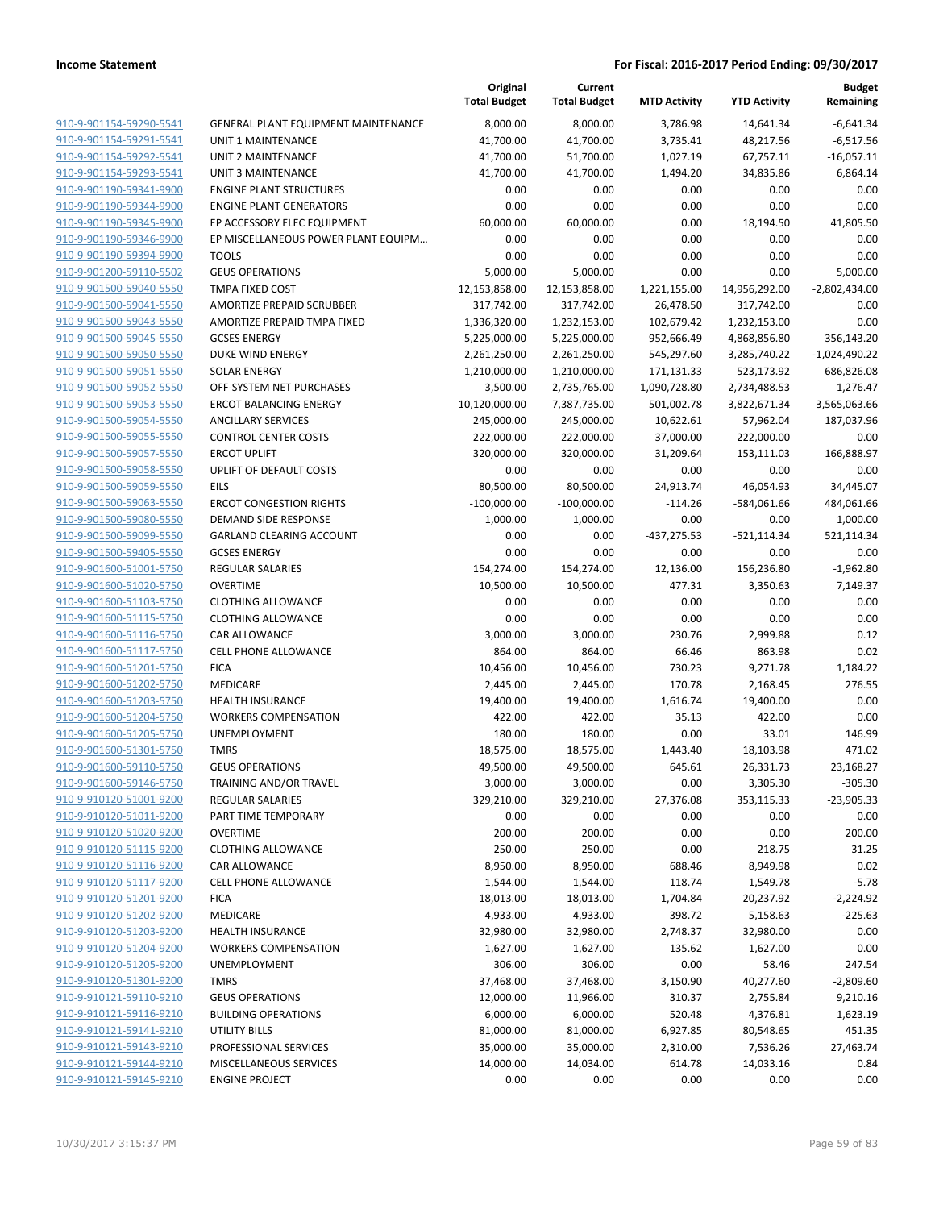**Income Statement** — **For Fiscal: 2016-2017 Period Ending: 09/30/2017**

| | | Original Total Budget | Current Total Budget | MTD Activity | YTD Activity | Budget Remaining |
|---|---|---|---|---|---|---|
| 910-9-901154-59290-5541 | GENERAL PLANT EQUIPMENT MAINTENANCE | 8,000.00 | 8,000.00 | 3,786.98 | 14,641.34 | -6,641.34 |
| 910-9-901154-59291-5541 | UNIT 1 MAINTENANCE | 41,700.00 | 41,700.00 | 3,735.41 | 48,217.56 | -6,517.56 |
| 910-9-901154-59292-5541 | UNIT 2 MAINTENANCE | 41,700.00 | 51,700.00 | 1,027.19 | 67,757.11 | -16,057.11 |
| 910-9-901154-59293-5541 | UNIT 3 MAINTENANCE | 41,700.00 | 41,700.00 | 1,494.20 | 34,835.86 | 6,864.14 |
| 910-9-901190-59341-9900 | ENGINE PLANT STRUCTURES | 0.00 | 0.00 | 0.00 | 0.00 | 0.00 |
| 910-9-901190-59344-9900 | ENGINE PLANT GENERATORS | 0.00 | 0.00 | 0.00 | 0.00 | 0.00 |
| 910-9-901190-59345-9900 | EP ACCESSORY ELEC EQUIPMENT | 60,000.00 | 60,000.00 | 0.00 | 18,194.50 | 41,805.50 |
| 910-9-901190-59346-9900 | EP MISCELLANEOUS POWER PLANT EQUIPM... | 0.00 | 0.00 | 0.00 | 0.00 | 0.00 |
| 910-9-901190-59394-9900 | TOOLS | 0.00 | 0.00 | 0.00 | 0.00 | 0.00 |
| 910-9-901200-59110-5502 | GEUS OPERATIONS | 5,000.00 | 5,000.00 | 0.00 | 0.00 | 5,000.00 |
| 910-9-901500-59040-5550 | TMPA FIXED COST | 12,153,858.00 | 12,153,858.00 | 1,221,155.00 | 14,956,292.00 | -2,802,434.00 |
| 910-9-901500-59041-5550 | AMORTIZE PREPAID SCRUBBER | 317,742.00 | 317,742.00 | 26,478.50 | 317,742.00 | 0.00 |
| 910-9-901500-59043-5550 | AMORTIZE PREPAID TMPA FIXED | 1,336,320.00 | 1,232,153.00 | 102,679.42 | 1,232,153.00 | 0.00 |
| 910-9-901500-59045-5550 | GCSES ENERGY | 5,225,000.00 | 5,225,000.00 | 952,666.49 | 4,868,856.80 | 356,143.20 |
| 910-9-901500-59050-5550 | DUKE WIND ENERGY | 2,261,250.00 | 2,261,250.00 | 545,297.60 | 3,285,740.22 | -1,024,490.22 |
| 910-9-901500-59051-5550 | SOLAR ENERGY | 1,210,000.00 | 1,210,000.00 | 171,131.33 | 523,173.92 | 686,826.08 |
| 910-9-901500-59052-5550 | OFF-SYSTEM NET PURCHASES | 3,500.00 | 2,735,765.00 | 1,090,728.80 | 2,734,488.53 | 1,276.47 |
| 910-9-901500-59053-5550 | ERCOT BALANCING ENERGY | 10,120,000.00 | 7,387,735.00 | 501,002.78 | 3,822,671.34 | 3,565,063.66 |
| 910-9-901500-59054-5550 | ANCILLARY SERVICES | 245,000.00 | 245,000.00 | 10,622.61 | 57,962.04 | 187,037.96 |
| 910-9-901500-59055-5550 | CONTROL CENTER COSTS | 222,000.00 | 222,000.00 | 37,000.00 | 222,000.00 | 0.00 |
| 910-9-901500-59057-5550 | ERCOT UPLIFT | 320,000.00 | 320,000.00 | 31,209.64 | 153,111.03 | 166,888.97 |
| 910-9-901500-59058-5550 | UPLIFT OF DEFAULT COSTS | 0.00 | 0.00 | 0.00 | 0.00 | 0.00 |
| 910-9-901500-59059-5550 | EILS | 80,500.00 | 80,500.00 | 24,913.74 | 46,054.93 | 34,445.07 |
| 910-9-901500-59063-5550 | ERCOT CONGESTION RIGHTS | -100,000.00 | -100,000.00 | -114.26 | -584,061.66 | 484,061.66 |
| 910-9-901500-59080-5550 | DEMAND SIDE RESPONSE | 1,000.00 | 1,000.00 | 0.00 | 0.00 | 1,000.00 |
| 910-9-901500-59099-5550 | GARLAND CLEARING ACCOUNT | 0.00 | 0.00 | -437,275.53 | -521,114.34 | 521,114.34 |
| 910-9-901500-59405-5550 | GCSES ENERGY | 0.00 | 0.00 | 0.00 | 0.00 | 0.00 |
| 910-9-901600-51001-5750 | REGULAR SALARIES | 154,274.00 | 154,274.00 | 12,136.00 | 156,236.80 | -1,962.80 |
| 910-9-901600-51020-5750 | OVERTIME | 10,500.00 | 10,500.00 | 477.31 | 3,350.63 | 7,149.37 |
| 910-9-901600-51103-5750 | CLOTHING ALLOWANCE | 0.00 | 0.00 | 0.00 | 0.00 | 0.00 |
| 910-9-901600-51115-5750 | CLOTHING ALLOWANCE | 0.00 | 0.00 | 0.00 | 0.00 | 0.00 |
| 910-9-901600-51116-5750 | CAR ALLOWANCE | 3,000.00 | 3,000.00 | 230.76 | 2,999.88 | 0.12 |
| 910-9-901600-51117-5750 | CELL PHONE ALLOWANCE | 864.00 | 864.00 | 66.46 | 863.98 | 0.02 |
| 910-9-901600-51201-5750 | FICA | 10,456.00 | 10,456.00 | 730.23 | 9,271.78 | 1,184.22 |
| 910-9-901600-51202-5750 | MEDICARE | 2,445.00 | 2,445.00 | 170.78 | 2,168.45 | 276.55 |
| 910-9-901600-51203-5750 | HEALTH INSURANCE | 19,400.00 | 19,400.00 | 1,616.74 | 19,400.00 | 0.00 |
| 910-9-901600-51204-5750 | WORKERS COMPENSATION | 422.00 | 422.00 | 35.13 | 422.00 | 0.00 |
| 910-9-901600-51205-5750 | UNEMPLOYMENT | 180.00 | 180.00 | 0.00 | 33.01 | 146.99 |
| 910-9-901600-51301-5750 | TMRS | 18,575.00 | 18,575.00 | 1,443.40 | 18,103.98 | 471.02 |
| 910-9-901600-59110-5750 | GEUS OPERATIONS | 49,500.00 | 49,500.00 | 645.61 | 26,331.73 | 23,168.27 |
| 910-9-901600-59146-5750 | TRAINING AND/OR TRAVEL | 3,000.00 | 3,000.00 | 0.00 | 3,305.30 | -305.30 |
| 910-9-910120-51001-9200 | REGULAR SALARIES | 329,210.00 | 329,210.00 | 27,376.08 | 353,115.33 | -23,905.33 |
| 910-9-910120-51011-9200 | PART TIME TEMPORARY | 0.00 | 0.00 | 0.00 | 0.00 | 0.00 |
| 910-9-910120-51020-9200 | OVERTIME | 200.00 | 200.00 | 0.00 | 0.00 | 200.00 |
| 910-9-910120-51115-9200 | CLOTHING ALLOWANCE | 250.00 | 250.00 | 0.00 | 218.75 | 31.25 |
| 910-9-910120-51116-9200 | CAR ALLOWANCE | 8,950.00 | 8,950.00 | 688.46 | 8,949.98 | 0.02 |
| 910-9-910120-51117-9200 | CELL PHONE ALLOWANCE | 1,544.00 | 1,544.00 | 118.74 | 1,549.78 | -5.78 |
| 910-9-910120-51201-9200 | FICA | 18,013.00 | 18,013.00 | 1,704.84 | 20,237.92 | -2,224.92 |
| 910-9-910120-51202-9200 | MEDICARE | 4,933.00 | 4,933.00 | 398.72 | 5,158.63 | -225.63 |
| 910-9-910120-51203-9200 | HEALTH INSURANCE | 32,980.00 | 32,980.00 | 2,748.37 | 32,980.00 | 0.00 |
| 910-9-910120-51204-9200 | WORKERS COMPENSATION | 1,627.00 | 1,627.00 | 135.62 | 1,627.00 | 0.00 |
| 910-9-910120-51205-9200 | UNEMPLOYMENT | 306.00 | 306.00 | 0.00 | 58.46 | 247.54 |
| 910-9-910120-51301-9200 | TMRS | 37,468.00 | 37,468.00 | 3,150.90 | 40,277.60 | -2,809.60 |
| 910-9-910121-59110-9210 | GEUS OPERATIONS | 12,000.00 | 11,966.00 | 310.37 | 2,755.84 | 9,210.16 |
| 910-9-910121-59116-9210 | BUILDING OPERATIONS | 6,000.00 | 6,000.00 | 520.48 | 4,376.81 | 1,623.19 |
| 910-9-910121-59141-9210 | UTILITY BILLS | 81,000.00 | 81,000.00 | 6,927.85 | 80,548.65 | 451.35 |
| 910-9-910121-59143-9210 | PROFESSIONAL SERVICES | 35,000.00 | 35,000.00 | 2,310.00 | 7,536.26 | 27,463.74 |
| 910-9-910121-59144-9210 | MISCELLANEOUS SERVICES | 14,000.00 | 14,034.00 | 614.78 | 14,033.16 | 0.84 |
| 910-9-910121-59145-9210 | ENGINE PROJECT | 0.00 | 0.00 | 0.00 | 0.00 | 0.00 |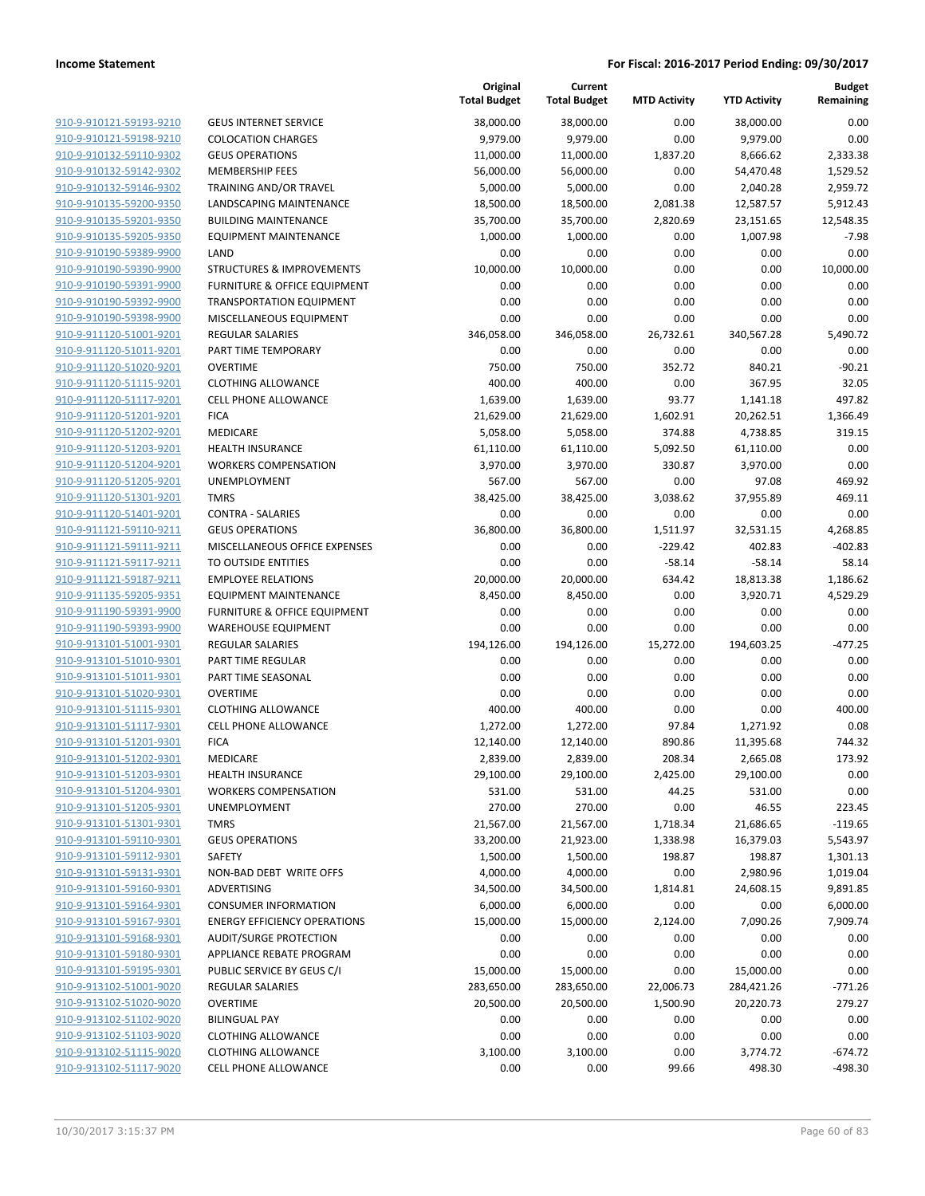| | | Original Total Budget | Current Total Budget | MTD Activity | YTD Activity | Budget Remaining |
|---|---|---|---|---|---|---|
| 910-9-910121-59193-9210 | GEUS INTERNET SERVICE | 38,000.00 | 38,000.00 | 0.00 | 38,000.00 | 0.00 |
| 910-9-910121-59198-9210 | COLOCATION CHARGES | 9,979.00 | 9,979.00 | 0.00 | 9,979.00 | 0.00 |
| 910-9-910132-59110-9302 | GEUS OPERATIONS | 11,000.00 | 11,000.00 | 1,837.20 | 8,666.62 | 2,333.38 |
| 910-9-910132-59142-9302 | MEMBERSHIP FEES | 56,000.00 | 56,000.00 | 0.00 | 54,470.48 | 1,529.52 |
| 910-9-910132-59146-9302 | TRAINING AND/OR TRAVEL | 5,000.00 | 5,000.00 | 0.00 | 2,040.28 | 2,959.72 |
| 910-9-910135-59200-9350 | LANDSCAPING MAINTENANCE | 18,500.00 | 18,500.00 | 2,081.38 | 12,587.57 | 5,912.43 |
| 910-9-910135-59201-9350 | BUILDING MAINTENANCE | 35,700.00 | 35,700.00 | 2,820.69 | 23,151.65 | 12,548.35 |
| 910-9-910135-59205-9350 | EQUIPMENT MAINTENANCE | 1,000.00 | 1,000.00 | 0.00 | 1,007.98 | -7.98 |
| 910-9-910190-59389-9900 | LAND | 0.00 | 0.00 | 0.00 | 0.00 | 0.00 |
| 910-9-910190-59390-9900 | STRUCTURES & IMPROVEMENTS | 10,000.00 | 10,000.00 | 0.00 | 0.00 | 10,000.00 |
| 910-9-910190-59391-9900 | FURNITURE & OFFICE EQUIPMENT | 0.00 | 0.00 | 0.00 | 0.00 | 0.00 |
| 910-9-910190-59392-9900 | TRANSPORTATION EQUIPMENT | 0.00 | 0.00 | 0.00 | 0.00 | 0.00 |
| 910-9-910190-59398-9900 | MISCELLANEOUS EQUIPMENT | 0.00 | 0.00 | 0.00 | 0.00 | 0.00 |
| 910-9-911120-51001-9201 | REGULAR SALARIES | 346,058.00 | 346,058.00 | 26,732.61 | 340,567.28 | 5,490.72 |
| 910-9-911120-51011-9201 | PART TIME TEMPORARY | 0.00 | 0.00 | 0.00 | 0.00 | 0.00 |
| 910-9-911120-51020-9201 | OVERTIME | 750.00 | 750.00 | 352.72 | 840.21 | -90.21 |
| 910-9-911120-51115-9201 | CLOTHING ALLOWANCE | 400.00 | 400.00 | 0.00 | 367.95 | 32.05 |
| 910-9-911120-51117-9201 | CELL PHONE ALLOWANCE | 1,639.00 | 1,639.00 | 93.77 | 1,141.18 | 497.82 |
| 910-9-911120-51201-9201 | FICA | 21,629.00 | 21,629.00 | 1,602.91 | 20,262.51 | 1,366.49 |
| 910-9-911120-51202-9201 | MEDICARE | 5,058.00 | 5,058.00 | 374.88 | 4,738.85 | 319.15 |
| 910-9-911120-51203-9201 | HEALTH INSURANCE | 61,110.00 | 61,110.00 | 5,092.50 | 61,110.00 | 0.00 |
| 910-9-911120-51204-9201 | WORKERS COMPENSATION | 3,970.00 | 3,970.00 | 330.87 | 3,970.00 | 0.00 |
| 910-9-911120-51205-9201 | UNEMPLOYMENT | 567.00 | 567.00 | 0.00 | 97.08 | 469.92 |
| 910-9-911120-51301-9201 | TMRS | 38,425.00 | 38,425.00 | 3,038.62 | 37,955.89 | 469.11 |
| 910-9-911120-51401-9201 | CONTRA - SALARIES | 0.00 | 0.00 | 0.00 | 0.00 | 0.00 |
| 910-9-911121-59110-9211 | GEUS OPERATIONS | 36,800.00 | 36,800.00 | 1,511.97 | 32,531.15 | 4,268.85 |
| 910-9-911121-59111-9211 | MISCELLANEOUS OFFICE EXPENSES | 0.00 | 0.00 | -229.42 | 402.83 | -402.83 |
| 910-9-911121-59117-9211 | TO OUTSIDE ENTITIES | 0.00 | 0.00 | -58.14 | -58.14 | 58.14 |
| 910-9-911121-59187-9211 | EMPLOYEE RELATIONS | 20,000.00 | 20,000.00 | 634.42 | 18,813.38 | 1,186.62 |
| 910-9-911135-59205-9351 | EQUIPMENT MAINTENANCE | 8,450.00 | 8,450.00 | 0.00 | 3,920.71 | 4,529.29 |
| 910-9-911190-59391-9900 | FURNITURE & OFFICE EQUIPMENT | 0.00 | 0.00 | 0.00 | 0.00 | 0.00 |
| 910-9-911190-59393-9900 | WAREHOUSE EQUIPMENT | 0.00 | 0.00 | 0.00 | 0.00 | 0.00 |
| 910-9-913101-51001-9301 | REGULAR SALARIES | 194,126.00 | 194,126.00 | 15,272.00 | 194,603.25 | -477.25 |
| 910-9-913101-51010-9301 | PART TIME REGULAR | 0.00 | 0.00 | 0.00 | 0.00 | 0.00 |
| 910-9-913101-51011-9301 | PART TIME SEASONAL | 0.00 | 0.00 | 0.00 | 0.00 | 0.00 |
| 910-9-913101-51020-9301 | OVERTIME | 0.00 | 0.00 | 0.00 | 0.00 | 0.00 |
| 910-9-913101-51115-9301 | CLOTHING ALLOWANCE | 400.00 | 400.00 | 0.00 | 0.00 | 400.00 |
| 910-9-913101-51117-9301 | CELL PHONE ALLOWANCE | 1,272.00 | 1,272.00 | 97.84 | 1,271.92 | 0.08 |
| 910-9-913101-51201-9301 | FICA | 12,140.00 | 12,140.00 | 890.86 | 11,395.68 | 744.32 |
| 910-9-913101-51202-9301 | MEDICARE | 2,839.00 | 2,839.00 | 208.34 | 2,665.08 | 173.92 |
| 910-9-913101-51203-9301 | HEALTH INSURANCE | 29,100.00 | 29,100.00 | 2,425.00 | 29,100.00 | 0.00 |
| 910-9-913101-51204-9301 | WORKERS COMPENSATION | 531.00 | 531.00 | 44.25 | 531.00 | 0.00 |
| 910-9-913101-51205-9301 | UNEMPLOYMENT | 270.00 | 270.00 | 0.00 | 46.55 | 223.45 |
| 910-9-913101-51301-9301 | TMRS | 21,567.00 | 21,567.00 | 1,718.34 | 21,686.65 | -119.65 |
| 910-9-913101-59110-9301 | GEUS OPERATIONS | 33,200.00 | 21,923.00 | 1,338.98 | 16,379.03 | 5,543.97 |
| 910-9-913101-59112-9301 | SAFETY | 1,500.00 | 1,500.00 | 198.87 | 198.87 | 1,301.13 |
| 910-9-913101-59131-9301 | NON-BAD DEBT WRITE OFFS | 4,000.00 | 4,000.00 | 0.00 | 2,980.96 | 1,019.04 |
| 910-9-913101-59160-9301 | ADVERTISING | 34,500.00 | 34,500.00 | 1,814.81 | 24,608.15 | 9,891.85 |
| 910-9-913101-59164-9301 | CONSUMER INFORMATION | 6,000.00 | 6,000.00 | 0.00 | 0.00 | 6,000.00 |
| 910-9-913101-59167-9301 | ENERGY EFFICIENCY OPERATIONS | 15,000.00 | 15,000.00 | 2,124.00 | 7,090.26 | 7,909.74 |
| 910-9-913101-59168-9301 | AUDIT/SURGE PROTECTION | 0.00 | 0.00 | 0.00 | 0.00 | 0.00 |
| 910-9-913101-59180-9301 | APPLIANCE REBATE PROGRAM | 0.00 | 0.00 | 0.00 | 0.00 | 0.00 |
| 910-9-913101-59195-9301 | PUBLIC SERVICE BY GEUS C/I | 15,000.00 | 15,000.00 | 0.00 | 15,000.00 | 0.00 |
| 910-9-913102-51001-9020 | REGULAR SALARIES | 283,650.00 | 283,650.00 | 22,006.73 | 284,421.26 | -771.26 |
| 910-9-913102-51020-9020 | OVERTIME | 20,500.00 | 20,500.00 | 1,500.90 | 20,220.73 | 279.27 |
| 910-9-913102-51102-9020 | BILINGUAL PAY | 0.00 | 0.00 | 0.00 | 0.00 | 0.00 |
| 910-9-913102-51103-9020 | CLOTHING ALLOWANCE | 0.00 | 0.00 | 0.00 | 0.00 | 0.00 |
| 910-9-913102-51115-9020 | CLOTHING ALLOWANCE | 3,100.00 | 3,100.00 | 0.00 | 3,774.72 | -674.72 |
| 910-9-913102-51117-9020 | CELL PHONE ALLOWANCE | 0.00 | 0.00 | 99.66 | 498.30 | -498.30 |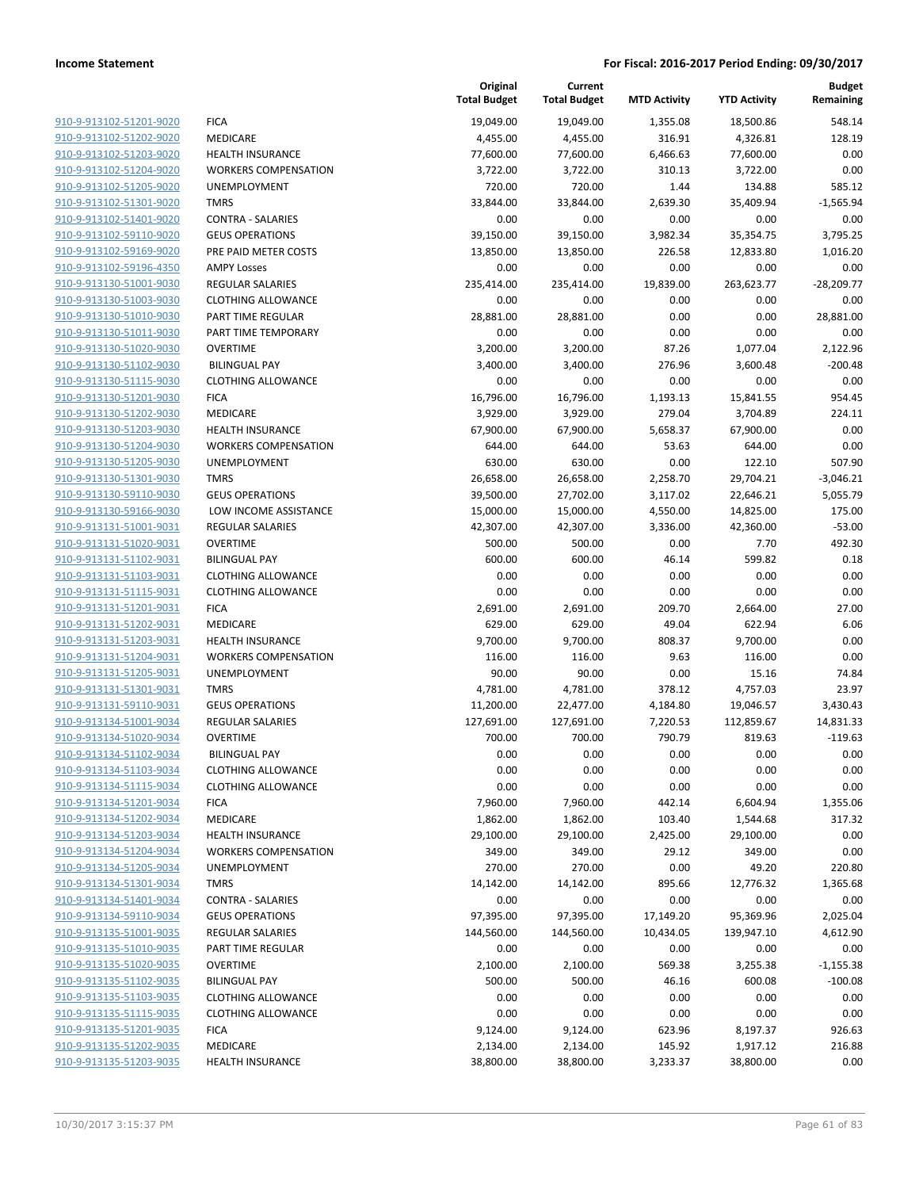**Income Statement** | **For Fiscal: 2016-2017 Period Ending: 09/30/2017**

| | | Original Total Budget | Current Total Budget | MTD Activity | YTD Activity | Budget Remaining |
|---|---|---|---|---|---|---|
| 910-9-913102-51201-9020 | FICA | 19,049.00 | 19,049.00 | 1,355.08 | 18,500.86 | 548.14 |
| 910-9-913102-51202-9020 | MEDICARE | 4,455.00 | 4,455.00 | 316.91 | 4,326.81 | 128.19 |
| 910-9-913102-51203-9020 | HEALTH INSURANCE | 77,600.00 | 77,600.00 | 6,466.63 | 77,600.00 | 0.00 |
| 910-9-913102-51204-9020 | WORKERS COMPENSATION | 3,722.00 | 3,722.00 | 310.13 | 3,722.00 | 0.00 |
| 910-9-913102-51205-9020 | UNEMPLOYMENT | 720.00 | 720.00 | 1.44 | 134.88 | 585.12 |
| 910-9-913102-51301-9020 | TMRS | 33,844.00 | 33,844.00 | 2,639.30 | 35,409.94 | -1,565.94 |
| 910-9-913102-51401-9020 | CONTRA - SALARIES | 0.00 | 0.00 | 0.00 | 0.00 | 0.00 |
| 910-9-913102-59110-9020 | GEUS OPERATIONS | 39,150.00 | 39,150.00 | 3,982.34 | 35,354.75 | 3,795.25 |
| 910-9-913102-59169-9020 | PRE PAID METER COSTS | 13,850.00 | 13,850.00 | 226.58 | 12,833.80 | 1,016.20 |
| 910-9-913102-59196-4350 | AMPY Losses | 0.00 | 0.00 | 0.00 | 0.00 | 0.00 |
| 910-9-913130-51001-9030 | REGULAR SALARIES | 235,414.00 | 235,414.00 | 19,839.00 | 263,623.77 | -28,209.77 |
| 910-9-913130-51003-9030 | CLOTHING ALLOWANCE | 0.00 | 0.00 | 0.00 | 0.00 | 0.00 |
| 910-9-913130-51010-9030 | PART TIME REGULAR | 28,881.00 | 28,881.00 | 0.00 | 0.00 | 28,881.00 |
| 910-9-913130-51011-9030 | PART TIME TEMPORARY | 0.00 | 0.00 | 0.00 | 0.00 | 0.00 |
| 910-9-913130-51020-9030 | OVERTIME | 3,200.00 | 3,200.00 | 87.26 | 1,077.04 | 2,122.96 |
| 910-9-913130-51102-9030 | BILINGUAL PAY | 3,400.00 | 3,400.00 | 276.96 | 3,600.48 | -200.48 |
| 910-9-913130-51115-9030 | CLOTHING ALLOWANCE | 0.00 | 0.00 | 0.00 | 0.00 | 0.00 |
| 910-9-913130-51201-9030 | FICA | 16,796.00 | 16,796.00 | 1,193.13 | 15,841.55 | 954.45 |
| 910-9-913130-51202-9030 | MEDICARE | 3,929.00 | 3,929.00 | 279.04 | 3,704.89 | 224.11 |
| 910-9-913130-51203-9030 | HEALTH INSURANCE | 67,900.00 | 67,900.00 | 5,658.37 | 67,900.00 | 0.00 |
| 910-9-913130-51204-9030 | WORKERS COMPENSATION | 644.00 | 644.00 | 53.63 | 644.00 | 0.00 |
| 910-9-913130-51205-9030 | UNEMPLOYMENT | 630.00 | 630.00 | 0.00 | 122.10 | 507.90 |
| 910-9-913130-51301-9030 | TMRS | 26,658.00 | 26,658.00 | 2,258.70 | 29,704.21 | -3,046.21 |
| 910-9-913130-59110-9030 | GEUS OPERATIONS | 39,500.00 | 27,702.00 | 3,117.02 | 22,646.21 | 5,055.79 |
| 910-9-913130-59166-9030 | LOW INCOME ASSISTANCE | 15,000.00 | 15,000.00 | 4,550.00 | 14,825.00 | 175.00 |
| 910-9-913131-51001-9031 | REGULAR SALARIES | 42,307.00 | 42,307.00 | 3,336.00 | 42,360.00 | -53.00 |
| 910-9-913131-51020-9031 | OVERTIME | 500.00 | 500.00 | 0.00 | 7.70 | 492.30 |
| 910-9-913131-51102-9031 | BILINGUAL PAY | 600.00 | 600.00 | 46.14 | 599.82 | 0.18 |
| 910-9-913131-51103-9031 | CLOTHING ALLOWANCE | 0.00 | 0.00 | 0.00 | 0.00 | 0.00 |
| 910-9-913131-51115-9031 | CLOTHING ALLOWANCE | 0.00 | 0.00 | 0.00 | 0.00 | 0.00 |
| 910-9-913131-51201-9031 | FICA | 2,691.00 | 2,691.00 | 209.70 | 2,664.00 | 27.00 |
| 910-9-913131-51202-9031 | MEDICARE | 629.00 | 629.00 | 49.04 | 622.94 | 6.06 |
| 910-9-913131-51203-9031 | HEALTH INSURANCE | 9,700.00 | 9,700.00 | 808.37 | 9,700.00 | 0.00 |
| 910-9-913131-51204-9031 | WORKERS COMPENSATION | 116.00 | 116.00 | 9.63 | 116.00 | 0.00 |
| 910-9-913131-51205-9031 | UNEMPLOYMENT | 90.00 | 90.00 | 0.00 | 15.16 | 74.84 |
| 910-9-913131-51301-9031 | TMRS | 4,781.00 | 4,781.00 | 378.12 | 4,757.03 | 23.97 |
| 910-9-913131-59110-9031 | GEUS OPERATIONS | 11,200.00 | 22,477.00 | 4,184.80 | 19,046.57 | 3,430.43 |
| 910-9-913134-51001-9034 | REGULAR SALARIES | 127,691.00 | 127,691.00 | 7,220.53 | 112,859.67 | 14,831.33 |
| 910-9-913134-51020-9034 | OVERTIME | 700.00 | 700.00 | 790.79 | 819.63 | -119.63 |
| 910-9-913134-51102-9034 | BILINGUAL PAY | 0.00 | 0.00 | 0.00 | 0.00 | 0.00 |
| 910-9-913134-51103-9034 | CLOTHING ALLOWANCE | 0.00 | 0.00 | 0.00 | 0.00 | 0.00 |
| 910-9-913134-51115-9034 | CLOTHING ALLOWANCE | 0.00 | 0.00 | 0.00 | 0.00 | 0.00 |
| 910-9-913134-51201-9034 | FICA | 7,960.00 | 7,960.00 | 442.14 | 6,604.94 | 1,355.06 |
| 910-9-913134-51202-9034 | MEDICARE | 1,862.00 | 1,862.00 | 103.40 | 1,544.68 | 317.32 |
| 910-9-913134-51203-9034 | HEALTH INSURANCE | 29,100.00 | 29,100.00 | 2,425.00 | 29,100.00 | 0.00 |
| 910-9-913134-51204-9034 | WORKERS COMPENSATION | 349.00 | 349.00 | 29.12 | 349.00 | 0.00 |
| 910-9-913134-51205-9034 | UNEMPLOYMENT | 270.00 | 270.00 | 0.00 | 49.20 | 220.80 |
| 910-9-913134-51301-9034 | TMRS | 14,142.00 | 14,142.00 | 895.66 | 12,776.32 | 1,365.68 |
| 910-9-913134-51401-9034 | CONTRA - SALARIES | 0.00 | 0.00 | 0.00 | 0.00 | 0.00 |
| 910-9-913134-59110-9034 | GEUS OPERATIONS | 97,395.00 | 97,395.00 | 17,149.20 | 95,369.96 | 2,025.04 |
| 910-9-913135-51001-9035 | REGULAR SALARIES | 144,560.00 | 144,560.00 | 10,434.05 | 139,947.10 | 4,612.90 |
| 910-9-913135-51010-9035 | PART TIME REGULAR | 0.00 | 0.00 | 0.00 | 0.00 | 0.00 |
| 910-9-913135-51020-9035 | OVERTIME | 2,100.00 | 2,100.00 | 569.38 | 3,255.38 | -1,155.38 |
| 910-9-913135-51102-9035 | BILINGUAL PAY | 500.00 | 500.00 | 46.16 | 600.08 | -100.08 |
| 910-9-913135-51103-9035 | CLOTHING ALLOWANCE | 0.00 | 0.00 | 0.00 | 0.00 | 0.00 |
| 910-9-913135-51115-9035 | CLOTHING ALLOWANCE | 0.00 | 0.00 | 0.00 | 0.00 | 0.00 |
| 910-9-913135-51201-9035 | FICA | 9,124.00 | 9,124.00 | 623.96 | 8,197.37 | 926.63 |
| 910-9-913135-51202-9035 | MEDICARE | 2,134.00 | 2,134.00 | 145.92 | 1,917.12 | 216.88 |
| 910-9-913135-51203-9035 | HEALTH INSURANCE | 38,800.00 | 38,800.00 | 3,233.37 | 38,800.00 | 0.00 |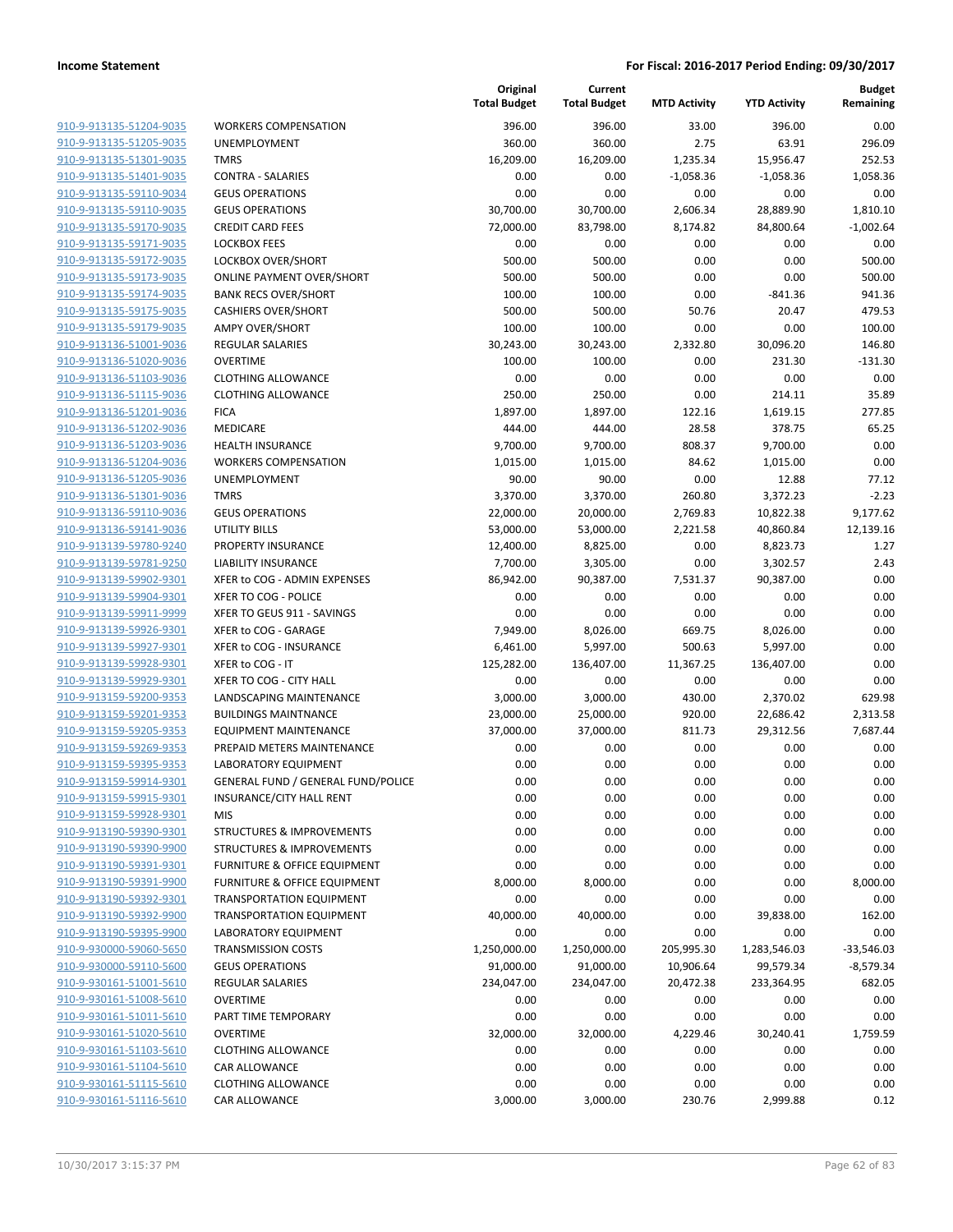**Income Statement** | **For Fiscal: 2016-2017 Period Ending: 09/30/2017**

| | | Original Total Budget | Current Total Budget | MTD Activity | YTD Activity | Budget Remaining |
|---|---|---|---|---|---|---|
| 910-9-913135-51204-9035 | WORKERS COMPENSATION | 396.00 | 396.00 | 33.00 | 396.00 | 0.00 |
| 910-9-913135-51205-9035 | UNEMPLOYMENT | 360.00 | 360.00 | 2.75 | 63.91 | 296.09 |
| 910-9-913135-51301-9035 | TMRS | 16,209.00 | 16,209.00 | 1,235.34 | 15,956.47 | 252.53 |
| 910-9-913135-51401-9035 | CONTRA - SALARIES | 0.00 | 0.00 | -1,058.36 | -1,058.36 | 1,058.36 |
| 910-9-913135-59110-9034 | GEUS OPERATIONS | 0.00 | 0.00 | 0.00 | 0.00 | 0.00 |
| 910-9-913135-59110-9035 | GEUS OPERATIONS | 30,700.00 | 30,700.00 | 2,606.34 | 28,889.90 | 1,810.10 |
| 910-9-913135-59170-9035 | CREDIT CARD FEES | 72,000.00 | 83,798.00 | 8,174.82 | 84,800.64 | -1,002.64 |
| 910-9-913135-59171-9035 | LOCKBOX FEES | 0.00 | 0.00 | 0.00 | 0.00 | 0.00 |
| 910-9-913135-59172-9035 | LOCKBOX OVER/SHORT | 500.00 | 500.00 | 0.00 | 0.00 | 500.00 |
| 910-9-913135-59173-9035 | ONLINE PAYMENT OVER/SHORT | 500.00 | 500.00 | 0.00 | 0.00 | 500.00 |
| 910-9-913135-59174-9035 | BANK RECS OVER/SHORT | 100.00 | 100.00 | 0.00 | -841.36 | 941.36 |
| 910-9-913135-59175-9035 | CASHIERS OVER/SHORT | 500.00 | 500.00 | 50.76 | 20.47 | 479.53 |
| 910-9-913135-59179-9035 | AMPY OVER/SHORT | 100.00 | 100.00 | 0.00 | 0.00 | 100.00 |
| 910-9-913136-51001-9036 | REGULAR SALARIES | 30,243.00 | 30,243.00 | 2,332.80 | 30,096.20 | 146.80 |
| 910-9-913136-51020-9036 | OVERTIME | 100.00 | 100.00 | 0.00 | 231.30 | -131.30 |
| 910-9-913136-51103-9036 | CLOTHING ALLOWANCE | 0.00 | 0.00 | 0.00 | 0.00 | 0.00 |
| 910-9-913136-51115-9036 | CLOTHING ALLOWANCE | 250.00 | 250.00 | 0.00 | 214.11 | 35.89 |
| 910-9-913136-51201-9036 | FICA | 1,897.00 | 1,897.00 | 122.16 | 1,619.15 | 277.85 |
| 910-9-913136-51202-9036 | MEDICARE | 444.00 | 444.00 | 28.58 | 378.75 | 65.25 |
| 910-9-913136-51203-9036 | HEALTH INSURANCE | 9,700.00 | 9,700.00 | 808.37 | 9,700.00 | 0.00 |
| 910-9-913136-51204-9036 | WORKERS COMPENSATION | 1,015.00 | 1,015.00 | 84.62 | 1,015.00 | 0.00 |
| 910-9-913136-51205-9036 | UNEMPLOYMENT | 90.00 | 90.00 | 0.00 | 12.88 | 77.12 |
| 910-9-913136-51301-9036 | TMRS | 3,370.00 | 3,370.00 | 260.80 | 3,372.23 | -2.23 |
| 910-9-913136-59110-9036 | GEUS OPERATIONS | 22,000.00 | 20,000.00 | 2,769.83 | 10,822.38 | 9,177.62 |
| 910-9-913136-59141-9036 | UTILITY BILLS | 53,000.00 | 53,000.00 | 2,221.58 | 40,860.84 | 12,139.16 |
| 910-9-913139-59780-9240 | PROPERTY INSURANCE | 12,400.00 | 8,825.00 | 0.00 | 8,823.73 | 1.27 |
| 910-9-913139-59781-9250 | LIABILITY INSURANCE | 7,700.00 | 3,305.00 | 0.00 | 3,302.57 | 2.43 |
| 910-9-913139-59902-9301 | XFER to COG - ADMIN EXPENSES | 86,942.00 | 90,387.00 | 7,531.37 | 90,387.00 | 0.00 |
| 910-9-913139-59904-9301 | XFER TO COG - POLICE | 0.00 | 0.00 | 0.00 | 0.00 | 0.00 |
| 910-9-913139-59911-9999 | XFER TO GEUS 911 - SAVINGS | 0.00 | 0.00 | 0.00 | 0.00 | 0.00 |
| 910-9-913139-59926-9301 | XFER to COG - GARAGE | 7,949.00 | 8,026.00 | 669.75 | 8,026.00 | 0.00 |
| 910-9-913139-59927-9301 | XFER to COG - INSURANCE | 6,461.00 | 5,997.00 | 500.63 | 5,997.00 | 0.00 |
| 910-9-913139-59928-9301 | XFER to COG - IT | 125,282.00 | 136,407.00 | 11,367.25 | 136,407.00 | 0.00 |
| 910-9-913139-59929-9301 | XFER TO COG - CITY HALL | 0.00 | 0.00 | 0.00 | 0.00 | 0.00 |
| 910-9-913159-59200-9353 | LANDSCAPING MAINTENANCE | 3,000.00 | 3,000.00 | 430.00 | 2,370.02 | 629.98 |
| 910-9-913159-59201-9353 | BUILDINGS MAINTNANCE | 23,000.00 | 25,000.00 | 920.00 | 22,686.42 | 2,313.58 |
| 910-9-913159-59205-9353 | EQUIPMENT MAINTENANCE | 37,000.00 | 37,000.00 | 811.73 | 29,312.56 | 7,687.44 |
| 910-9-913159-59269-9353 | PREPAID METERS MAINTENANCE | 0.00 | 0.00 | 0.00 | 0.00 | 0.00 |
| 910-9-913159-59395-9353 | LABORATORY EQUIPMENT | 0.00 | 0.00 | 0.00 | 0.00 | 0.00 |
| 910-9-913159-59914-9301 | GENERAL FUND / GENERAL FUND/POLICE | 0.00 | 0.00 | 0.00 | 0.00 | 0.00 |
| 910-9-913159-59915-9301 | INSURANCE/CITY HALL RENT | 0.00 | 0.00 | 0.00 | 0.00 | 0.00 |
| 910-9-913159-59928-9301 | MIS | 0.00 | 0.00 | 0.00 | 0.00 | 0.00 |
| 910-9-913190-59390-9301 | STRUCTURES & IMPROVEMENTS | 0.00 | 0.00 | 0.00 | 0.00 | 0.00 |
| 910-9-913190-59390-9900 | STRUCTURES & IMPROVEMENTS | 0.00 | 0.00 | 0.00 | 0.00 | 0.00 |
| 910-9-913190-59391-9301 | FURNITURE & OFFICE EQUIPMENT | 0.00 | 0.00 | 0.00 | 0.00 | 0.00 |
| 910-9-913190-59391-9900 | FURNITURE & OFFICE EQUIPMENT | 8,000.00 | 8,000.00 | 0.00 | 0.00 | 8,000.00 |
| 910-9-913190-59392-9301 | TRANSPORTATION EQUIPMENT | 0.00 | 0.00 | 0.00 | 0.00 | 0.00 |
| 910-9-913190-59392-9900 | TRANSPORTATION EQUIPMENT | 40,000.00 | 40,000.00 | 0.00 | 39,838.00 | 162.00 |
| 910-9-913190-59395-9900 | LABORATORY EQUIPMENT | 0.00 | 0.00 | 0.00 | 0.00 | 0.00 |
| 910-9-930000-59060-5650 | TRANSMISSION COSTS | 1,250,000.00 | 1,250,000.00 | 205,995.30 | 1,283,546.03 | -33,546.03 |
| 910-9-930000-59110-5600 | GEUS OPERATIONS | 91,000.00 | 91,000.00 | 10,906.64 | 99,579.34 | -8,579.34 |
| 910-9-930161-51001-5610 | REGULAR SALARIES | 234,047.00 | 234,047.00 | 20,472.38 | 233,364.95 | 682.05 |
| 910-9-930161-51008-5610 | OVERTIME | 0.00 | 0.00 | 0.00 | 0.00 | 0.00 |
| 910-9-930161-51011-5610 | PART TIME TEMPORARY | 0.00 | 0.00 | 0.00 | 0.00 | 0.00 |
| 910-9-930161-51020-5610 | OVERTIME | 32,000.00 | 32,000.00 | 4,229.46 | 30,240.41 | 1,759.59 |
| 910-9-930161-51103-5610 | CLOTHING ALLOWANCE | 0.00 | 0.00 | 0.00 | 0.00 | 0.00 |
| 910-9-930161-51104-5610 | CAR ALLOWANCE | 0.00 | 0.00 | 0.00 | 0.00 | 0.00 |
| 910-9-930161-51115-5610 | CLOTHING ALLOWANCE | 0.00 | 0.00 | 0.00 | 0.00 | 0.00 |
| 910-9-930161-51116-5610 | CAR ALLOWANCE | 3,000.00 | 3,000.00 | 230.76 | 2,999.88 | 0.12 |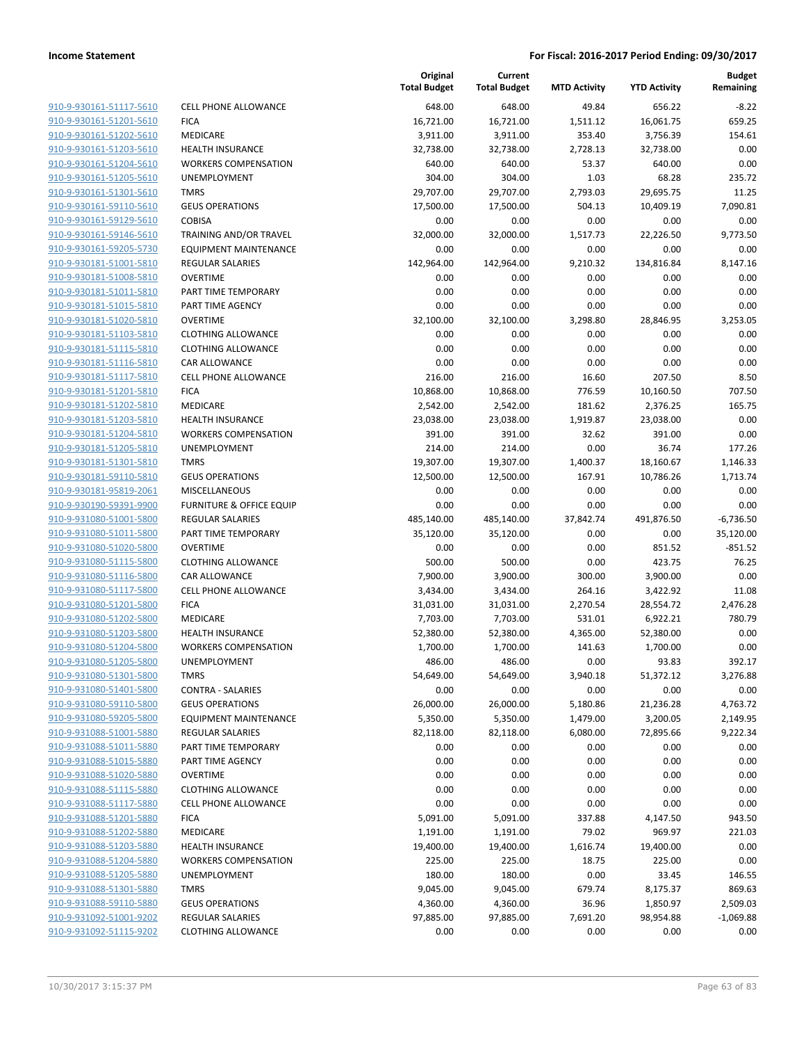| | | Original Total Budget | Current Total Budget | MTD Activity | YTD Activity | Budget Remaining |
|---|---|---|---|---|---|---|
| 910-9-930161-51117-5610 | CELL PHONE ALLOWANCE | 648.00 | 648.00 | 49.84 | 656.22 | -8.22 |
| 910-9-930161-51201-5610 | FICA | 16,721.00 | 16,721.00 | 1,511.12 | 16,061.75 | 659.25 |
| 910-9-930161-51202-5610 | MEDICARE | 3,911.00 | 3,911.00 | 353.40 | 3,756.39 | 154.61 |
| 910-9-930161-51203-5610 | HEALTH INSURANCE | 32,738.00 | 32,738.00 | 2,728.13 | 32,738.00 | 0.00 |
| 910-9-930161-51204-5610 | WORKERS COMPENSATION | 640.00 | 640.00 | 53.37 | 640.00 | 0.00 |
| 910-9-930161-51205-5610 | UNEMPLOYMENT | 304.00 | 304.00 | 1.03 | 68.28 | 235.72 |
| 910-9-930161-51301-5610 | TMRS | 29,707.00 | 29,707.00 | 2,793.03 | 29,695.75 | 11.25 |
| 910-9-930161-59110-5610 | GEUS OPERATIONS | 17,500.00 | 17,500.00 | 504.13 | 10,409.19 | 7,090.81 |
| 910-9-930161-59129-5610 | COBISA | 0.00 | 0.00 | 0.00 | 0.00 | 0.00 |
| 910-9-930161-59146-5610 | TRAINING AND/OR TRAVEL | 32,000.00 | 32,000.00 | 1,517.73 | 22,226.50 | 9,773.50 |
| 910-9-930161-59205-5730 | EQUIPMENT MAINTENANCE | 0.00 | 0.00 | 0.00 | 0.00 | 0.00 |
| 910-9-930181-51001-5810 | REGULAR SALARIES | 142,964.00 | 142,964.00 | 9,210.32 | 134,816.84 | 8,147.16 |
| 910-9-930181-51008-5810 | OVERTIME | 0.00 | 0.00 | 0.00 | 0.00 | 0.00 |
| 910-9-930181-51011-5810 | PART TIME TEMPORARY | 0.00 | 0.00 | 0.00 | 0.00 | 0.00 |
| 910-9-930181-51015-5810 | PART TIME AGENCY | 0.00 | 0.00 | 0.00 | 0.00 | 0.00 |
| 910-9-930181-51020-5810 | OVERTIME | 32,100.00 | 32,100.00 | 3,298.80 | 28,846.95 | 3,253.05 |
| 910-9-930181-51103-5810 | CLOTHING ALLOWANCE | 0.00 | 0.00 | 0.00 | 0.00 | 0.00 |
| 910-9-930181-51115-5810 | CLOTHING ALLOWANCE | 0.00 | 0.00 | 0.00 | 0.00 | 0.00 |
| 910-9-930181-51116-5810 | CAR ALLOWANCE | 0.00 | 0.00 | 0.00 | 0.00 | 0.00 |
| 910-9-930181-51117-5810 | CELL PHONE ALLOWANCE | 216.00 | 216.00 | 16.60 | 207.50 | 8.50 |
| 910-9-930181-51201-5810 | FICA | 10,868.00 | 10,868.00 | 776.59 | 10,160.50 | 707.50 |
| 910-9-930181-51202-5810 | MEDICARE | 2,542.00 | 2,542.00 | 181.62 | 2,376.25 | 165.75 |
| 910-9-930181-51203-5810 | HEALTH INSURANCE | 23,038.00 | 23,038.00 | 1,919.87 | 23,038.00 | 0.00 |
| 910-9-930181-51204-5810 | WORKERS COMPENSATION | 391.00 | 391.00 | 32.62 | 391.00 | 0.00 |
| 910-9-930181-51205-5810 | UNEMPLOYMENT | 214.00 | 214.00 | 0.00 | 36.74 | 177.26 |
| 910-9-930181-51301-5810 | TMRS | 19,307.00 | 19,307.00 | 1,400.37 | 18,160.67 | 1,146.33 |
| 910-9-930181-59110-5810 | GEUS OPERATIONS | 12,500.00 | 12,500.00 | 167.91 | 10,786.26 | 1,713.74 |
| 910-9-930181-95819-2061 | MISCELLANEOUS | 0.00 | 0.00 | 0.00 | 0.00 | 0.00 |
| 910-9-930190-59391-9900 | FURNITURE & OFFICE EQUIP | 0.00 | 0.00 | 0.00 | 0.00 | 0.00 |
| 910-9-931080-51001-5800 | REGULAR SALARIES | 485,140.00 | 485,140.00 | 37,842.74 | 491,876.50 | -6,736.50 |
| 910-9-931080-51011-5800 | PART TIME TEMPORARY | 35,120.00 | 35,120.00 | 0.00 | 0.00 | 35,120.00 |
| 910-9-931080-51020-5800 | OVERTIME | 0.00 | 0.00 | 0.00 | 851.52 | -851.52 |
| 910-9-931080-51115-5800 | CLOTHING ALLOWANCE | 500.00 | 500.00 | 0.00 | 423.75 | 76.25 |
| 910-9-931080-51116-5800 | CAR ALLOWANCE | 7,900.00 | 3,900.00 | 300.00 | 3,900.00 | 0.00 |
| 910-9-931080-51117-5800 | CELL PHONE ALLOWANCE | 3,434.00 | 3,434.00 | 264.16 | 3,422.92 | 11.08 |
| 910-9-931080-51201-5800 | FICA | 31,031.00 | 31,031.00 | 2,270.54 | 28,554.72 | 2,476.28 |
| 910-9-931080-51202-5800 | MEDICARE | 7,703.00 | 7,703.00 | 531.01 | 6,922.21 | 780.79 |
| 910-9-931080-51203-5800 | HEALTH INSURANCE | 52,380.00 | 52,380.00 | 4,365.00 | 52,380.00 | 0.00 |
| 910-9-931080-51204-5800 | WORKERS COMPENSATION | 1,700.00 | 1,700.00 | 141.63 | 1,700.00 | 0.00 |
| 910-9-931080-51205-5800 | UNEMPLOYMENT | 486.00 | 486.00 | 0.00 | 93.83 | 392.17 |
| 910-9-931080-51301-5800 | TMRS | 54,649.00 | 54,649.00 | 3,940.18 | 51,372.12 | 3,276.88 |
| 910-9-931080-51401-5800 | CONTRA - SALARIES | 0.00 | 0.00 | 0.00 | 0.00 | 0.00 |
| 910-9-931080-59110-5800 | GEUS OPERATIONS | 26,000.00 | 26,000.00 | 5,180.86 | 21,236.28 | 4,763.72 |
| 910-9-931080-59205-5800 | EQUIPMENT MAINTENANCE | 5,350.00 | 5,350.00 | 1,479.00 | 3,200.05 | 2,149.95 |
| 910-9-931088-51001-5880 | REGULAR SALARIES | 82,118.00 | 82,118.00 | 6,080.00 | 72,895.66 | 9,222.34 |
| 910-9-931088-51011-5880 | PART TIME TEMPORARY | 0.00 | 0.00 | 0.00 | 0.00 | 0.00 |
| 910-9-931088-51015-5880 | PART TIME AGENCY | 0.00 | 0.00 | 0.00 | 0.00 | 0.00 |
| 910-9-931088-51020-5880 | OVERTIME | 0.00 | 0.00 | 0.00 | 0.00 | 0.00 |
| 910-9-931088-51115-5880 | CLOTHING ALLOWANCE | 0.00 | 0.00 | 0.00 | 0.00 | 0.00 |
| 910-9-931088-51117-5880 | CELL PHONE ALLOWANCE | 0.00 | 0.00 | 0.00 | 0.00 | 0.00 |
| 910-9-931088-51201-5880 | FICA | 5,091.00 | 5,091.00 | 337.88 | 4,147.50 | 943.50 |
| 910-9-931088-51202-5880 | MEDICARE | 1,191.00 | 1,191.00 | 79.02 | 969.97 | 221.03 |
| 910-9-931088-51203-5880 | HEALTH INSURANCE | 19,400.00 | 19,400.00 | 1,616.74 | 19,400.00 | 0.00 |
| 910-9-931088-51204-5880 | WORKERS COMPENSATION | 225.00 | 225.00 | 18.75 | 225.00 | 0.00 |
| 910-9-931088-51205-5880 | UNEMPLOYMENT | 180.00 | 180.00 | 0.00 | 33.45 | 146.55 |
| 910-9-931088-51301-5880 | TMRS | 9,045.00 | 9,045.00 | 679.74 | 8,175.37 | 869.63 |
| 910-9-931088-59110-5880 | GEUS OPERATIONS | 4,360.00 | 4,360.00 | 36.96 | 1,850.97 | 2,509.03 |
| 910-9-931092-51001-9202 | REGULAR SALARIES | 97,885.00 | 97,885.00 | 7,691.20 | 98,954.88 | -1,069.88 |
| 910-9-931092-51115-9202 | CLOTHING ALLOWANCE | 0.00 | 0.00 | 0.00 | 0.00 | 0.00 |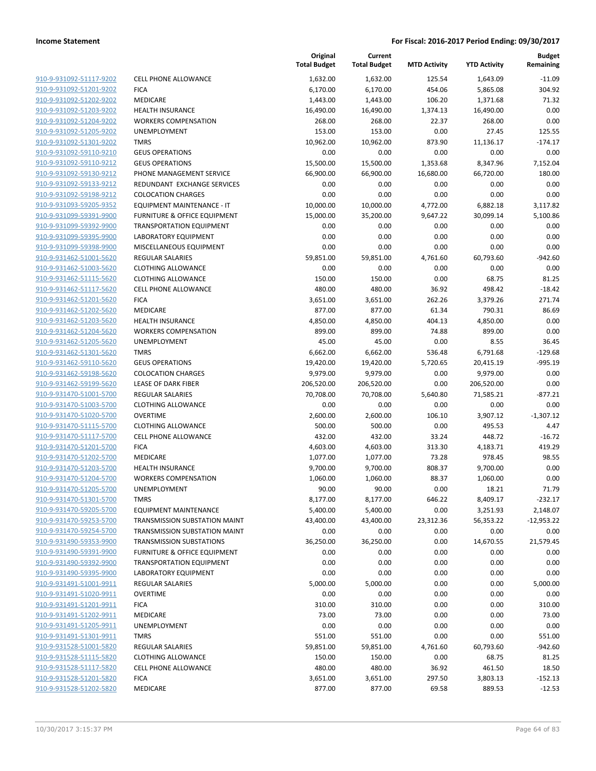**Income Statement** **For Fiscal: 2016-2017 Period Ending: 09/30/2017**

| | | Original Total Budget | Current Total Budget | MTD Activity | YTD Activity | Budget Remaining |
|---|---|---|---|---|---|---|
| 910-9-931092-51117-9202 | CELL PHONE ALLOWANCE | 1,632.00 | 1,632.00 | 125.54 | 1,643.09 | -11.09 |
| 910-9-931092-51201-9202 | FICA | 6,170.00 | 6,170.00 | 454.06 | 5,865.08 | 304.92 |
| 910-9-931092-51202-9202 | MEDICARE | 1,443.00 | 1,443.00 | 106.20 | 1,371.68 | 71.32 |
| 910-9-931092-51203-9202 | HEALTH INSURANCE | 16,490.00 | 16,490.00 | 1,374.13 | 16,490.00 | 0.00 |
| 910-9-931092-51204-9202 | WORKERS COMPENSATION | 268.00 | 268.00 | 22.37 | 268.00 | 0.00 |
| 910-9-931092-51205-9202 | UNEMPLOYMENT | 153.00 | 153.00 | 0.00 | 27.45 | 125.55 |
| 910-9-931092-51301-9202 | TMRS | 10,962.00 | 10,962.00 | 873.90 | 11,136.17 | -174.17 |
| 910-9-931092-59110-9210 | GEUS OPERATIONS | 0.00 | 0.00 | 0.00 | 0.00 | 0.00 |
| 910-9-931092-59110-9212 | GEUS OPERATIONS | 15,500.00 | 15,500.00 | 1,353.68 | 8,347.96 | 7,152.04 |
| 910-9-931092-59130-9212 | PHONE MANAGEMENT SERVICE | 66,900.00 | 66,900.00 | 16,680.00 | 66,720.00 | 180.00 |
| 910-9-931092-59133-9212 | REDUNDANT EXCHANGE SERVICES | 0.00 | 0.00 | 0.00 | 0.00 | 0.00 |
| 910-9-931092-59198-9212 | COLOCATION CHARGES | 0.00 | 0.00 | 0.00 | 0.00 | 0.00 |
| 910-9-931093-59205-9352 | EQUIPMENT MAINTENANCE - IT | 10,000.00 | 10,000.00 | 4,772.00 | 6,882.18 | 3,117.82 |
| 910-9-931099-59391-9900 | FURNITURE & OFFICE EQUIPMENT | 15,000.00 | 35,200.00 | 9,647.22 | 30,099.14 | 5,100.86 |
| 910-9-931099-59392-9900 | TRANSPORTATION EQUIPMENT | 0.00 | 0.00 | 0.00 | 0.00 | 0.00 |
| 910-9-931099-59395-9900 | LABORATORY EQUIPMENT | 0.00 | 0.00 | 0.00 | 0.00 | 0.00 |
| 910-9-931099-59398-9900 | MISCELLANEOUS EQUIPMENT | 0.00 | 0.00 | 0.00 | 0.00 | 0.00 |
| 910-9-931462-51001-5620 | REGULAR SALARIES | 59,851.00 | 59,851.00 | 4,761.60 | 60,793.60 | -942.60 |
| 910-9-931462-51003-5620 | CLOTHING ALLOWANCE | 0.00 | 0.00 | 0.00 | 0.00 | 0.00 |
| 910-9-931462-51115-5620 | CLOTHING ALLOWANCE | 150.00 | 150.00 | 0.00 | 68.75 | 81.25 |
| 910-9-931462-51117-5620 | CELL PHONE ALLOWANCE | 480.00 | 480.00 | 36.92 | 498.42 | -18.42 |
| 910-9-931462-51201-5620 | FICA | 3,651.00 | 3,651.00 | 262.26 | 3,379.26 | 271.74 |
| 910-9-931462-51202-5620 | MEDICARE | 877.00 | 877.00 | 61.34 | 790.31 | 86.69 |
| 910-9-931462-51203-5620 | HEALTH INSURANCE | 4,850.00 | 4,850.00 | 404.13 | 4,850.00 | 0.00 |
| 910-9-931462-51204-5620 | WORKERS COMPENSATION | 899.00 | 899.00 | 74.88 | 899.00 | 0.00 |
| 910-9-931462-51205-5620 | UNEMPLOYMENT | 45.00 | 45.00 | 0.00 | 8.55 | 36.45 |
| 910-9-931462-51301-5620 | TMRS | 6,662.00 | 6,662.00 | 536.48 | 6,791.68 | -129.68 |
| 910-9-931462-59110-5620 | GEUS OPERATIONS | 19,420.00 | 19,420.00 | 5,720.65 | 20,415.19 | -995.19 |
| 910-9-931462-59198-5620 | COLOCATION CHARGES | 9,979.00 | 9,979.00 | 0.00 | 9,979.00 | 0.00 |
| 910-9-931462-59199-5620 | LEASE OF DARK FIBER | 206,520.00 | 206,520.00 | 0.00 | 206,520.00 | 0.00 |
| 910-9-931470-51001-5700 | REGULAR SALARIES | 70,708.00 | 70,708.00 | 5,640.80 | 71,585.21 | -877.21 |
| 910-9-931470-51003-5700 | CLOTHING ALLOWANCE | 0.00 | 0.00 | 0.00 | 0.00 | 0.00 |
| 910-9-931470-51020-5700 | OVERTIME | 2,600.00 | 2,600.00 | 106.10 | 3,907.12 | -1,307.12 |
| 910-9-931470-51115-5700 | CLOTHING ALLOWANCE | 500.00 | 500.00 | 0.00 | 495.53 | 4.47 |
| 910-9-931470-51117-5700 | CELL PHONE ALLOWANCE | 432.00 | 432.00 | 33.24 | 448.72 | -16.72 |
| 910-9-931470-51201-5700 | FICA | 4,603.00 | 4,603.00 | 313.30 | 4,183.71 | 419.29 |
| 910-9-931470-51202-5700 | MEDICARE | 1,077.00 | 1,077.00 | 73.28 | 978.45 | 98.55 |
| 910-9-931470-51203-5700 | HEALTH INSURANCE | 9,700.00 | 9,700.00 | 808.37 | 9,700.00 | 0.00 |
| 910-9-931470-51204-5700 | WORKERS COMPENSATION | 1,060.00 | 1,060.00 | 88.37 | 1,060.00 | 0.00 |
| 910-9-931470-51205-5700 | UNEMPLOYMENT | 90.00 | 90.00 | 0.00 | 18.21 | 71.79 |
| 910-9-931470-51301-5700 | TMRS | 8,177.00 | 8,177.00 | 646.22 | 8,409.17 | -232.17 |
| 910-9-931470-59205-5700 | EQUIPMENT MAINTENANCE | 5,400.00 | 5,400.00 | 0.00 | 3,251.93 | 2,148.07 |
| 910-9-931470-59253-5700 | TRANSMISSION SUBSTATION MAINT | 43,400.00 | 43,400.00 | 23,312.36 | 56,353.22 | -12,953.22 |
| 910-9-931470-59254-5700 | TRANSMISSION SUBSTATION MAINT | 0.00 | 0.00 | 0.00 | 0.00 | 0.00 |
| 910-9-931490-59353-9900 | TRANSMISSION SUBSTATIONS | 36,250.00 | 36,250.00 | 0.00 | 14,670.55 | 21,579.45 |
| 910-9-931490-59391-9900 | FURNITURE & OFFICE EQUIPMENT | 0.00 | 0.00 | 0.00 | 0.00 | 0.00 |
| 910-9-931490-59392-9900 | TRANSPORTATION EQUIPMENT | 0.00 | 0.00 | 0.00 | 0.00 | 0.00 |
| 910-9-931490-59395-9900 | LABORATORY EQUIPMENT | 0.00 | 0.00 | 0.00 | 0.00 | 0.00 |
| 910-9-931491-51001-9911 | REGULAR SALARIES | 5,000.00 | 5,000.00 | 0.00 | 0.00 | 5,000.00 |
| 910-9-931491-51020-9911 | OVERTIME | 0.00 | 0.00 | 0.00 | 0.00 | 0.00 |
| 910-9-931491-51201-9911 | FICA | 310.00 | 310.00 | 0.00 | 0.00 | 310.00 |
| 910-9-931491-51202-9911 | MEDICARE | 73.00 | 73.00 | 0.00 | 0.00 | 73.00 |
| 910-9-931491-51205-9911 | UNEMPLOYMENT | 0.00 | 0.00 | 0.00 | 0.00 | 0.00 |
| 910-9-931491-51301-9911 | TMRS | 551.00 | 551.00 | 0.00 | 0.00 | 551.00 |
| 910-9-931528-51001-5820 | REGULAR SALARIES | 59,851.00 | 59,851.00 | 4,761.60 | 60,793.60 | -942.60 |
| 910-9-931528-51115-5820 | CLOTHING ALLOWANCE | 150.00 | 150.00 | 0.00 | 68.75 | 81.25 |
| 910-9-931528-51117-5820 | CELL PHONE ALLOWANCE | 480.00 | 480.00 | 36.92 | 461.50 | 18.50 |
| 910-9-931528-51201-5820 | FICA | 3,651.00 | 3,651.00 | 297.50 | 3,803.13 | -152.13 |
| 910-9-931528-51202-5820 | MEDICARE | 877.00 | 877.00 | 69.58 | 889.53 | -12.53 |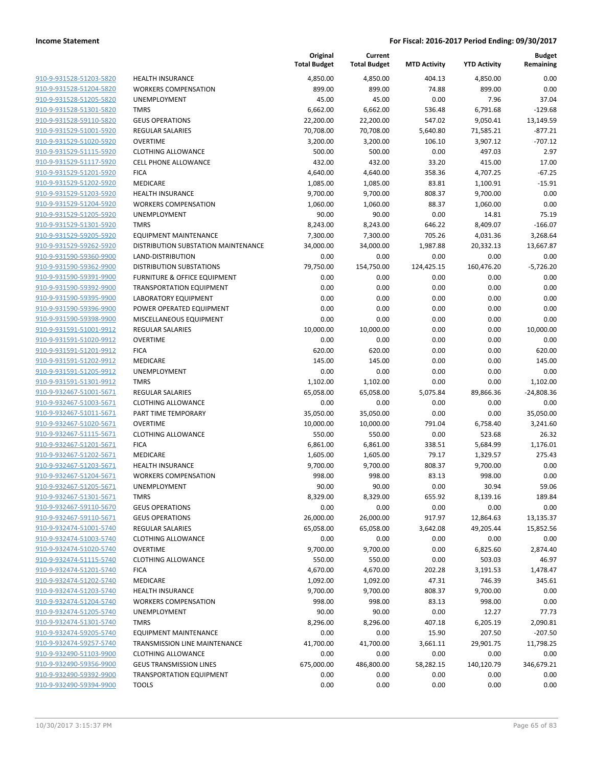| | | Original Total Budget | Current Total Budget | MTD Activity | YTD Activity | Budget Remaining |
|---|---|---|---|---|---|---|
| 910-9-931528-51203-5820 | HEALTH INSURANCE | 4,850.00 | 4,850.00 | 404.13 | 4,850.00 | 0.00 |
| 910-9-931528-51204-5820 | WORKERS COMPENSATION | 899.00 | 899.00 | 74.88 | 899.00 | 0.00 |
| 910-9-931528-51205-5820 | UNEMPLOYMENT | 45.00 | 45.00 | 0.00 | 7.96 | 37.04 |
| 910-9-931528-51301-5820 | TMRS | 6,662.00 | 6,662.00 | 536.48 | 6,791.68 | -129.68 |
| 910-9-931528-59110-5820 | GEUS OPERATIONS | 22,200.00 | 22,200.00 | 547.02 | 9,050.41 | 13,149.59 |
| 910-9-931529-51001-5920 | REGULAR SALARIES | 70,708.00 | 70,708.00 | 5,640.80 | 71,585.21 | -877.21 |
| 910-9-931529-51020-5920 | OVERTIME | 3,200.00 | 3,200.00 | 106.10 | 3,907.12 | -707.12 |
| 910-9-931529-51115-5920 | CLOTHING ALLOWANCE | 500.00 | 500.00 | 0.00 | 497.03 | 2.97 |
| 910-9-931529-51117-5920 | CELL PHONE ALLOWANCE | 432.00 | 432.00 | 33.20 | 415.00 | 17.00 |
| 910-9-931529-51201-5920 | FICA | 4,640.00 | 4,640.00 | 358.36 | 4,707.25 | -67.25 |
| 910-9-931529-51202-5920 | MEDICARE | 1,085.00 | 1,085.00 | 83.81 | 1,100.91 | -15.91 |
| 910-9-931529-51203-5920 | HEALTH INSURANCE | 9,700.00 | 9,700.00 | 808.37 | 9,700.00 | 0.00 |
| 910-9-931529-51204-5920 | WORKERS COMPENSATION | 1,060.00 | 1,060.00 | 88.37 | 1,060.00 | 0.00 |
| 910-9-931529-51205-5920 | UNEMPLOYMENT | 90.00 | 90.00 | 0.00 | 14.81 | 75.19 |
| 910-9-931529-51301-5920 | TMRS | 8,243.00 | 8,243.00 | 646.22 | 8,409.07 | -166.07 |
| 910-9-931529-59205-5920 | EQUIPMENT MAINTENANCE | 7,300.00 | 7,300.00 | 705.26 | 4,031.36 | 3,268.64 |
| 910-9-931529-59262-5920 | DISTRIBUTION SUBSTATION MAINTENANCE | 34,000.00 | 34,000.00 | 1,987.88 | 20,332.13 | 13,667.87 |
| 910-9-931590-59360-9900 | LAND-DISTRIBUTION | 0.00 | 0.00 | 0.00 | 0.00 | 0.00 |
| 910-9-931590-59362-9900 | DISTRIBUTION SUBSTATIONS | 79,750.00 | 154,750.00 | 124,425.15 | 160,476.20 | -5,726.20 |
| 910-9-931590-59391-9900 | FURNITURE & OFFICE EQUIPMENT | 0.00 | 0.00 | 0.00 | 0.00 | 0.00 |
| 910-9-931590-59392-9900 | TRANSPORTATION EQUIPMENT | 0.00 | 0.00 | 0.00 | 0.00 | 0.00 |
| 910-9-931590-59395-9900 | LABORATORY EQUIPMENT | 0.00 | 0.00 | 0.00 | 0.00 | 0.00 |
| 910-9-931590-59396-9900 | POWER OPERATED EQUIPMENT | 0.00 | 0.00 | 0.00 | 0.00 | 0.00 |
| 910-9-931590-59398-9900 | MISCELLANEOUS EQUIPMENT | 0.00 | 0.00 | 0.00 | 0.00 | 0.00 |
| 910-9-931591-51001-9912 | REGULAR SALARIES | 10,000.00 | 10,000.00 | 0.00 | 0.00 | 10,000.00 |
| 910-9-931591-51020-9912 | OVERTIME | 0.00 | 0.00 | 0.00 | 0.00 | 0.00 |
| 910-9-931591-51201-9912 | FICA | 620.00 | 620.00 | 0.00 | 0.00 | 620.00 |
| 910-9-931591-51202-9912 | MEDICARE | 145.00 | 145.00 | 0.00 | 0.00 | 145.00 |
| 910-9-931591-51205-9912 | UNEMPLOYMENT | 0.00 | 0.00 | 0.00 | 0.00 | 0.00 |
| 910-9-931591-51301-9912 | TMRS | 1,102.00 | 1,102.00 | 0.00 | 0.00 | 1,102.00 |
| 910-9-932467-51001-5671 | REGULAR SALARIES | 65,058.00 | 65,058.00 | 5,075.84 | 89,866.36 | -24,808.36 |
| 910-9-932467-51003-5671 | CLOTHING ALLOWANCE | 0.00 | 0.00 | 0.00 | 0.00 | 0.00 |
| 910-9-932467-51011-5671 | PART TIME TEMPORARY | 35,050.00 | 35,050.00 | 0.00 | 0.00 | 35,050.00 |
| 910-9-932467-51020-5671 | OVERTIME | 10,000.00 | 10,000.00 | 791.04 | 6,758.40 | 3,241.60 |
| 910-9-932467-51115-5671 | CLOTHING ALLOWANCE | 550.00 | 550.00 | 0.00 | 523.68 | 26.32 |
| 910-9-932467-51201-5671 | FICA | 6,861.00 | 6,861.00 | 338.51 | 5,684.99 | 1,176.01 |
| 910-9-932467-51202-5671 | MEDICARE | 1,605.00 | 1,605.00 | 79.17 | 1,329.57 | 275.43 |
| 910-9-932467-51203-5671 | HEALTH INSURANCE | 9,700.00 | 9,700.00 | 808.37 | 9,700.00 | 0.00 |
| 910-9-932467-51204-5671 | WORKERS COMPENSATION | 998.00 | 998.00 | 83.13 | 998.00 | 0.00 |
| 910-9-932467-51205-5671 | UNEMPLOYMENT | 90.00 | 90.00 | 0.00 | 30.94 | 59.06 |
| 910-9-932467-51301-5671 | TMRS | 8,329.00 | 8,329.00 | 655.92 | 8,139.16 | 189.84 |
| 910-9-932467-59110-5670 | GEUS OPERATIONS | 0.00 | 0.00 | 0.00 | 0.00 | 0.00 |
| 910-9-932467-59110-5671 | GEUS OPERATIONS | 26,000.00 | 26,000.00 | 917.97 | 12,864.63 | 13,135.37 |
| 910-9-932474-51001-5740 | REGULAR SALARIES | 65,058.00 | 65,058.00 | 3,642.08 | 49,205.44 | 15,852.56 |
| 910-9-932474-51003-5740 | CLOTHING ALLOWANCE | 0.00 | 0.00 | 0.00 | 0.00 | 0.00 |
| 910-9-932474-51020-5740 | OVERTIME | 9,700.00 | 9,700.00 | 0.00 | 6,825.60 | 2,874.40 |
| 910-9-932474-51115-5740 | CLOTHING ALLOWANCE | 550.00 | 550.00 | 0.00 | 503.03 | 46.97 |
| 910-9-932474-51201-5740 | FICA | 4,670.00 | 4,670.00 | 202.28 | 3,191.53 | 1,478.47 |
| 910-9-932474-51202-5740 | MEDICARE | 1,092.00 | 1,092.00 | 47.31 | 746.39 | 345.61 |
| 910-9-932474-51203-5740 | HEALTH INSURANCE | 9,700.00 | 9,700.00 | 808.37 | 9,700.00 | 0.00 |
| 910-9-932474-51204-5740 | WORKERS COMPENSATION | 998.00 | 998.00 | 83.13 | 998.00 | 0.00 |
| 910-9-932474-51205-5740 | UNEMPLOYMENT | 90.00 | 90.00 | 0.00 | 12.27 | 77.73 |
| 910-9-932474-51301-5740 | TMRS | 8,296.00 | 8,296.00 | 407.18 | 6,205.19 | 2,090.81 |
| 910-9-932474-59205-5740 | EQUIPMENT MAINTENANCE | 0.00 | 0.00 | 15.90 | 207.50 | -207.50 |
| 910-9-932474-59257-5740 | TRANSMISSION LINE MAINTENANCE | 41,700.00 | 41,700.00 | 3,661.11 | 29,901.75 | 11,798.25 |
| 910-9-932490-51103-9900 | CLOTHING ALLOWANCE | 0.00 | 0.00 | 0.00 | 0.00 | 0.00 |
| 910-9-932490-59356-9900 | GEUS TRANSMISSION LINES | 675,000.00 | 486,800.00 | 58,282.15 | 140,120.79 | 346,679.21 |
| 910-9-932490-59392-9900 | TRANSPORTATION EQUIPMENT | 0.00 | 0.00 | 0.00 | 0.00 | 0.00 |
| 910-9-932490-59394-9900 | TOOLS | 0.00 | 0.00 | 0.00 | 0.00 | 0.00 |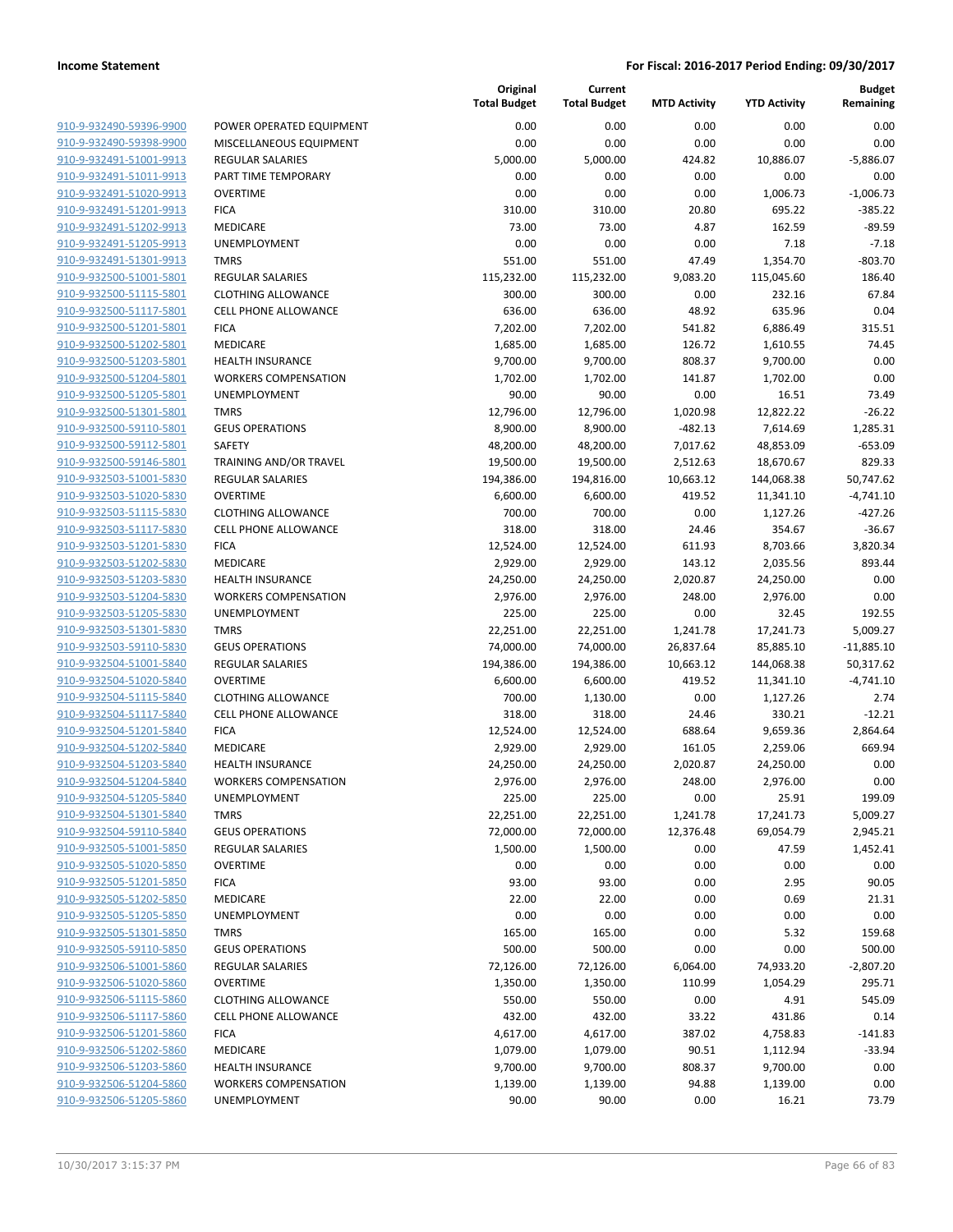**Income Statement** | **For Fiscal: 2016-2017 Period Ending: 09/30/2017**

| | | Original Total Budget | Current Total Budget | MTD Activity | YTD Activity | Budget Remaining |
|---|---|---|---|---|---|---|
| 910-9-932490-59396-9900 | POWER OPERATED EQUIPMENT | 0.00 | 0.00 | 0.00 | 0.00 | 0.00 |
| 910-9-932490-59398-9900 | MISCELLANEOUS EQUIPMENT | 0.00 | 0.00 | 0.00 | 0.00 | 0.00 |
| 910-9-932491-51001-9913 | REGULAR SALARIES | 5,000.00 | 5,000.00 | 424.82 | 10,886.07 | -5,886.07 |
| 910-9-932491-51011-9913 | PART TIME TEMPORARY | 0.00 | 0.00 | 0.00 | 0.00 | 0.00 |
| 910-9-932491-51020-9913 | OVERTIME | 0.00 | 0.00 | 0.00 | 1,006.73 | -1,006.73 |
| 910-9-932491-51201-9913 | FICA | 310.00 | 310.00 | 20.80 | 695.22 | -385.22 |
| 910-9-932491-51202-9913 | MEDICARE | 73.00 | 73.00 | 4.87 | 162.59 | -89.59 |
| 910-9-932491-51205-9913 | UNEMPLOYMENT | 0.00 | 0.00 | 0.00 | 7.18 | -7.18 |
| 910-9-932491-51301-9913 | TMRS | 551.00 | 551.00 | 47.49 | 1,354.70 | -803.70 |
| 910-9-932500-51001-5801 | REGULAR SALARIES | 115,232.00 | 115,232.00 | 9,083.20 | 115,045.60 | 186.40 |
| 910-9-932500-51115-5801 | CLOTHING ALLOWANCE | 300.00 | 300.00 | 0.00 | 232.16 | 67.84 |
| 910-9-932500-51117-5801 | CELL PHONE ALLOWANCE | 636.00 | 636.00 | 48.92 | 635.96 | 0.04 |
| 910-9-932500-51201-5801 | FICA | 7,202.00 | 7,202.00 | 541.82 | 6,886.49 | 315.51 |
| 910-9-932500-51202-5801 | MEDICARE | 1,685.00 | 1,685.00 | 126.72 | 1,610.55 | 74.45 |
| 910-9-932500-51203-5801 | HEALTH INSURANCE | 9,700.00 | 9,700.00 | 808.37 | 9,700.00 | 0.00 |
| 910-9-932500-51204-5801 | WORKERS COMPENSATION | 1,702.00 | 1,702.00 | 141.87 | 1,702.00 | 0.00 |
| 910-9-932500-51205-5801 | UNEMPLOYMENT | 90.00 | 90.00 | 0.00 | 16.51 | 73.49 |
| 910-9-932500-51301-5801 | TMRS | 12,796.00 | 12,796.00 | 1,020.98 | 12,822.22 | -26.22 |
| 910-9-932500-59110-5801 | GEUS OPERATIONS | 8,900.00 | 8,900.00 | -482.13 | 7,614.69 | 1,285.31 |
| 910-9-932500-59112-5801 | SAFETY | 48,200.00 | 48,200.00 | 7,017.62 | 48,853.09 | -653.09 |
| 910-9-932500-59146-5801 | TRAINING AND/OR TRAVEL | 19,500.00 | 19,500.00 | 2,512.63 | 18,670.67 | 829.33 |
| 910-9-932503-51001-5830 | REGULAR SALARIES | 194,386.00 | 194,816.00 | 10,663.12 | 144,068.38 | 50,747.62 |
| 910-9-932503-51020-5830 | OVERTIME | 6,600.00 | 6,600.00 | 419.52 | 11,341.10 | -4,741.10 |
| 910-9-932503-51115-5830 | CLOTHING ALLOWANCE | 700.00 | 700.00 | 0.00 | 1,127.26 | -427.26 |
| 910-9-932503-51117-5830 | CELL PHONE ALLOWANCE | 318.00 | 318.00 | 24.46 | 354.67 | -36.67 |
| 910-9-932503-51201-5830 | FICA | 12,524.00 | 12,524.00 | 611.93 | 8,703.66 | 3,820.34 |
| 910-9-932503-51202-5830 | MEDICARE | 2,929.00 | 2,929.00 | 143.12 | 2,035.56 | 893.44 |
| 910-9-932503-51203-5830 | HEALTH INSURANCE | 24,250.00 | 24,250.00 | 2,020.87 | 24,250.00 | 0.00 |
| 910-9-932503-51204-5830 | WORKERS COMPENSATION | 2,976.00 | 2,976.00 | 248.00 | 2,976.00 | 0.00 |
| 910-9-932503-51205-5830 | UNEMPLOYMENT | 225.00 | 225.00 | 0.00 | 32.45 | 192.55 |
| 910-9-932503-51301-5830 | TMRS | 22,251.00 | 22,251.00 | 1,241.78 | 17,241.73 | 5,009.27 |
| 910-9-932503-59110-5830 | GEUS OPERATIONS | 74,000.00 | 74,000.00 | 26,837.64 | 85,885.10 | -11,885.10 |
| 910-9-932504-51001-5840 | REGULAR SALARIES | 194,386.00 | 194,386.00 | 10,663.12 | 144,068.38 | 50,317.62 |
| 910-9-932504-51020-5840 | OVERTIME | 6,600.00 | 6,600.00 | 419.52 | 11,341.10 | -4,741.10 |
| 910-9-932504-51115-5840 | CLOTHING ALLOWANCE | 700.00 | 1,130.00 | 0.00 | 1,127.26 | 2.74 |
| 910-9-932504-51117-5840 | CELL PHONE ALLOWANCE | 318.00 | 318.00 | 24.46 | 330.21 | -12.21 |
| 910-9-932504-51201-5840 | FICA | 12,524.00 | 12,524.00 | 688.64 | 9,659.36 | 2,864.64 |
| 910-9-932504-51202-5840 | MEDICARE | 2,929.00 | 2,929.00 | 161.05 | 2,259.06 | 669.94 |
| 910-9-932504-51203-5840 | HEALTH INSURANCE | 24,250.00 | 24,250.00 | 2,020.87 | 24,250.00 | 0.00 |
| 910-9-932504-51204-5840 | WORKERS COMPENSATION | 2,976.00 | 2,976.00 | 248.00 | 2,976.00 | 0.00 |
| 910-9-932504-51205-5840 | UNEMPLOYMENT | 225.00 | 225.00 | 0.00 | 25.91 | 199.09 |
| 910-9-932504-51301-5840 | TMRS | 22,251.00 | 22,251.00 | 1,241.78 | 17,241.73 | 5,009.27 |
| 910-9-932504-59110-5840 | GEUS OPERATIONS | 72,000.00 | 72,000.00 | 12,376.48 | 69,054.79 | 2,945.21 |
| 910-9-932505-51001-5850 | REGULAR SALARIES | 1,500.00 | 1,500.00 | 0.00 | 47.59 | 1,452.41 |
| 910-9-932505-51020-5850 | OVERTIME | 0.00 | 0.00 | 0.00 | 0.00 | 0.00 |
| 910-9-932505-51201-5850 | FICA | 93.00 | 93.00 | 0.00 | 2.95 | 90.05 |
| 910-9-932505-51202-5850 | MEDICARE | 22.00 | 22.00 | 0.00 | 0.69 | 21.31 |
| 910-9-932505-51205-5850 | UNEMPLOYMENT | 0.00 | 0.00 | 0.00 | 0.00 | 0.00 |
| 910-9-932505-51301-5850 | TMRS | 165.00 | 165.00 | 0.00 | 5.32 | 159.68 |
| 910-9-932505-59110-5850 | GEUS OPERATIONS | 500.00 | 500.00 | 0.00 | 0.00 | 500.00 |
| 910-9-932506-51001-5860 | REGULAR SALARIES | 72,126.00 | 72,126.00 | 6,064.00 | 74,933.20 | -2,807.20 |
| 910-9-932506-51020-5860 | OVERTIME | 1,350.00 | 1,350.00 | 110.99 | 1,054.29 | 295.71 |
| 910-9-932506-51115-5860 | CLOTHING ALLOWANCE | 550.00 | 550.00 | 0.00 | 4.91 | 545.09 |
| 910-9-932506-51117-5860 | CELL PHONE ALLOWANCE | 432.00 | 432.00 | 33.22 | 431.86 | 0.14 |
| 910-9-932506-51201-5860 | FICA | 4,617.00 | 4,617.00 | 387.02 | 4,758.83 | -141.83 |
| 910-9-932506-51202-5860 | MEDICARE | 1,079.00 | 1,079.00 | 90.51 | 1,112.94 | -33.94 |
| 910-9-932506-51203-5860 | HEALTH INSURANCE | 9,700.00 | 9,700.00 | 808.37 | 9,700.00 | 0.00 |
| 910-9-932506-51204-5860 | WORKERS COMPENSATION | 1,139.00 | 1,139.00 | 94.88 | 1,139.00 | 0.00 |
| 910-9-932506-51205-5860 | UNEMPLOYMENT | 90.00 | 90.00 | 0.00 | 16.21 | 73.79 |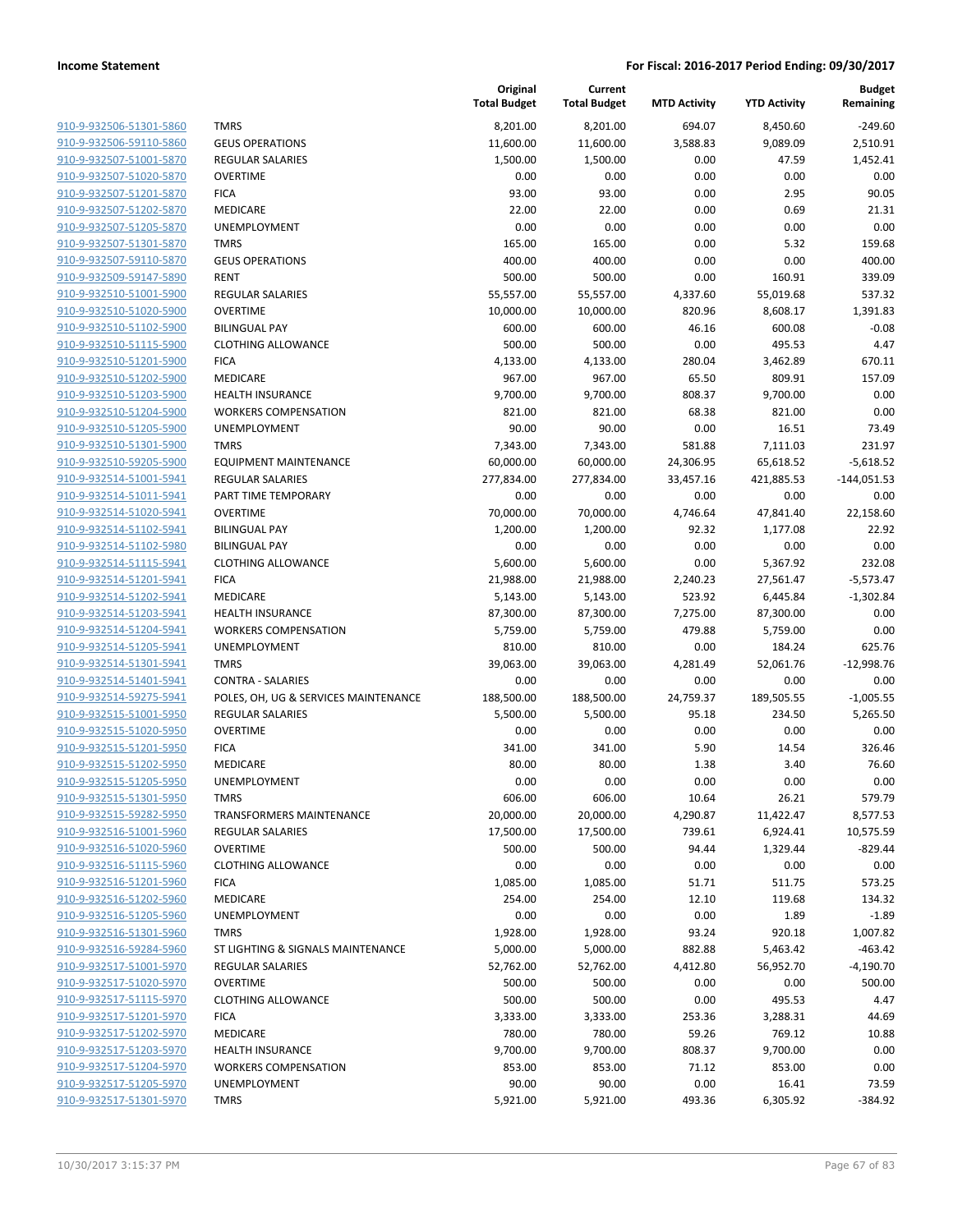**Income Statement** — **For Fiscal: 2016-2017 Period Ending: 09/30/2017**

| | | Original Total Budget | Current Total Budget | MTD Activity | YTD Activity | Budget Remaining |
|---|---|---|---|---|---|---|
| 910-9-932506-51301-5860 | TMRS | 8,201.00 | 8,201.00 | 694.07 | 8,450.60 | -249.60 |
| 910-9-932506-59110-5860 | GEUS OPERATIONS | 11,600.00 | 11,600.00 | 3,588.83 | 9,089.09 | 2,510.91 |
| 910-9-932507-51001-5870 | REGULAR SALARIES | 1,500.00 | 1,500.00 | 0.00 | 47.59 | 1,452.41 |
| 910-9-932507-51020-5870 | OVERTIME | 0.00 | 0.00 | 0.00 | 0.00 | 0.00 |
| 910-9-932507-51201-5870 | FICA | 93.00 | 93.00 | 0.00 | 2.95 | 90.05 |
| 910-9-932507-51202-5870 | MEDICARE | 22.00 | 22.00 | 0.00 | 0.69 | 21.31 |
| 910-9-932507-51205-5870 | UNEMPLOYMENT | 0.00 | 0.00 | 0.00 | 0.00 | 0.00 |
| 910-9-932507-51301-5870 | TMRS | 165.00 | 165.00 | 0.00 | 5.32 | 159.68 |
| 910-9-932507-59110-5870 | GEUS OPERATIONS | 400.00 | 400.00 | 0.00 | 0.00 | 400.00 |
| 910-9-932509-59147-5890 | RENT | 500.00 | 500.00 | 0.00 | 160.91 | 339.09 |
| 910-9-932510-51001-5900 | REGULAR SALARIES | 55,557.00 | 55,557.00 | 4,337.60 | 55,019.68 | 537.32 |
| 910-9-932510-51020-5900 | OVERTIME | 10,000.00 | 10,000.00 | 820.96 | 8,608.17 | 1,391.83 |
| 910-9-932510-51102-5900 | BILINGUAL PAY | 600.00 | 600.00 | 46.16 | 600.08 | -0.08 |
| 910-9-932510-51115-5900 | CLOTHING ALLOWANCE | 500.00 | 500.00 | 0.00 | 495.53 | 4.47 |
| 910-9-932510-51201-5900 | FICA | 4,133.00 | 4,133.00 | 280.04 | 3,462.89 | 670.11 |
| 910-9-932510-51202-5900 | MEDICARE | 967.00 | 967.00 | 65.50 | 809.91 | 157.09 |
| 910-9-932510-51203-5900 | HEALTH INSURANCE | 9,700.00 | 9,700.00 | 808.37 | 9,700.00 | 0.00 |
| 910-9-932510-51204-5900 | WORKERS COMPENSATION | 821.00 | 821.00 | 68.38 | 821.00 | 0.00 |
| 910-9-932510-51205-5900 | UNEMPLOYMENT | 90.00 | 90.00 | 0.00 | 16.51 | 73.49 |
| 910-9-932510-51301-5900 | TMRS | 7,343.00 | 7,343.00 | 581.88 | 7,111.03 | 231.97 |
| 910-9-932510-59205-5900 | EQUIPMENT MAINTENANCE | 60,000.00 | 60,000.00 | 24,306.95 | 65,618.52 | -5,618.52 |
| 910-9-932514-51001-5941 | REGULAR SALARIES | 277,834.00 | 277,834.00 | 33,457.16 | 421,885.53 | -144,051.53 |
| 910-9-932514-51011-5941 | PART TIME TEMPORARY | 0.00 | 0.00 | 0.00 | 0.00 | 0.00 |
| 910-9-932514-51020-5941 | OVERTIME | 70,000.00 | 70,000.00 | 4,746.64 | 47,841.40 | 22,158.60 |
| 910-9-932514-51102-5941 | BILINGUAL PAY | 1,200.00 | 1,200.00 | 92.32 | 1,177.08 | 22.92 |
| 910-9-932514-51102-5980 | BILINGUAL PAY | 0.00 | 0.00 | 0.00 | 0.00 | 0.00 |
| 910-9-932514-51115-5941 | CLOTHING ALLOWANCE | 5,600.00 | 5,600.00 | 0.00 | 5,367.92 | 232.08 |
| 910-9-932514-51201-5941 | FICA | 21,988.00 | 21,988.00 | 2,240.23 | 27,561.47 | -5,573.47 |
| 910-9-932514-51202-5941 | MEDICARE | 5,143.00 | 5,143.00 | 523.92 | 6,445.84 | -1,302.84 |
| 910-9-932514-51203-5941 | HEALTH INSURANCE | 87,300.00 | 87,300.00 | 7,275.00 | 87,300.00 | 0.00 |
| 910-9-932514-51204-5941 | WORKERS COMPENSATION | 5,759.00 | 5,759.00 | 479.88 | 5,759.00 | 0.00 |
| 910-9-932514-51205-5941 | UNEMPLOYMENT | 810.00 | 810.00 | 0.00 | 184.24 | 625.76 |
| 910-9-932514-51301-5941 | TMRS | 39,063.00 | 39,063.00 | 4,281.49 | 52,061.76 | -12,998.76 |
| 910-9-932514-51401-5941 | CONTRA - SALARIES | 0.00 | 0.00 | 0.00 | 0.00 | 0.00 |
| 910-9-932514-59275-5941 | POLES, OH, UG & SERVICES MAINTENANCE | 188,500.00 | 188,500.00 | 24,759.37 | 189,505.55 | -1,005.55 |
| 910-9-932515-51001-5950 | REGULAR SALARIES | 5,500.00 | 5,500.00 | 95.18 | 234.50 | 5,265.50 |
| 910-9-932515-51020-5950 | OVERTIME | 0.00 | 0.00 | 0.00 | 0.00 | 0.00 |
| 910-9-932515-51201-5950 | FICA | 341.00 | 341.00 | 5.90 | 14.54 | 326.46 |
| 910-9-932515-51202-5950 | MEDICARE | 80.00 | 80.00 | 1.38 | 3.40 | 76.60 |
| 910-9-932515-51205-5950 | UNEMPLOYMENT | 0.00 | 0.00 | 0.00 | 0.00 | 0.00 |
| 910-9-932515-51301-5950 | TMRS | 606.00 | 606.00 | 10.64 | 26.21 | 579.79 |
| 910-9-932515-59282-5950 | TRANSFORMERS MAINTENANCE | 20,000.00 | 20,000.00 | 4,290.87 | 11,422.47 | 8,577.53 |
| 910-9-932516-51001-5960 | REGULAR SALARIES | 17,500.00 | 17,500.00 | 739.61 | 6,924.41 | 10,575.59 |
| 910-9-932516-51020-5960 | OVERTIME | 500.00 | 500.00 | 94.44 | 1,329.44 | -829.44 |
| 910-9-932516-51115-5960 | CLOTHING ALLOWANCE | 0.00 | 0.00 | 0.00 | 0.00 | 0.00 |
| 910-9-932516-51201-5960 | FICA | 1,085.00 | 1,085.00 | 51.71 | 511.75 | 573.25 |
| 910-9-932516-51202-5960 | MEDICARE | 254.00 | 254.00 | 12.10 | 119.68 | 134.32 |
| 910-9-932516-51205-5960 | UNEMPLOYMENT | 0.00 | 0.00 | 0.00 | 1.89 | -1.89 |
| 910-9-932516-51301-5960 | TMRS | 1,928.00 | 1,928.00 | 93.24 | 920.18 | 1,007.82 |
| 910-9-932516-59284-5960 | ST LIGHTING & SIGNALS MAINTENANCE | 5,000.00 | 5,000.00 | 882.88 | 5,463.42 | -463.42 |
| 910-9-932517-51001-5970 | REGULAR SALARIES | 52,762.00 | 52,762.00 | 4,412.80 | 56,952.70 | -4,190.70 |
| 910-9-932517-51020-5970 | OVERTIME | 500.00 | 500.00 | 0.00 | 0.00 | 500.00 |
| 910-9-932517-51115-5970 | CLOTHING ALLOWANCE | 500.00 | 500.00 | 0.00 | 495.53 | 4.47 |
| 910-9-932517-51201-5970 | FICA | 3,333.00 | 3,333.00 | 253.36 | 3,288.31 | 44.69 |
| 910-9-932517-51202-5970 | MEDICARE | 780.00 | 780.00 | 59.26 | 769.12 | 10.88 |
| 910-9-932517-51203-5970 | HEALTH INSURANCE | 9,700.00 | 9,700.00 | 808.37 | 9,700.00 | 0.00 |
| 910-9-932517-51204-5970 | WORKERS COMPENSATION | 853.00 | 853.00 | 71.12 | 853.00 | 0.00 |
| 910-9-932517-51205-5970 | UNEMPLOYMENT | 90.00 | 90.00 | 0.00 | 16.41 | 73.59 |
| 910-9-932517-51301-5970 | TMRS | 5,921.00 | 5,921.00 | 493.36 | 6,305.92 | -384.92 |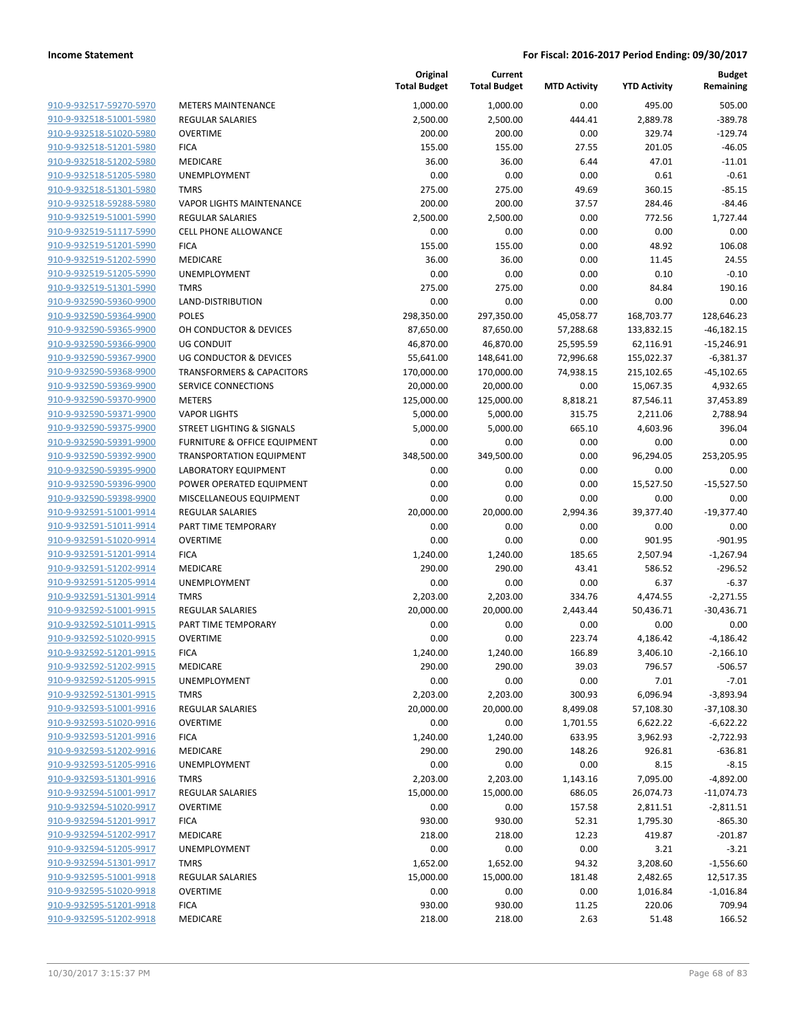| | | Original Total Budget | Current Total Budget | MTD Activity | YTD Activity | Budget Remaining |
|---|---|---|---|---|---|---|
| 910-9-932517-59270-5970 | METERS MAINTENANCE | 1,000.00 | 1,000.00 | 0.00 | 495.00 | 505.00 |
| 910-9-932518-51001-5980 | REGULAR SALARIES | 2,500.00 | 2,500.00 | 444.41 | 2,889.78 | -389.78 |
| 910-9-932518-51020-5980 | OVERTIME | 200.00 | 200.00 | 0.00 | 329.74 | -129.74 |
| 910-9-932518-51201-5980 | FICA | 155.00 | 155.00 | 27.55 | 201.05 | -46.05 |
| 910-9-932518-51202-5980 | MEDICARE | 36.00 | 36.00 | 6.44 | 47.01 | -11.01 |
| 910-9-932518-51205-5980 | UNEMPLOYMENT | 0.00 | 0.00 | 0.00 | 0.61 | -0.61 |
| 910-9-932518-51301-5980 | TMRS | 275.00 | 275.00 | 49.69 | 360.15 | -85.15 |
| 910-9-932518-59288-5980 | VAPOR LIGHTS MAINTENANCE | 200.00 | 200.00 | 37.57 | 284.46 | -84.46 |
| 910-9-932519-51001-5990 | REGULAR SALARIES | 2,500.00 | 2,500.00 | 0.00 | 772.56 | 1,727.44 |
| 910-9-932519-51117-5990 | CELL PHONE ALLOWANCE | 0.00 | 0.00 | 0.00 | 0.00 | 0.00 |
| 910-9-932519-51201-5990 | FICA | 155.00 | 155.00 | 0.00 | 48.92 | 106.08 |
| 910-9-932519-51202-5990 | MEDICARE | 36.00 | 36.00 | 0.00 | 11.45 | 24.55 |
| 910-9-932519-51205-5990 | UNEMPLOYMENT | 0.00 | 0.00 | 0.00 | 0.10 | -0.10 |
| 910-9-932519-51301-5990 | TMRS | 275.00 | 275.00 | 0.00 | 84.84 | 190.16 |
| 910-9-932590-59360-9900 | LAND-DISTRIBUTION | 0.00 | 0.00 | 0.00 | 0.00 | 0.00 |
| 910-9-932590-59364-9900 | POLES | 298,350.00 | 297,350.00 | 45,058.77 | 168,703.77 | 128,646.23 |
| 910-9-932590-59365-9900 | OH CONDUCTOR & DEVICES | 87,650.00 | 87,650.00 | 57,288.68 | 133,832.15 | -46,182.15 |
| 910-9-932590-59366-9900 | UG CONDUIT | 46,870.00 | 46,870.00 | 25,595.59 | 62,116.91 | -15,246.91 |
| 910-9-932590-59367-9900 | UG CONDUCTOR & DEVICES | 55,641.00 | 148,641.00 | 72,996.68 | 155,022.37 | -6,381.37 |
| 910-9-932590-59368-9900 | TRANSFORMERS & CAPACITORS | 170,000.00 | 170,000.00 | 74,938.15 | 215,102.65 | -45,102.65 |
| 910-9-932590-59369-9900 | SERVICE CONNECTIONS | 20,000.00 | 20,000.00 | 0.00 | 15,067.35 | 4,932.65 |
| 910-9-932590-59370-9900 | METERS | 125,000.00 | 125,000.00 | 8,818.21 | 87,546.11 | 37,453.89 |
| 910-9-932590-59371-9900 | VAPOR LIGHTS | 5,000.00 | 5,000.00 | 315.75 | 2,211.06 | 2,788.94 |
| 910-9-932590-59375-9900 | STREET LIGHTING & SIGNALS | 5,000.00 | 5,000.00 | 665.10 | 4,603.96 | 396.04 |
| 910-9-932590-59391-9900 | FURNITURE & OFFICE EQUIPMENT | 0.00 | 0.00 | 0.00 | 0.00 | 0.00 |
| 910-9-932590-59392-9900 | TRANSPORTATION EQUIPMENT | 348,500.00 | 349,500.00 | 0.00 | 96,294.05 | 253,205.95 |
| 910-9-932590-59395-9900 | LABORATORY EQUIPMENT | 0.00 | 0.00 | 0.00 | 0.00 | 0.00 |
| 910-9-932590-59396-9900 | POWER OPERATED EQUIPMENT | 0.00 | 0.00 | 0.00 | 15,527.50 | -15,527.50 |
| 910-9-932590-59398-9900 | MISCELLANEOUS EQUIPMENT | 0.00 | 0.00 | 0.00 | 0.00 | 0.00 |
| 910-9-932591-51001-9914 | REGULAR SALARIES | 20,000.00 | 20,000.00 | 2,994.36 | 39,377.40 | -19,377.40 |
| 910-9-932591-51011-9914 | PART TIME TEMPORARY | 0.00 | 0.00 | 0.00 | 0.00 | 0.00 |
| 910-9-932591-51020-9914 | OVERTIME | 0.00 | 0.00 | 0.00 | 901.95 | -901.95 |
| 910-9-932591-51201-9914 | FICA | 1,240.00 | 1,240.00 | 185.65 | 2,507.94 | -1,267.94 |
| 910-9-932591-51202-9914 | MEDICARE | 290.00 | 290.00 | 43.41 | 586.52 | -296.52 |
| 910-9-932591-51205-9914 | UNEMPLOYMENT | 0.00 | 0.00 | 0.00 | 6.37 | -6.37 |
| 910-9-932591-51301-9914 | TMRS | 2,203.00 | 2,203.00 | 334.76 | 4,474.55 | -2,271.55 |
| 910-9-932592-51001-9915 | REGULAR SALARIES | 20,000.00 | 20,000.00 | 2,443.44 | 50,436.71 | -30,436.71 |
| 910-9-932592-51011-9915 | PART TIME TEMPORARY | 0.00 | 0.00 | 0.00 | 0.00 | 0.00 |
| 910-9-932592-51020-9915 | OVERTIME | 0.00 | 0.00 | 223.74 | 4,186.42 | -4,186.42 |
| 910-9-932592-51201-9915 | FICA | 1,240.00 | 1,240.00 | 166.89 | 3,406.10 | -2,166.10 |
| 910-9-932592-51202-9915 | MEDICARE | 290.00 | 290.00 | 39.03 | 796.57 | -506.57 |
| 910-9-932592-51205-9915 | UNEMPLOYMENT | 0.00 | 0.00 | 0.00 | 7.01 | -7.01 |
| 910-9-932592-51301-9915 | TMRS | 2,203.00 | 2,203.00 | 300.93 | 6,096.94 | -3,893.94 |
| 910-9-932593-51001-9916 | REGULAR SALARIES | 20,000.00 | 20,000.00 | 8,499.08 | 57,108.30 | -37,108.30 |
| 910-9-932593-51020-9916 | OVERTIME | 0.00 | 0.00 | 1,701.55 | 6,622.22 | -6,622.22 |
| 910-9-932593-51201-9916 | FICA | 1,240.00 | 1,240.00 | 633.95 | 3,962.93 | -2,722.93 |
| 910-9-932593-51202-9916 | MEDICARE | 290.00 | 290.00 | 148.26 | 926.81 | -636.81 |
| 910-9-932593-51205-9916 | UNEMPLOYMENT | 0.00 | 0.00 | 0.00 | 8.15 | -8.15 |
| 910-9-932593-51301-9916 | TMRS | 2,203.00 | 2,203.00 | 1,143.16 | 7,095.00 | -4,892.00 |
| 910-9-932594-51001-9917 | REGULAR SALARIES | 15,000.00 | 15,000.00 | 686.05 | 26,074.73 | -11,074.73 |
| 910-9-932594-51020-9917 | OVERTIME | 0.00 | 0.00 | 157.58 | 2,811.51 | -2,811.51 |
| 910-9-932594-51201-9917 | FICA | 930.00 | 930.00 | 52.31 | 1,795.30 | -865.30 |
| 910-9-932594-51202-9917 | MEDICARE | 218.00 | 218.00 | 12.23 | 419.87 | -201.87 |
| 910-9-932594-51205-9917 | UNEMPLOYMENT | 0.00 | 0.00 | 0.00 | 3.21 | -3.21 |
| 910-9-932594-51301-9917 | TMRS | 1,652.00 | 1,652.00 | 94.32 | 3,208.60 | -1,556.60 |
| 910-9-932595-51001-9918 | REGULAR SALARIES | 15,000.00 | 15,000.00 | 181.48 | 2,482.65 | 12,517.35 |
| 910-9-932595-51020-9918 | OVERTIME | 0.00 | 0.00 | 0.00 | 1,016.84 | -1,016.84 |
| 910-9-932595-51201-9918 | FICA | 930.00 | 930.00 | 11.25 | 220.06 | 709.94 |
| 910-9-932595-51202-9918 | MEDICARE | 218.00 | 218.00 | 2.63 | 51.48 | 166.52 |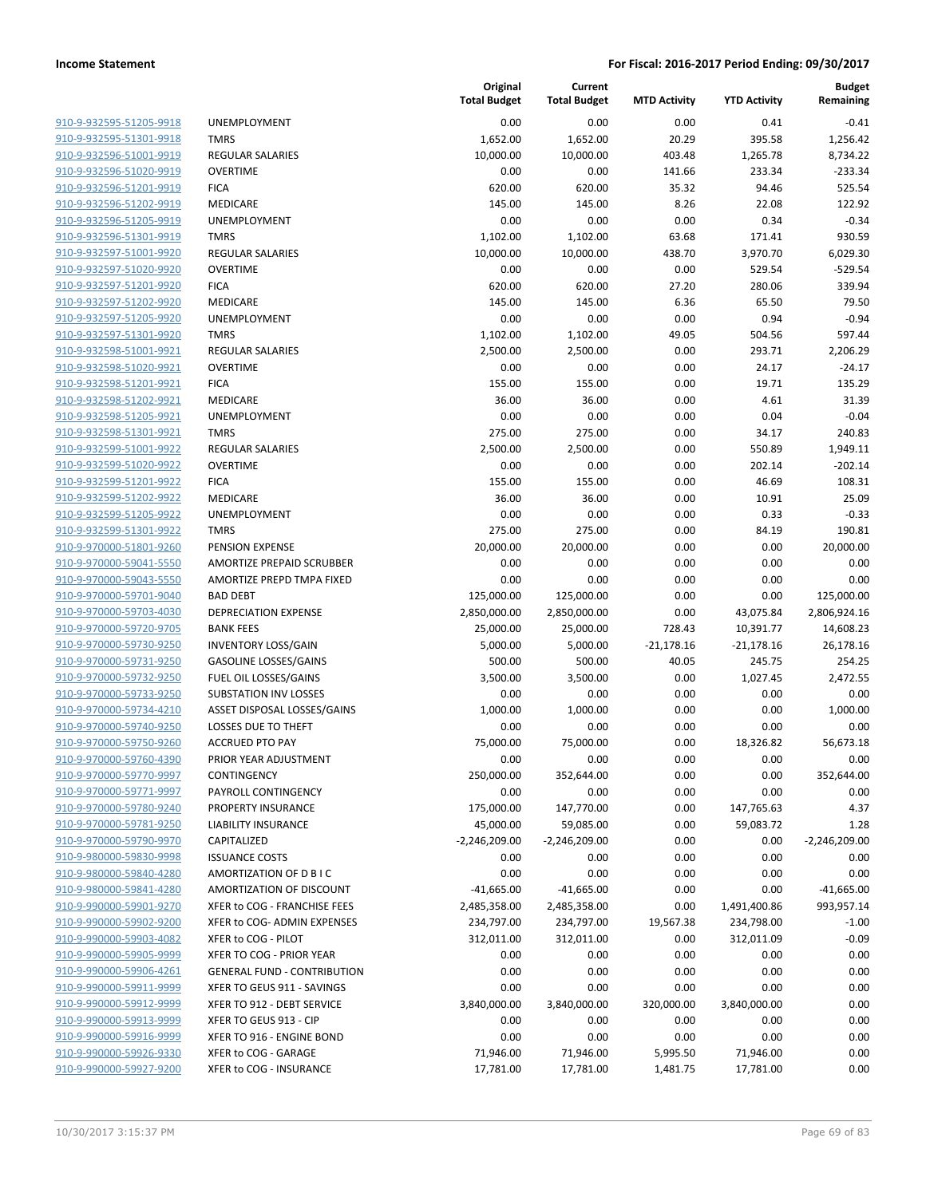|  |  | Original Total Budget | Current Total Budget | MTD Activity | YTD Activity | Budget Remaining |
|---|---|---|---|---|---|---|
| 910-9-932595-51205-9918 | UNEMPLOYMENT | 0.00 | 0.00 | 0.00 | 0.41 | -0.41 |
| 910-9-932595-51301-9918 | TMRS | 1,652.00 | 1,652.00 | 20.29 | 395.58 | 1,256.42 |
| 910-9-932596-51001-9919 | REGULAR SALARIES | 10,000.00 | 10,000.00 | 403.48 | 1,265.78 | 8,734.22 |
| 910-9-932596-51020-9919 | OVERTIME | 0.00 | 0.00 | 141.66 | 233.34 | -233.34 |
| 910-9-932596-51201-9919 | FICA | 620.00 | 620.00 | 35.32 | 94.46 | 525.54 |
| 910-9-932596-51202-9919 | MEDICARE | 145.00 | 145.00 | 8.26 | 22.08 | 122.92 |
| 910-9-932596-51205-9919 | UNEMPLOYMENT | 0.00 | 0.00 | 0.00 | 0.34 | -0.34 |
| 910-9-932596-51301-9919 | TMRS | 1,102.00 | 1,102.00 | 63.68 | 171.41 | 930.59 |
| 910-9-932597-51001-9920 | REGULAR SALARIES | 10,000.00 | 10,000.00 | 438.70 | 3,970.70 | 6,029.30 |
| 910-9-932597-51020-9920 | OVERTIME | 0.00 | 0.00 | 0.00 | 529.54 | -529.54 |
| 910-9-932597-51201-9920 | FICA | 620.00 | 620.00 | 27.20 | 280.06 | 339.94 |
| 910-9-932597-51202-9920 | MEDICARE | 145.00 | 145.00 | 6.36 | 65.50 | 79.50 |
| 910-9-932597-51205-9920 | UNEMPLOYMENT | 0.00 | 0.00 | 0.00 | 0.94 | -0.94 |
| 910-9-932597-51301-9920 | TMRS | 1,102.00 | 1,102.00 | 49.05 | 504.56 | 597.44 |
| 910-9-932598-51001-9921 | REGULAR SALARIES | 2,500.00 | 2,500.00 | 0.00 | 293.71 | 2,206.29 |
| 910-9-932598-51020-9921 | OVERTIME | 0.00 | 0.00 | 0.00 | 24.17 | -24.17 |
| 910-9-932598-51201-9921 | FICA | 155.00 | 155.00 | 0.00 | 19.71 | 135.29 |
| 910-9-932598-51202-9921 | MEDICARE | 36.00 | 36.00 | 0.00 | 4.61 | 31.39 |
| 910-9-932598-51205-9921 | UNEMPLOYMENT | 0.00 | 0.00 | 0.00 | 0.04 | -0.04 |
| 910-9-932598-51301-9921 | TMRS | 275.00 | 275.00 | 0.00 | 34.17 | 240.83 |
| 910-9-932599-51001-9922 | REGULAR SALARIES | 2,500.00 | 2,500.00 | 0.00 | 550.89 | 1,949.11 |
| 910-9-932599-51020-9922 | OVERTIME | 0.00 | 0.00 | 0.00 | 202.14 | -202.14 |
| 910-9-932599-51201-9922 | FICA | 155.00 | 155.00 | 0.00 | 46.69 | 108.31 |
| 910-9-932599-51202-9922 | MEDICARE | 36.00 | 36.00 | 0.00 | 10.91 | 25.09 |
| 910-9-932599-51205-9922 | UNEMPLOYMENT | 0.00 | 0.00 | 0.00 | 0.33 | -0.33 |
| 910-9-932599-51301-9922 | TMRS | 275.00 | 275.00 | 0.00 | 84.19 | 190.81 |
| 910-9-970000-51801-9260 | PENSION EXPENSE | 20,000.00 | 20,000.00 | 0.00 | 0.00 | 20,000.00 |
| 910-9-970000-59041-5550 | AMORTIZE PREPAID SCRUBBER | 0.00 | 0.00 | 0.00 | 0.00 | 0.00 |
| 910-9-970000-59043-5550 | AMORTIZE PREPD TMPA FIXED | 0.00 | 0.00 | 0.00 | 0.00 | 0.00 |
| 910-9-970000-59701-9040 | BAD DEBT | 125,000.00 | 125,000.00 | 0.00 | 0.00 | 125,000.00 |
| 910-9-970000-59703-4030 | DEPRECIATION EXPENSE | 2,850,000.00 | 2,850,000.00 | 0.00 | 43,075.84 | 2,806,924.16 |
| 910-9-970000-59720-9705 | BANK FEES | 25,000.00 | 25,000.00 | 728.43 | 10,391.77 | 14,608.23 |
| 910-9-970000-59730-9250 | INVENTORY LOSS/GAIN | 5,000.00 | 5,000.00 | -21,178.16 | -21,178.16 | 26,178.16 |
| 910-9-970000-59731-9250 | GASOLINE LOSSES/GAINS | 500.00 | 500.00 | 40.05 | 245.75 | 254.25 |
| 910-9-970000-59732-9250 | FUEL OIL LOSSES/GAINS | 3,500.00 | 3,500.00 | 0.00 | 1,027.45 | 2,472.55 |
| 910-9-970000-59733-9250 | SUBSTATION INV LOSSES | 0.00 | 0.00 | 0.00 | 0.00 | 0.00 |
| 910-9-970000-59734-4210 | ASSET DISPOSAL LOSSES/GAINS | 1,000.00 | 1,000.00 | 0.00 | 0.00 | 1,000.00 |
| 910-9-970000-59740-9250 | LOSSES DUE TO THEFT | 0.00 | 0.00 | 0.00 | 0.00 | 0.00 |
| 910-9-970000-59750-9260 | ACCRUED PTO PAY | 75,000.00 | 75,000.00 | 0.00 | 18,326.82 | 56,673.18 |
| 910-9-970000-59760-4390 | PRIOR YEAR ADJUSTMENT | 0.00 | 0.00 | 0.00 | 0.00 | 0.00 |
| 910-9-970000-59770-9997 | CONTINGENCY | 250,000.00 | 352,644.00 | 0.00 | 0.00 | 352,644.00 |
| 910-9-970000-59771-9997 | PAYROLL CONTINGENCY | 0.00 | 0.00 | 0.00 | 0.00 | 0.00 |
| 910-9-970000-59780-9240 | PROPERTY INSURANCE | 175,000.00 | 147,770.00 | 0.00 | 147,765.63 | 4.37 |
| 910-9-970000-59781-9250 | LIABILITY INSURANCE | 45,000.00 | 59,085.00 | 0.00 | 59,083.72 | 1.28 |
| 910-9-970000-59790-9970 | CAPITALIZED | -2,246,209.00 | -2,246,209.00 | 0.00 | 0.00 | -2,246,209.00 |
| 910-9-980000-59830-9998 | ISSUANCE COSTS | 0.00 | 0.00 | 0.00 | 0.00 | 0.00 |
| 910-9-980000-59840-4280 | AMORTIZATION OF D B I C | 0.00 | 0.00 | 0.00 | 0.00 | 0.00 |
| 910-9-980000-59841-4280 | AMORTIZATION OF DISCOUNT | -41,665.00 | -41,665.00 | 0.00 | 0.00 | -41,665.00 |
| 910-9-990000-59901-9270 | XFER to COG - FRANCHISE FEES | 2,485,358.00 | 2,485,358.00 | 0.00 | 1,491,400.86 | 993,957.14 |
| 910-9-990000-59902-9200 | XFER to COG- ADMIN EXPENSES | 234,797.00 | 234,797.00 | 19,567.38 | 234,798.00 | -1.00 |
| 910-9-990000-59903-4082 | XFER to COG - PILOT | 312,011.00 | 312,011.00 | 0.00 | 312,011.09 | -0.09 |
| 910-9-990000-59905-9999 | XFER TO COG - PRIOR YEAR | 0.00 | 0.00 | 0.00 | 0.00 | 0.00 |
| 910-9-990000-59906-4261 | GENERAL FUND - CONTRIBUTION | 0.00 | 0.00 | 0.00 | 0.00 | 0.00 |
| 910-9-990000-59911-9999 | XFER TO GEUS 911 - SAVINGS | 0.00 | 0.00 | 0.00 | 0.00 | 0.00 |
| 910-9-990000-59912-9999 | XFER TO 912 - DEBT SERVICE | 3,840,000.00 | 3,840,000.00 | 320,000.00 | 3,840,000.00 | 0.00 |
| 910-9-990000-59913-9999 | XFER TO GEUS 913 - CIP | 0.00 | 0.00 | 0.00 | 0.00 | 0.00 |
| 910-9-990000-59916-9999 | XFER TO 916 - ENGINE BOND | 0.00 | 0.00 | 0.00 | 0.00 | 0.00 |
| 910-9-990000-59926-9330 | XFER to COG - GARAGE | 71,946.00 | 71,946.00 | 5,995.50 | 71,946.00 | 0.00 |
| 910-9-990000-59927-9200 | XFER to COG - INSURANCE | 17,781.00 | 17,781.00 | 1,481.75 | 17,781.00 | 0.00 |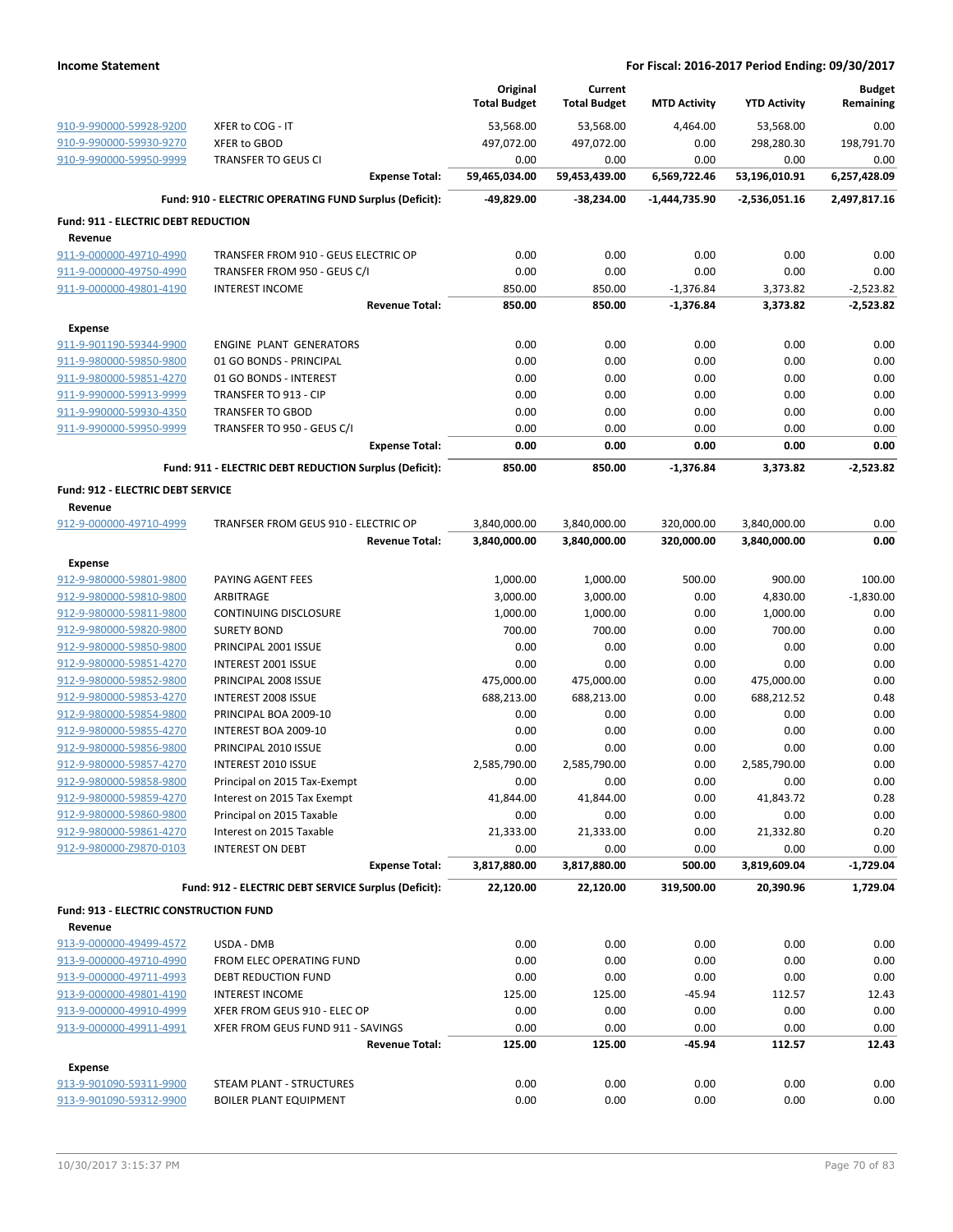| Account | Description | Original Total Budget | Current Total Budget | MTD Activity | YTD Activity | Budget Remaining |
|---|---|---|---|---|---|---|
| 910-9-990000-59928-9200 | XFER to COG - IT | 53,568.00 | 53,568.00 | 4,464.00 | 53,568.00 | 0.00 |
| 910-9-990000-59930-9270 | XFER to GBOD | 497,072.00 | 497,072.00 | 0.00 | 298,280.30 | 198,791.70 |
| 910-9-990000-59950-9999 | TRANSFER TO GEUS CI | 0.00 | 0.00 | 0.00 | 0.00 | 0.00 |
| | **Expense Total:** | **59,465,034.00** | **59,453,439.00** | **6,569,722.46** | **53,196,010.91** | **6,257,428.09** |
| | **Fund: 910 - ELECTRIC OPERATING FUND Surplus (Deficit):** | **-49,829.00** | **-38,234.00** | **-1,444,735.90** | **-2,536,051.16** | **2,497,817.16** |
| **Fund: 911 - ELECTRIC DEBT REDUCTION** | | | | | | |
| **Revenue** | | | | | | |
| 911-9-000000-49710-4990 | TRANSFER FROM 910 - GEUS ELECTRIC OP | 0.00 | 0.00 | 0.00 | 0.00 | 0.00 |
| 911-9-000000-49750-4990 | TRANSFER FROM 950 - GEUS C/I | 0.00 | 0.00 | 0.00 | 0.00 | 0.00 |
| 911-9-000000-49801-4190 | INTEREST INCOME | 850.00 | 850.00 | -1,376.84 | 3,373.82 | -2,523.82 |
| | **Revenue Total:** | **850.00** | **850.00** | **-1,376.84** | **3,373.82** | **-2,523.82** |
| **Expense** | | | | | | |
| 911-9-901190-59344-9900 | ENGINE PLANT GENERATORS | 0.00 | 0.00 | 0.00 | 0.00 | 0.00 |
| 911-9-980000-59850-9800 | 01 GO BONDS - PRINCIPAL | 0.00 | 0.00 | 0.00 | 0.00 | 0.00 |
| 911-9-980000-59851-4270 | 01 GO BONDS - INTEREST | 0.00 | 0.00 | 0.00 | 0.00 | 0.00 |
| 911-9-990000-59913-9999 | TRANSFER TO 913 - CIP | 0.00 | 0.00 | 0.00 | 0.00 | 0.00 |
| 911-9-990000-59930-4350 | TRANSFER TO GBOD | 0.00 | 0.00 | 0.00 | 0.00 | 0.00 |
| 911-9-990000-59950-9999 | TRANSFER TO 950 - GEUS C/I | 0.00 | 0.00 | 0.00 | 0.00 | 0.00 |
| | **Expense Total:** | **0.00** | **0.00** | **0.00** | **0.00** | **0.00** |
| | **Fund: 911 - ELECTRIC DEBT REDUCTION Surplus (Deficit):** | **850.00** | **850.00** | **-1,376.84** | **3,373.82** | **-2,523.82** |
| **Fund: 912 - ELECTRIC DEBT SERVICE** | | | | | | |
| **Revenue** | | | | | | |
| 912-9-000000-49710-4999 | TRANFSER FROM GEUS 910 - ELECTRIC OP | 3,840,000.00 | 3,840,000.00 | 320,000.00 | 3,840,000.00 | 0.00 |
| | **Revenue Total:** | **3,840,000.00** | **3,840,000.00** | **320,000.00** | **3,840,000.00** | **0.00** |
| **Expense** | | | | | | |
| 912-9-980000-59801-9800 | PAYING AGENT FEES | 1,000.00 | 1,000.00 | 500.00 | 900.00 | 100.00 |
| 912-9-980000-59810-9800 | ARBITRAGE | 3,000.00 | 3,000.00 | 0.00 | 4,830.00 | -1,830.00 |
| 912-9-980000-59811-9800 | CONTINUING DISCLOSURE | 1,000.00 | 1,000.00 | 0.00 | 1,000.00 | 0.00 |
| 912-9-980000-59820-9800 | SURETY BOND | 700.00 | 700.00 | 0.00 | 700.00 | 0.00 |
| 912-9-980000-59850-9800 | PRINCIPAL 2001 ISSUE | 0.00 | 0.00 | 0.00 | 0.00 | 0.00 |
| 912-9-980000-59851-4270 | INTEREST 2001 ISSUE | 0.00 | 0.00 | 0.00 | 0.00 | 0.00 |
| 912-9-980000-59852-9800 | PRINCIPAL 2008 ISSUE | 475,000.00 | 475,000.00 | 0.00 | 475,000.00 | 0.00 |
| 912-9-980000-59853-4270 | INTEREST 2008 ISSUE | 688,213.00 | 688,213.00 | 0.00 | 688,212.52 | 0.48 |
| 912-9-980000-59854-9800 | PRINCIPAL BOA 2009-10 | 0.00 | 0.00 | 0.00 | 0.00 | 0.00 |
| 912-9-980000-59855-4270 | INTEREST BOA 2009-10 | 0.00 | 0.00 | 0.00 | 0.00 | 0.00 |
| 912-9-980000-59856-9800 | PRINCIPAL 2010 ISSUE | 0.00 | 0.00 | 0.00 | 0.00 | 0.00 |
| 912-9-980000-59857-4270 | INTEREST 2010 ISSUE | 2,585,790.00 | 2,585,790.00 | 0.00 | 2,585,790.00 | 0.00 |
| 912-9-980000-59858-9800 | Principal on 2015 Tax-Exempt | 0.00 | 0.00 | 0.00 | 0.00 | 0.00 |
| 912-9-980000-59859-4270 | Interest on 2015 Tax Exempt | 41,844.00 | 41,844.00 | 0.00 | 41,843.72 | 0.28 |
| 912-9-980000-59860-9800 | Principal on 2015 Taxable | 0.00 | 0.00 | 0.00 | 0.00 | 0.00 |
| 912-9-980000-59861-4270 | Interest on 2015 Taxable | 21,333.00 | 21,333.00 | 0.00 | 21,332.80 | 0.20 |
| 912-9-980000-Z9870-0103 | INTEREST ON DEBT | 0.00 | 0.00 | 0.00 | 0.00 | 0.00 |
| | **Expense Total:** | **3,817,880.00** | **3,817,880.00** | **500.00** | **3,819,609.04** | **-1,729.04** |
| | **Fund: 912 - ELECTRIC DEBT SERVICE Surplus (Deficit):** | **22,120.00** | **22,120.00** | **319,500.00** | **20,390.96** | **1,729.04** |
| **Fund: 913 - ELECTRIC CONSTRUCTION FUND** | | | | | | |
| **Revenue** | | | | | | |
| 913-9-000000-49499-4572 | USDA - DMB | 0.00 | 0.00 | 0.00 | 0.00 | 0.00 |
| 913-9-000000-49710-4990 | FROM ELEC OPERATING FUND | 0.00 | 0.00 | 0.00 | 0.00 | 0.00 |
| 913-9-000000-49711-4993 | DEBT REDUCTION FUND | 0.00 | 0.00 | 0.00 | 0.00 | 0.00 |
| 913-9-000000-49801-4190 | INTEREST INCOME | 125.00 | 125.00 | -45.94 | 112.57 | 12.43 |
| 913-9-000000-49910-4999 | XFER FROM GEUS 910 - ELEC OP | 0.00 | 0.00 | 0.00 | 0.00 | 0.00 |
| 913-9-000000-49911-4991 | XFER FROM GEUS FUND 911 - SAVINGS | 0.00 | 0.00 | 0.00 | 0.00 | 0.00 |
| | **Revenue Total:** | **125.00** | **125.00** | **-45.94** | **112.57** | **12.43** |
| **Expense** | | | | | | |
| 913-9-901090-59311-9900 | STEAM PLANT - STRUCTURES | 0.00 | 0.00 | 0.00 | 0.00 | 0.00 |
| 913-9-901090-59312-9900 | BOILER PLANT EQUIPMENT | 0.00 | 0.00 | 0.00 | 0.00 | 0.00 |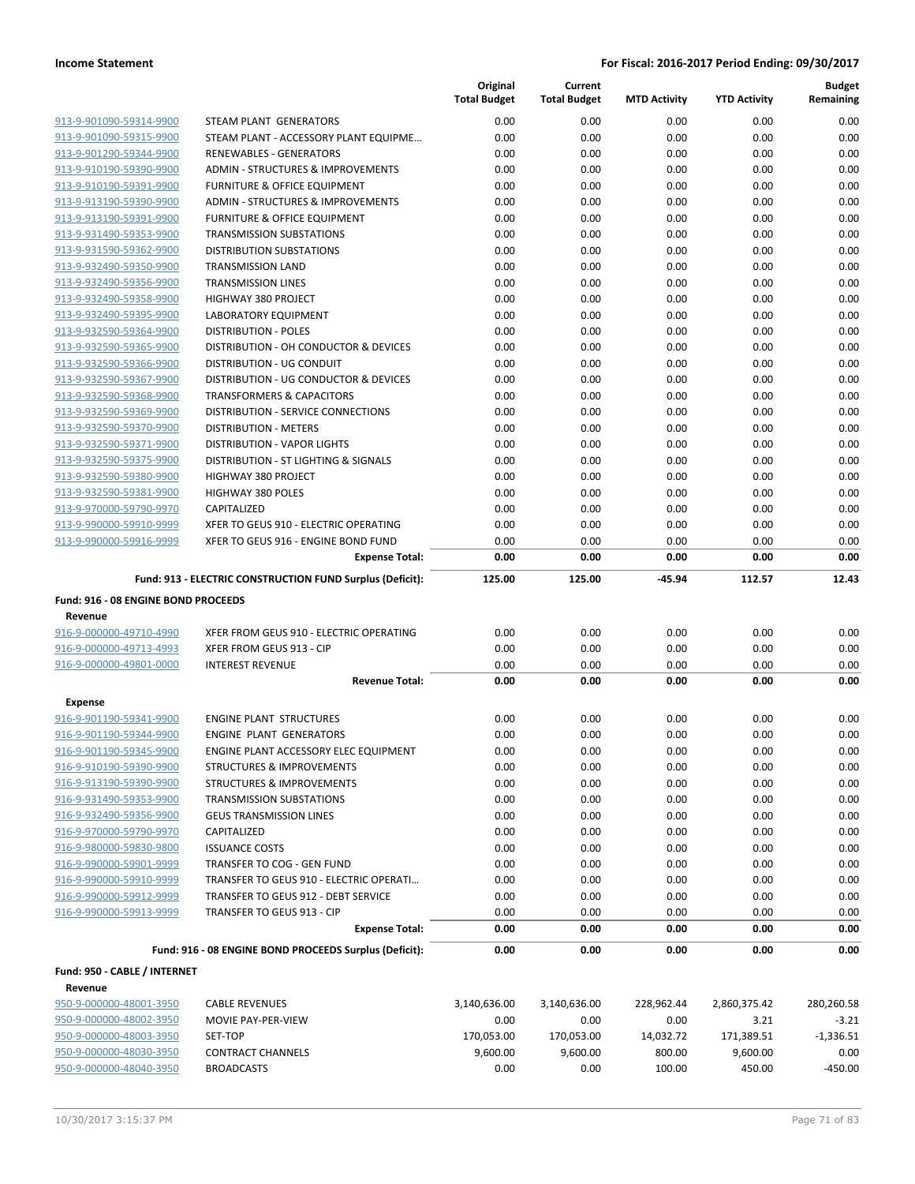| | | Original Total Budget | Current Total Budget | MTD Activity | YTD Activity | Budget Remaining |
|---|---|---|---|---|---|---|
| 913-9-901090-59314-9900 | STEAM PLANT GENERATORS | 0.00 | 0.00 | 0.00 | 0.00 | 0.00 |
| 913-9-901090-59315-9900 | STEAM PLANT - ACCESSORY PLANT EQUIPME... | 0.00 | 0.00 | 0.00 | 0.00 | 0.00 |
| 913-9-901290-59344-9900 | RENEWABLES - GENERATORS | 0.00 | 0.00 | 0.00 | 0.00 | 0.00 |
| 913-9-910190-59390-9900 | ADMIN - STRUCTURES & IMPROVEMENTS | 0.00 | 0.00 | 0.00 | 0.00 | 0.00 |
| 913-9-910190-59391-9900 | FURNITURE & OFFICE EQUIPMENT | 0.00 | 0.00 | 0.00 | 0.00 | 0.00 |
| 913-9-913190-59390-9900 | ADMIN - STRUCTURES & IMPROVEMENTS | 0.00 | 0.00 | 0.00 | 0.00 | 0.00 |
| 913-9-913190-59391-9900 | FURNITURE & OFFICE EQUIPMENT | 0.00 | 0.00 | 0.00 | 0.00 | 0.00 |
| 913-9-931490-59353-9900 | TRANSMISSION SUBSTATIONS | 0.00 | 0.00 | 0.00 | 0.00 | 0.00 |
| 913-9-931590-59362-9900 | DISTRIBUTION SUBSTATIONS | 0.00 | 0.00 | 0.00 | 0.00 | 0.00 |
| 913-9-932490-59350-9900 | TRANSMISSION LAND | 0.00 | 0.00 | 0.00 | 0.00 | 0.00 |
| 913-9-932490-59356-9900 | TRANSMISSION LINES | 0.00 | 0.00 | 0.00 | 0.00 | 0.00 |
| 913-9-932490-59358-9900 | HIGHWAY 380 PROJECT | 0.00 | 0.00 | 0.00 | 0.00 | 0.00 |
| 913-9-932490-59395-9900 | LABORATORY EQUIPMENT | 0.00 | 0.00 | 0.00 | 0.00 | 0.00 |
| 913-9-932590-59364-9900 | DISTRIBUTION - POLES | 0.00 | 0.00 | 0.00 | 0.00 | 0.00 |
| 913-9-932590-59365-9900 | DISTRIBUTION - OH CONDUCTOR & DEVICES | 0.00 | 0.00 | 0.00 | 0.00 | 0.00 |
| 913-9-932590-59366-9900 | DISTRIBUTION - UG CONDUIT | 0.00 | 0.00 | 0.00 | 0.00 | 0.00 |
| 913-9-932590-59367-9900 | DISTRIBUTION - UG CONDUCTOR & DEVICES | 0.00 | 0.00 | 0.00 | 0.00 | 0.00 |
| 913-9-932590-59368-9900 | TRANSFORMERS & CAPACITORS | 0.00 | 0.00 | 0.00 | 0.00 | 0.00 |
| 913-9-932590-59369-9900 | DISTRIBUTION - SERVICE CONNECTIONS | 0.00 | 0.00 | 0.00 | 0.00 | 0.00 |
| 913-9-932590-59370-9900 | DISTRIBUTION - METERS | 0.00 | 0.00 | 0.00 | 0.00 | 0.00 |
| 913-9-932590-59371-9900 | DISTRIBUTION - VAPOR LIGHTS | 0.00 | 0.00 | 0.00 | 0.00 | 0.00 |
| 913-9-932590-59375-9900 | DISTRIBUTION - ST LIGHTING & SIGNALS | 0.00 | 0.00 | 0.00 | 0.00 | 0.00 |
| 913-9-932590-59380-9900 | HIGHWAY 380 PROJECT | 0.00 | 0.00 | 0.00 | 0.00 | 0.00 |
| 913-9-932590-59381-9900 | HIGHWAY 380 POLES | 0.00 | 0.00 | 0.00 | 0.00 | 0.00 |
| 913-9-970000-59790-9970 | CAPITALIZED | 0.00 | 0.00 | 0.00 | 0.00 | 0.00 |
| 913-9-990000-59910-9999 | XFER TO GEUS 910 - ELECTRIC OPERATING | 0.00 | 0.00 | 0.00 | 0.00 | 0.00 |
| 913-9-990000-59916-9999 | XFER TO GEUS 916 - ENGINE BOND FUND | 0.00 | 0.00 | 0.00 | 0.00 | 0.00 |
| | **Expense Total:** | **0.00** | **0.00** | **0.00** | **0.00** | **0.00** |
| | **Fund: 913 - ELECTRIC CONSTRUCTION FUND Surplus (Deficit):** | **125.00** | **125.00** | **-45.94** | **112.57** | **12.43** |
| **Fund: 916 - 08 ENGINE BOND PROCEEDS** | | | | | | |
| **Revenue** | | | | | | |
| 916-9-000000-49710-4990 | XFER FROM GEUS 910 - ELECTRIC OPERATING | 0.00 | 0.00 | 0.00 | 0.00 | 0.00 |
| 916-9-000000-49713-4993 | XFER FROM GEUS 913 - CIP | 0.00 | 0.00 | 0.00 | 0.00 | 0.00 |
| 916-9-000000-49801-0000 | INTEREST REVENUE | 0.00 | 0.00 | 0.00 | 0.00 | 0.00 |
| | **Revenue Total:** | **0.00** | **0.00** | **0.00** | **0.00** | **0.00** |
| **Expense** | | | | | | |
| 916-9-901190-59341-9900 | ENGINE PLANT STRUCTURES | 0.00 | 0.00 | 0.00 | 0.00 | 0.00 |
| 916-9-901190-59344-9900 | ENGINE PLANT GENERATORS | 0.00 | 0.00 | 0.00 | 0.00 | 0.00 |
| 916-9-901190-59345-9900 | ENGINE PLANT ACCESSORY ELEC EQUIPMENT | 0.00 | 0.00 | 0.00 | 0.00 | 0.00 |
| 916-9-910190-59390-9900 | STRUCTURES & IMPROVEMENTS | 0.00 | 0.00 | 0.00 | 0.00 | 0.00 |
| 916-9-913190-59390-9900 | STRUCTURES & IMPROVEMENTS | 0.00 | 0.00 | 0.00 | 0.00 | 0.00 |
| 916-9-931490-59353-9900 | TRANSMISSION SUBSTATIONS | 0.00 | 0.00 | 0.00 | 0.00 | 0.00 |
| 916-9-932490-59356-9900 | GEUS TRANSMISSION LINES | 0.00 | 0.00 | 0.00 | 0.00 | 0.00 |
| 916-9-970000-59790-9970 | CAPITALIZED | 0.00 | 0.00 | 0.00 | 0.00 | 0.00 |
| 916-9-980000-59830-9800 | ISSUANCE COSTS | 0.00 | 0.00 | 0.00 | 0.00 | 0.00 |
| 916-9-990000-59901-9999 | TRANSFER TO COG - GEN FUND | 0.00 | 0.00 | 0.00 | 0.00 | 0.00 |
| 916-9-990000-59910-9999 | TRANSFER TO GEUS 910 - ELECTRIC OPERATI... | 0.00 | 0.00 | 0.00 | 0.00 | 0.00 |
| 916-9-990000-59912-9999 | TRANSFER TO GEUS 912 - DEBT SERVICE | 0.00 | 0.00 | 0.00 | 0.00 | 0.00 |
| 916-9-990000-59913-9999 | TRANSFER TO GEUS 913 - CIP | 0.00 | 0.00 | 0.00 | 0.00 | 0.00 |
| | **Expense Total:** | **0.00** | **0.00** | **0.00** | **0.00** | **0.00** |
| | **Fund: 916 - 08 ENGINE BOND PROCEEDS Surplus (Deficit):** | **0.00** | **0.00** | **0.00** | **0.00** | **0.00** |
| **Fund: 950 - CABLE / INTERNET** | | | | | | |
| **Revenue** | | | | | | |
| 950-9-000000-48001-3950 | CABLE REVENUES | 3,140,636.00 | 3,140,636.00 | 228,962.44 | 2,860,375.42 | 280,260.58 |
| 950-9-000000-48002-3950 | MOVIE PAY-PER-VIEW | 0.00 | 0.00 | 0.00 | 3.21 | -3.21 |
| 950-9-000000-48003-3950 | SET-TOP | 170,053.00 | 170,053.00 | 14,032.72 | 171,389.51 | -1,336.51 |
| 950-9-000000-48030-3950 | CONTRACT CHANNELS | 9,600.00 | 9,600.00 | 800.00 | 9,600.00 | 0.00 |
| 950-9-000000-48040-3950 | BROADCASTS | 0.00 | 0.00 | 100.00 | 450.00 | -450.00 |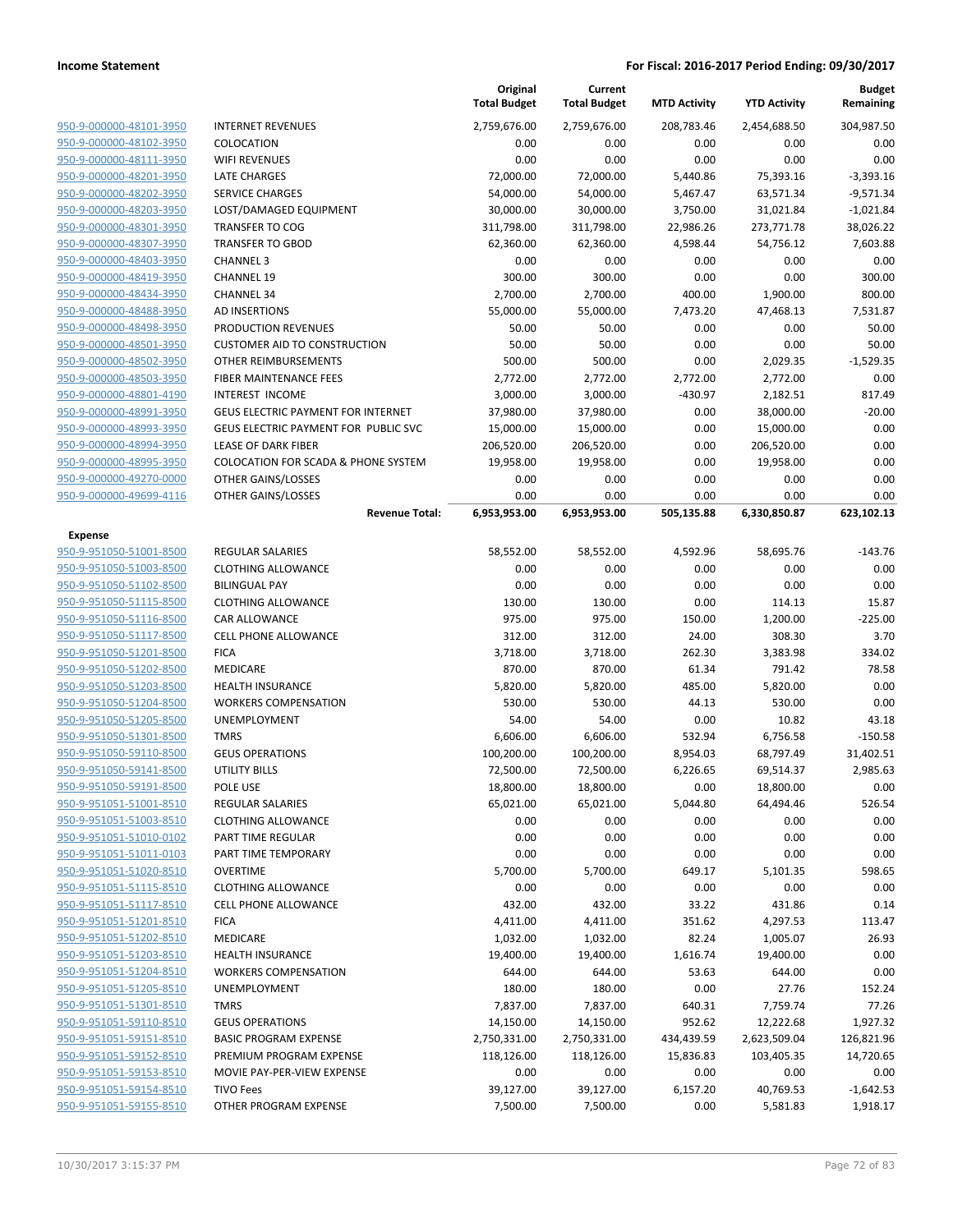**Income Statement** — **For Fiscal: 2016-2017 Period Ending: 09/30/2017**

| | | Original Total Budget | Current Total Budget | MTD Activity | YTD Activity | Budget Remaining |
|---|---|---|---|---|---|---|
| 950-9-000000-48101-3950 | INTERNET REVENUES | 2,759,676.00 | 2,759,676.00 | 208,783.46 | 2,454,688.50 | 304,987.50 |
| 950-9-000000-48102-3950 | COLOCATION | 0.00 | 0.00 | 0.00 | 0.00 | 0.00 |
| 950-9-000000-48111-3950 | WIFI REVENUES | 0.00 | 0.00 | 0.00 | 0.00 | 0.00 |
| 950-9-000000-48201-3950 | LATE CHARGES | 72,000.00 | 72,000.00 | 5,440.86 | 75,393.16 | -3,393.16 |
| 950-9-000000-48202-3950 | SERVICE CHARGES | 54,000.00 | 54,000.00 | 5,467.47 | 63,571.34 | -9,571.34 |
| 950-9-000000-48203-3950 | LOST/DAMAGED EQUIPMENT | 30,000.00 | 30,000.00 | 3,750.00 | 31,021.84 | -1,021.84 |
| 950-9-000000-48301-3950 | TRANSFER TO COG | 311,798.00 | 311,798.00 | 22,986.26 | 273,771.78 | 38,026.22 |
| 950-9-000000-48307-3950 | TRANSFER TO GBOD | 62,360.00 | 62,360.00 | 4,598.44 | 54,756.12 | 7,603.88 |
| 950-9-000000-48403-3950 | CHANNEL 3 | 0.00 | 0.00 | 0.00 | 0.00 | 0.00 |
| 950-9-000000-48419-3950 | CHANNEL 19 | 300.00 | 300.00 | 0.00 | 0.00 | 300.00 |
| 950-9-000000-48434-3950 | CHANNEL 34 | 2,700.00 | 2,700.00 | 400.00 | 1,900.00 | 800.00 |
| 950-9-000000-48488-3950 | AD INSERTIONS | 55,000.00 | 55,000.00 | 7,473.20 | 47,468.13 | 7,531.87 |
| 950-9-000000-48498-3950 | PRODUCTION REVENUES | 50.00 | 50.00 | 0.00 | 0.00 | 50.00 |
| 950-9-000000-48501-3950 | CUSTOMER AID TO CONSTRUCTION | 50.00 | 50.00 | 0.00 | 0.00 | 50.00 |
| 950-9-000000-48502-3950 | OTHER REIMBURSEMENTS | 500.00 | 500.00 | 0.00 | 2,029.35 | -1,529.35 |
| 950-9-000000-48503-3950 | FIBER MAINTENANCE FEES | 2,772.00 | 2,772.00 | 2,772.00 | 2,772.00 | 0.00 |
| 950-9-000000-48801-4190 | INTEREST INCOME | 3,000.00 | 3,000.00 | -430.97 | 2,182.51 | 817.49 |
| 950-9-000000-48991-3950 | GEUS ELECTRIC PAYMENT FOR INTERNET | 37,980.00 | 37,980.00 | 0.00 | 38,000.00 | -20.00 |
| 950-9-000000-48993-3950 | GEUS ELECTRIC PAYMENT FOR PUBLIC SVC | 15,000.00 | 15,000.00 | 0.00 | 15,000.00 | 0.00 |
| 950-9-000000-48994-3950 | LEASE OF DARK FIBER | 206,520.00 | 206,520.00 | 0.00 | 206,520.00 | 0.00 |
| 950-9-000000-48995-3950 | COLOCATION FOR SCADA & PHONE SYSTEM | 19,958.00 | 19,958.00 | 0.00 | 19,958.00 | 0.00 |
| 950-9-000000-49270-0000 | OTHER GAINS/LOSSES | 0.00 | 0.00 | 0.00 | 0.00 | 0.00 |
| 950-9-000000-49699-4116 | OTHER GAINS/LOSSES | 0.00 | 0.00 | 0.00 | 0.00 | 0.00 |
| | **Revenue Total:** | **6,953,953.00** | **6,953,953.00** | **505,135.88** | **6,330,850.87** | **623,102.13** |
| **Expense** | | | | | | |
| 950-9-951050-51001-8500 | REGULAR SALARIES | 58,552.00 | 58,552.00 | 4,592.96 | 58,695.76 | -143.76 |
| 950-9-951050-51003-8500 | CLOTHING ALLOWANCE | 0.00 | 0.00 | 0.00 | 0.00 | 0.00 |
| 950-9-951050-51102-8500 | BILINGUAL PAY | 0.00 | 0.00 | 0.00 | 0.00 | 0.00 |
| 950-9-951050-51115-8500 | CLOTHING ALLOWANCE | 130.00 | 130.00 | 0.00 | 114.13 | 15.87 |
| 950-9-951050-51116-8500 | CAR ALLOWANCE | 975.00 | 975.00 | 150.00 | 1,200.00 | -225.00 |
| 950-9-951050-51117-8500 | CELL PHONE ALLOWANCE | 312.00 | 312.00 | 24.00 | 308.30 | 3.70 |
| 950-9-951050-51201-8500 | FICA | 3,718.00 | 3,718.00 | 262.30 | 3,383.98 | 334.02 |
| 950-9-951050-51202-8500 | MEDICARE | 870.00 | 870.00 | 61.34 | 791.42 | 78.58 |
| 950-9-951050-51203-8500 | HEALTH INSURANCE | 5,820.00 | 5,820.00 | 485.00 | 5,820.00 | 0.00 |
| 950-9-951050-51204-8500 | WORKERS COMPENSATION | 530.00 | 530.00 | 44.13 | 530.00 | 0.00 |
| 950-9-951050-51205-8500 | UNEMPLOYMENT | 54.00 | 54.00 | 0.00 | 10.82 | 43.18 |
| 950-9-951050-51301-8500 | TMRS | 6,606.00 | 6,606.00 | 532.94 | 6,756.58 | -150.58 |
| 950-9-951050-59110-8500 | GEUS OPERATIONS | 100,200.00 | 100,200.00 | 8,954.03 | 68,797.49 | 31,402.51 |
| 950-9-951050-59141-8500 | UTILITY BILLS | 72,500.00 | 72,500.00 | 6,226.65 | 69,514.37 | 2,985.63 |
| 950-9-951050-59191-8500 | POLE USE | 18,800.00 | 18,800.00 | 0.00 | 18,800.00 | 0.00 |
| 950-9-951051-51001-8510 | REGULAR SALARIES | 65,021.00 | 65,021.00 | 5,044.80 | 64,494.46 | 526.54 |
| 950-9-951051-51003-8510 | CLOTHING ALLOWANCE | 0.00 | 0.00 | 0.00 | 0.00 | 0.00 |
| 950-9-951051-51010-0102 | PART TIME REGULAR | 0.00 | 0.00 | 0.00 | 0.00 | 0.00 |
| 950-9-951051-51011-0103 | PART TIME TEMPORARY | 0.00 | 0.00 | 0.00 | 0.00 | 0.00 |
| 950-9-951051-51020-8510 | OVERTIME | 5,700.00 | 5,700.00 | 649.17 | 5,101.35 | 598.65 |
| 950-9-951051-51115-8510 | CLOTHING ALLOWANCE | 0.00 | 0.00 | 0.00 | 0.00 | 0.00 |
| 950-9-951051-51117-8510 | CELL PHONE ALLOWANCE | 432.00 | 432.00 | 33.22 | 431.86 | 0.14 |
| 950-9-951051-51201-8510 | FICA | 4,411.00 | 4,411.00 | 351.62 | 4,297.53 | 113.47 |
| 950-9-951051-51202-8510 | MEDICARE | 1,032.00 | 1,032.00 | 82.24 | 1,005.07 | 26.93 |
| 950-9-951051-51203-8510 | HEALTH INSURANCE | 19,400.00 | 19,400.00 | 1,616.74 | 19,400.00 | 0.00 |
| 950-9-951051-51204-8510 | WORKERS COMPENSATION | 644.00 | 644.00 | 53.63 | 644.00 | 0.00 |
| 950-9-951051-51205-8510 | UNEMPLOYMENT | 180.00 | 180.00 | 0.00 | 27.76 | 152.24 |
| 950-9-951051-51301-8510 | TMRS | 7,837.00 | 7,837.00 | 640.31 | 7,759.74 | 77.26 |
| 950-9-951051-59110-8510 | GEUS OPERATIONS | 14,150.00 | 14,150.00 | 952.62 | 12,222.68 | 1,927.32 |
| 950-9-951051-59151-8510 | BASIC PROGRAM EXPENSE | 2,750,331.00 | 2,750,331.00 | 434,439.59 | 2,623,509.04 | 126,821.96 |
| 950-9-951051-59152-8510 | PREMIUM PROGRAM EXPENSE | 118,126.00 | 118,126.00 | 15,836.83 | 103,405.35 | 14,720.65 |
| 950-9-951051-59153-8510 | MOVIE PAY-PER-VIEW EXPENSE | 0.00 | 0.00 | 0.00 | 0.00 | 0.00 |
| 950-9-951051-59154-8510 | TIVO Fees | 39,127.00 | 39,127.00 | 6,157.20 | 40,769.53 | -1,642.53 |
| 950-9-951051-59155-8510 | OTHER PROGRAM EXPENSE | 7,500.00 | 7,500.00 | 0.00 | 5,581.83 | 1,918.17 |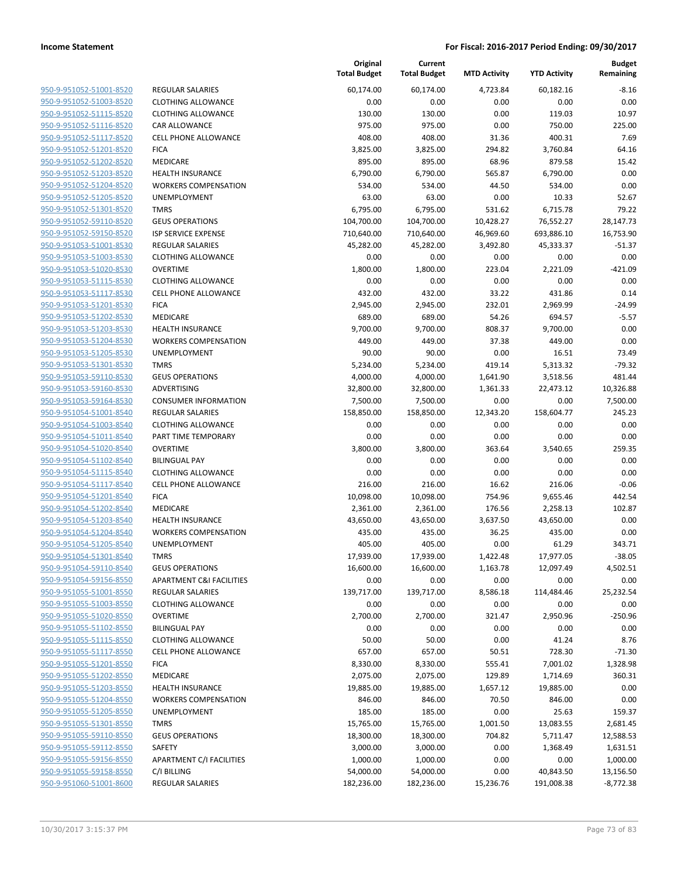**Income Statement** — **For Fiscal: 2016-2017 Period Ending: 09/30/2017**

| | | Original Total Budget | Current Total Budget | MTD Activity | YTD Activity | Budget Remaining |
|---|---|---|---|---|---|---|
| 950-9-951052-51001-8520 | REGULAR SALARIES | 60,174.00 | 60,174.00 | 4,723.84 | 60,182.16 | -8.16 |
| 950-9-951052-51003-8520 | CLOTHING ALLOWANCE | 0.00 | 0.00 | 0.00 | 0.00 | 0.00 |
| 950-9-951052-51115-8520 | CLOTHING ALLOWANCE | 130.00 | 130.00 | 0.00 | 119.03 | 10.97 |
| 950-9-951052-51116-8520 | CAR ALLOWANCE | 975.00 | 975.00 | 0.00 | 750.00 | 225.00 |
| 950-9-951052-51117-8520 | CELL PHONE ALLOWANCE | 408.00 | 408.00 | 31.36 | 400.31 | 7.69 |
| 950-9-951052-51201-8520 | FICA | 3,825.00 | 3,825.00 | 294.82 | 3,760.84 | 64.16 |
| 950-9-951052-51202-8520 | MEDICARE | 895.00 | 895.00 | 68.96 | 879.58 | 15.42 |
| 950-9-951052-51203-8520 | HEALTH INSURANCE | 6,790.00 | 6,790.00 | 565.87 | 6,790.00 | 0.00 |
| 950-9-951052-51204-8520 | WORKERS COMPENSATION | 534.00 | 534.00 | 44.50 | 534.00 | 0.00 |
| 950-9-951052-51205-8520 | UNEMPLOYMENT | 63.00 | 63.00 | 0.00 | 10.33 | 52.67 |
| 950-9-951052-51301-8520 | TMRS | 6,795.00 | 6,795.00 | 531.62 | 6,715.78 | 79.22 |
| 950-9-951052-59110-8520 | GEUS OPERATIONS | 104,700.00 | 104,700.00 | 10,428.27 | 76,552.27 | 28,147.73 |
| 950-9-951052-59150-8520 | ISP SERVICE EXPENSE | 710,640.00 | 710,640.00 | 46,969.60 | 693,886.10 | 16,753.90 |
| 950-9-951053-51001-8530 | REGULAR SALARIES | 45,282.00 | 45,282.00 | 3,492.80 | 45,333.37 | -51.37 |
| 950-9-951053-51003-8530 | CLOTHING ALLOWANCE | 0.00 | 0.00 | 0.00 | 0.00 | 0.00 |
| 950-9-951053-51020-8530 | OVERTIME | 1,800.00 | 1,800.00 | 223.04 | 2,221.09 | -421.09 |
| 950-9-951053-51115-8530 | CLOTHING ALLOWANCE | 0.00 | 0.00 | 0.00 | 0.00 | 0.00 |
| 950-9-951053-51117-8530 | CELL PHONE ALLOWANCE | 432.00 | 432.00 | 33.22 | 431.86 | 0.14 |
| 950-9-951053-51201-8530 | FICA | 2,945.00 | 2,945.00 | 232.01 | 2,969.99 | -24.99 |
| 950-9-951053-51202-8530 | MEDICARE | 689.00 | 689.00 | 54.26 | 694.57 | -5.57 |
| 950-9-951053-51203-8530 | HEALTH INSURANCE | 9,700.00 | 9,700.00 | 808.37 | 9,700.00 | 0.00 |
| 950-9-951053-51204-8530 | WORKERS COMPENSATION | 449.00 | 449.00 | 37.38 | 449.00 | 0.00 |
| 950-9-951053-51205-8530 | UNEMPLOYMENT | 90.00 | 90.00 | 0.00 | 16.51 | 73.49 |
| 950-9-951053-51301-8530 | TMRS | 5,234.00 | 5,234.00 | 419.14 | 5,313.32 | -79.32 |
| 950-9-951053-59110-8530 | GEUS OPERATIONS | 4,000.00 | 4,000.00 | 1,641.90 | 3,518.56 | 481.44 |
| 950-9-951053-59160-8530 | ADVERTISING | 32,800.00 | 32,800.00 | 1,361.33 | 22,473.12 | 10,326.88 |
| 950-9-951053-59164-8530 | CONSUMER INFORMATION | 7,500.00 | 7,500.00 | 0.00 | 0.00 | 7,500.00 |
| 950-9-951054-51001-8540 | REGULAR SALARIES | 158,850.00 | 158,850.00 | 12,343.20 | 158,604.77 | 245.23 |
| 950-9-951054-51003-8540 | CLOTHING ALLOWANCE | 0.00 | 0.00 | 0.00 | 0.00 | 0.00 |
| 950-9-951054-51011-8540 | PART TIME TEMPORARY | 0.00 | 0.00 | 0.00 | 0.00 | 0.00 |
| 950-9-951054-51020-8540 | OVERTIME | 3,800.00 | 3,800.00 | 363.64 | 3,540.65 | 259.35 |
| 950-9-951054-51102-8540 | BILINGUAL PAY | 0.00 | 0.00 | 0.00 | 0.00 | 0.00 |
| 950-9-951054-51115-8540 | CLOTHING ALLOWANCE | 0.00 | 0.00 | 0.00 | 0.00 | 0.00 |
| 950-9-951054-51117-8540 | CELL PHONE ALLOWANCE | 216.00 | 216.00 | 16.62 | 216.06 | -0.06 |
| 950-9-951054-51201-8540 | FICA | 10,098.00 | 10,098.00 | 754.96 | 9,655.46 | 442.54 |
| 950-9-951054-51202-8540 | MEDICARE | 2,361.00 | 2,361.00 | 176.56 | 2,258.13 | 102.87 |
| 950-9-951054-51203-8540 | HEALTH INSURANCE | 43,650.00 | 43,650.00 | 3,637.50 | 43,650.00 | 0.00 |
| 950-9-951054-51204-8540 | WORKERS COMPENSATION | 435.00 | 435.00 | 36.25 | 435.00 | 0.00 |
| 950-9-951054-51205-8540 | UNEMPLOYMENT | 405.00 | 405.00 | 0.00 | 61.29 | 343.71 |
| 950-9-951054-51301-8540 | TMRS | 17,939.00 | 17,939.00 | 1,422.48 | 17,977.05 | -38.05 |
| 950-9-951054-59110-8540 | GEUS OPERATIONS | 16,600.00 | 16,600.00 | 1,163.78 | 12,097.49 | 4,502.51 |
| 950-9-951054-59156-8550 | APARTMENT C&I FACILITIES | 0.00 | 0.00 | 0.00 | 0.00 | 0.00 |
| 950-9-951055-51001-8550 | REGULAR SALARIES | 139,717.00 | 139,717.00 | 8,586.18 | 114,484.46 | 25,232.54 |
| 950-9-951055-51003-8550 | CLOTHING ALLOWANCE | 0.00 | 0.00 | 0.00 | 0.00 | 0.00 |
| 950-9-951055-51020-8550 | OVERTIME | 2,700.00 | 2,700.00 | 321.47 | 2,950.96 | -250.96 |
| 950-9-951055-51102-8550 | BILINGUAL PAY | 0.00 | 0.00 | 0.00 | 0.00 | 0.00 |
| 950-9-951055-51115-8550 | CLOTHING ALLOWANCE | 50.00 | 50.00 | 0.00 | 41.24 | 8.76 |
| 950-9-951055-51117-8550 | CELL PHONE ALLOWANCE | 657.00 | 657.00 | 50.51 | 728.30 | -71.30 |
| 950-9-951055-51201-8550 | FICA | 8,330.00 | 8,330.00 | 555.41 | 7,001.02 | 1,328.98 |
| 950-9-951055-51202-8550 | MEDICARE | 2,075.00 | 2,075.00 | 129.89 | 1,714.69 | 360.31 |
| 950-9-951055-51203-8550 | HEALTH INSURANCE | 19,885.00 | 19,885.00 | 1,657.12 | 19,885.00 | 0.00 |
| 950-9-951055-51204-8550 | WORKERS COMPENSATION | 846.00 | 846.00 | 70.50 | 846.00 | 0.00 |
| 950-9-951055-51205-8550 | UNEMPLOYMENT | 185.00 | 185.00 | 0.00 | 25.63 | 159.37 |
| 950-9-951055-51301-8550 | TMRS | 15,765.00 | 15,765.00 | 1,001.50 | 13,083.55 | 2,681.45 |
| 950-9-951055-59110-8550 | GEUS OPERATIONS | 18,300.00 | 18,300.00 | 704.82 | 5,711.47 | 12,588.53 |
| 950-9-951055-59112-8550 | SAFETY | 3,000.00 | 3,000.00 | 0.00 | 1,368.49 | 1,631.51 |
| 950-9-951055-59156-8550 | APARTMENT C/I FACILITIES | 1,000.00 | 1,000.00 | 0.00 | 0.00 | 1,000.00 |
| 950-9-951055-59158-8550 | C/I BILLING | 54,000.00 | 54,000.00 | 0.00 | 40,843.50 | 13,156.50 |
| 950-9-951060-51001-8600 | REGULAR SALARIES | 182,236.00 | 182,236.00 | 15,236.76 | 191,008.38 | -8,772.38 |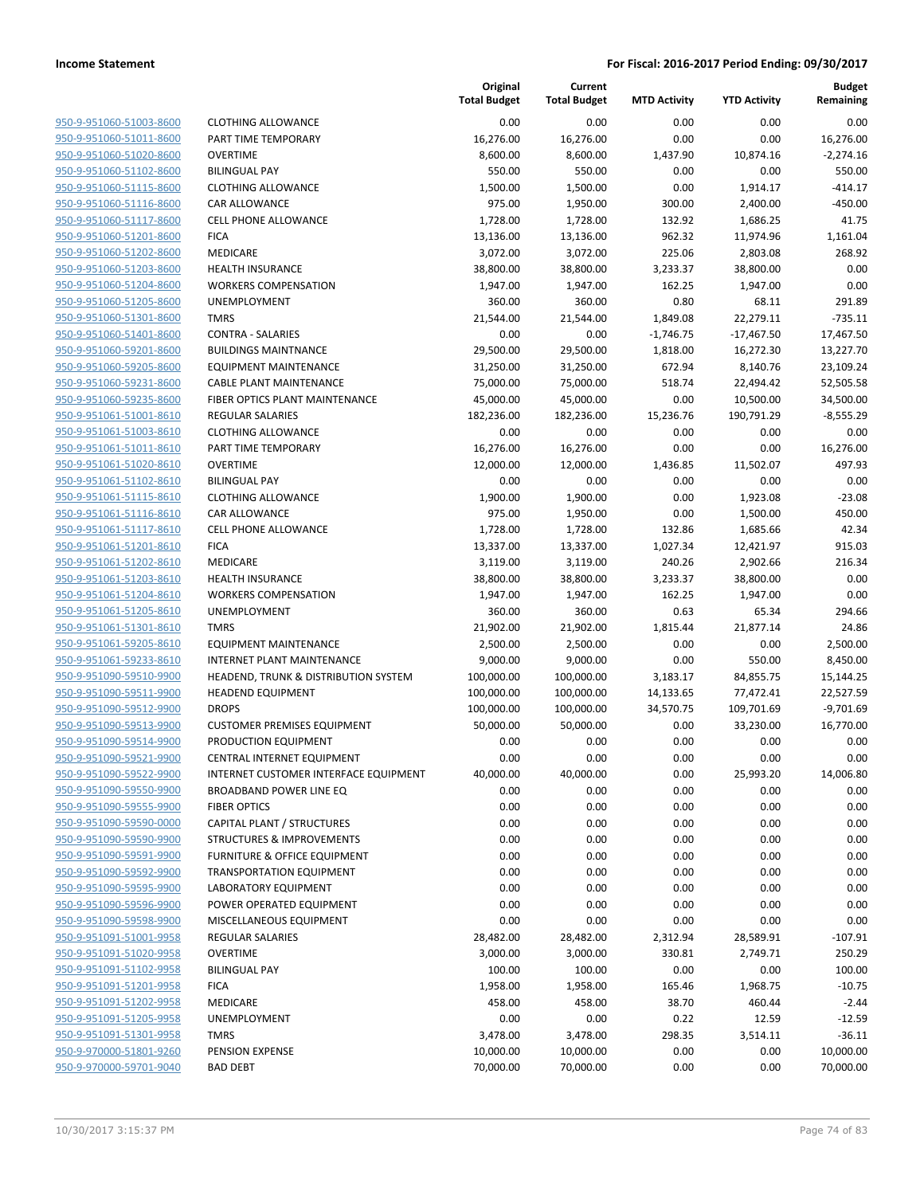**Income Statement** — **For Fiscal: 2016-2017 Period Ending: 09/30/2017**

| | | Original Total Budget | Current Total Budget | MTD Activity | YTD Activity | Budget Remaining |
|---|---|---|---|---|---|---|
| 950-9-951060-51003-8600 | CLOTHING ALLOWANCE | 0.00 | 0.00 | 0.00 | 0.00 | 0.00 |
| 950-9-951060-51011-8600 | PART TIME TEMPORARY | 16,276.00 | 16,276.00 | 0.00 | 0.00 | 16,276.00 |
| 950-9-951060-51020-8600 | OVERTIME | 8,600.00 | 8,600.00 | 1,437.90 | 10,874.16 | -2,274.16 |
| 950-9-951060-51102-8600 | BILINGUAL PAY | 550.00 | 550.00 | 0.00 | 0.00 | 550.00 |
| 950-9-951060-51115-8600 | CLOTHING ALLOWANCE | 1,500.00 | 1,500.00 | 0.00 | 1,914.17 | -414.17 |
| 950-9-951060-51116-8600 | CAR ALLOWANCE | 975.00 | 1,950.00 | 300.00 | 2,400.00 | -450.00 |
| 950-9-951060-51117-8600 | CELL PHONE ALLOWANCE | 1,728.00 | 1,728.00 | 132.92 | 1,686.25 | 41.75 |
| 950-9-951060-51201-8600 | FICA | 13,136.00 | 13,136.00 | 962.32 | 11,974.96 | 1,161.04 |
| 950-9-951060-51202-8600 | MEDICARE | 3,072.00 | 3,072.00 | 225.06 | 2,803.08 | 268.92 |
| 950-9-951060-51203-8600 | HEALTH INSURANCE | 38,800.00 | 38,800.00 | 3,233.37 | 38,800.00 | 0.00 |
| 950-9-951060-51204-8600 | WORKERS COMPENSATION | 1,947.00 | 1,947.00 | 162.25 | 1,947.00 | 0.00 |
| 950-9-951060-51205-8600 | UNEMPLOYMENT | 360.00 | 360.00 | 0.80 | 68.11 | 291.89 |
| 950-9-951060-51301-8600 | TMRS | 21,544.00 | 21,544.00 | 1,849.08 | 22,279.11 | -735.11 |
| 950-9-951060-51401-8600 | CONTRA - SALARIES | 0.00 | 0.00 | -1,746.75 | -17,467.50 | 17,467.50 |
| 950-9-951060-59201-8600 | BUILDINGS MAINTNANCE | 29,500.00 | 29,500.00 | 1,818.00 | 16,272.30 | 13,227.70 |
| 950-9-951060-59205-8600 | EQUIPMENT MAINTENANCE | 31,250.00 | 31,250.00 | 672.94 | 8,140.76 | 23,109.24 |
| 950-9-951060-59231-8600 | CABLE PLANT MAINTENANCE | 75,000.00 | 75,000.00 | 518.74 | 22,494.42 | 52,505.58 |
| 950-9-951060-59235-8600 | FIBER OPTICS PLANT MAINTENANCE | 45,000.00 | 45,000.00 | 0.00 | 10,500.00 | 34,500.00 |
| 950-9-951061-51001-8610 | REGULAR SALARIES | 182,236.00 | 182,236.00 | 15,236.76 | 190,791.29 | -8,555.29 |
| 950-9-951061-51003-8610 | CLOTHING ALLOWANCE | 0.00 | 0.00 | 0.00 | 0.00 | 0.00 |
| 950-9-951061-51011-8610 | PART TIME TEMPORARY | 16,276.00 | 16,276.00 | 0.00 | 0.00 | 16,276.00 |
| 950-9-951061-51020-8610 | OVERTIME | 12,000.00 | 12,000.00 | 1,436.85 | 11,502.07 | 497.93 |
| 950-9-951061-51102-8610 | BILINGUAL PAY | 0.00 | 0.00 | 0.00 | 0.00 | 0.00 |
| 950-9-951061-51115-8610 | CLOTHING ALLOWANCE | 1,900.00 | 1,900.00 | 0.00 | 1,923.08 | -23.08 |
| 950-9-951061-51116-8610 | CAR ALLOWANCE | 975.00 | 1,950.00 | 0.00 | 1,500.00 | 450.00 |
| 950-9-951061-51117-8610 | CELL PHONE ALLOWANCE | 1,728.00 | 1,728.00 | 132.86 | 1,685.66 | 42.34 |
| 950-9-951061-51201-8610 | FICA | 13,337.00 | 13,337.00 | 1,027.34 | 12,421.97 | 915.03 |
| 950-9-951061-51202-8610 | MEDICARE | 3,119.00 | 3,119.00 | 240.26 | 2,902.66 | 216.34 |
| 950-9-951061-51203-8610 | HEALTH INSURANCE | 38,800.00 | 38,800.00 | 3,233.37 | 38,800.00 | 0.00 |
| 950-9-951061-51204-8610 | WORKERS COMPENSATION | 1,947.00 | 1,947.00 | 162.25 | 1,947.00 | 0.00 |
| 950-9-951061-51205-8610 | UNEMPLOYMENT | 360.00 | 360.00 | 0.63 | 65.34 | 294.66 |
| 950-9-951061-51301-8610 | TMRS | 21,902.00 | 21,902.00 | 1,815.44 | 21,877.14 | 24.86 |
| 950-9-951061-59205-8610 | EQUIPMENT MAINTENANCE | 2,500.00 | 2,500.00 | 0.00 | 0.00 | 2,500.00 |
| 950-9-951061-59233-8610 | INTERNET PLANT MAINTENANCE | 9,000.00 | 9,000.00 | 0.00 | 550.00 | 8,450.00 |
| 950-9-951090-59510-9900 | HEADEND, TRUNK & DISTRIBUTION SYSTEM | 100,000.00 | 100,000.00 | 3,183.17 | 84,855.75 | 15,144.25 |
| 950-9-951090-59511-9900 | HEADEND EQUIPMENT | 100,000.00 | 100,000.00 | 14,133.65 | 77,472.41 | 22,527.59 |
| 950-9-951090-59512-9900 | DROPS | 100,000.00 | 100,000.00 | 34,570.75 | 109,701.69 | -9,701.69 |
| 950-9-951090-59513-9900 | CUSTOMER PREMISES EQUIPMENT | 50,000.00 | 50,000.00 | 0.00 | 33,230.00 | 16,770.00 |
| 950-9-951090-59514-9900 | PRODUCTION EQUIPMENT | 0.00 | 0.00 | 0.00 | 0.00 | 0.00 |
| 950-9-951090-59521-9900 | CENTRAL INTERNET EQUIPMENT | 0.00 | 0.00 | 0.00 | 0.00 | 0.00 |
| 950-9-951090-59522-9900 | INTERNET CUSTOMER INTERFACE EQUIPMENT | 40,000.00 | 40,000.00 | 0.00 | 25,993.20 | 14,006.80 |
| 950-9-951090-59550-9900 | BROADBAND POWER LINE EQ | 0.00 | 0.00 | 0.00 | 0.00 | 0.00 |
| 950-9-951090-59555-9900 | FIBER OPTICS | 0.00 | 0.00 | 0.00 | 0.00 | 0.00 |
| 950-9-951090-59590-0000 | CAPITAL PLANT / STRUCTURES | 0.00 | 0.00 | 0.00 | 0.00 | 0.00 |
| 950-9-951090-59590-9900 | STRUCTURES & IMPROVEMENTS | 0.00 | 0.00 | 0.00 | 0.00 | 0.00 |
| 950-9-951090-59591-9900 | FURNITURE & OFFICE EQUIPMENT | 0.00 | 0.00 | 0.00 | 0.00 | 0.00 |
| 950-9-951090-59592-9900 | TRANSPORTATION EQUIPMENT | 0.00 | 0.00 | 0.00 | 0.00 | 0.00 |
| 950-9-951090-59595-9900 | LABORATORY EQUIPMENT | 0.00 | 0.00 | 0.00 | 0.00 | 0.00 |
| 950-9-951090-59596-9900 | POWER OPERATED EQUIPMENT | 0.00 | 0.00 | 0.00 | 0.00 | 0.00 |
| 950-9-951090-59598-9900 | MISCELLANEOUS EQUIPMENT | 0.00 | 0.00 | 0.00 | 0.00 | 0.00 |
| 950-9-951091-51001-9958 | REGULAR SALARIES | 28,482.00 | 28,482.00 | 2,312.94 | 28,589.91 | -107.91 |
| 950-9-951091-51020-9958 | OVERTIME | 3,000.00 | 3,000.00 | 330.81 | 2,749.71 | 250.29 |
| 950-9-951091-51102-9958 | BILINGUAL PAY | 100.00 | 100.00 | 0.00 | 0.00 | 100.00 |
| 950-9-951091-51201-9958 | FICA | 1,958.00 | 1,958.00 | 165.46 | 1,968.75 | -10.75 |
| 950-9-951091-51202-9958 | MEDICARE | 458.00 | 458.00 | 38.70 | 460.44 | -2.44 |
| 950-9-951091-51205-9958 | UNEMPLOYMENT | 0.00 | 0.00 | 0.22 | 12.59 | -12.59 |
| 950-9-951091-51301-9958 | TMRS | 3,478.00 | 3,478.00 | 298.35 | 3,514.11 | -36.11 |
| 950-9-970000-51801-9260 | PENSION EXPENSE | 10,000.00 | 10,000.00 | 0.00 | 0.00 | 10,000.00 |
| 950-9-970000-59701-9040 | BAD DEBT | 70,000.00 | 70,000.00 | 0.00 | 0.00 | 70,000.00 |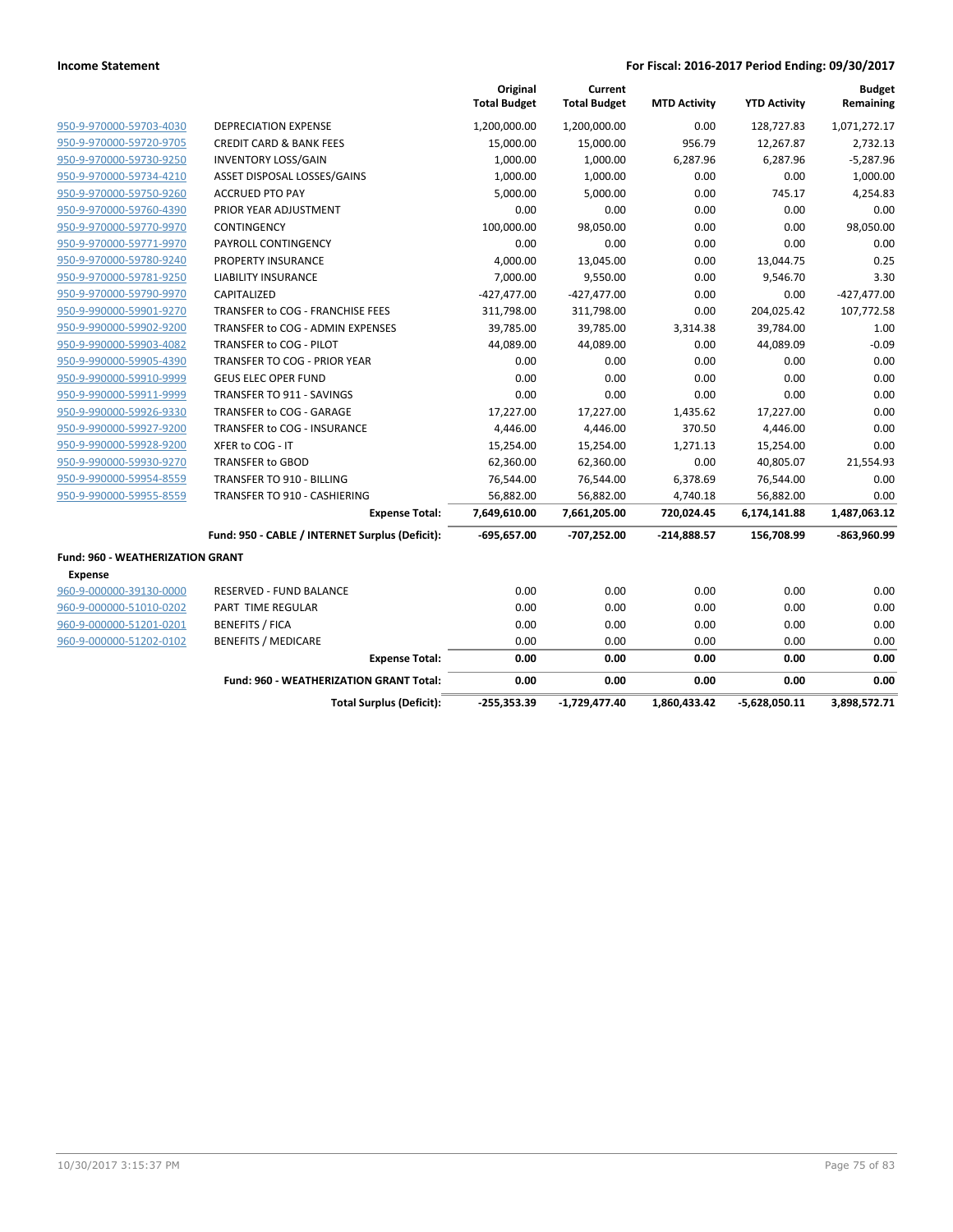**Income Statement** | **For Fiscal: 2016-2017 Period Ending: 09/30/2017**

| | | Original Total Budget | Current Total Budget | MTD Activity | YTD Activity | Budget Remaining |
|---|---|---|---|---|---|---|
| 950-9-970000-59703-4030 | DEPRECIATION EXPENSE | 1,200,000.00 | 1,200,000.00 | 0.00 | 128,727.83 | 1,071,272.17 |
| 950-9-970000-59720-9705 | CREDIT CARD & BANK FEES | 15,000.00 | 15,000.00 | 956.79 | 12,267.87 | 2,732.13 |
| 950-9-970000-59730-9250 | INVENTORY LOSS/GAIN | 1,000.00 | 1,000.00 | 6,287.96 | 6,287.96 | -5,287.96 |
| 950-9-970000-59734-4210 | ASSET DISPOSAL LOSSES/GAINS | 1,000.00 | 1,000.00 | 0.00 | 0.00 | 1,000.00 |
| 950-9-970000-59750-9260 | ACCRUED PTO PAY | 5,000.00 | 5,000.00 | 0.00 | 745.17 | 4,254.83 |
| 950-9-970000-59760-4390 | PRIOR YEAR ADJUSTMENT | 0.00 | 0.00 | 0.00 | 0.00 | 0.00 |
| 950-9-970000-59770-9970 | CONTINGENCY | 100,000.00 | 98,050.00 | 0.00 | 0.00 | 98,050.00 |
| 950-9-970000-59771-9970 | PAYROLL CONTINGENCY | 0.00 | 0.00 | 0.00 | 0.00 | 0.00 |
| 950-9-970000-59780-9240 | PROPERTY INSURANCE | 4,000.00 | 13,045.00 | 0.00 | 13,044.75 | 0.25 |
| 950-9-970000-59781-9250 | LIABILITY INSURANCE | 7,000.00 | 9,550.00 | 0.00 | 9,546.70 | 3.30 |
| 950-9-970000-59790-9970 | CAPITALIZED | -427,477.00 | -427,477.00 | 0.00 | 0.00 | -427,477.00 |
| 950-9-990000-59901-9270 | TRANSFER to COG - FRANCHISE FEES | 311,798.00 | 311,798.00 | 0.00 | 204,025.42 | 107,772.58 |
| 950-9-990000-59902-9200 | TRANSFER to COG - ADMIN EXPENSES | 39,785.00 | 39,785.00 | 3,314.38 | 39,784.00 | 1.00 |
| 950-9-990000-59903-4082 | TRANSFER to COG - PILOT | 44,089.00 | 44,089.00 | 0.00 | 44,089.09 | -0.09 |
| 950-9-990000-59905-4390 | TRANSFER TO COG - PRIOR YEAR | 0.00 | 0.00 | 0.00 | 0.00 | 0.00 |
| 950-9-990000-59910-9999 | GEUS ELEC OPER FUND | 0.00 | 0.00 | 0.00 | 0.00 | 0.00 |
| 950-9-990000-59911-9999 | TRANSFER TO 911 - SAVINGS | 0.00 | 0.00 | 0.00 | 0.00 | 0.00 |
| 950-9-990000-59926-9330 | TRANSFER to COG - GARAGE | 17,227.00 | 17,227.00 | 1,435.62 | 17,227.00 | 0.00 |
| 950-9-990000-59927-9200 | TRANSFER to COG - INSURANCE | 4,446.00 | 4,446.00 | 370.50 | 4,446.00 | 0.00 |
| 950-9-990000-59928-9200 | XFER to COG - IT | 15,254.00 | 15,254.00 | 1,271.13 | 15,254.00 | 0.00 |
| 950-9-990000-59930-9270 | TRANSFER to GBOD | 62,360.00 | 62,360.00 | 0.00 | 40,805.07 | 21,554.93 |
| 950-9-990000-59954-8559 | TRANSFER TO 910 - BILLING | 76,544.00 | 76,544.00 | 6,378.69 | 76,544.00 | 0.00 |
| 950-9-990000-59955-8559 | TRANSFER TO 910 - CASHIERING | 56,882.00 | 56,882.00 | 4,740.18 | 56,882.00 | 0.00 |
| | **Expense Total:** | **7,649,610.00** | **7,661,205.00** | **720,024.45** | **6,174,141.88** | **1,487,063.12** |
| | **Fund: 950 - CABLE / INTERNET Surplus (Deficit):** | **-695,657.00** | **-707,252.00** | **-214,888.57** | **156,708.99** | **-863,960.99** |
| **Fund: 960 - WEATHERIZATION GRANT** | | | | | | |
| **Expense** | | | | | | |
| 960-9-000000-39130-0000 | RESERVED - FUND BALANCE | 0.00 | 0.00 | 0.00 | 0.00 | 0.00 |
| 960-9-000000-51010-0202 | PART TIME REGULAR | 0.00 | 0.00 | 0.00 | 0.00 | 0.00 |
| 960-9-000000-51201-0201 | BENEFITS / FICA | 0.00 | 0.00 | 0.00 | 0.00 | 0.00 |
| 960-9-000000-51202-0102 | BENEFITS / MEDICARE | 0.00 | 0.00 | 0.00 | 0.00 | 0.00 |
| | **Expense Total:** | **0.00** | **0.00** | **0.00** | **0.00** | **0.00** |
| | **Fund: 960 - WEATHERIZATION GRANT Total:** | **0.00** | **0.00** | **0.00** | **0.00** | **0.00** |
| | **Total Surplus (Deficit):** | **-255,353.39** | **-1,729,477.40** | **1,860,433.42** | **-5,628,050.11** | **3,898,572.71** |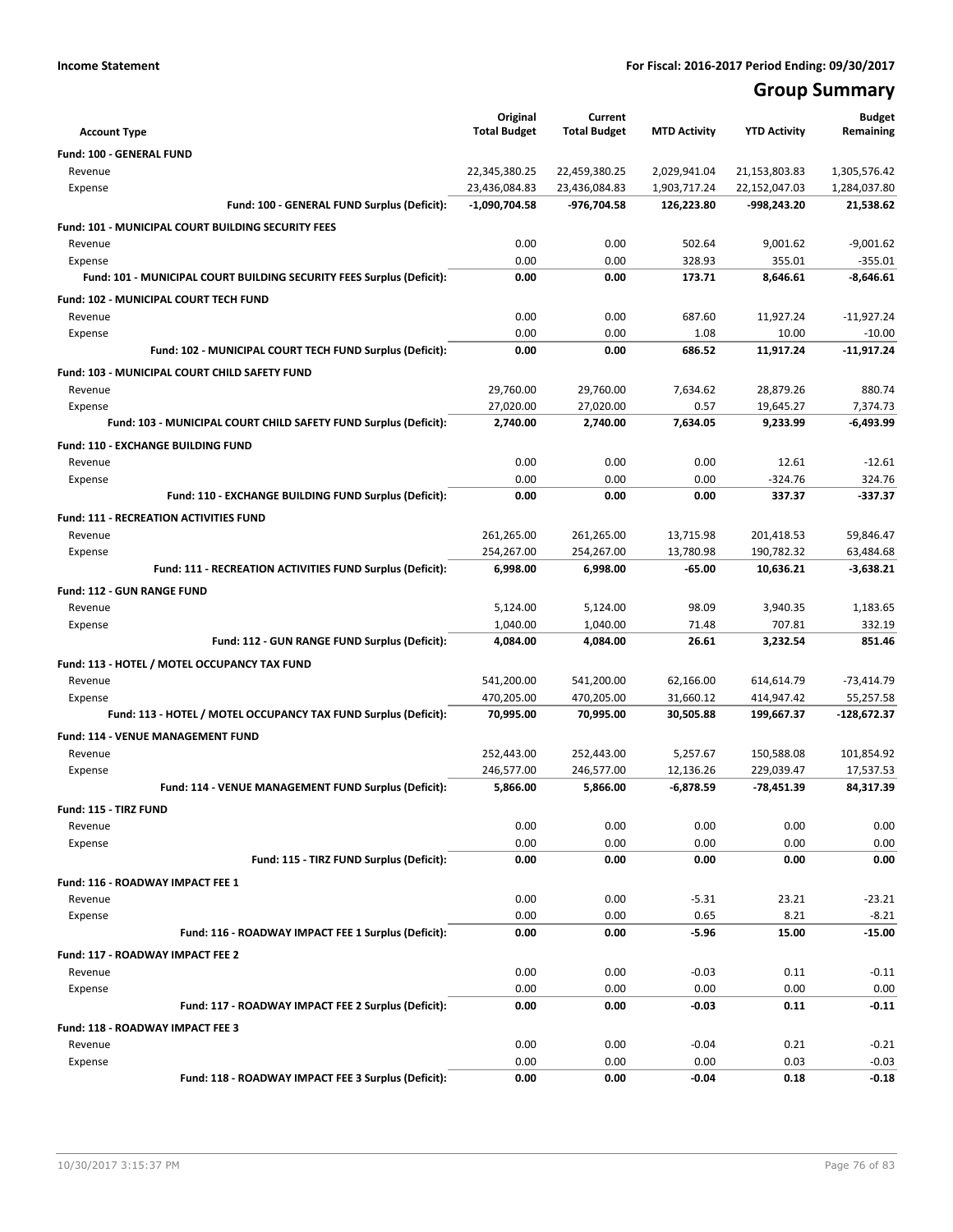**Income Statement** | **For Fiscal: 2016-2017 Period Ending: 09/30/2017**

# Group Summary

| Account Type | Original Total Budget | Current Total Budget | MTD Activity | YTD Activity | Budget Remaining |
|---|---|---|---|---|---|
| **Fund: 100 - GENERAL FUND** | | | | | |
| Revenue | 22,345,380.25 | 22,459,380.25 | 2,029,941.04 | 21,153,803.83 | 1,305,576.42 |
| Expense | 23,436,084.83 | 23,436,084.83 | 1,903,717.24 | 22,152,047.03 | 1,284,037.80 |
| **Fund: 100 - GENERAL FUND Surplus (Deficit):** | **-1,090,704.58** | **-976,704.58** | **126,223.80** | **-998,243.20** | **21,538.62** |
| **Fund: 101 - MUNICIPAL COURT BUILDING SECURITY FEES** | | | | | |
| Revenue | 0.00 | 0.00 | 502.64 | 9,001.62 | -9,001.62 |
| Expense | 0.00 | 0.00 | 328.93 | 355.01 | -355.01 |
| **Fund: 101 - MUNICIPAL COURT BUILDING SECURITY FEES Surplus (Deficit):** | **0.00** | **0.00** | **173.71** | **8,646.61** | **-8,646.61** |
| **Fund: 102 - MUNICIPAL COURT TECH FUND** | | | | | |
| Revenue | 0.00 | 0.00 | 687.60 | 11,927.24 | -11,927.24 |
| Expense | 0.00 | 0.00 | 1.08 | 10.00 | -10.00 |
| **Fund: 102 - MUNICIPAL COURT TECH FUND Surplus (Deficit):** | **0.00** | **0.00** | **686.52** | **11,917.24** | **-11,917.24** |
| **Fund: 103 - MUNICIPAL COURT CHILD SAFETY FUND** | | | | | |
| Revenue | 29,760.00 | 29,760.00 | 7,634.62 | 28,879.26 | 880.74 |
| Expense | 27,020.00 | 27,020.00 | 0.57 | 19,645.27 | 7,374.73 |
| **Fund: 103 - MUNICIPAL COURT CHILD SAFETY FUND Surplus (Deficit):** | **2,740.00** | **2,740.00** | **7,634.05** | **9,233.99** | **-6,493.99** |
| **Fund: 110 - EXCHANGE BUILDING FUND** | | | | | |
| Revenue | 0.00 | 0.00 | 0.00 | 12.61 | -12.61 |
| Expense | 0.00 | 0.00 | 0.00 | -324.76 | 324.76 |
| **Fund: 110 - EXCHANGE BUILDING FUND Surplus (Deficit):** | **0.00** | **0.00** | **0.00** | **337.37** | **-337.37** |
| **Fund: 111 - RECREATION ACTIVITIES FUND** | | | | | |
| Revenue | 261,265.00 | 261,265.00 | 13,715.98 | 201,418.53 | 59,846.47 |
| Expense | 254,267.00 | 254,267.00 | 13,780.98 | 190,782.32 | 63,484.68 |
| **Fund: 111 - RECREATION ACTIVITIES FUND Surplus (Deficit):** | **6,998.00** | **6,998.00** | **-65.00** | **10,636.21** | **-3,638.21** |
| **Fund: 112 - GUN RANGE FUND** | | | | | |
| Revenue | 5,124.00 | 5,124.00 | 98.09 | 3,940.35 | 1,183.65 |
| Expense | 1,040.00 | 1,040.00 | 71.48 | 707.81 | 332.19 |
| **Fund: 112 - GUN RANGE FUND Surplus (Deficit):** | **4,084.00** | **4,084.00** | **26.61** | **3,232.54** | **851.46** |
| **Fund: 113 - HOTEL / MOTEL OCCUPANCY TAX FUND** | | | | | |
| Revenue | 541,200.00 | 541,200.00 | 62,166.00 | 614,614.79 | -73,414.79 |
| Expense | 470,205.00 | 470,205.00 | 31,660.12 | 414,947.42 | 55,257.58 |
| **Fund: 113 - HOTEL / MOTEL OCCUPANCY TAX FUND Surplus (Deficit):** | **70,995.00** | **70,995.00** | **30,505.88** | **199,667.37** | **-128,672.37** |
| **Fund: 114 - VENUE MANAGEMENT FUND** | | | | | |
| Revenue | 252,443.00 | 252,443.00 | 5,257.67 | 150,588.08 | 101,854.92 |
| Expense | 246,577.00 | 246,577.00 | 12,136.26 | 229,039.47 | 17,537.53 |
| **Fund: 114 - VENUE MANAGEMENT FUND Surplus (Deficit):** | **5,866.00** | **5,866.00** | **-6,878.59** | **-78,451.39** | **84,317.39** |
| **Fund: 115 - TIRZ FUND** | | | | | |
| Revenue | 0.00 | 0.00 | 0.00 | 0.00 | 0.00 |
| Expense | 0.00 | 0.00 | 0.00 | 0.00 | 0.00 |
| **Fund: 115 - TIRZ FUND Surplus (Deficit):** | **0.00** | **0.00** | **0.00** | **0.00** | **0.00** |
| **Fund: 116 - ROADWAY IMPACT FEE 1** | | | | | |
| Revenue | 0.00 | 0.00 | -5.31 | 23.21 | -23.21 |
| Expense | 0.00 | 0.00 | 0.65 | 8.21 | -8.21 |
| **Fund: 116 - ROADWAY IMPACT FEE 1 Surplus (Deficit):** | **0.00** | **0.00** | **-5.96** | **15.00** | **-15.00** |
| **Fund: 117 - ROADWAY IMPACT FEE 2** | | | | | |
| Revenue | 0.00 | 0.00 | -0.03 | 0.11 | -0.11 |
| Expense | 0.00 | 0.00 | 0.00 | 0.00 | 0.00 |
| **Fund: 117 - ROADWAY IMPACT FEE 2 Surplus (Deficit):** | **0.00** | **0.00** | **-0.03** | **0.11** | **-0.11** |
| **Fund: 118 - ROADWAY IMPACT FEE 3** | | | | | |
| Revenue | 0.00 | 0.00 | -0.04 | 0.21 | -0.21 |
| Expense | 0.00 | 0.00 | 0.00 | 0.03 | -0.03 |
| **Fund: 118 - ROADWAY IMPACT FEE 3 Surplus (Deficit):** | **0.00** | **0.00** | **-0.04** | **0.18** | **-0.18** |

10/30/2017 3:15:37 PM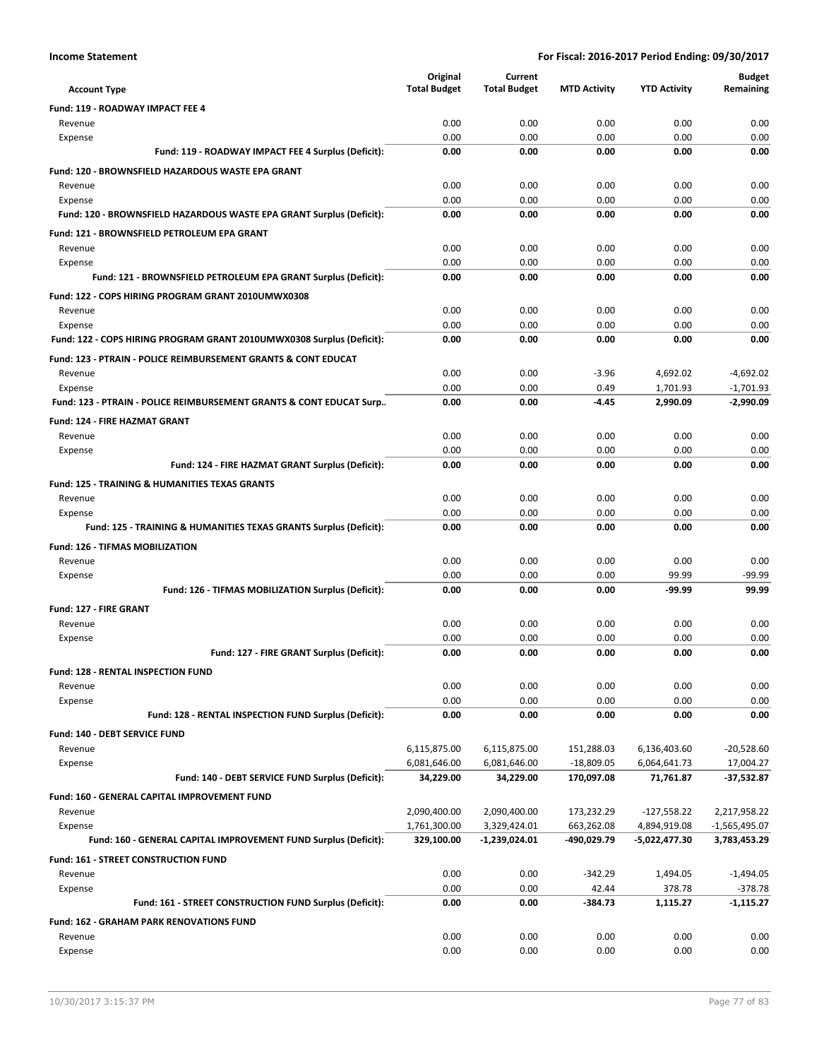**Income Statement** — For Fiscal: 2016-2017 Period Ending: 09/30/2017

| Account Type | Original Total Budget | Current Total Budget | MTD Activity | YTD Activity | Budget Remaining |
|---|---|---|---|---|---|
| **Fund: 119 - ROADWAY IMPACT FEE 4** | | | | | |
| Revenue | 0.00 | 0.00 | 0.00 | 0.00 | 0.00 |
| Expense | 0.00 | 0.00 | 0.00 | 0.00 | 0.00 |
| **Fund: 119 - ROADWAY IMPACT FEE 4 Surplus (Deficit):** | **0.00** | **0.00** | **0.00** | **0.00** | **0.00** |
| **Fund: 120 - BROWNSFIELD HAZARDOUS WASTE EPA GRANT** | | | | | |
| Revenue | 0.00 | 0.00 | 0.00 | 0.00 | 0.00 |
| Expense | 0.00 | 0.00 | 0.00 | 0.00 | 0.00 |
| **Fund: 120 - BROWNSFIELD HAZARDOUS WASTE EPA GRANT Surplus (Deficit):** | **0.00** | **0.00** | **0.00** | **0.00** | **0.00** |
| **Fund: 121 - BROWNSFIELD PETROLEUM EPA GRANT** | | | | | |
| Revenue | 0.00 | 0.00 | 0.00 | 0.00 | 0.00 |
| Expense | 0.00 | 0.00 | 0.00 | 0.00 | 0.00 |
| **Fund: 121 - BROWNSFIELD PETROLEUM EPA GRANT Surplus (Deficit):** | **0.00** | **0.00** | **0.00** | **0.00** | **0.00** |
| **Fund: 122 - COPS HIRING PROGRAM GRANT 2010UMWX0308** | | | | | |
| Revenue | 0.00 | 0.00 | 0.00 | 0.00 | 0.00 |
| Expense | 0.00 | 0.00 | 0.00 | 0.00 | 0.00 |
| **Fund: 122 - COPS HIRING PROGRAM GRANT 2010UMWX0308 Surplus (Deficit):** | **0.00** | **0.00** | **0.00** | **0.00** | **0.00** |
| **Fund: 123 - PTRAIN - POLICE REIMBURSEMENT GRANTS & CONT EDUCAT** | | | | | |
| Revenue | 0.00 | 0.00 | -3.96 | 4,692.02 | -4,692.02 |
| Expense | 0.00 | 0.00 | 0.49 | 1,701.93 | -1,701.93 |
| **Fund: 123 - PTRAIN - POLICE REIMBURSEMENT GRANTS & CONT EDUCAT Surp..** | **0.00** | **0.00** | **-4.45** | **2,990.09** | **-2,990.09** |
| **Fund: 124 - FIRE HAZMAT GRANT** | | | | | |
| Revenue | 0.00 | 0.00 | 0.00 | 0.00 | 0.00 |
| Expense | 0.00 | 0.00 | 0.00 | 0.00 | 0.00 |
| **Fund: 124 - FIRE HAZMAT GRANT Surplus (Deficit):** | **0.00** | **0.00** | **0.00** | **0.00** | **0.00** |
| **Fund: 125 - TRAINING & HUMANITIES TEXAS GRANTS** | | | | | |
| Revenue | 0.00 | 0.00 | 0.00 | 0.00 | 0.00 |
| Expense | 0.00 | 0.00 | 0.00 | 0.00 | 0.00 |
| **Fund: 125 - TRAINING & HUMANITIES TEXAS GRANTS Surplus (Deficit):** | **0.00** | **0.00** | **0.00** | **0.00** | **0.00** |
| **Fund: 126 - TIFMAS MOBILIZATION** | | | | | |
| Revenue | 0.00 | 0.00 | 0.00 | 0.00 | 0.00 |
| Expense | 0.00 | 0.00 | 0.00 | 99.99 | -99.99 |
| **Fund: 126 - TIFMAS MOBILIZATION Surplus (Deficit):** | **0.00** | **0.00** | **0.00** | **-99.99** | **99.99** |
| **Fund: 127 - FIRE GRANT** | | | | | |
| Revenue | 0.00 | 0.00 | 0.00 | 0.00 | 0.00 |
| Expense | 0.00 | 0.00 | 0.00 | 0.00 | 0.00 |
| **Fund: 127 - FIRE GRANT Surplus (Deficit):** | **0.00** | **0.00** | **0.00** | **0.00** | **0.00** |
| **Fund: 128 - RENTAL INSPECTION FUND** | | | | | |
| Revenue | 0.00 | 0.00 | 0.00 | 0.00 | 0.00 |
| Expense | 0.00 | 0.00 | 0.00 | 0.00 | 0.00 |
| **Fund: 128 - RENTAL INSPECTION FUND Surplus (Deficit):** | **0.00** | **0.00** | **0.00** | **0.00** | **0.00** |
| **Fund: 140 - DEBT SERVICE FUND** | | | | | |
| Revenue | 6,115,875.00 | 6,115,875.00 | 151,288.03 | 6,136,403.60 | -20,528.60 |
| Expense | 6,081,646.00 | 6,081,646.00 | -18,809.05 | 6,064,641.73 | 17,004.27 |
| **Fund: 140 - DEBT SERVICE FUND Surplus (Deficit):** | **34,229.00** | **34,229.00** | **170,097.08** | **71,761.87** | **-37,532.87** |
| **Fund: 160 - GENERAL CAPITAL IMPROVEMENT FUND** | | | | | |
| Revenue | 2,090,400.00 | 2,090,400.00 | 173,232.29 | -127,558.22 | 2,217,958.22 |
| Expense | 1,761,300.00 | 3,329,424.01 | 663,262.08 | 4,894,919.08 | -1,565,495.07 |
| **Fund: 160 - GENERAL CAPITAL IMPROVEMENT FUND Surplus (Deficit):** | **329,100.00** | **-1,239,024.01** | **-490,029.79** | **-5,022,477.30** | **3,783,453.29** |
| **Fund: 161 - STREET CONSTRUCTION FUND** | | | | | |
| Revenue | 0.00 | 0.00 | -342.29 | 1,494.05 | -1,494.05 |
| Expense | 0.00 | 0.00 | 42.44 | 378.78 | -378.78 |
| **Fund: 161 - STREET CONSTRUCTION FUND Surplus (Deficit):** | **0.00** | **0.00** | **-384.73** | **1,115.27** | **-1,115.27** |
| **Fund: 162 - GRAHAM PARK RENOVATIONS FUND** | | | | | |
| Revenue | 0.00 | 0.00 | 0.00 | 0.00 | 0.00 |
| Expense | 0.00 | 0.00 | 0.00 | 0.00 | 0.00 |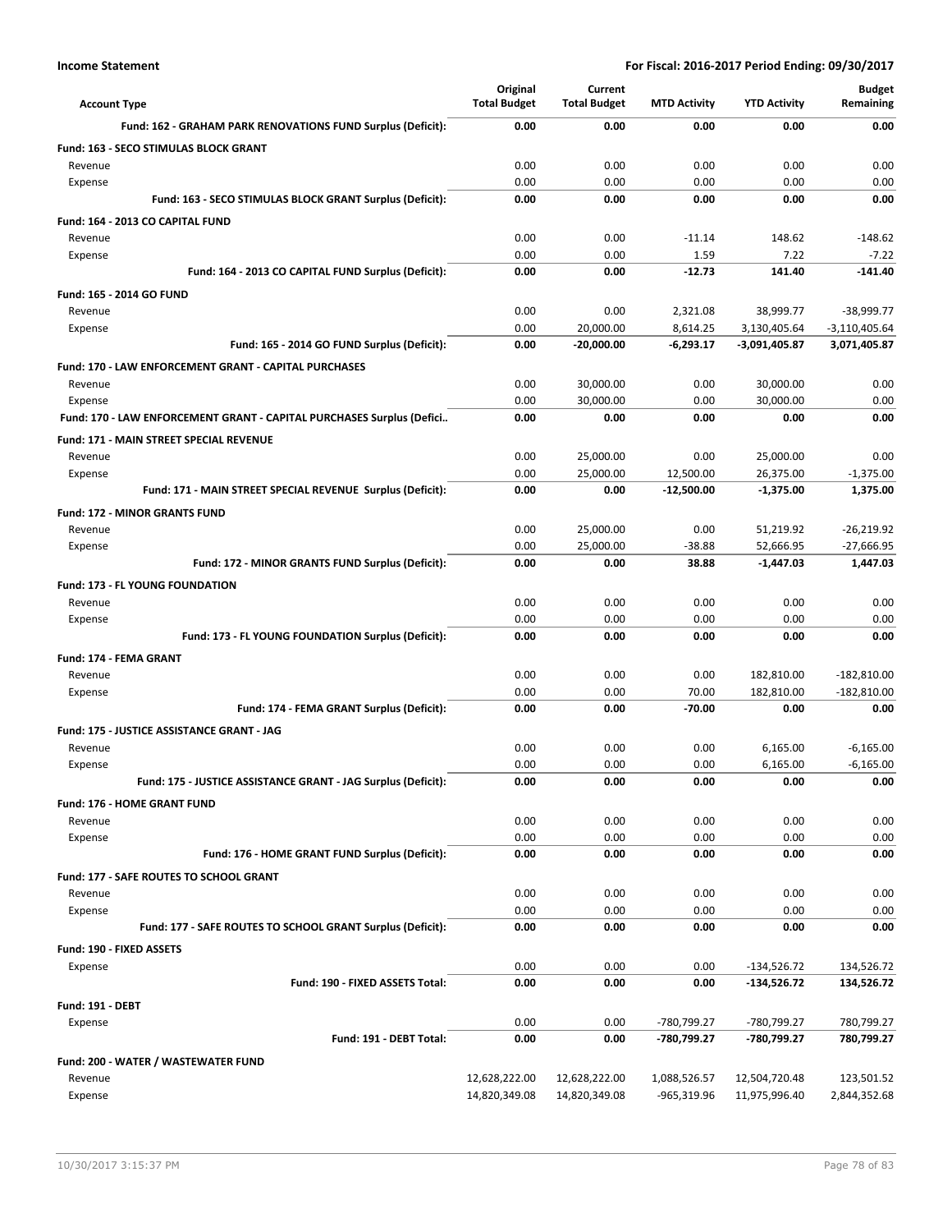**Income Statement** — **For Fiscal: 2016-2017 Period Ending: 09/30/2017**

| Account Type | Original Total Budget | Current Total Budget | MTD Activity | YTD Activity | Budget Remaining |
|---|---|---|---|---|---|
| **Fund: 162 - GRAHAM PARK RENOVATIONS FUND Surplus (Deficit):** | **0.00** | **0.00** | **0.00** | **0.00** | **0.00** |
| **Fund: 163 - SECO STIMULAS BLOCK GRANT** | | | | | |
| Revenue | 0.00 | 0.00 | 0.00 | 0.00 | 0.00 |
| Expense | 0.00 | 0.00 | 0.00 | 0.00 | 0.00 |
| **Fund: 163 - SECO STIMULAS BLOCK GRANT Surplus (Deficit):** | **0.00** | **0.00** | **0.00** | **0.00** | **0.00** |
| **Fund: 164 - 2013 CO CAPITAL FUND** | | | | | |
| Revenue | 0.00 | 0.00 | -11.14 | 148.62 | -148.62 |
| Expense | 0.00 | 0.00 | 1.59 | 7.22 | -7.22 |
| **Fund: 164 - 2013 CO CAPITAL FUND Surplus (Deficit):** | **0.00** | **0.00** | **-12.73** | **141.40** | **-141.40** |
| **Fund: 165 - 2014 GO FUND** | | | | | |
| Revenue | 0.00 | 0.00 | 2,321.08 | 38,999.77 | -38,999.77 |
| Expense | 0.00 | 20,000.00 | 8,614.25 | 3,130,405.64 | -3,110,405.64 |
| **Fund: 165 - 2014 GO FUND Surplus (Deficit):** | **0.00** | **-20,000.00** | **-6,293.17** | **-3,091,405.87** | **3,071,405.87** |
| **Fund: 170 - LAW ENFORCEMENT GRANT - CAPITAL PURCHASES** | | | | | |
| Revenue | 0.00 | 30,000.00 | 0.00 | 30,000.00 | 0.00 |
| Expense | 0.00 | 30,000.00 | 0.00 | 30,000.00 | 0.00 |
| **Fund: 170 - LAW ENFORCEMENT GRANT - CAPITAL PURCHASES Surplus (Defici..** | **0.00** | **0.00** | **0.00** | **0.00** | **0.00** |
| **Fund: 171 - MAIN STREET SPECIAL REVENUE** | | | | | |
| Revenue | 0.00 | 25,000.00 | 0.00 | 25,000.00 | 0.00 |
| Expense | 0.00 | 25,000.00 | 12,500.00 | 26,375.00 | -1,375.00 |
| **Fund: 171 - MAIN STREET SPECIAL REVENUE Surplus (Deficit):** | **0.00** | **0.00** | **-12,500.00** | **-1,375.00** | **1,375.00** |
| **Fund: 172 - MINOR GRANTS FUND** | | | | | |
| Revenue | 0.00 | 25,000.00 | 0.00 | 51,219.92 | -26,219.92 |
| Expense | 0.00 | 25,000.00 | -38.88 | 52,666.95 | -27,666.95 |
| **Fund: 172 - MINOR GRANTS FUND Surplus (Deficit):** | **0.00** | **0.00** | **38.88** | **-1,447.03** | **1,447.03** |
| **Fund: 173 - FL YOUNG FOUNDATION** | | | | | |
| Revenue | 0.00 | 0.00 | 0.00 | 0.00 | 0.00 |
| Expense | 0.00 | 0.00 | 0.00 | 0.00 | 0.00 |
| **Fund: 173 - FL YOUNG FOUNDATION Surplus (Deficit):** | **0.00** | **0.00** | **0.00** | **0.00** | **0.00** |
| **Fund: 174 - FEMA GRANT** | | | | | |
| Revenue | 0.00 | 0.00 | 0.00 | 182,810.00 | -182,810.00 |
| Expense | 0.00 | 0.00 | 70.00 | 182,810.00 | -182,810.00 |
| **Fund: 174 - FEMA GRANT Surplus (Deficit):** | **0.00** | **0.00** | **-70.00** | **0.00** | **0.00** |
| **Fund: 175 - JUSTICE ASSISTANCE GRANT - JAG** | | | | | |
| Revenue | 0.00 | 0.00 | 0.00 | 6,165.00 | -6,165.00 |
| Expense | 0.00 | 0.00 | 0.00 | 6,165.00 | -6,165.00 |
| **Fund: 175 - JUSTICE ASSISTANCE GRANT - JAG Surplus (Deficit):** | **0.00** | **0.00** | **0.00** | **0.00** | **0.00** |
| **Fund: 176 - HOME GRANT FUND** | | | | | |
| Revenue | 0.00 | 0.00 | 0.00 | 0.00 | 0.00 |
| Expense | 0.00 | 0.00 | 0.00 | 0.00 | 0.00 |
| **Fund: 176 - HOME GRANT FUND Surplus (Deficit):** | **0.00** | **0.00** | **0.00** | **0.00** | **0.00** |
| **Fund: 177 - SAFE ROUTES TO SCHOOL GRANT** | | | | | |
| Revenue | 0.00 | 0.00 | 0.00 | 0.00 | 0.00 |
| Expense | 0.00 | 0.00 | 0.00 | 0.00 | 0.00 |
| **Fund: 177 - SAFE ROUTES TO SCHOOL GRANT Surplus (Deficit):** | **0.00** | **0.00** | **0.00** | **0.00** | **0.00** |
| **Fund: 190 - FIXED ASSETS** | | | | | |
| Expense | 0.00 | 0.00 | 0.00 | -134,526.72 | 134,526.72 |
| **Fund: 190 - FIXED ASSETS Total:** | **0.00** | **0.00** | **0.00** | **-134,526.72** | **134,526.72** |
| **Fund: 191 - DEBT** | | | | | |
| Expense | 0.00 | 0.00 | -780,799.27 | -780,799.27 | 780,799.27 |
| **Fund: 191 - DEBT Total:** | **0.00** | **0.00** | **-780,799.27** | **-780,799.27** | **780,799.27** |
| **Fund: 200 - WATER / WASTEWATER FUND** | | | | | |
| Revenue | 12,628,222.00 | 12,628,222.00 | 1,088,526.57 | 12,504,720.48 | 123,501.52 |
| Expense | 14,820,349.08 | 14,820,349.08 | -965,319.96 | 11,975,996.40 | 2,844,352.68 |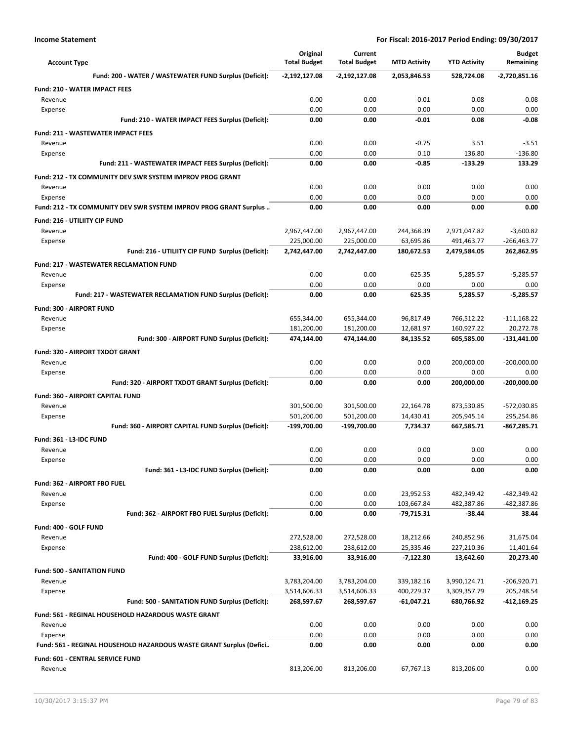**Income Statement** — For Fiscal: 2016-2017 Period Ending: 09/30/2017

| Account Type | Original Total Budget | Current Total Budget | MTD Activity | YTD Activity | Budget Remaining |
|---|---|---|---|---|---|
| **Fund: 200 - WATER / WASTEWATER FUND Surplus (Deficit):** | **-2,192,127.08** | **-2,192,127.08** | **2,053,846.53** | **528,724.08** | **-2,720,851.16** |
| **Fund: 210 - WATER IMPACT FEES** | | | | | |
| Revenue | 0.00 | 0.00 | -0.01 | 0.08 | -0.08 |
| Expense | 0.00 | 0.00 | 0.00 | 0.00 | 0.00 |
| **Fund: 210 - WATER IMPACT FEES Surplus (Deficit):** | **0.00** | **0.00** | **-0.01** | **0.08** | **-0.08** |
| **Fund: 211 - WASTEWATER IMPACT FEES** | | | | | |
| Revenue | 0.00 | 0.00 | -0.75 | 3.51 | -3.51 |
| Expense | 0.00 | 0.00 | 0.10 | 136.80 | -136.80 |
| **Fund: 211 - WASTEWATER IMPACT FEES Surplus (Deficit):** | **0.00** | **0.00** | **-0.85** | **-133.29** | **133.29** |
| **Fund: 212 - TX COMMUNITY DEV SWR SYSTEM IMPROV PROG GRANT** | | | | | |
| Revenue | 0.00 | 0.00 | 0.00 | 0.00 | 0.00 |
| Expense | 0.00 | 0.00 | 0.00 | 0.00 | 0.00 |
| **Fund: 212 - TX COMMUNITY DEV SWR SYSTEM IMPROV PROG GRANT Surplus ..** | **0.00** | **0.00** | **0.00** | **0.00** | **0.00** |
| **Fund: 216 - UTILIITY CIP FUND** | | | | | |
| Revenue | 2,967,447.00 | 2,967,447.00 | 244,368.39 | 2,971,047.82 | -3,600.82 |
| Expense | 225,000.00 | 225,000.00 | 63,695.86 | 491,463.77 | -266,463.77 |
| **Fund: 216 - UTILIITY CIP FUND Surplus (Deficit):** | **2,742,447.00** | **2,742,447.00** | **180,672.53** | **2,479,584.05** | **262,862.95** |
| **Fund: 217 - WASTEWATER RECLAMATION FUND** | | | | | |
| Revenue | 0.00 | 0.00 | 625.35 | 5,285.57 | -5,285.57 |
| Expense | 0.00 | 0.00 | 0.00 | 0.00 | 0.00 |
| **Fund: 217 - WASTEWATER RECLAMATION FUND Surplus (Deficit):** | **0.00** | **0.00** | **625.35** | **5,285.57** | **-5,285.57** |
| **Fund: 300 - AIRPORT FUND** | | | | | |
| Revenue | 655,344.00 | 655,344.00 | 96,817.49 | 766,512.22 | -111,168.22 |
| Expense | 181,200.00 | 181,200.00 | 12,681.97 | 160,927.22 | 20,272.78 |
| **Fund: 300 - AIRPORT FUND Surplus (Deficit):** | **474,144.00** | **474,144.00** | **84,135.52** | **605,585.00** | **-131,441.00** |
| **Fund: 320 - AIRPORT TXDOT GRANT** | | | | | |
| Revenue | 0.00 | 0.00 | 0.00 | 200,000.00 | -200,000.00 |
| Expense | 0.00 | 0.00 | 0.00 | 0.00 | 0.00 |
| **Fund: 320 - AIRPORT TXDOT GRANT Surplus (Deficit):** | **0.00** | **0.00** | **0.00** | **200,000.00** | **-200,000.00** |
| **Fund: 360 - AIRPORT CAPITAL FUND** | | | | | |
| Revenue | 301,500.00 | 301,500.00 | 22,164.78 | 873,530.85 | -572,030.85 |
| Expense | 501,200.00 | 501,200.00 | 14,430.41 | 205,945.14 | 295,254.86 |
| **Fund: 360 - AIRPORT CAPITAL FUND Surplus (Deficit):** | **-199,700.00** | **-199,700.00** | **7,734.37** | **667,585.71** | **-867,285.71** |
| **Fund: 361 - L3-IDC FUND** | | | | | |
| Revenue | 0.00 | 0.00 | 0.00 | 0.00 | 0.00 |
| Expense | 0.00 | 0.00 | 0.00 | 0.00 | 0.00 |
| **Fund: 361 - L3-IDC FUND Surplus (Deficit):** | **0.00** | **0.00** | **0.00** | **0.00** | **0.00** |
| **Fund: 362 - AIRPORT FBO FUEL** | | | | | |
| Revenue | 0.00 | 0.00 | 23,952.53 | 482,349.42 | -482,349.42 |
| Expense | 0.00 | 0.00 | 103,667.84 | 482,387.86 | -482,387.86 |
| **Fund: 362 - AIRPORT FBO FUEL Surplus (Deficit):** | **0.00** | **0.00** | **-79,715.31** | **-38.44** | **38.44** |
| **Fund: 400 - GOLF FUND** | | | | | |
| Revenue | 272,528.00 | 272,528.00 | 18,212.66 | 240,852.96 | 31,675.04 |
| Expense | 238,612.00 | 238,612.00 | 25,335.46 | 227,210.36 | 11,401.64 |
| **Fund: 400 - GOLF FUND Surplus (Deficit):** | **33,916.00** | **33,916.00** | **-7,122.80** | **13,642.60** | **20,273.40** |
| **Fund: 500 - SANITATION FUND** | | | | | |
| Revenue | 3,783,204.00 | 3,783,204.00 | 339,182.16 | 3,990,124.71 | -206,920.71 |
| Expense | 3,514,606.33 | 3,514,606.33 | 400,229.37 | 3,309,357.79 | 205,248.54 |
| **Fund: 500 - SANITATION FUND Surplus (Deficit):** | **268,597.67** | **268,597.67** | **-61,047.21** | **680,766.92** | **-412,169.25** |
| **Fund: 561 - REGINAL HOUSEHOLD HAZARDOUS WASTE GRANT** | | | | | |
| Revenue | 0.00 | 0.00 | 0.00 | 0.00 | 0.00 |
| Expense | 0.00 | 0.00 | 0.00 | 0.00 | 0.00 |
| **Fund: 561 - REGINAL HOUSEHOLD HAZARDOUS WASTE GRANT Surplus (Defici..** | **0.00** | **0.00** | **0.00** | **0.00** | **0.00** |
| **Fund: 601 - CENTRAL SERVICE FUND** | | | | | |
| Revenue | 813,206.00 | 813,206.00 | 67,767.13 | 813,206.00 | 0.00 |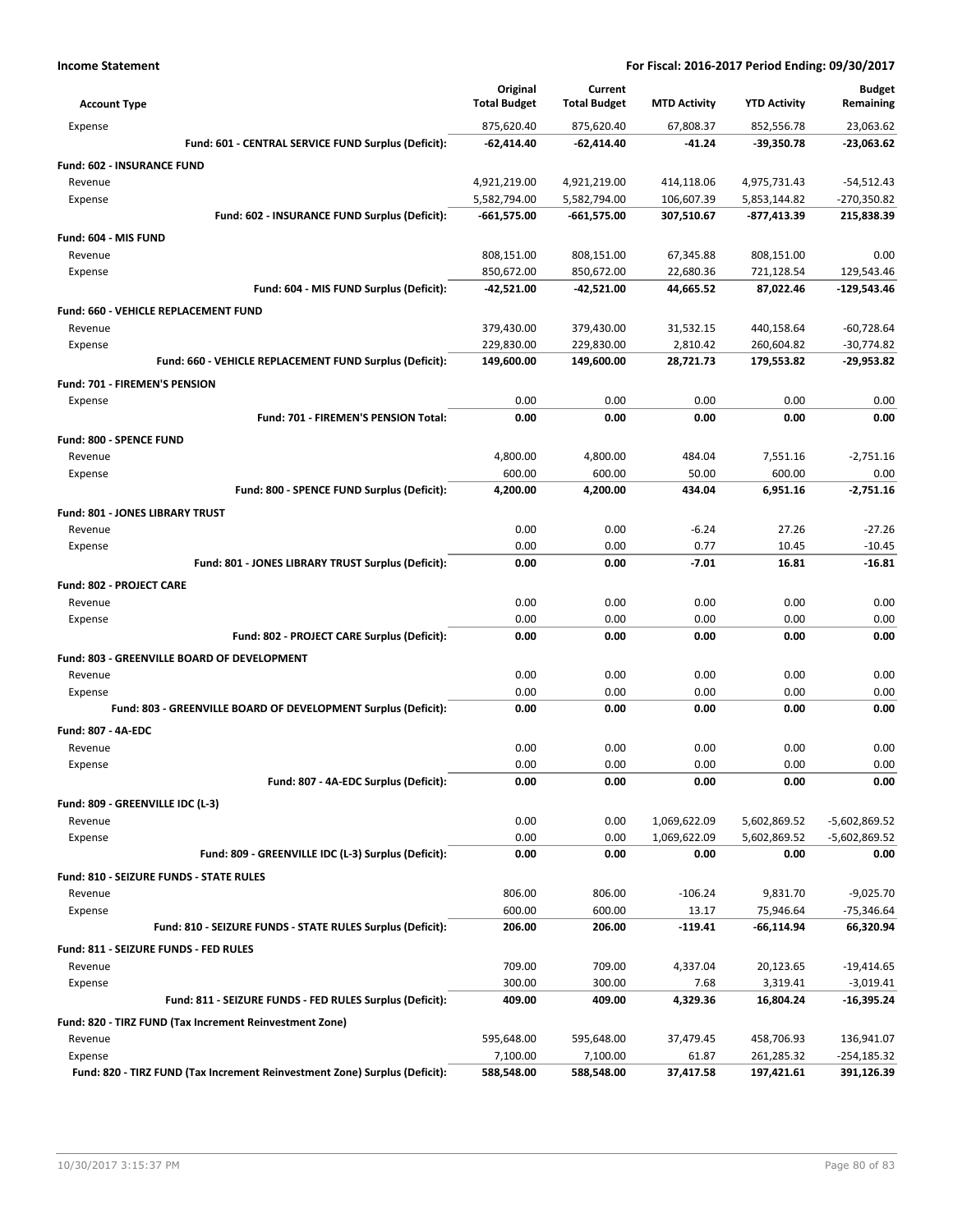**Income Statement** **For Fiscal: 2016-2017 Period Ending: 09/30/2017**

| Account Type | Original Total Budget | Current Total Budget | MTD Activity | YTD Activity | Budget Remaining |
|---|---|---|---|---|---|
| Expense | 875,620.40 | 875,620.40 | 67,808.37 | 852,556.78 | 23,063.62 |
| **Fund: 601 - CENTRAL SERVICE FUND Surplus (Deficit):** | **-62,414.40** | **-62,414.40** | **-41.24** | **-39,350.78** | **-23,063.62** |
| **Fund: 602 - INSURANCE FUND** | | | | | |
| Revenue | 4,921,219.00 | 4,921,219.00 | 414,118.06 | 4,975,731.43 | -54,512.43 |
| Expense | 5,582,794.00 | 5,582,794.00 | 106,607.39 | 5,853,144.82 | -270,350.82 |
| **Fund: 602 - INSURANCE FUND Surplus (Deficit):** | **-661,575.00** | **-661,575.00** | **307,510.67** | **-877,413.39** | **215,838.39** |
| **Fund: 604 - MIS FUND** | | | | | |
| Revenue | 808,151.00 | 808,151.00 | 67,345.88 | 808,151.00 | 0.00 |
| Expense | 850,672.00 | 850,672.00 | 22,680.36 | 721,128.54 | 129,543.46 |
| **Fund: 604 - MIS FUND Surplus (Deficit):** | **-42,521.00** | **-42,521.00** | **44,665.52** | **87,022.46** | **-129,543.46** |
| **Fund: 660 - VEHICLE REPLACEMENT FUND** | | | | | |
| Revenue | 379,430.00 | 379,430.00 | 31,532.15 | 440,158.64 | -60,728.64 |
| Expense | 229,830.00 | 229,830.00 | 2,810.42 | 260,604.82 | -30,774.82 |
| **Fund: 660 - VEHICLE REPLACEMENT FUND Surplus (Deficit):** | **149,600.00** | **149,600.00** | **28,721.73** | **179,553.82** | **-29,953.82** |
| **Fund: 701 - FIREMEN'S PENSION** | | | | | |
| Expense | 0.00 | 0.00 | 0.00 | 0.00 | 0.00 |
| **Fund: 701 - FIREMEN'S PENSION Total:** | **0.00** | **0.00** | **0.00** | **0.00** | **0.00** |
| **Fund: 800 - SPENCE FUND** | | | | | |
| Revenue | 4,800.00 | 4,800.00 | 484.04 | 7,551.16 | -2,751.16 |
| Expense | 600.00 | 600.00 | 50.00 | 600.00 | 0.00 |
| **Fund: 800 - SPENCE FUND Surplus (Deficit):** | **4,200.00** | **4,200.00** | **434.04** | **6,951.16** | **-2,751.16** |
| **Fund: 801 - JONES LIBRARY TRUST** | | | | | |
| Revenue | 0.00 | 0.00 | -6.24 | 27.26 | -27.26 |
| Expense | 0.00 | 0.00 | 0.77 | 10.45 | -10.45 |
| **Fund: 801 - JONES LIBRARY TRUST Surplus (Deficit):** | **0.00** | **0.00** | **-7.01** | **16.81** | **-16.81** |
| **Fund: 802 - PROJECT CARE** | | | | | |
| Revenue | 0.00 | 0.00 | 0.00 | 0.00 | 0.00 |
| Expense | 0.00 | 0.00 | 0.00 | 0.00 | 0.00 |
| **Fund: 802 - PROJECT CARE Surplus (Deficit):** | **0.00** | **0.00** | **0.00** | **0.00** | **0.00** |
| **Fund: 803 - GREENVILLE BOARD OF DEVELOPMENT** | | | | | |
| Revenue | 0.00 | 0.00 | 0.00 | 0.00 | 0.00 |
| Expense | 0.00 | 0.00 | 0.00 | 0.00 | 0.00 |
| **Fund: 803 - GREENVILLE BOARD OF DEVELOPMENT Surplus (Deficit):** | **0.00** | **0.00** | **0.00** | **0.00** | **0.00** |
| **Fund: 807 - 4A-EDC** | | | | | |
| Revenue | 0.00 | 0.00 | 0.00 | 0.00 | 0.00 |
| Expense | 0.00 | 0.00 | 0.00 | 0.00 | 0.00 |
| **Fund: 807 - 4A-EDC Surplus (Deficit):** | **0.00** | **0.00** | **0.00** | **0.00** | **0.00** |
| **Fund: 809 - GREENVILLE IDC (L-3)** | | | | | |
| Revenue | 0.00 | 0.00 | 1,069,622.09 | 5,602,869.52 | -5,602,869.52 |
| Expense | 0.00 | 0.00 | 1,069,622.09 | 5,602,869.52 | -5,602,869.52 |
| **Fund: 809 - GREENVILLE IDC (L-3) Surplus (Deficit):** | **0.00** | **0.00** | **0.00** | **0.00** | **0.00** |
| **Fund: 810 - SEIZURE FUNDS - STATE RULES** | | | | | |
| Revenue | 806.00 | 806.00 | -106.24 | 9,831.70 | -9,025.70 |
| Expense | 600.00 | 600.00 | 13.17 | 75,946.64 | -75,346.64 |
| **Fund: 810 - SEIZURE FUNDS - STATE RULES Surplus (Deficit):** | **206.00** | **206.00** | **-119.41** | **-66,114.94** | **66,320.94** |
| **Fund: 811 - SEIZURE FUNDS - FED RULES** | | | | | |
| Revenue | 709.00 | 709.00 | 4,337.04 | 20,123.65 | -19,414.65 |
| Expense | 300.00 | 300.00 | 7.68 | 3,319.41 | -3,019.41 |
| **Fund: 811 - SEIZURE FUNDS - FED RULES Surplus (Deficit):** | **409.00** | **409.00** | **4,329.36** | **16,804.24** | **-16,395.24** |
| **Fund: 820 - TIRZ FUND (Tax Increment Reinvestment Zone)** | | | | | |
| Revenue | 595,648.00 | 595,648.00 | 37,479.45 | 458,706.93 | 136,941.07 |
| Expense | 7,100.00 | 7,100.00 | 61.87 | 261,285.32 | -254,185.32 |
| **Fund: 820 - TIRZ FUND (Tax Increment Reinvestment Zone) Surplus (Deficit):** | **588,548.00** | **588,548.00** | **37,417.58** | **197,421.61** | **391,126.39** |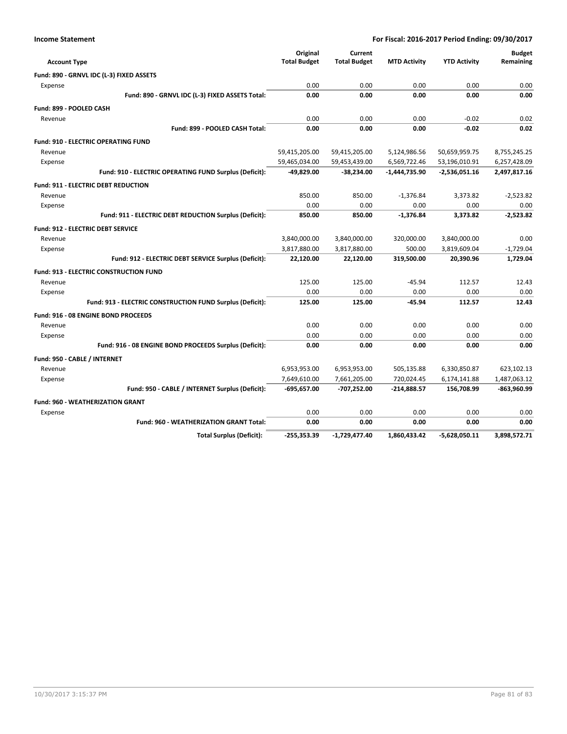**Income Statement** — For Fiscal: 2016-2017 Period Ending: 09/30/2017

| Account Type | Original Total Budget | Current Total Budget | MTD Activity | YTD Activity | Budget Remaining |
|---|---|---|---|---|---|
| **Fund: 890 - GRNVL IDC (L-3) FIXED ASSETS** | | | | | |
| Expense | 0.00 | 0.00 | 0.00 | 0.00 | 0.00 |
| **Fund: 890 - GRNVL IDC (L-3) FIXED ASSETS Total:** | **0.00** | **0.00** | **0.00** | **0.00** | **0.00** |
| **Fund: 899 - POOLED CASH** | | | | | |
| Revenue | 0.00 | 0.00 | 0.00 | -0.02 | 0.02 |
| **Fund: 899 - POOLED CASH Total:** | **0.00** | **0.00** | **0.00** | **-0.02** | **0.02** |
| **Fund: 910 - ELECTRIC OPERATING FUND** | | | | | |
| Revenue | 59,415,205.00 | 59,415,205.00 | 5,124,986.56 | 50,659,959.75 | 8,755,245.25 |
| Expense | 59,465,034.00 | 59,453,439.00 | 6,569,722.46 | 53,196,010.91 | 6,257,428.09 |
| **Fund: 910 - ELECTRIC OPERATING FUND Surplus (Deficit):** | **-49,829.00** | **-38,234.00** | **-1,444,735.90** | **-2,536,051.16** | **2,497,817.16** |
| **Fund: 911 - ELECTRIC DEBT REDUCTION** | | | | | |
| Revenue | 850.00 | 850.00 | -1,376.84 | 3,373.82 | -2,523.82 |
| Expense | 0.00 | 0.00 | 0.00 | 0.00 | 0.00 |
| **Fund: 911 - ELECTRIC DEBT REDUCTION Surplus (Deficit):** | **850.00** | **850.00** | **-1,376.84** | **3,373.82** | **-2,523.82** |
| **Fund: 912 - ELECTRIC DEBT SERVICE** | | | | | |
| Revenue | 3,840,000.00 | 3,840,000.00 | 320,000.00 | 3,840,000.00 | 0.00 |
| Expense | 3,817,880.00 | 3,817,880.00 | 500.00 | 3,819,609.04 | -1,729.04 |
| **Fund: 912 - ELECTRIC DEBT SERVICE Surplus (Deficit):** | **22,120.00** | **22,120.00** | **319,500.00** | **20,390.96** | **1,729.04** |
| **Fund: 913 - ELECTRIC CONSTRUCTION FUND** | | | | | |
| Revenue | 125.00 | 125.00 | -45.94 | 112.57 | 12.43 |
| Expense | 0.00 | 0.00 | 0.00 | 0.00 | 0.00 |
| **Fund: 913 - ELECTRIC CONSTRUCTION FUND Surplus (Deficit):** | **125.00** | **125.00** | **-45.94** | **112.57** | **12.43** |
| **Fund: 916 - 08 ENGINE BOND PROCEEDS** | | | | | |
| Revenue | 0.00 | 0.00 | 0.00 | 0.00 | 0.00 |
| Expense | 0.00 | 0.00 | 0.00 | 0.00 | 0.00 |
| **Fund: 916 - 08 ENGINE BOND PROCEEDS Surplus (Deficit):** | **0.00** | **0.00** | **0.00** | **0.00** | **0.00** |
| **Fund: 950 - CABLE / INTERNET** | | | | | |
| Revenue | 6,953,953.00 | 6,953,953.00 | 505,135.88 | 6,330,850.87 | 623,102.13 |
| Expense | 7,649,610.00 | 7,661,205.00 | 720,024.45 | 6,174,141.88 | 1,487,063.12 |
| **Fund: 950 - CABLE / INTERNET Surplus (Deficit):** | **-695,657.00** | **-707,252.00** | **-214,888.57** | **156,708.99** | **-863,960.99** |
| **Fund: 960 - WEATHERIZATION GRANT** | | | | | |
| Expense | 0.00 | 0.00 | 0.00 | 0.00 | 0.00 |
| **Fund: 960 - WEATHERIZATION GRANT Total:** | **0.00** | **0.00** | **0.00** | **0.00** | **0.00** |
| **Total Surplus (Deficit):** | **-255,353.39** | **-1,729,477.40** | **1,860,433.42** | **-5,628,050.11** | **3,898,572.71** |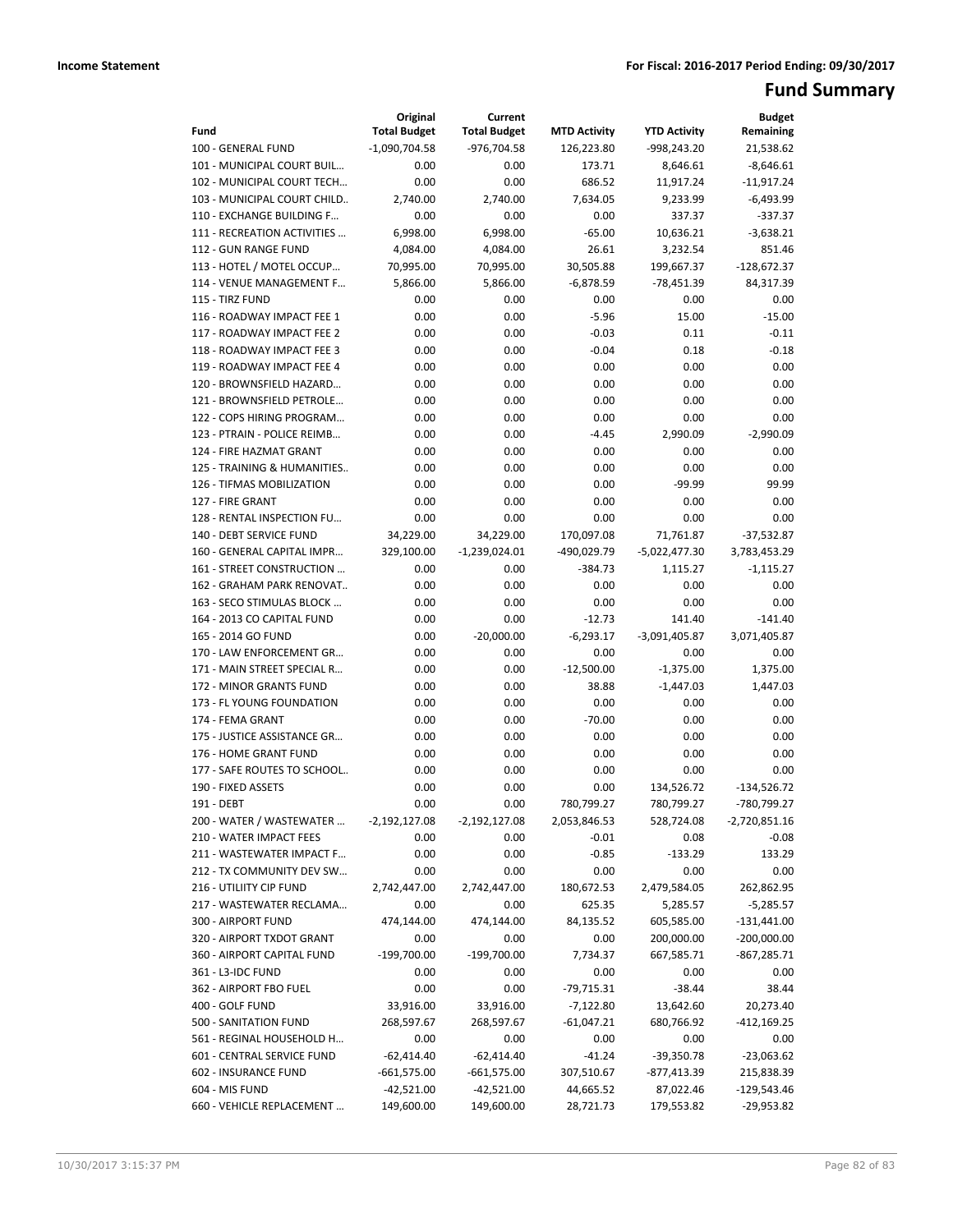**Income Statement** **For Fiscal: 2016-2017 Period Ending: 09/30/2017**

# Fund Summary

| Fund | Original Total Budget | Current Total Budget | MTD Activity | YTD Activity | Budget Remaining |
|---|---|---|---|---|---|
| 100 - GENERAL FUND | -1,090,704.58 | -976,704.58 | 126,223.80 | -998,243.20 | 21,538.62 |
| 101 - MUNICIPAL COURT BUIL… | 0.00 | 0.00 | 173.71 | 8,646.61 | -8,646.61 |
| 102 - MUNICIPAL COURT TECH… | 0.00 | 0.00 | 686.52 | 11,917.24 | -11,917.24 |
| 103 - MUNICIPAL COURT CHILD.. | 2,740.00 | 2,740.00 | 7,634.05 | 9,233.99 | -6,493.99 |
| 110 - EXCHANGE BUILDING F… | 0.00 | 0.00 | 0.00 | 337.37 | -337.37 |
| 111 - RECREATION ACTIVITIES … | 6,998.00 | 6,998.00 | -65.00 | 10,636.21 | -3,638.21 |
| 112 - GUN RANGE FUND | 4,084.00 | 4,084.00 | 26.61 | 3,232.54 | 851.46 |
| 113 - HOTEL / MOTEL OCCUP… | 70,995.00 | 70,995.00 | 30,505.88 | 199,667.37 | -128,672.37 |
| 114 - VENUE MANAGEMENT F… | 5,866.00 | 5,866.00 | -6,878.59 | -78,451.39 | 84,317.39 |
| 115 - TIRZ FUND | 0.00 | 0.00 | 0.00 | 0.00 | 0.00 |
| 116 - ROADWAY IMPACT FEE 1 | 0.00 | 0.00 | -5.96 | 15.00 | -15.00 |
| 117 - ROADWAY IMPACT FEE 2 | 0.00 | 0.00 | -0.03 | 0.11 | -0.11 |
| 118 - ROADWAY IMPACT FEE 3 | 0.00 | 0.00 | -0.04 | 0.18 | -0.18 |
| 119 - ROADWAY IMPACT FEE 4 | 0.00 | 0.00 | 0.00 | 0.00 | 0.00 |
| 120 - BROWNSFIELD HAZARD… | 0.00 | 0.00 | 0.00 | 0.00 | 0.00 |
| 121 - BROWNSFIELD PETROLE… | 0.00 | 0.00 | 0.00 | 0.00 | 0.00 |
| 122 - COPS HIRING PROGRAM… | 0.00 | 0.00 | 0.00 | 0.00 | 0.00 |
| 123 - PTRAIN - POLICE REIMB… | 0.00 | 0.00 | -4.45 | 2,990.09 | -2,990.09 |
| 124 - FIRE HAZMAT GRANT | 0.00 | 0.00 | 0.00 | 0.00 | 0.00 |
| 125 - TRAINING & HUMANITIES.. | 0.00 | 0.00 | 0.00 | 0.00 | 0.00 |
| 126 - TIFMAS MOBILIZATION | 0.00 | 0.00 | 0.00 | -99.99 | 99.99 |
| 127 - FIRE GRANT | 0.00 | 0.00 | 0.00 | 0.00 | 0.00 |
| 128 - RENTAL INSPECTION FU… | 0.00 | 0.00 | 0.00 | 0.00 | 0.00 |
| 140 - DEBT SERVICE FUND | 34,229.00 | 34,229.00 | 170,097.08 | 71,761.87 | -37,532.87 |
| 160 - GENERAL CAPITAL IMPR… | 329,100.00 | -1,239,024.01 | -490,029.79 | -5,022,477.30 | 3,783,453.29 |
| 161 - STREET CONSTRUCTION … | 0.00 | 0.00 | -384.73 | 1,115.27 | -1,115.27 |
| 162 - GRAHAM PARK RENOVAT.. | 0.00 | 0.00 | 0.00 | 0.00 | 0.00 |
| 163 - SECO STIMULAS BLOCK … | 0.00 | 0.00 | 0.00 | 0.00 | 0.00 |
| 164 - 2013 CO CAPITAL FUND | 0.00 | 0.00 | -12.73 | 141.40 | -141.40 |
| 165 - 2014 GO FUND | 0.00 | -20,000.00 | -6,293.17 | -3,091,405.87 | 3,071,405.87 |
| 170 - LAW ENFORCEMENT GR… | 0.00 | 0.00 | 0.00 | 0.00 | 0.00 |
| 171 - MAIN STREET SPECIAL R… | 0.00 | 0.00 | -12,500.00 | -1,375.00 | 1,375.00 |
| 172 - MINOR GRANTS FUND | 0.00 | 0.00 | 38.88 | -1,447.03 | 1,447.03 |
| 173 - FL YOUNG FOUNDATION | 0.00 | 0.00 | 0.00 | 0.00 | 0.00 |
| 174 - FEMA GRANT | 0.00 | 0.00 | -70.00 | 0.00 | 0.00 |
| 175 - JUSTICE ASSISTANCE GR… | 0.00 | 0.00 | 0.00 | 0.00 | 0.00 |
| 176 - HOME GRANT FUND | 0.00 | 0.00 | 0.00 | 0.00 | 0.00 |
| 177 - SAFE ROUTES TO SCHOOL.. | 0.00 | 0.00 | 0.00 | 0.00 | 0.00 |
| 190 - FIXED ASSETS | 0.00 | 0.00 | 0.00 | 134,526.72 | -134,526.72 |
| 191 - DEBT | 0.00 | 0.00 | 780,799.27 | 780,799.27 | -780,799.27 |
| 200 - WATER / WASTEWATER … | -2,192,127.08 | -2,192,127.08 | 2,053,846.53 | 528,724.08 | -2,720,851.16 |
| 210 - WATER IMPACT FEES | 0.00 | 0.00 | -0.01 | 0.08 | -0.08 |
| 211 - WASTEWATER IMPACT F… | 0.00 | 0.00 | -0.85 | -133.29 | 133.29 |
| 212 - TX COMMUNITY DEV SW… | 0.00 | 0.00 | 0.00 | 0.00 | 0.00 |
| 216 - UTILIITY CIP FUND | 2,742,447.00 | 2,742,447.00 | 180,672.53 | 2,479,584.05 | 262,862.95 |
| 217 - WASTEWATER RECLAMA… | 0.00 | 0.00 | 625.35 | 5,285.57 | -5,285.57 |
| 300 - AIRPORT FUND | 474,144.00 | 474,144.00 | 84,135.52 | 605,585.00 | -131,441.00 |
| 320 - AIRPORT TXDOT GRANT | 0.00 | 0.00 | 0.00 | 200,000.00 | -200,000.00 |
| 360 - AIRPORT CAPITAL FUND | -199,700.00 | -199,700.00 | 7,734.37 | 667,585.71 | -867,285.71 |
| 361 - L3-IDC FUND | 0.00 | 0.00 | 0.00 | 0.00 | 0.00 |
| 362 - AIRPORT FBO FUEL | 0.00 | 0.00 | -79,715.31 | -38.44 | 38.44 |
| 400 - GOLF FUND | 33,916.00 | 33,916.00 | -7,122.80 | 13,642.60 | 20,273.40 |
| 500 - SANITATION FUND | 268,597.67 | 268,597.67 | -61,047.21 | 680,766.92 | -412,169.25 |
| 561 - REGINAL HOUSEHOLD H… | 0.00 | 0.00 | 0.00 | 0.00 | 0.00 |
| 601 - CENTRAL SERVICE FUND | -62,414.40 | -62,414.40 | -41.24 | -39,350.78 | -23,063.62 |
| 602 - INSURANCE FUND | -661,575.00 | -661,575.00 | 307,510.67 | -877,413.39 | 215,838.39 |
| 604 - MIS FUND | -42,521.00 | -42,521.00 | 44,665.52 | 87,022.46 | -129,543.46 |
| 660 - VEHICLE REPLACEMENT … | 149,600.00 | 149,600.00 | 28,721.73 | 179,553.82 | -29,953.82 |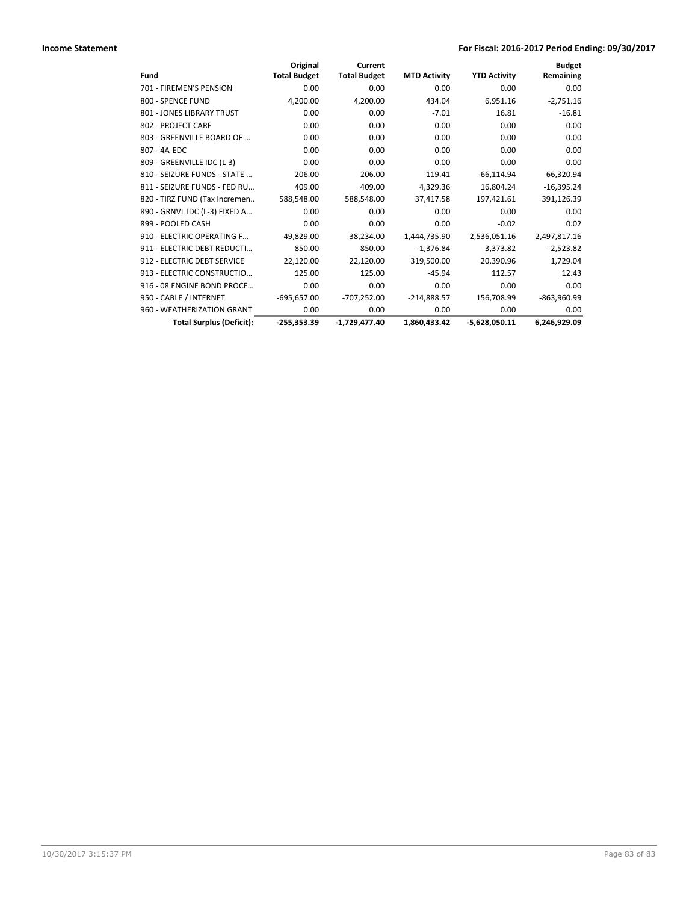| Fund | Original Total Budget | Current Total Budget | MTD Activity | YTD Activity | Budget Remaining |
|---|---|---|---|---|---|
| 701 - FIREMEN'S PENSION | 0.00 | 0.00 | 0.00 | 0.00 | 0.00 |
| 800 - SPENCE FUND | 4,200.00 | 4,200.00 | 434.04 | 6,951.16 | -2,751.16 |
| 801 - JONES LIBRARY TRUST | 0.00 | 0.00 | -7.01 | 16.81 | -16.81 |
| 802 - PROJECT CARE | 0.00 | 0.00 | 0.00 | 0.00 | 0.00 |
| 803 - GREENVILLE BOARD OF … | 0.00 | 0.00 | 0.00 | 0.00 | 0.00 |
| 807 - 4A-EDC | 0.00 | 0.00 | 0.00 | 0.00 | 0.00 |
| 809 - GREENVILLE IDC (L-3) | 0.00 | 0.00 | 0.00 | 0.00 | 0.00 |
| 810 - SEIZURE FUNDS - STATE … | 206.00 | 206.00 | -119.41 | -66,114.94 | 66,320.94 |
| 811 - SEIZURE FUNDS - FED RU… | 409.00 | 409.00 | 4,329.36 | 16,804.24 | -16,395.24 |
| 820 - TIRZ FUND (Tax Incremen.. | 588,548.00 | 588,548.00 | 37,417.58 | 197,421.61 | 391,126.39 |
| 890 - GRNVL IDC (L-3) FIXED A… | 0.00 | 0.00 | 0.00 | 0.00 | 0.00 |
| 899 - POOLED CASH | 0.00 | 0.00 | 0.00 | -0.02 | 0.02 |
| 910 - ELECTRIC OPERATING F… | -49,829.00 | -38,234.00 | -1,444,735.90 | -2,536,051.16 | 2,497,817.16 |
| 911 - ELECTRIC DEBT REDUCTI… | 850.00 | 850.00 | -1,376.84 | 3,373.82 | -2,523.82 |
| 912 - ELECTRIC DEBT SERVICE | 22,120.00 | 22,120.00 | 319,500.00 | 20,390.96 | 1,729.04 |
| 913 - ELECTRIC CONSTRUCTIO… | 125.00 | 125.00 | -45.94 | 112.57 | 12.43 |
| 916 - 08 ENGINE BOND PROCE… | 0.00 | 0.00 | 0.00 | 0.00 | 0.00 |
| 950 - CABLE / INTERNET | -695,657.00 | -707,252.00 | -214,888.57 | 156,708.99 | -863,960.99 |
| 960 - WEATHERIZATION GRANT | 0.00 | 0.00 | 0.00 | 0.00 | 0.00 |
| **Total Surplus (Deficit):** | **-255,353.39** | **-1,729,477.40** | **1,860,433.42** | **-5,628,050.11** | **6,246,929.09** |